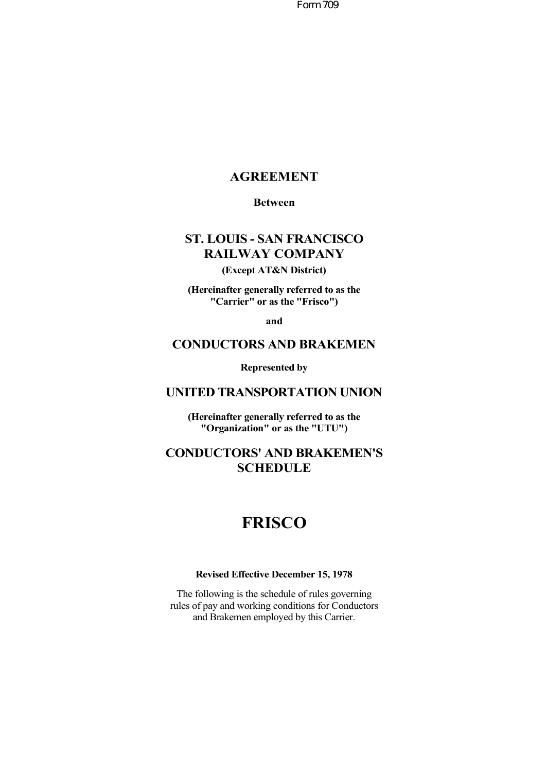Form 709

# AGREEMENT

**Between**

## ST. LOUIS - SAN FRANCISCO RAILWAY COMPANY

**(Except AT&N District)**

**(Hereinafter generally referred to as the "Carrier" or as the "Frisco")**

**and**

## CONDUCTORS AND BRAKEMEN

**Represented by**

## UNITED TRANSPORTATION UNION

**(Hereinafter generally referred to as the "Organization" or as the "UTU")**

## CONDUCTORS' AND BRAKEMEN'S SCHEDULE

# FRISCO

**Revised Effective December 15, 1978**

The following is the schedule of rules governing rules of pay and working conditions for Conductors and Brakemen employed by this Carrier.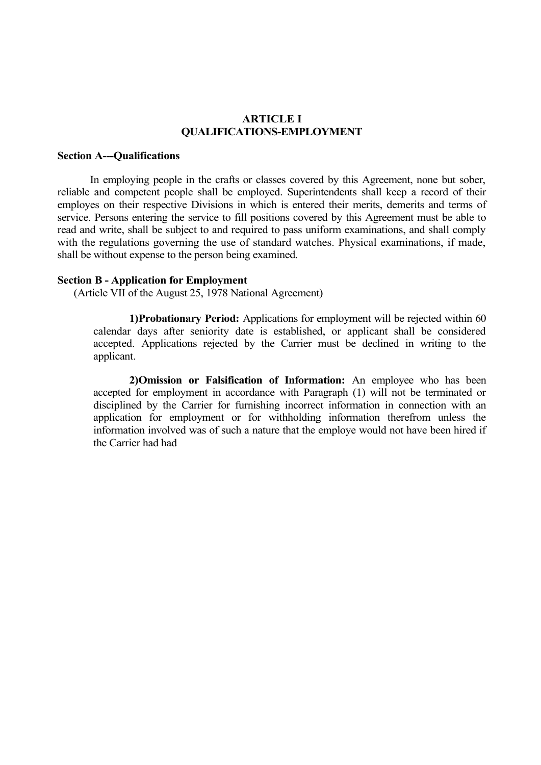# ARTICLE I
## QUALIFICATIONS-EMPLOYMENT

**Section A---Qualifications**

In employing people in the crafts or classes covered by this Agreement, none but sober, reliable and competent people shall be employed. Superintendents shall keep a record of their employes on their respective Divisions in which is entered their merits, demerits and terms of service. Persons entering the service to fill positions covered by this Agreement must be able to read and write, shall be subject to and required to pass uniform examinations, and shall comply with the regulations governing the use of standard watches. Physical examinations, if made, shall be without expense to the person being examined.

**Section B - Application for Employment**
(Article VII of the August 25, 1978 National Agreement)

**1)Probationary Period:** Applications for employment will be rejected within 60 calendar days after seniority date is established, or applicant shall be considered accepted. Applications rejected by the Carrier must be declined in writing to the applicant.

**2)Omission or Falsification of Information:** An employee who has been accepted for employment in accordance with Paragraph (1) will not be terminated or disciplined by the Carrier for furnishing incorrect information in connection with an application for employment or for withholding information therefrom unless the information involved was of such a nature that the employe would not have been hired if the Carrier had had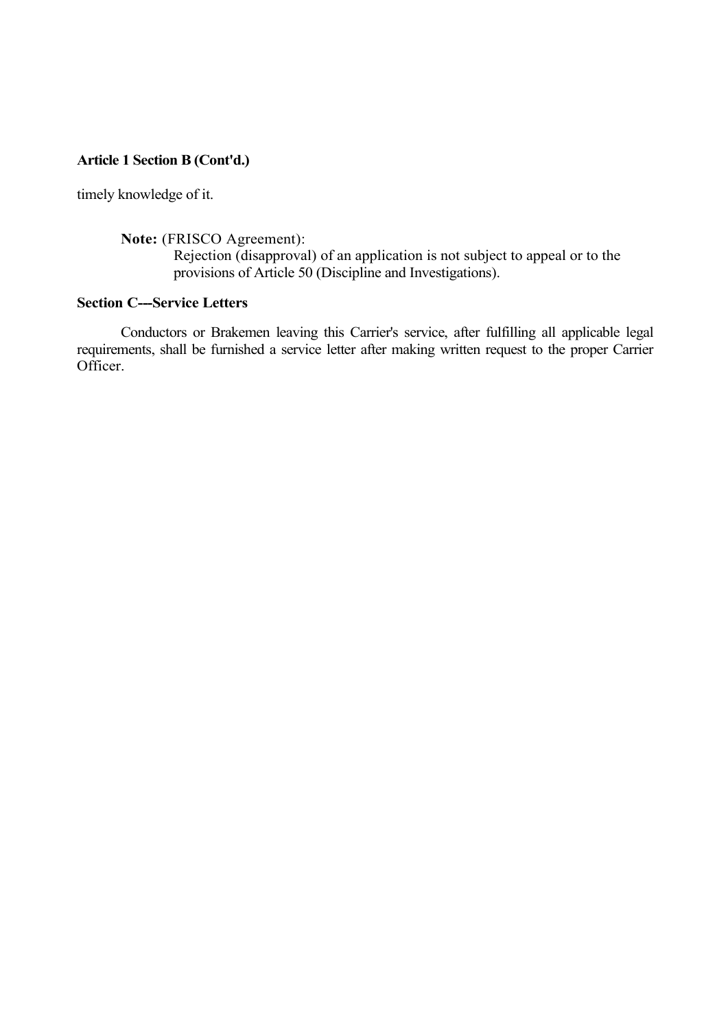**Article 1 Section B (Cont'd.)**

timely knowledge of it.

> **Note:** (FRISCO Agreement):
> Rejection (disapproval) of an application is not subject to appeal or to the provisions of Article 50 (Discipline and Investigations).

**Section C---Service Letters**

Conductors or Brakemen leaving this Carrier's service, after fulfilling all applicable legal requirements, shall be furnished a service letter after making written request to the proper Carrier Officer.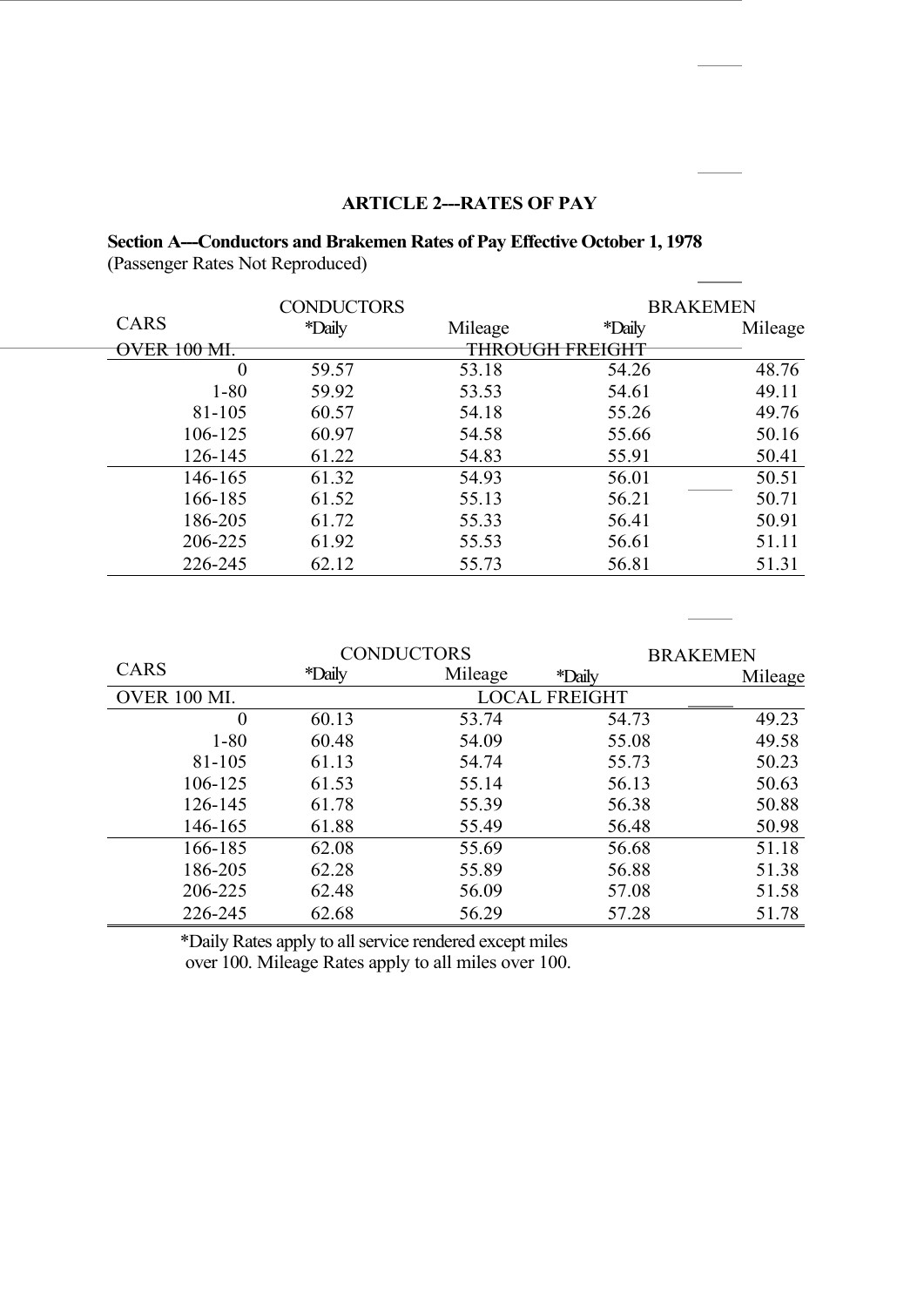## ARTICLE 2---RATES OF PAY

**Section A---Conductors and Brakemen Rates of Pay Effective October 1, 1978**
(Passenger Rates Not Reproduced)

| CARS | CONDUCTORS | | BRAKEMEN | |
|---|---|---|---|---|
| | *Daily | Mileage | *Daily | Mileage |
| OVER 100 MI. | | THROUGH FREIGHT | | |
| 0 | 59.57 | 53.18 | 54.26 | 48.76 |
| 1-80 | 59.92 | 53.53 | 54.61 | 49.11 |
| 81-105 | 60.57 | 54.18 | 55.26 | 49.76 |
| 106-125 | 60.97 | 54.58 | 55.66 | 50.16 |
| 126-145 | 61.22 | 54.83 | 55.91 | 50.41 |
| 146-165 | 61.32 | 54.93 | 56.01 | 50.51 |
| 166-185 | 61.52 | 55.13 | 56.21 | 50.71 |
| 186-205 | 61.72 | 55.33 | 56.41 | 50.91 |
| 206-225 | 61.92 | 55.53 | 56.61 | 51.11 |
| 226-245 | 62.12 | 55.73 | 56.81 | 51.31 |

| CARS | CONDUCTORS | | BRAKEMEN | |
|---|---|---|---|---|
| | *Daily | Mileage | *Daily | Mileage |
| OVER 100 MI. | | LOCAL FREIGHT | | |
| 0 | 60.13 | 53.74 | 54.73 | 49.23 |
| 1-80 | 60.48 | 54.09 | 55.08 | 49.58 |
| 81-105 | 61.13 | 54.74 | 55.73 | 50.23 |
| 106-125 | 61.53 | 55.14 | 56.13 | 50.63 |
| 126-145 | 61.78 | 55.39 | 56.38 | 50.88 |
| 146-165 | 61.88 | 55.49 | 56.48 | 50.98 |
| 166-185 | 62.08 | 55.69 | 56.68 | 51.18 |
| 186-205 | 62.28 | 55.89 | 56.88 | 51.38 |
| 206-225 | 62.48 | 56.09 | 57.08 | 51.58 |
| 226-245 | 62.68 | 56.29 | 57.28 | 51.78 |

*Daily Rates apply to all service rendered except miles over 100. Mileage Rates apply to all miles over 100.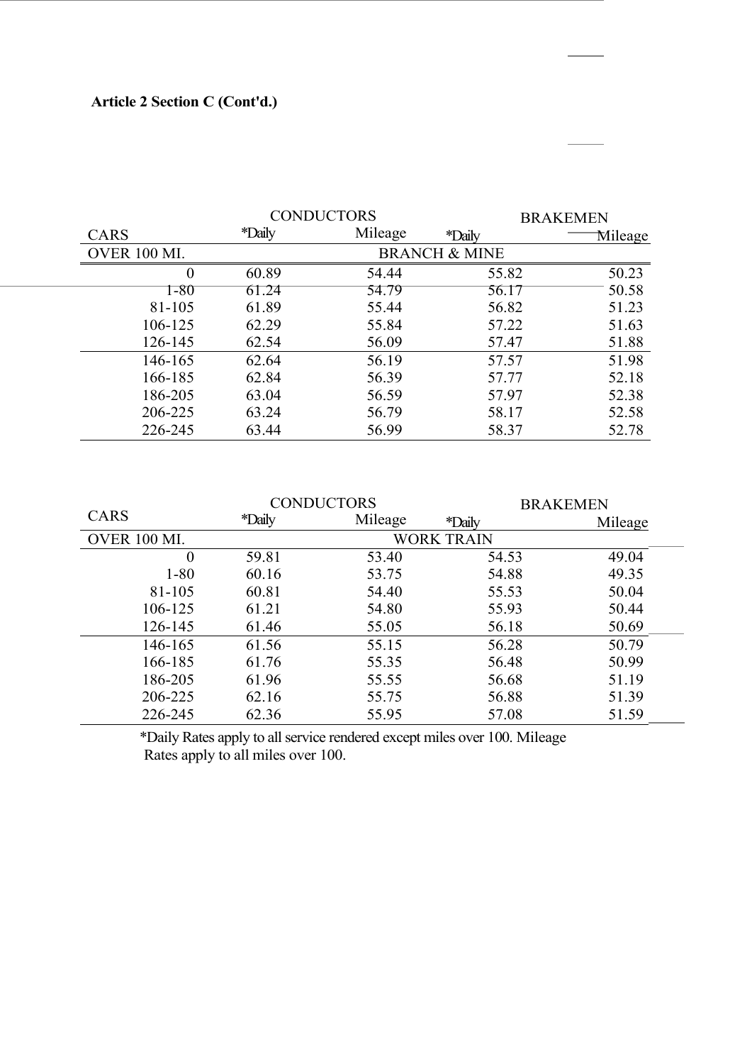**Article 2 Section C (Cont'd.)**

| CARS | CONDUCTORS | | BRAKEMEN | |
|---|---|---|---|---|
| | *Daily | Mileage | *Daily | Mileage |
| OVER 100 MI. | BRANCH & MINE | | | |
| 0 | 60.89 | 54.44 | 55.82 | 50.23 |
| 1-80 | 61.24 | 54.79 | 56.17 | 50.58 |
| 81-105 | 61.89 | 55.44 | 56.82 | 51.23 |
| 106-125 | 62.29 | 55.84 | 57.22 | 51.63 |
| 126-145 | 62.54 | 56.09 | 57.47 | 51.88 |
| 146-165 | 62.64 | 56.19 | 57.57 | 51.98 |
| 166-185 | 62.84 | 56.39 | 57.77 | 52.18 |
| 186-205 | 63.04 | 56.59 | 57.97 | 52.38 |
| 206-225 | 63.24 | 56.79 | 58.17 | 52.58 |
| 226-245 | 63.44 | 56.99 | 58.37 | 52.78 |

| CARS | CONDUCTORS | | BRAKEMEN | |
|---|---|---|---|---|
| | *Daily | Mileage | *Daily | Mileage |
| OVER 100 MI. | WORK TRAIN | | | |
| 0 | 59.81 | 53.40 | 54.53 | 49.04 |
| 1-80 | 60.16 | 53.75 | 54.88 | 49.35 |
| 81-105 | 60.81 | 54.40 | 55.53 | 50.04 |
| 106-125 | 61.21 | 54.80 | 55.93 | 50.44 |
| 126-145 | 61.46 | 55.05 | 56.18 | 50.69 |
| 146-165 | 61.56 | 55.15 | 56.28 | 50.79 |
| 166-185 | 61.76 | 55.35 | 56.48 | 50.99 |
| 186-205 | 61.96 | 55.55 | 56.68 | 51.19 |
| 206-225 | 62.16 | 55.75 | 56.88 | 51.39 |
| 226-245 | 62.36 | 55.95 | 57.08 | 51.59 |

*Daily Rates apply to all service rendered except miles over 100. Mileage Rates apply to all miles over 100.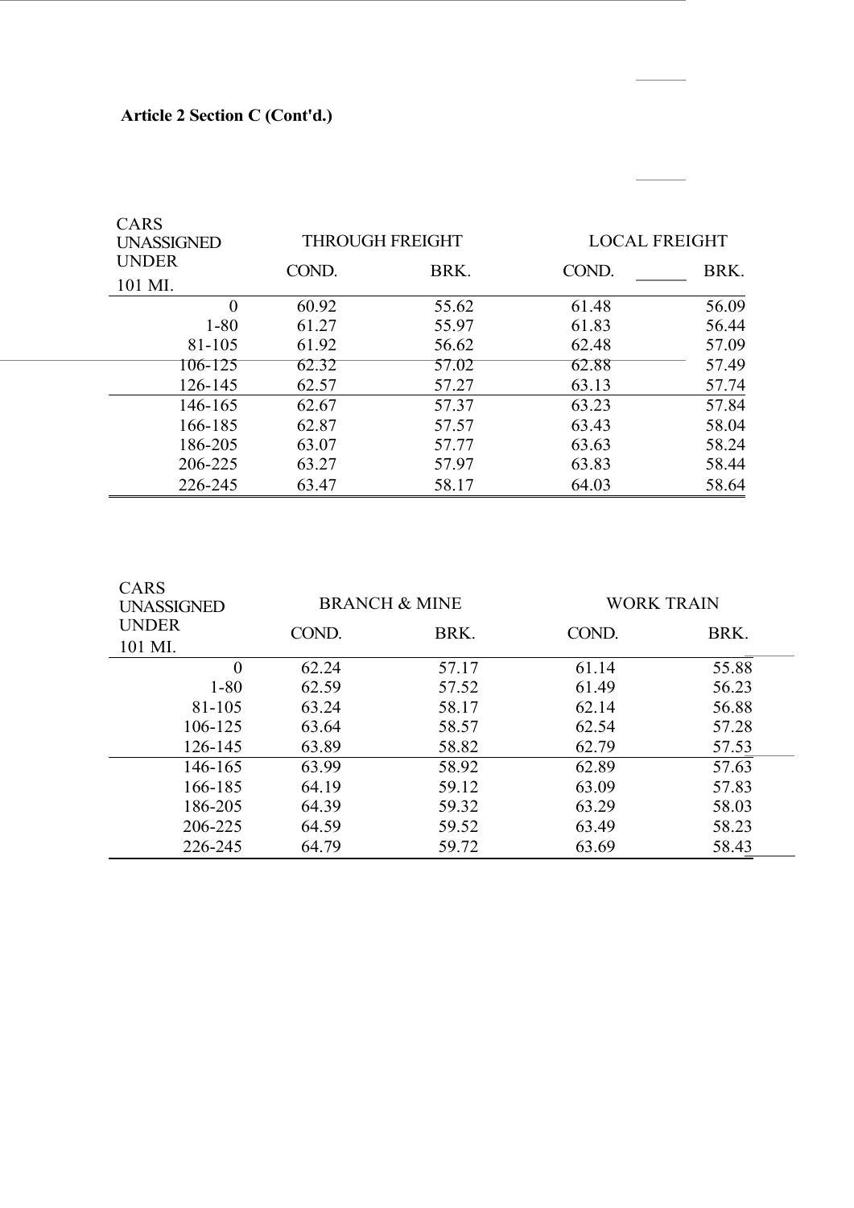**Article 2 Section C (Cont'd.)**

| CARS UNASSIGNED UNDER 101 MI. | THROUGH FREIGHT | | LOCAL FREIGHT | |
|---|---|---|---|---|
| | COND. | BRK. | COND. | BRK. |
| 0 | 60.92 | 55.62 | 61.48 | 56.09 |
| 1-80 | 61.27 | 55.97 | 61.83 | 56.44 |
| 81-105 | 61.92 | 56.62 | 62.48 | 57.09 |
| 106-125 | 62.32 | 57.02 | 62.88 | 57.49 |
| 126-145 | 62.57 | 57.27 | 63.13 | 57.74 |
| 146-165 | 62.67 | 57.37 | 63.23 | 57.84 |
| 166-185 | 62.87 | 57.57 | 63.43 | 58.04 |
| 186-205 | 63.07 | 57.77 | 63.63 | 58.24 |
| 206-225 | 63.27 | 57.97 | 63.83 | 58.44 |
| 226-245 | 63.47 | 58.17 | 64.03 | 58.64 |

| CARS UNASSIGNED UNDER 101 MI. | BRANCH & MINE | | WORK TRAIN | |
|---|---|---|---|---|
| | COND. | BRK. | COND. | BRK. |
| 0 | 62.24 | 57.17 | 61.14 | 55.88 |
| 1-80 | 62.59 | 57.52 | 61.49 | 56.23 |
| 81-105 | 63.24 | 58.17 | 62.14 | 56.88 |
| 106-125 | 63.64 | 58.57 | 62.54 | 57.28 |
| 126-145 | 63.89 | 58.82 | 62.79 | 57.53 |
| 146-165 | 63.99 | 58.92 | 62.89 | 57.63 |
| 166-185 | 64.19 | 59.12 | 63.09 | 57.83 |
| 186-205 | 64.39 | 59.32 | 63.29 | 58.03 |
| 206-225 | 64.59 | 59.52 | 63.49 | 58.23 |
| 226-245 | 64.79 | 59.72 | 63.69 | 58.43 |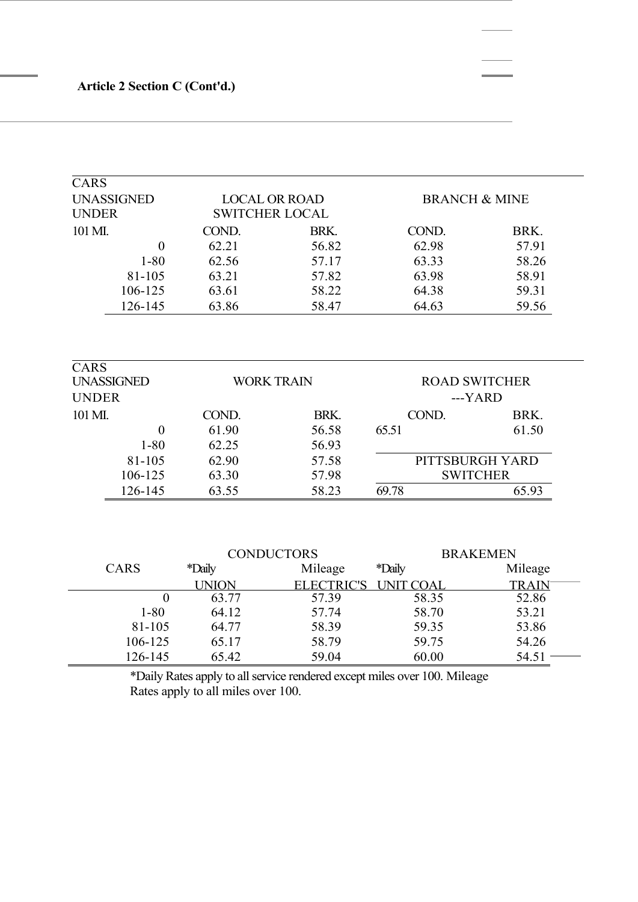**Article 2 Section C (Cont'd.)**

| CARS UNASSIGNED UNDER 101 MI. | LOCAL OR ROAD SWITCHER LOCAL | | BRANCH & MINE | |
|---|---|---|---|---|
| | COND. | BRK. | COND. | BRK. |
| 0 | 62.21 | 56.82 | 62.98 | 57.91 |
| 1-80 | 62.56 | 57.17 | 63.33 | 58.26 |
| 81-105 | 63.21 | 57.82 | 63.98 | 58.91 |
| 106-125 | 63.61 | 58.22 | 64.38 | 59.31 |
| 126-145 | 63.86 | 58.47 | 64.63 | 59.56 |

| CARS UNASSIGNED UNDER 101 MI. | WORK TRAIN | | ROAD SWITCHER ---YARD | |
|---|---|---|---|---|
| | COND. | BRK. | COND. | BRK. |
| 0 | 61.90 | 56.58 | 65.51 | 61.50 |
| 1-80 | 62.25 | 56.93 | | |
| 81-105 | 62.90 | 57.58 | PITTSBURGH YARD SWITCHER | |
| 106-125 | 63.30 | 57.98 | | |
| 126-145 | 63.55 | 58.23 | 69.78 | 65.93 |

| CARS | CONDUCTORS | | BRAKEMEN | |
|---|---|---|---|---|
| | *Daily UNION | Mileage ELECTRIC'S | *Daily UNIT COAL | Mileage TRAIN |
| 0 | 63.77 | 57.39 | 58.35 | 52.86 |
| 1-80 | 64.12 | 57.74 | 58.70 | 53.21 |
| 81-105 | 64.77 | 58.39 | 59.35 | 53.86 |
| 106-125 | 65.17 | 58.79 | 59.75 | 54.26 |
| 126-145 | 65.42 | 59.04 | 60.00 | 54.51 |

*Daily Rates apply to all service rendered except miles over 100. Mileage Rates apply to all miles over 100.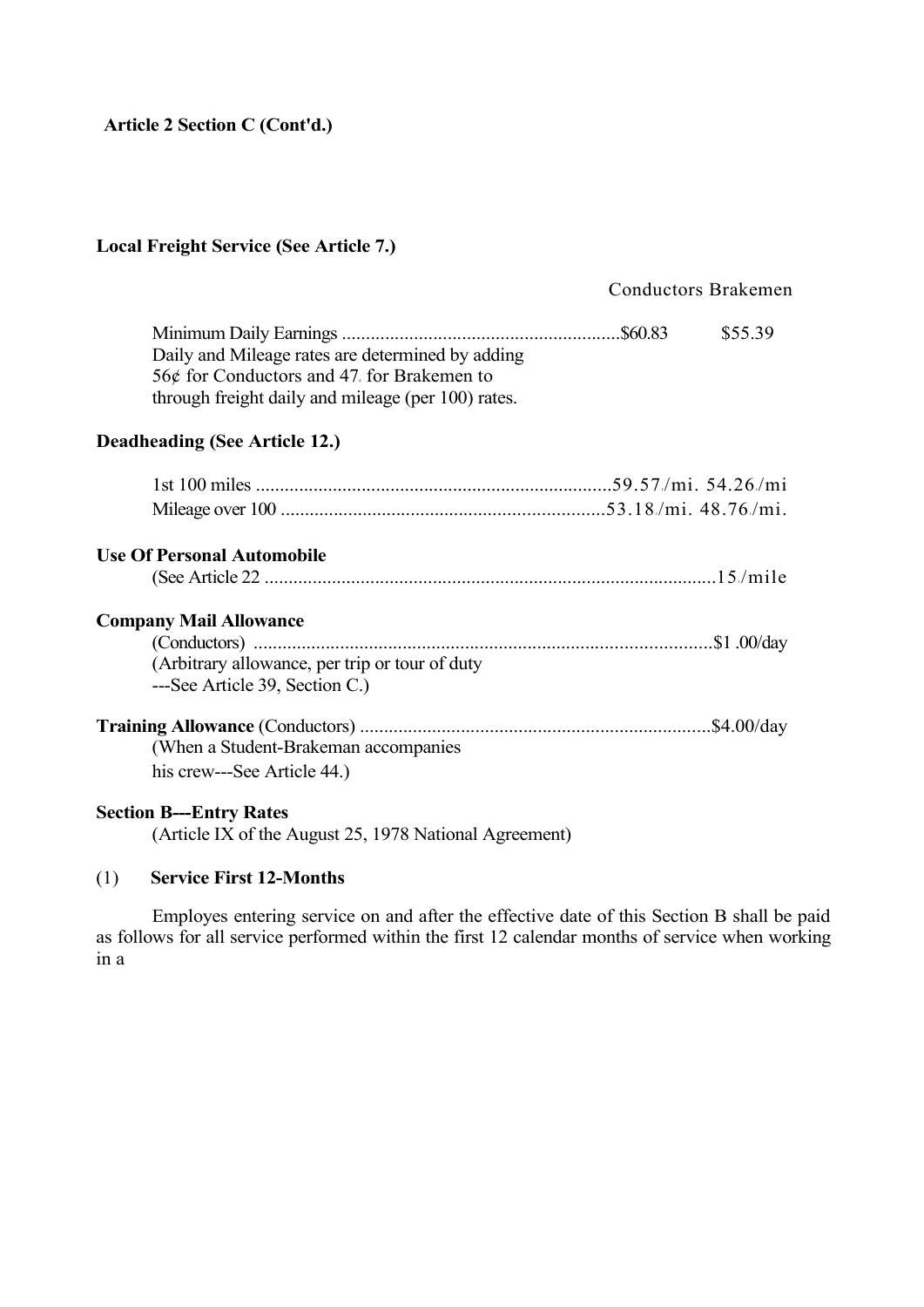**Article 2 Section C (Cont'd.)**

**Local Freight Service (See Article 7.)**

| | Conductors | Brakemen |
|---|---|---|
| Minimum Daily Earnings .......................................................... | $60.83 | $55.39 |

Daily and Mileage rates are determined by adding 56¢ for Conductors and 47¢ for Brakemen to through freight daily and mileage (per 100) rates.

**Deadheading (See Article 12.)**

| | Conductors | Brakemen |
|---|---|---|
| 1st 100 miles .......................................................................... | 59.57¢/mi. | 54.26¢/mi |
| Mileage over 100 ................................................................... | 53.18¢/mi. | 48.76¢/mi. |

**Use Of Personal Automobile**
(See Article 22 ............................................................................................. 15¢/mile

**Company Mail Allowance**
(Conductors) ............................................................................................... $1 .00/day
(Arbitrary allowance, per trip or tour of duty
---See Article 39, Section C.)

**Training Allowance** (Conductors) ......................................................................... $4.00/day
(When a Student-Brakeman accompanies
his crew---See Article 44.)

**Section B---Entry Rates**
(Article IX of the August 25, 1978 National Agreement)

(1) **Service First 12-Months**

Employes entering service on and after the effective date of this Section B shall be paid as follows for all service performed within the first 12 calendar months of service when working in a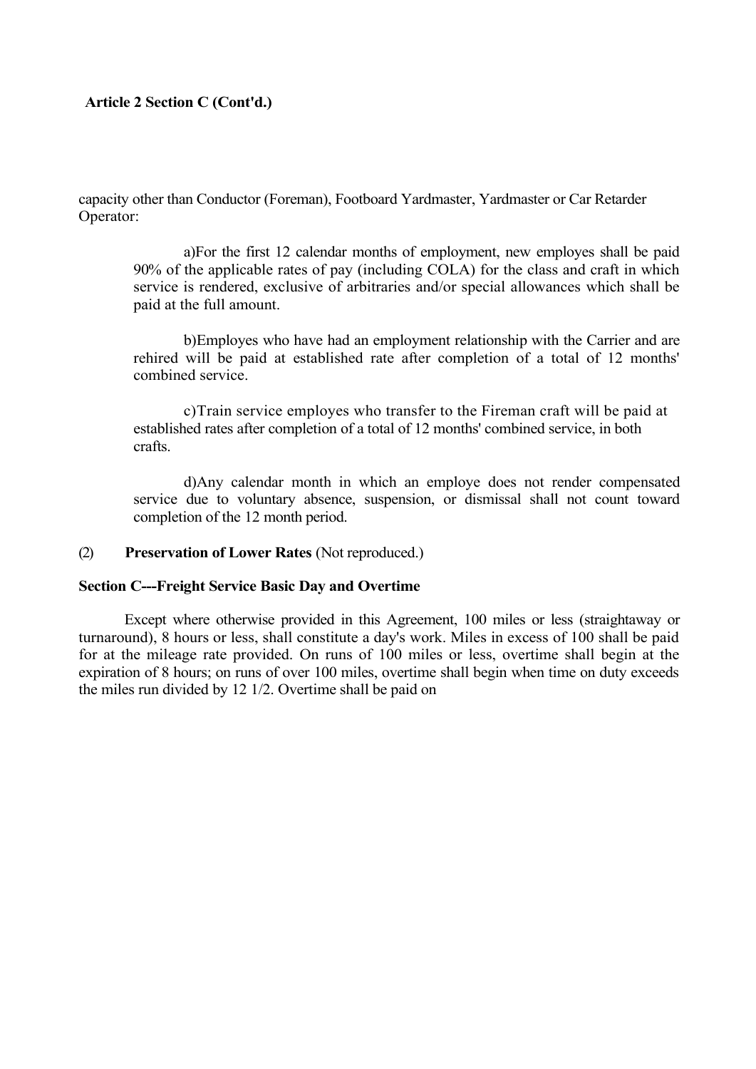**Article 2 Section C (Cont'd.)**

capacity other than Conductor (Foreman), Footboard Yardmaster, Yardmaster or Car Retarder Operator:

> a)For the first 12 calendar months of employment, new employes shall be paid 90% of the applicable rates of pay (including COLA) for the class and craft in which service is rendered, exclusive of arbitraries and/or special allowances which shall be paid at the full amount.
>
> b)Employes who have had an employment relationship with the Carrier and are rehired will be paid at established rate after completion of a total of 12 months' combined service.
>
> c)Train service employes who transfer to the Fireman craft will be paid at established rates after completion of a total of 12 months' combined service, in both crafts.
>
> d)Any calendar month in which an employe does not render compensated service due to voluntary absence, suspension, or dismissal shall not count toward completion of the 12 month period.

(2) **Preservation of Lower Rates** (Not reproduced.)

**Section C---Freight Service Basic Day and Overtime**

Except where otherwise provided in this Agreement, 100 miles or less (straightaway or turnaround), 8 hours or less, shall constitute a day's work. Miles in excess of 100 shall be paid for at the mileage rate provided. On runs of 100 miles or less, overtime shall begin at the expiration of 8 hours; on runs of over 100 miles, overtime shall begin when time on duty exceeds the miles run divided by 12 1/2. Overtime shall be paid on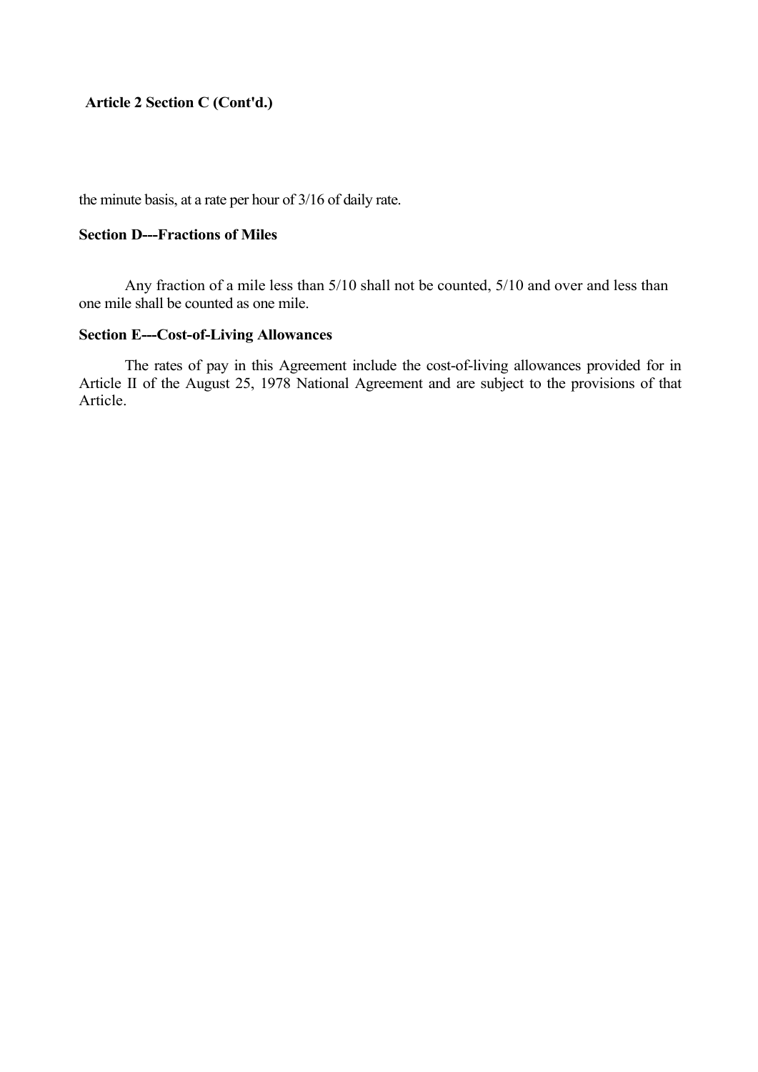**Article 2 Section C (Cont'd.)**

the minute basis, at a rate per hour of 3/16 of daily rate.

**Section D---Fractions of Miles**

Any fraction of a mile less than 5/10 shall not be counted, 5/10 and over and less than one mile shall be counted as one mile.

**Section E---Cost-of-Living Allowances**

The rates of pay in this Agreement include the cost-of-living allowances provided for in Article II of the August 25, 1978 National Agreement and are subject to the provisions of that Article.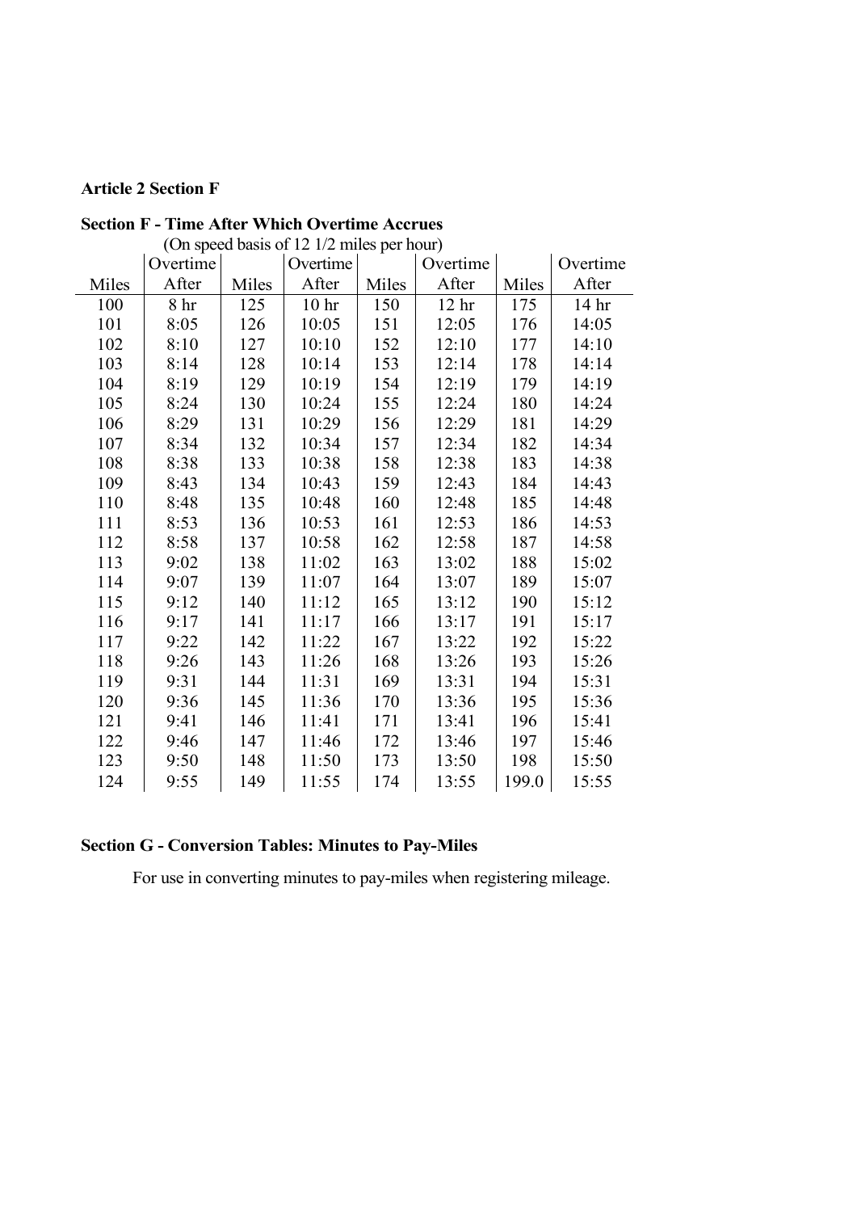**Article 2 Section F**

**Section F - Time After Which Overtime Accrues**

(On speed basis of 12 1/2 miles per hour)

| Miles | Overtime After | Miles | Overtime After | Miles | Overtime After | Miles | Overtime After |
|---|---|---|---|---|---|---|---|
| 100 | 8 hr | 125 | 10 hr | 150 | 12 hr | 175 | 14 hr |
| 101 | 8:05 | 126 | 10:05 | 151 | 12:05 | 176 | 14:05 |
| 102 | 8:10 | 127 | 10:10 | 152 | 12:10 | 177 | 14:10 |
| 103 | 8:14 | 128 | 10:14 | 153 | 12:14 | 178 | 14:14 |
| 104 | 8:19 | 129 | 10:19 | 154 | 12:19 | 179 | 14:19 |
| 105 | 8:24 | 130 | 10:24 | 155 | 12:24 | 180 | 14:24 |
| 106 | 8:29 | 131 | 10:29 | 156 | 12:29 | 181 | 14:29 |
| 107 | 8:34 | 132 | 10:34 | 157 | 12:34 | 182 | 14:34 |
| 108 | 8:38 | 133 | 10:38 | 158 | 12:38 | 183 | 14:38 |
| 109 | 8:43 | 134 | 10:43 | 159 | 12:43 | 184 | 14:43 |
| 110 | 8:48 | 135 | 10:48 | 160 | 12:48 | 185 | 14:48 |
| 111 | 8:53 | 136 | 10:53 | 161 | 12:53 | 186 | 14:53 |
| 112 | 8:58 | 137 | 10:58 | 162 | 12:58 | 187 | 14:58 |
| 113 | 9:02 | 138 | 11:02 | 163 | 13:02 | 188 | 15:02 |
| 114 | 9:07 | 139 | 11:07 | 164 | 13:07 | 189 | 15:07 |
| 115 | 9:12 | 140 | 11:12 | 165 | 13:12 | 190 | 15:12 |
| 116 | 9:17 | 141 | 11:17 | 166 | 13:17 | 191 | 15:17 |
| 117 | 9:22 | 142 | 11:22 | 167 | 13:22 | 192 | 15:22 |
| 118 | 9:26 | 143 | 11:26 | 168 | 13:26 | 193 | 15:26 |
| 119 | 9:31 | 144 | 11:31 | 169 | 13:31 | 194 | 15:31 |
| 120 | 9:36 | 145 | 11:36 | 170 | 13:36 | 195 | 15:36 |
| 121 | 9:41 | 146 | 11:41 | 171 | 13:41 | 196 | 15:41 |
| 122 | 9:46 | 147 | 11:46 | 172 | 13:46 | 197 | 15:46 |
| 123 | 9:50 | 148 | 11:50 | 173 | 13:50 | 198 | 15:50 |
| 124 | 9:55 | 149 | 11:55 | 174 | 13:55 | 199.0 | 15:55 |

**Section G - Conversion Tables: Minutes to Pay-Miles**

For use in converting minutes to pay-miles when registering mileage.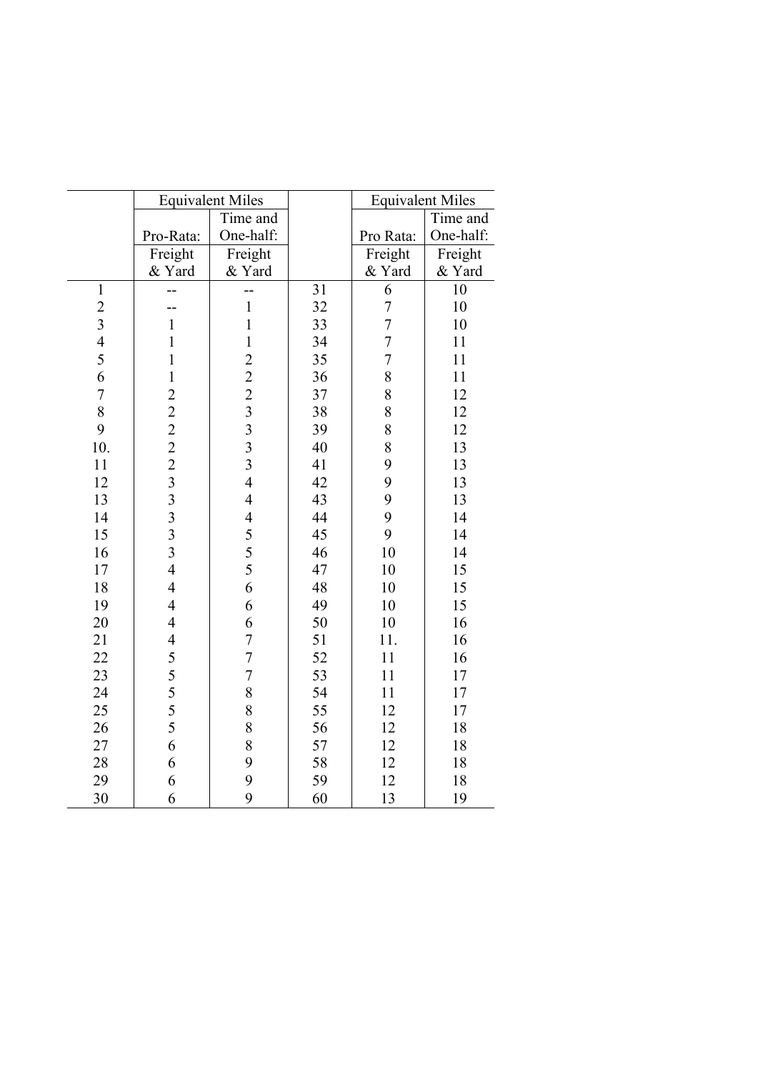| | Equivalent Miles | | | Equivalent Miles | |
|---|---|---|---|---|---|
| | Pro-Rata: | Time and One-half: | | Pro Rata: | Time and One-half: |
| | Freight & Yard | Freight & Yard | | Freight & Yard | Freight & Yard |
| 1 | -- | -- | 31 | 6 | 10 |
| 2 | -- | 1 | 32 | 7 | 10 |
| 3 | 1 | 1 | 33 | 7 | 10 |
| 4 | 1 | 1 | 34 | 7 | 11 |
| 5 | 1 | 2 | 35 | 7 | 11 |
| 6 | 1 | 2 | 36 | 8 | 11 |
| 7 | 2 | 2 | 37 | 8 | 12 |
| 8 | 2 | 3 | 38 | 8 | 12 |
| 9 | 2 | 3 | 39 | 8 | 12 |
| 10. | 2 | 3 | 40 | 8 | 13 |
| 11 | 2 | 3 | 41 | 9 | 13 |
| 12 | 3 | 4 | 42 | 9 | 13 |
| 13 | 3 | 4 | 43 | 9 | 13 |
| 14 | 3 | 4 | 44 | 9 | 14 |
| 15 | 3 | 5 | 45 | 9 | 14 |
| 16 | 3 | 5 | 46 | 10 | 14 |
| 17 | 4 | 5 | 47 | 10 | 15 |
| 18 | 4 | 6 | 48 | 10 | 15 |
| 19 | 4 | 6 | 49 | 10 | 15 |
| 20 | 4 | 6 | 50 | 10 | 16 |
| 21 | 4 | 7 | 51 | 11. | 16 |
| 22 | 5 | 7 | 52 | 11 | 16 |
| 23 | 5 | 7 | 53 | 11 | 17 |
| 24 | 5 | 8 | 54 | 11 | 17 |
| 25 | 5 | 8 | 55 | 12 | 17 |
| 26 | 5 | 8 | 56 | 12 | 18 |
| 27 | 6 | 8 | 57 | 12 | 18 |
| 28 | 6 | 9 | 58 | 12 | 18 |
| 29 | 6 | 9 | 59 | 12 | 18 |
| 30 | 6 | 9 | 60 | 13 | 19 |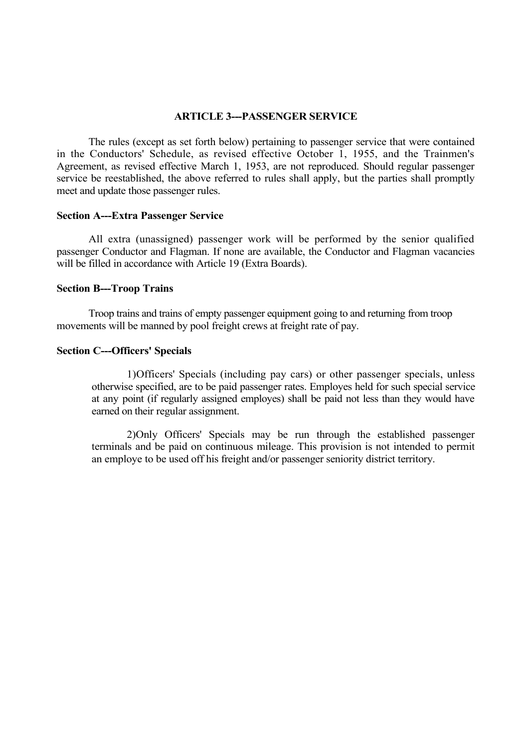## ARTICLE 3---PASSENGER SERVICE

The rules (except as set forth below) pertaining to passenger service that were contained in the Conductors' Schedule, as revised effective October 1, 1955, and the Trainmen's Agreement, as revised effective March 1, 1953, are not reproduced. Should regular passenger service be reestablished, the above referred to rules shall apply, but the parties shall promptly meet and update those passenger rules.

### Section A---Extra Passenger Service

All extra (unassigned) passenger work will be performed by the senior qualified passenger Conductor and Flagman. If none are available, the Conductor and Flagman vacancies will be filled in accordance with Article 19 (Extra Boards).

### Section B---Troop Trains

Troop trains and trains of empty passenger equipment going to and returning from troop movements will be manned by pool freight crews at freight rate of pay.

### Section C---Officers' Specials

1)Officers' Specials (including pay cars) or other passenger specials, unless otherwise specified, are to be paid passenger rates. Employes held for such special service at any point (if regularly assigned employes) shall be paid not less than they would have earned on their regular assignment.

2)Only Officers' Specials may be run through the established passenger terminals and be paid on continuous mileage. This provision is not intended to permit an employe to be used off his freight and/or passenger seniority district territory.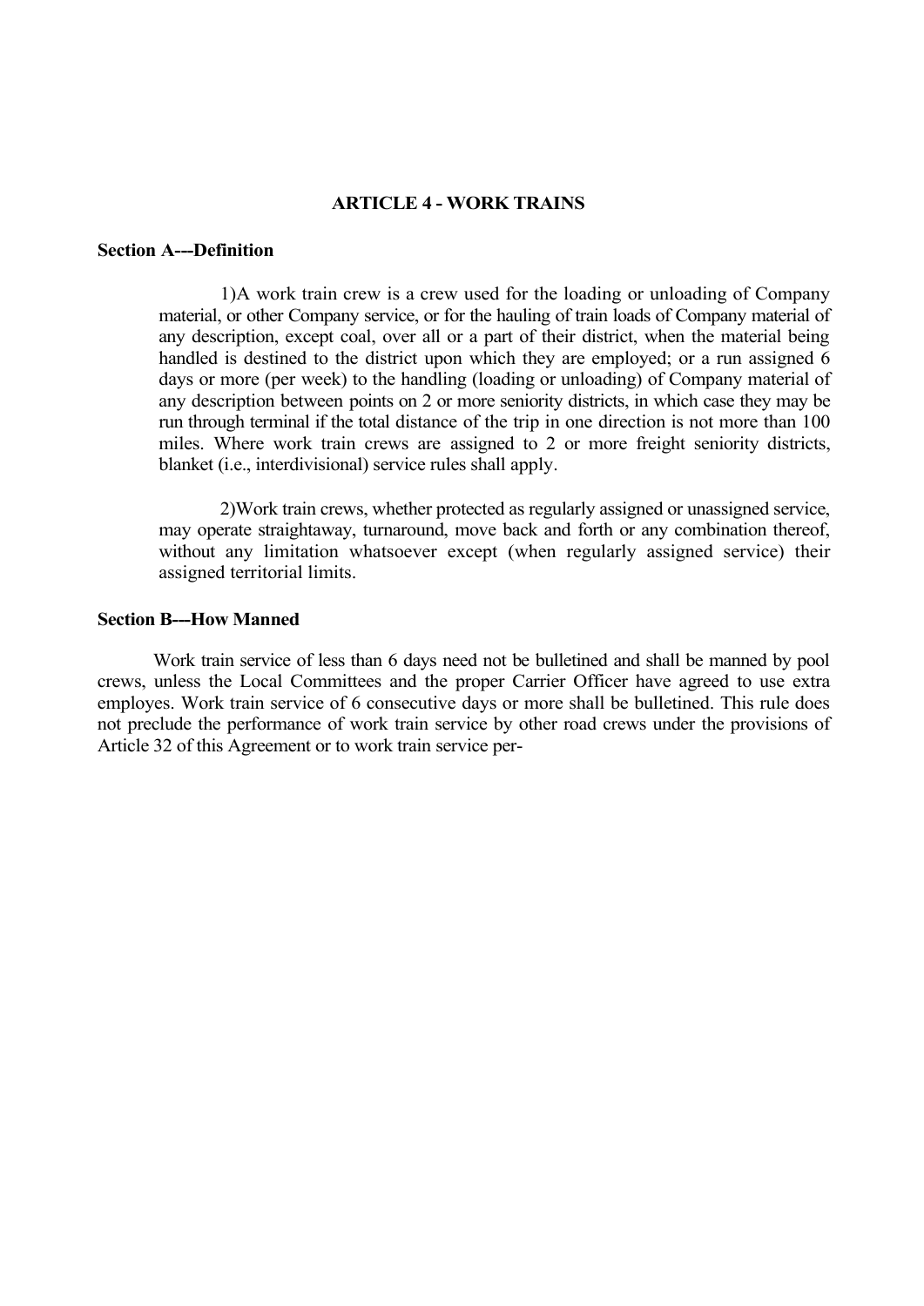## ARTICLE 4 - WORK TRAINS

**Section A---Definition**

1)A work train crew is a crew used for the loading or unloading of Company material, or other Company service, or for the hauling of train loads of Company material of any description, except coal, over all or a part of their district, when the material being handled is destined to the district upon which they are employed; or a run assigned 6 days or more (per week) to the handling (loading or unloading) of Company material of any description between points on 2 or more seniority districts, in which case they may be run through terminal if the total distance of the trip in one direction is not more than 100 miles. Where work train crews are assigned to 2 or more freight seniority districts, blanket (i.e., interdivisional) service rules shall apply.

2)Work train crews, whether protected as regularly assigned or unassigned service, may operate straightaway, turnaround, move back and forth or any combination thereof, without any limitation whatsoever except (when regularly assigned service) their assigned territorial limits.

**Section B---How Manned**

Work train service of less than 6 days need not be bulletined and shall be manned by pool crews, unless the Local Committees and the proper Carrier Officer have agreed to use extra employes. Work train service of 6 consecutive days or more shall be bulletined. This rule does not preclude the performance of work train service by other road crews under the provisions of Article 32 of this Agreement or to work train service per-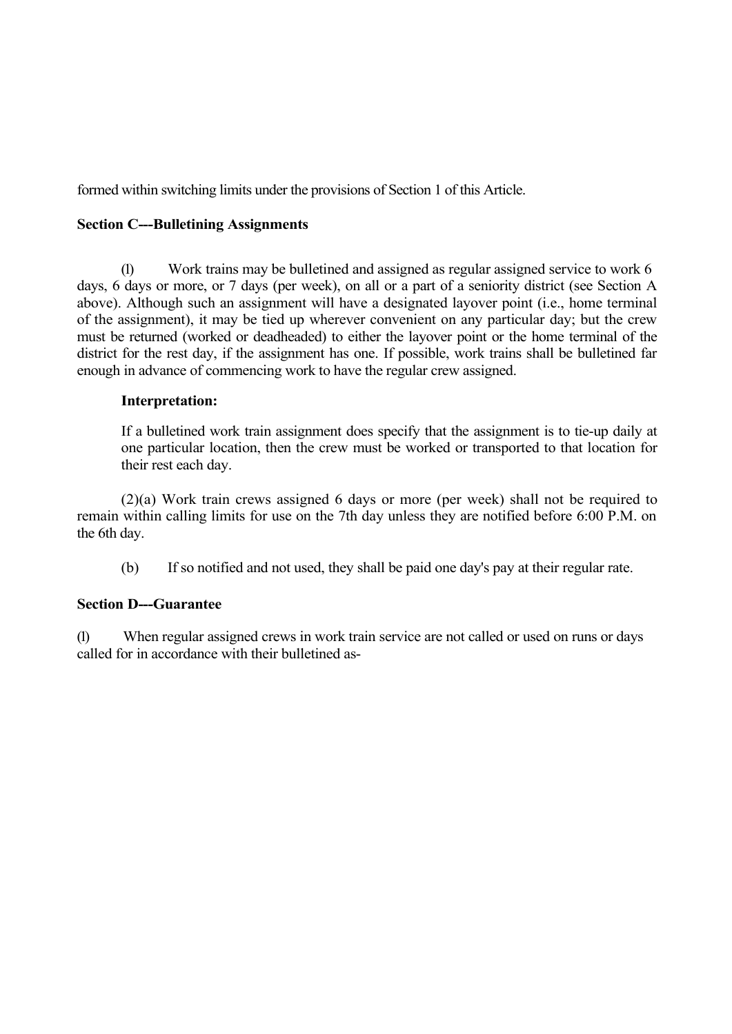formed within switching limits under the provisions of Section 1 of this Article.

**Section C---Bulletining Assignments**

(l) Work trains may be bulletined and assigned as regular assigned service to work 6 days, 6 days or more, or 7 days (per week), on all or a part of a seniority district (see Section A above). Although such an assignment will have a designated layover point (i.e., home terminal of the assignment), it may be tied up wherever convenient on any particular day; but the crew must be returned (worked or deadheaded) to either the layover point or the home terminal of the district for the rest day, if the assignment has one. If possible, work trains shall be bulletined far enough in advance of commencing work to have the regular crew assigned.

**Interpretation:**

If a bulletined work train assignment does specify that the assignment is to tie-up daily at one particular location, then the crew must be worked or transported to that location for their rest each day.

(2)(a) Work train crews assigned 6 days or more (per week) shall not be required to remain within calling limits for use on the 7th day unless they are notified before 6:00 P.M. on the 6th day.

(b) If so notified and not used, they shall be paid one day's pay at their regular rate.

**Section D---Guarantee**

(l) When regular assigned crews in work train service are not called or used on runs or days called for in accordance with their bulletined as-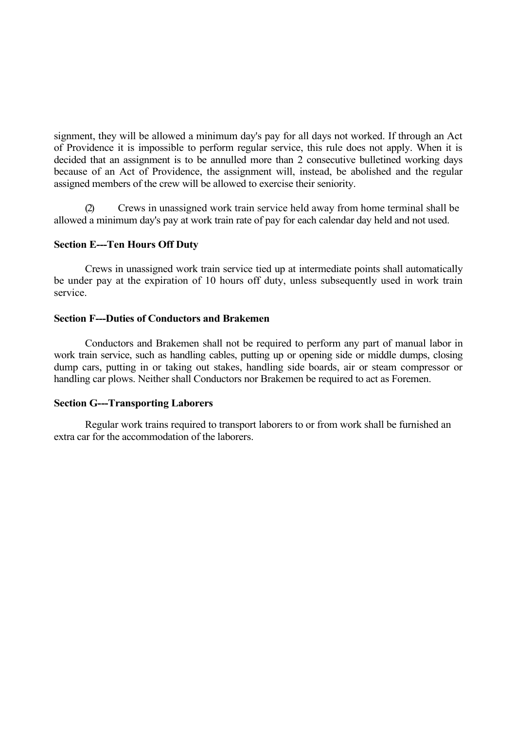signment, they will be allowed a minimum day's pay for all days not worked. If through an Act of Providence it is impossible to perform regular service, this rule does not apply. When it is decided that an assignment is to be annulled more than 2 consecutive bulletined working days because of an Act of Providence, the assignment will, instead, be abolished and the regular assigned members of the crew will be allowed to exercise their seniority.

(2) Crews in unassigned work train service held away from home terminal shall be allowed a minimum day's pay at work train rate of pay for each calendar day held and not used.

**Section E---Ten Hours Off Duty**

Crews in unassigned work train service tied up at intermediate points shall automatically be under pay at the expiration of 10 hours off duty, unless subsequently used in work train service.

**Section F---Duties of Conductors and Brakemen**

Conductors and Brakemen shall not be required to perform any part of manual labor in work train service, such as handling cables, putting up or opening side or middle dumps, closing dump cars, putting in or taking out stakes, handling side boards, air or steam compressor or handling car plows. Neither shall Conductors nor Brakemen be required to act as Foremen.

**Section G---Transporting Laborers**

Regular work trains required to transport laborers to or from work shall be furnished an extra car for the accommodation of the laborers.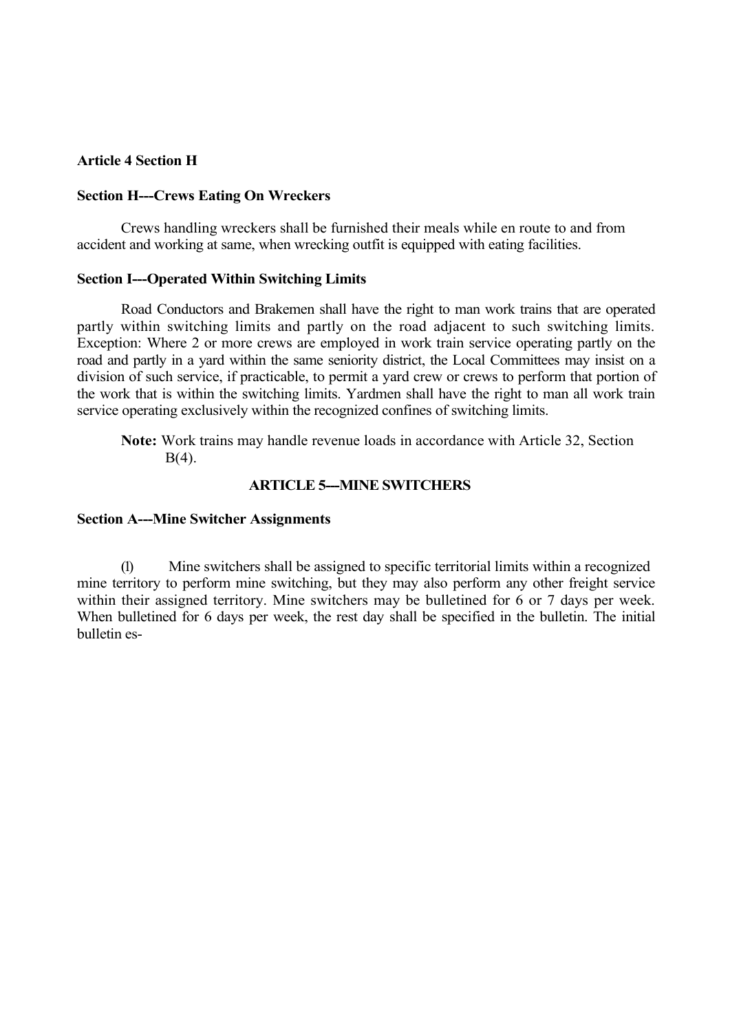**Article 4 Section H**

**Section H---Crews Eating On Wreckers**

Crews handling wreckers shall be furnished their meals while en route to and from accident and working at same, when wrecking outfit is equipped with eating facilities.

**Section I---Operated Within Switching Limits**

Road Conductors and Brakemen shall have the right to man work trains that are operated partly within switching limits and partly on the road adjacent to such switching limits. Exception: Where 2 or more crews are employed in work train service operating partly on the road and partly in a yard within the same seniority district, the Local Committees may insist on a division of such service, if practicable, to permit a yard crew or crews to perform that portion of the work that is within the switching limits. Yardmen shall have the right to man all work train service operating exclusively within the recognized confines of switching limits.

> **Note:** Work trains may handle revenue loads in accordance with Article 32, Section B(4).

## ARTICLE 5---MINE SWITCHERS

**Section A---Mine Switcher Assignments**

(l) Mine switchers shall be assigned to specific territorial limits within a recognized mine territory to perform mine switching, but they may also perform any other freight service within their assigned territory. Mine switchers may be bulletined for 6 or 7 days per week. When bulletined for 6 days per week, the rest day shall be specified in the bulletin. The initial bulletin es-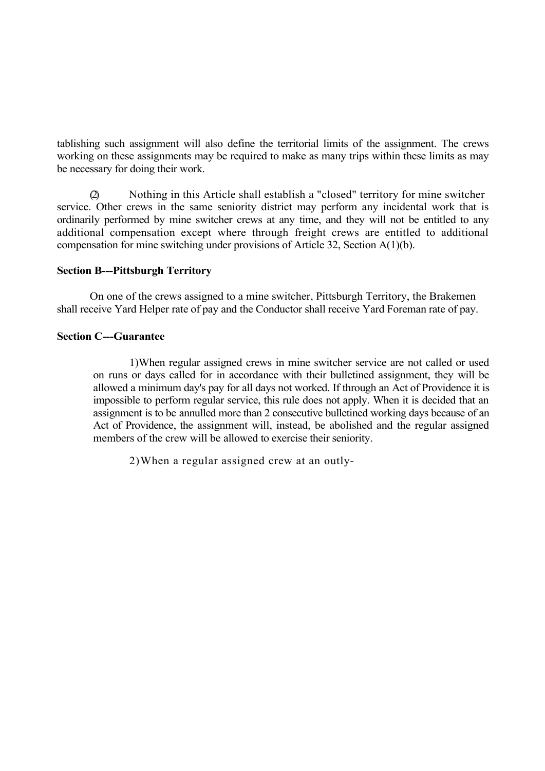tablishing such assignment will also define the territorial limits of the assignment. The crews working on these assignments may be required to make as many trips within these limits as may be necessary for doing their work.

(2) Nothing in this Article shall establish a "closed" territory for mine switcher service. Other crews in the same seniority district may perform any incidental work that is ordinarily performed by mine switcher crews at any time, and they will not be entitled to any additional compensation except where through freight crews are entitled to additional compensation for mine switching under provisions of Article 32, Section A(1)(b).

**Section B---Pittsburgh Territory**

On one of the crews assigned to a mine switcher, Pittsburgh Territory, the Brakemen shall receive Yard Helper rate of pay and the Conductor shall receive Yard Foreman rate of pay.

**Section C---Guarantee**

1) When regular assigned crews in mine switcher service are not called or used on runs or days called for in accordance with their bulletined assignment, they will be allowed a minimum day's pay for all days not worked. If through an Act of Providence it is impossible to perform regular service, this rule does not apply. When it is decided that an assignment is to be annulled more than 2 consecutive bulletined working days because of an Act of Providence, the assignment will, instead, be abolished and the regular assigned members of the crew will be allowed to exercise their seniority.

2) When a regular assigned crew at an outly-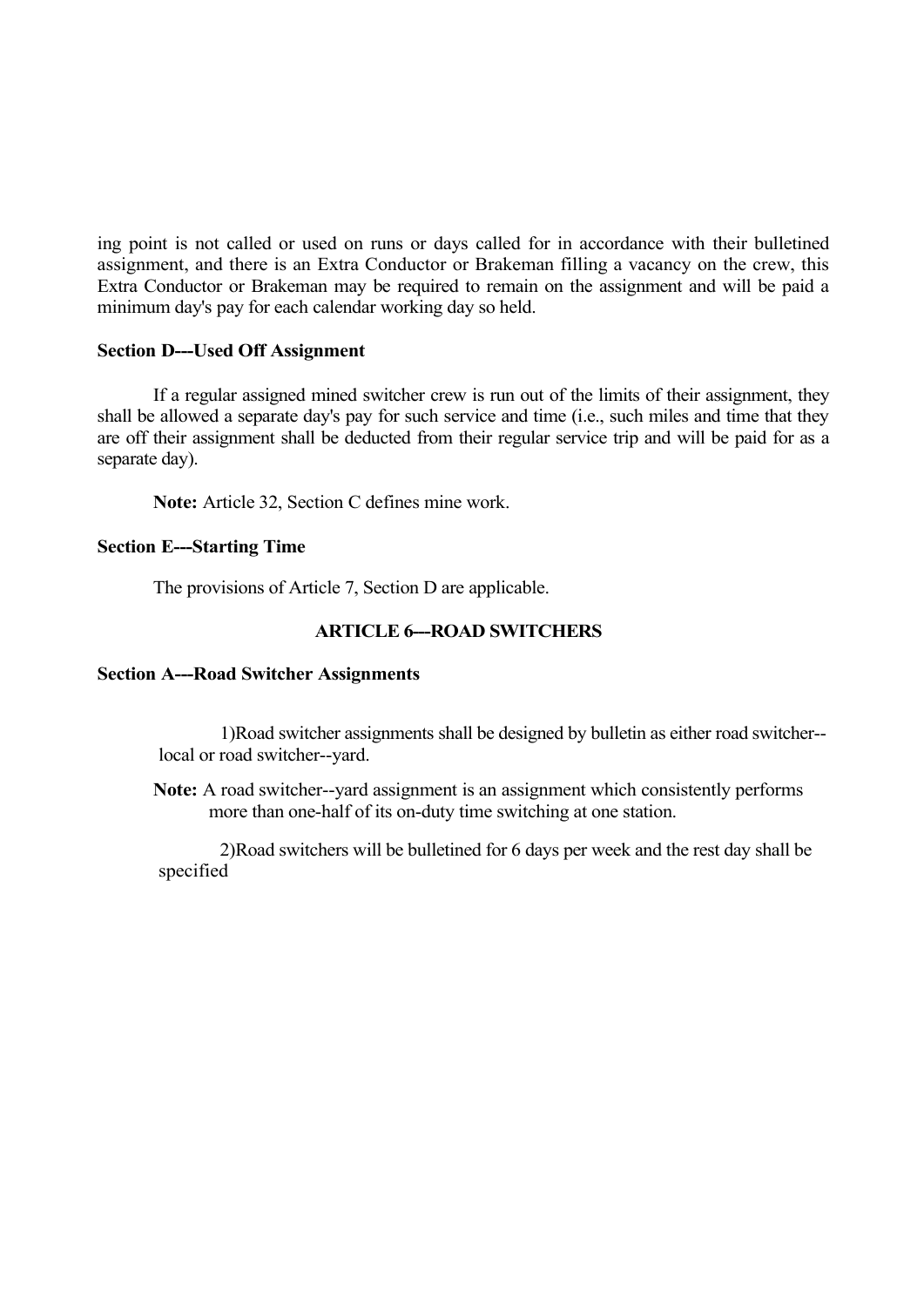ing point is not called or used on runs or days called for in accordance with their bulletined assignment, and there is an Extra Conductor or Brakeman filling a vacancy on the crew, this Extra Conductor or Brakeman may be required to remain on the assignment and will be paid a minimum day's pay for each calendar working day so held.

**Section D---Used Off Assignment**

If a regular assigned mined switcher crew is run out of the limits of their assignment, they shall be allowed a separate day's pay for such service and time (i.e., such miles and time that they are off their assignment shall be deducted from their regular service trip and will be paid for as a separate day).

**Note:** Article 32, Section C defines mine work.

**Section E---Starting Time**

The provisions of Article 7, Section D are applicable.

## ARTICLE 6---ROAD SWITCHERS

**Section A---Road Switcher Assignments**

1)Road switcher assignments shall be designed by bulletin as either road switcher--local or road switcher--yard.

**Note:** A road switcher--yard assignment is an assignment which consistently performs more than one-half of its on-duty time switching at one station.

2)Road switchers will be bulletined for 6 days per week and the rest day shall be specified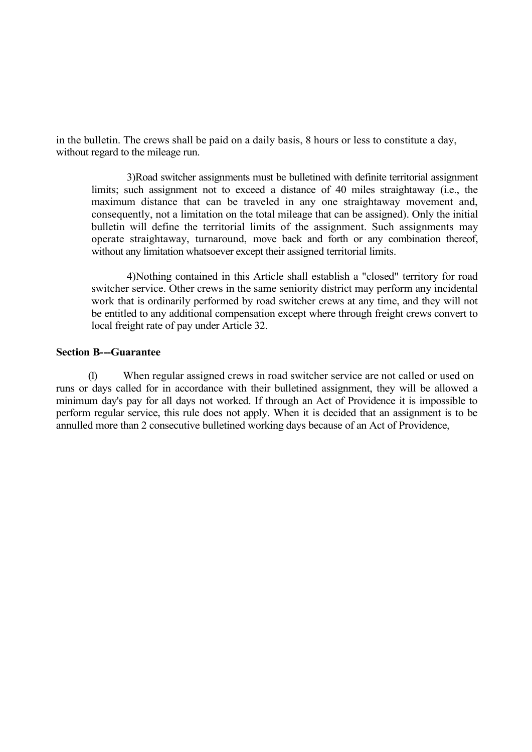in the bulletin. The crews shall be paid on a daily basis, 8 hours or less to constitute a day, without regard to the mileage run.

3)Road switcher assignments must be bulletined with definite territorial assignment limits; such assignment not to exceed a distance of 40 miles straightaway (i.e., the maximum distance that can be traveled in any one straightaway movement and, consequently, not a limitation on the total mileage that can be assigned). Only the initial bulletin will define the territorial limits of the assignment. Such assignments may operate straightaway, turnaround, move back and forth or any combination thereof, without any limitation whatsoever except their assigned territorial limits.

4)Nothing contained in this Article shall establish a "closed" territory for road switcher service. Other crews in the same seniority district may perform any incidental work that is ordinarily performed by road switcher crews at any time, and they will not be entitled to any additional compensation except where through freight crews convert to local freight rate of pay under Article 32.

**Section B---Guarantee**

(l) When regular assigned crews in road switcher service are not called or used on runs or days called for in accordance with their bulletined assignment, they will be allowed a minimum day's pay for all days not worked. If through an Act of Providence it is impossible to perform regular service, this rule does not apply. When it is decided that an assignment is to be annulled more than 2 consecutive bulletined working days because of an Act of Providence,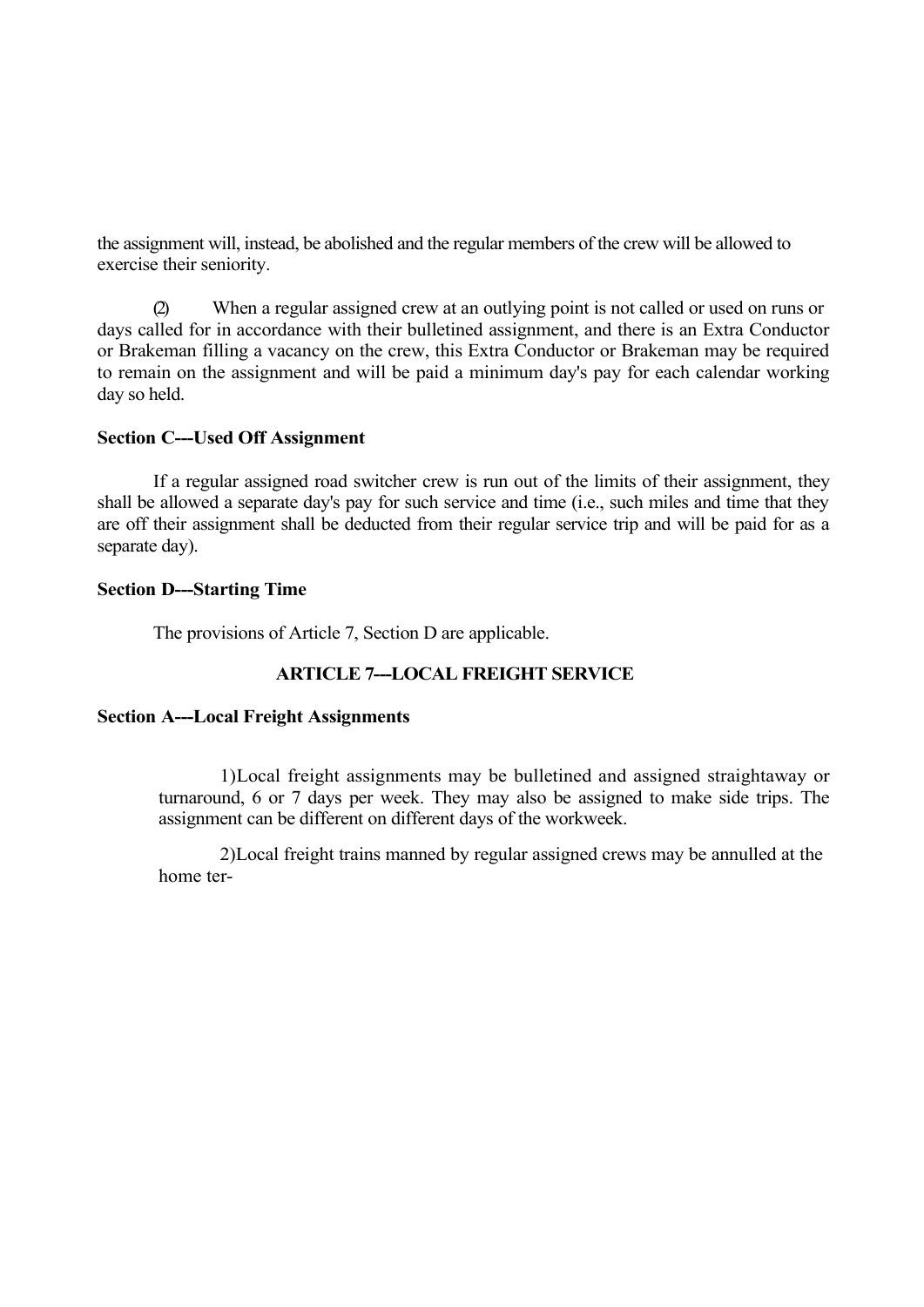the assignment will, instead, be abolished and the regular members of the crew will be allowed to exercise their seniority.

(2) When a regular assigned crew at an outlying point is not called or used on runs or days called for in accordance with their bulletined assignment, and there is an Extra Conductor or Brakeman filling a vacancy on the crew, this Extra Conductor or Brakeman may be required to remain on the assignment and will be paid a minimum day's pay for each calendar working day so held.

**Section C---Used Off Assignment**

If a regular assigned road switcher crew is run out of the limits of their assignment, they shall be allowed a separate day's pay for such service and time (i.e., such miles and time that they are off their assignment shall be deducted from their regular service trip and will be paid for as a separate day).

**Section D---Starting Time**

The provisions of Article 7, Section D are applicable.

## ARTICLE 7---LOCAL FREIGHT SERVICE

**Section A---Local Freight Assignments**

1)Local freight assignments may be bulletined and assigned straightaway or turnaround, 6 or 7 days per week. They may also be assigned to make side trips. The assignment can be different on different days of the workweek.

2)Local freight trains manned by regular assigned crews may be annulled at the home ter-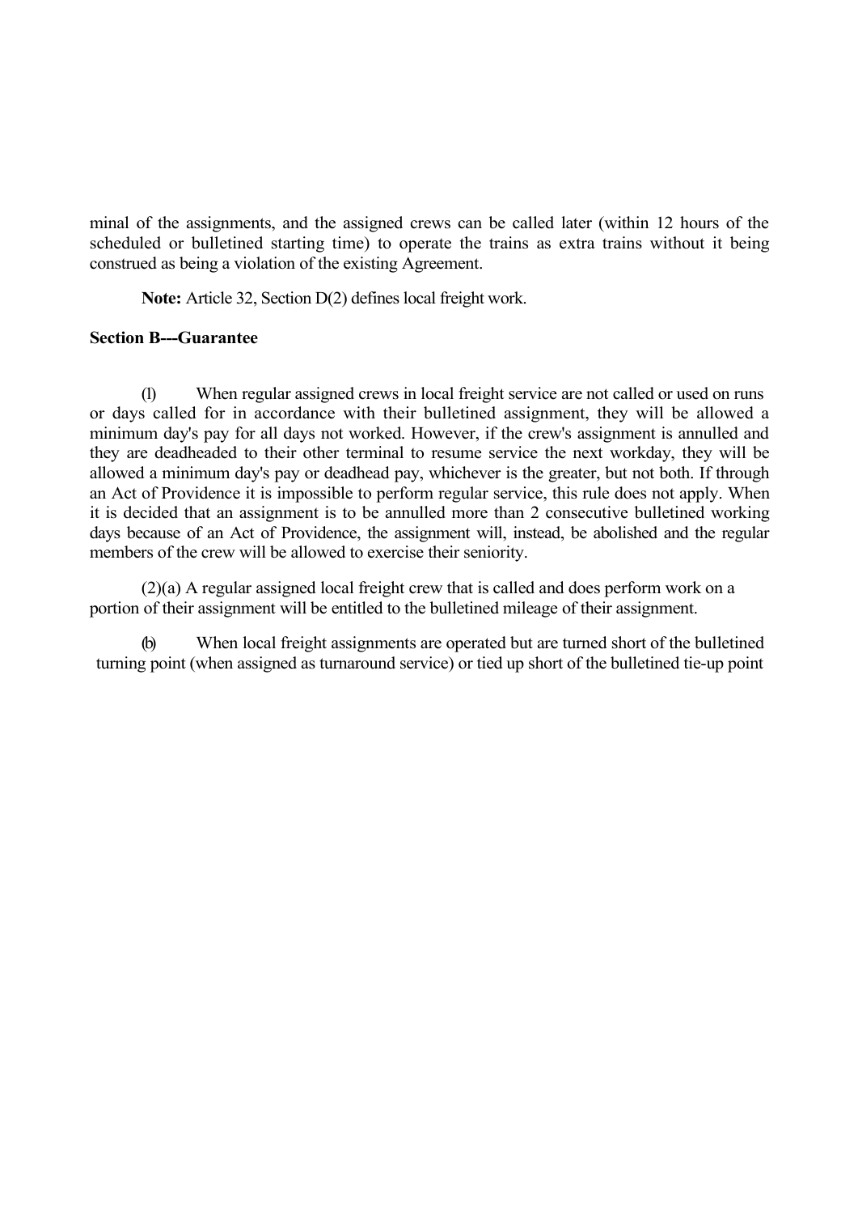minal of the assignments, and the assigned crews can be called later (within 12 hours of the scheduled or bulletined starting time) to operate the trains as extra trains without it being construed as being a violation of the existing Agreement.

**Note:** Article 32, Section D(2) defines local freight work.

**Section B---Guarantee**

(l) When regular assigned crews in local freight service are not called or used on runs or days called for in accordance with their bulletined assignment, they will be allowed a minimum day's pay for all days not worked. However, if the crew's assignment is annulled and they are deadheaded to their other terminal to resume service the next workday, they will be allowed a minimum day's pay or deadhead pay, whichever is the greater, but not both. If through an Act of Providence it is impossible to perform regular service, this rule does not apply. When it is decided that an assignment is to be annulled more than 2 consecutive bulletined working days because of an Act of Providence, the assignment will, instead, be abolished and the regular members of the crew will be allowed to exercise their seniority.

(2)(a) A regular assigned local freight crew that is called and does perform work on a portion of their assignment will be entitled to the bulletined mileage of their assignment.

(b) When local freight assignments are operated but are turned short of the bulletined turning point (when assigned as turnaround service) or tied up short of the bulletined tie-up point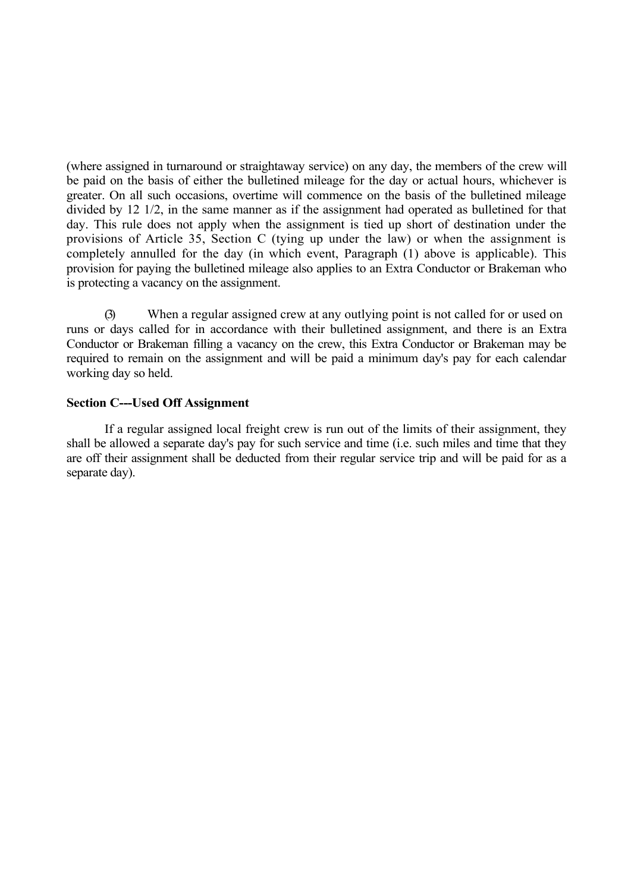(where assigned in turnaround or straightaway service) on any day, the members of the crew will be paid on the basis of either the bulletined mileage for the day or actual hours, whichever is greater. On all such occasions, overtime will commence on the basis of the bulletined mileage divided by 12 1/2, in the same manner as if the assignment had operated as bulletined for that day. This rule does not apply when the assignment is tied up short of destination under the provisions of Article 35, Section C (tying up under the law) or when the assignment is completely annulled for the day (in which event, Paragraph (1) above is applicable). This provision for paying the bulletined mileage also applies to an Extra Conductor or Brakeman who is protecting a vacancy on the assignment.

(3) When a regular assigned crew at any outlying point is not called for or used on runs or days called for in accordance with their bulletined assignment, and there is an Extra Conductor or Brakeman filling a vacancy on the crew, this Extra Conductor or Brakeman may be required to remain on the assignment and will be paid a minimum day's pay for each calendar working day so held.

**Section C---Used Off Assignment**

If a regular assigned local freight crew is run out of the limits of their assignment, they shall be allowed a separate day's pay for such service and time (i.e. such miles and time that they are off their assignment shall be deducted from their regular service trip and will be paid for as a separate day).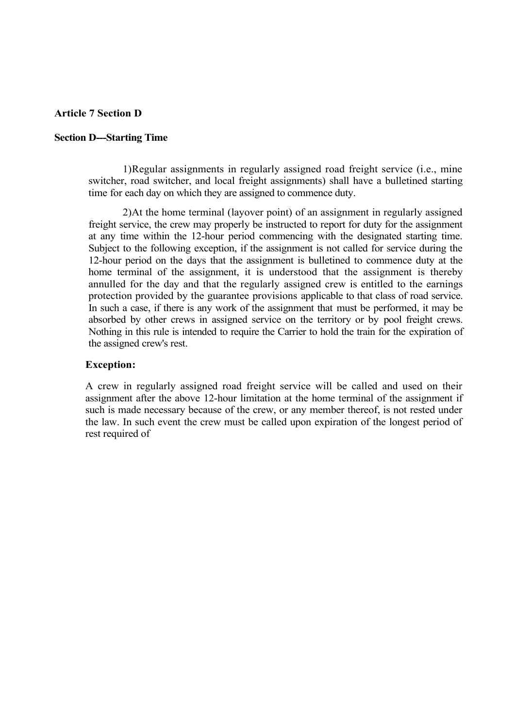**Article 7 Section D**

**Section D---Starting Time**

1)Regular assignments in regularly assigned road freight service (i.e., mine switcher, road switcher, and local freight assignments) shall have a bulletined starting time for each day on which they are assigned to commence duty.

2)At the home terminal (layover point) of an assignment in regularly assigned freight service, the crew may properly be instructed to report for duty for the assignment at any time within the 12-hour period commencing with the designated starting time. Subject to the following exception, if the assignment is not called for service during the 12-hour period on the days that the assignment is bulletined to commence duty at the home terminal of the assignment, it is understood that the assignment is thereby annulled for the day and that the regularly assigned crew is entitled to the earnings protection provided by the guarantee provisions applicable to that class of road service. In such a case, if there is any work of the assignment that must be performed, it may be absorbed by other crews in assigned service on the territory or by pool freight crews. Nothing in this rule is intended to require the Carrier to hold the train for the expiration of the assigned crew's rest.

**Exception:**

A crew in regularly assigned road freight service will be called and used on their assignment after the above 12-hour limitation at the home terminal of the assignment if such is made necessary because of the crew, or any member thereof, is not rested under the law. In such event the crew must be called upon expiration of the longest period of rest required of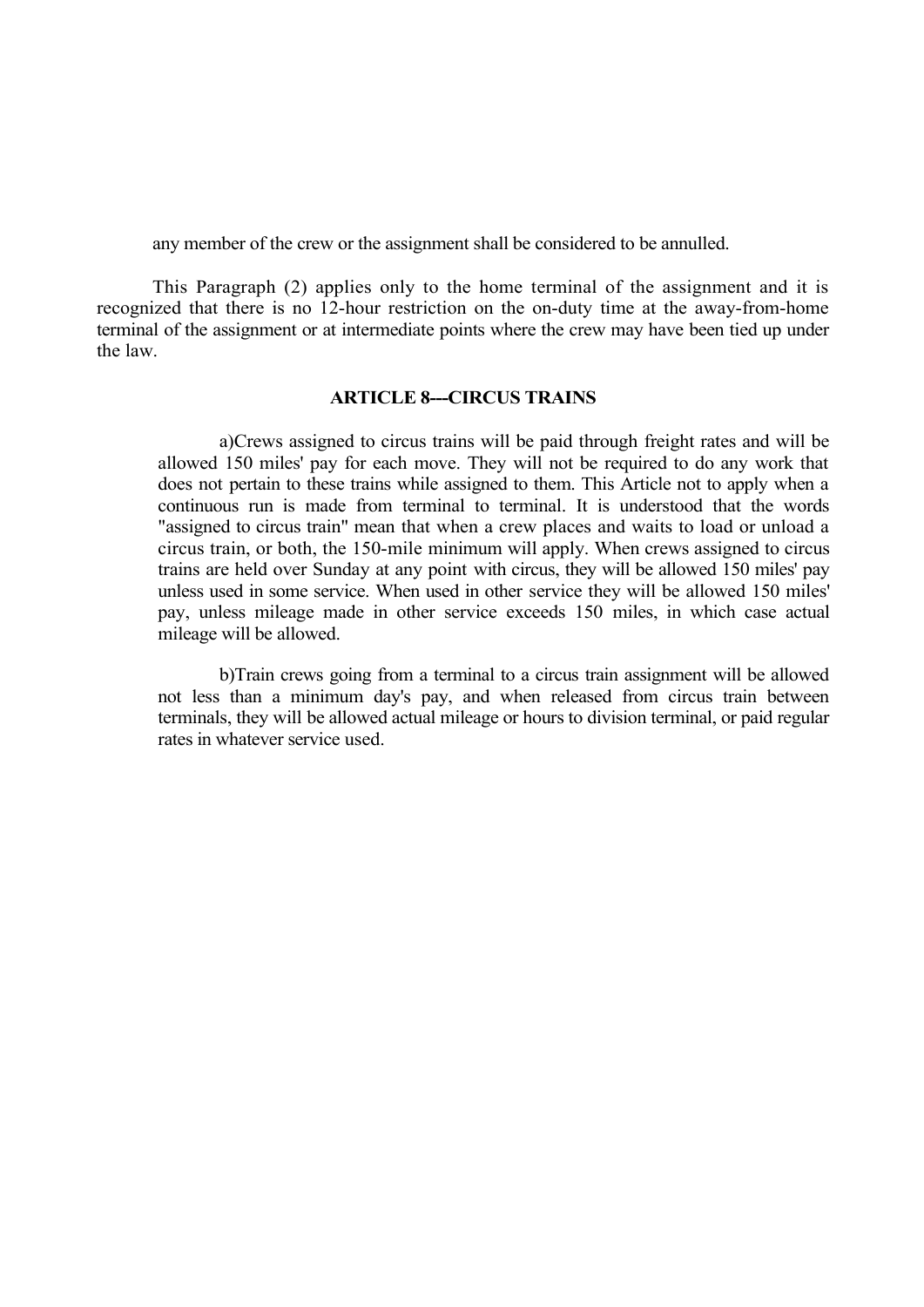any member of the crew or the assignment shall be considered to be annulled.

This Paragraph (2) applies only to the home terminal of the assignment and it is recognized that there is no 12-hour restriction on the on-duty time at the away-from-home terminal of the assignment or at intermediate points where the crew may have been tied up under the law.

### ARTICLE 8---CIRCUS TRAINS

a)Crews assigned to circus trains will be paid through freight rates and will be allowed 150 miles' pay for each move. They will not be required to do any work that does not pertain to these trains while assigned to them. This Article not to apply when a continuous run is made from terminal to terminal. It is understood that the words "assigned to circus train" mean that when a crew places and waits to load or unload a circus train, or both, the 150-mile minimum will apply. When crews assigned to circus trains are held over Sunday at any point with circus, they will be allowed 150 miles' pay unless used in some service. When used in other service they will be allowed 150 miles' pay, unless mileage made in other service exceeds 150 miles, in which case actual mileage will be allowed.

b)Train crews going from a terminal to a circus train assignment will be allowed not less than a minimum day's pay, and when released from circus train between terminals, they will be allowed actual mileage or hours to division terminal, or paid regular rates in whatever service used.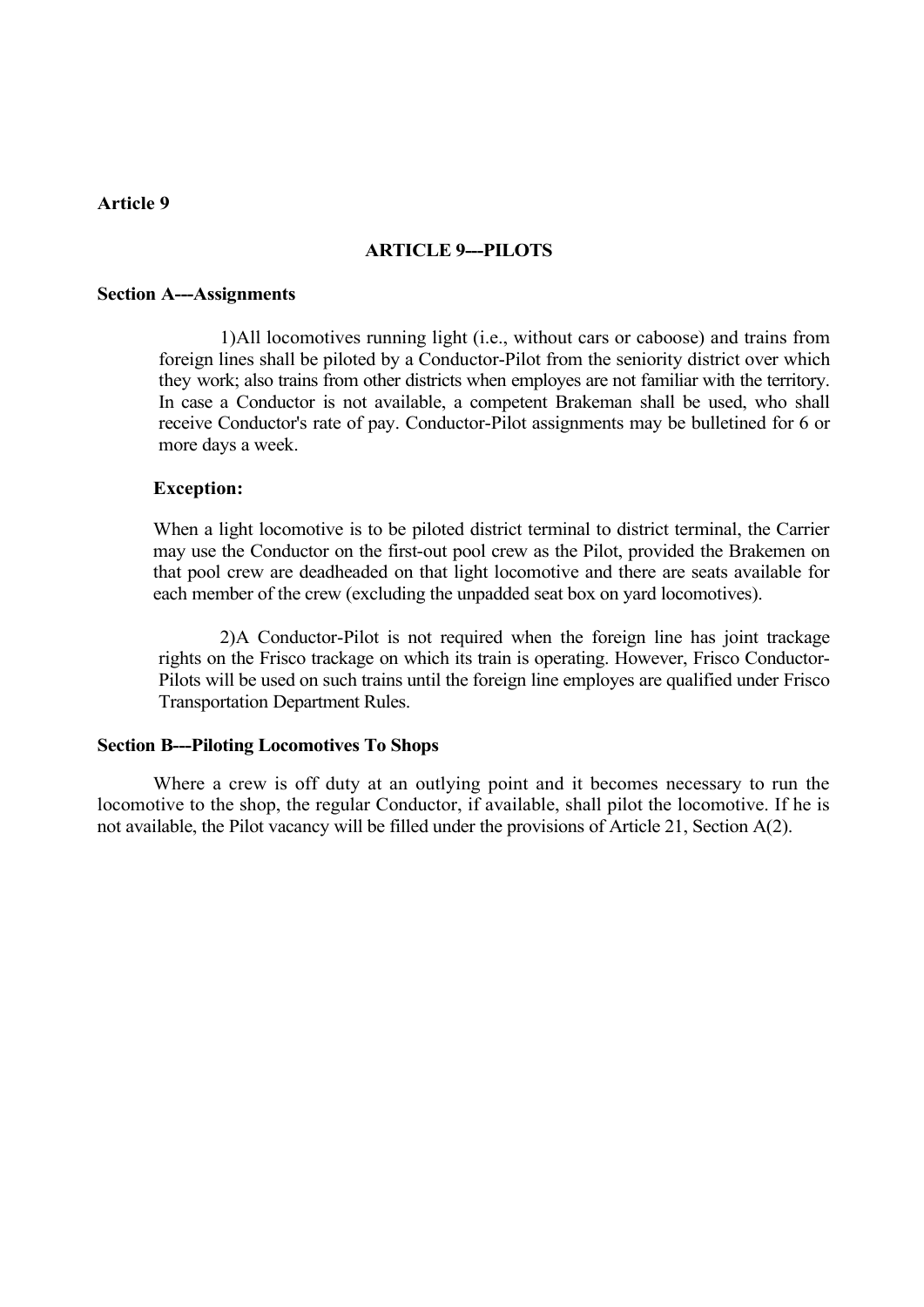**Article 9**

## ARTICLE 9---PILOTS

### Section A---Assignments

1)All locomotives running light (i.e., without cars or caboose) and trains from foreign lines shall be piloted by a Conductor-Pilot from the seniority district over which they work; also trains from other districts when employes are not familiar with the territory. In case a Conductor is not available, a competent Brakeman shall be used, who shall receive Conductor's rate of pay. Conductor-Pilot assignments may be bulletined for 6 or more days a week.

**Exception:**

When a light locomotive is to be piloted district terminal to district terminal, the Carrier may use the Conductor on the first-out pool crew as the Pilot, provided the Brakemen on that pool crew are deadheaded on that light locomotive and there are seats available for each member of the crew (excluding the unpadded seat box on yard locomotives).

2)A Conductor-Pilot is not required when the foreign line has joint trackage rights on the Frisco trackage on which its train is operating. However, Frisco Conductor-Pilots will be used on such trains until the foreign line employes are qualified under Frisco Transportation Department Rules.

### Section B---Piloting Locomotives To Shops

Where a crew is off duty at an outlying point and it becomes necessary to run the locomotive to the shop, the regular Conductor, if available, shall pilot the locomotive. If he is not available, the Pilot vacancy will be filled under the provisions of Article 21, Section A(2).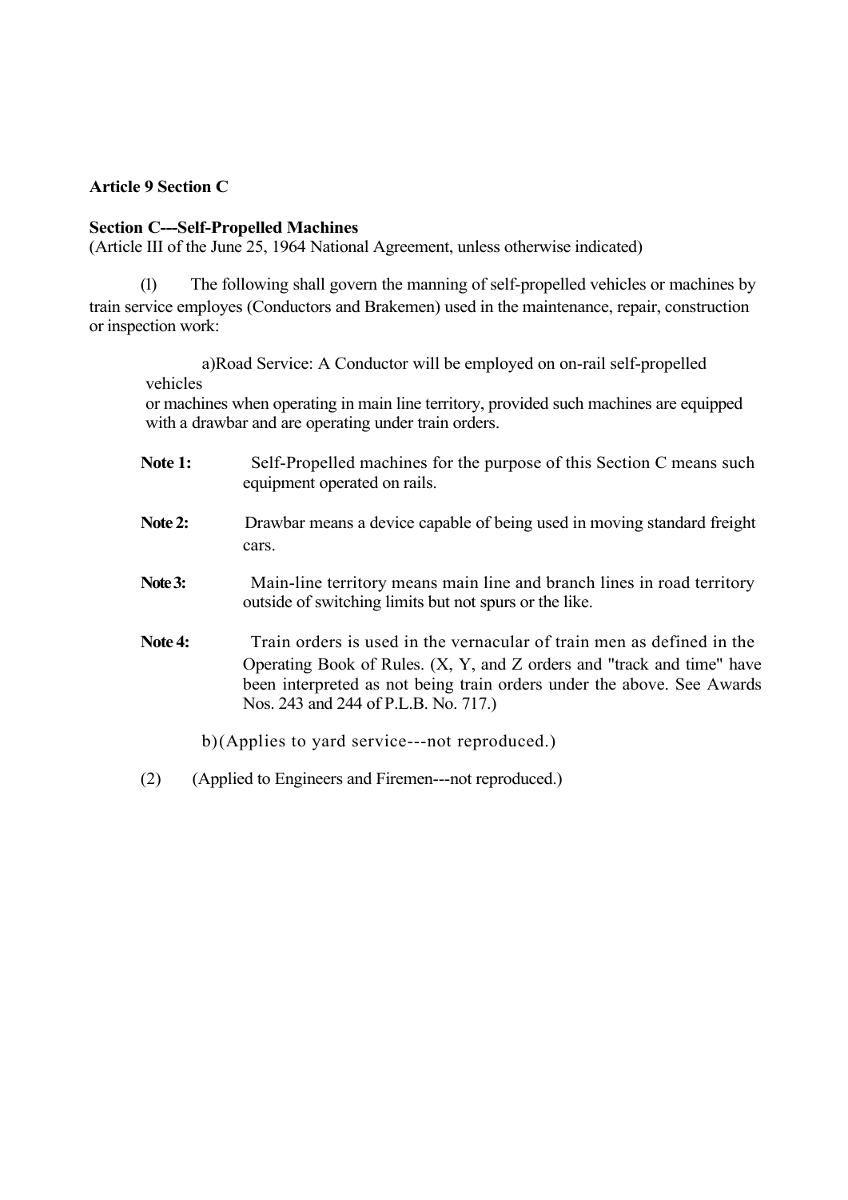**Article 9 Section C**

**Section C---Self-Propelled Machines**
(Article III of the June 25, 1964 National Agreement, unless otherwise indicated)

(l) The following shall govern the manning of self-propelled vehicles or machines by train service employes (Conductors and Brakemen) used in the maintenance, repair, construction or inspection work:

a) Road Service: A Conductor will be employed on on-rail self-propelled vehicles or machines when operating in main line territory, provided such machines are equipped with a drawbar and are operating under train orders.

**Note 1:** Self-Propelled machines for the purpose of this Section C means such equipment operated on rails.

**Note 2:** Drawbar means a device capable of being used in moving standard freight cars.

**Note 3:** Main-line territory means main line and branch lines in road territory outside of switching limits but not spurs or the like.

**Note 4:** Train orders is used in the vernacular of train men as defined in the Operating Book of Rules. (X, Y, and Z orders and "track and time" have been interpreted as not being train orders under the above. See Awards Nos. 243 and 244 of P.L.B. No. 717.)

b) (Applies to yard service---not reproduced.)

(2) (Applied to Engineers and Firemen---not reproduced.)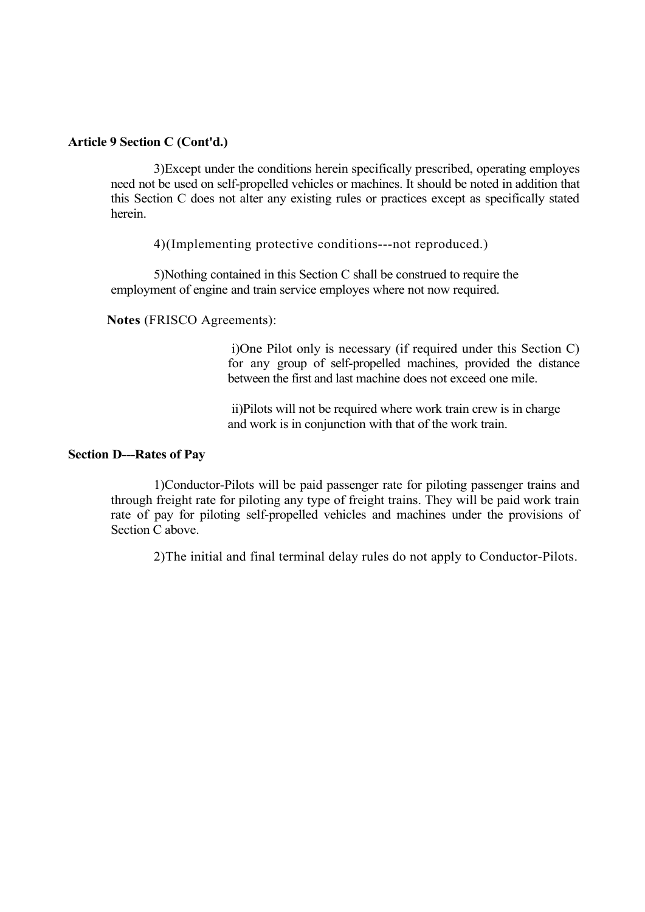**Article 9 Section C (Cont'd.)**

3)Except under the conditions herein specifically prescribed, operating employes need not be used on self-propelled vehicles or machines. It should be noted in addition that this Section C does not alter any existing rules or practices except as specifically stated herein.

4)(Implementing protective conditions---not reproduced.)

5)Nothing contained in this Section C shall be construed to require the employment of engine and train service employes where not now required.

**Notes** (FRISCO Agreements):

i)One Pilot only is necessary (if required under this Section C) for any group of self-propelled machines, provided the distance between the first and last machine does not exceed one mile.

ii)Pilots will not be required where work train crew is in charge and work is in conjunction with that of the work train.

**Section D---Rates of Pay**

1)Conductor-Pilots will be paid passenger rate for piloting passenger trains and through freight rate for piloting any type of freight trains. They will be paid work train rate of pay for piloting self-propelled vehicles and machines under the provisions of Section C above.

2)The initial and final terminal delay rules do not apply to Conductor-Pilots.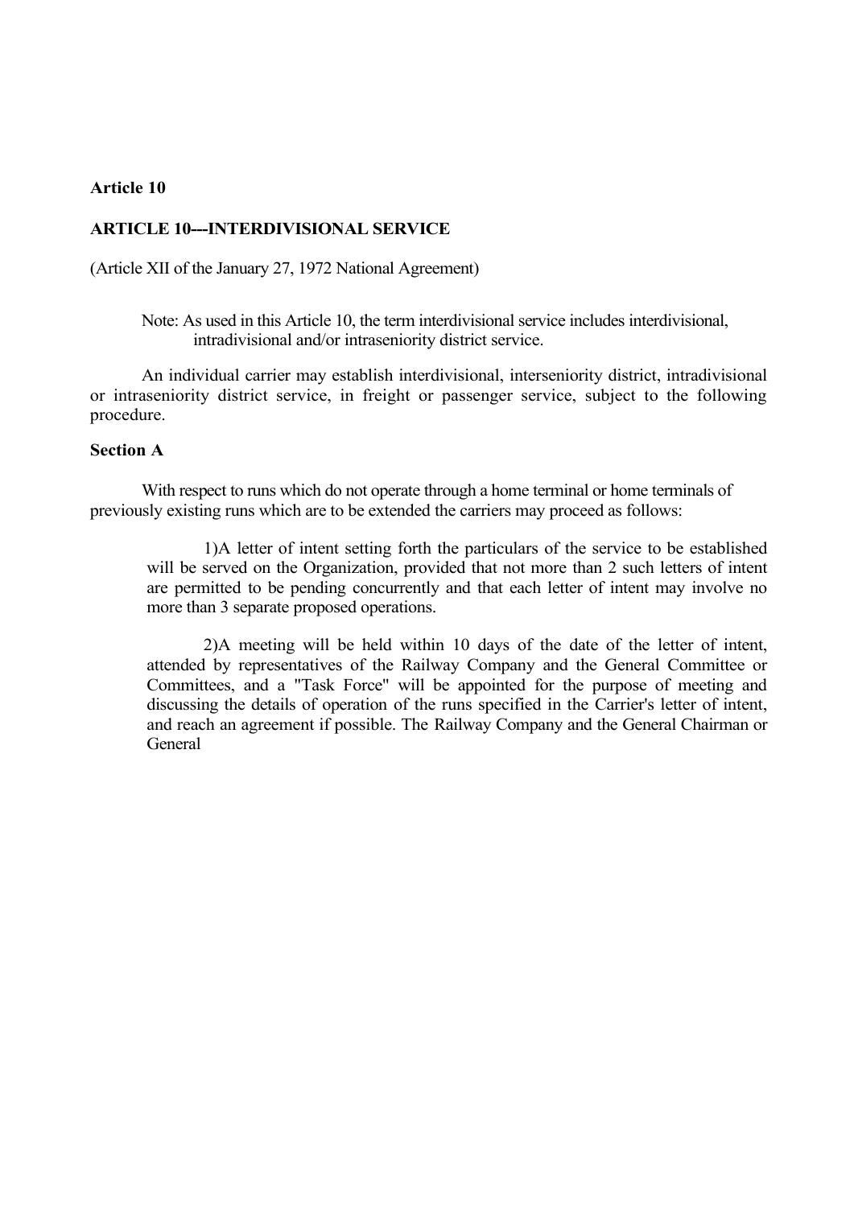**Article 10**

**ARTICLE 10---INTERDIVISIONAL SERVICE**

(Article XII of the January 27, 1972 National Agreement)

> Note: As used in this Article 10, the term interdivisional service includes interdivisional, intradivisional and/or intraseniority district service.

An individual carrier may establish interdivisional, interseniority district, intradivisional or intraseniority district service, in freight or passenger service, subject to the following procedure.

**Section A**

With respect to runs which do not operate through a home terminal or home terminals of previously existing runs which are to be extended the carriers may proceed as follows:

> 1)A letter of intent setting forth the particulars of the service to be established will be served on the Organization, provided that not more than 2 such letters of intent are permitted to be pending concurrently and that each letter of intent may involve no more than 3 separate proposed operations.
>
> 2)A meeting will be held within 10 days of the date of the letter of intent, attended by representatives of the Railway Company and the General Committee or Committees, and a "Task Force" will be appointed for the purpose of meeting and discussing the details of operation of the runs specified in the Carrier's letter of intent, and reach an agreement if possible. The Railway Company and the General Chairman or General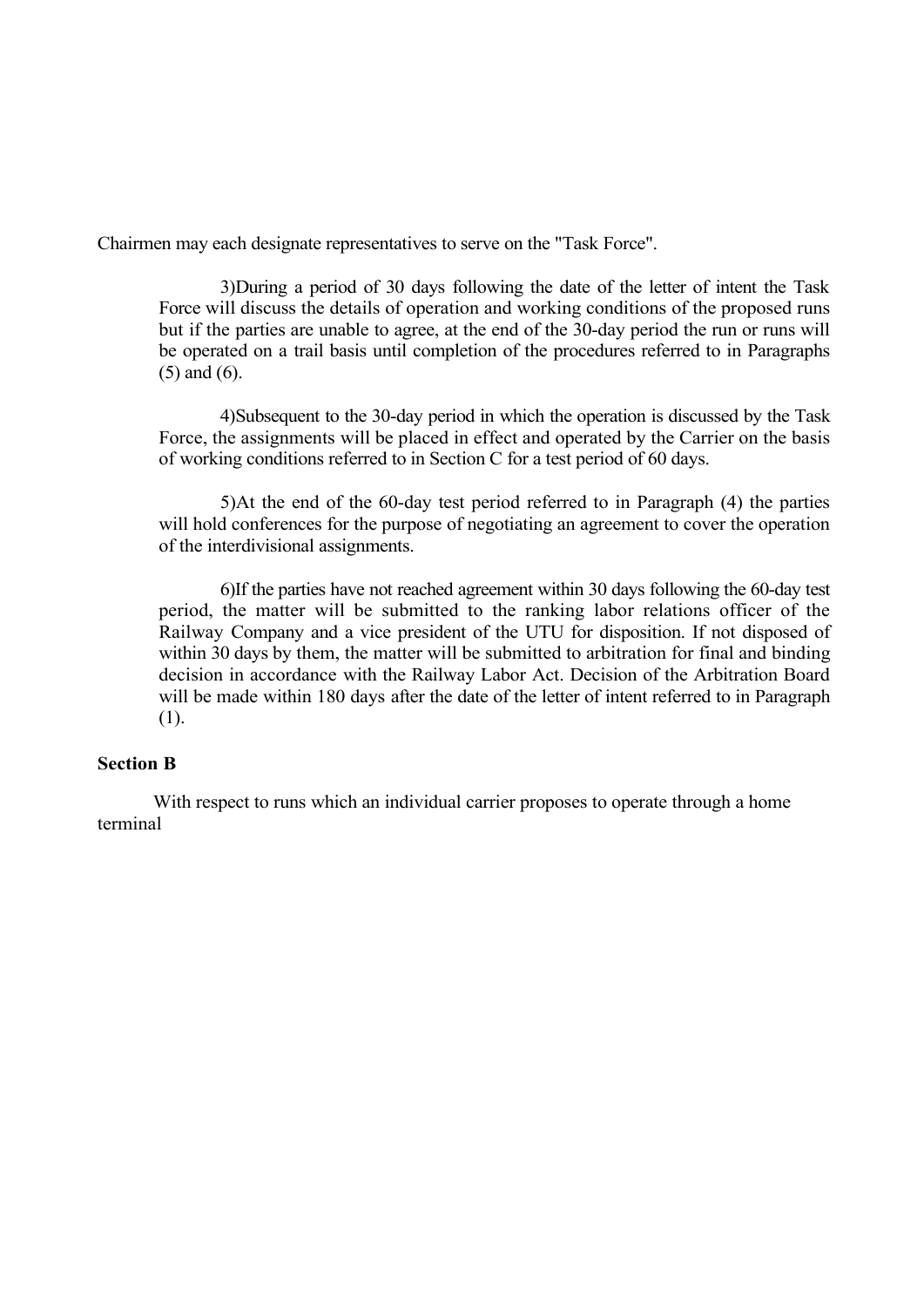Chairmen may each designate representatives to serve on the "Task Force".

3)During a period of 30 days following the date of the letter of intent the Task Force will discuss the details of operation and working conditions of the proposed runs but if the parties are unable to agree, at the end of the 30-day period the run or runs will be operated on a trail basis until completion of the procedures referred to in Paragraphs (5) and (6).

4)Subsequent to the 30-day period in which the operation is discussed by the Task Force, the assignments will be placed in effect and operated by the Carrier on the basis of working conditions referred to in Section C for a test period of 60 days.

5)At the end of the 60-day test period referred to in Paragraph (4) the parties will hold conferences for the purpose of negotiating an agreement to cover the operation of the interdivisional assignments.

6)If the parties have not reached agreement within 30 days following the 60-day test period, the matter will be submitted to the ranking labor relations officer of the Railway Company and a vice president of the UTU for disposition. If not disposed of within 30 days by them, the matter will be submitted to arbitration for final and binding decision in accordance with the Railway Labor Act. Decision of the Arbitration Board will be made within 180 days after the date of the letter of intent referred to in Paragraph (1).

**Section B**

With respect to runs which an individual carrier proposes to operate through a home terminal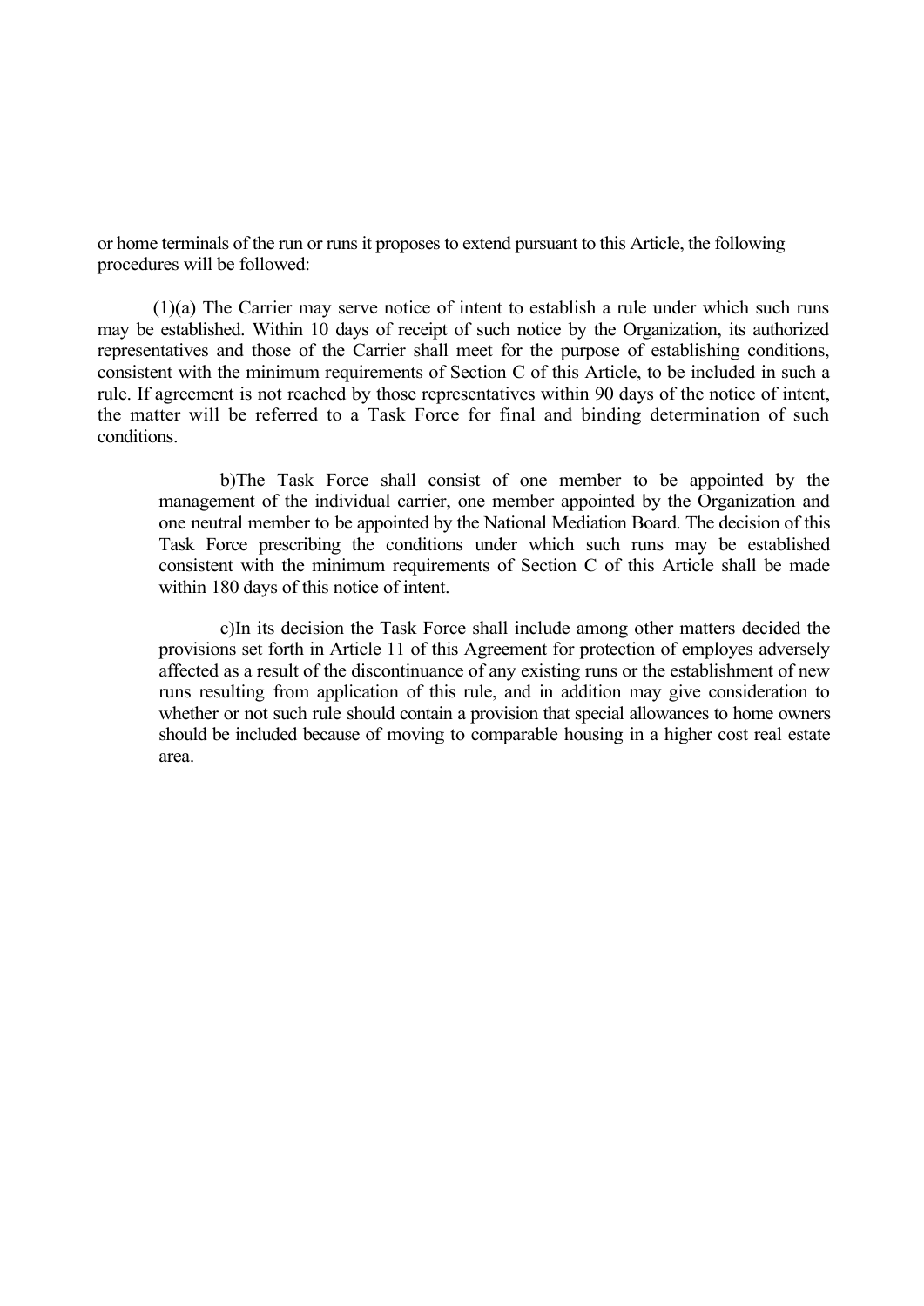or home terminals of the run or runs it proposes to extend pursuant to this Article, the following procedures will be followed:

(1)(a) The Carrier may serve notice of intent to establish a rule under which such runs may be established. Within 10 days of receipt of such notice by the Organization, its authorized representatives and those of the Carrier shall meet for the purpose of establishing conditions, consistent with the minimum requirements of Section C of this Article, to be included in such a rule. If agreement is not reached by those representatives within 90 days of the notice of intent, the matter will be referred to a Task Force for final and binding determination of such conditions.

> b)The Task Force shall consist of one member to be appointed by the management of the individual carrier, one member appointed by the Organization and one neutral member to be appointed by the National Mediation Board. The decision of this Task Force prescribing the conditions under which such runs may be established consistent with the minimum requirements of Section C of this Article shall be made within 180 days of this notice of intent.
>
> c)In its decision the Task Force shall include among other matters decided the provisions set forth in Article 11 of this Agreement for protection of employes adversely affected as a result of the discontinuance of any existing runs or the establishment of new runs resulting from application of this rule, and in addition may give consideration to whether or not such rule should contain a provision that special allowances to home owners should be included because of moving to comparable housing in a higher cost real estate area.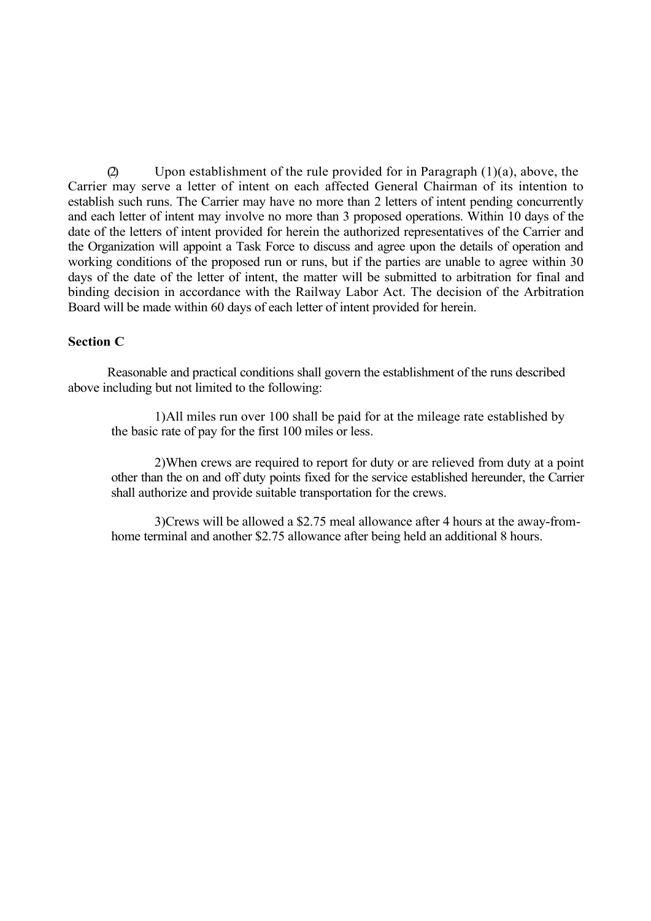(2) Upon establishment of the rule provided for in Paragraph (1)(a), above, the Carrier may serve a letter of intent on each affected General Chairman of its intention to establish such runs. The Carrier may have no more than 2 letters of intent pending concurrently and each letter of intent may involve no more than 3 proposed operations. Within 10 days of the date of the letters of intent provided for herein the authorized representatives of the Carrier and the Organization will appoint a Task Force to discuss and agree upon the details of operation and working conditions of the proposed run or runs, but if the parties are unable to agree within 30 days of the date of the letter of intent, the matter will be submitted to arbitration for final and binding decision in accordance with the Railway Labor Act. The decision of the Arbitration Board will be made within 60 days of each letter of intent provided for herein.

**Section C**

Reasonable and practical conditions shall govern the establishment of the runs described above including but not limited to the following:

1) All miles run over 100 shall be paid for at the mileage rate established by the basic rate of pay for the first 100 miles or less.

2) When crews are required to report for duty or are relieved from duty at a point other than the on and off duty points fixed for the service established hereunder, the Carrier shall authorize and provide suitable transportation for the crews.

3) Crews will be allowed a $2.75 meal allowance after 4 hours at the away-from-home terminal and another $2.75 allowance after being held an additional 8 hours.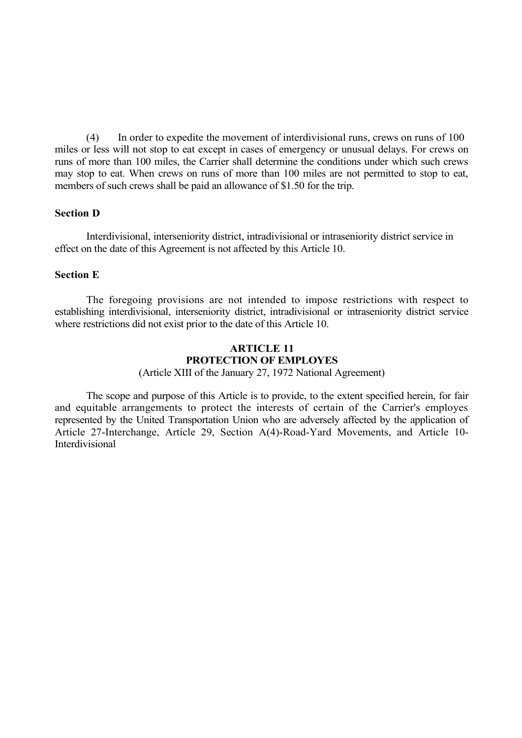(4) In order to expedite the movement of interdivisional runs, crews on runs of 100 miles or less will not stop to eat except in cases of emergency or unusual delays. For crews on runs of more than 100 miles, the Carrier shall determine the conditions under which such crews may stop to eat. When crews on runs of more than 100 miles are not permitted to stop to eat, members of such crews shall be paid an allowance of $1.50 for the trip.

**Section D**

Interdivisional, interseniority district, intradivisional or intraseniority district service in effect on the date of this Agreement is not affected by this Article 10.

**Section E**

The foregoing provisions are not intended to impose restrictions with respect to establishing interdivisional, interseniority district, intradivisional or intraseniority district service where restrictions did not exist prior to the date of this Article 10.

## ARTICLE 11
## PROTECTION OF EMPLOYES

(Article XIII of the January 27, 1972 National Agreement)

The scope and purpose of this Article is to provide, to the extent specified herein, for fair and equitable arrangements to protect the interests of certain of the Carrier's employes represented by the United Transportation Union who are adversely affected by the application of Article 27-Interchange, Article 29, Section A(4)-Road-Yard Movements, and Article 10-Interdivisional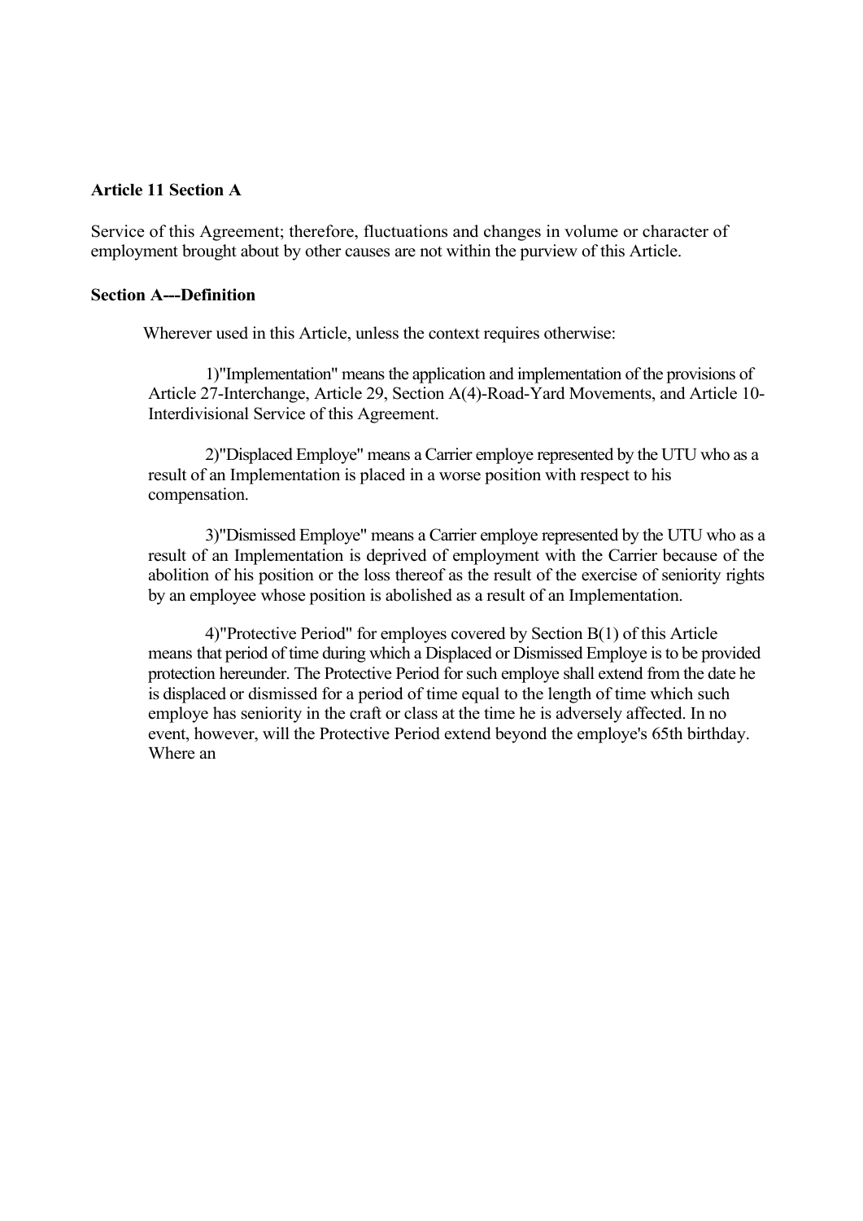**Article 11 Section A**

Service of this Agreement; therefore, fluctuations and changes in volume or character of employment brought about by other causes are not within the purview of this Article.

**Section A---Definition**

Wherever used in this Article, unless the context requires otherwise:

1)"Implementation" means the application and implementation of the provisions of Article 27-Interchange, Article 29, Section A(4)-Road-Yard Movements, and Article 10-Interdivisional Service of this Agreement.

2)"Displaced Employe" means a Carrier employe represented by the UTU who as a result of an Implementation is placed in a worse position with respect to his compensation.

3)"Dismissed Employe" means a Carrier employe represented by the UTU who as a result of an Implementation is deprived of employment with the Carrier because of the abolition of his position or the loss thereof as the result of the exercise of seniority rights by an employee whose position is abolished as a result of an Implementation.

4)"Protective Period" for employes covered by Section B(1) of this Article means that period of time during which a Displaced or Dismissed Employe is to be provided protection hereunder. The Protective Period for such employe shall extend from the date he is displaced or dismissed for a period of time equal to the length of time which such employe has seniority in the craft or class at the time he is adversely affected. In no event, however, will the Protective Period extend beyond the employe's 65th birthday. Where an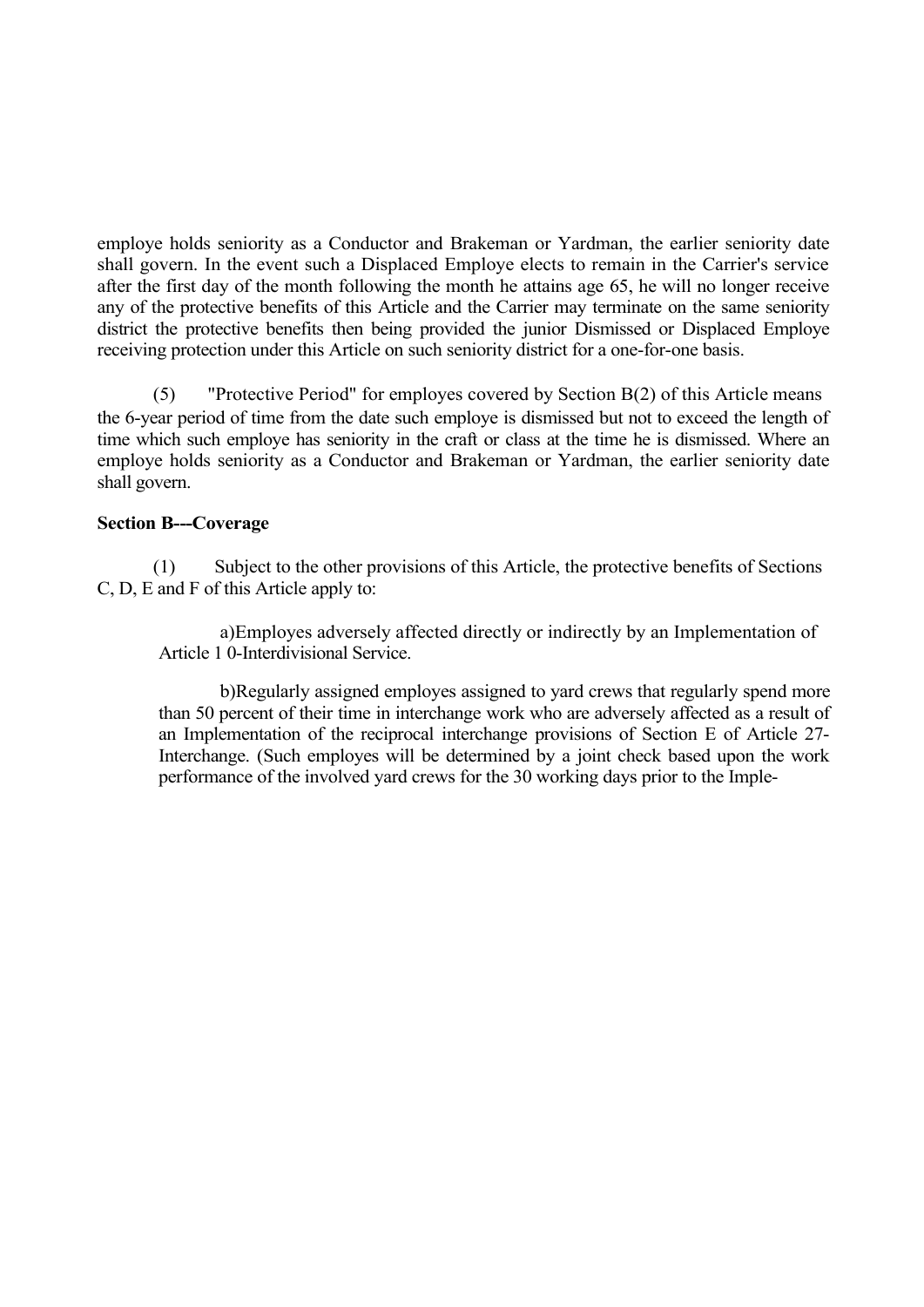employe holds seniority as a Conductor and Brakeman or Yardman, the earlier seniority date shall govern. In the event such a Displaced Employe elects to remain in the Carrier's service after the first day of the month following the month he attains age 65, he will no longer receive any of the protective benefits of this Article and the Carrier may terminate on the same seniority district the protective benefits then being provided the junior Dismissed or Displaced Employe receiving protection under this Article on such seniority district for a one-for-one basis.

(5) "Protective Period" for employes covered by Section B(2) of this Article means the 6-year period of time from the date such employe is dismissed but not to exceed the length of time which such employe has seniority in the craft or class at the time he is dismissed. Where an employe holds seniority as a Conductor and Brakeman or Yardman, the earlier seniority date shall govern.

**Section B---Coverage**

(1) Subject to the other provisions of this Article, the protective benefits of Sections C, D, E and F of this Article apply to:

a)Employes adversely affected directly or indirectly by an Implementation of Article 1 0-Interdivisional Service.

b)Regularly assigned employes assigned to yard crews that regularly spend more than 50 percent of their time in interchange work who are adversely affected as a result of an Implementation of the reciprocal interchange provisions of Section E of Article 27-Interchange. (Such employes will be determined by a joint check based upon the work performance of the involved yard crews for the 30 working days prior to the Imple-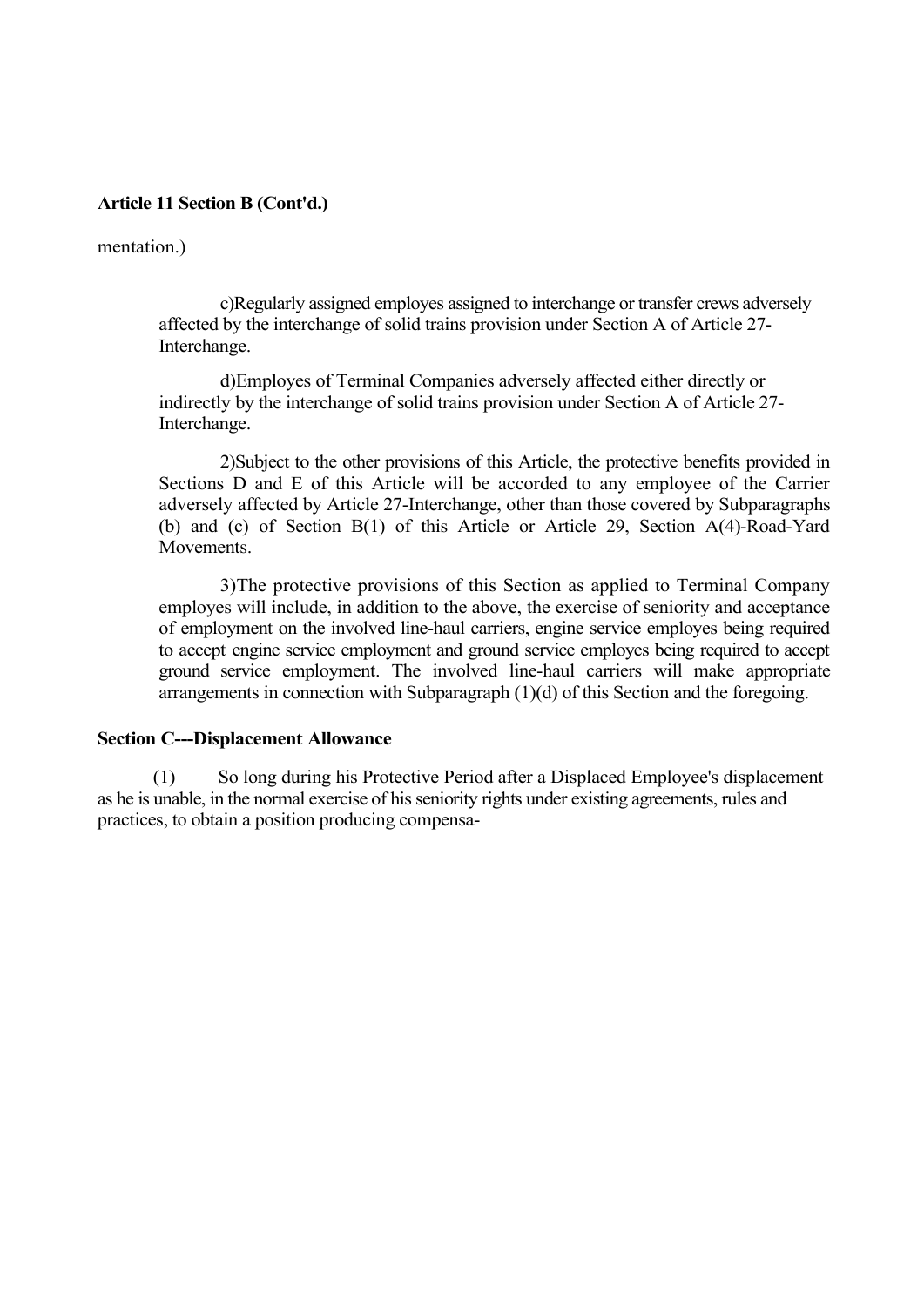**Article 11 Section B (Cont'd.)**

mentation.)

c)Regularly assigned employes assigned to interchange or transfer crews adversely affected by the interchange of solid trains provision under Section A of Article 27-Interchange.

d)Employes of Terminal Companies adversely affected either directly or indirectly by the interchange of solid trains provision under Section A of Article 27-Interchange.

2)Subject to the other provisions of this Article, the protective benefits provided in Sections D and E of this Article will be accorded to any employee of the Carrier adversely affected by Article 27-Interchange, other than those covered by Subparagraphs (b) and (c) of Section B(1) of this Article or Article 29, Section A(4)-Road-Yard Movements.

3)The protective provisions of this Section as applied to Terminal Company employes will include, in addition to the above, the exercise of seniority and acceptance of employment on the involved line-haul carriers, engine service employes being required to accept engine service employment and ground service employes being required to accept ground service employment. The involved line-haul carriers will make appropriate arrangements in connection with Subparagraph (1)(d) of this Section and the foregoing.

**Section C---Displacement Allowance**

(1) So long during his Protective Period after a Displaced Employee's displacement as he is unable, in the normal exercise of his seniority rights under existing agreements, rules and practices, to obtain a position producing compensa-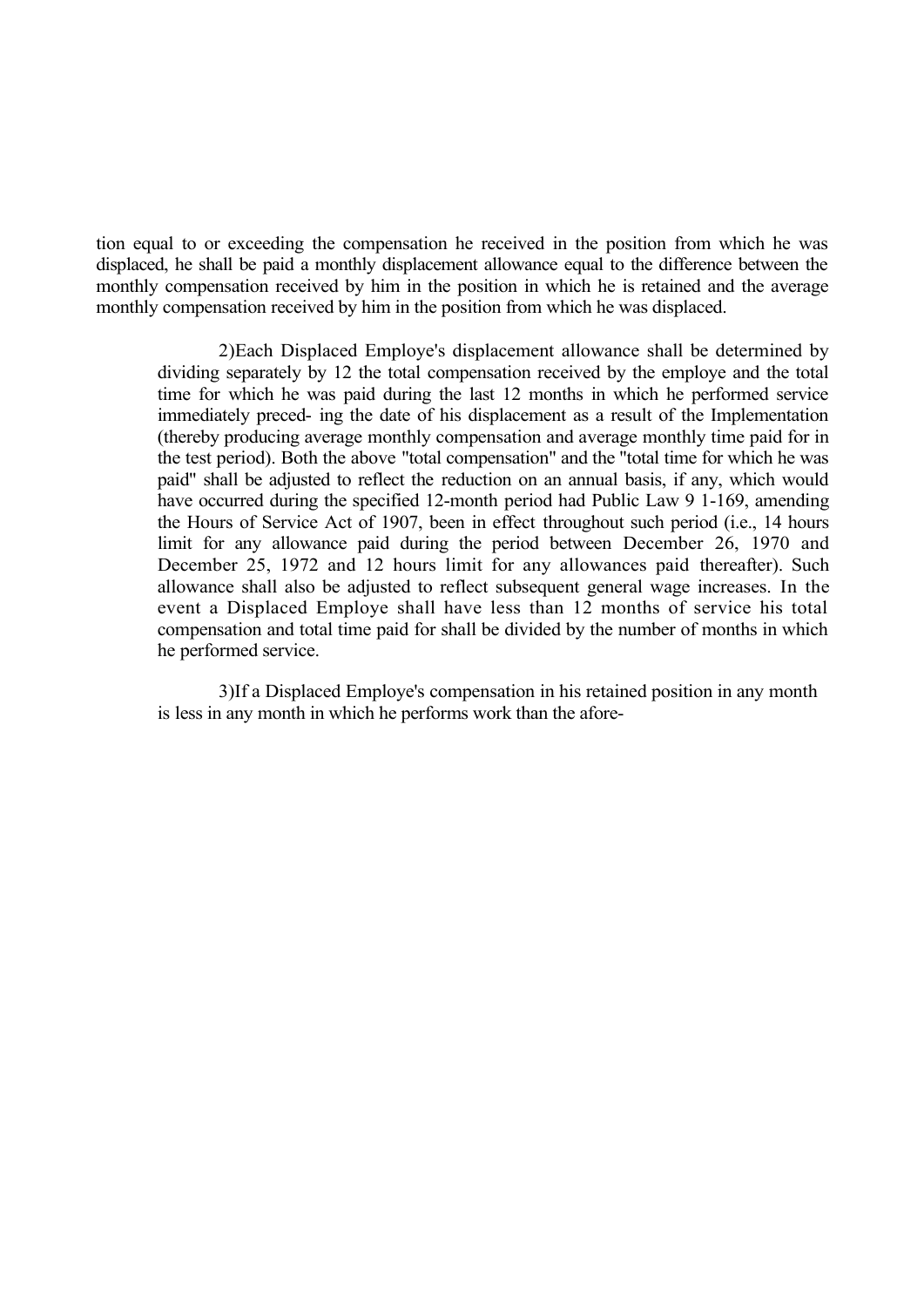tion equal to or exceeding the compensation he received in the position from which he was displaced, he shall be paid a monthly displacement allowance equal to the difference between the monthly compensation received by him in the position in which he is retained and the average monthly compensation received by him in the position from which he was displaced.

2)Each Displaced Employe's displacement allowance shall be determined by dividing separately by 12 the total compensation received by the employe and the total time for which he was paid during the last 12 months in which he performed service immediately preced- ing the date of his displacement as a result of the Implementation (thereby producing average monthly compensation and average monthly time paid for in the test period). Both the above "total compensation" and the "total time for which he was paid" shall be adjusted to reflect the reduction on an annual basis, if any, which would have occurred during the specified 12-month period had Public Law 9 1-169, amending the Hours of Service Act of 1907, been in effect throughout such period (i.e., 14 hours limit for any allowance paid during the period between December 26, 1970 and December 25, 1972 and 12 hours limit for any allowances paid thereafter). Such allowance shall also be adjusted to reflect subsequent general wage increases. In the event a Displaced Employe shall have less than 12 months of service his total compensation and total time paid for shall be divided by the number of months in which he performed service.

3)If a Displaced Employe's compensation in his retained position in any month is less in any month in which he performs work than the afore-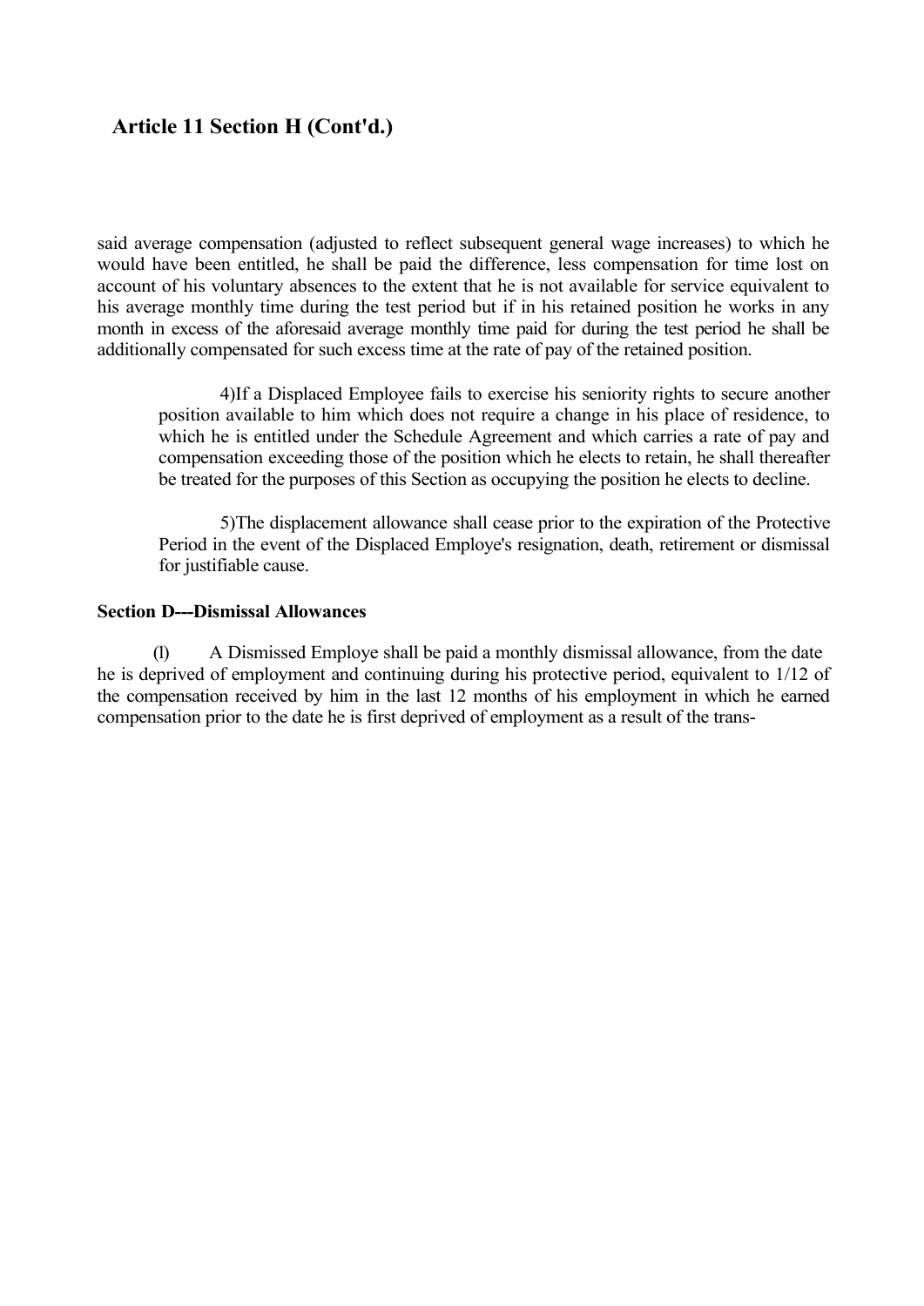## Article 11 Section H (Cont'd.)

said average compensation (adjusted to reflect subsequent general wage increases) to which he would have been entitled, he shall be paid the difference, less compensation for time lost on account of his voluntary absences to the extent that he is not available for service equivalent to his average monthly time during the test period but if in his retained position he works in any month in excess of the aforesaid average monthly time paid for during the test period he shall be additionally compensated for such excess time at the rate of pay of the retained position.

4)If a Displaced Employee fails to exercise his seniority rights to secure another position available to him which does not require a change in his place of residence, to which he is entitled under the Schedule Agreement and which carries a rate of pay and compensation exceeding those of the position which he elects to retain, he shall thereafter be treated for the purposes of this Section as occupying the position he elects to decline.

5)The displacement allowance shall cease prior to the expiration of the Protective Period in the event of the Displaced Employe's resignation, death, retirement or dismissal for justifiable cause.

**Section D---Dismissal Allowances**

(l) A Dismissed Employe shall be paid a monthly dismissal allowance, from the date he is deprived of employment and continuing during his protective period, equivalent to 1/12 of the compensation received by him in the last 12 months of his employment in which he earned compensation prior to the date he is first deprived of employment as a result of the trans-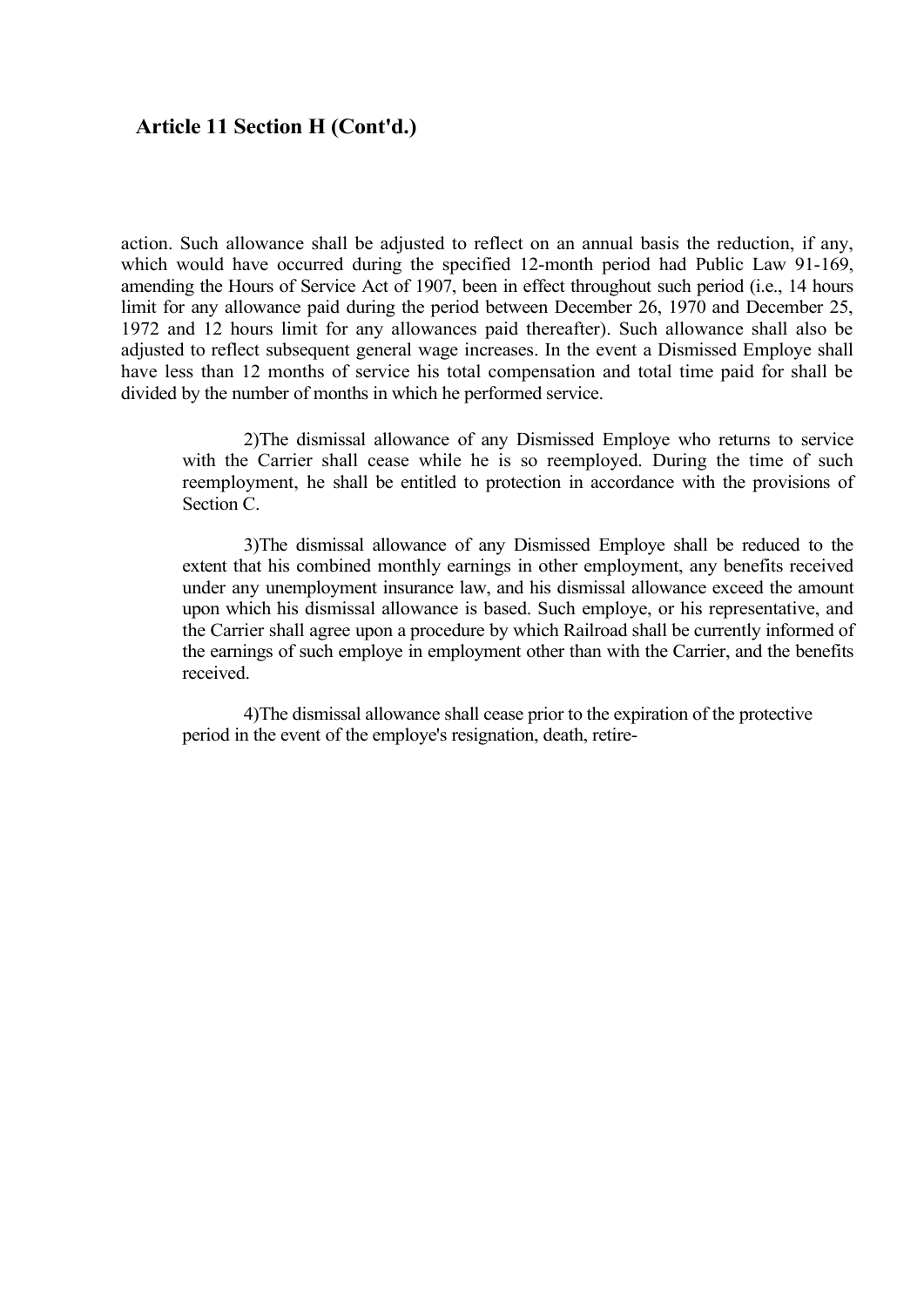## Article 11 Section H (Cont'd.)

action. Such allowance shall be adjusted to reflect on an annual basis the reduction, if any, which would have occurred during the specified 12-month period had Public Law 91-169, amending the Hours of Service Act of 1907, been in effect throughout such period (i.e., 14 hours limit for any allowance paid during the period between December 26, 1970 and December 25, 1972 and 12 hours limit for any allowances paid thereafter). Such allowance shall also be adjusted to reflect subsequent general wage increases. In the event a Dismissed Employe shall have less than 12 months of service his total compensation and total time paid for shall be divided by the number of months in which he performed service.

2)The dismissal allowance of any Dismissed Employe who returns to service with the Carrier shall cease while he is so reemployed. During the time of such reemployment, he shall be entitled to protection in accordance with the provisions of Section C.

3)The dismissal allowance of any Dismissed Employe shall be reduced to the extent that his combined monthly earnings in other employment, any benefits received under any unemployment insurance law, and his dismissal allowance exceed the amount upon which his dismissal allowance is based. Such employe, or his representative, and the Carrier shall agree upon a procedure by which Railroad shall be currently informed of the earnings of such employe in employment other than with the Carrier, and the benefits received.

4)The dismissal allowance shall cease prior to the expiration of the protective period in the event of the employe's resignation, death, retire-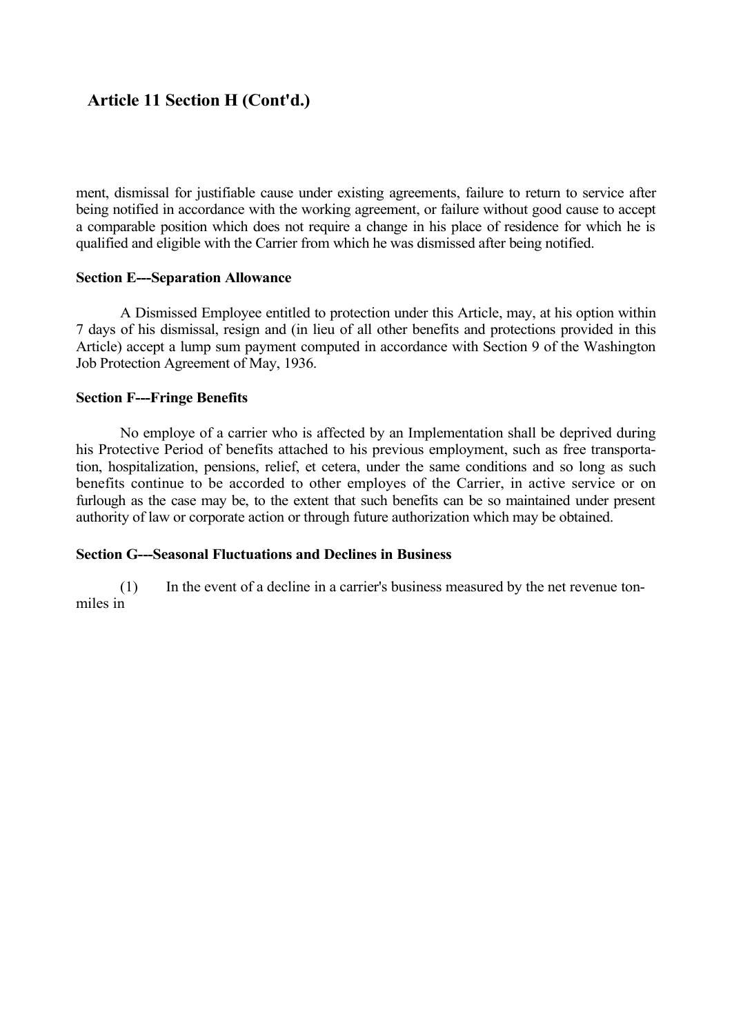## Article 11 Section H (Cont'd.)

ment, dismissal for justifiable cause under existing agreements, failure to return to service after being notified in accordance with the working agreement, or failure without good cause to accept a comparable position which does not require a change in his place of residence for which he is qualified and eligible with the Carrier from which he was dismissed after being notified.

**Section E---Separation Allowance**

A Dismissed Employee entitled to protection under this Article, may, at his option within 7 days of his dismissal, resign and (in lieu of all other benefits and protections provided in this Article) accept a lump sum payment computed in accordance with Section 9 of the Washington Job Protection Agreement of May, 1936.

**Section F---Fringe Benefits**

No employe of a carrier who is affected by an Implementation shall be deprived during his Protective Period of benefits attached to his previous employment, such as free transportation, hospitalization, pensions, relief, et cetera, under the same conditions and so long as such benefits continue to be accorded to other employes of the Carrier, in active service or on furlough as the case may be, to the extent that such benefits can be so maintained under present authority of law or corporate action or through future authorization which may be obtained.

**Section G---Seasonal Fluctuations and Declines in Business**

(1) In the event of a decline in a carrier's business measured by the net revenue ton-miles in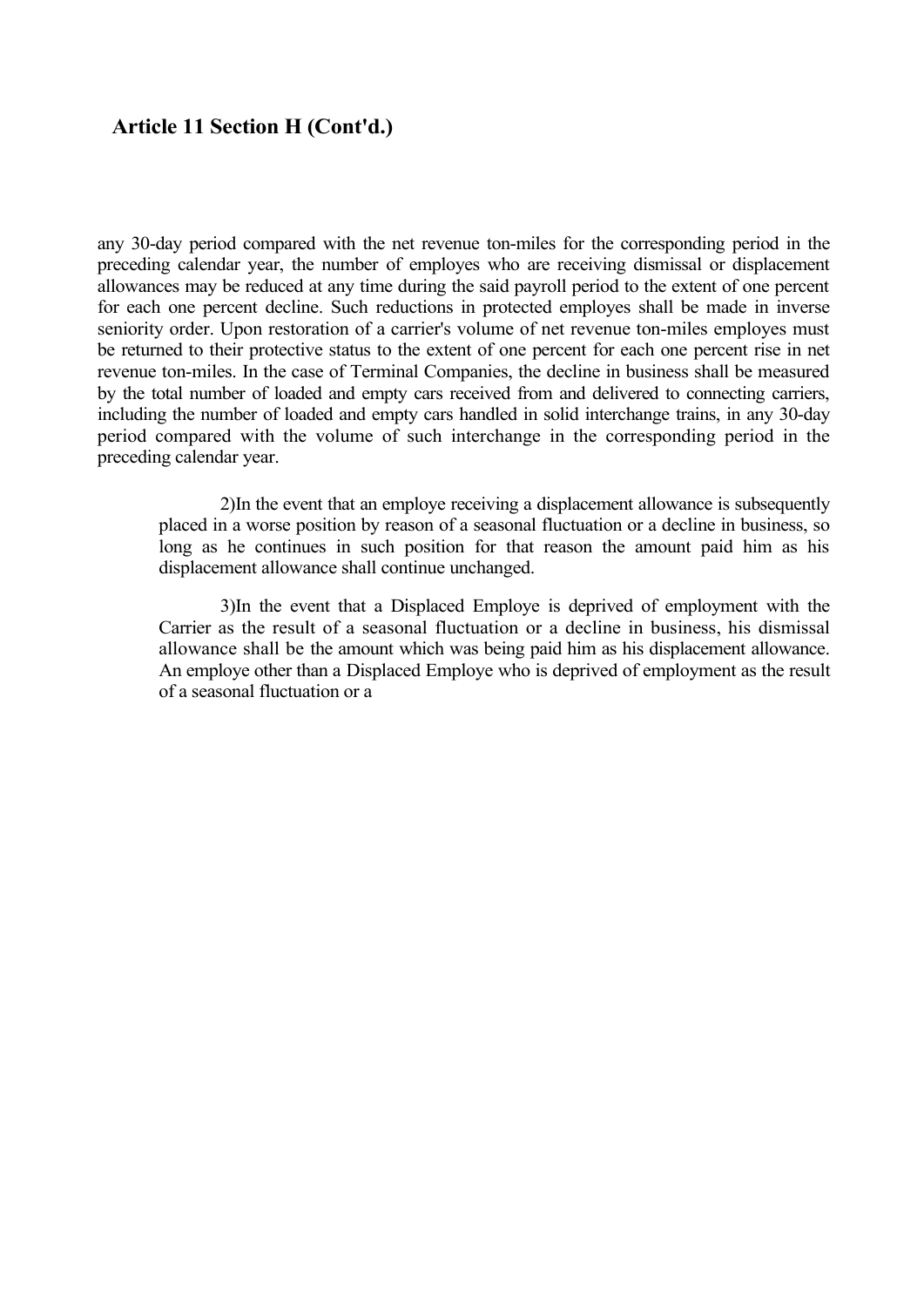**Article 11 Section H (Cont'd.)**

any 30-day period compared with the net revenue ton-miles for the corresponding period in the preceding calendar year, the number of employes who are receiving dismissal or displacement allowances may be reduced at any time during the said payroll period to the extent of one percent for each one percent decline. Such reductions in protected employes shall be made in inverse seniority order. Upon restoration of a carrier's volume of net revenue ton-miles employes must be returned to their protective status to the extent of one percent for each one percent rise in net revenue ton-miles. In the case of Terminal Companies, the decline in business shall be measured by the total number of loaded and empty cars received from and delivered to connecting carriers, including the number of loaded and empty cars handled in solid interchange trains, in any 30-day period compared with the volume of such interchange in the corresponding period in the preceding calendar year.

2)In the event that an employe receiving a displacement allowance is subsequently placed in a worse position by reason of a seasonal fluctuation or a decline in business, so long as he continues in such position for that reason the amount paid him as his displacement allowance shall continue unchanged.

3)In the event that a Displaced Employe is deprived of employment with the Carrier as the result of a seasonal fluctuation or a decline in business, his dismissal allowance shall be the amount which was being paid him as his displacement allowance. An employe other than a Displaced Employe who is deprived of employment as the result of a seasonal fluctuation or a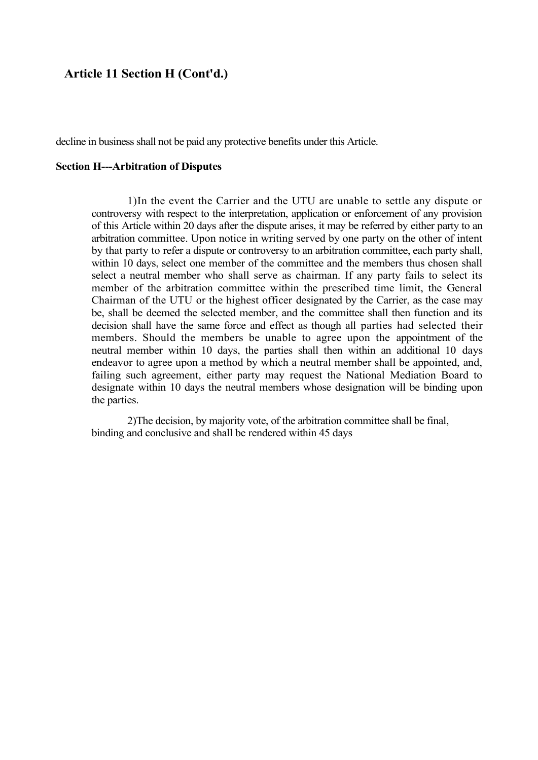## Article 11 Section H (Cont'd.)

decline in business shall not be paid any protective benefits under this Article.

**Section H---Arbitration of Disputes**

1)In the event the Carrier and the UTU are unable to settle any dispute or controversy with respect to the interpretation, application or enforcement of any provision of this Article within 20 days after the dispute arises, it may be referred by either party to an arbitration committee. Upon notice in writing served by one party on the other of intent by that party to refer a dispute or controversy to an arbitration committee, each party shall, within 10 days, select one member of the committee and the members thus chosen shall select a neutral member who shall serve as chairman. If any party fails to select its member of the arbitration committee within the prescribed time limit, the General Chairman of the UTU or the highest officer designated by the Carrier, as the case may be, shall be deemed the selected member, and the committee shall then function and its decision shall have the same force and effect as though all parties had selected their members. Should the members be unable to agree upon the appointment of the neutral member within 10 days, the parties shall then within an additional 10 days endeavor to agree upon a method by which a neutral member shall be appointed, and, failing such agreement, either party may request the National Mediation Board to designate within 10 days the neutral members whose designation will be binding upon the parties.

2)The decision, by majority vote, of the arbitration committee shall be final, binding and conclusive and shall be rendered within 45 days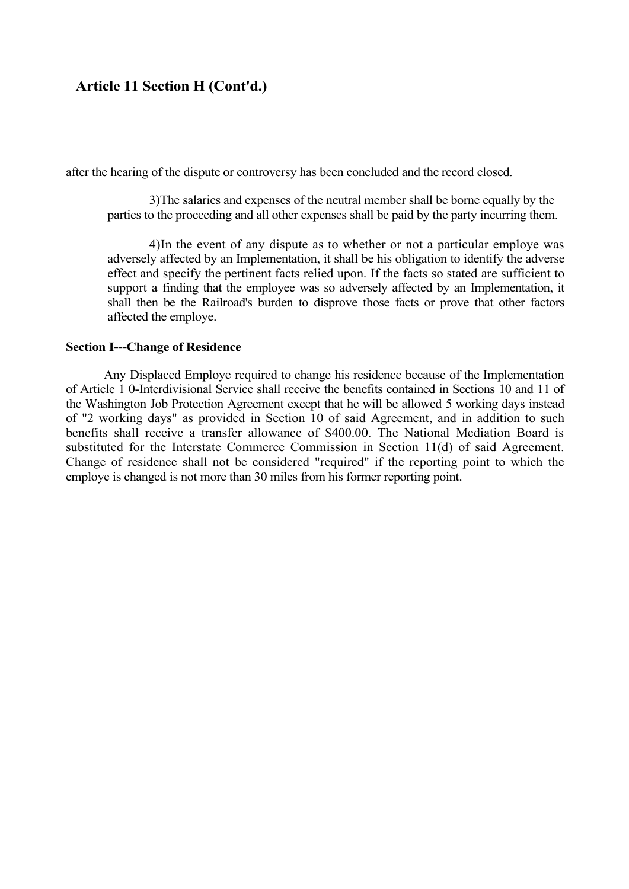## Article 11 Section H (Cont'd.)

after the hearing of the dispute or controversy has been concluded and the record closed.

> 3)The salaries and expenses of the neutral member shall be borne equally by the parties to the proceeding and all other expenses shall be paid by the party incurring them.
>
> 4)In the event of any dispute as to whether or not a particular employe was adversely affected by an Implementation, it shall be his obligation to identify the adverse effect and specify the pertinent facts relied upon. If the facts so stated are sufficient to support a finding that the employee was so adversely affected by an Implementation, it shall then be the Railroad's burden to disprove those facts or prove that other factors affected the employe.

**Section I---Change of Residence**

Any Displaced Employe required to change his residence because of the Implementation of Article 1 0-Interdivisional Service shall receive the benefits contained in Sections 10 and 11 of the Washington Job Protection Agreement except that he will be allowed 5 working days instead of "2 working days" as provided in Section 10 of said Agreement, and in addition to such benefits shall receive a transfer allowance of $400.00. The National Mediation Board is substituted for the Interstate Commerce Commission in Section 11(d) of said Agreement. Change of residence shall not be considered "required" if the reporting point to which the employe is changed is not more than 30 miles from his former reporting point.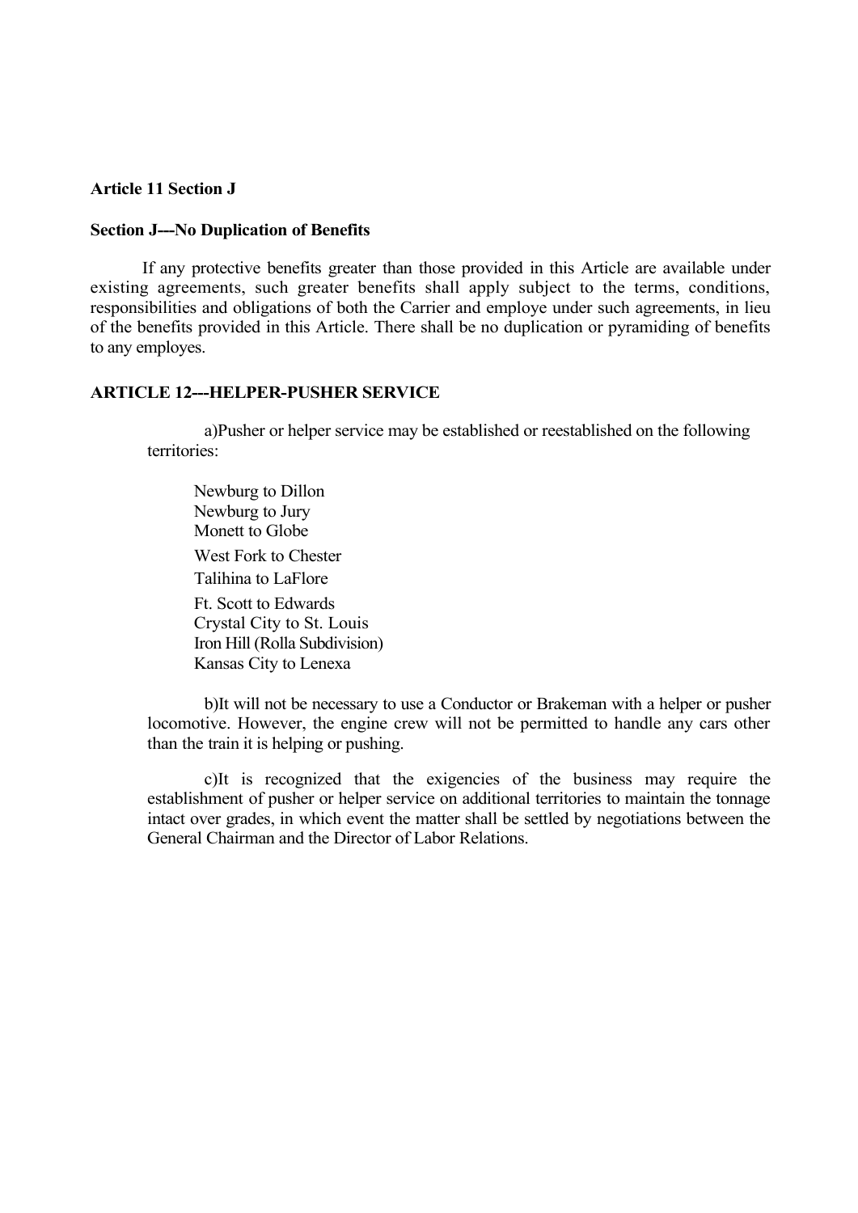**Article 11 Section J**

**Section J---No Duplication of Benefits**

If any protective benefits greater than those provided in this Article are available under existing agreements, such greater benefits shall apply subject to the terms, conditions, responsibilities and obligations of both the Carrier and employe under such agreements, in lieu of the benefits provided in this Article. There shall be no duplication or pyramiding of benefits to any employes.

**ARTICLE 12---HELPER-PUSHER SERVICE**

a)Pusher or helper service may be established or reestablished on the following territories:

Newburg to Dillon
Newburg to Jury
Monett to Globe
West Fork to Chester
Talihina to LaFlore
Ft. Scott to Edwards
Crystal City to St. Louis
Iron Hill (Rolla Subdivision)
Kansas City to Lenexa

b)It will not be necessary to use a Conductor or Brakeman with a helper or pusher locomotive. However, the engine crew will not be permitted to handle any cars other than the train it is helping or pushing.

c)It is recognized that the exigencies of the business may require the establishment of pusher or helper service on additional territories to maintain the tonnage intact over grades, in which event the matter shall be settled by negotiations between the General Chairman and the Director of Labor Relations.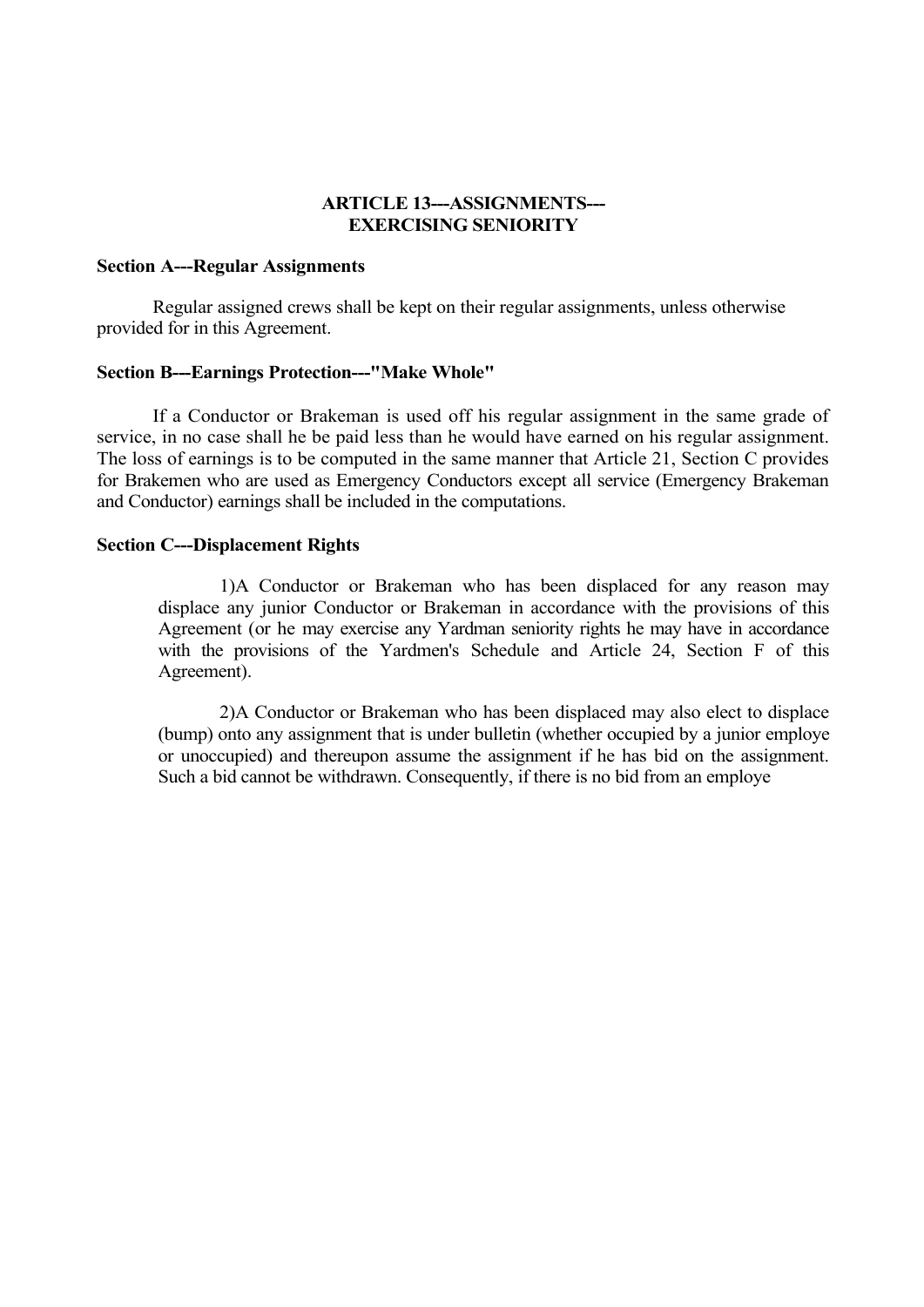# ARTICLE 13---ASSIGNMENTS---
# EXERCISING SENIORITY

**Section A---Regular Assignments**

Regular assigned crews shall be kept on their regular assignments, unless otherwise provided for in this Agreement.

**Section B---Earnings Protection---"Make Whole"**

If a Conductor or Brakeman is used off his regular assignment in the same grade of service, in no case shall he be paid less than he would have earned on his regular assignment. The loss of earnings is to be computed in the same manner that Article 21, Section C provides for Brakemen who are used as Emergency Conductors except all service (Emergency Brakeman and Conductor) earnings shall be included in the computations.

**Section C---Displacement Rights**

1)A Conductor or Brakeman who has been displaced for any reason may displace any junior Conductor or Brakeman in accordance with the provisions of this Agreement (or he may exercise any Yardman seniority rights he may have in accordance with the provisions of the Yardmen's Schedule and Article 24, Section F of this Agreement).

2)A Conductor or Brakeman who has been displaced may also elect to displace (bump) onto any assignment that is under bulletin (whether occupied by a junior employe or unoccupied) and thereupon assume the assignment if he has bid on the assignment. Such a bid cannot be withdrawn. Consequently, if there is no bid from an employe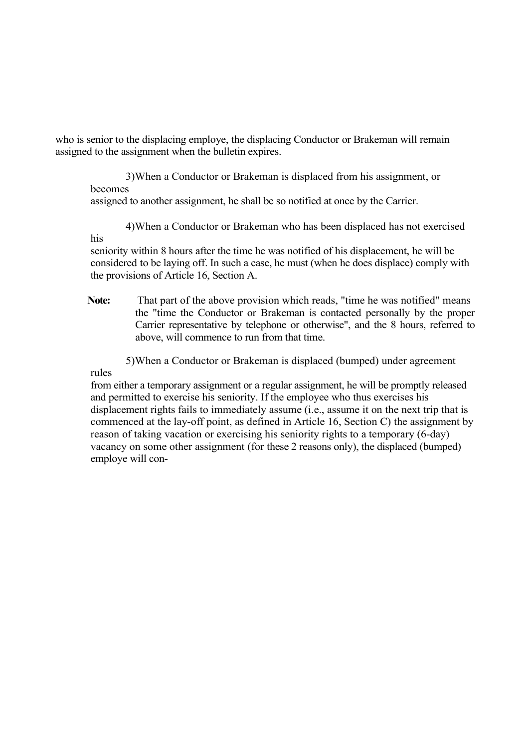who is senior to the displacing employe, the displacing Conductor or Brakeman will remain assigned to the assignment when the bulletin expires.

3) When a Conductor or Brakeman is displaced from his assignment, or becomes assigned to another assignment, he shall be so notified at once by the Carrier.

4) When a Conductor or Brakeman who has been displaced has not exercised his seniority within 8 hours after the time he was notified of his displacement, he will be considered to be laying off. In such a case, he must (when he does displace) comply with the provisions of Article 16, Section A.

**Note:** That part of the above provision which reads, "time he was notified" means the "time the Conductor or Brakeman is contacted personally by the proper Carrier representative by telephone or otherwise", and the 8 hours, referred to above, will commence to run from that time.

5) When a Conductor or Brakeman is displaced (bumped) under agreement rules from either a temporary assignment or a regular assignment, he will be promptly released and permitted to exercise his seniority. If the employee who thus exercises his displacement rights fails to immediately assume (i.e., assume it on the next trip that is commenced at the lay-off point, as defined in Article 16, Section C) the assignment by reason of taking vacation or exercising his seniority rights to a temporary (6-day) vacancy on some other assignment (for these 2 reasons only), the displaced (bumped) employe will con-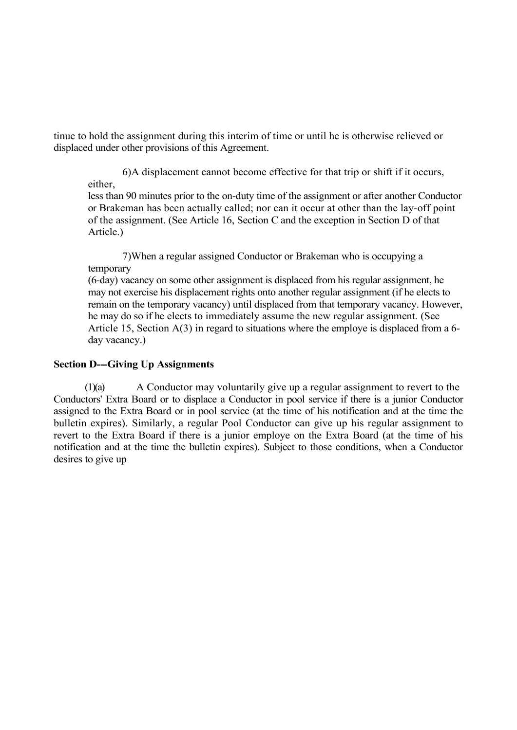tinue to hold the assignment during this interim of time or until he is otherwise relieved or displaced under other provisions of this Agreement.

6) A displacement cannot become effective for that trip or shift if it occurs, either, less than 90 minutes prior to the on-duty time of the assignment or after another Conductor or Brakeman has been actually called; nor can it occur at other than the lay-off point of the assignment. (See Article 16, Section C and the exception in Section D of that Article.)

7) When a regular assigned Conductor or Brakeman who is occupying a temporary (6-day) vacancy on some other assignment is displaced from his regular assignment, he may not exercise his displacement rights onto another regular assignment (if he elects to remain on the temporary vacancy) until displaced from that temporary vacancy. However, he may do so if he elects to immediately assume the new regular assignment. (See Article 15, Section A(3) in regard to situations where the employe is displaced from a 6-day vacancy.)

**Section D---Giving Up Assignments**

(1)(a) A Conductor may voluntarily give up a regular assignment to revert to the Conductors' Extra Board or to displace a Conductor in pool service if there is a junior Conductor assigned to the Extra Board or in pool service (at the time of his notification and at the time the bulletin expires). Similarly, a regular Pool Conductor can give up his regular assignment to revert to the Extra Board if there is a junior employe on the Extra Board (at the time of his notification and at the time the bulletin expires). Subject to those conditions, when a Conductor desires to give up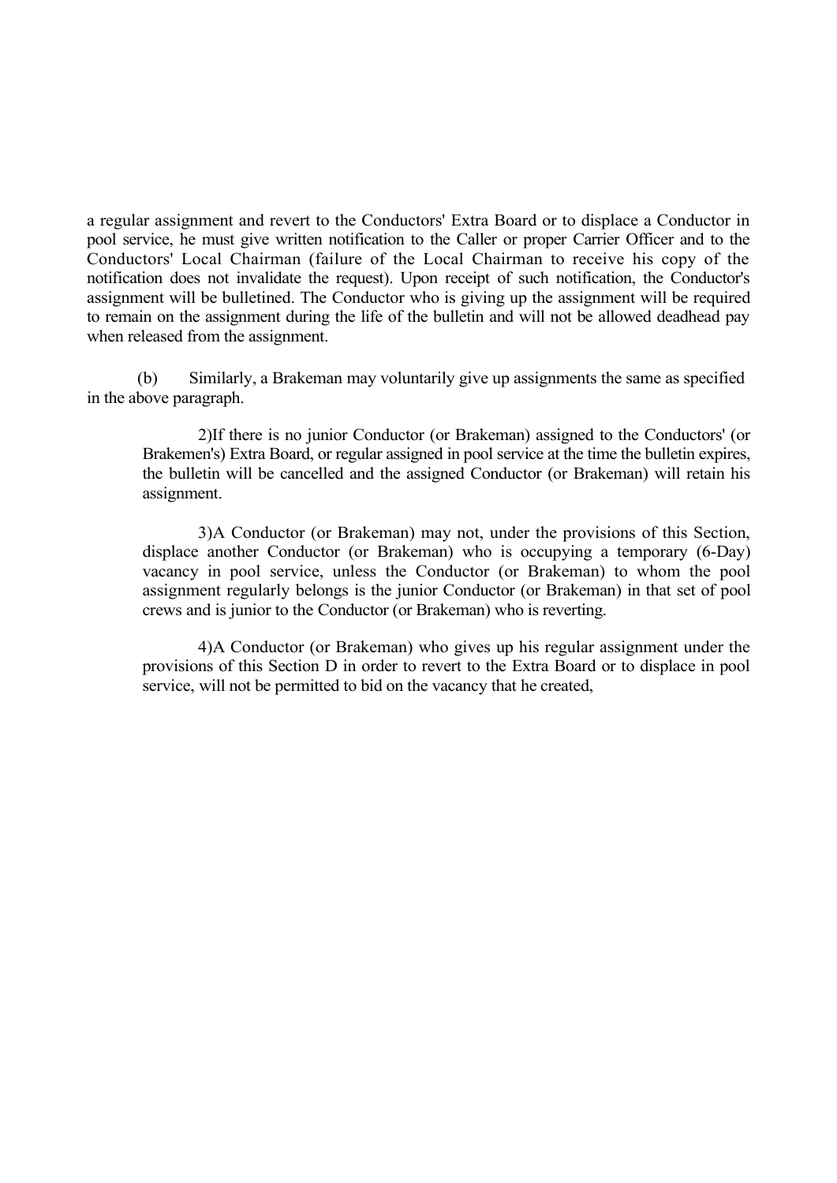a regular assignment and revert to the Conductors' Extra Board or to displace a Conductor in pool service, he must give written notification to the Caller or proper Carrier Officer and to the Conductors' Local Chairman (failure of the Local Chairman to receive his copy of the notification does not invalidate the request). Upon receipt of such notification, the Conductor's assignment will be bulletined. The Conductor who is giving up the assignment will be required to remain on the assignment during the life of the bulletin and will not be allowed deadhead pay when released from the assignment.

(b) Similarly, a Brakeman may voluntarily give up assignments the same as specified in the above paragraph.

2) If there is no junior Conductor (or Brakeman) assigned to the Conductors' (or Brakemen's) Extra Board, or regular assigned in pool service at the time the bulletin expires, the bulletin will be cancelled and the assigned Conductor (or Brakeman) will retain his assignment.

3) A Conductor (or Brakeman) may not, under the provisions of this Section, displace another Conductor (or Brakeman) who is occupying a temporary (6-Day) vacancy in pool service, unless the Conductor (or Brakeman) to whom the pool assignment regularly belongs is the junior Conductor (or Brakeman) in that set of pool crews and is junior to the Conductor (or Brakeman) who is reverting.

4) A Conductor (or Brakeman) who gives up his regular assignment under the provisions of this Section D in order to revert to the Extra Board or to displace in pool service, will not be permitted to bid on the vacancy that he created,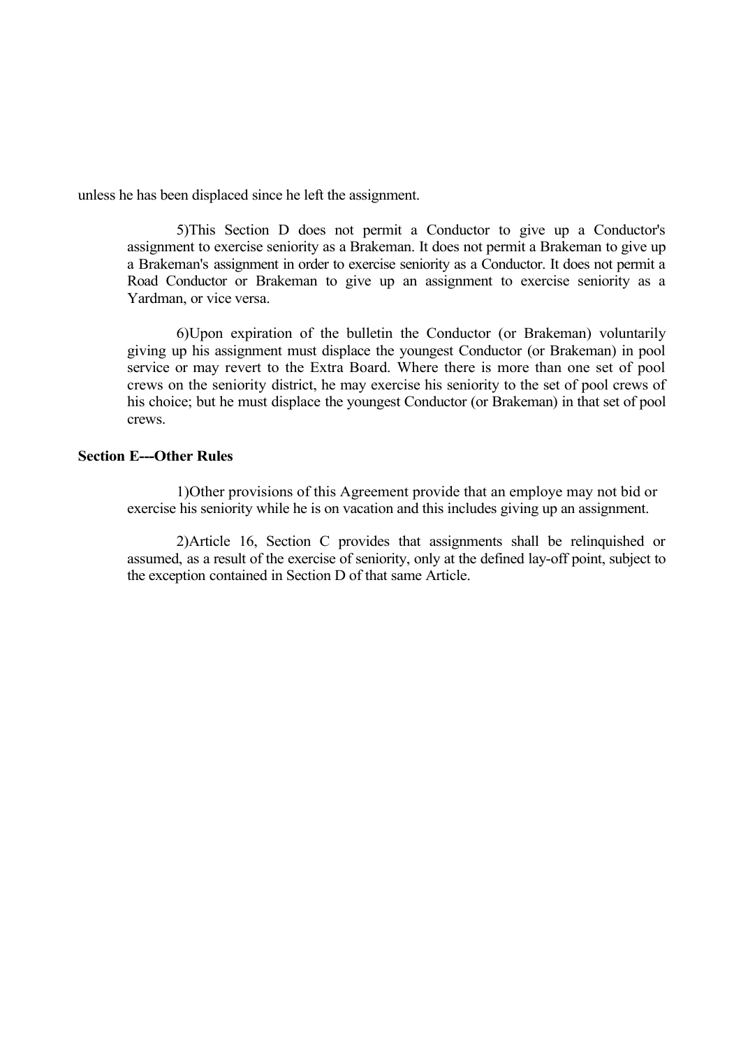unless he has been displaced since he left the assignment.

5)This Section D does not permit a Conductor to give up a Conductor's assignment to exercise seniority as a Brakeman. It does not permit a Brakeman to give up a Brakeman's assignment in order to exercise seniority as a Conductor. It does not permit a Road Conductor or Brakeman to give up an assignment to exercise seniority as a Yardman, or vice versa.

6)Upon expiration of the bulletin the Conductor (or Brakeman) voluntarily giving up his assignment must displace the youngest Conductor (or Brakeman) in pool service or may revert to the Extra Board. Where there is more than one set of pool crews on the seniority district, he may exercise his seniority to the set of pool crews of his choice; but he must displace the youngest Conductor (or Brakeman) in that set of pool crews.

**Section E---Other Rules**

1)Other provisions of this Agreement provide that an employe may not bid or exercise his seniority while he is on vacation and this includes giving up an assignment.

2)Article 16, Section C provides that assignments shall be relinquished or assumed, as a result of the exercise of seniority, only at the defined lay-off point, subject to the exception contained in Section D of that same Article.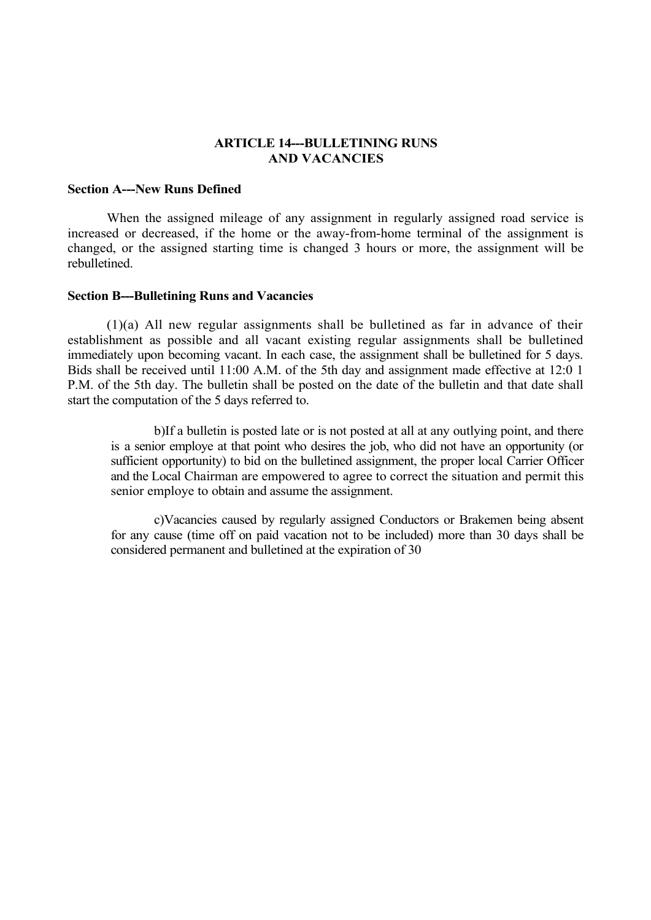## ARTICLE 14---BULLETINING RUNS AND VACANCIES

### Section A---New Runs Defined

When the assigned mileage of any assignment in regularly assigned road service is increased or decreased, if the home or the away-from-home terminal of the assignment is changed, or the assigned starting time is changed 3 hours or more, the assignment will be rebulletined.

### Section B---Bulletining Runs and Vacancies

(1)(a) All new regular assignments shall be bulletined as far in advance of their establishment as possible and all vacant existing regular assignments shall be bulletined immediately upon becoming vacant. In each case, the assignment shall be bulletined for 5 days. Bids shall be received until 11:00 A.M. of the 5th day and assignment made effective at 12:0 1 P.M. of the 5th day. The bulletin shall be posted on the date of the bulletin and that date shall start the computation of the 5 days referred to.

b)If a bulletin is posted late or is not posted at all at any outlying point, and there is a senior employe at that point who desires the job, who did not have an opportunity (or sufficient opportunity) to bid on the bulletined assignment, the proper local Carrier Officer and the Local Chairman are empowered to agree to correct the situation and permit this senior employe to obtain and assume the assignment.

c)Vacancies caused by regularly assigned Conductors or Brakemen being absent for any cause (time off on paid vacation not to be included) more than 30 days shall be considered permanent and bulletined at the expiration of 30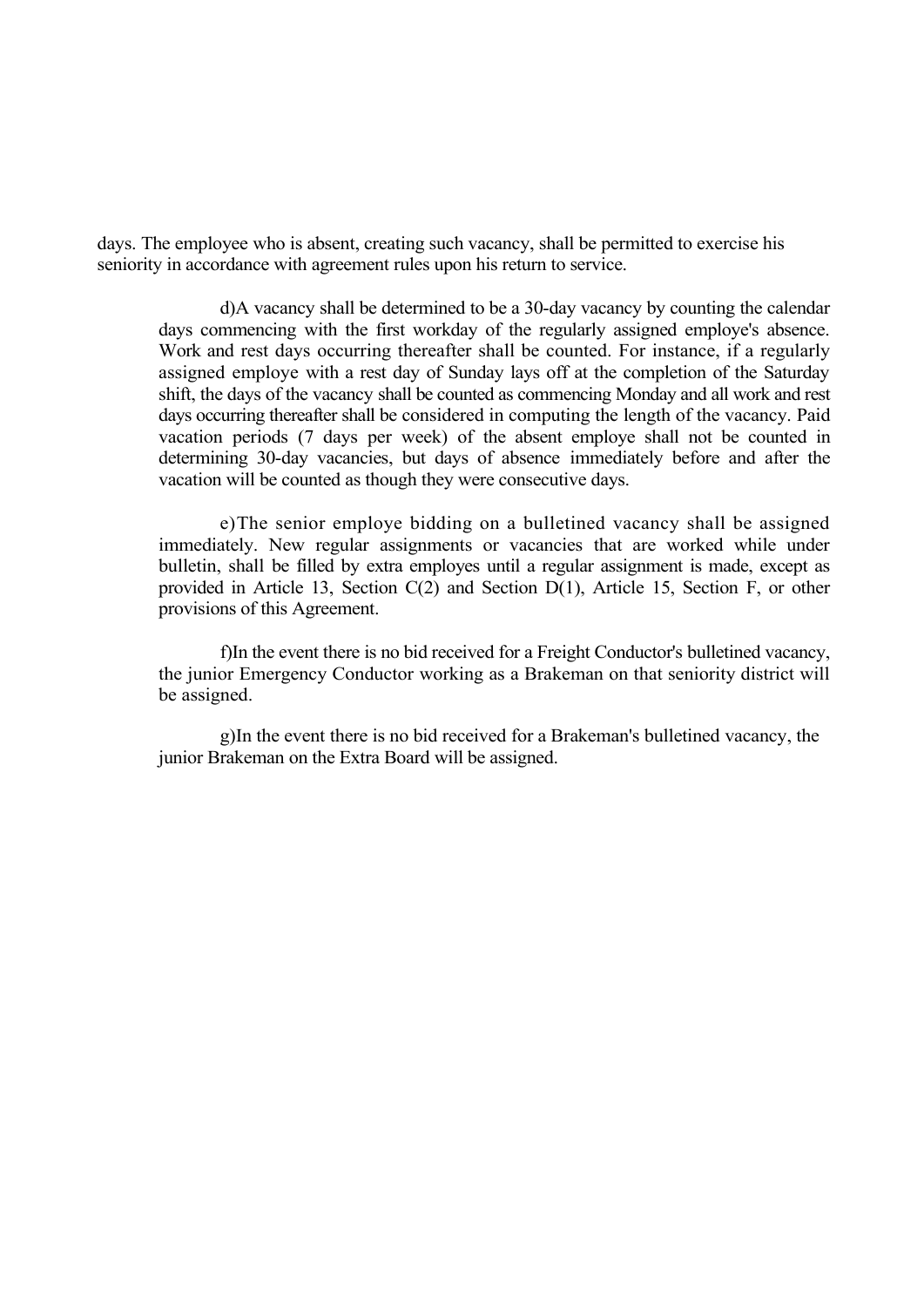days. The employee who is absent, creating such vacancy, shall be permitted to exercise his seniority in accordance with agreement rules upon his return to service.

d)A vacancy shall be determined to be a 30-day vacancy by counting the calendar days commencing with the first workday of the regularly assigned employe's absence. Work and rest days occurring thereafter shall be counted. For instance, if a regularly assigned employe with a rest day of Sunday lays off at the completion of the Saturday shift, the days of the vacancy shall be counted as commencing Monday and all work and rest days occurring thereafter shall be considered in computing the length of the vacancy. Paid vacation periods (7 days per week) of the absent employe shall not be counted in determining 30-day vacancies, but days of absence immediately before and after the vacation will be counted as though they were consecutive days.

e)The senior employe bidding on a bulletined vacancy shall be assigned immediately. New regular assignments or vacancies that are worked while under bulletin, shall be filled by extra employes until a regular assignment is made, except as provided in Article 13, Section C(2) and Section D(1), Article 15, Section F, or other provisions of this Agreement.

f)In the event there is no bid received for a Freight Conductor's bulletined vacancy, the junior Emergency Conductor working as a Brakeman on that seniority district will be assigned.

g)In the event there is no bid received for a Brakeman's bulletined vacancy, the junior Brakeman on the Extra Board will be assigned.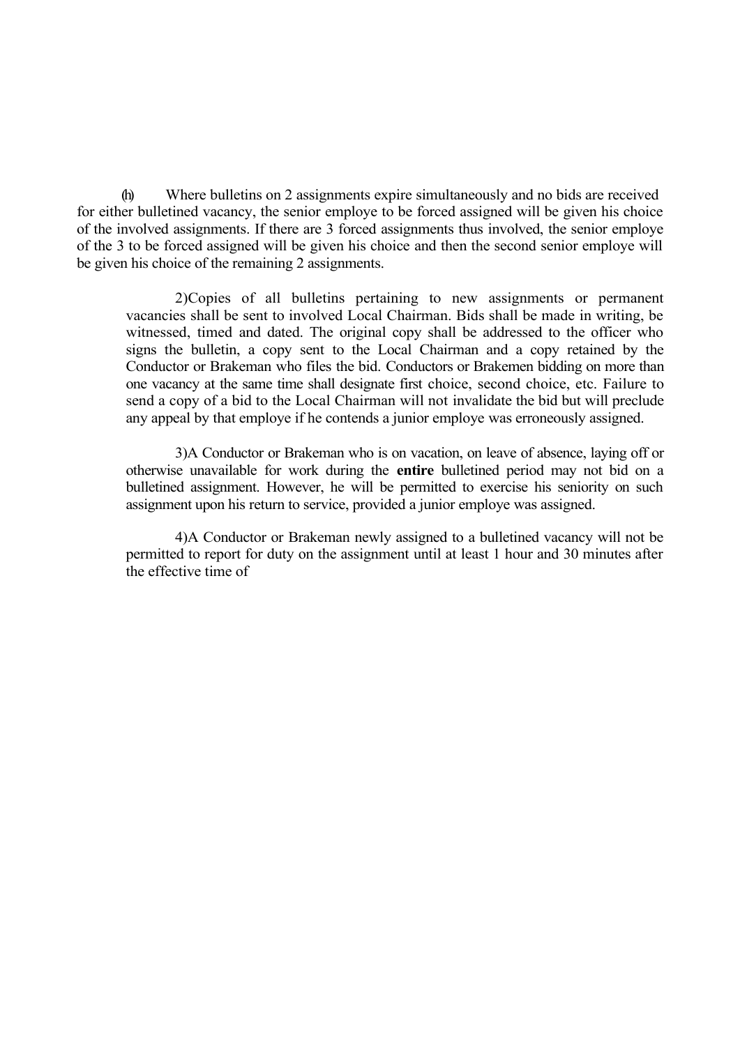(h) Where bulletins on 2 assignments expire simultaneously and no bids are received for either bulletined vacancy, the senior employe to be forced assigned will be given his choice of the involved assignments. If there are 3 forced assignments thus involved, the senior employe of the 3 to be forced assigned will be given his choice and then the second senior employe will be given his choice of the remaining 2 assignments.

2) Copies of all bulletins pertaining to new assignments or permanent vacancies shall be sent to involved Local Chairman. Bids shall be made in writing, be witnessed, timed and dated. The original copy shall be addressed to the officer who signs the bulletin, a copy sent to the Local Chairman and a copy retained by the Conductor or Brakeman who files the bid. Conductors or Brakemen bidding on more than one vacancy at the same time shall designate first choice, second choice, etc. Failure to send a copy of a bid to the Local Chairman will not invalidate the bid but will preclude any appeal by that employe if he contends a junior employe was erroneously assigned.

3) A Conductor or Brakeman who is on vacation, on leave of absence, laying off or otherwise unavailable for work during the **entire** bulletined period may not bid on a bulletined assignment. However, he will be permitted to exercise his seniority on such assignment upon his return to service, provided a junior employe was assigned.

4) A Conductor or Brakeman newly assigned to a bulletined vacancy will not be permitted to report for duty on the assignment until at least 1 hour and 30 minutes after the effective time of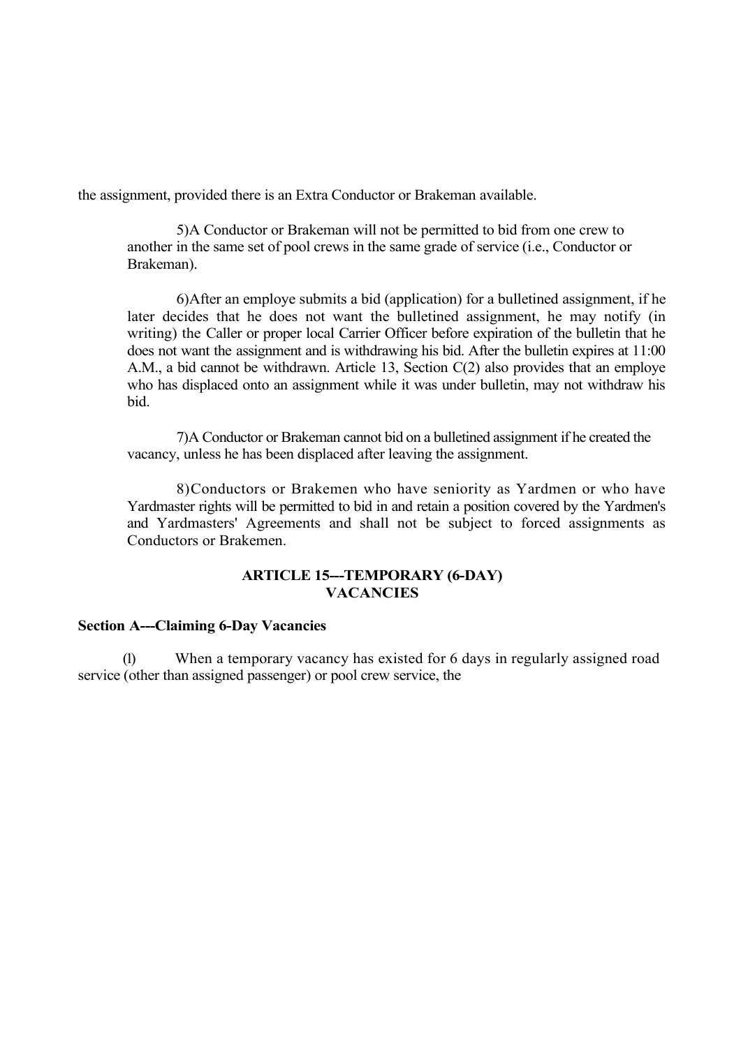the assignment, provided there is an Extra Conductor or Brakeman available.

5)A Conductor or Brakeman will not be permitted to bid from one crew to another in the same set of pool crews in the same grade of service (i.e., Conductor or Brakeman).

6)After an employe submits a bid (application) for a bulletined assignment, if he later decides that he does not want the bulletined assignment, he may notify (in writing) the Caller or proper local Carrier Officer before expiration of the bulletin that he does not want the assignment and is withdrawing his bid. After the bulletin expires at 11:00 A.M., a bid cannot be withdrawn. Article 13, Section C(2) also provides that an employe who has displaced onto an assignment while it was under bulletin, may not withdraw his bid.

7)A Conductor or Brakeman cannot bid on a bulletined assignment if he created the vacancy, unless he has been displaced after leaving the assignment.

8)Conductors or Brakemen who have seniority as Yardmen or who have Yardmaster rights will be permitted to bid in and retain a position covered by the Yardmen's and Yardmasters' Agreements and shall not be subject to forced assignments as Conductors or Brakemen.

## ARTICLE 15---TEMPORARY (6-DAY) VACANCIES

### Section A---Claiming 6-Day Vacancies

(l) When a temporary vacancy has existed for 6 days in regularly assigned road service (other than assigned passenger) or pool crew service, the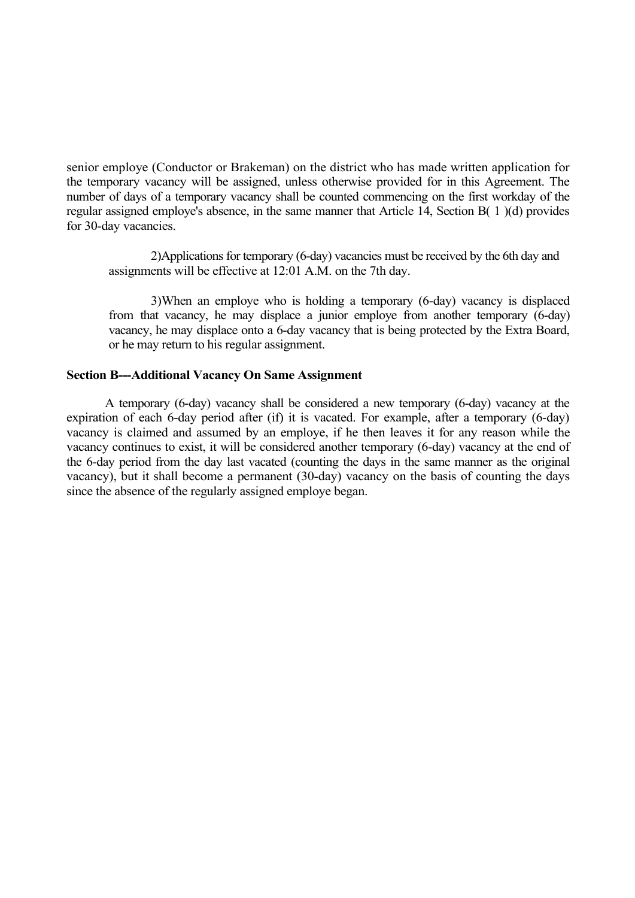senior employe (Conductor or Brakeman) on the district who has made written application for the temporary vacancy will be assigned, unless otherwise provided for in this Agreement. The number of days of a temporary vacancy shall be counted commencing on the first workday of the regular assigned employe's absence, in the same manner that Article 14, Section B( 1 )(d) provides for 30-day vacancies.

2)Applications for temporary (6-day) vacancies must be received by the 6th day and assignments will be effective at 12:01 A.M. on the 7th day.

3)When an employe who is holding a temporary (6-day) vacancy is displaced from that vacancy, he may displace a junior employe from another temporary (6-day) vacancy, he may displace onto a 6-day vacancy that is being protected by the Extra Board, or he may return to his regular assignment.

**Section B—Additional Vacancy On Same Assignment**

A temporary (6-day) vacancy shall be considered a new temporary (6-day) vacancy at the expiration of each 6-day period after (if) it is vacated. For example, after a temporary (6-day) vacancy is claimed and assumed by an employe, if he then leaves it for any reason while the vacancy continues to exist, it will be considered another temporary (6-day) vacancy at the end of the 6-day period from the day last vacated (counting the days in the same manner as the original vacancy), but it shall become a permanent (30-day) vacancy on the basis of counting the days since the absence of the regularly assigned employe began.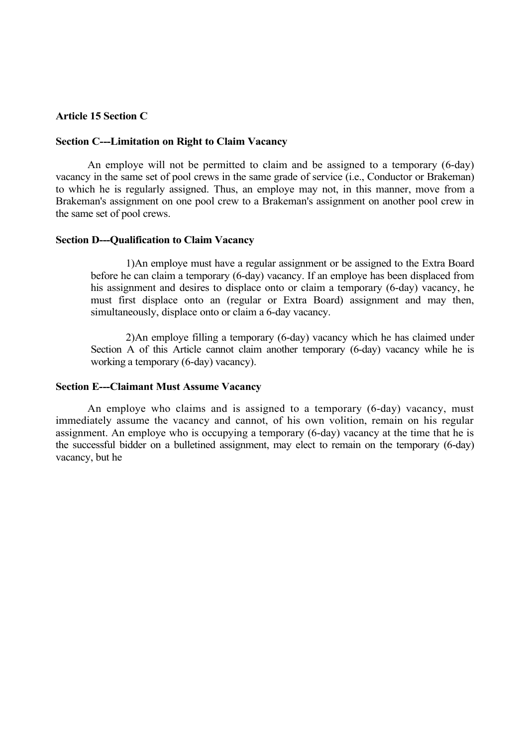**Article 15 Section C**

**Section C---Limitation on Right to Claim Vacancy**

An employe will not be permitted to claim and be assigned to a temporary (6-day) vacancy in the same set of pool crews in the same grade of service (i.e., Conductor or Brakeman) to which he is regularly assigned. Thus, an employe may not, in this manner, move from a Brakeman's assignment on one pool crew to a Brakeman's assignment on another pool crew in the same set of pool crews.

**Section D---Qualification to Claim Vacancy**

1)An employe must have a regular assignment or be assigned to the Extra Board before he can claim a temporary (6-day) vacancy. If an employe has been displaced from his assignment and desires to displace onto or claim a temporary (6-day) vacancy, he must first displace onto an (regular or Extra Board) assignment and may then, simultaneously, displace onto or claim a 6-day vacancy.

2)An employe filling a temporary (6-day) vacancy which he has claimed under Section A of this Article cannot claim another temporary (6-day) vacancy while he is working a temporary (6-day) vacancy).

**Section E---Claimant Must Assume Vacancy**

An employe who claims and is assigned to a temporary (6-day) vacancy, must immediately assume the vacancy and cannot, of his own volition, remain on his regular assignment. An employe who is occupying a temporary (6-day) vacancy at the time that he is the successful bidder on a bulletined assignment, may elect to remain on the temporary (6-day) vacancy, but he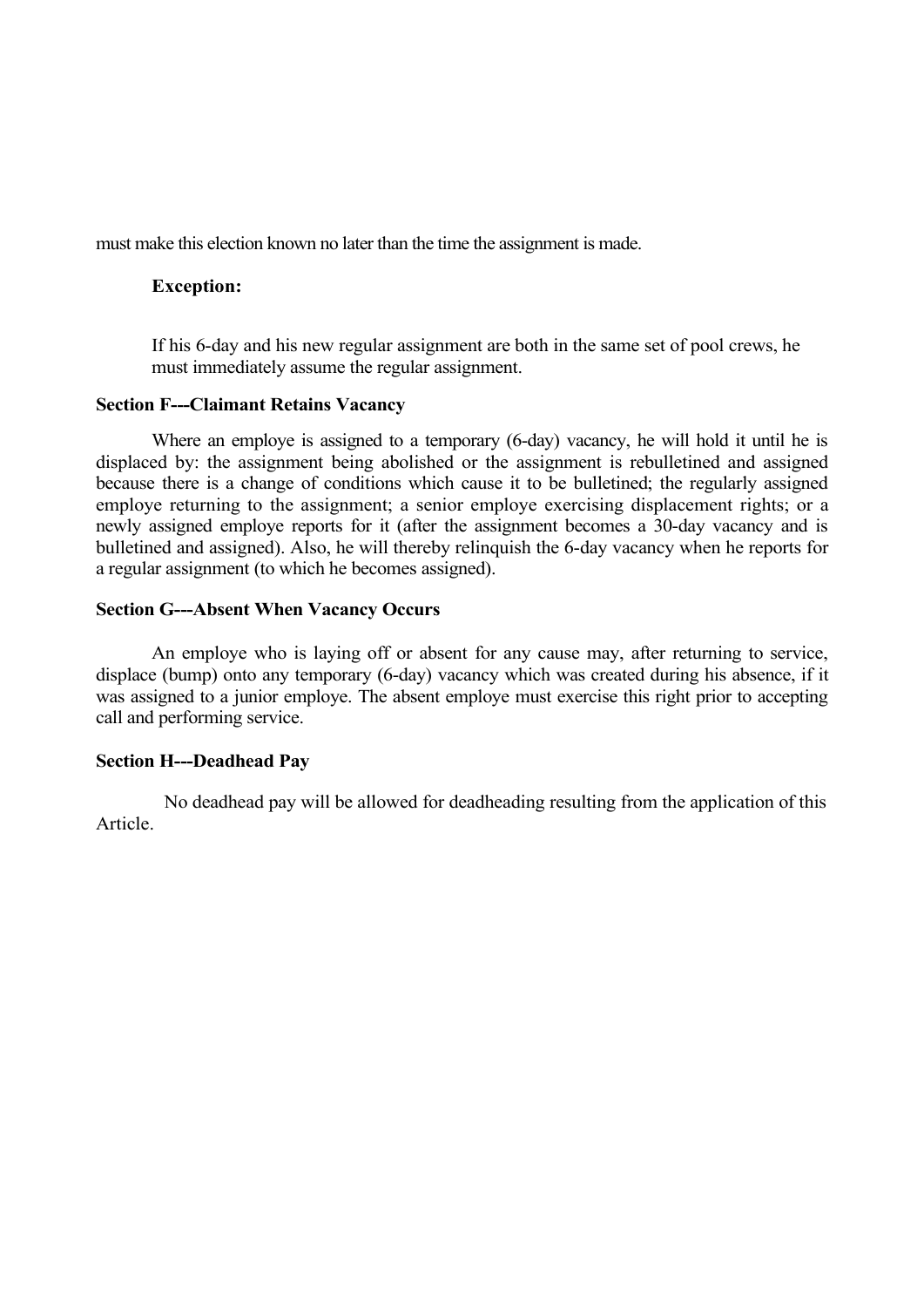must make this election known no later than the time the assignment is made.

**Exception:**

If his 6-day and his new regular assignment are both in the same set of pool crews, he must immediately assume the regular assignment.

**Section F---Claimant Retains Vacancy**

Where an employe is assigned to a temporary (6-day) vacancy, he will hold it until he is displaced by: the assignment being abolished or the assignment is rebulletined and assigned because there is a change of conditions which cause it to be bulletined; the regularly assigned employe returning to the assignment; a senior employe exercising displacement rights; or a newly assigned employe reports for it (after the assignment becomes a 30-day vacancy and is bulletined and assigned). Also, he will thereby relinquish the 6-day vacancy when he reports for a regular assignment (to which he becomes assigned).

**Section G---Absent When Vacancy Occurs**

An employe who is laying off or absent for any cause may, after returning to service, displace (bump) onto any temporary (6-day) vacancy which was created during his absence, if it was assigned to a junior employe. The absent employe must exercise this right prior to accepting call and performing service.

**Section H---Deadhead Pay**

No deadhead pay will be allowed for deadheading resulting from the application of this Article.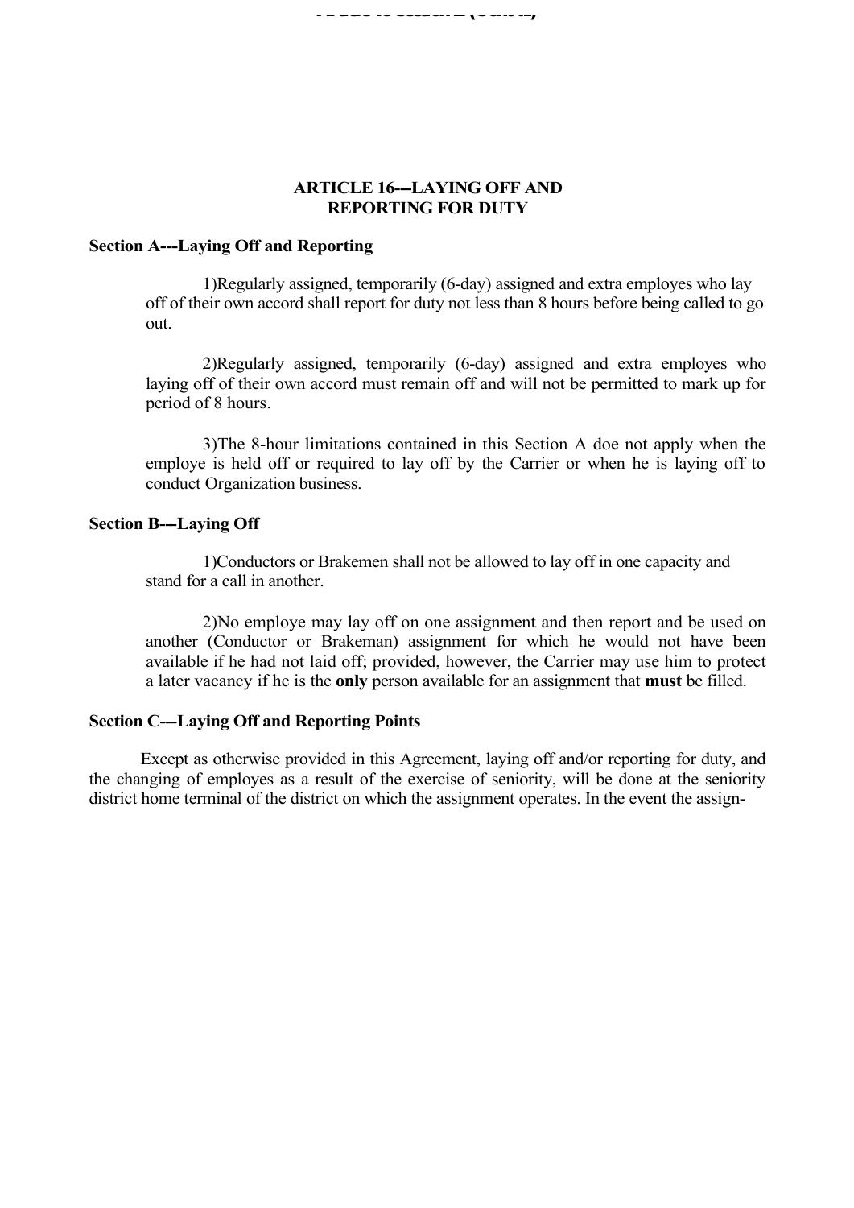## ARTICLE 16---LAYING OFF AND REPORTING FOR DUTY

### Section A---Laying Off and Reporting

1)Regularly assigned, temporarily (6-day) assigned and extra employes who lay off of their own accord shall report for duty not less than 8 hours before being called to go out.

2)Regularly assigned, temporarily (6-day) assigned and extra employes who laying off of their own accord must remain off and will not be permitted to mark up for period of 8 hours.

3)The 8-hour limitations contained in this Section A doe not apply when the employe is held off or required to lay off by the Carrier or when he is laying off to conduct Organization business.

### Section B---Laying Off

1)Conductors or Brakemen shall not be allowed to lay off in one capacity and stand for a call in another.

2)No employe may lay off on one assignment and then report and be used on another (Conductor or Brakeman) assignment for which he would not have been available if he had not laid off; provided, however, the Carrier may use him to protect a later vacancy if he is the **only** person available for an assignment that **must** be filled.

### Section C---Laying Off and Reporting Points

Except as otherwise provided in this Agreement, laying off and/or reporting for duty, and the changing of employes as a result of the exercise of seniority, will be done at the seniority district home terminal of the district on which the assignment operates. In the event the assign-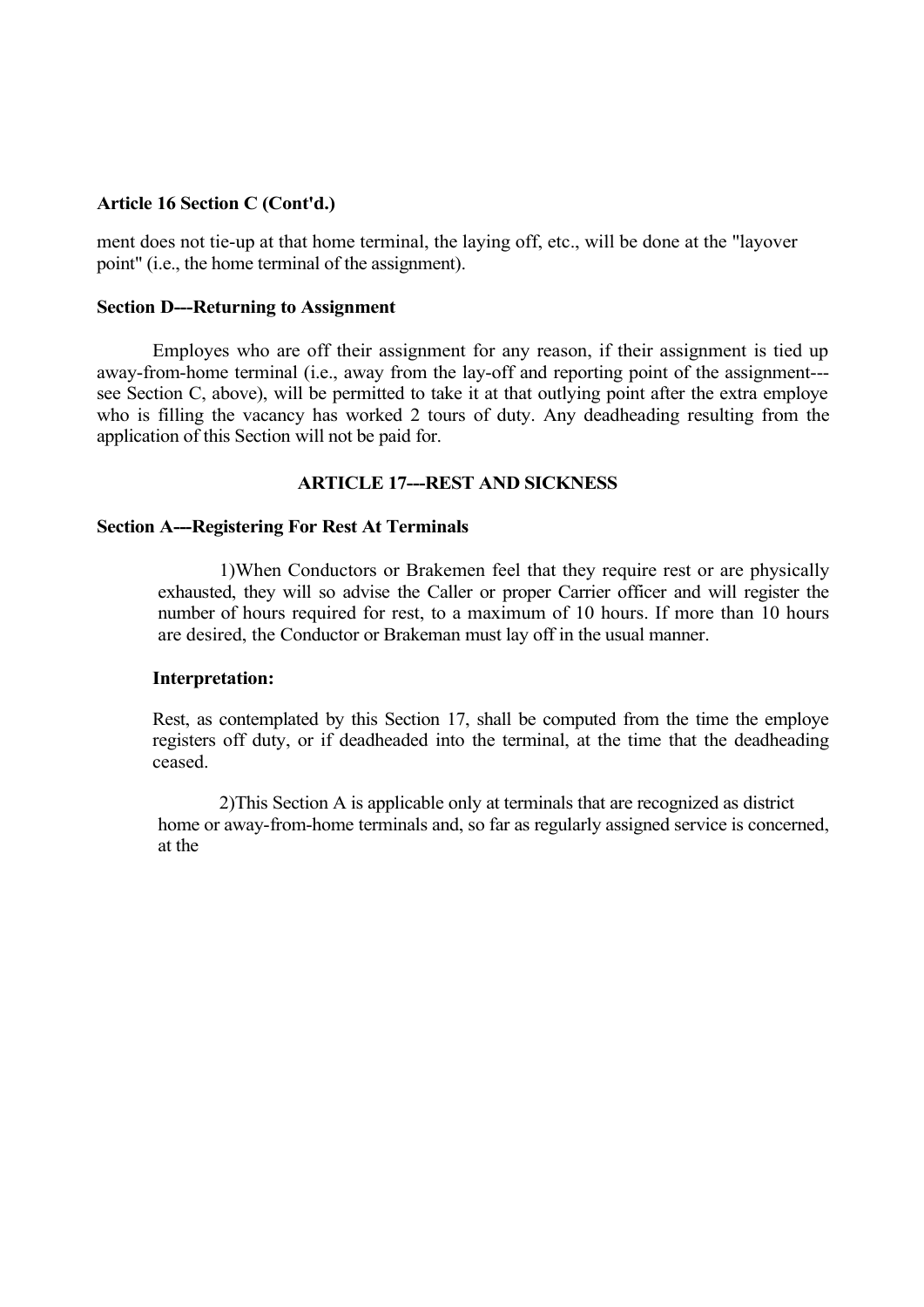**Article 16 Section C (Cont'd.)**

ment does not tie-up at that home terminal, the laying off, etc., will be done at the "layover point" (i.e., the home terminal of the assignment).

**Section D---Returning to Assignment**

Employes who are off their assignment for any reason, if their assignment is tied up away-from-home terminal (i.e., away from the lay-off and reporting point of the assignment---see Section C, above), will be permitted to take it at that outlying point after the extra employe who is filling the vacancy has worked 2 tours of duty. Any deadheading resulting from the application of this Section will not be paid for.

## ARTICLE 17---REST AND SICKNESS

**Section A---Registering For Rest At Terminals**

1)When Conductors or Brakemen feel that they require rest or are physically exhausted, they will so advise the Caller or proper Carrier officer and will register the number of hours required for rest, to a maximum of 10 hours. If more than 10 hours are desired, the Conductor or Brakeman must lay off in the usual manner.

**Interpretation:**

Rest, as contemplated by this Section 17, shall be computed from the time the employe registers off duty, or if deadheaded into the terminal, at the time that the deadheading ceased.

2)This Section A is applicable only at terminals that are recognized as district home or away-from-home terminals and, so far as regularly assigned service is concerned, at the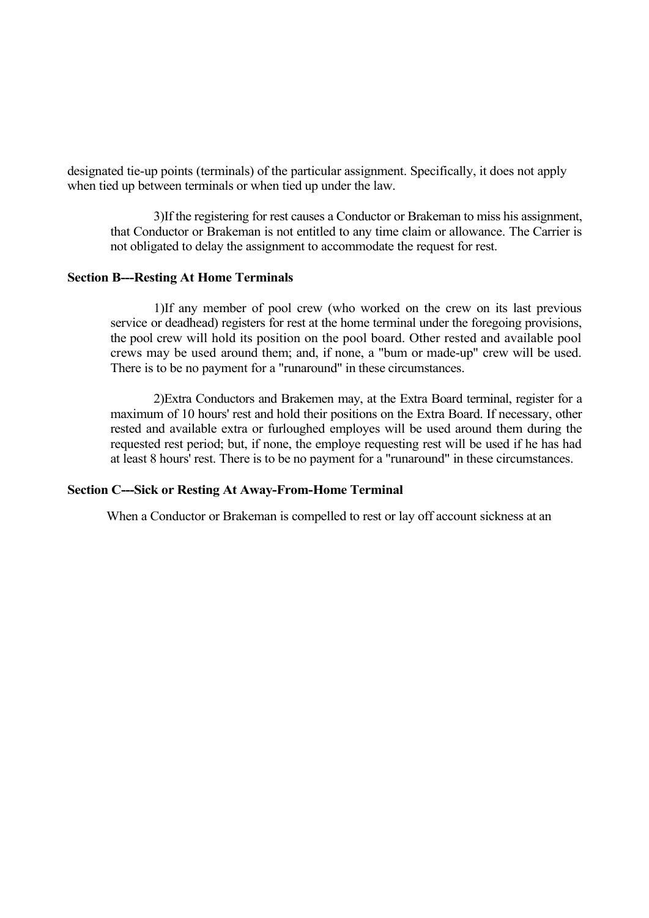designated tie-up points (terminals) of the particular assignment. Specifically, it does not apply when tied up between terminals or when tied up under the law.

3)If the registering for rest causes a Conductor or Brakeman to miss his assignment, that Conductor or Brakeman is not entitled to any time claim or allowance. The Carrier is not obligated to delay the assignment to accommodate the request for rest.

**Section B---Resting At Home Terminals**

1)If any member of pool crew (who worked on the crew on its last previous service or deadhead) registers for rest at the home terminal under the foregoing provisions, the pool crew will hold its position on the pool board. Other rested and available pool crews may be used around them; and, if none, a "bum or made-up" crew will be used. There is to be no payment for a "runaround" in these circumstances.

2)Extra Conductors and Brakemen may, at the Extra Board terminal, register for a maximum of 10 hours' rest and hold their positions on the Extra Board. If necessary, other rested and available extra or furloughed employes will be used around them during the requested rest period; but, if none, the employe requesting rest will be used if he has had at least 8 hours' rest. There is to be no payment for a "runaround" in these circumstances.

**Section C---Sick or Resting At Away-From-Home Terminal**

When a Conductor or Brakeman is compelled to rest or lay off account sickness at an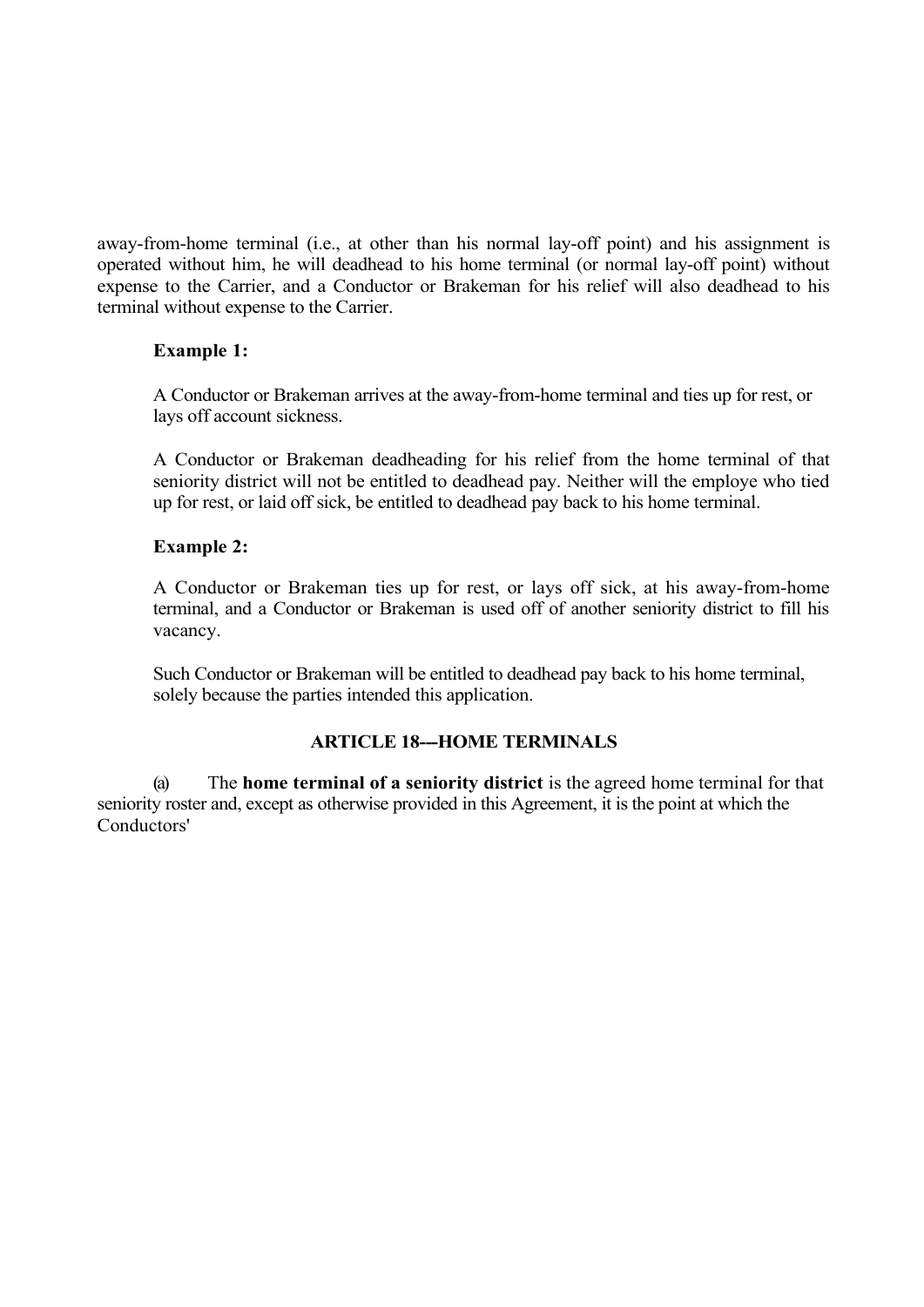away-from-home terminal (i.e., at other than his normal lay-off point) and his assignment is operated without him, he will deadhead to his home terminal (or normal lay-off point) without expense to the Carrier, and a Conductor or Brakeman for his relief will also deadhead to his terminal without expense to the Carrier.

**Example 1:**

A Conductor or Brakeman arrives at the away-from-home terminal and ties up for rest, or lays off account sickness.

A Conductor or Brakeman deadheading for his relief from the home terminal of that seniority district will not be entitled to deadhead pay. Neither will the employe who tied up for rest, or laid off sick, be entitled to deadhead pay back to his home terminal.

**Example 2:**

A Conductor or Brakeman ties up for rest, or lays off sick, at his away-from-home terminal, and a Conductor or Brakeman is used off of another seniority district to fill his vacancy.

Such Conductor or Brakeman will be entitled to deadhead pay back to his home terminal, solely because the parties intended this application.

## ARTICLE 18---HOME TERMINALS

(a) The **home terminal of a seniority district** is the agreed home terminal for that seniority roster and, except as otherwise provided in this Agreement, it is the point at which the Conductors'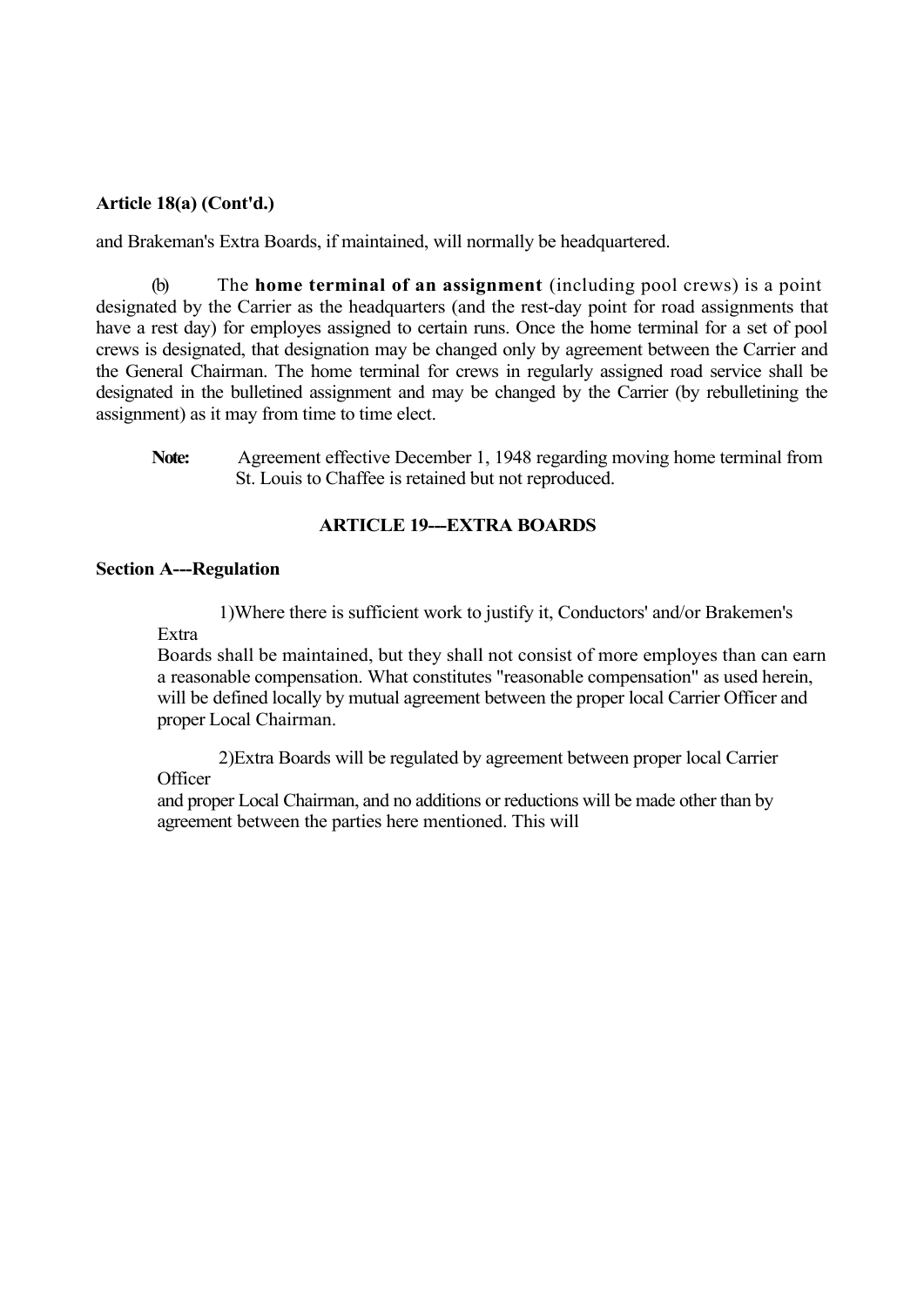**Article 18(a) (Cont'd.)**

and Brakeman's Extra Boards, if maintained, will normally be headquartered.

(b) The **home terminal of an assignment** (including pool crews) is a point designated by the Carrier as the headquarters (and the rest-day point for road assignments that have a rest day) for employes assigned to certain runs. Once the home terminal for a set of pool crews is designated, that designation may be changed only by agreement between the Carrier and the General Chairman. The home terminal for crews in regularly assigned road service shall be designated in the bulletined assignment and may be changed by the Carrier (by rebulletining the assignment) as it may from time to time elect.

**Note:** Agreement effective December 1, 1948 regarding moving home terminal from St. Louis to Chaffee is retained but not reproduced.

## ARTICLE 19---EXTRA BOARDS

### Section A---Regulation

1) Where there is sufficient work to justify it, Conductors' and/or Brakemen's Extra Boards shall be maintained, but they shall not consist of more employes than can earn a reasonable compensation. What constitutes "reasonable compensation" as used herein, will be defined locally by mutual agreement between the proper local Carrier Officer and proper Local Chairman.

2) Extra Boards will be regulated by agreement between proper local Carrier Officer and proper Local Chairman, and no additions or reductions will be made other than by agreement between the parties here mentioned. This will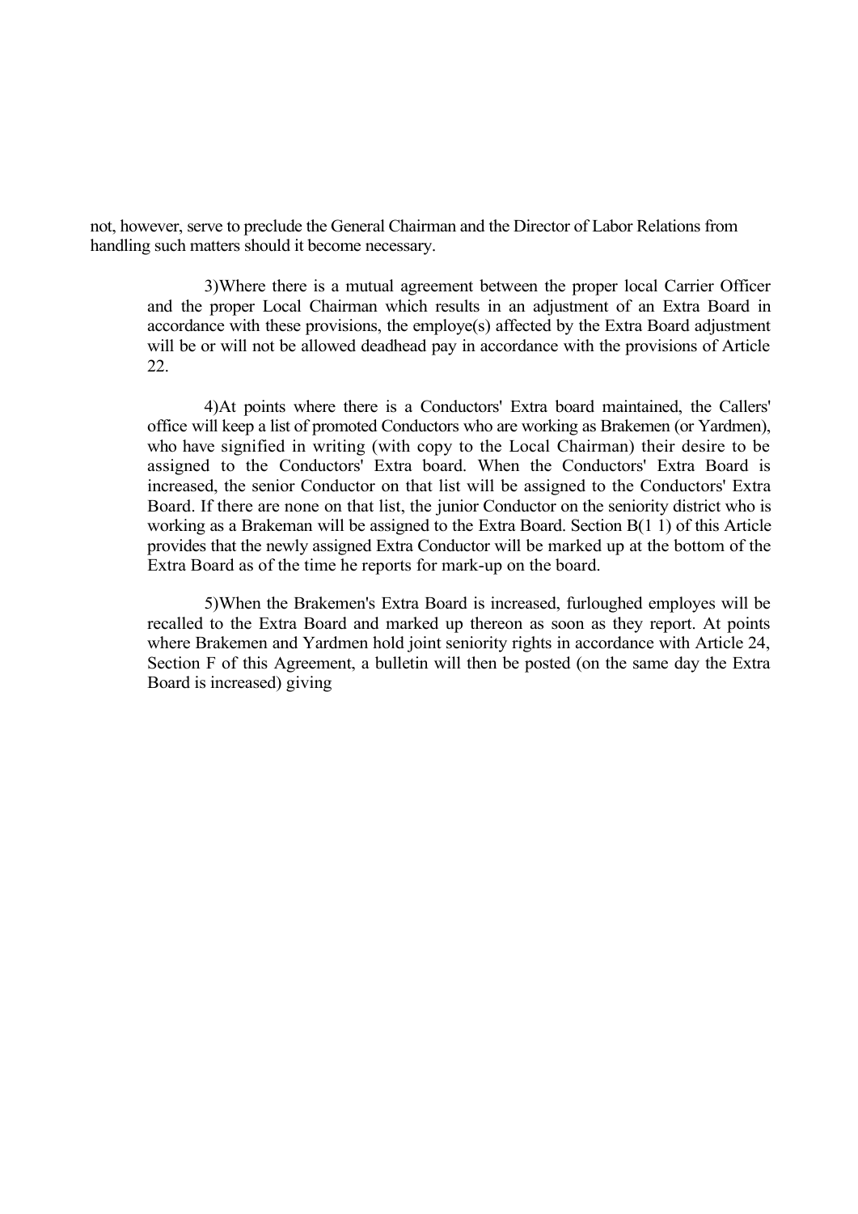not, however, serve to preclude the General Chairman and the Director of Labor Relations from handling such matters should it become necessary.

3)Where there is a mutual agreement between the proper local Carrier Officer and the proper Local Chairman which results in an adjustment of an Extra Board in accordance with these provisions, the employe(s) affected by the Extra Board adjustment will be or will not be allowed deadhead pay in accordance with the provisions of Article 22.

4)At points where there is a Conductors' Extra board maintained, the Callers' office will keep a list of promoted Conductors who are working as Brakemen (or Yardmen), who have signified in writing (with copy to the Local Chairman) their desire to be assigned to the Conductors' Extra board. When the Conductors' Extra Board is increased, the senior Conductor on that list will be assigned to the Conductors' Extra Board. If there are none on that list, the junior Conductor on the seniority district who is working as a Brakeman will be assigned to the Extra Board. Section B(1 1) of this Article provides that the newly assigned Extra Conductor will be marked up at the bottom of the Extra Board as of the time he reports for mark-up on the board.

5)When the Brakemen's Extra Board is increased, furloughed employes will be recalled to the Extra Board and marked up thereon as soon as they report. At points where Brakemen and Yardmen hold joint seniority rights in accordance with Article 24, Section F of this Agreement, a bulletin will then be posted (on the same day the Extra Board is increased) giving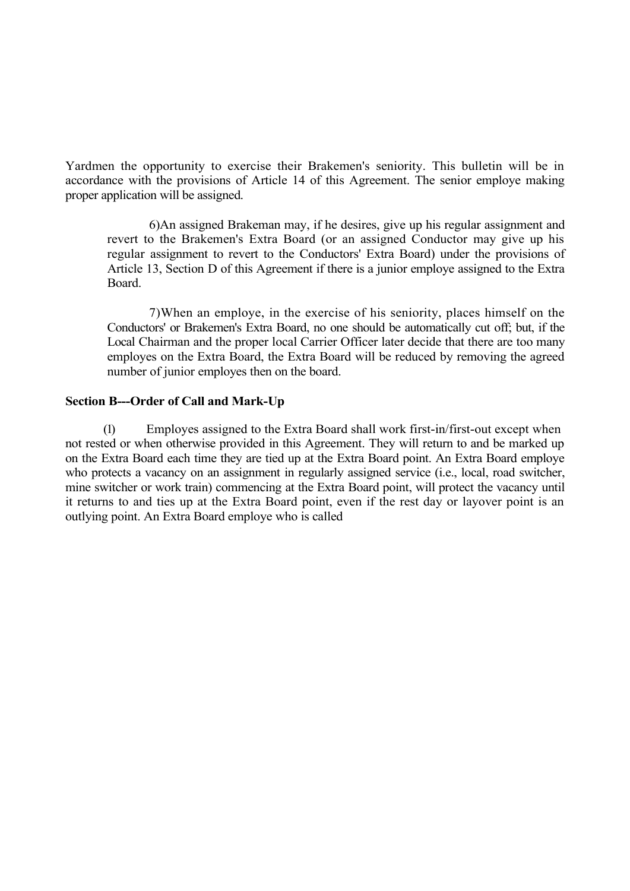Yardmen the opportunity to exercise their Brakemen's seniority. This bulletin will be in accordance with the provisions of Article 14 of this Agreement. The senior employe making proper application will be assigned.

6)An assigned Brakeman may, if he desires, give up his regular assignment and revert to the Brakemen's Extra Board (or an assigned Conductor may give up his regular assignment to revert to the Conductors' Extra Board) under the provisions of Article 13, Section D of this Agreement if there is a junior employe assigned to the Extra Board.

7)When an employe, in the exercise of his seniority, places himself on the Conductors' or Brakemen's Extra Board, no one should be automatically cut off; but, if the Local Chairman and the proper local Carrier Officer later decide that there are too many employes on the Extra Board, the Extra Board will be reduced by removing the agreed number of junior employes then on the board.

**Section B---Order of Call and Mark-Up**

(l) Employes assigned to the Extra Board shall work first-in/first-out except when not rested or when otherwise provided in this Agreement. They will return to and be marked up on the Extra Board each time they are tied up at the Extra Board point. An Extra Board employe who protects a vacancy on an assignment in regularly assigned service (i.e., local, road switcher, mine switcher or work train) commencing at the Extra Board point, will protect the vacancy until it returns to and ties up at the Extra Board point, even if the rest day or layover point is an outlying point. An Extra Board employe who is called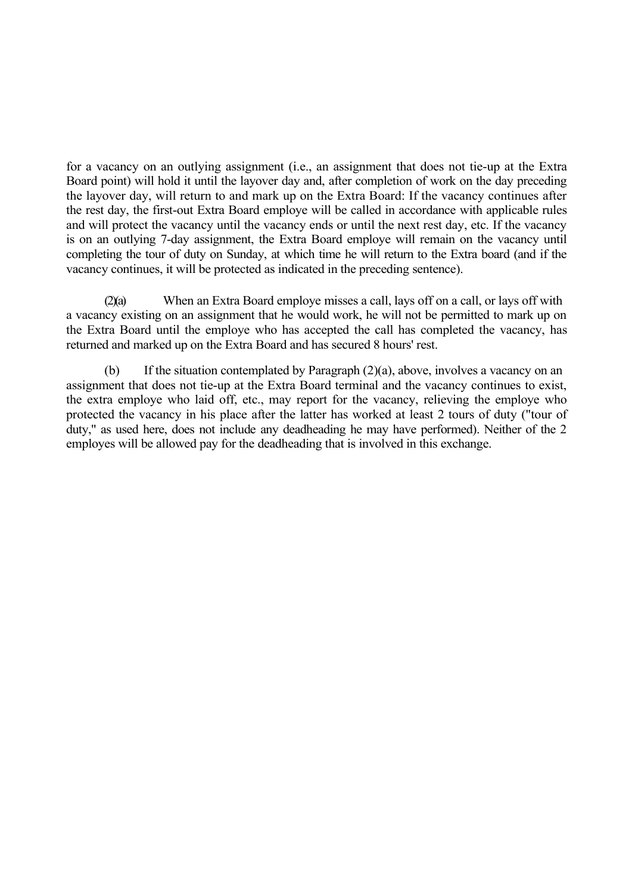for a vacancy on an outlying assignment (i.e., an assignment that does not tie-up at the Extra Board point) will hold it until the layover day and, after completion of work on the day preceding the layover day, will return to and mark up on the Extra Board: If the vacancy continues after the rest day, the first-out Extra Board employe will be called in accordance with applicable rules and will protect the vacancy until the vacancy ends or until the next rest day, etc. If the vacancy is on an outlying 7-day assignment, the Extra Board employe will remain on the vacancy until completing the tour of duty on Sunday, at which time he will return to the Extra board (and if the vacancy continues, it will be protected as indicated in the preceding sentence).

(2)(a) When an Extra Board employe misses a call, lays off on a call, or lays off with a vacancy existing on an assignment that he would work, he will not be permitted to mark up on the Extra Board until the employe who has accepted the call has completed the vacancy, has returned and marked up on the Extra Board and has secured 8 hours' rest.

(b) If the situation contemplated by Paragraph (2)(a), above, involves a vacancy on an assignment that does not tie-up at the Extra Board terminal and the vacancy continues to exist, the extra employe who laid off, etc., may report for the vacancy, relieving the employe who protected the vacancy in his place after the latter has worked at least 2 tours of duty ("tour of duty," as used here, does not include any deadheading he may have performed). Neither of the 2 employes will be allowed pay for the deadheading that is involved in this exchange.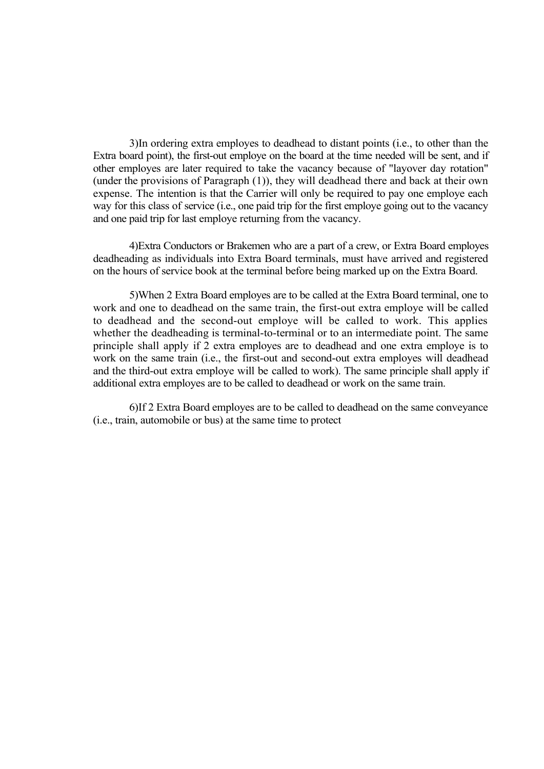3)In ordering extra employes to deadhead to distant points (i.e., to other than the Extra board point), the first-out employe on the board at the time needed will be sent, and if other employes are later required to take the vacancy because of "layover day rotation" (under the provisions of Paragraph (1)), they will deadhead there and back at their own expense. The intention is that the Carrier will only be required to pay one employe each way for this class of service (i.e., one paid trip for the first employe going out to the vacancy and one paid trip for last employe returning from the vacancy.

4)Extra Conductors or Brakemen who are a part of a crew, or Extra Board employes deadheading as individuals into Extra Board terminals, must have arrived and registered on the hours of service book at the terminal before being marked up on the Extra Board.

5)When 2 Extra Board employes are to be called at the Extra Board terminal, one to work and one to deadhead on the same train, the first-out extra employe will be called to deadhead and the second-out employe will be called to work. This applies whether the deadheading is terminal-to-terminal or to an intermediate point. The same principle shall apply if 2 extra employes are to deadhead and one extra employe is to work on the same train (i.e., the first-out and second-out extra employes will deadhead and the third-out extra employe will be called to work). The same principle shall apply if additional extra employes are to be called to deadhead or work on the same train.

6)If 2 Extra Board employes are to be called to deadhead on the same conveyance (i.e., train, automobile or bus) at the same time to protect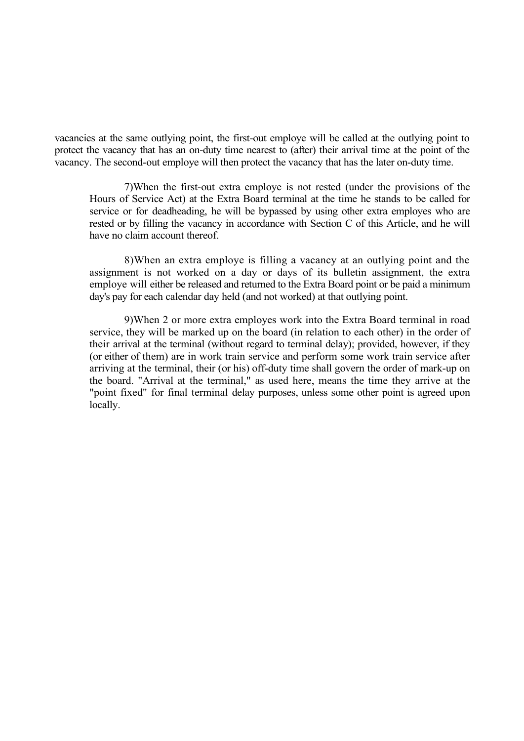vacancies at the same outlying point, the first-out employe will be called at the outlying point to protect the vacancy that has an on-duty time nearest to (after) their arrival time at the point of the vacancy. The second-out employe will then protect the vacancy that has the later on-duty time.

7)When the first-out extra employe is not rested (under the provisions of the Hours of Service Act) at the Extra Board terminal at the time he stands to be called for service or for deadheading, he will be bypassed by using other extra employes who are rested or by filling the vacancy in accordance with Section C of this Article, and he will have no claim account thereof.

8)When an extra employe is filling a vacancy at an outlying point and the assignment is not worked on a day or days of its bulletin assignment, the extra employe will either be released and returned to the Extra Board point or be paid a minimum day's pay for each calendar day held (and not worked) at that outlying point.

9)When 2 or more extra employes work into the Extra Board terminal in road service, they will be marked up on the board (in relation to each other) in the order of their arrival at the terminal (without regard to terminal delay); provided, however, if they (or either of them) are in work train service and perform some work train service after arriving at the terminal, their (or his) off-duty time shall govern the order of mark-up on the board. "Arrival at the terminal," as used here, means the time they arrive at the "point fixed" for final terminal delay purposes, unless some other point is agreed upon locally.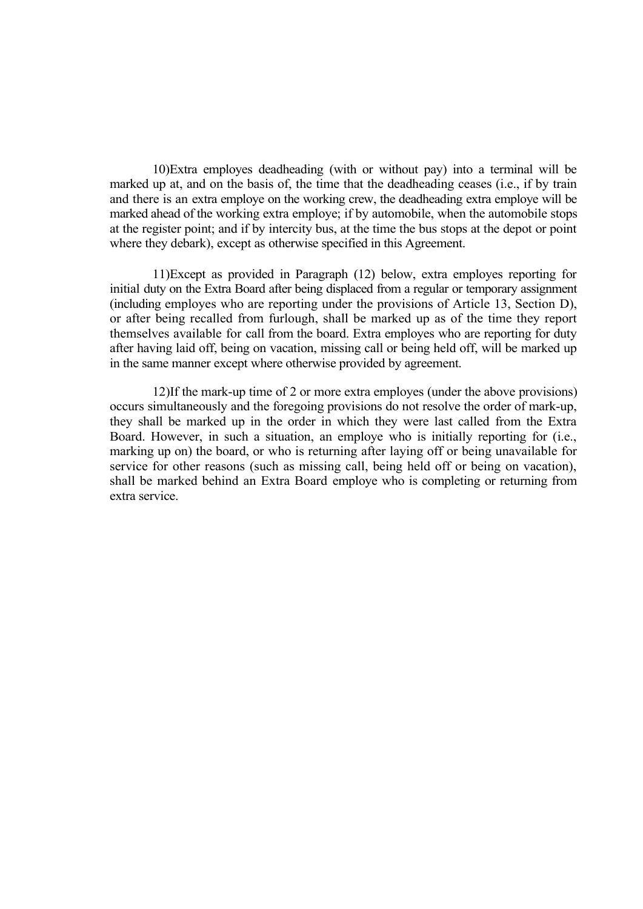10)Extra employes deadheading (with or without pay) into a terminal will be marked up at, and on the basis of, the time that the deadheading ceases (i.e., if by train and there is an extra employe on the working crew, the deadheading extra employe will be marked ahead of the working extra employe; if by automobile, when the automobile stops at the register point; and if by intercity bus, at the time the bus stops at the depot or point where they debark), except as otherwise specified in this Agreement.

11)Except as provided in Paragraph (12) below, extra employes reporting for initial duty on the Extra Board after being displaced from a regular or temporary assignment (including employes who are reporting under the provisions of Article 13, Section D), or after being recalled from furlough, shall be marked up as of the time they report themselves available for call from the board. Extra employes who are reporting for duty after having laid off, being on vacation, missing call or being held off, will be marked up in the same manner except where otherwise provided by agreement.

12)If the mark-up time of 2 or more extra employes (under the above provisions) occurs simultaneously and the foregoing provisions do not resolve the order of mark-up, they shall be marked up in the order in which they were last called from the Extra Board. However, in such a situation, an employe who is initially reporting for (i.e., marking up on) the board, or who is returning after laying off or being unavailable for service for other reasons (such as missing call, being held off or being on vacation), shall be marked behind an Extra Board employe who is completing or returning from extra service.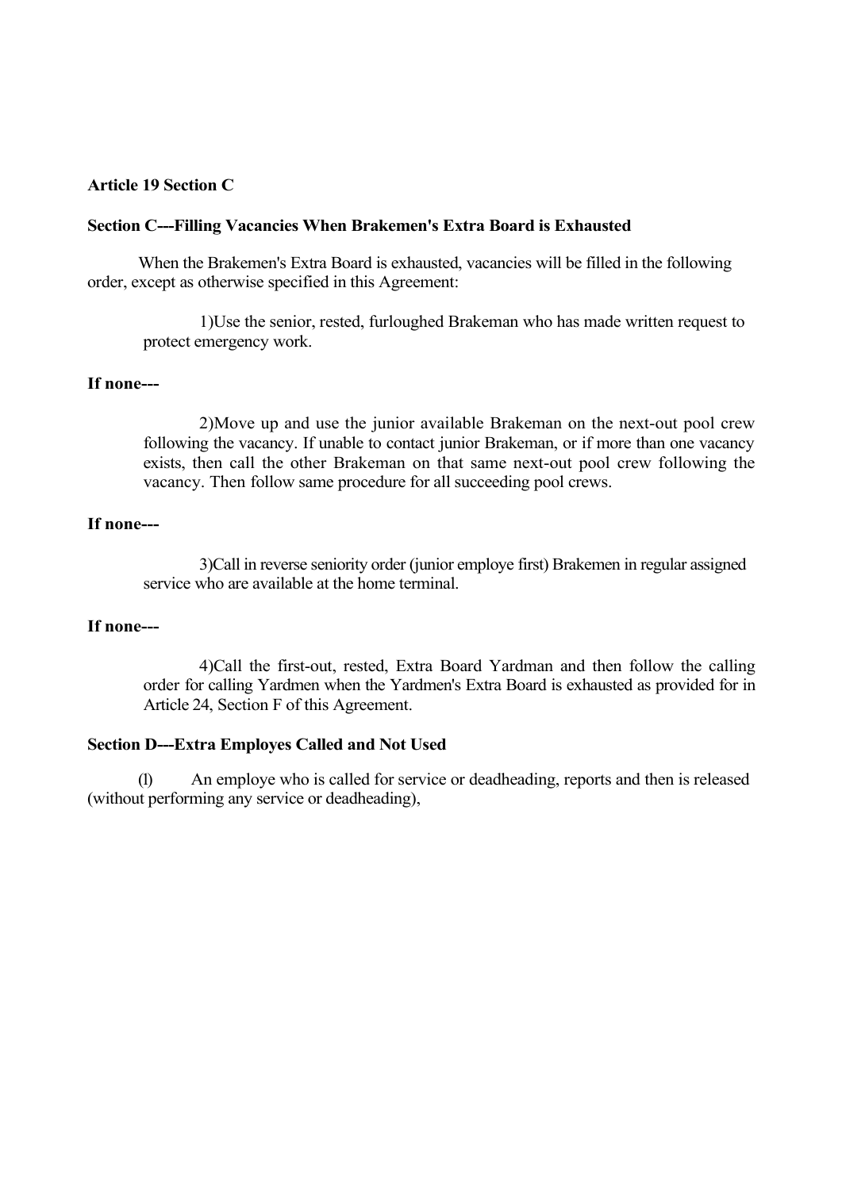**Article 19 Section C**

**Section C---Filling Vacancies When Brakemen's Extra Board is Exhausted**

When the Brakemen's Extra Board is exhausted, vacancies will be filled in the following order, except as otherwise specified in this Agreement:

1)Use the senior, rested, furloughed Brakeman who has made written request to protect emergency work.

**If none---**

2)Move up and use the junior available Brakeman on the next-out pool crew following the vacancy. If unable to contact junior Brakeman, or if more than one vacancy exists, then call the other Brakeman on that same next-out pool crew following the vacancy. Then follow same procedure for all succeeding pool crews.

**If none---**

3)Call in reverse seniority order (junior employe first) Brakemen in regular assigned service who are available at the home terminal.

**If none---**

4)Call the first-out, rested, Extra Board Yardman and then follow the calling order for calling Yardmen when the Yardmen's Extra Board is exhausted as provided for in Article 24, Section F of this Agreement.

**Section D---Extra Employes Called and Not Used**

(l) An employe who is called for service or deadheading, reports and then is released (without performing any service or deadheading),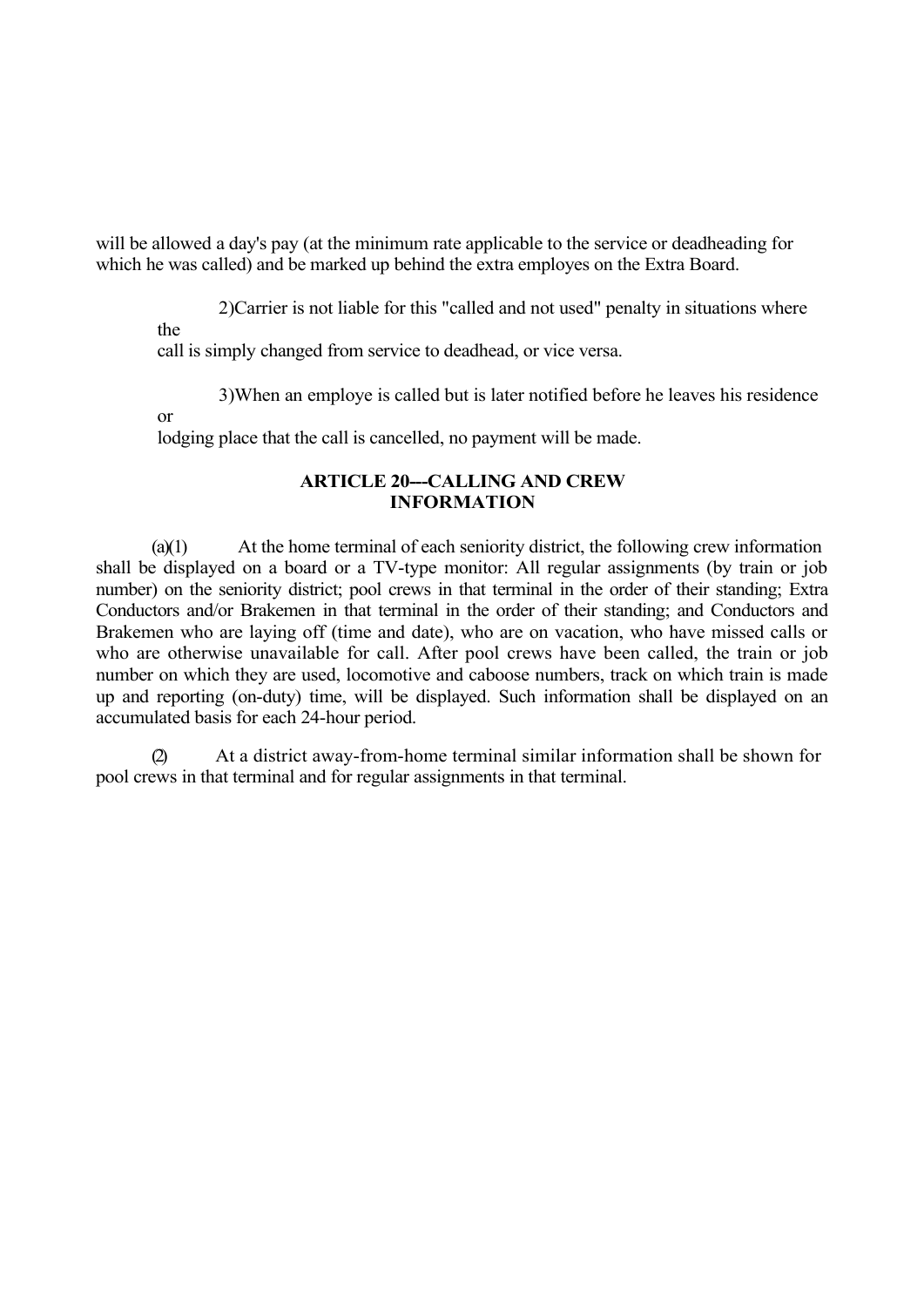will be allowed a day's pay (at the minimum rate applicable to the service or deadheading for which he was called) and be marked up behind the extra employes on the Extra Board.

2)Carrier is not liable for this "called and not used" penalty in situations where the call is simply changed from service to deadhead, or vice versa.

3)When an employe is called but is later notified before he leaves his residence or lodging place that the call is cancelled, no payment will be made.

## ARTICLE 20---CALLING AND CREW INFORMATION

(a)(1) At the home terminal of each seniority district, the following crew information shall be displayed on a board or a TV-type monitor: All regular assignments (by train or job number) on the seniority district; pool crews in that terminal in the order of their standing; Extra Conductors and/or Brakemen in that terminal in the order of their standing; and Conductors and Brakemen who are laying off (time and date), who are on vacation, who have missed calls or who are otherwise unavailable for call. After pool crews have been called, the train or job number on which they are used, locomotive and caboose numbers, track on which train is made up and reporting (on-duty) time, will be displayed. Such information shall be displayed on an accumulated basis for each 24-hour period.

(2) At a district away-from-home terminal similar information shall be shown for pool crews in that terminal and for regular assignments in that terminal.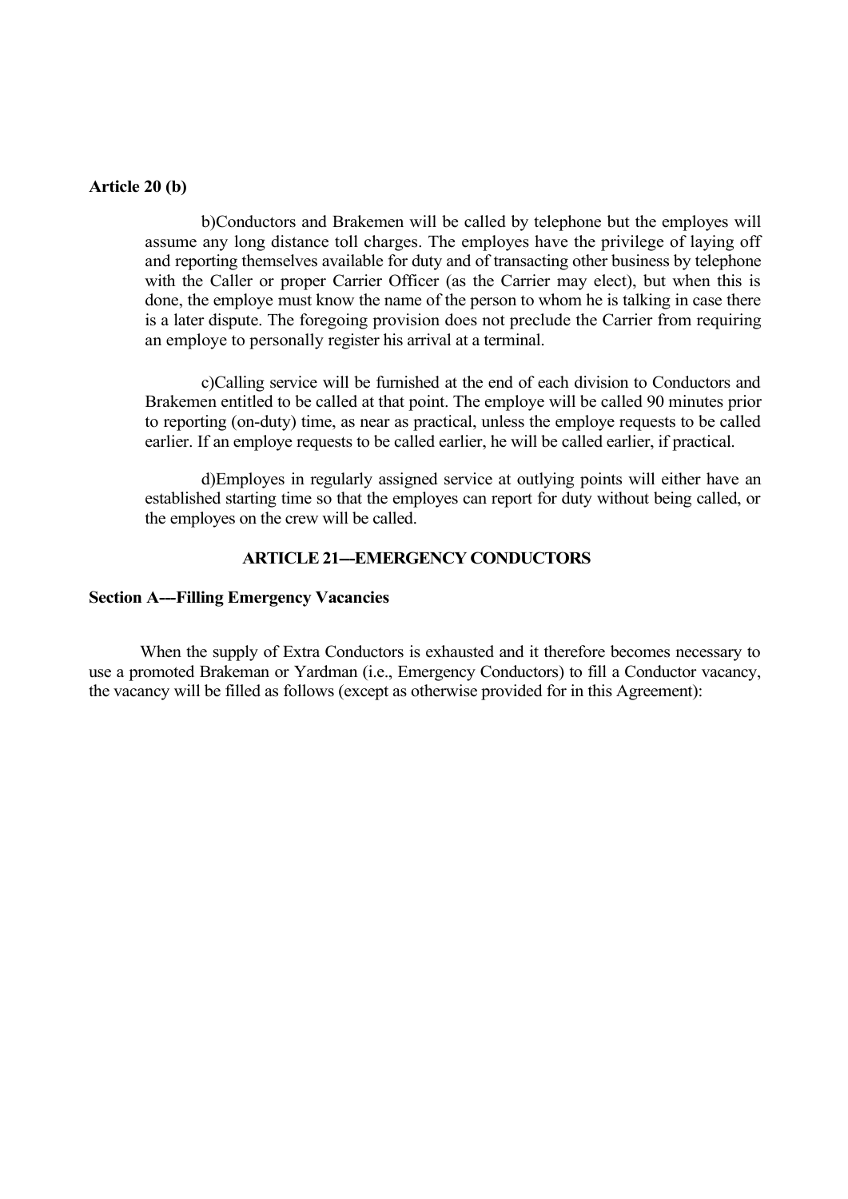**Article 20 (b)**

b)Conductors and Brakemen will be called by telephone but the employes will assume any long distance toll charges. The employes have the privilege of laying off and reporting themselves available for duty and of transacting other business by telephone with the Caller or proper Carrier Officer (as the Carrier may elect), but when this is done, the employe must know the name of the person to whom he is talking in case there is a later dispute. The foregoing provision does not preclude the Carrier from requiring an employe to personally register his arrival at a terminal.

c)Calling service will be furnished at the end of each division to Conductors and Brakemen entitled to be called at that point. The employe will be called 90 minutes prior to reporting (on-duty) time, as near as practical, unless the employe requests to be called earlier. If an employe requests to be called earlier, he will be called earlier, if practical.

d)Employes in regularly assigned service at outlying points will either have an established starting time so that the employes can report for duty without being called, or the employes on the crew will be called.

## ARTICLE 21---EMERGENCY CONDUCTORS

**Section A---Filling Emergency Vacancies**

When the supply of Extra Conductors is exhausted and it therefore becomes necessary to use a promoted Brakeman or Yardman (i.e., Emergency Conductors) to fill a Conductor vacancy, the vacancy will be filled as follows (except as otherwise provided for in this Agreement):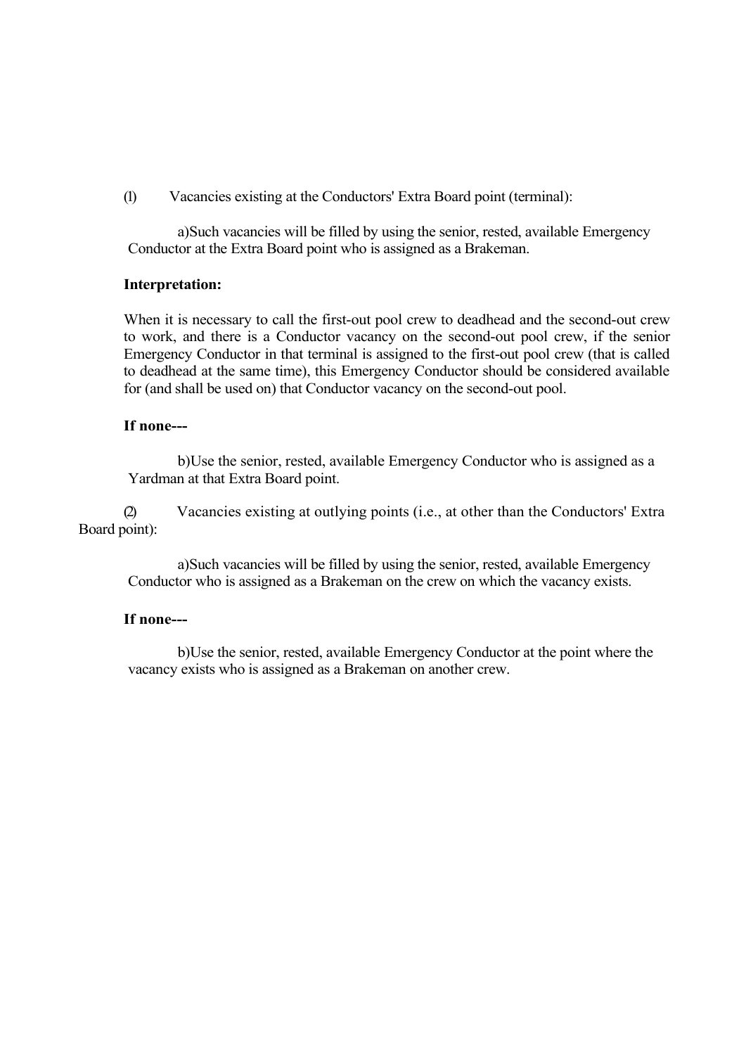(1) Vacancies existing at the Conductors' Extra Board point (terminal):

a) Such vacancies will be filled by using the senior, rested, available Emergency Conductor at the Extra Board point who is assigned as a Brakeman.

**Interpretation:**

When it is necessary to call the first-out pool crew to deadhead and the second-out crew to work, and there is a Conductor vacancy on the second-out pool crew, if the senior Emergency Conductor in that terminal is assigned to the first-out pool crew (that is called to deadhead at the same time), this Emergency Conductor should be considered available for (and shall be used on) that Conductor vacancy on the second-out pool.

**If none---**

b) Use the senior, rested, available Emergency Conductor who is assigned as a Yardman at that Extra Board point.

(2) Vacancies existing at outlying points (i.e., at other than the Conductors' Extra Board point):

a) Such vacancies will be filled by using the senior, rested, available Emergency Conductor who is assigned as a Brakeman on the crew on which the vacancy exists.

**If none---**

b) Use the senior, rested, available Emergency Conductor at the point where the vacancy exists who is assigned as a Brakeman on another crew.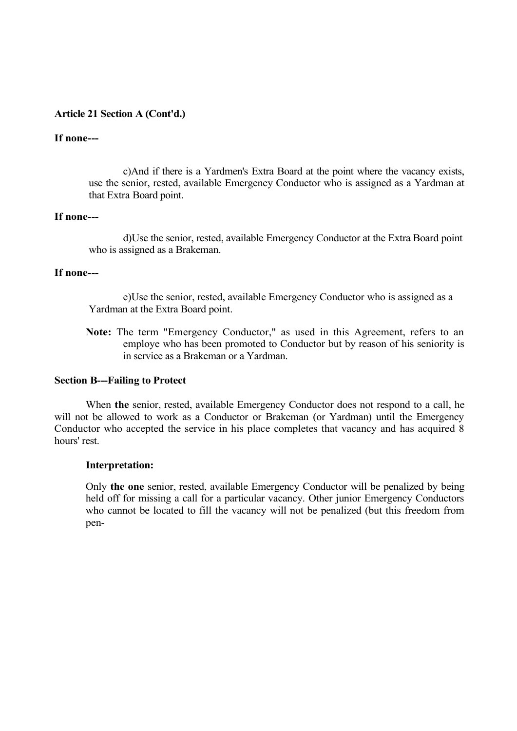**Article 21 Section A (Cont'd.)**

**If none---**

c)And if there is a Yardmen's Extra Board at the point where the vacancy exists, use the senior, rested, available Emergency Conductor who is assigned as a Yardman at that Extra Board point.

**If none---**

d)Use the senior, rested, available Emergency Conductor at the Extra Board point who is assigned as a Brakeman.

**If none---**

e)Use the senior, rested, available Emergency Conductor who is assigned as a Yardman at the Extra Board point.

**Note:** The term "Emergency Conductor," as used in this Agreement, refers to an employe who has been promoted to Conductor but by reason of his seniority is in service as a Brakeman or a Yardman.

**Section B---Failing to Protect**

When **the** senior, rested, available Emergency Conductor does not respond to a call, he will not be allowed to work as a Conductor or Brakeman (or Yardman) until the Emergency Conductor who accepted the service in his place completes that vacancy and has acquired 8 hours' rest.

**Interpretation:**

Only **the one** senior, rested, available Emergency Conductor will be penalized by being held off for missing a call for a particular vacancy. Other junior Emergency Conductors who cannot be located to fill the vacancy will not be penalized (but this freedom from pen-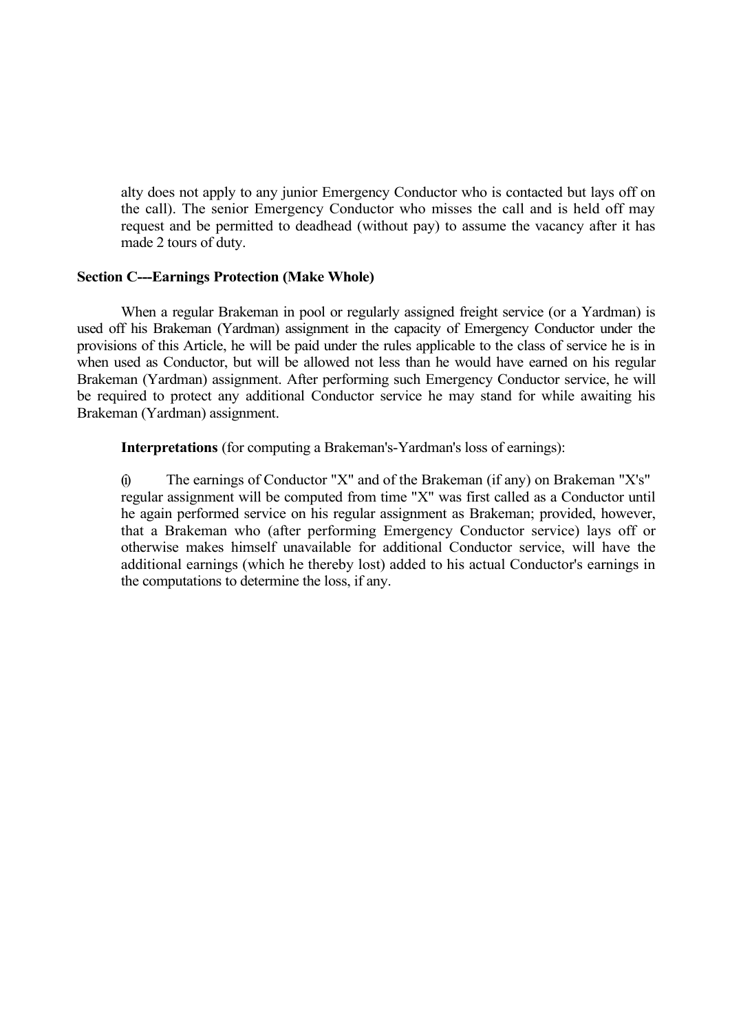alty does not apply to any junior Emergency Conductor who is contacted but lays off on the call). The senior Emergency Conductor who misses the call and is held off may request and be permitted to deadhead (without pay) to assume the vacancy after it has made 2 tours of duty.

**Section C---Earnings Protection (Make Whole)**

When a regular Brakeman in pool or regularly assigned freight service (or a Yardman) is used off his Brakeman (Yardman) assignment in the capacity of Emergency Conductor under the provisions of this Article, he will be paid under the rules applicable to the class of service he is in when used as Conductor, but will be allowed not less than he would have earned on his regular Brakeman (Yardman) assignment. After performing such Emergency Conductor service, he will be required to protect any additional Conductor service he may stand for while awaiting his Brakeman (Yardman) assignment.

**Interpretations** (for computing a Brakeman's-Yardman's loss of earnings):

(i) The earnings of Conductor "X" and of the Brakeman (if any) on Brakeman "X's" regular assignment will be computed from time "X" was first called as a Conductor until he again performed service on his regular assignment as Brakeman; provided, however, that a Brakeman who (after performing Emergency Conductor service) lays off or otherwise makes himself unavailable for additional Conductor service, will have the additional earnings (which he thereby lost) added to his actual Conductor's earnings in the computations to determine the loss, if any.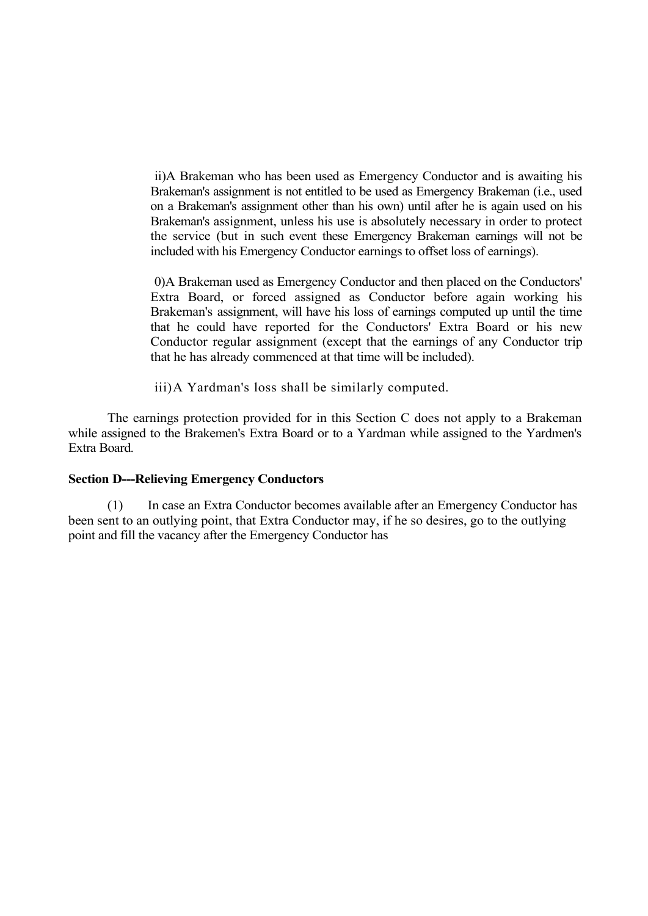ii)A Brakeman who has been used as Emergency Conductor and is awaiting his Brakeman's assignment is not entitled to be used as Emergency Brakeman (i.e., used on a Brakeman's assignment other than his own) until after he is again used on his Brakeman's assignment, unless his use is absolutely necessary in order to protect the service (but in such event these Emergency Brakeman earnings will not be included with his Emergency Conductor earnings to offset loss of earnings).

0)A Brakeman used as Emergency Conductor and then placed on the Conductors' Extra Board, or forced assigned as Conductor before again working his Brakeman's assignment, will have his loss of earnings computed up until the time that he could have reported for the Conductors' Extra Board or his new Conductor regular assignment (except that the earnings of any Conductor trip that he has already commenced at that time will be included).

iii)A Yardman's loss shall be similarly computed.

The earnings protection provided for in this Section C does not apply to a Brakeman while assigned to the Brakemen's Extra Board or to a Yardman while assigned to the Yardmen's Extra Board.

**Section D---Relieving Emergency Conductors**

(1) In case an Extra Conductor becomes available after an Emergency Conductor has been sent to an outlying point, that Extra Conductor may, if he so desires, go to the outlying point and fill the vacancy after the Emergency Conductor has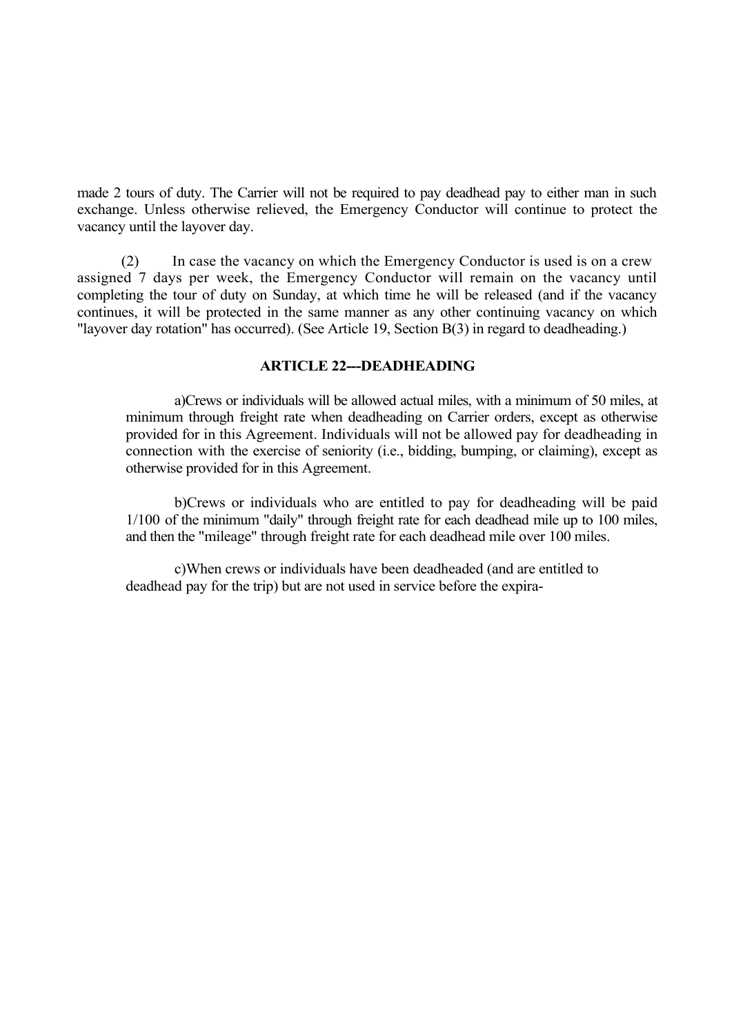made 2 tours of duty. The Carrier will not be required to pay deadhead pay to either man in such exchange. Unless otherwise relieved, the Emergency Conductor will continue to protect the vacancy until the layover day.

(2) In case the vacancy on which the Emergency Conductor is used is on a crew assigned 7 days per week, the Emergency Conductor will remain on the vacancy until completing the tour of duty on Sunday, at which time he will be released (and if the vacancy continues, it will be protected in the same manner as any other continuing vacancy on which "layover day rotation" has occurred). (See Article 19, Section B(3) in regard to deadheading.)

## ARTICLE 22---DEADHEADING

a)Crews or individuals will be allowed actual miles, with a minimum of 50 miles, at minimum through freight rate when deadheading on Carrier orders, except as otherwise provided for in this Agreement. Individuals will not be allowed pay for deadheading in connection with the exercise of seniority (i.e., bidding, bumping, or claiming), except as otherwise provided for in this Agreement.

b)Crews or individuals who are entitled to pay for deadheading will be paid 1/100 of the minimum "daily" through freight rate for each deadhead mile up to 100 miles, and then the "mileage" through freight rate for each deadhead mile over 100 miles.

c)When crews or individuals have been deadheaded (and are entitled to deadhead pay for the trip) but are not used in service before the expira-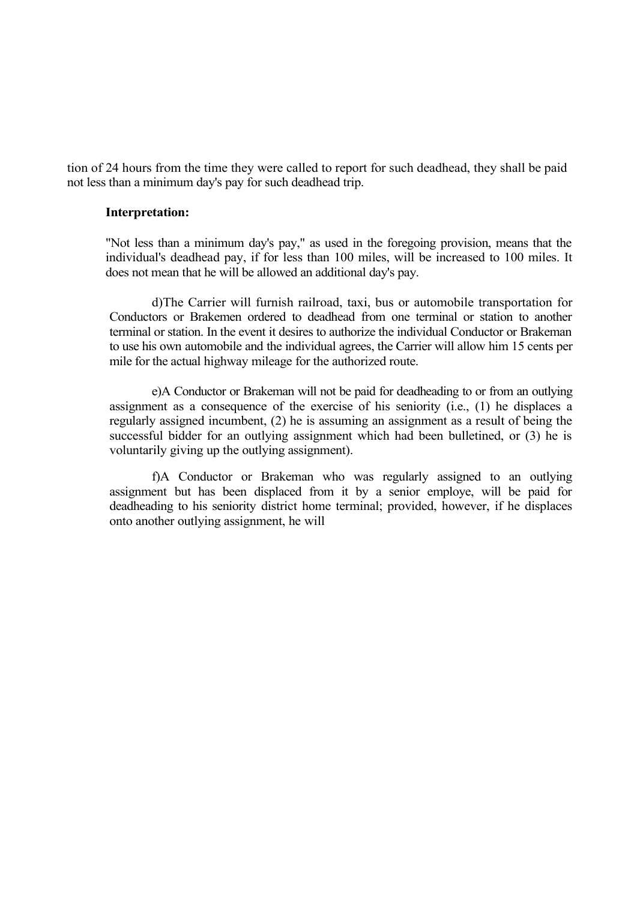tion of 24 hours from the time they were called to report for such deadhead, they shall be paid not less than a minimum day's pay for such deadhead trip.

**Interpretation:**

"Not less than a minimum day's pay," as used in the foregoing provision, means that the individual's deadhead pay, if for less than 100 miles, will be increased to 100 miles. It does not mean that he will be allowed an additional day's pay.

d)The Carrier will furnish railroad, taxi, bus or automobile transportation for Conductors or Brakemen ordered to deadhead from one terminal or station to another terminal or station. In the event it desires to authorize the individual Conductor or Brakeman to use his own automobile and the individual agrees, the Carrier will allow him 15 cents per mile for the actual highway mileage for the authorized route.

e)A Conductor or Brakeman will not be paid for deadheading to or from an outlying assignment as a consequence of the exercise of his seniority (i.e., (1) he displaces a regularly assigned incumbent, (2) he is assuming an assignment as a result of being the successful bidder for an outlying assignment which had been bulletined, or (3) he is voluntarily giving up the outlying assignment).

f)A Conductor or Brakeman who was regularly assigned to an outlying assignment but has been displaced from it by a senior employe, will be paid for deadheading to his seniority district home terminal; provided, however, if he displaces onto another outlying assignment, he will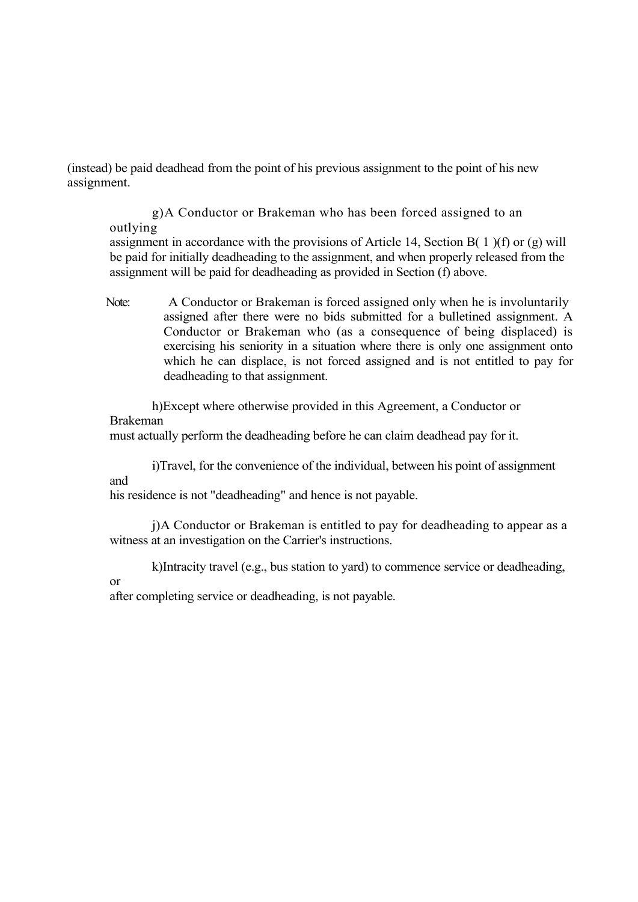(instead) be paid deadhead from the point of his previous assignment to the point of his new assignment.

g) A Conductor or Brakeman who has been forced assigned to an outlying assignment in accordance with the provisions of Article 14, Section B( 1 )(f) or (g) will be paid for initially deadheading to the assignment, and when properly released from the assignment will be paid for deadheading as provided in Section (f) above.

Note: A Conductor or Brakeman is forced assigned only when he is involuntarily assigned after there were no bids submitted for a bulletined assignment. A Conductor or Brakeman who (as a consequence of being displaced) is exercising his seniority in a situation where there is only one assignment onto which he can displace, is not forced assigned and is not entitled to pay for deadheading to that assignment.

h) Except where otherwise provided in this Agreement, a Conductor or Brakeman must actually perform the deadheading before he can claim deadhead pay for it.

i) Travel, for the convenience of the individual, between his point of assignment and his residence is not "deadheading" and hence is not payable.

j) A Conductor or Brakeman is entitled to pay for deadheading to appear as a witness at an investigation on the Carrier's instructions.

k) Intracity travel (e.g., bus station to yard) to commence service or deadheading, or after completing service or deadheading, is not payable.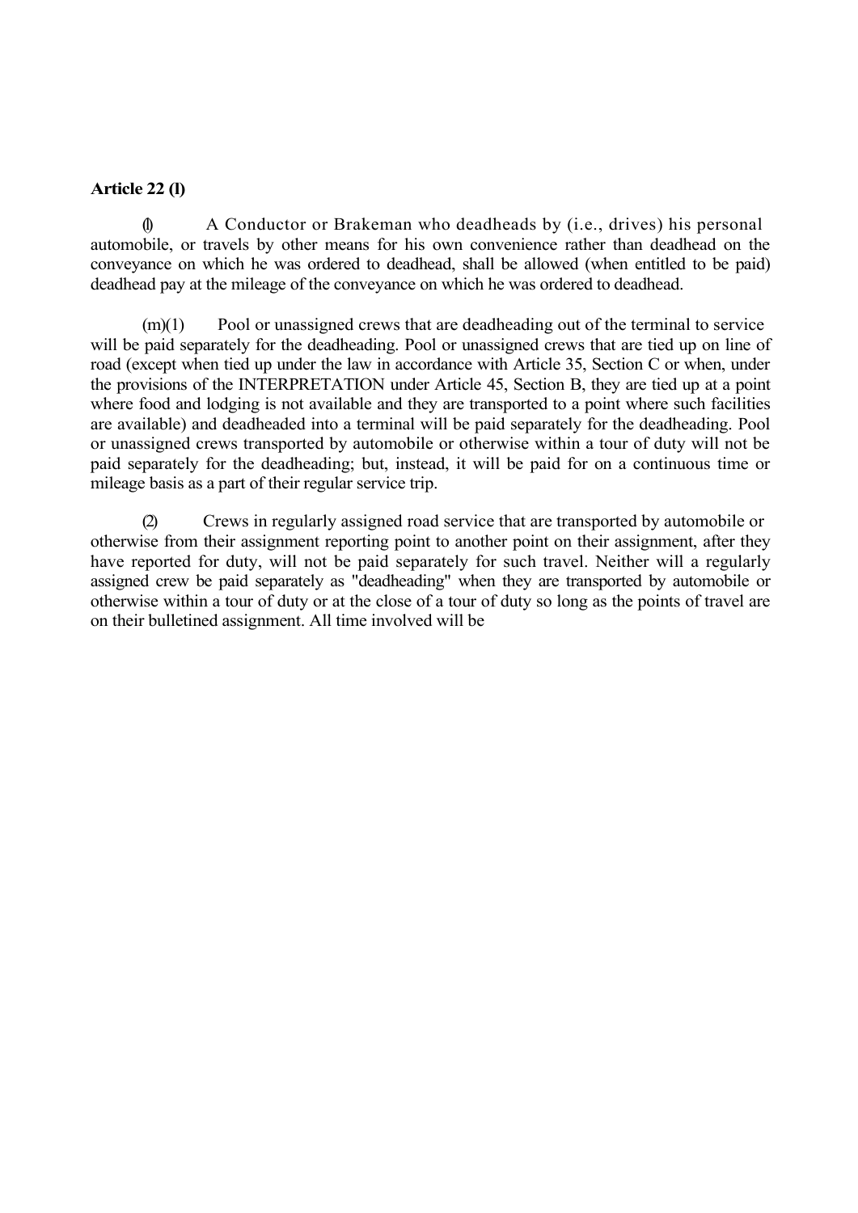**Article 22 (l)**

(l) A Conductor or Brakeman who deadheads by (i.e., drives) his personal automobile, or travels by other means for his own convenience rather than deadhead on the conveyance on which he was ordered to deadhead, shall be allowed (when entitled to be paid) deadhead pay at the mileage of the conveyance on which he was ordered to deadhead.

(m)(1) Pool or unassigned crews that are deadheading out of the terminal to service will be paid separately for the deadheading. Pool or unassigned crews that are tied up on line of road (except when tied up under the law in accordance with Article 35, Section C or when, under the provisions of the INTERPRETATION under Article 45, Section B, they are tied up at a point where food and lodging is not available and they are transported to a point where such facilities are available) and deadheaded into a terminal will be paid separately for the deadheading. Pool or unassigned crews transported by automobile or otherwise within a tour of duty will not be paid separately for the deadheading; but, instead, it will be paid for on a continuous time or mileage basis as a part of their regular service trip.

(2) Crews in regularly assigned road service that are transported by automobile or otherwise from their assignment reporting point to another point on their assignment, after they have reported for duty, will not be paid separately for such travel. Neither will a regularly assigned crew be paid separately as "deadheading" when they are transported by automobile or otherwise within a tour of duty or at the close of a tour of duty so long as the points of travel are on their bulletined assignment. All time involved will be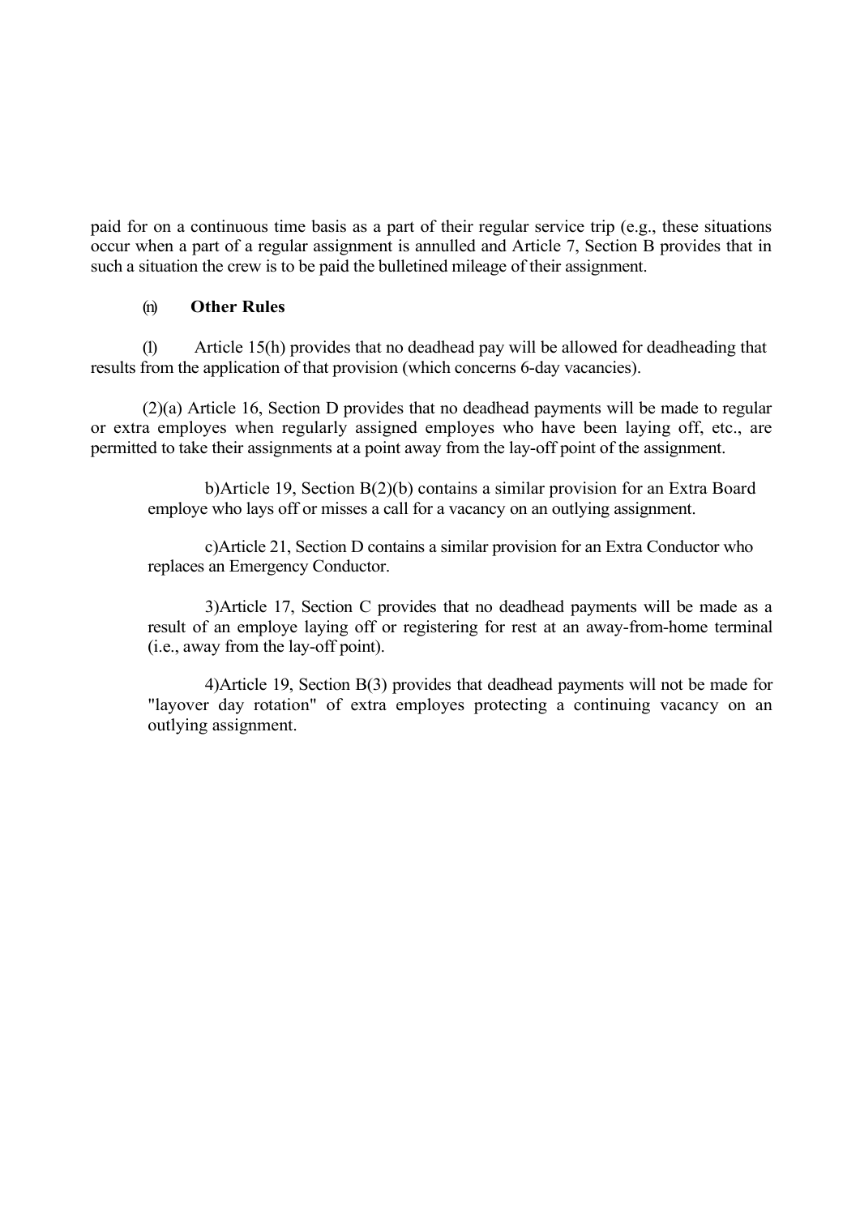paid for on a continuous time basis as a part of their regular service trip (e.g., these situations occur when a part of a regular assignment is annulled and Article 7, Section B provides that in such a situation the crew is to be paid the bulletined mileage of their assignment.

(n) **Other Rules**

(l) Article 15(h) provides that no deadhead pay will be allowed for deadheading that results from the application of that provision (which concerns 6-day vacancies).

(2)(a) Article 16, Section D provides that no deadhead payments will be made to regular or extra employes when regularly assigned employes who have been laying off, etc., are permitted to take their assignments at a point away from the lay-off point of the assignment.

b)Article 19, Section B(2)(b) contains a similar provision for an Extra Board employe who lays off or misses a call for a vacancy on an outlying assignment.

c)Article 21, Section D contains a similar provision for an Extra Conductor who replaces an Emergency Conductor.

3)Article 17, Section C provides that no deadhead payments will be made as a result of an employe laying off or registering for rest at an away-from-home terminal (i.e., away from the lay-off point).

4)Article 19, Section B(3) provides that deadhead payments will not be made for "layover day rotation" of extra employes protecting a continuing vacancy on an outlying assignment.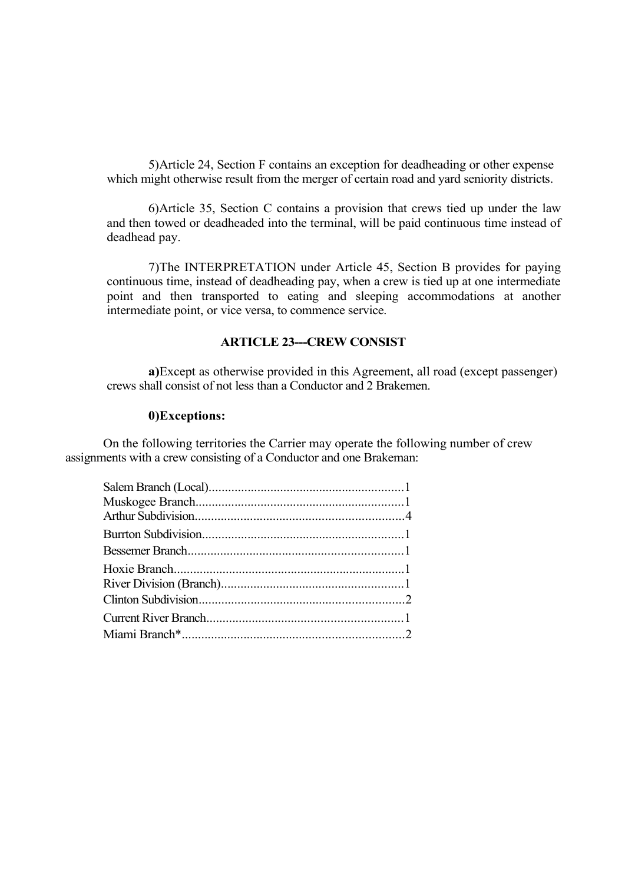5)Article 24, Section F contains an exception for deadheading or other expense which might otherwise result from the merger of certain road and yard seniority districts.

6)Article 35, Section C contains a provision that crews tied up under the law and then towed or deadheaded into the terminal, will be paid continuous time instead of deadhead pay.

7)The INTERPRETATION under Article 45, Section B provides for paying continuous time, instead of deadheading pay, when a crew is tied up at one intermediate point and then transported to eating and sleeping accommodations at another intermediate point, or vice versa, to commence service.

### ARTICLE 23---CREW CONSIST

**a)**Except as otherwise provided in this Agreement, all road (except passenger) crews shall consist of not less than a Conductor and 2 Brakemen.

**0)Exceptions:**

On the following territories the Carrier may operate the following number of crew assignments with a crew consisting of a Conductor and one Brakeman:

Salem Branch (Local)............................................................1
Muskogee Branch................................................................1
Arthur Subdivision................................................................4
Burrton Subdivision.............................................................1
Bessemer Branch..................................................................1
Hoxie Branch.......................................................................1
River Division (Branch)........................................................1
Clinton Subdivision...............................................................2
Current River Branch............................................................1
Miami Branch*.....................................................................2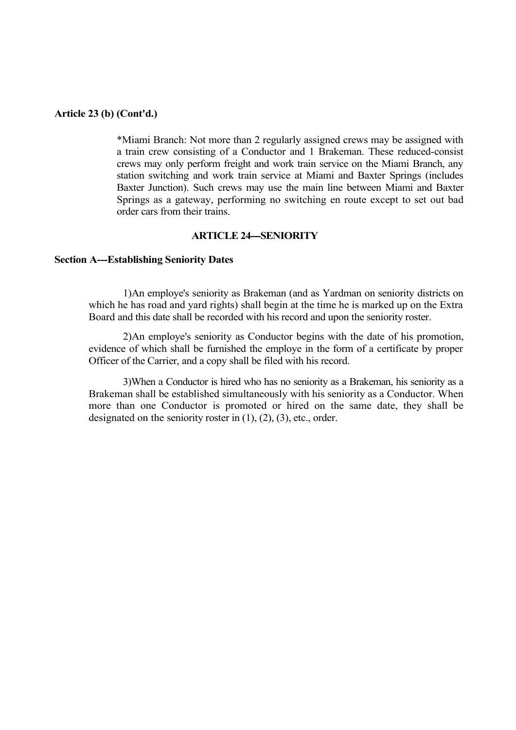**Article 23 (b) (Cont'd.)**

*Miami Branch: Not more than 2 regularly assigned crews may be assigned with a train crew consisting of a Conductor and 1 Brakeman. These reduced-consist crews may only perform freight and work train service on the Miami Branch, any station switching and work train service at Miami and Baxter Springs (includes Baxter Junction). Such crews may use the main line between Miami and Baxter Springs as a gateway, performing no switching en route except to set out bad order cars from their trains.

## ARTICLE 24---SENIORITY

**Section A---Establishing Seniority Dates**

1)An employe's seniority as Brakeman (and as Yardman on seniority districts on which he has road and yard rights) shall begin at the time he is marked up on the Extra Board and this date shall be recorded with his record and upon the seniority roster.

2)An employe's seniority as Conductor begins with the date of his promotion, evidence of which shall be furnished the employe in the form of a certificate by proper Officer of the Carrier, and a copy shall be filed with his record.

3)When a Conductor is hired who has no seniority as a Brakeman, his seniority as a Brakeman shall be established simultaneously with his seniority as a Conductor. When more than one Conductor is promoted or hired on the same date, they shall be designated on the seniority roster in (1), (2), (3), etc., order.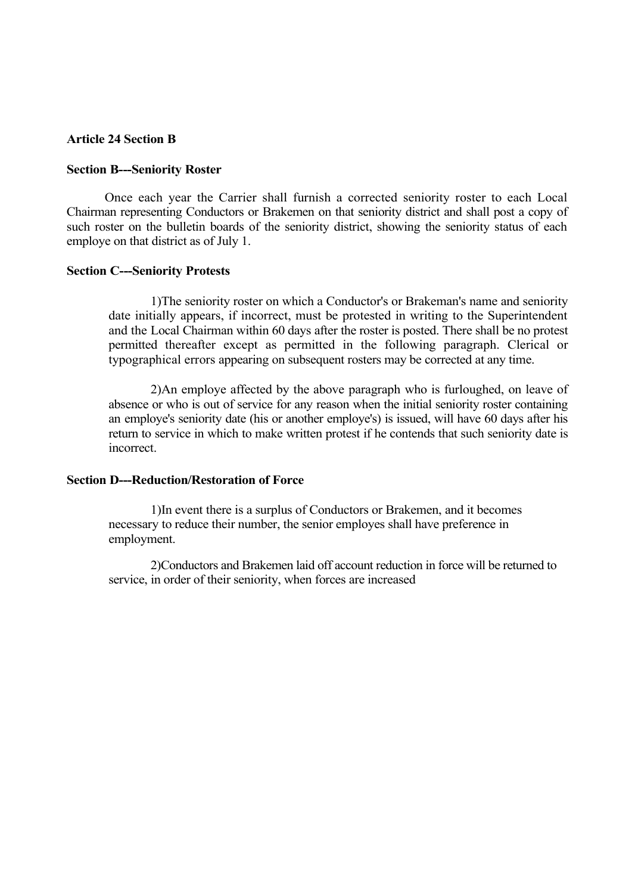**Article 24 Section B**

**Section B---Seniority Roster**

Once each year the Carrier shall furnish a corrected seniority roster to each Local Chairman representing Conductors or Brakemen on that seniority district and shall post a copy of such roster on the bulletin boards of the seniority district, showing the seniority status of each employe on that district as of July 1.

**Section C---Seniority Protests**

1)The seniority roster on which a Conductor's or Brakeman's name and seniority date initially appears, if incorrect, must be protested in writing to the Superintendent and the Local Chairman within 60 days after the roster is posted. There shall be no protest permitted thereafter except as permitted in the following paragraph. Clerical or typographical errors appearing on subsequent rosters may be corrected at any time.

2)An employe affected by the above paragraph who is furloughed, on leave of absence or who is out of service for any reason when the initial seniority roster containing an employe's seniority date (his or another employe's) is issued, will have 60 days after his return to service in which to make written protest if he contends that such seniority date is incorrect.

**Section D---Reduction/Restoration of Force**

1)In event there is a surplus of Conductors or Brakemen, and it becomes necessary to reduce their number, the senior employes shall have preference in employment.

2)Conductors and Brakemen laid off account reduction in force will be returned to service, in order of their seniority, when forces are increased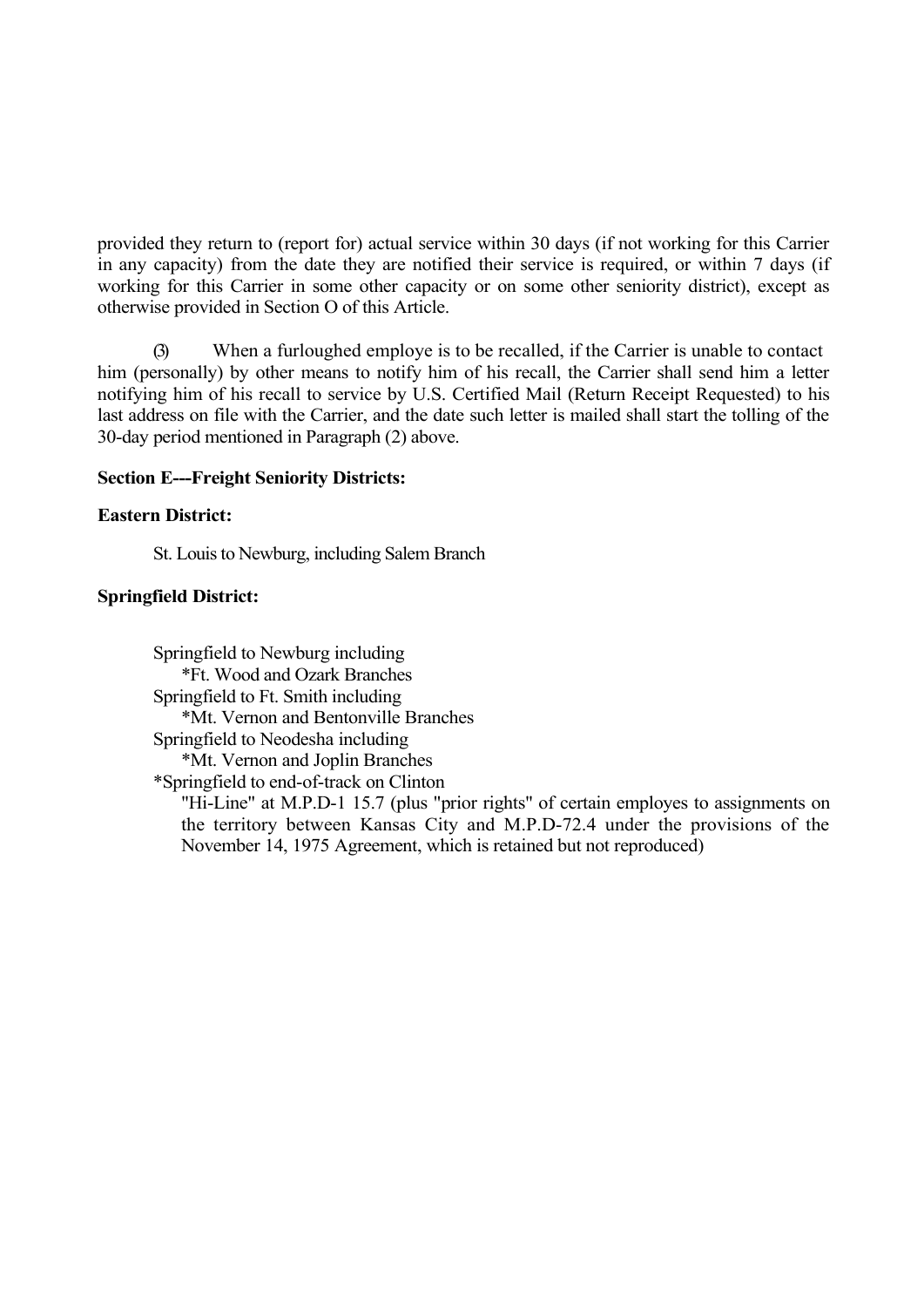provided they return to (report for) actual service within 30 days (if not working for this Carrier in any capacity) from the date they are notified their service is required, or within 7 days (if working for this Carrier in some other capacity or on some other seniority district), except as otherwise provided in Section O of this Article.

(3) When a furloughed employe is to be recalled, if the Carrier is unable to contact him (personally) by other means to notify him of his recall, the Carrier shall send him a letter notifying him of his recall to service by U.S. Certified Mail (Return Receipt Requested) to his last address on file with the Carrier, and the date such letter is mailed shall start the tolling of the 30-day period mentioned in Paragraph (2) above.

**Section E---Freight Seniority Districts:**

**Eastern District:**

St. Louis to Newburg, including Salem Branch

**Springfield District:**

Springfield to Newburg including
*Ft. Wood and Ozark Branches
Springfield to Ft. Smith including
*Mt. Vernon and Bentonville Branches
Springfield to Neodesha including
*Mt. Vernon and Joplin Branches
*Springfield to end-of-track on Clinton
"Hi-Line" at M.P.D-1 15.7 (plus "prior rights" of certain employes to assignments on the territory between Kansas City and M.P.D-72.4 under the provisions of the November 14, 1975 Agreement, which is retained but not reproduced)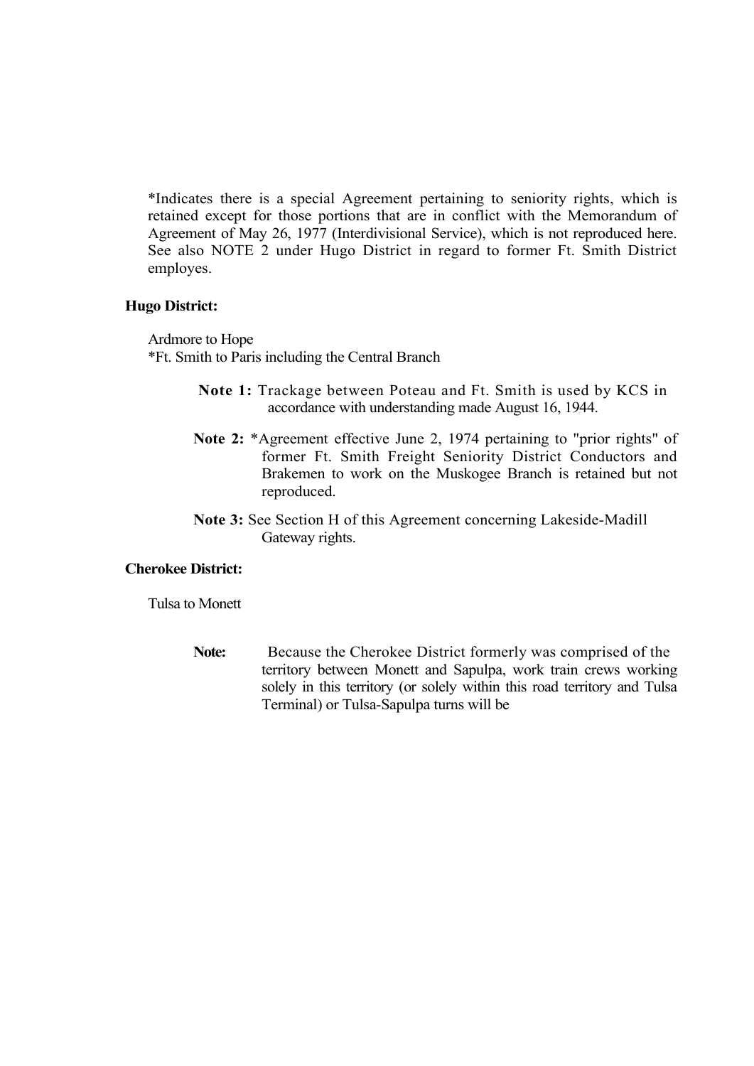*Indicates there is a special Agreement pertaining to seniority rights, which is retained except for those portions that are in conflict with the Memorandum of Agreement of May 26, 1977 (Interdivisional Service), which is not reproduced here. See also NOTE 2 under Hugo District in regard to former Ft. Smith District employes.

**Hugo District:**

Ardmore to Hope
*Ft. Smith to Paris including the Central Branch

> **Note 1:** Trackage between Poteau and Ft. Smith is used by KCS in accordance with understanding made August 16, 1944.
>
> **Note 2:** *Agreement effective June 2, 1974 pertaining to "prior rights" of former Ft. Smith Freight Seniority District Conductors and Brakemen to work on the Muskogee Branch is retained but not reproduced.
>
> **Note 3:** See Section H of this Agreement concerning Lakeside-Madill Gateway rights.

**Cherokee District:**

Tulsa to Monett

> **Note:** Because the Cherokee District formerly was comprised of the territory between Monett and Sapulpa, work train crews working solely in this territory (or solely within this road territory and Tulsa Terminal) or Tulsa-Sapulpa turns will be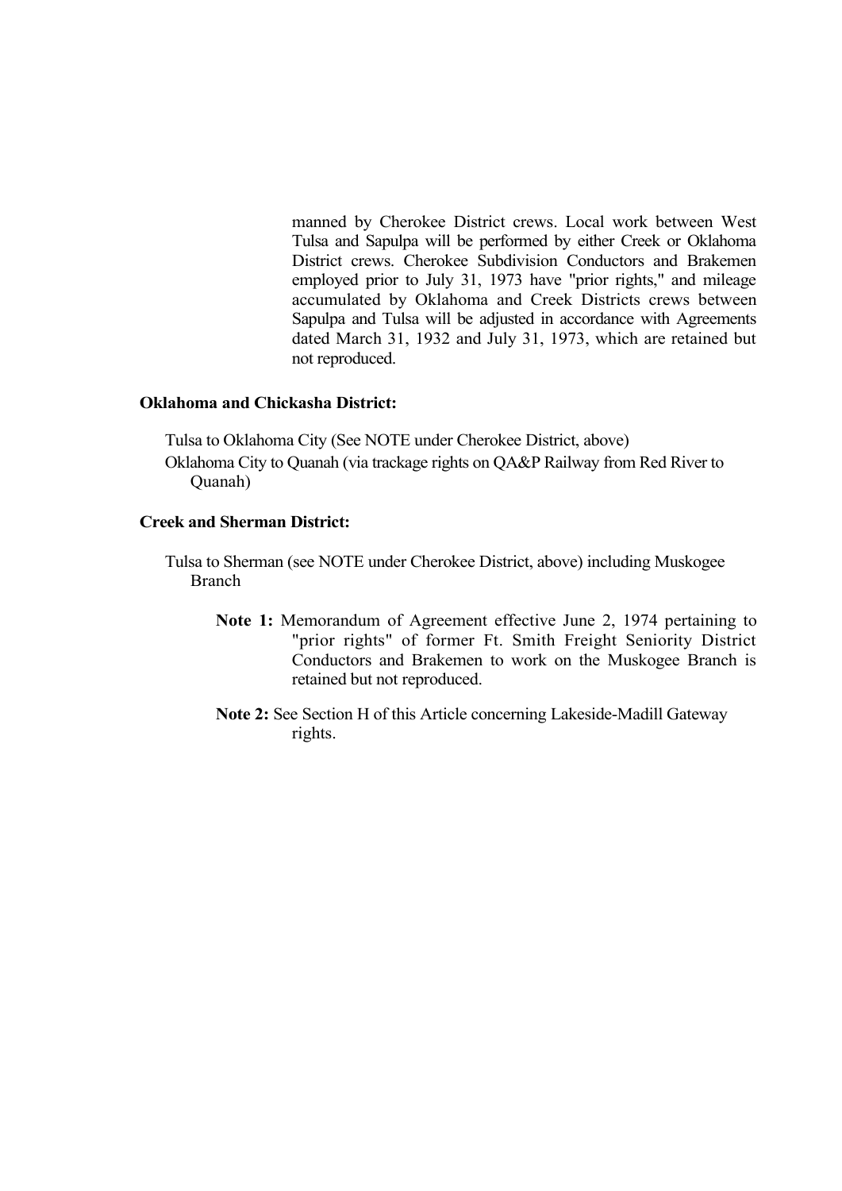manned by Cherokee District crews. Local work between West Tulsa and Sapulpa will be performed by either Creek or Oklahoma District crews. Cherokee Subdivision Conductors and Brakemen employed prior to July 31, 1973 have "prior rights," and mileage accumulated by Oklahoma and Creek Districts crews between Sapulpa and Tulsa will be adjusted in accordance with Agreements dated March 31, 1932 and July 31, 1973, which are retained but not reproduced.

**Oklahoma and Chickasha District:**

Tulsa to Oklahoma City (See NOTE under Cherokee District, above)
Oklahoma City to Quanah (via trackage rights on QA&P Railway from Red River to Quanah)

**Creek and Sherman District:**

Tulsa to Sherman (see NOTE under Cherokee District, above) including Muskogee Branch

**Note 1:** Memorandum of Agreement effective June 2, 1974 pertaining to "prior rights" of former Ft. Smith Freight Seniority District Conductors and Brakemen to work on the Muskogee Branch is retained but not reproduced.

**Note 2:** See Section H of this Article concerning Lakeside-Madill Gateway rights.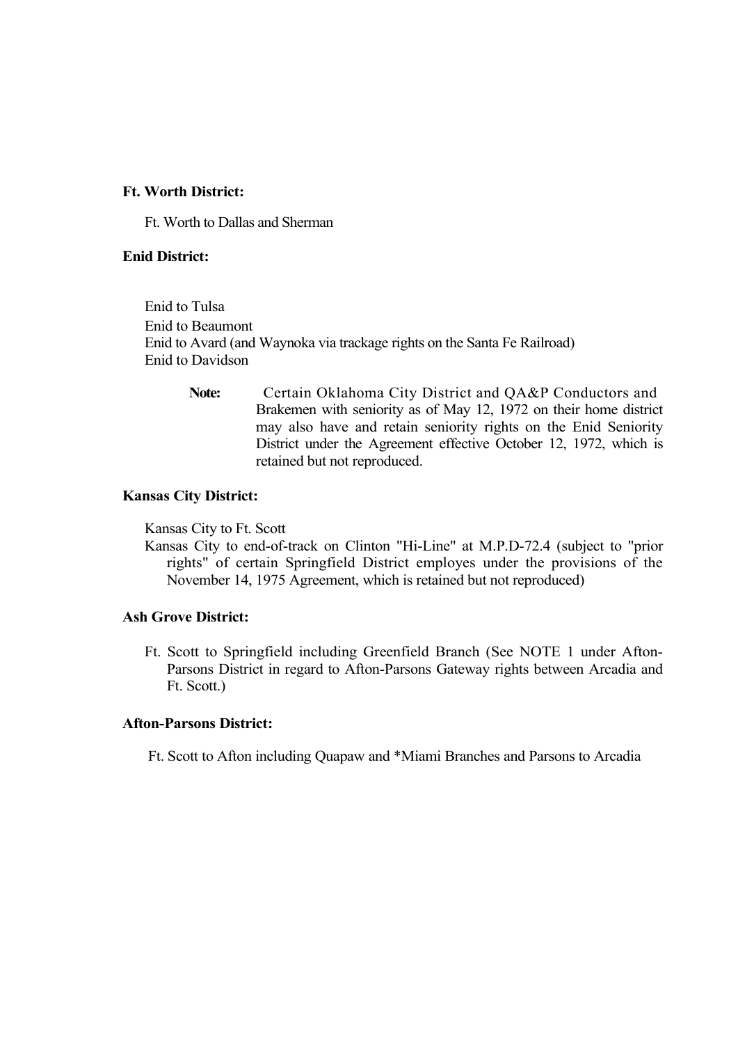**Ft. Worth District:**

Ft. Worth to Dallas and Sherman

**Enid District:**

Enid to Tulsa
Enid to Beaumont
Enid to Avard (and Waynoka via trackage rights on the Santa Fe Railroad)
Enid to Davidson

> **Note:** Certain Oklahoma City District and QA&P Conductors and Brakemen with seniority as of May 12, 1972 on their home district may also have and retain seniority rights on the Enid Seniority District under the Agreement effective October 12, 1972, which is retained but not reproduced.

**Kansas City District:**

Kansas City to Ft. Scott
Kansas City to end-of-track on Clinton "Hi-Line" at M.P.D-72.4 (subject to "prior rights" of certain Springfield District employes under the provisions of the November 14, 1975 Agreement, which is retained but not reproduced)

**Ash Grove District:**

Ft. Scott to Springfield including Greenfield Branch (See NOTE 1 under Afton-Parsons District in regard to Afton-Parsons Gateway rights between Arcadia and Ft. Scott.)

**Afton-Parsons District:**

Ft. Scott to Afton including Quapaw and *Miami Branches and Parsons to Arcadia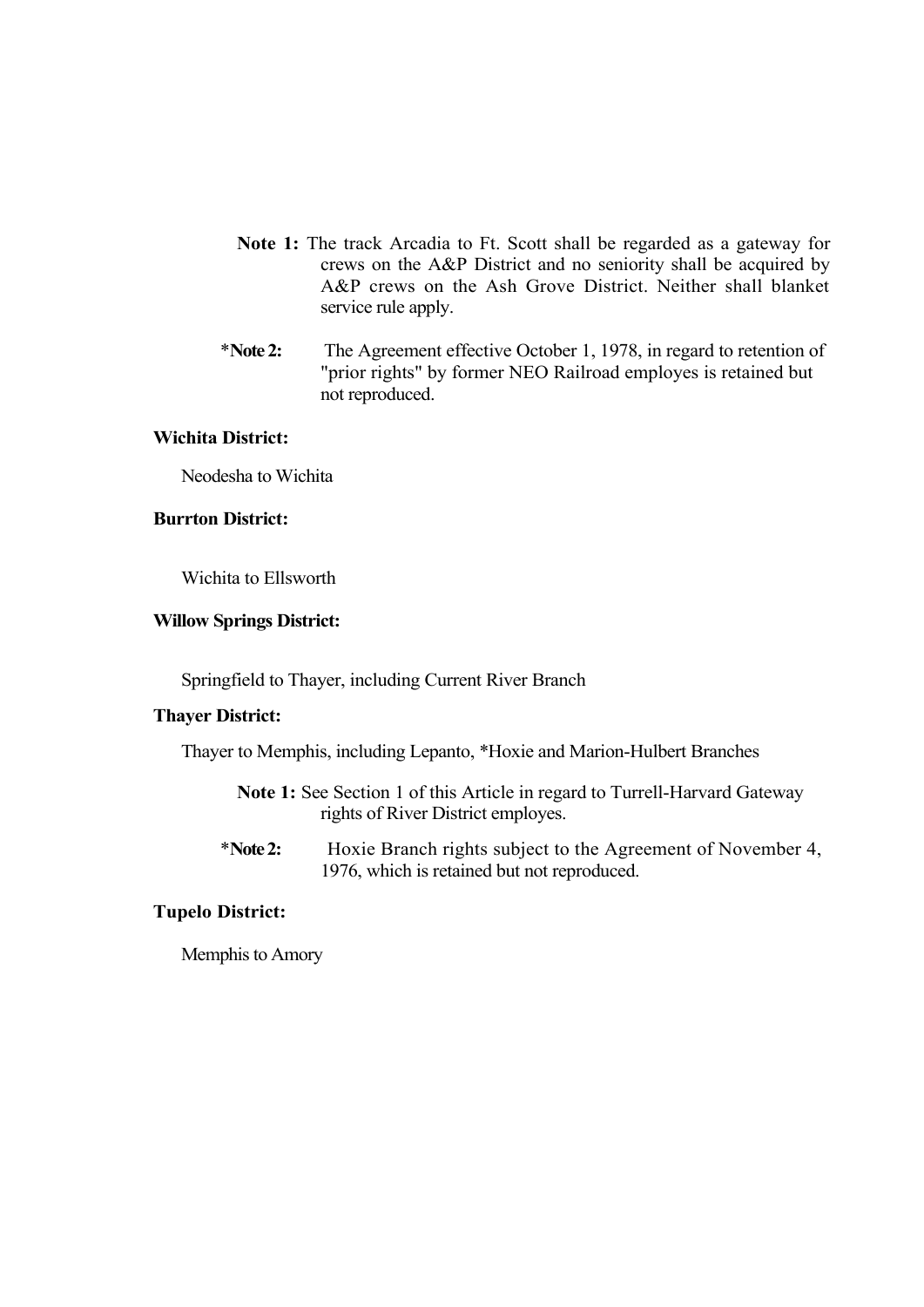**Note 1:** The track Arcadia to Ft. Scott shall be regarded as a gateway for crews on the A&P District and no seniority shall be acquired by A&P crews on the Ash Grove District. Neither shall blanket service rule apply.

***Note 2:** The Agreement effective October 1, 1978, in regard to retention of "prior rights" by former NEO Railroad employes is retained but not reproduced.

**Wichita District:**

Neodesha to Wichita

**Burrton District:**

Wichita to Ellsworth

**Willow Springs District:**

Springfield to Thayer, including Current River Branch

**Thayer District:**

Thayer to Memphis, including Lepanto, *Hoxie and Marion-Hulbert Branches

**Note 1:** See Section 1 of this Article in regard to Turrell-Harvard Gateway rights of River District employes.

***Note 2:** Hoxie Branch rights subject to the Agreement of November 4, 1976, which is retained but not reproduced.

**Tupelo District:**

Memphis to Amory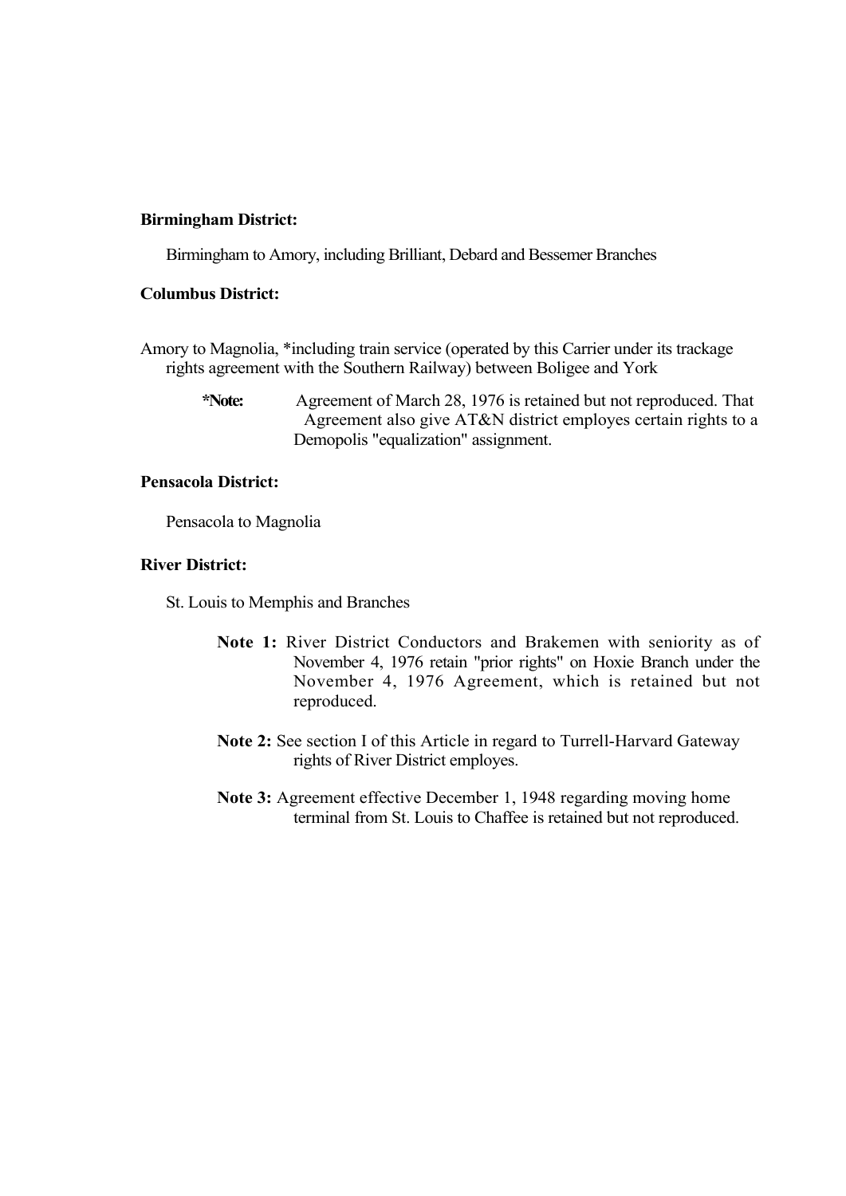**Birmingham District:**

Birmingham to Amory, including Brilliant, Debard and Bessemer Branches

**Columbus District:**

Amory to Magnolia, *including train service (operated by this Carrier under its trackage rights agreement with the Southern Railway) between Boligee and York

> ***Note:** Agreement of March 28, 1976 is retained but not reproduced. That Agreement also give AT&N district employes certain rights to a Demopolis "equalization" assignment.

**Pensacola District:**

Pensacola to Magnolia

**River District:**

St. Louis to Memphis and Branches

> **Note 1:** River District Conductors and Brakemen with seniority as of November 4, 1976 retain "prior rights" on Hoxie Branch under the November 4, 1976 Agreement, which is retained but not reproduced.
>
> **Note 2:** See section I of this Article in regard to Turrell-Harvard Gateway rights of River District employes.
>
> **Note 3:** Agreement effective December 1, 1948 regarding moving home terminal from St. Louis to Chaffee is retained but not reproduced.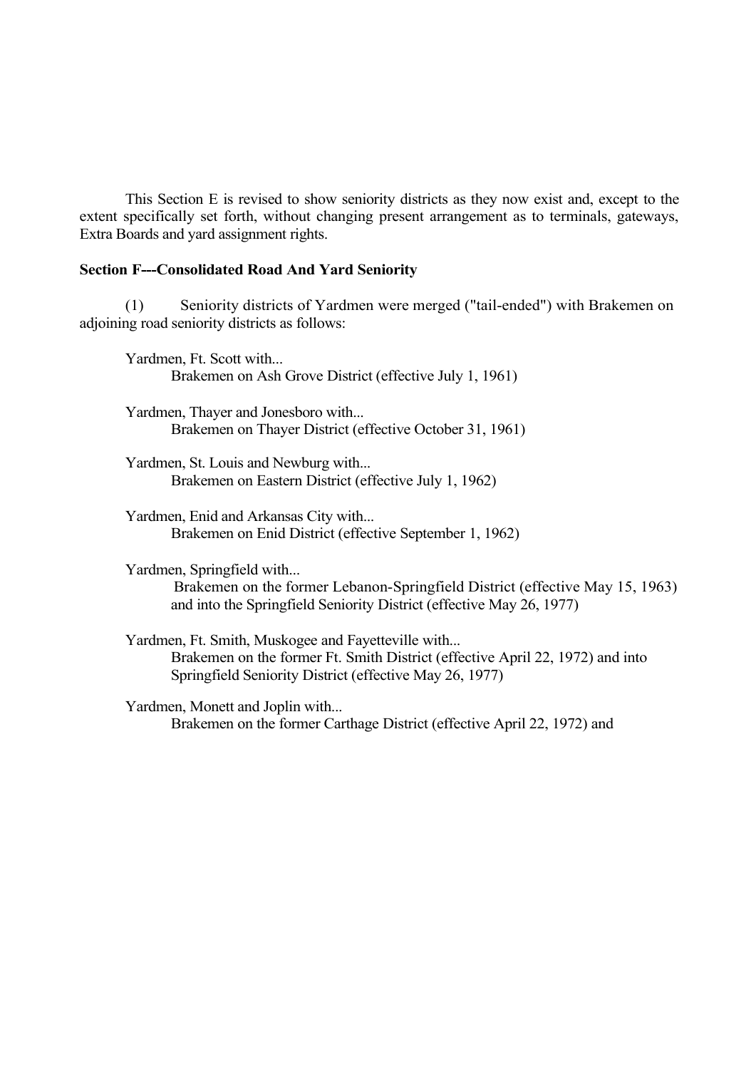This Section E is revised to show seniority districts as they now exist and, except to the extent specifically set forth, without changing present arrangement as to terminals, gateways, Extra Boards and yard assignment rights.

**Section F---Consolidated Road And Yard Seniority**

(1) Seniority districts of Yardmen were merged ("tail-ended") with Brakemen on adjoining road seniority districts as follows:

Yardmen, Ft. Scott with...
Brakemen on Ash Grove District (effective July 1, 1961)

Yardmen, Thayer and Jonesboro with...
Brakemen on Thayer District (effective October 31, 1961)

Yardmen, St. Louis and Newburg with...
Brakemen on Eastern District (effective July 1, 1962)

Yardmen, Enid and Arkansas City with...
Brakemen on Enid District (effective September 1, 1962)

Yardmen, Springfield with...
Brakemen on the former Lebanon-Springfield District (effective May 15, 1963) and into the Springfield Seniority District (effective May 26, 1977)

Yardmen, Ft. Smith, Muskogee and Fayetteville with...
Brakemen on the former Ft. Smith District (effective April 22, 1972) and into Springfield Seniority District (effective May 26, 1977)

Yardmen, Monett and Joplin with...
Brakemen on the former Carthage District (effective April 22, 1972) and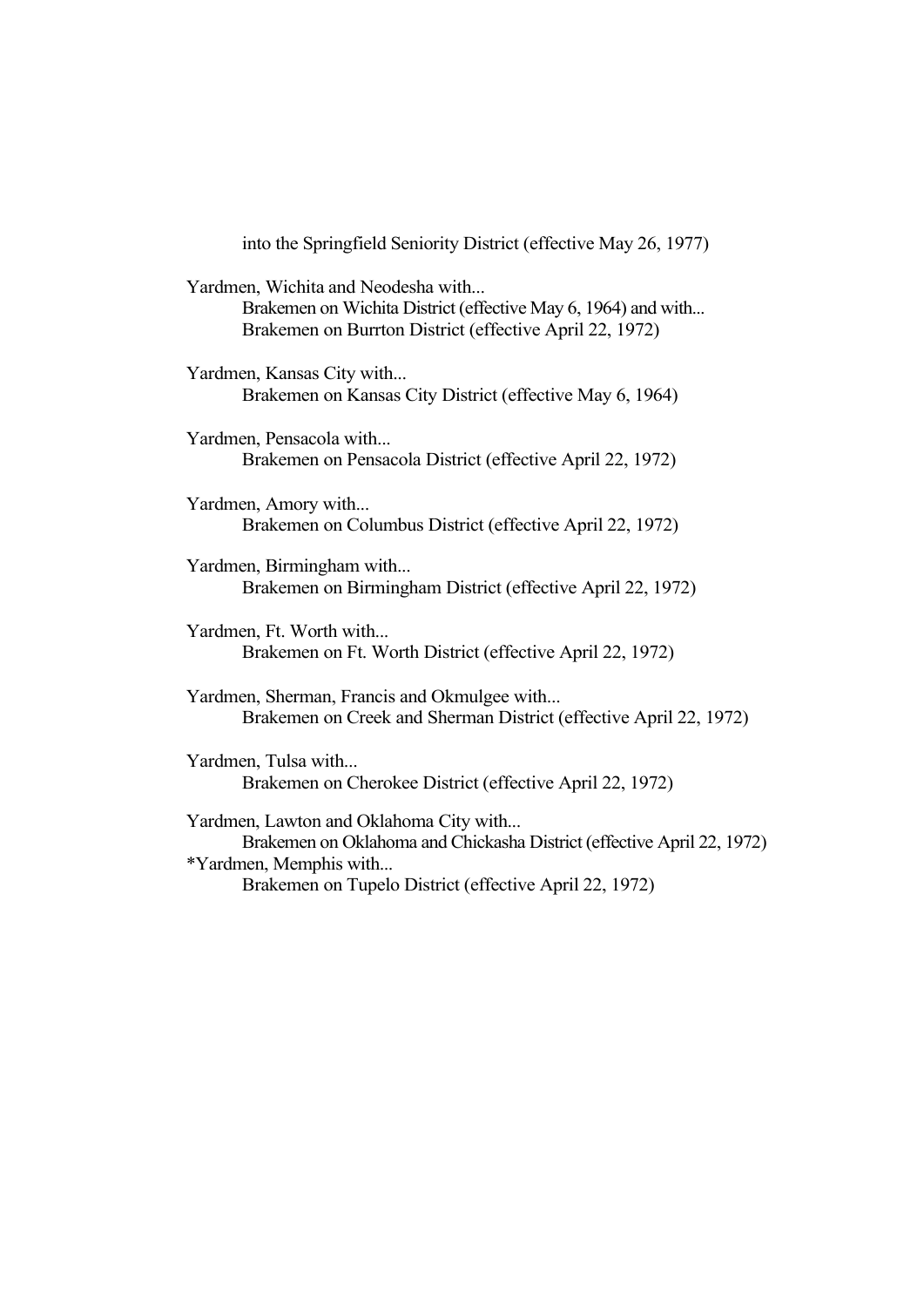into the Springfield Seniority District (effective May 26, 1977)

Yardmen, Wichita and Neodesha with...
    Brakemen on Wichita District (effective May 6, 1964) and with...
    Brakemen on Burrton District (effective April 22, 1972)

Yardmen, Kansas City with...
    Brakemen on Kansas City District (effective May 6, 1964)

Yardmen, Pensacola with...
    Brakemen on Pensacola District (effective April 22, 1972)

Yardmen, Amory with...
    Brakemen on Columbus District (effective April 22, 1972)

Yardmen, Birmingham with...
    Brakemen on Birmingham District (effective April 22, 1972)

Yardmen, Ft. Worth with...
    Brakemen on Ft. Worth District (effective April 22, 1972)

Yardmen, Sherman, Francis and Okmulgee with...
    Brakemen on Creek and Sherman District (effective April 22, 1972)

Yardmen, Tulsa with...
    Brakemen on Cherokee District (effective April 22, 1972)

Yardmen, Lawton and Oklahoma City with...
    Brakemen on Oklahoma and Chickasha District (effective April 22, 1972)

*Yardmen, Memphis with...
    Brakemen on Tupelo District (effective April 22, 1972)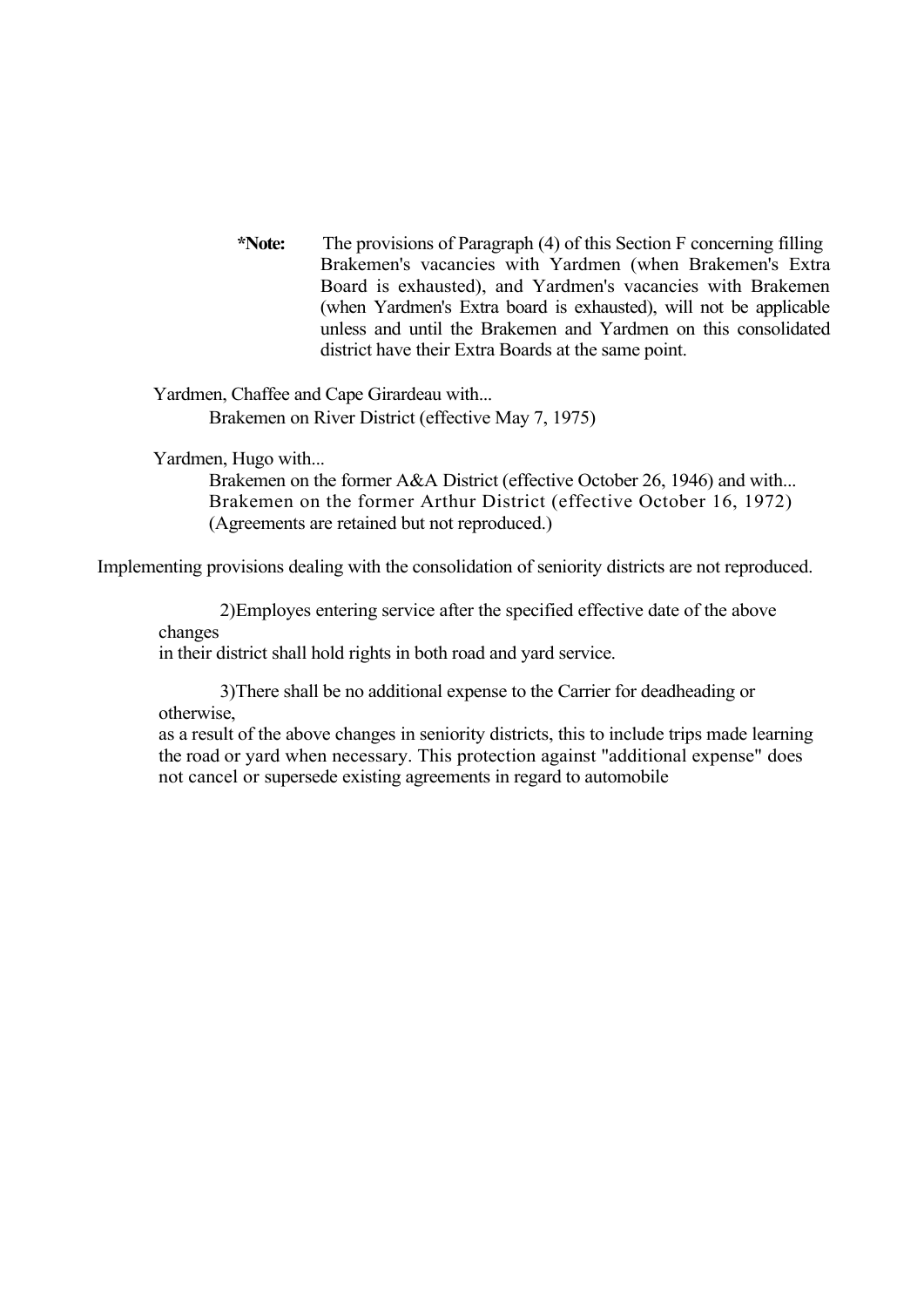**\*Note:** The provisions of Paragraph (4) of this Section F concerning filling Brakemen's vacancies with Yardmen (when Brakemen's Extra Board is exhausted), and Yardmen's vacancies with Brakemen (when Yardmen's Extra board is exhausted), will not be applicable unless and until the Brakemen and Yardmen on this consolidated district have their Extra Boards at the same point.

Yardmen, Chaffee and Cape Girardeau with...
Brakemen on River District (effective May 7, 1975)

Yardmen, Hugo with...
Brakemen on the former A&A District (effective October 26, 1946) and with...
Brakemen on the former Arthur District (effective October 16, 1972)
(Agreements are retained but not reproduced.)

Implementing provisions dealing with the consolidation of seniority districts are not reproduced.

2)Employes entering service after the specified effective date of the above changes in their district shall hold rights in both road and yard service.

3)There shall be no additional expense to the Carrier for deadheading or otherwise, as a result of the above changes in seniority districts, this to include trips made learning the road or yard when necessary. This protection against "additional expense" does not cancel or supersede existing agreements in regard to automobile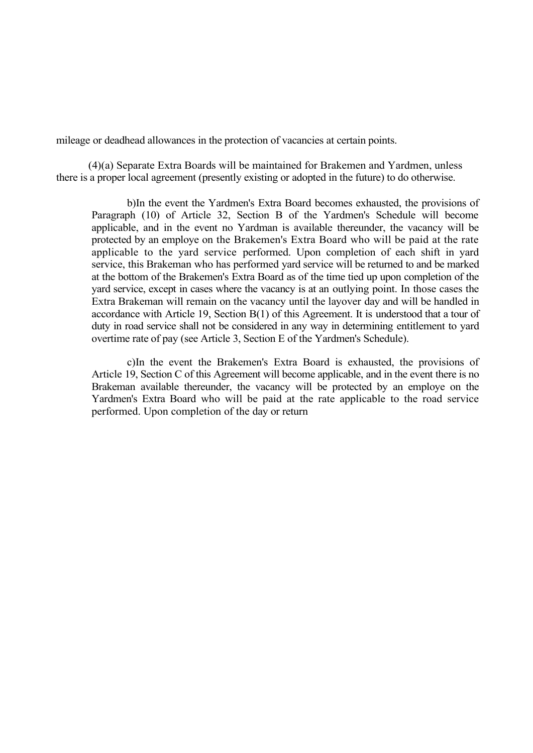mileage or deadhead allowances in the protection of vacancies at certain points.

(4)(a) Separate Extra Boards will be maintained for Brakemen and Yardmen, unless there is a proper local agreement (presently existing or adopted in the future) to do otherwise.

b)In the event the Yardmen's Extra Board becomes exhausted, the provisions of Paragraph (10) of Article 32, Section B of the Yardmen's Schedule will become applicable, and in the event no Yardman is available thereunder, the vacancy will be protected by an employe on the Brakemen's Extra Board who will be paid at the rate applicable to the yard service performed. Upon completion of each shift in yard service, this Brakeman who has performed yard service will be returned to and be marked at the bottom of the Brakemen's Extra Board as of the time tied up upon completion of the yard service, except in cases where the vacancy is at an outlying point. In those cases the Extra Brakeman will remain on the vacancy until the layover day and will be handled in accordance with Article 19, Section B(1) of this Agreement. It is understood that a tour of duty in road service shall not be considered in any way in determining entitlement to yard overtime rate of pay (see Article 3, Section E of the Yardmen's Schedule).

c)In the event the Brakemen's Extra Board is exhausted, the provisions of Article 19, Section C of this Agreement will become applicable, and in the event there is no Brakeman available thereunder, the vacancy will be protected by an employe on the Yardmen's Extra Board who will be paid at the rate applicable to the road service performed. Upon completion of the day or return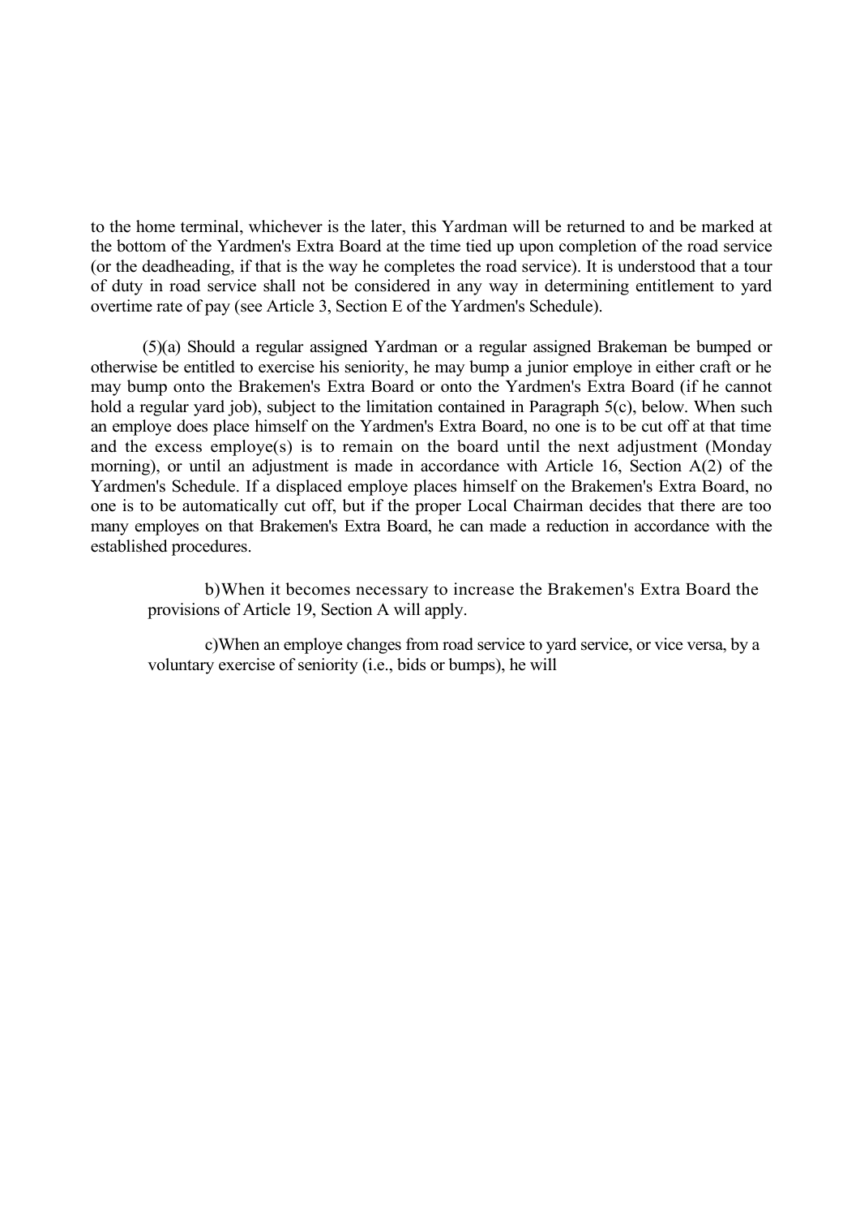to the home terminal, whichever is the later, this Yardman will be returned to and be marked at the bottom of the Yardmen's Extra Board at the time tied up upon completion of the road service (or the deadheading, if that is the way he completes the road service). It is understood that a tour of duty in road service shall not be considered in any way in determining entitlement to yard overtime rate of pay (see Article 3, Section E of the Yardmen's Schedule).

(5)(a) Should a regular assigned Yardman or a regular assigned Brakeman be bumped or otherwise be entitled to exercise his seniority, he may bump a junior employe in either craft or he may bump onto the Brakemen's Extra Board or onto the Yardmen's Extra Board (if he cannot hold a regular yard job), subject to the limitation contained in Paragraph 5(c), below. When such an employe does place himself on the Yardmen's Extra Board, no one is to be cut off at that time and the excess employe(s) is to remain on the board until the next adjustment (Monday morning), or until an adjustment is made in accordance with Article 16, Section A(2) of the Yardmen's Schedule. If a displaced employe places himself on the Brakemen's Extra Board, no one is to be automatically cut off, but if the proper Local Chairman decides that there are too many employes on that Brakemen's Extra Board, he can made a reduction in accordance with the established procedures.

b)When it becomes necessary to increase the Brakemen's Extra Board the provisions of Article 19, Section A will apply.

c)When an employe changes from road service to yard service, or vice versa, by a voluntary exercise of seniority (i.e., bids or bumps), he will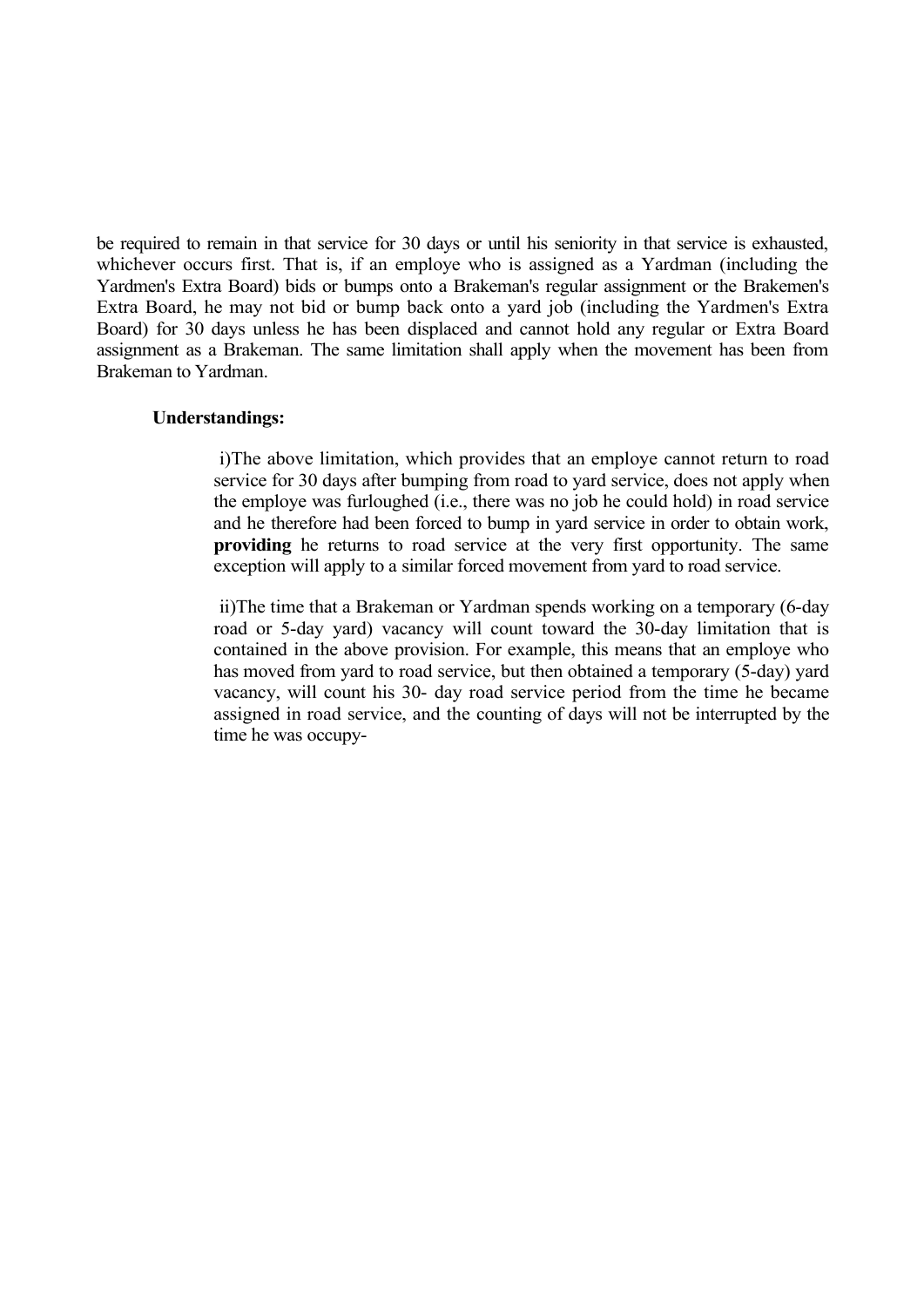be required to remain in that service for 30 days or until his seniority in that service is exhausted, whichever occurs first. That is, if an employe who is assigned as a Yardman (including the Yardmen's Extra Board) bids or bumps onto a Brakeman's regular assignment or the Brakemen's Extra Board, he may not bid or bump back onto a yard job (including the Yardmen's Extra Board) for 30 days unless he has been displaced and cannot hold any regular or Extra Board assignment as a Brakeman. The same limitation shall apply when the movement has been from Brakeman to Yardman.

**Understandings:**

> i)The above limitation, which provides that an employe cannot return to road service for 30 days after bumping from road to yard service, does not apply when the employe was furloughed (i.e., there was no job he could hold) in road service and he therefore had been forced to bump in yard service in order to obtain work, **providing** he returns to road service at the very first opportunity. The same exception will apply to a similar forced movement from yard to road service.
>
> ii)The time that a Brakeman or Yardman spends working on a temporary (6-day road or 5-day yard) vacancy will count toward the 30-day limitation that is contained in the above provision. For example, this means that an employe who has moved from yard to road service, but then obtained a temporary (5-day) yard vacancy, will count his 30- day road service period from the time he became assigned in road service, and the counting of days will not be interrupted by the time he was occupy-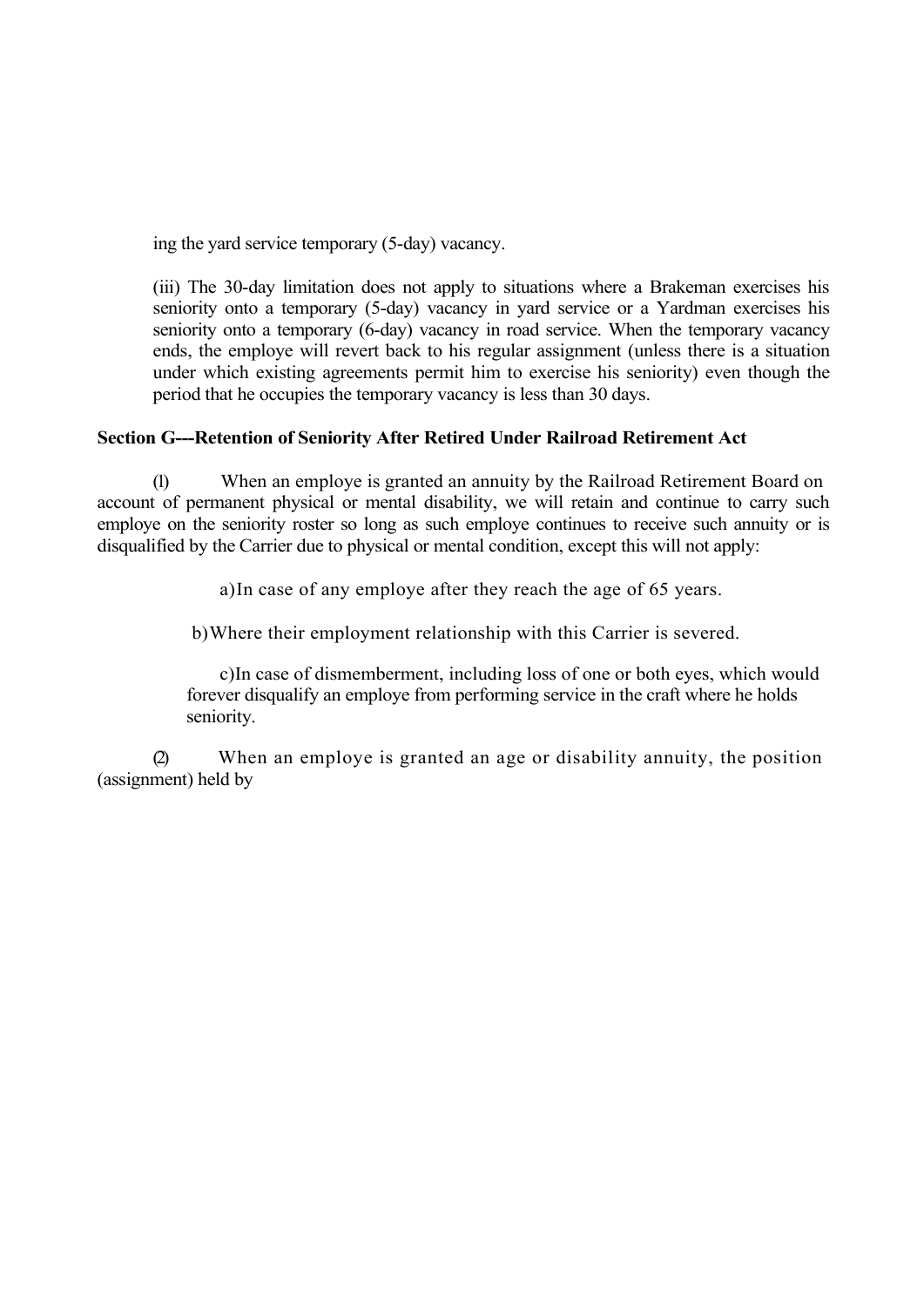ing the yard service temporary (5-day) vacancy.

(iii) The 30-day limitation does not apply to situations where a Brakeman exercises his seniority onto a temporary (5-day) vacancy in yard service or a Yardman exercises his seniority onto a temporary (6-day) vacancy in road service. When the temporary vacancy ends, the employe will revert back to his regular assignment (unless there is a situation under which existing agreements permit him to exercise his seniority) even though the period that he occupies the temporary vacancy is less than 30 days.

**Section G---Retention of Seniority After Retired Under Railroad Retirement Act**

(1) When an employe is granted an annuity by the Railroad Retirement Board on account of permanent physical or mental disability, we will retain and continue to carry such employe on the seniority roster so long as such employe continues to receive such annuity or is disqualified by the Carrier due to physical or mental condition, except this will not apply:

a) In case of any employe after they reach the age of 65 years.

b) Where their employment relationship with this Carrier is severed.

c) In case of dismemberment, including loss of one or both eyes, which would forever disqualify an employe from performing service in the craft where he holds seniority.

(2) When an employe is granted an age or disability annuity, the position (assignment) held by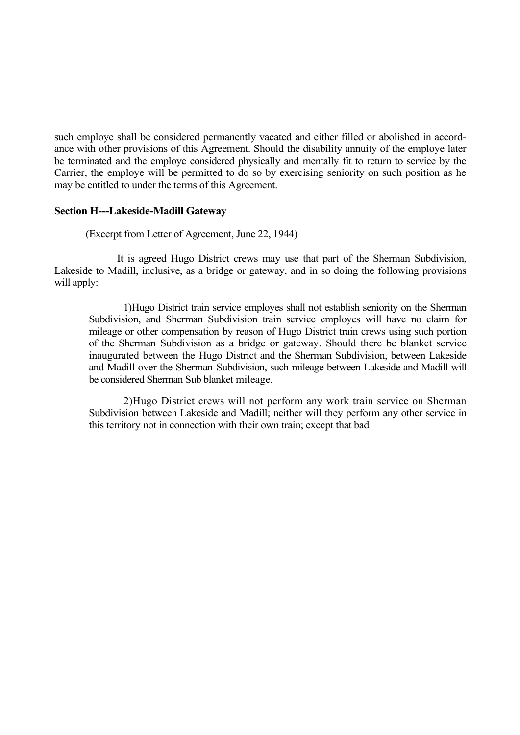such employe shall be considered permanently vacated and either filled or abolished in accordance with other provisions of this Agreement. Should the disability annuity of the employe later be terminated and the employe considered physically and mentally fit to return to service by the Carrier, the employe will be permitted to do so by exercising seniority on such position as he may be entitled to under the terms of this Agreement.

**Section H---Lakeside-Madill Gateway**

(Excerpt from Letter of Agreement, June 22, 1944)

It is agreed Hugo District crews may use that part of the Sherman Subdivision, Lakeside to Madill, inclusive, as a bridge or gateway, and in so doing the following provisions will apply:

1)Hugo District train service employes shall not establish seniority on the Sherman Subdivision, and Sherman Subdivision train service employes will have no claim for mileage or other compensation by reason of Hugo District train crews using such portion of the Sherman Subdivision as a bridge or gateway. Should there be blanket service inaugurated between the Hugo District and the Sherman Subdivision, between Lakeside and Madill over the Sherman Subdivision, such mileage between Lakeside and Madill will be considered Sherman Sub blanket mileage.

2)Hugo District crews will not perform any work train service on Sherman Subdivision between Lakeside and Madill; neither will they perform any other service in this territory not in connection with their own train; except that bad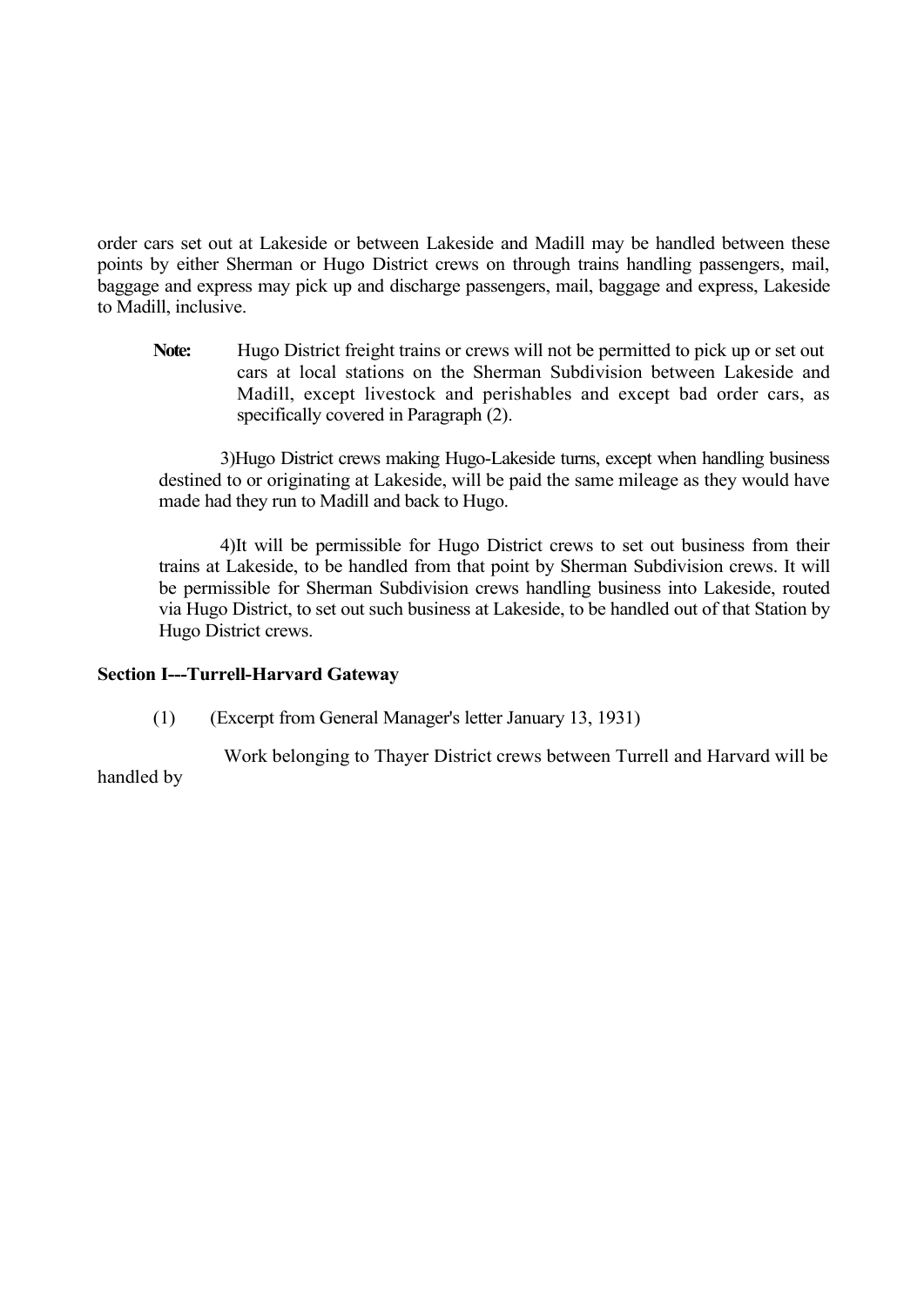order cars set out at Lakeside or between Lakeside and Madill may be handled between these points by either Sherman or Hugo District crews on through trains handling passengers, mail, baggage and express may pick up and discharge passengers, mail, baggage and express, Lakeside to Madill, inclusive.

> **Note:** Hugo District freight trains or crews will not be permitted to pick up or set out cars at local stations on the Sherman Subdivision between Lakeside and Madill, except livestock and perishables and except bad order cars, as specifically covered in Paragraph (2).

3)Hugo District crews making Hugo-Lakeside turns, except when handling business destined to or originating at Lakeside, will be paid the same mileage as they would have made had they run to Madill and back to Hugo.

4)It will be permissible for Hugo District crews to set out business from their trains at Lakeside, to be handled from that point by Sherman Subdivision crews. It will be permissible for Sherman Subdivision crews handling business into Lakeside, routed via Hugo District, to set out such business at Lakeside, to be handled out of that Station by Hugo District crews.

**Section I---Turrell-Harvard Gateway**

(1) (Excerpt from General Manager's letter January 13, 1931)

Work belonging to Thayer District crews between Turrell and Harvard will be handled by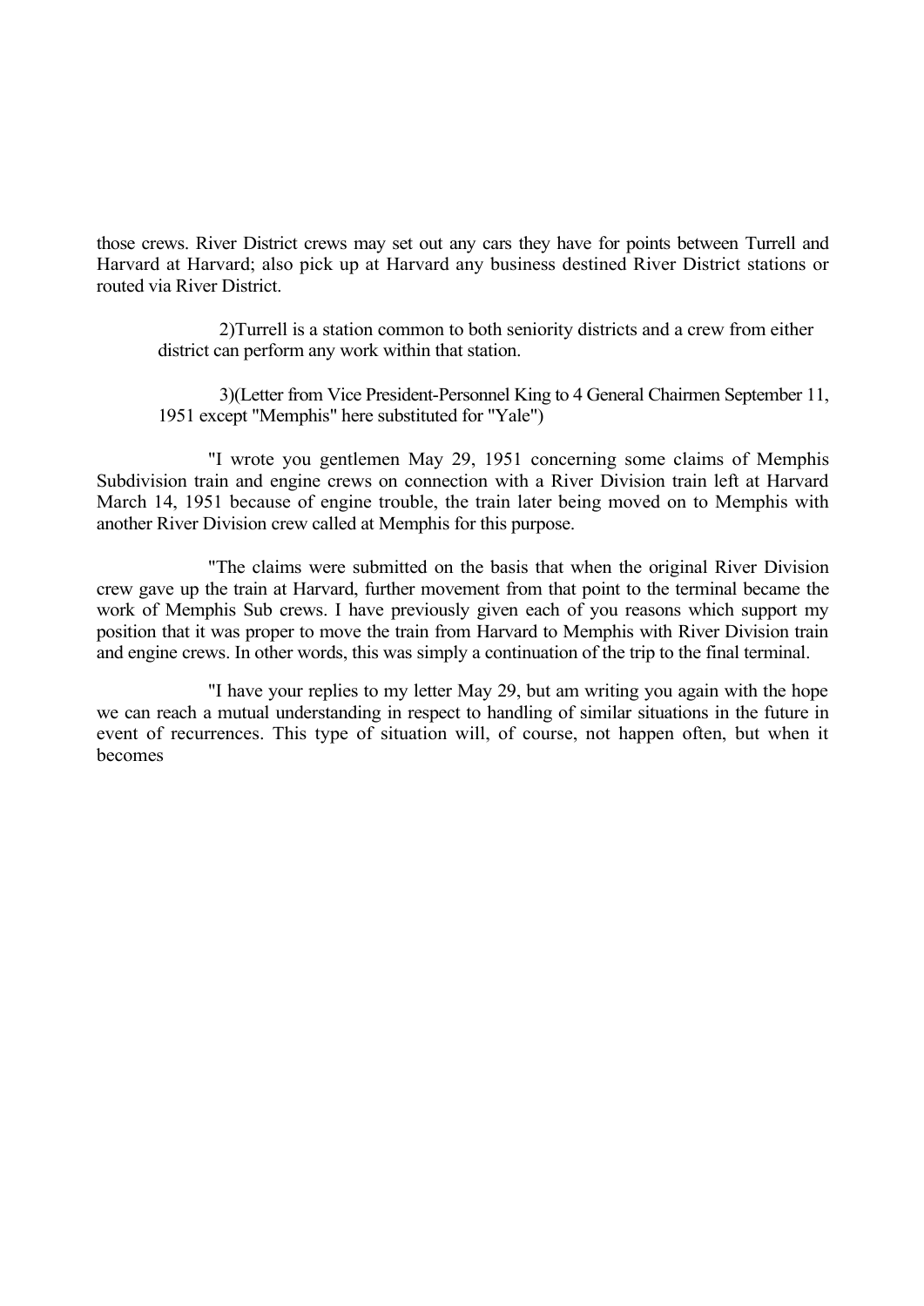those crews. River District crews may set out any cars they have for points between Turrell and Harvard at Harvard; also pick up at Harvard any business destined River District stations or routed via River District.

2)Turrell is a station common to both seniority districts and a crew from either district can perform any work within that station.

3)(Letter from Vice President-Personnel King to 4 General Chairmen September 11, 1951 except "Memphis" here substituted for "Yale")

"I wrote you gentlemen May 29, 1951 concerning some claims of Memphis Subdivision train and engine crews on connection with a River Division train left at Harvard March 14, 1951 because of engine trouble, the train later being moved on to Memphis with another River Division crew called at Memphis for this purpose.

"The claims were submitted on the basis that when the original River Division crew gave up the train at Harvard, further movement from that point to the terminal became the work of Memphis Sub crews. I have previously given each of you reasons which support my position that it was proper to move the train from Harvard to Memphis with River Division train and engine crews. In other words, this was simply a continuation of the trip to the final terminal.

"I have your replies to my letter May 29, but am writing you again with the hope we can reach a mutual understanding in respect to handling of similar situations in the future in event of recurrences. This type of situation will, of course, not happen often, but when it becomes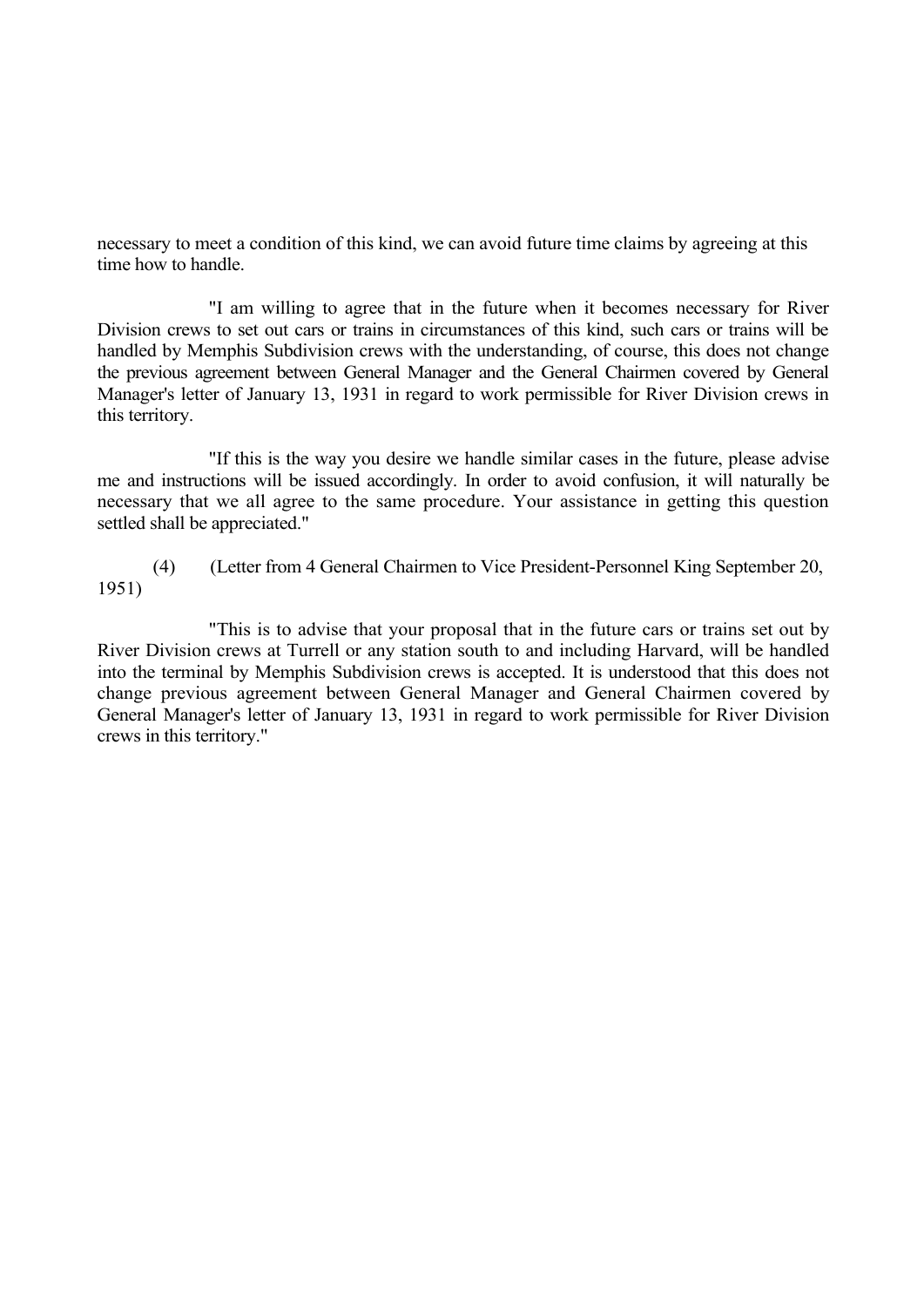necessary to meet a condition of this kind, we can avoid future time claims by agreeing at this time how to handle.

"I am willing to agree that in the future when it becomes necessary for River Division crews to set out cars or trains in circumstances of this kind, such cars or trains will be handled by Memphis Subdivision crews with the understanding, of course, this does not change the previous agreement between General Manager and the General Chairmen covered by General Manager's letter of January 13, 1931 in regard to work permissible for River Division crews in this territory.

"If this is the way you desire we handle similar cases in the future, please advise me and instructions will be issued accordingly. In order to avoid confusion, it will naturally be necessary that we all agree to the same procedure. Your assistance in getting this question settled shall be appreciated."

(4) (Letter from 4 General Chairmen to Vice President-Personnel King September 20, 1951)

"This is to advise that your proposal that in the future cars or trains set out by River Division crews at Turrell or any station south to and including Harvard, will be handled into the terminal by Memphis Subdivision crews is accepted. It is understood that this does not change previous agreement between General Manager and General Chairmen covered by General Manager's letter of January 13, 1931 in regard to work permissible for River Division crews in this territory."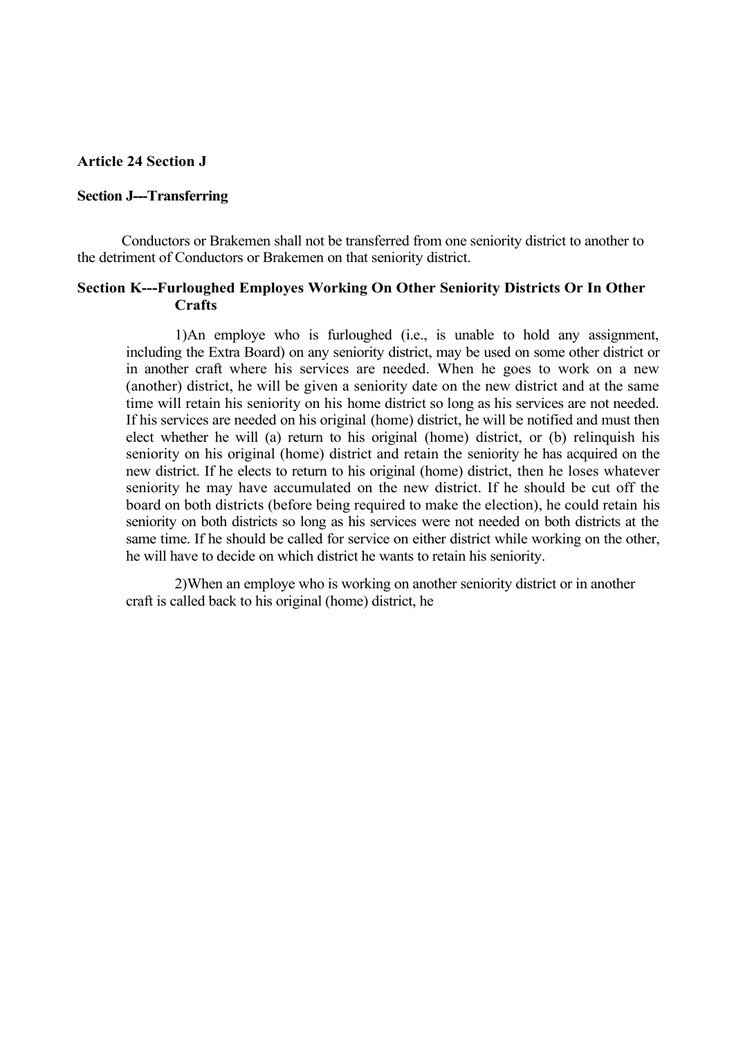**Article 24 Section J**

**Section J---Transferring**

Conductors or Brakemen shall not be transferred from one seniority district to another to the detriment of Conductors or Brakemen on that seniority district.

**Section K---Furloughed Employes Working On Other Seniority Districts Or In Other Crafts**

1)An employe who is furloughed (i.e., is unable to hold any assignment, including the Extra Board) on any seniority district, may be used on some other district or in another craft where his services are needed. When he goes to work on a new (another) district, he will be given a seniority date on the new district and at the same time will retain his seniority on his home district so long as his services are not needed. If his services are needed on his original (home) district, he will be notified and must then elect whether he will (a) return to his original (home) district, or (b) relinquish his seniority on his original (home) district and retain the seniority he has acquired on the new district. If he elects to return to his original (home) district, then he loses whatever seniority he may have accumulated on the new district. If he should be cut off the board on both districts (before being required to make the election), he could retain his seniority on both districts so long as his services were not needed on both districts at the same time. If he should be called for service on either district while working on the other, he will have to decide on which district he wants to retain his seniority.

2)When an employe who is working on another seniority district or in another craft is called back to his original (home) district, he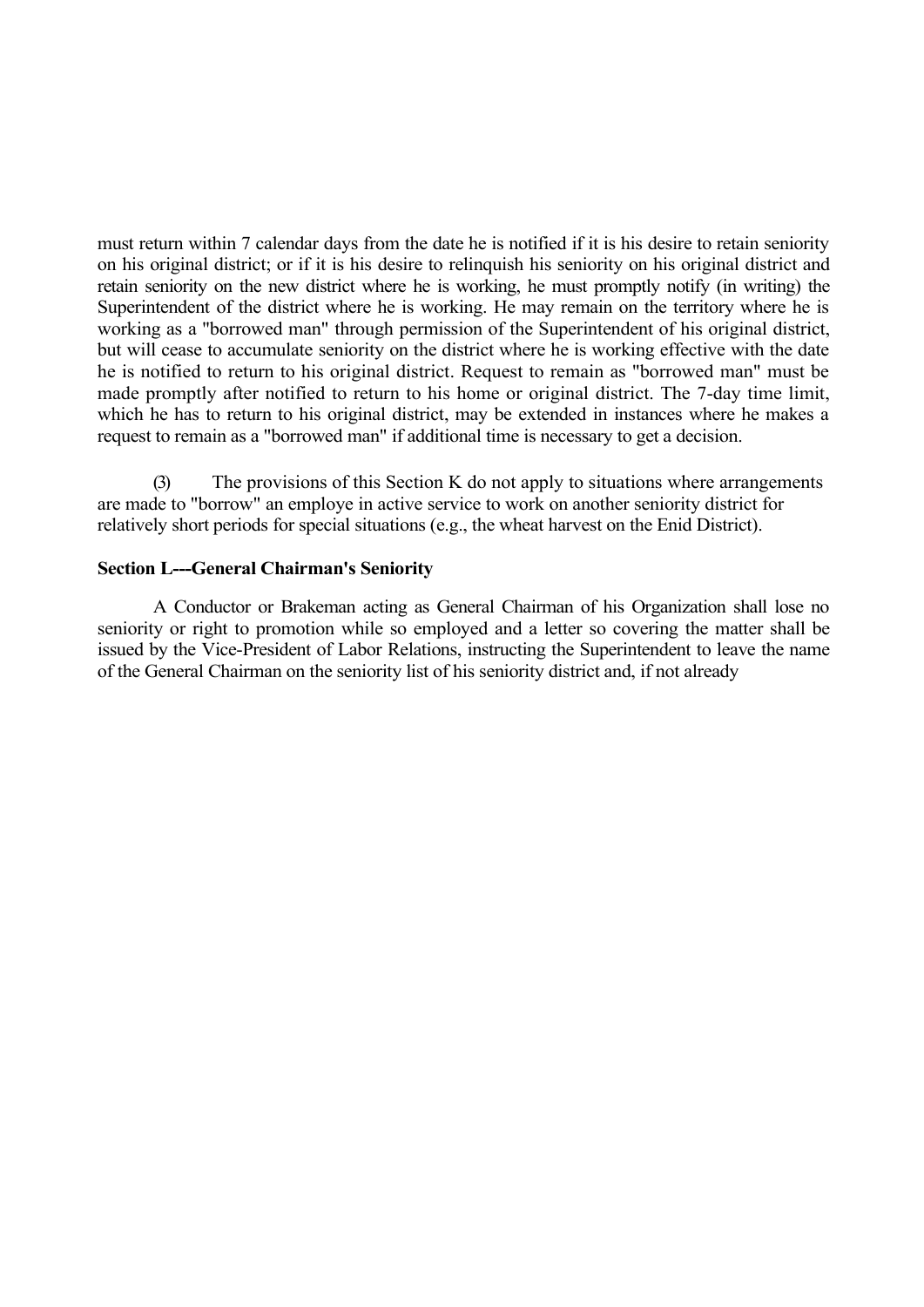must return within 7 calendar days from the date he is notified if it is his desire to retain seniority on his original district; or if it is his desire to relinquish his seniority on his original district and retain seniority on the new district where he is working, he must promptly notify (in writing) the Superintendent of the district where he is working. He may remain on the territory where he is working as a "borrowed man" through permission of the Superintendent of his original district, but will cease to accumulate seniority on the district where he is working effective with the date he is notified to return to his original district. Request to remain as "borrowed man" must be made promptly after notified to return to his home or original district. The 7-day time limit, which he has to return to his original district, may be extended in instances where he makes a request to remain as a "borrowed man" if additional time is necessary to get a decision.

(3) The provisions of this Section K do not apply to situations where arrangements are made to "borrow" an employe in active service to work on another seniority district for relatively short periods for special situations (e.g., the wheat harvest on the Enid District).

**Section L---General Chairman's Seniority**

A Conductor or Brakeman acting as General Chairman of his Organization shall lose no seniority or right to promotion while so employed and a letter so covering the matter shall be issued by the Vice-President of Labor Relations, instructing the Superintendent to leave the name of the General Chairman on the seniority list of his seniority district and, if not already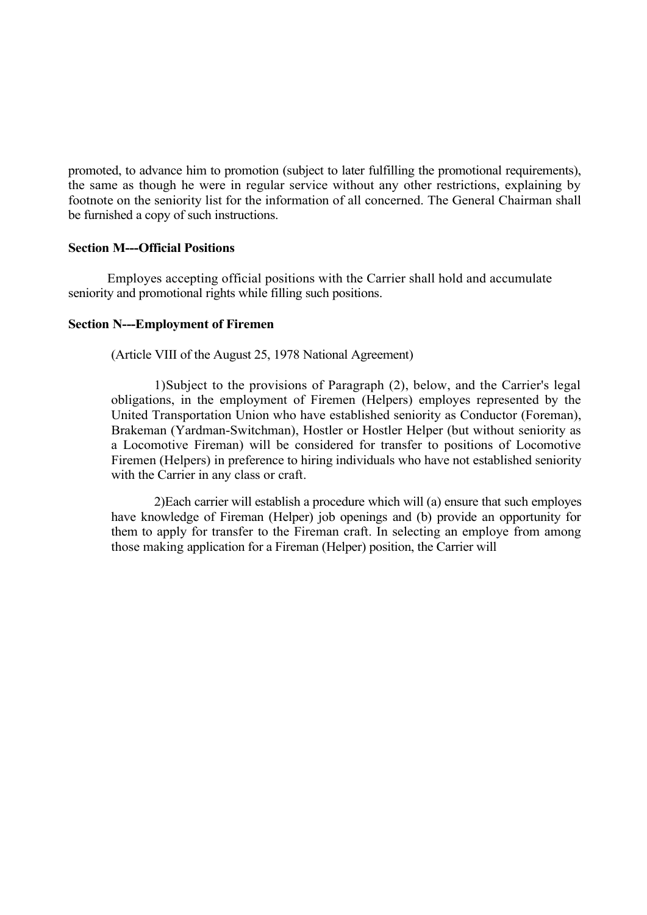promoted, to advance him to promotion (subject to later fulfilling the promotional requirements), the same as though he were in regular service without any other restrictions, explaining by footnote on the seniority list for the information of all concerned. The General Chairman shall be furnished a copy of such instructions.

**Section M---Official Positions**

Employes accepting official positions with the Carrier shall hold and accumulate seniority and promotional rights while filling such positions.

**Section N---Employment of Firemen**

(Article VIII of the August 25, 1978 National Agreement)

1)Subject to the provisions of Paragraph (2), below, and the Carrier's legal obligations, in the employment of Firemen (Helpers) employes represented by the United Transportation Union who have established seniority as Conductor (Foreman), Brakeman (Yardman-Switchman), Hostler or Hostler Helper (but without seniority as a Locomotive Fireman) will be considered for transfer to positions of Locomotive Firemen (Helpers) in preference to hiring individuals who have not established seniority with the Carrier in any class or craft.

2)Each carrier will establish a procedure which will (a) ensure that such employes have knowledge of Fireman (Helper) job openings and (b) provide an opportunity for them to apply for transfer to the Fireman craft. In selecting an employe from among those making application for a Fireman (Helper) position, the Carrier will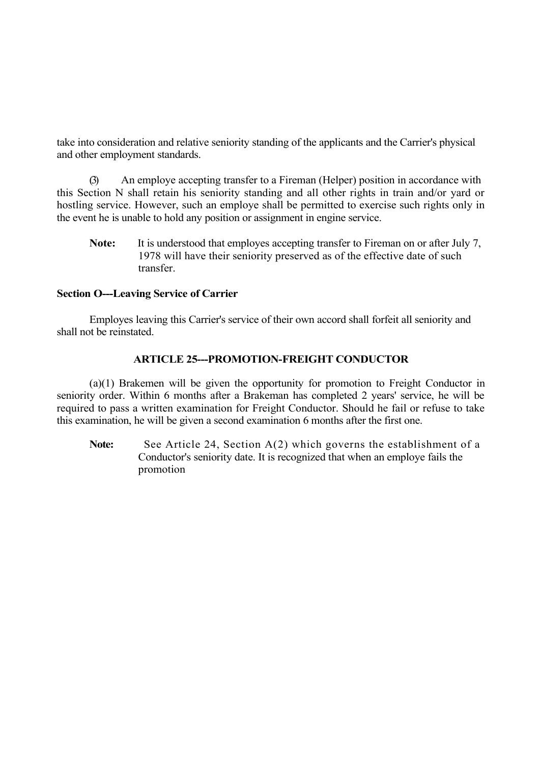take into consideration and relative seniority standing of the applicants and the Carrier's physical and other employment standards.

(3) An employe accepting transfer to a Fireman (Helper) position in accordance with this Section N shall retain his seniority standing and all other rights in train and/or yard or hostling service. However, such an employe shall be permitted to exercise such rights only in the event he is unable to hold any position or assignment in engine service.

> **Note:** It is understood that employes accepting transfer to Fireman on or after July 7, 1978 will have their seniority preserved as of the effective date of such transfer.

**Section O---Leaving Service of Carrier**

Employes leaving this Carrier's service of their own accord shall forfeit all seniority and shall not be reinstated.

## ARTICLE 25---PROMOTION-FREIGHT CONDUCTOR

(a)(1) Brakemen will be given the opportunity for promotion to Freight Conductor in seniority order. Within 6 months after a Brakeman has completed 2 years' service, he will be required to pass a written examination for Freight Conductor. Should he fail or refuse to take this examination, he will be given a second examination 6 months after the first one.

> **Note:** See Article 24, Section A(2) which governs the establishment of a Conductor's seniority date. It is recognized that when an employe fails the promotion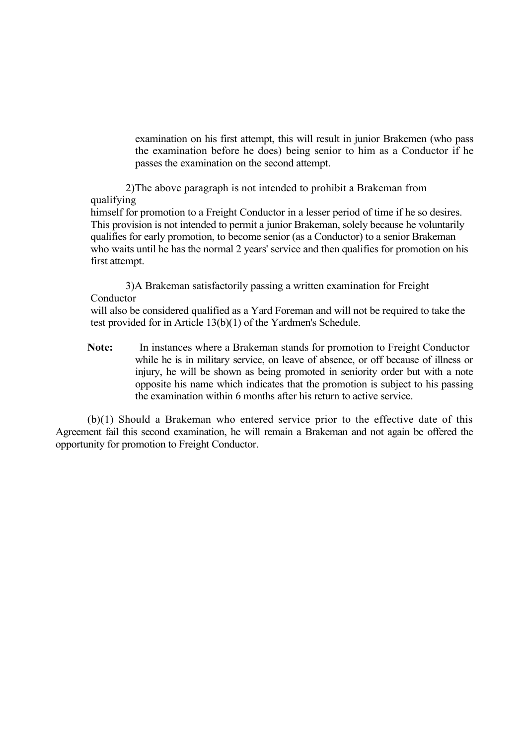examination on his first attempt, this will result in junior Brakemen (who pass the examination before he does) being senior to him as a Conductor if he passes the examination on the second attempt.

2) The above paragraph is not intended to prohibit a Brakeman from qualifying himself for promotion to a Freight Conductor in a lesser period of time if he so desires. This provision is not intended to permit a junior Brakeman, solely because he voluntarily qualifies for early promotion, to become senior (as a Conductor) to a senior Brakeman who waits until he has the normal 2 years' service and then qualifies for promotion on his first attempt.

3) A Brakeman satisfactorily passing a written examination for Freight Conductor will also be considered qualified as a Yard Foreman and will not be required to take the test provided for in Article 13(b)(1) of the Yardmen's Schedule.

**Note:** In instances where a Brakeman stands for promotion to Freight Conductor while he is in military service, on leave of absence, or off because of illness or injury, he will be shown as being promoted in seniority order but with a note opposite his name which indicates that the promotion is subject to his passing the examination within 6 months after his return to active service.

(b)(1) Should a Brakeman who entered service prior to the effective date of this Agreement fail this second examination, he will remain a Brakeman and not again be offered the opportunity for promotion to Freight Conductor.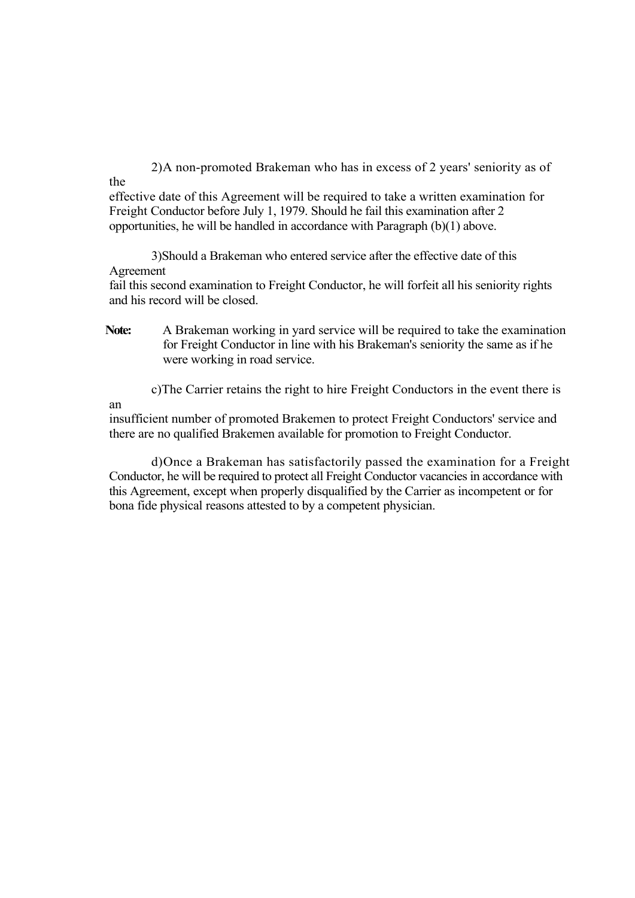2) A non-promoted Brakeman who has in excess of 2 years' seniority as of the effective date of this Agreement will be required to take a written examination for Freight Conductor before July 1, 1979. Should he fail this examination after 2 opportunities, he will be handled in accordance with Paragraph (b)(1) above.

3) Should a Brakeman who entered service after the effective date of this Agreement fail this second examination to Freight Conductor, he will forfeit all his seniority rights and his record will be closed.

**Note:** A Brakeman working in yard service will be required to take the examination for Freight Conductor in line with his Brakeman's seniority the same as if he were working in road service.

c) The Carrier retains the right to hire Freight Conductors in the event there is an insufficient number of promoted Brakemen to protect Freight Conductors' service and there are no qualified Brakemen available for promotion to Freight Conductor.

d) Once a Brakeman has satisfactorily passed the examination for a Freight Conductor, he will be required to protect all Freight Conductor vacancies in accordance with this Agreement, except when properly disqualified by the Carrier as incompetent or for bona fide physical reasons attested to by a competent physician.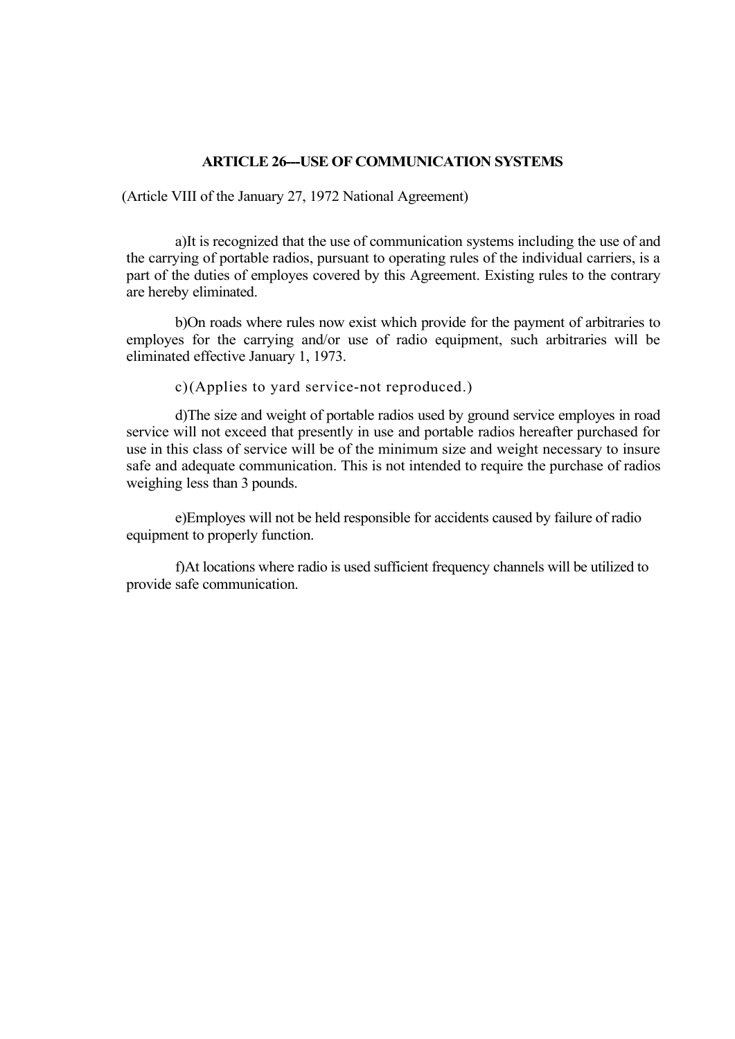## ARTICLE 26---USE OF COMMUNICATION SYSTEMS

(Article VIII of the January 27, 1972 National Agreement)

a)It is recognized that the use of communication systems including the use of and the carrying of portable radios, pursuant to operating rules of the individual carriers, is a part of the duties of employes covered by this Agreement. Existing rules to the contrary are hereby eliminated.

b)On roads where rules now exist which provide for the payment of arbitraries to employes for the carrying and/or use of radio equipment, such arbitraries will be eliminated effective January 1, 1973.

c)(Applies to yard service-not reproduced.)

d)The size and weight of portable radios used by ground service employes in road service will not exceed that presently in use and portable radios hereafter purchased for use in this class of service will be of the minimum size and weight necessary to insure safe and adequate communication. This is not intended to require the purchase of radios weighing less than 3 pounds.

e)Employes will not be held responsible for accidents caused by failure of radio equipment to properly function.

f)At locations where radio is used sufficient frequency channels will be utilized to provide safe communication.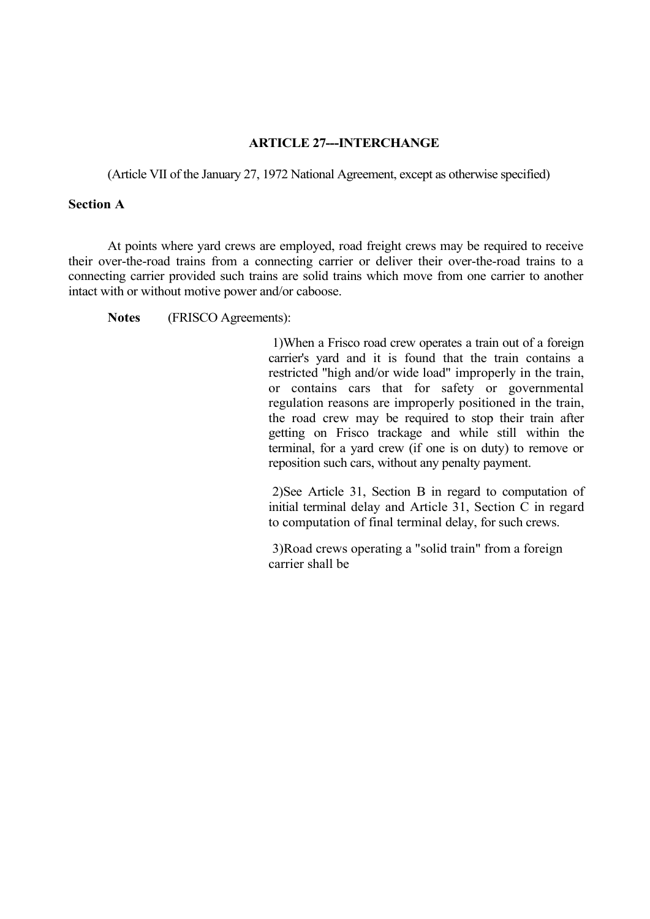## ARTICLE 27---INTERCHANGE

(Article VII of the January 27, 1972 National Agreement, except as otherwise specified)

### Section A

At points where yard crews are employed, road freight crews may be required to receive their over-the-road trains from a connecting carrier or deliver their over-the-road trains to a connecting carrier provided such trains are solid trains which move from one carrier to another intact with or without motive power and/or caboose.

**Notes** (FRISCO Agreements):

1) When a Frisco road crew operates a train out of a foreign carrier's yard and it is found that the train contains a restricted "high and/or wide load" improperly in the train, or contains cars that for safety or governmental regulation reasons are improperly positioned in the train, the road crew may be required to stop their train after getting on Frisco trackage and while still within the terminal, for a yard crew (if one is on duty) to remove or reposition such cars, without any penalty payment.

2) See Article 31, Section B in regard to computation of initial terminal delay and Article 31, Section C in regard to computation of final terminal delay, for such crews.

3) Road crews operating a "solid train" from a foreign carrier shall be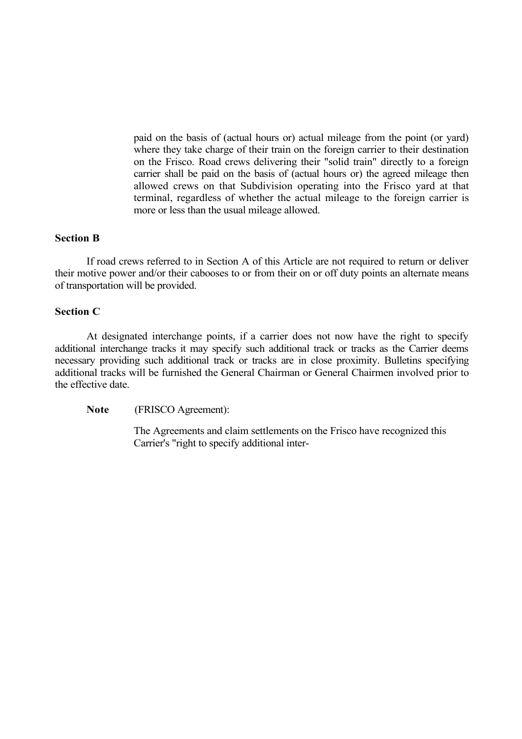paid on the basis of (actual hours or) actual mileage from the point (or yard) where they take charge of their train on the foreign carrier to their destination on the Frisco. Road crews delivering their "solid train" directly to a foreign carrier shall be paid on the basis of (actual hours or) the agreed mileage then allowed crews on that Subdivision operating into the Frisco yard at that terminal, regardless of whether the actual mileage to the foreign carrier is more or less than the usual mileage allowed.

**Section B**

If road crews referred to in Section A of this Article are not required to return or deliver their motive power and/or their cabooses to or from their on or off duty points an alternate means of transportation will be provided.

**Section C**

At designated interchange points, if a carrier does not now have the right to specify additional interchange tracks it may specify such additional track or tracks as the Carrier deems necessary providing such additional track or tracks are in close proximity. Bulletins specifying additional tracks will be furnished the General Chairman or General Chairmen involved prior to the effective date.

**Note** (FRISCO Agreement):

The Agreements and claim settlements on the Frisco have recognized this Carrier's "right to specify additional inter-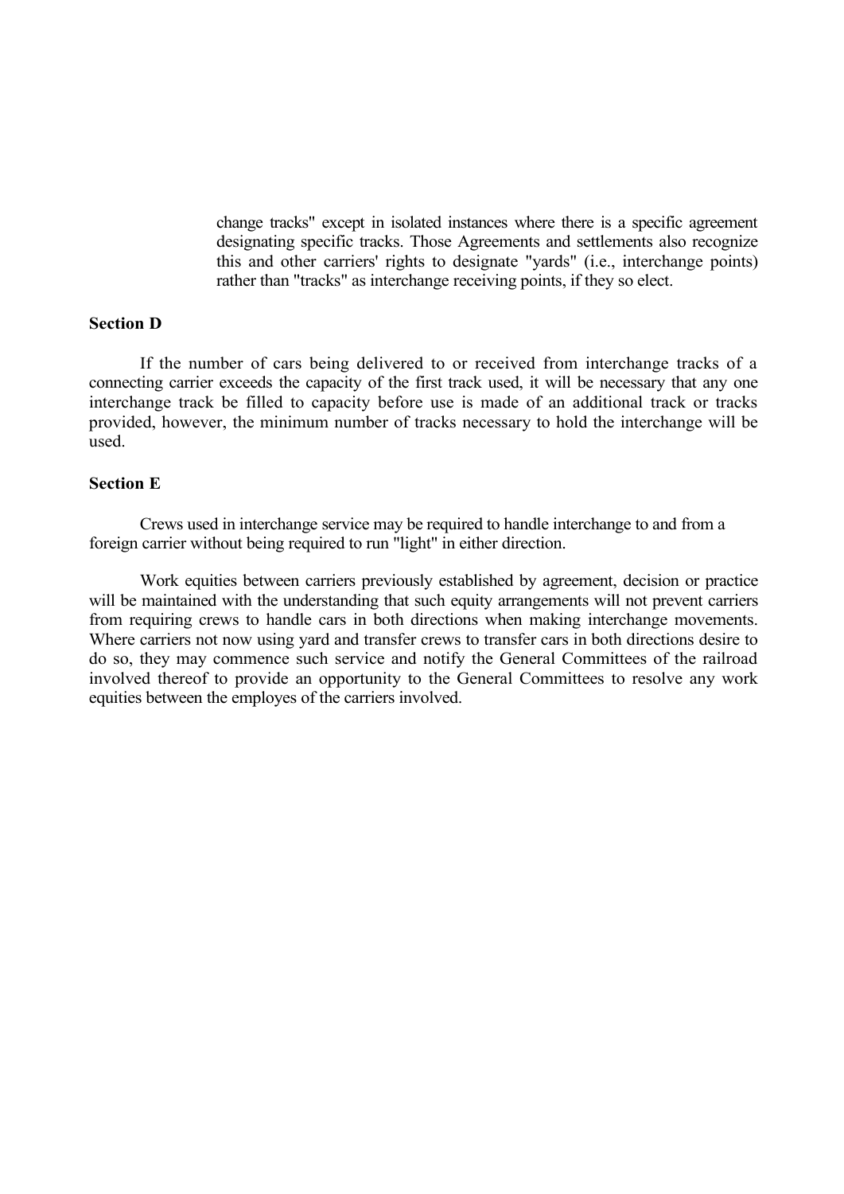change tracks" except in isolated instances where there is a specific agreement designating specific tracks. Those Agreements and settlements also recognize this and other carriers' rights to designate "yards" (i.e., interchange points) rather than "tracks" as interchange receiving points, if they so elect.

**Section D**

If the number of cars being delivered to or received from interchange tracks of a connecting carrier exceeds the capacity of the first track used, it will be necessary that any one interchange track be filled to capacity before use is made of an additional track or tracks provided, however, the minimum number of tracks necessary to hold the interchange will be used.

**Section E**

Crews used in interchange service may be required to handle interchange to and from a foreign carrier without being required to run "light" in either direction.

Work equities between carriers previously established by agreement, decision or practice will be maintained with the understanding that such equity arrangements will not prevent carriers from requiring crews to handle cars in both directions when making interchange movements. Where carriers not now using yard and transfer crews to transfer cars in both directions desire to do so, they may commence such service and notify the General Committees of the railroad involved thereof to provide an opportunity to the General Committees to resolve any work equities between the employes of the carriers involved.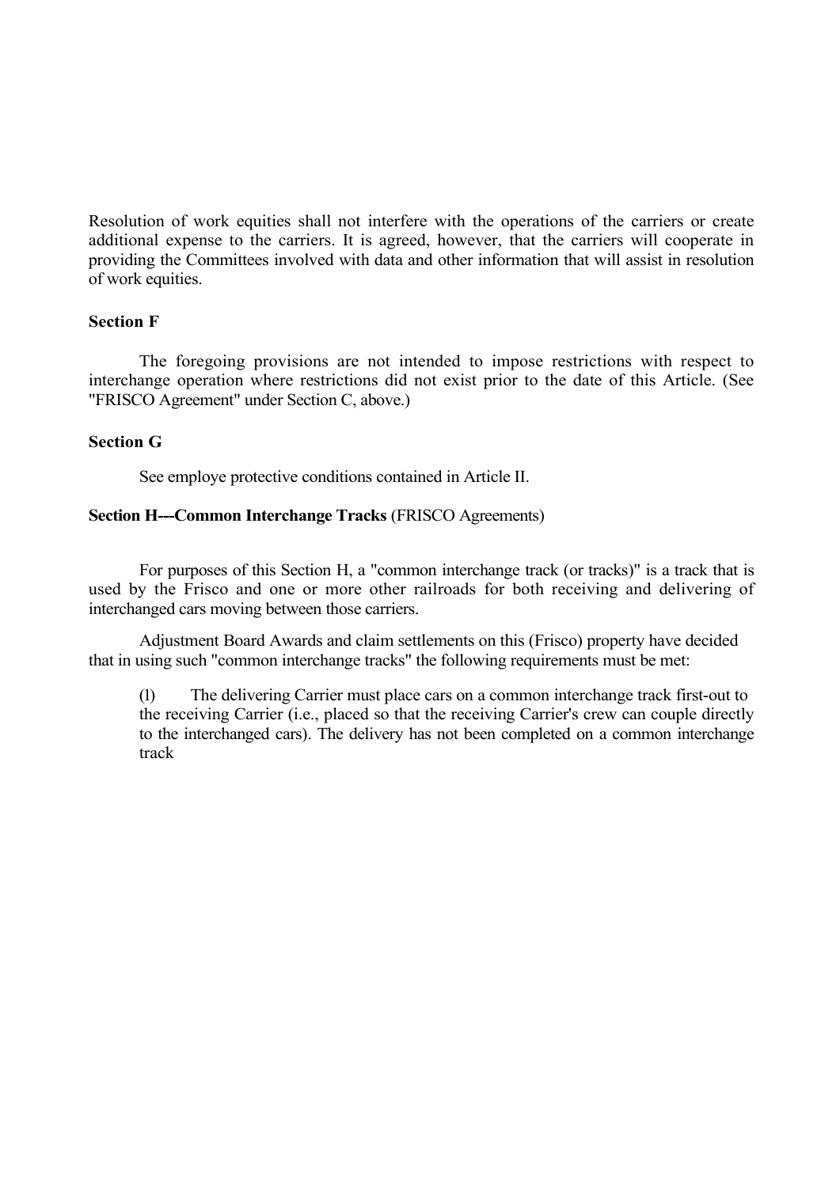Resolution of work equities shall not interfere with the operations of the carriers or create additional expense to the carriers. It is agreed, however, that the carriers will cooperate in providing the Committees involved with data and other information that will assist in resolution of work equities.

**Section F**

The foregoing provisions are not intended to impose restrictions with respect to interchange operation where restrictions did not exist prior to the date of this Article. (See "FRISCO Agreement" under Section C, above.)

**Section G**

See employe protective conditions contained in Article II.

**Section H---Common Interchange Tracks** (FRISCO Agreements)

For purposes of this Section H, a "common interchange track (or tracks)" is a track that is used by the Frisco and one or more other railroads for both receiving and delivering of interchanged cars moving between those carriers.

Adjustment Board Awards and claim settlements on this (Frisco) property have decided that in using such "common interchange tracks" the following requirements must be met:

(l) The delivering Carrier must place cars on a common interchange track first-out to the receiving Carrier (i.e., placed so that the receiving Carrier's crew can couple directly to the interchanged cars). The delivery has not been completed on a common interchange track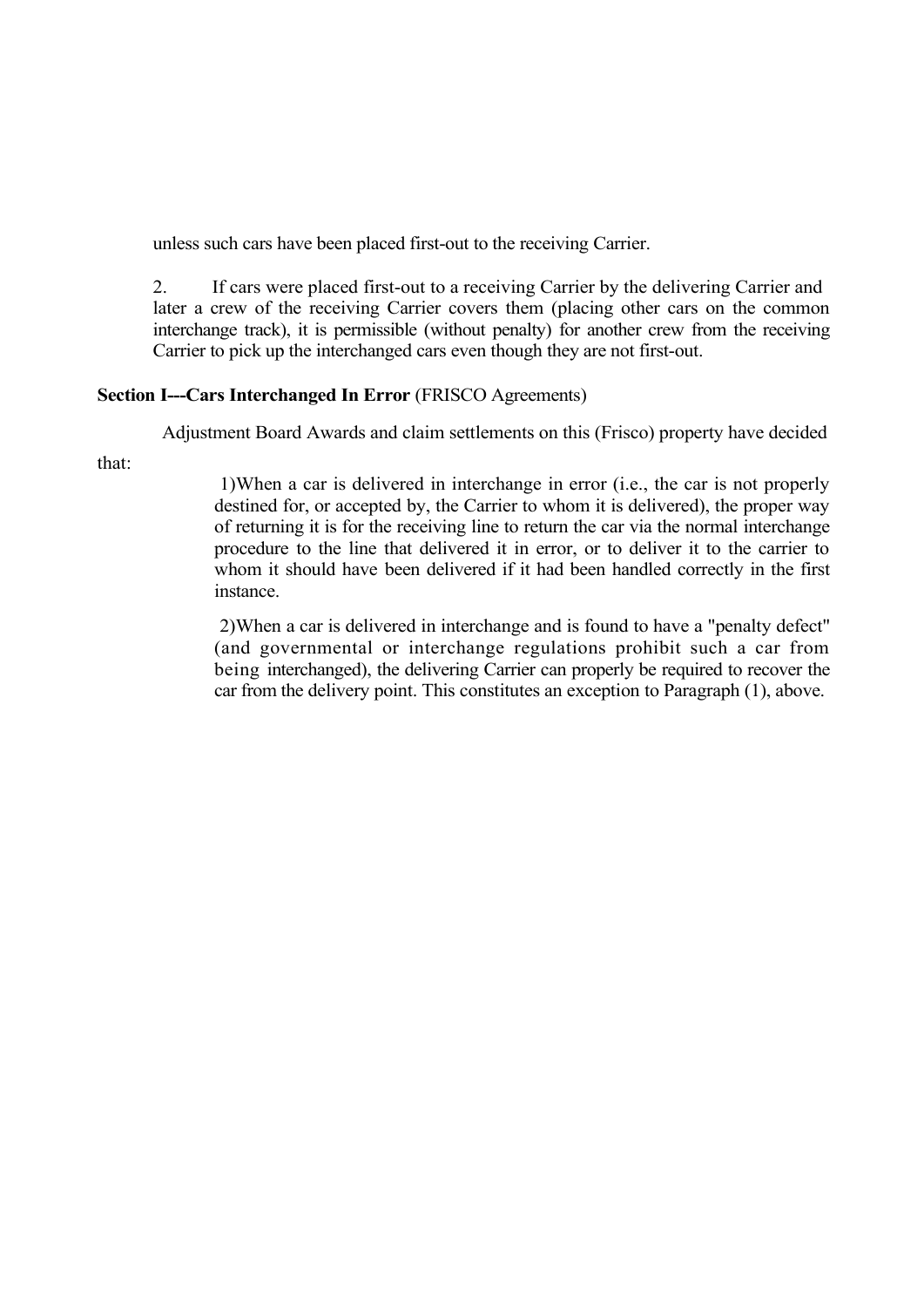unless such cars have been placed first-out to the receiving Carrier.

2. If cars were placed first-out to a receiving Carrier by the delivering Carrier and later a crew of the receiving Carrier covers them (placing other cars on the common interchange track), it is permissible (without penalty) for another crew from the receiving Carrier to pick up the interchanged cars even though they are not first-out.

**Section I---Cars Interchanged In Error** (FRISCO Agreements)

Adjustment Board Awards and claim settlements on this (Frisco) property have decided that:

1) When a car is delivered in interchange in error (i.e., the car is not properly destined for, or accepted by, the Carrier to whom it is delivered), the proper way of returning it is for the receiving line to return the car via the normal interchange procedure to the line that delivered it in error, or to deliver it to the carrier to whom it should have been delivered if it had been handled correctly in the first instance.

2) When a car is delivered in interchange and is found to have a "penalty defect" (and governmental or interchange regulations prohibit such a car from being interchanged), the delivering Carrier can properly be required to recover the car from the delivery point. This constitutes an exception to Paragraph (1), above.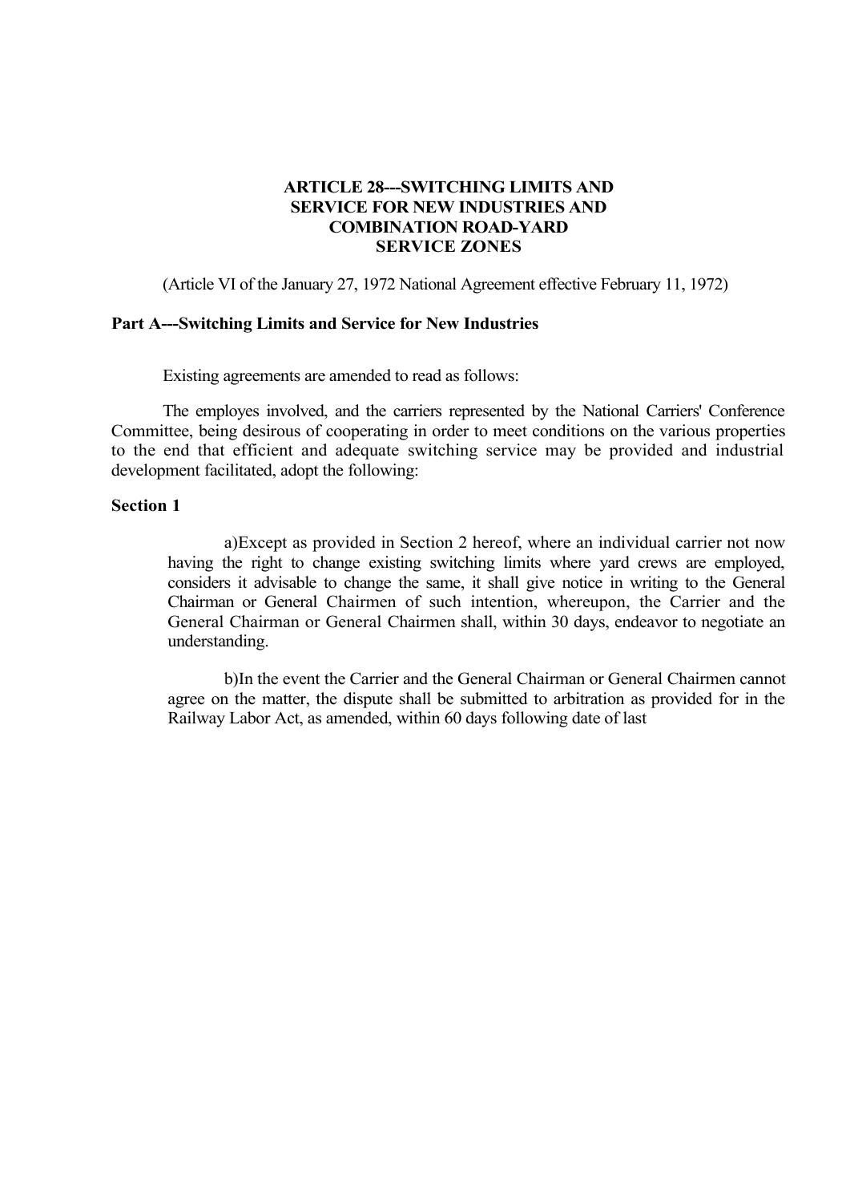# ARTICLE 28---SWITCHING LIMITS AND SERVICE FOR NEW INDUSTRIES AND COMBINATION ROAD-YARD SERVICE ZONES

(Article VI of the January 27, 1972 National Agreement effective February 11, 1972)

## Part A---Switching Limits and Service for New Industries

Existing agreements are amended to read as follows:

The employes involved, and the carriers represented by the National Carriers' Conference Committee, being desirous of cooperating in order to meet conditions on the various properties to the end that efficient and adequate switching service may be provided and industrial development facilitated, adopt the following:

### Section 1

a)Except as provided in Section 2 hereof, where an individual carrier not now having the right to change existing switching limits where yard crews are employed, considers it advisable to change the same, it shall give notice in writing to the General Chairman or General Chairmen of such intention, whereupon, the Carrier and the General Chairman or General Chairmen shall, within 30 days, endeavor to negotiate an understanding.

b)In the event the Carrier and the General Chairman or General Chairmen cannot agree on the matter, the dispute shall be submitted to arbitration as provided for in the Railway Labor Act, as amended, within 60 days following date of last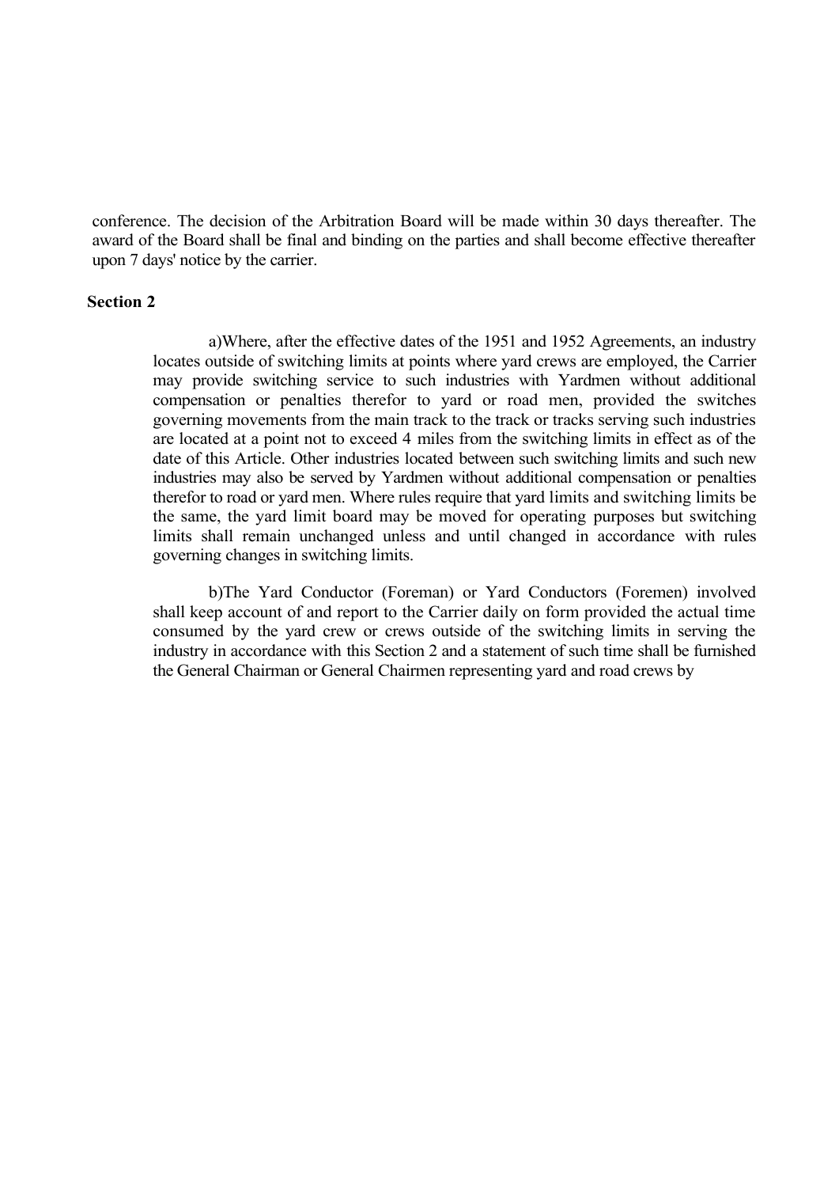conference. The decision of the Arbitration Board will be made within 30 days thereafter. The award of the Board shall be final and binding on the parties and shall become effective thereafter upon 7 days' notice by the carrier.

**Section 2**

a)Where, after the effective dates of the 1951 and 1952 Agreements, an industry locates outside of switching limits at points where yard crews are employed, the Carrier may provide switching service to such industries with Yardmen without additional compensation or penalties therefor to yard or road men, provided the switches governing movements from the main track to the track or tracks serving such industries are located at a point not to exceed 4 miles from the switching limits in effect as of the date of this Article. Other industries located between such switching limits and such new industries may also be served by Yardmen without additional compensation or penalties therefor to road or yard men. Where rules require that yard limits and switching limits be the same, the yard limit board may be moved for operating purposes but switching limits shall remain unchanged unless and until changed in accordance with rules governing changes in switching limits.

b)The Yard Conductor (Foreman) or Yard Conductors (Foremen) involved shall keep account of and report to the Carrier daily on form provided the actual time consumed by the yard crew or crews outside of the switching limits in serving the industry in accordance with this Section 2 and a statement of such time shall be furnished the General Chairman or General Chairmen representing yard and road crews by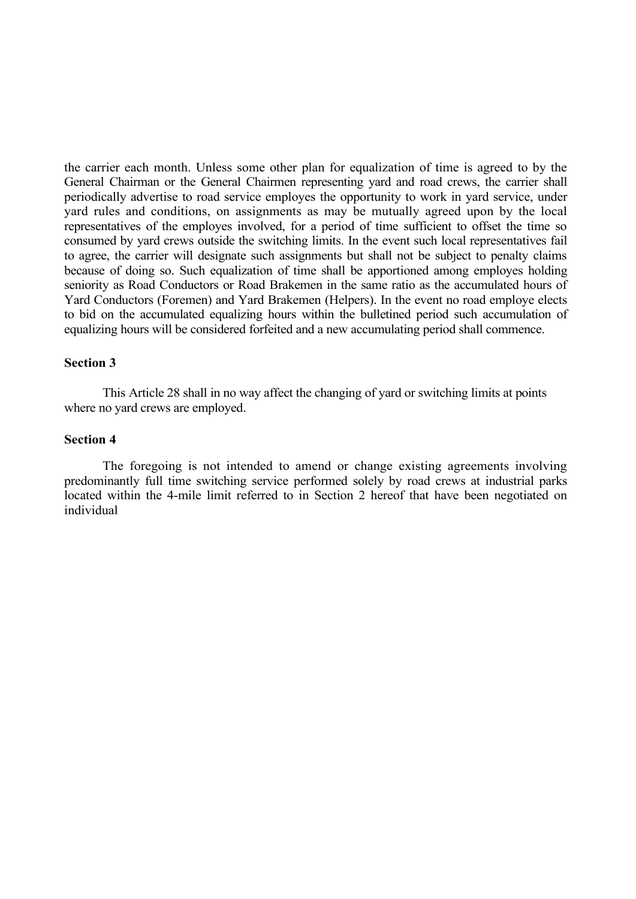the carrier each month. Unless some other plan for equalization of time is agreed to by the General Chairman or the General Chairmen representing yard and road crews, the carrier shall periodically advertise to road service employes the opportunity to work in yard service, under yard rules and conditions, on assignments as may be mutually agreed upon by the local representatives of the employes involved, for a period of time sufficient to offset the time so consumed by yard crews outside the switching limits. In the event such local representatives fail to agree, the carrier will designate such assignments but shall not be subject to penalty claims because of doing so. Such equalization of time shall be apportioned among employes holding seniority as Road Conductors or Road Brakemen in the same ratio as the accumulated hours of Yard Conductors (Foremen) and Yard Brakemen (Helpers). In the event no road employe elects to bid on the accumulated equalizing hours within the bulletined period such accumulation of equalizing hours will be considered forfeited and a new accumulating period shall commence.

**Section 3**

This Article 28 shall in no way affect the changing of yard or switching limits at points where no yard crews are employed.

**Section 4**

The foregoing is not intended to amend or change existing agreements involving predominantly full time switching service performed solely by road crews at industrial parks located within the 4-mile limit referred to in Section 2 hereof that have been negotiated on individual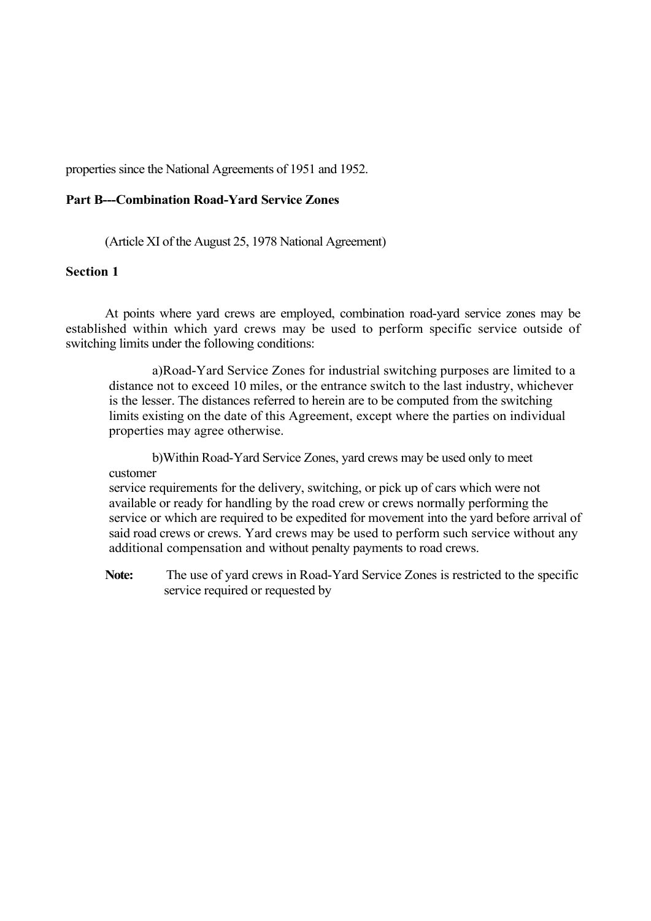properties since the National Agreements of 1951 and 1952.

**Part B---Combination Road-Yard Service Zones**

(Article XI of the August 25, 1978 National Agreement)

**Section 1**

At points where yard crews are employed, combination road-yard service zones may be established within which yard crews may be used to perform specific service outside of switching limits under the following conditions:

a)Road-Yard Service Zones for industrial switching purposes are limited to a distance not to exceed 10 miles, or the entrance switch to the last industry, whichever is the lesser. The distances referred to herein are to be computed from the switching limits existing on the date of this Agreement, except where the parties on individual properties may agree otherwise.

b)Within Road-Yard Service Zones, yard crews may be used only to meet customer service requirements for the delivery, switching, or pick up of cars which were not available or ready for handling by the road crew or crews normally performing the service or which are required to be expedited for movement into the yard before arrival of said road crews or crews. Yard crews may be used to perform such service without any additional compensation and without penalty payments to road crews.

**Note:** The use of yard crews in Road-Yard Service Zones is restricted to the specific service required or requested by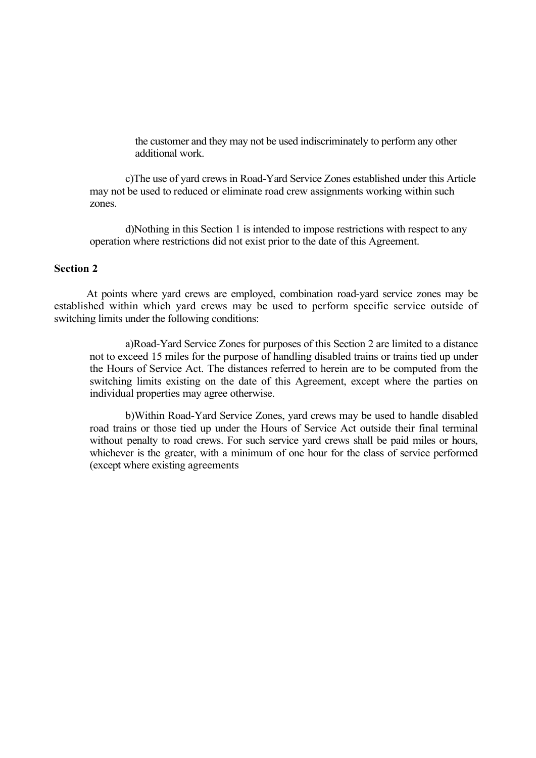the customer and they may not be used indiscriminately to perform any other additional work.

c)The use of yard crews in Road-Yard Service Zones established under this Article may not be used to reduced or eliminate road crew assignments working within such zones.

d)Nothing in this Section 1 is intended to impose restrictions with respect to any operation where restrictions did not exist prior to the date of this Agreement.

**Section 2**

At points where yard crews are employed, combination road-yard service zones may be established within which yard crews may be used to perform specific service outside of switching limits under the following conditions:

a)Road-Yard Service Zones for purposes of this Section 2 are limited to a distance not to exceed 15 miles for the purpose of handling disabled trains or trains tied up under the Hours of Service Act. The distances referred to herein are to be computed from the switching limits existing on the date of this Agreement, except where the parties on individual properties may agree otherwise.

b)Within Road-Yard Service Zones, yard crews may be used to handle disabled road trains or those tied up under the Hours of Service Act outside their final terminal without penalty to road crews. For such service yard crews shall be paid miles or hours, whichever is the greater, with a minimum of one hour for the class of service performed (except where existing agreements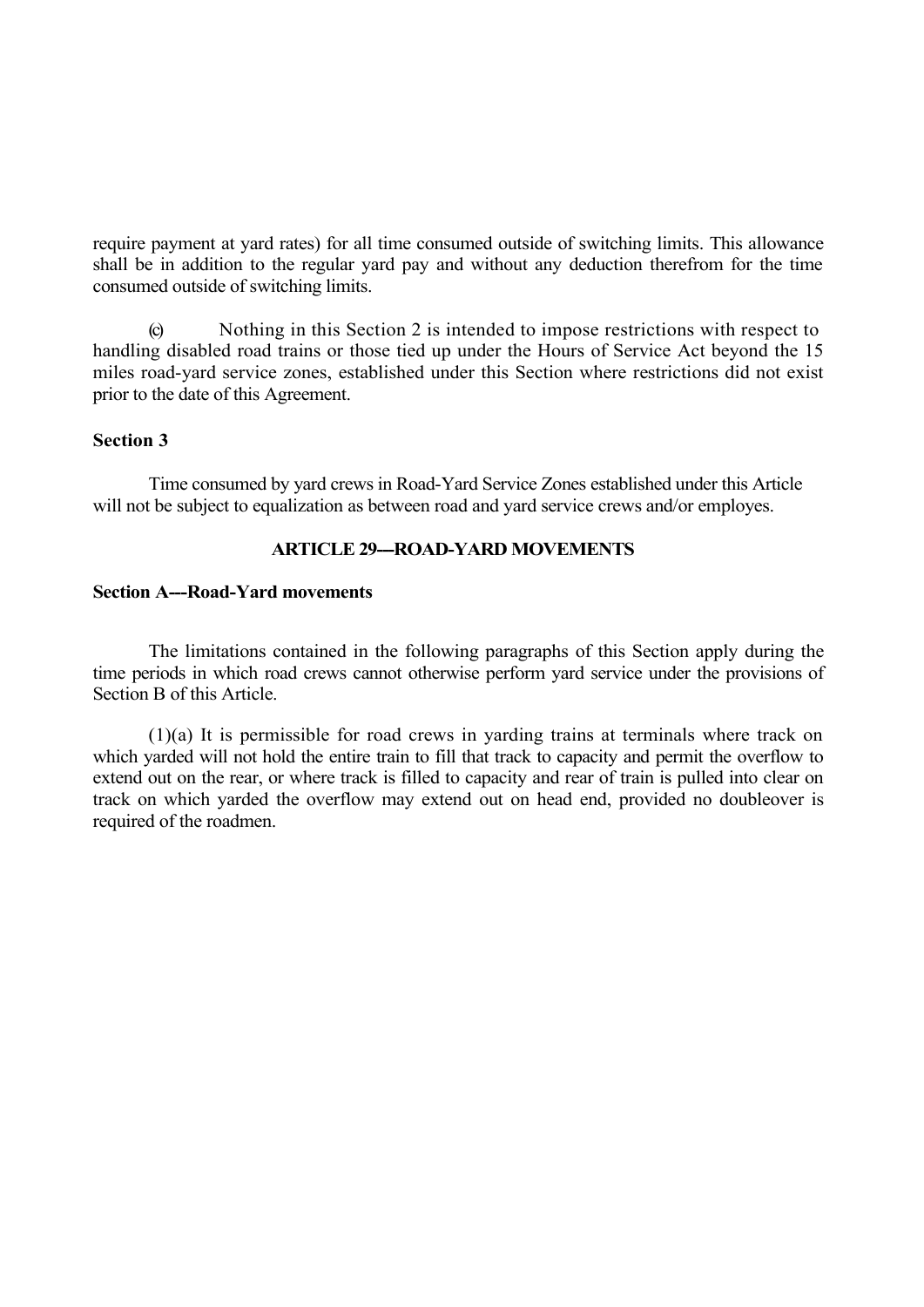require payment at yard rates) for all time consumed outside of switching limits. This allowance shall be in addition to the regular yard pay and without any deduction therefrom for the time consumed outside of switching limits.

(c) Nothing in this Section 2 is intended to impose restrictions with respect to handling disabled road trains or those tied up under the Hours of Service Act beyond the 15 miles road-yard service zones, established under this Section where restrictions did not exist prior to the date of this Agreement.

**Section 3**

Time consumed by yard crews in Road-Yard Service Zones established under this Article will not be subject to equalization as between road and yard service crews and/or employes.

**ARTICLE 29---ROAD-YARD MOVEMENTS**

**Section A---Road-Yard movements**

The limitations contained in the following paragraphs of this Section apply during the time periods in which road crews cannot otherwise perform yard service under the provisions of Section B of this Article.

(1)(a) It is permissible for road crews in yarding trains at terminals where track on which yarded will not hold the entire train to fill that track to capacity and permit the overflow to extend out on the rear, or where track is filled to capacity and rear of train is pulled into clear on track on which yarded the overflow may extend out on head end, provided no doubleover is required of the roadmen.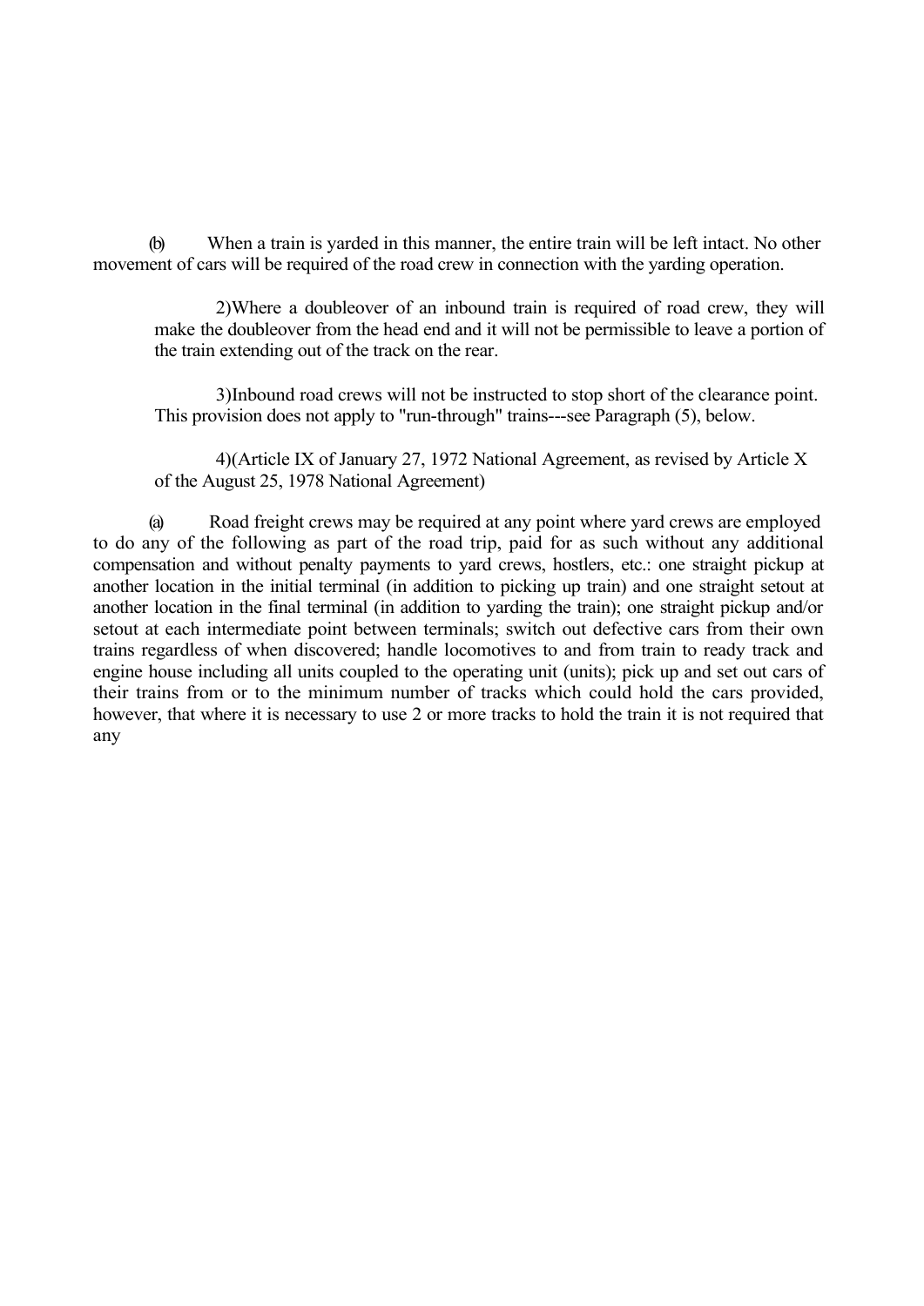(b) When a train is yarded in this manner, the entire train will be left intact. No other movement of cars will be required of the road crew in connection with the yarding operation.

2)Where a doubleover of an inbound train is required of road crew, they will make the doubleover from the head end and it will not be permissible to leave a portion of the train extending out of the track on the rear.

3)Inbound road crews will not be instructed to stop short of the clearance point. This provision does not apply to "run-through" trains---see Paragraph (5), below.

4)(Article IX of January 27, 1972 National Agreement, as revised by Article X of the August 25, 1978 National Agreement)

(a) Road freight crews may be required at any point where yard crews are employed to do any of the following as part of the road trip, paid for as such without any additional compensation and without penalty payments to yard crews, hostlers, etc.: one straight pickup at another location in the initial terminal (in addition to picking up train) and one straight setout at another location in the final terminal (in addition to yarding the train); one straight pickup and/or setout at each intermediate point between terminals; switch out defective cars from their own trains regardless of when discovered; handle locomotives to and from train to ready track and engine house including all units coupled to the operating unit (units); pick up and set out cars of their trains from or to the minimum number of tracks which could hold the cars provided, however, that where it is necessary to use 2 or more tracks to hold the train it is not required that any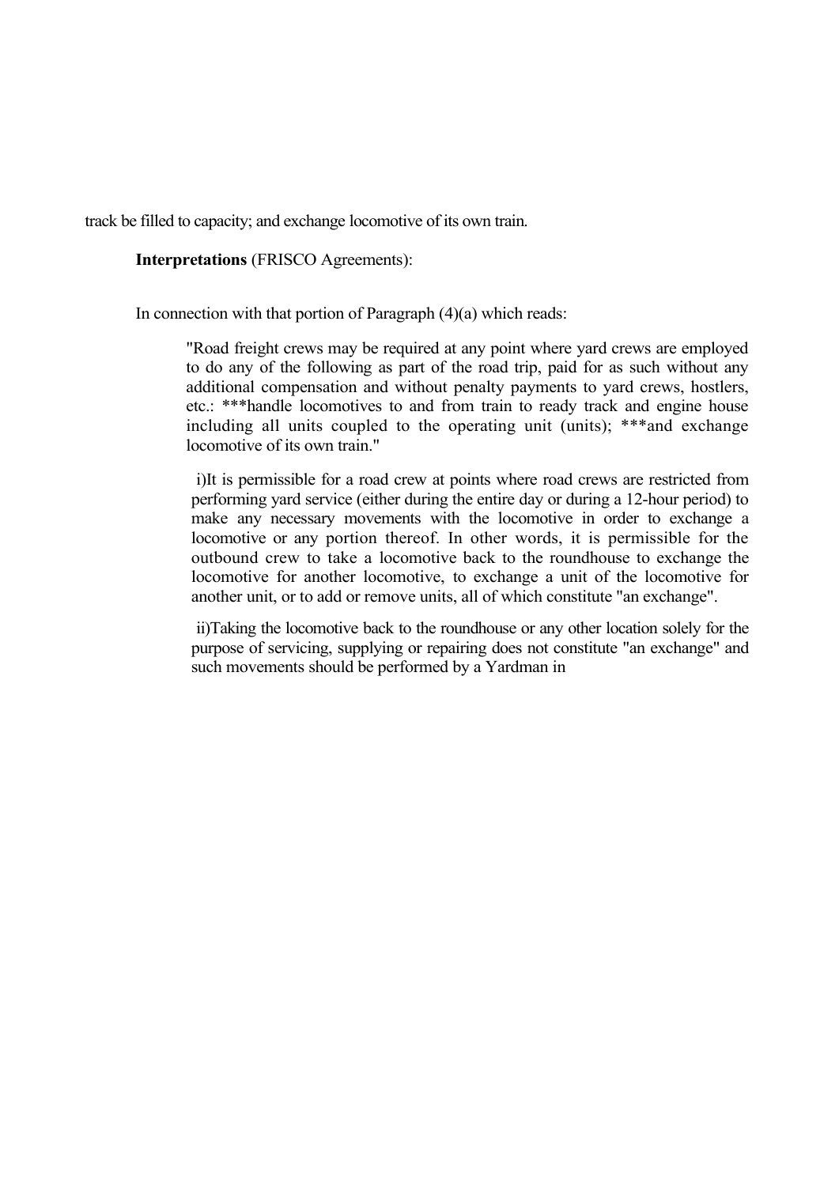track be filled to capacity; and exchange locomotive of its own train.

**Interpretations** (FRISCO Agreements):

In connection with that portion of Paragraph (4)(a) which reads:

> "Road freight crews may be required at any point where yard crews are employed to do any of the following as part of the road trip, paid for as such without any additional compensation and without penalty payments to yard crews, hostlers, etc.: ***handle locomotives to and from train to ready track and engine house including all units coupled to the operating unit (units); ***and exchange locomotive of its own train."
>
> i)It is permissible for a road crew at points where road crews are restricted from performing yard service (either during the entire day or during a 12-hour period) to make any necessary movements with the locomotive in order to exchange a locomotive or any portion thereof. In other words, it is permissible for the outbound crew to take a locomotive back to the roundhouse to exchange the locomotive for another locomotive, to exchange a unit of the locomotive for another unit, or to add or remove units, all of which constitute "an exchange".
>
> ii)Taking the locomotive back to the roundhouse or any other location solely for the purpose of servicing, supplying or repairing does not constitute "an exchange" and such movements should be performed by a Yardman in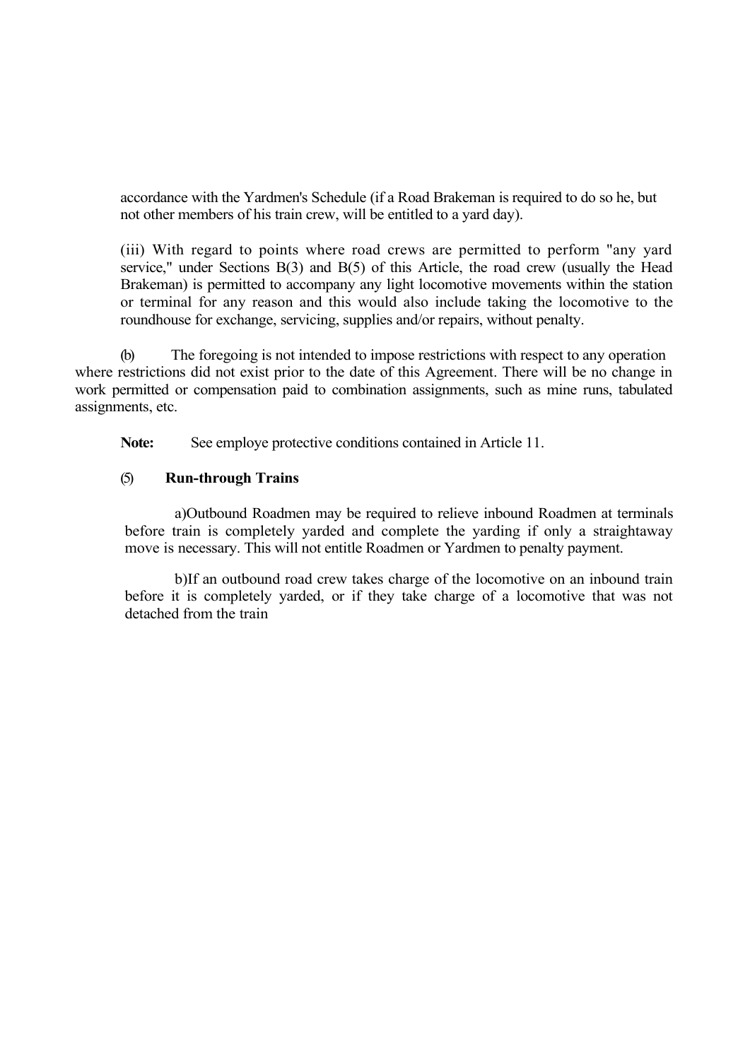accordance with the Yardmen's Schedule (if a Road Brakeman is required to do so he, but not other members of his train crew, will be entitled to a yard day).

(iii) With regard to points where road crews are permitted to perform "any yard service," under Sections B(3) and B(5) of this Article, the road crew (usually the Head Brakeman) is permitted to accompany any light locomotive movements within the station or terminal for any reason and this would also include taking the locomotive to the roundhouse for exchange, servicing, supplies and/or repairs, without penalty.

(b) The foregoing is not intended to impose restrictions with respect to any operation where restrictions did not exist prior to the date of this Agreement. There will be no change in work permitted or compensation paid to combination assignments, such as mine runs, tabulated assignments, etc.

**Note:** See employe protective conditions contained in Article 11.

(5) **Run-through Trains**

a)Outbound Roadmen may be required to relieve inbound Roadmen at terminals before train is completely yarded and complete the yarding if only a straightaway move is necessary. This will not entitle Roadmen or Yardmen to penalty payment.

b)If an outbound road crew takes charge of the locomotive on an inbound train before it is completely yarded, or if they take charge of a locomotive that was not detached from the train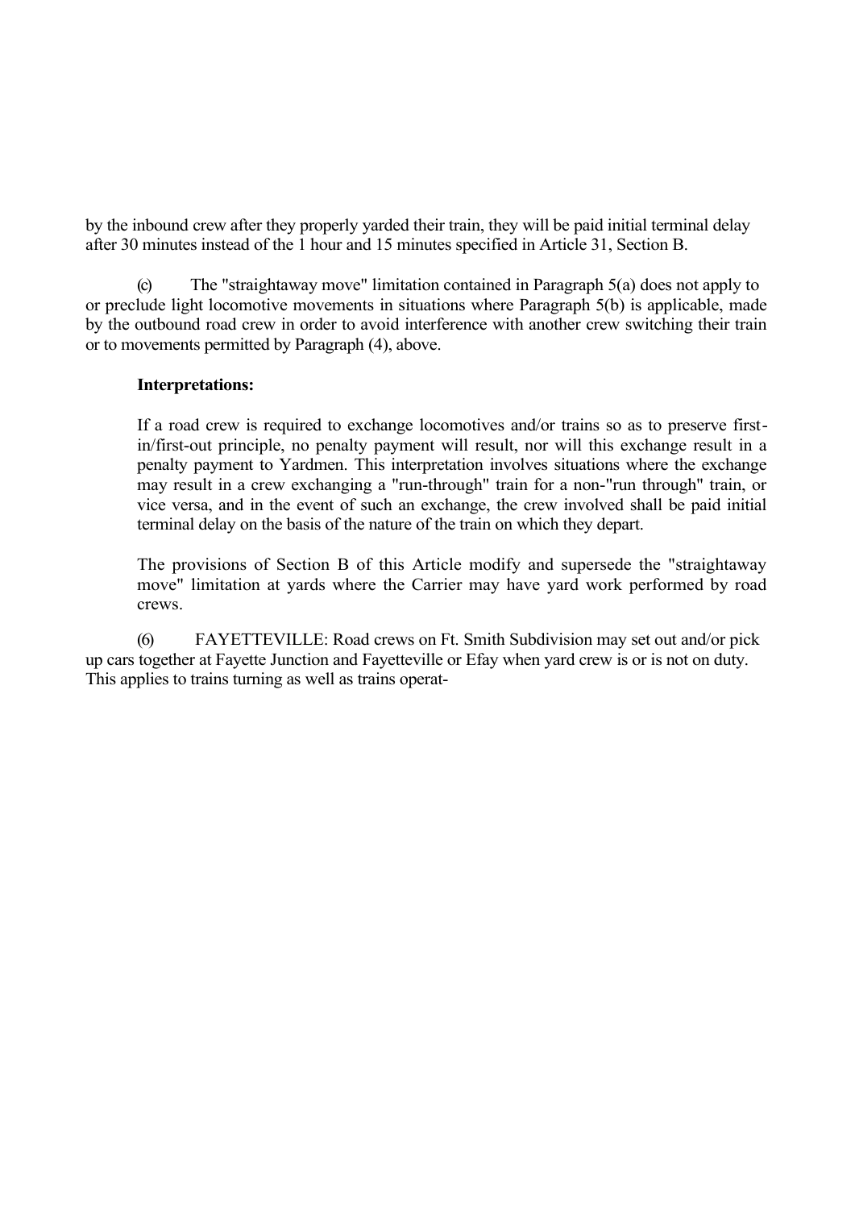by the inbound crew after they properly yarded their train, they will be paid initial terminal delay after 30 minutes instead of the 1 hour and 15 minutes specified in Article 31, Section B.

(c) The "straightaway move" limitation contained in Paragraph 5(a) does not apply to or preclude light locomotive movements in situations where Paragraph 5(b) is applicable, made by the outbound road crew in order to avoid interference with another crew switching their train or to movements permitted by Paragraph (4), above.

**Interpretations:**

If a road crew is required to exchange locomotives and/or trains so as to preserve first-in/first-out principle, no penalty payment will result, nor will this exchange result in a penalty payment to Yardmen. This interpretation involves situations where the exchange may result in a crew exchanging a "run-through" train for a non-"run through" train, or vice versa, and in the event of such an exchange, the crew involved shall be paid initial terminal delay on the basis of the nature of the train on which they depart.

The provisions of Section B of this Article modify and supersede the "straightaway move" limitation at yards where the Carrier may have yard work performed by road crews.

(6) FAYETTEVILLE: Road crews on Ft. Smith Subdivision may set out and/or pick up cars together at Fayette Junction and Fayetteville or Efay when yard crew is or is not on duty. This applies to trains turning as well as trains operat-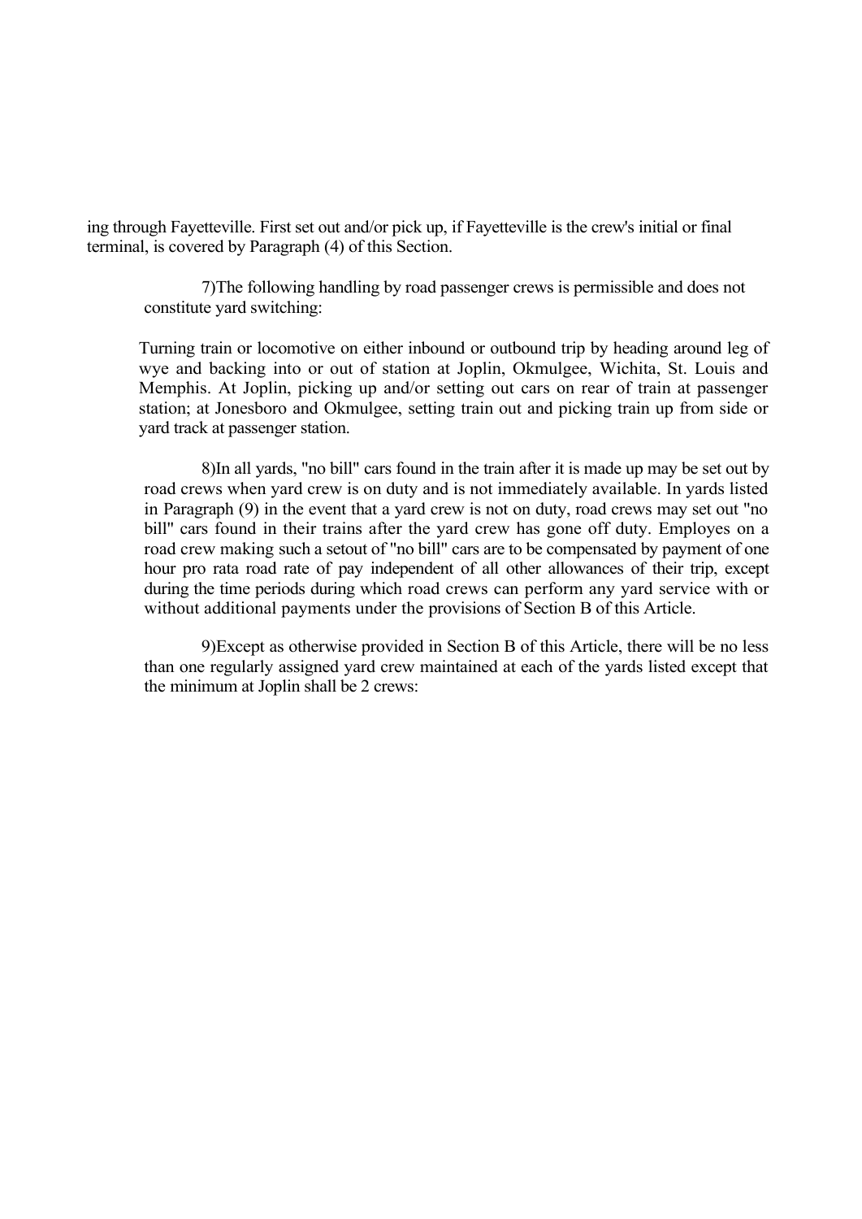ing through Fayetteville. First set out and/or pick up, if Fayetteville is the crew's initial or final terminal, is covered by Paragraph (4) of this Section.

7)The following handling by road passenger crews is permissible and does not constitute yard switching:

Turning train or locomotive on either inbound or outbound trip by heading around leg of wye and backing into or out of station at Joplin, Okmulgee, Wichita, St. Louis and Memphis. At Joplin, picking up and/or setting out cars on rear of train at passenger station; at Jonesboro and Okmulgee, setting train out and picking train up from side or yard track at passenger station.

8)In all yards, "no bill" cars found in the train after it is made up may be set out by road crews when yard crew is on duty and is not immediately available. In yards listed in Paragraph (9) in the event that a yard crew is not on duty, road crews may set out "no bill" cars found in their trains after the yard crew has gone off duty. Employes on a road crew making such a setout of "no bill" cars are to be compensated by payment of one hour pro rata road rate of pay independent of all other allowances of their trip, except during the time periods during which road crews can perform any yard service with or without additional payments under the provisions of Section B of this Article.

9)Except as otherwise provided in Section B of this Article, there will be no less than one regularly assigned yard crew maintained at each of the yards listed except that the minimum at Joplin shall be 2 crews: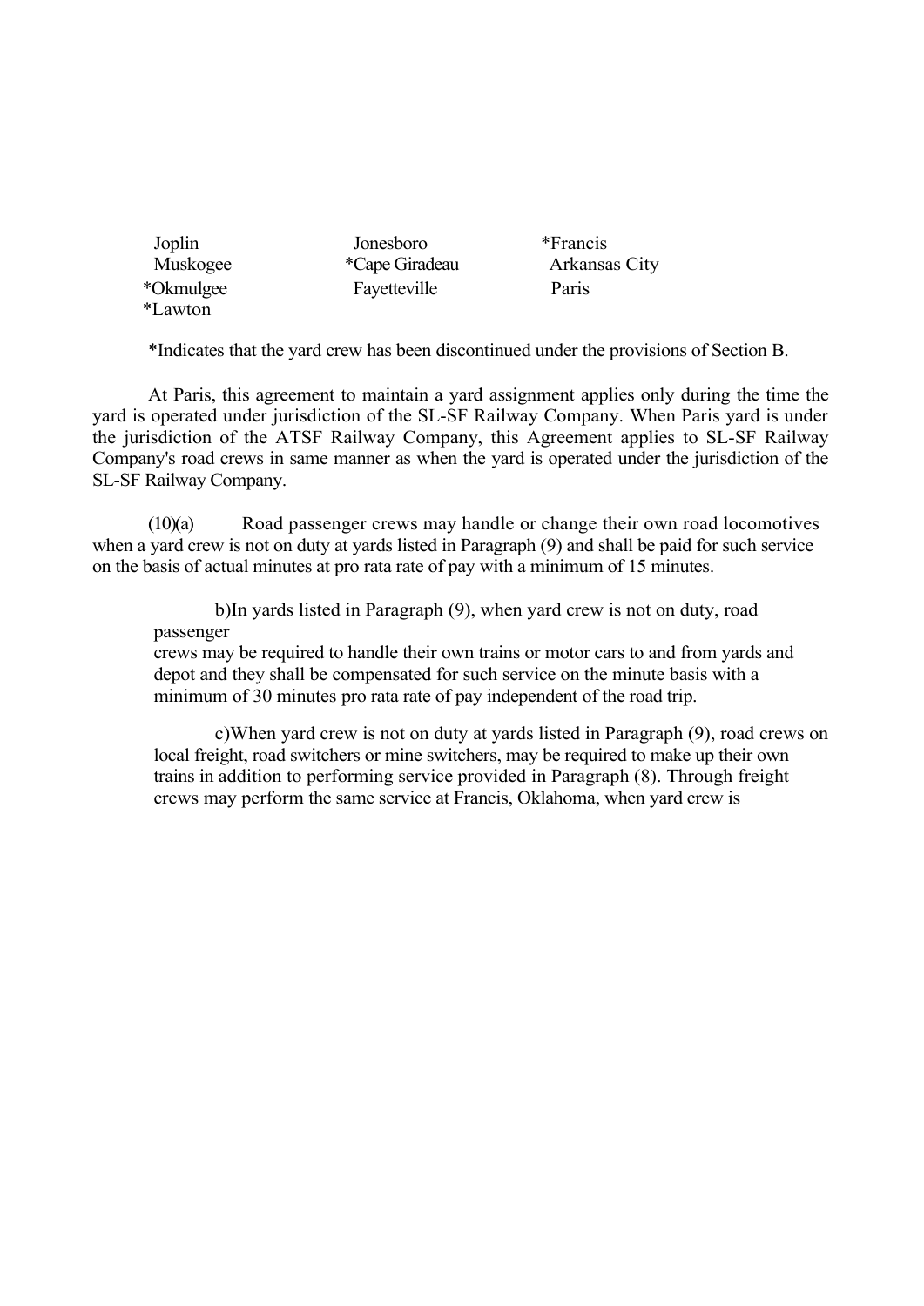| | | |
|---|---|---|
| Joplin | Jonesboro | *Francis |
| Muskogee | *Cape Giradeau | Arkansas City |
| *Okmulgee | Fayetteville | Paris |
| *Lawton | | |

*Indicates that the yard crew has been discontinued under the provisions of Section B.

At Paris, this agreement to maintain a yard assignment applies only during the time the yard is operated under jurisdiction of the SL-SF Railway Company. When Paris yard is under the jurisdiction of the ATSF Railway Company, this Agreement applies to SL-SF Railway Company's road crews in same manner as when the yard is operated under the jurisdiction of the SL-SF Railway Company.

(10)(a) Road passenger crews may handle or change their own road locomotives when a yard crew is not on duty at yards listed in Paragraph (9) and shall be paid for such service on the basis of actual minutes at pro rata rate of pay with a minimum of 15 minutes.

b) In yards listed in Paragraph (9), when yard crew is not on duty, road passenger crews may be required to handle their own trains or motor cars to and from yards and depot and they shall be compensated for such service on the minute basis with a minimum of 30 minutes pro rata rate of pay independent of the road trip.

c) When yard crew is not on duty at yards listed in Paragraph (9), road crews on local freight, road switchers or mine switchers, may be required to make up their own trains in addition to performing service provided in Paragraph (8). Through freight crews may perform the same service at Francis, Oklahoma, when yard crew is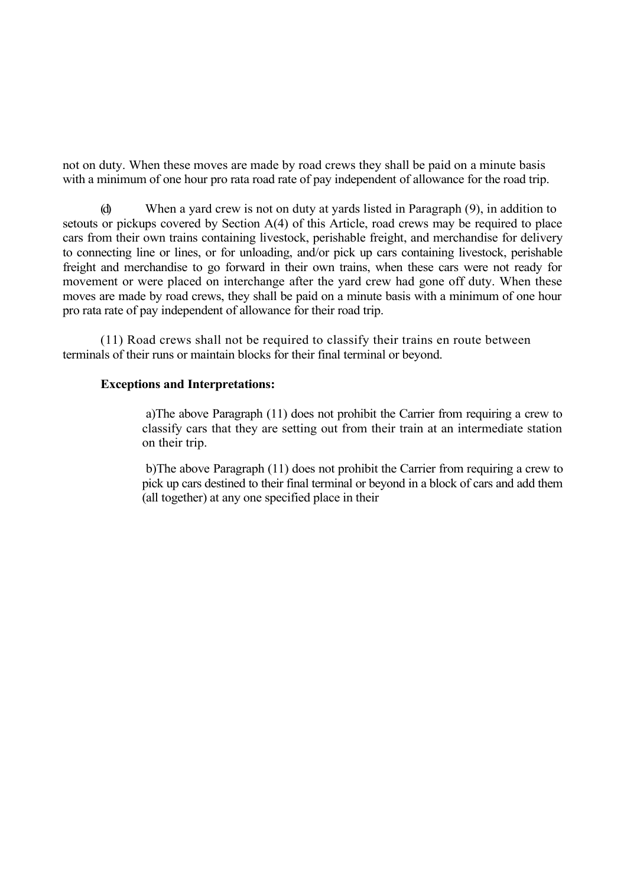not on duty. When these moves are made by road crews they shall be paid on a minute basis with a minimum of one hour pro rata road rate of pay independent of allowance for the road trip.

(d) When a yard crew is not on duty at yards listed in Paragraph (9), in addition to setouts or pickups covered by Section A(4) of this Article, road crews may be required to place cars from their own trains containing livestock, perishable freight, and merchandise for delivery to connecting line or lines, or for unloading, and/or pick up cars containing livestock, perishable freight and merchandise to go forward in their own trains, when these cars were not ready for movement or were placed on interchange after the yard crew had gone off duty. When these moves are made by road crews, they shall be paid on a minute basis with a minimum of one hour pro rata rate of pay independent of allowance for their road trip.

(11) Road crews shall not be required to classify their trains en route between terminals of their runs or maintain blocks for their final terminal or beyond.

**Exceptions and Interpretations:**

a)The above Paragraph (11) does not prohibit the Carrier from requiring a crew to classify cars that they are setting out from their train at an intermediate station on their trip.

b)The above Paragraph (11) does not prohibit the Carrier from requiring a crew to pick up cars destined to their final terminal or beyond in a block of cars and add them (all together) at any one specified place in their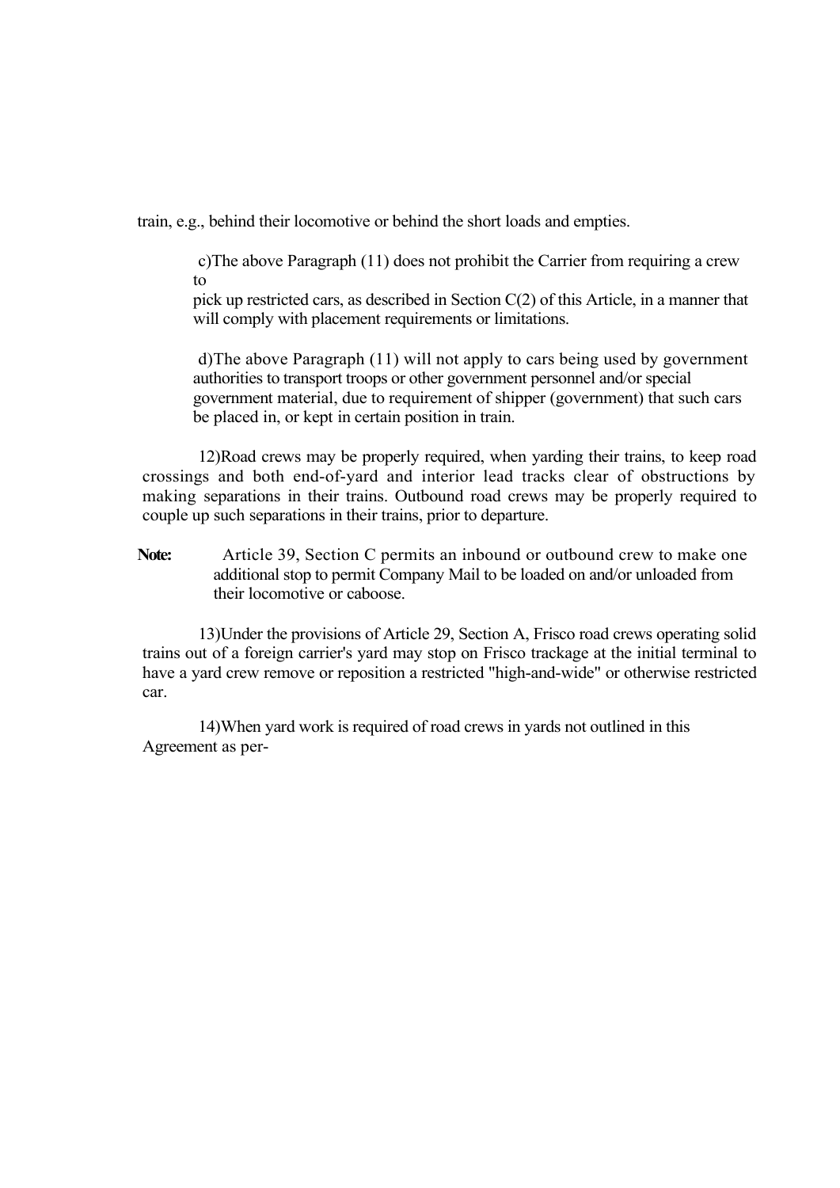train, e.g., behind their locomotive or behind the short loads and empties.

c) The above Paragraph (11) does not prohibit the Carrier from requiring a crew to pick up restricted cars, as described in Section C(2) of this Article, in a manner that will comply with placement requirements or limitations.

d) The above Paragraph (11) will not apply to cars being used by government authorities to transport troops or other government personnel and/or special government material, due to requirement of shipper (government) that such cars be placed in, or kept in certain position in train.

12) Road crews may be properly required, when yarding their trains, to keep road crossings and both end-of-yard and interior lead tracks clear of obstructions by making separations in their trains. Outbound road crews may be properly required to couple up such separations in their trains, prior to departure.

**Note:** Article 39, Section C permits an inbound or outbound crew to make one additional stop to permit Company Mail to be loaded on and/or unloaded from their locomotive or caboose.

13) Under the provisions of Article 29, Section A, Frisco road crews operating solid trains out of a foreign carrier's yard may stop on Frisco trackage at the initial terminal to have a yard crew remove or reposition a restricted "high-and-wide" or otherwise restricted car.

14) When yard work is required of road crews in yards not outlined in this Agreement as per-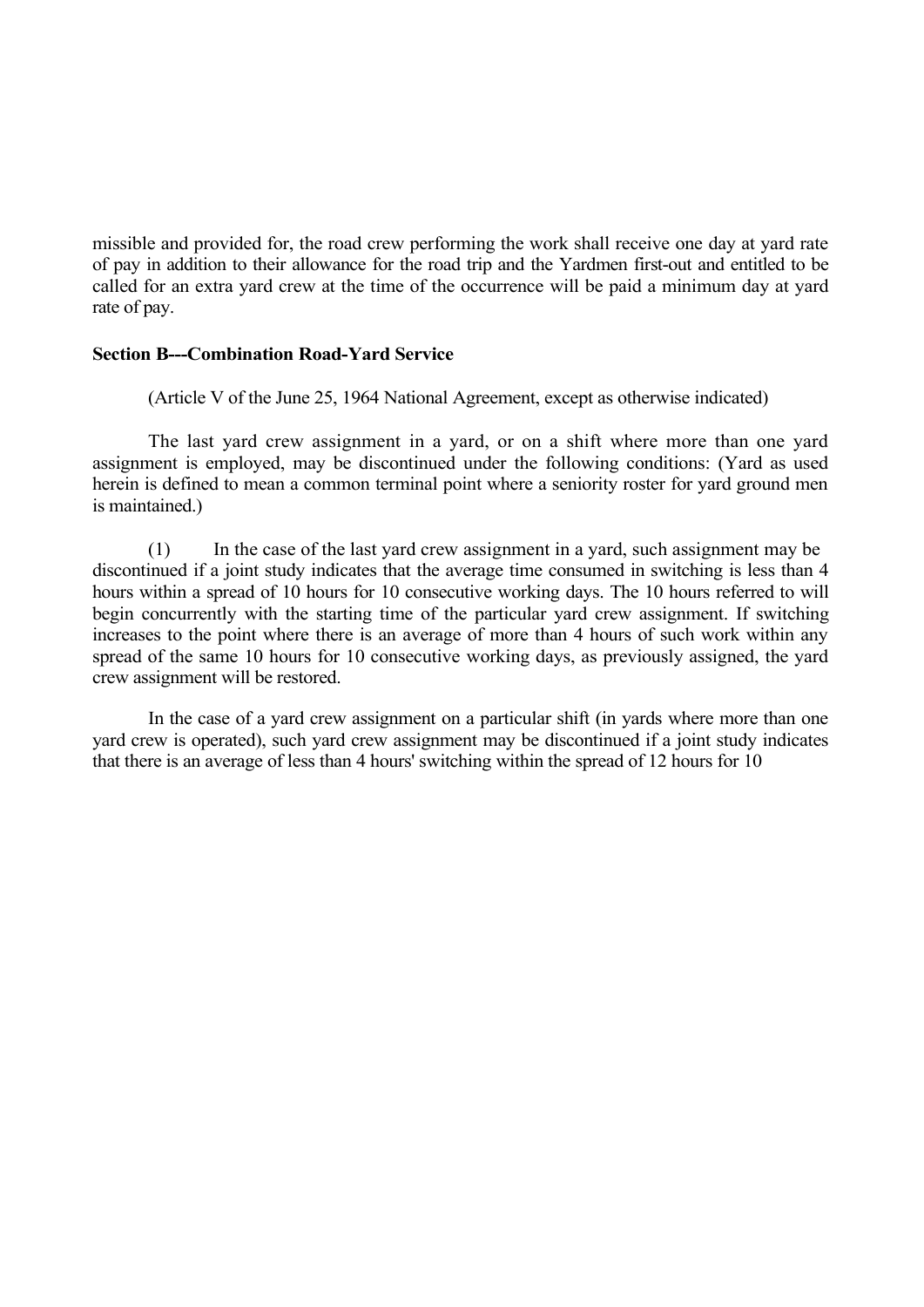missible and provided for, the road crew performing the work shall receive one day at yard rate of pay in addition to their allowance for the road trip and the Yardmen first-out and entitled to be called for an extra yard crew at the time of the occurrence will be paid a minimum day at yard rate of pay.

**Section B---Combination Road-Yard Service**

(Article V of the June 25, 1964 National Agreement, except as otherwise indicated)

The last yard crew assignment in a yard, or on a shift where more than one yard assignment is employed, may be discontinued under the following conditions: (Yard as used herein is defined to mean a common terminal point where a seniority roster for yard ground men is maintained.)

(1) In the case of the last yard crew assignment in a yard, such assignment may be discontinued if a joint study indicates that the average time consumed in switching is less than 4 hours within a spread of 10 hours for 10 consecutive working days. The 10 hours referred to will begin concurrently with the starting time of the particular yard crew assignment. If switching increases to the point where there is an average of more than 4 hours of such work within any spread of the same 10 hours for 10 consecutive working days, as previously assigned, the yard crew assignment will be restored.

In the case of a yard crew assignment on a particular shift (in yards where more than one yard crew is operated), such yard crew assignment may be discontinued if a joint study indicates that there is an average of less than 4 hours' switching within the spread of 12 hours for 10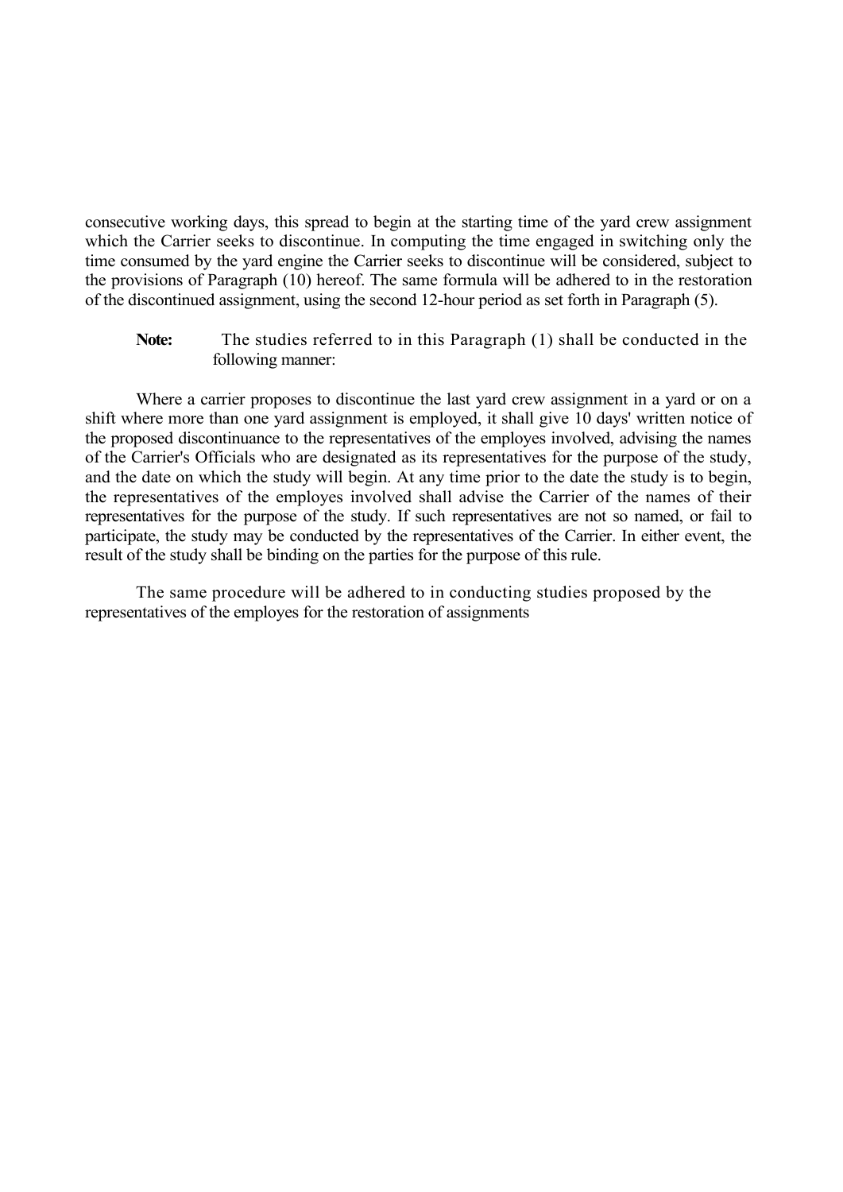consecutive working days, this spread to begin at the starting time of the yard crew assignment which the Carrier seeks to discontinue. In computing the time engaged in switching only the time consumed by the yard engine the Carrier seeks to discontinue will be considered, subject to the provisions of Paragraph (10) hereof. The same formula will be adhered to in the restoration of the discontinued assignment, using the second 12-hour period as set forth in Paragraph (5).

**Note:** The studies referred to in this Paragraph (1) shall be conducted in the following manner:

Where a carrier proposes to discontinue the last yard crew assignment in a yard or on a shift where more than one yard assignment is employed, it shall give 10 days' written notice of the proposed discontinuance to the representatives of the employes involved, advising the names of the Carrier's Officials who are designated as its representatives for the purpose of the study, and the date on which the study will begin. At any time prior to the date the study is to begin, the representatives of the employes involved shall advise the Carrier of the names of their representatives for the purpose of the study. If such representatives are not so named, or fail to participate, the study may be conducted by the representatives of the Carrier. In either event, the result of the study shall be binding on the parties for the purpose of this rule.

The same procedure will be adhered to in conducting studies proposed by the representatives of the employes for the restoration of assignments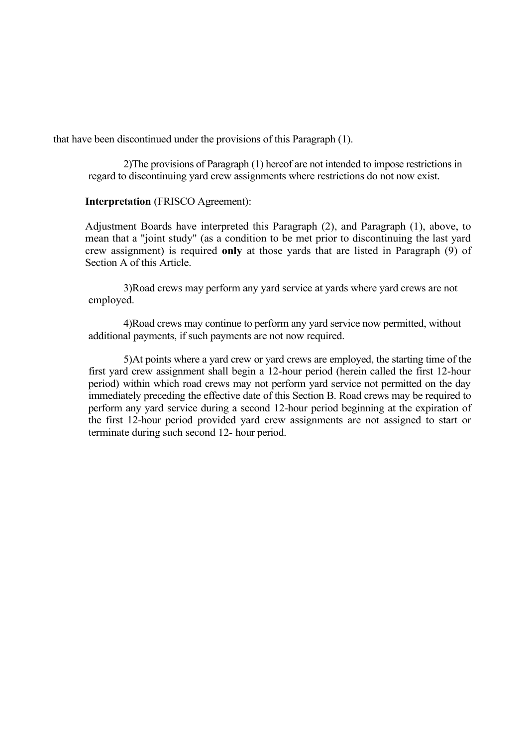that have been discontinued under the provisions of this Paragraph (1).

2)The provisions of Paragraph (1) hereof are not intended to impose restrictions in regard to discontinuing yard crew assignments where restrictions do not now exist.

**Interpretation** (FRISCO Agreement):

Adjustment Boards have interpreted this Paragraph (2), and Paragraph (1), above, to mean that a "joint study" (as a condition to be met prior to discontinuing the last yard crew assignment) is required **only** at those yards that are listed in Paragraph (9) of Section A of this Article.

3)Road crews may perform any yard service at yards where yard crews are not employed.

4)Road crews may continue to perform any yard service now permitted, without additional payments, if such payments are not now required.

5)At points where a yard crew or yard crews are employed, the starting time of the first yard crew assignment shall begin a 12-hour period (herein called the first 12-hour period) within which road crews may not perform yard service not permitted on the day immediately preceding the effective date of this Section B. Road crews may be required to perform any yard service during a second 12-hour period beginning at the expiration of the first 12-hour period provided yard crew assignments are not assigned to start or terminate during such second 12- hour period.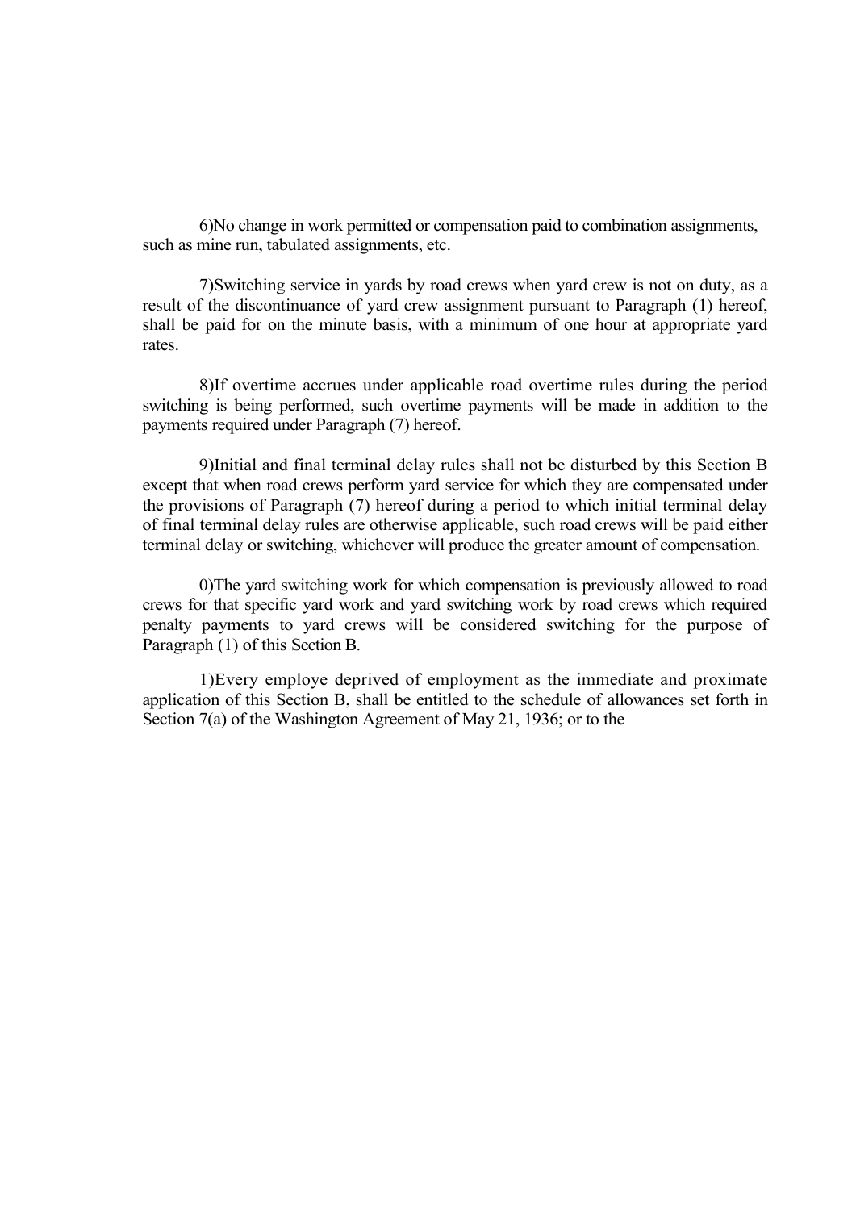6)No change in work permitted or compensation paid to combination assignments, such as mine run, tabulated assignments, etc.

7)Switching service in yards by road crews when yard crew is not on duty, as a result of the discontinuance of yard crew assignment pursuant to Paragraph (1) hereof, shall be paid for on the minute basis, with a minimum of one hour at appropriate yard rates.

8)If overtime accrues under applicable road overtime rules during the period switching is being performed, such overtime payments will be made in addition to the payments required under Paragraph (7) hereof.

9)Initial and final terminal delay rules shall not be disturbed by this Section B except that when road crews perform yard service for which they are compensated under the provisions of Paragraph (7) hereof during a period to which initial terminal delay of final terminal delay rules are otherwise applicable, such road crews will be paid either terminal delay or switching, whichever will produce the greater amount of compensation.

0)The yard switching work for which compensation is previously allowed to road crews for that specific yard work and yard switching work by road crews which required penalty payments to yard crews will be considered switching for the purpose of Paragraph (1) of this Section B.

1)Every employe deprived of employment as the immediate and proximate application of this Section B, shall be entitled to the schedule of allowances set forth in Section 7(a) of the Washington Agreement of May 21, 1936; or to the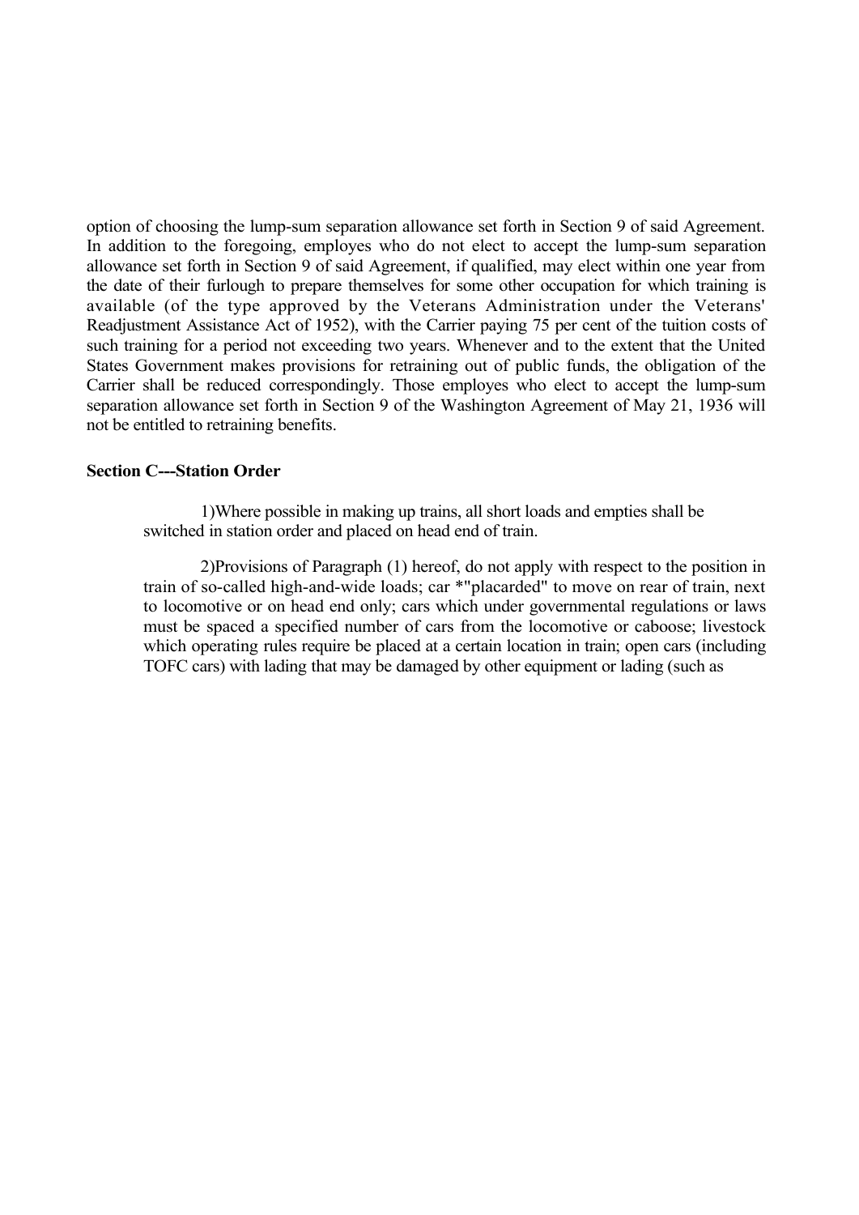option of choosing the lump-sum separation allowance set forth in Section 9 of said Agreement. In addition to the foregoing, employes who do not elect to accept the lump-sum separation allowance set forth in Section 9 of said Agreement, if qualified, may elect within one year from the date of their furlough to prepare themselves for some other occupation for which training is available (of the type approved by the Veterans Administration under the Veterans' Readjustment Assistance Act of 1952), with the Carrier paying 75 per cent of the tuition costs of such training for a period not exceeding two years. Whenever and to the extent that the United States Government makes provisions for retraining out of public funds, the obligation of the Carrier shall be reduced correspondingly. Those employes who elect to accept the lump-sum separation allowance set forth in Section 9 of the Washington Agreement of May 21, 1936 will not be entitled to retraining benefits.

**Section C---Station Order**

1)Where possible in making up trains, all short loads and empties shall be switched in station order and placed on head end of train.

2)Provisions of Paragraph (1) hereof, do not apply with respect to the position in train of so-called high-and-wide loads; car *"placarded" to move on rear of train, next to locomotive or on head end only; cars which under governmental regulations or laws must be spaced a specified number of cars from the locomotive or caboose; livestock which operating rules require be placed at a certain location in train; open cars (including TOFC cars) with lading that may be damaged by other equipment or lading (such as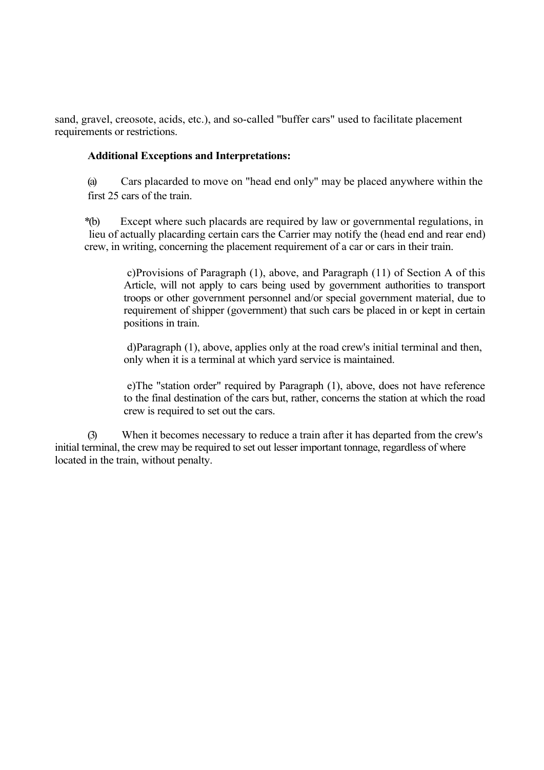sand, gravel, creosote, acids, etc.), and so-called "buffer cars" used to facilitate placement requirements or restrictions.

**Additional Exceptions and Interpretations:**

(a) Cars placarded to move on "head end only" may be placed anywhere within the first 25 cars of the train.

*(b) Except where such placards are required by law or governmental regulations, in lieu of actually placarding certain cars the Carrier may notify the (head end and rear end) crew, in writing, concerning the placement requirement of a car or cars in their train.

c) Provisions of Paragraph (1), above, and Paragraph (11) of Section A of this Article, will not apply to cars being used by government authorities to transport troops or other government personnel and/or special government material, due to requirement of shipper (government) that such cars be placed in or kept in certain positions in train.

d) Paragraph (1), above, applies only at the road crew's initial terminal and then, only when it is a terminal at which yard service is maintained.

e) The "station order" required by Paragraph (1), above, does not have reference to the final destination of the cars but, rather, concerns the station at which the road crew is required to set out the cars.

(3) When it becomes necessary to reduce a train after it has departed from the crew's initial terminal, the crew may be required to set out lesser important tonnage, regardless of where located in the train, without penalty.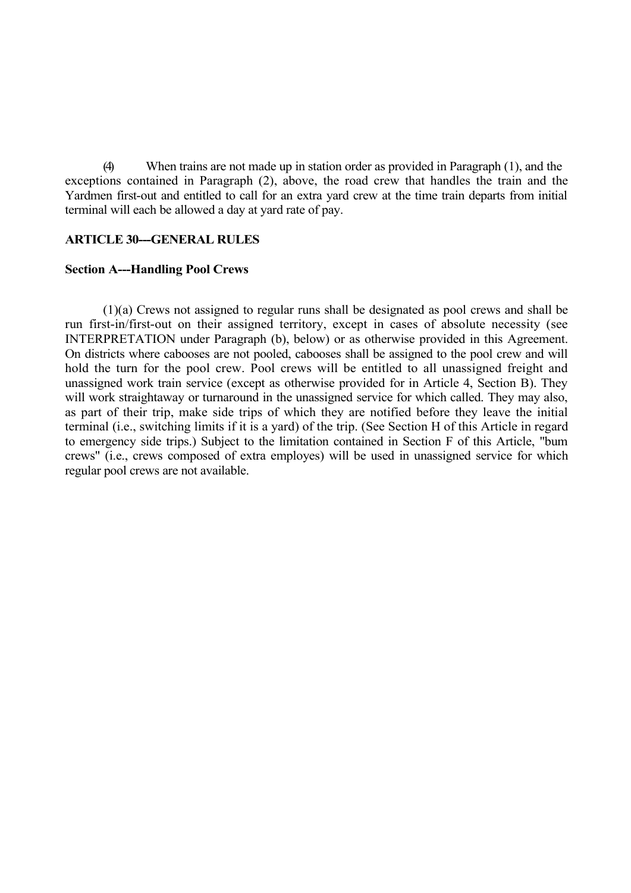(4) When trains are not made up in station order as provided in Paragraph (1), and the exceptions contained in Paragraph (2), above, the road crew that handles the train and the Yardmen first-out and entitled to call for an extra yard crew at the time train departs from initial terminal will each be allowed a day at yard rate of pay.

**ARTICLE 30---GENERAL RULES**

**Section A---Handling Pool Crews**

(1)(a) Crews not assigned to regular runs shall be designated as pool crews and shall be run first-in/first-out on their assigned territory, except in cases of absolute necessity (see INTERPRETATION under Paragraph (b), below) or as otherwise provided in this Agreement. On districts where cabooses are not pooled, cabooses shall be assigned to the pool crew and will hold the turn for the pool crew. Pool crews will be entitled to all unassigned freight and unassigned work train service (except as otherwise provided for in Article 4, Section B). They will work straightaway or turnaround in the unassigned service for which called. They may also, as part of their trip, make side trips of which they are notified before they leave the initial terminal (i.e., switching limits if it is a yard) of the trip. (See Section H of this Article in regard to emergency side trips.) Subject to the limitation contained in Section F of this Article, "bum crews" (i.e., crews composed of extra employes) will be used in unassigned service for which regular pool crews are not available.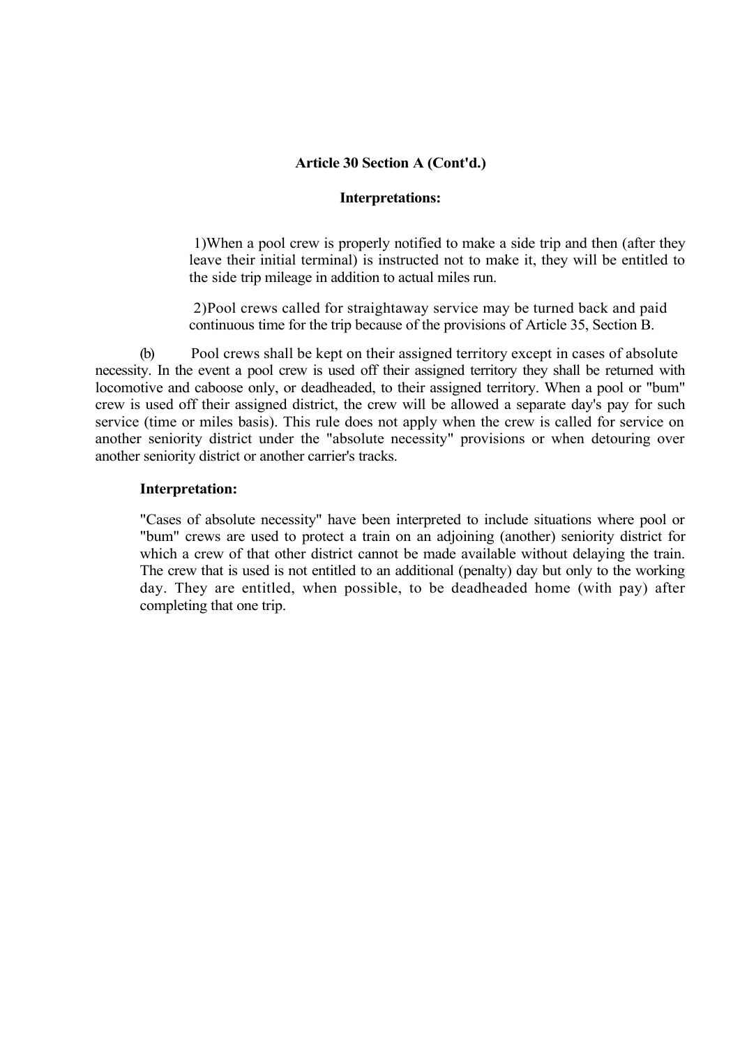**Article 30 Section A (Cont'd.)**

**Interpretations:**

1) When a pool crew is properly notified to make a side trip and then (after they leave their initial terminal) is instructed not to make it, they will be entitled to the side trip mileage in addition to actual miles run.

2) Pool crews called for straightaway service may be turned back and paid continuous time for the trip because of the provisions of Article 35, Section B.

(b) Pool crews shall be kept on their assigned territory except in cases of absolute necessity. In the event a pool crew is used off their assigned territory they shall be returned with locomotive and caboose only, or deadheaded, to their assigned territory. When a pool or "bum" crew is used off their assigned district, the crew will be allowed a separate day's pay for such service (time or miles basis). This rule does not apply when the crew is called for service on another seniority district under the "absolute necessity" provisions or when detouring over another seniority district or another carrier's tracks.

**Interpretation:**

"Cases of absolute necessity" have been interpreted to include situations where pool or "bum" crews are used to protect a train on an adjoining (another) seniority district for which a crew of that other district cannot be made available without delaying the train. The crew that is used is not entitled to an additional (penalty) day but only to the working day. They are entitled, when possible, to be deadheaded home (with pay) after completing that one trip.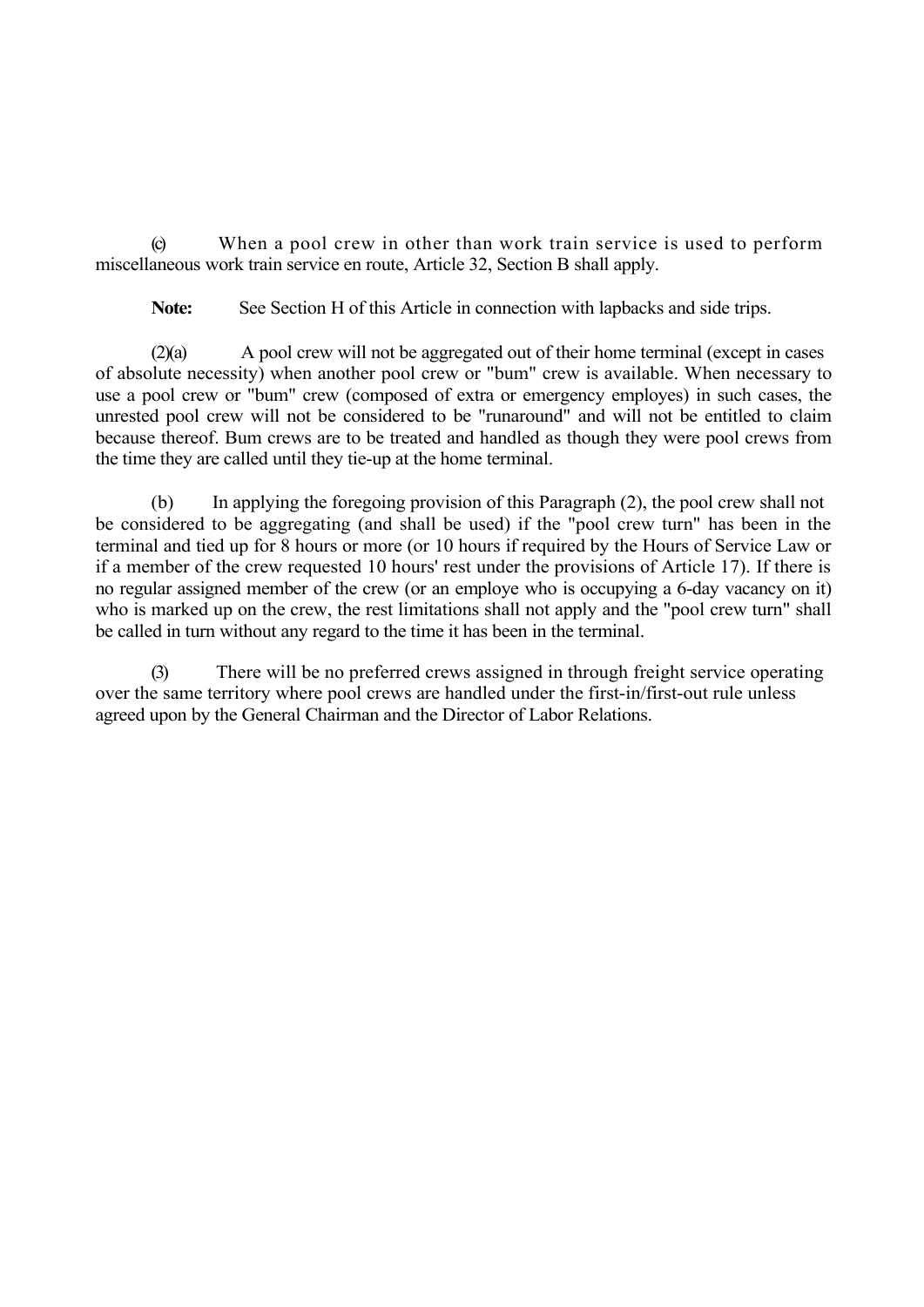(c) When a pool crew in other than work train service is used to perform miscellaneous work train service en route, Article 32, Section B shall apply.

**Note:** See Section H of this Article in connection with lapbacks and side trips.

(2)(a) A pool crew will not be aggregated out of their home terminal (except in cases of absolute necessity) when another pool crew or "bum" crew is available. When necessary to use a pool crew or "bum" crew (composed of extra or emergency employes) in such cases, the unrested pool crew will not be considered to be "runaround" and will not be entitled to claim because thereof. Bum crews are to be treated and handled as though they were pool crews from the time they are called until they tie-up at the home terminal.

(b) In applying the foregoing provision of this Paragraph (2), the pool crew shall not be considered to be aggregating (and shall be used) if the "pool crew turn" has been in the terminal and tied up for 8 hours or more (or 10 hours if required by the Hours of Service Law or if a member of the crew requested 10 hours' rest under the provisions of Article 17). If there is no regular assigned member of the crew (or an employe who is occupying a 6-day vacancy on it) who is marked up on the crew, the rest limitations shall not apply and the "pool crew turn" shall be called in turn without any regard to the time it has been in the terminal.

(3) There will be no preferred crews assigned in through freight service operating over the same territory where pool crews are handled under the first-in/first-out rule unless agreed upon by the General Chairman and the Director of Labor Relations.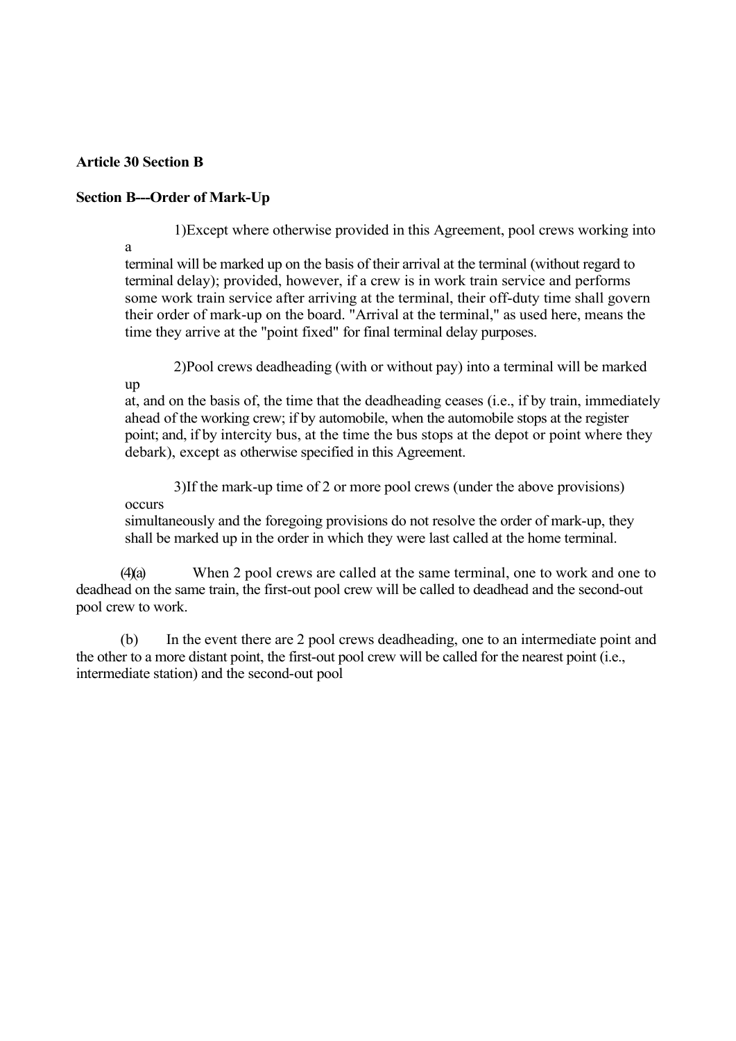**Article 30 Section B**

**Section B---Order of Mark-Up**

1) Except where otherwise provided in this Agreement, pool crews working into a terminal will be marked up on the basis of their arrival at the terminal (without regard to terminal delay); provided, however, if a crew is in work train service and performs some work train service after arriving at the terminal, their off-duty time shall govern their order of mark-up on the board. "Arrival at the terminal," as used here, means the time they arrive at the "point fixed" for final terminal delay purposes.

2) Pool crews deadheading (with or without pay) into a terminal will be marked up at, and on the basis of, the time that the deadheading ceases (i.e., if by train, immediately ahead of the working crew; if by automobile, when the automobile stops at the register point; and, if by intercity bus, at the time the bus stops at the depot or point where they debark), except as otherwise specified in this Agreement.

3) If the mark-up time of 2 or more pool crews (under the above provisions) occurs simultaneously and the foregoing provisions do not resolve the order of mark-up, they shall be marked up in the order in which they were last called at the home terminal.

(4)(a) When 2 pool crews are called at the same terminal, one to work and one to deadhead on the same train, the first-out pool crew will be called to deadhead and the second-out pool crew to work.

(b) In the event there are 2 pool crews deadheading, one to an intermediate point and the other to a more distant point, the first-out pool crew will be called for the nearest point (i.e., intermediate station) and the second-out pool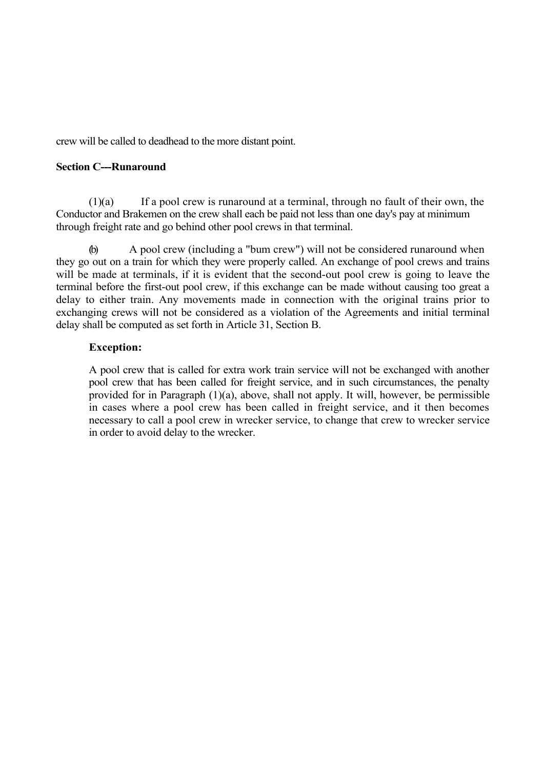crew will be called to deadhead to the more distant point.

**Section C---Runaround**

(1)(a) If a pool crew is runaround at a terminal, through no fault of their own, the Conductor and Brakemen on the crew shall each be paid not less than one day's pay at minimum through freight rate and go behind other pool crews in that terminal.

(b) A pool crew (including a "bum crew") will not be considered runaround when they go out on a train for which they were properly called. An exchange of pool crews and trains will be made at terminals, if it is evident that the second-out pool crew is going to leave the terminal before the first-out pool crew, if this exchange can be made without causing too great a delay to either train. Any movements made in connection with the original trains prior to exchanging crews will not be considered as a violation of the Agreements and initial terminal delay shall be computed as set forth in Article 31, Section B.

**Exception:**

A pool crew that is called for extra work train service will not be exchanged with another pool crew that has been called for freight service, and in such circumstances, the penalty provided for in Paragraph (1)(a), above, shall not apply. It will, however, be permissible in cases where a pool crew has been called in freight service, and it then becomes necessary to call a pool crew in wrecker service, to change that crew to wrecker service in order to avoid delay to the wrecker.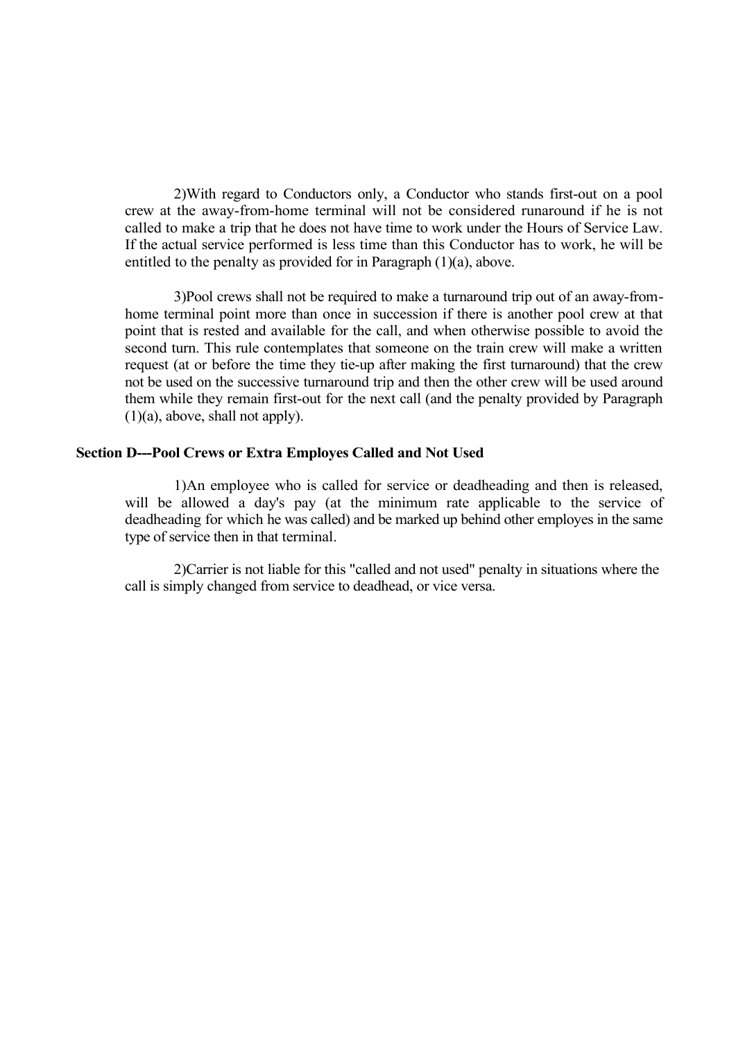2)With regard to Conductors only, a Conductor who stands first-out on a pool crew at the away-from-home terminal will not be considered runaround if he is not called to make a trip that he does not have time to work under the Hours of Service Law. If the actual service performed is less time than this Conductor has to work, he will be entitled to the penalty as provided for in Paragraph (1)(a), above.

3)Pool crews shall not be required to make a turnaround trip out of an away-from-home terminal point more than once in succession if there is another pool crew at that point that is rested and available for the call, and when otherwise possible to avoid the second turn. This rule contemplates that someone on the train crew will make a written request (at or before the time they tie-up after making the first turnaround) that the crew not be used on the successive turnaround trip and then the other crew will be used around them while they remain first-out for the next call (and the penalty provided by Paragraph (1)(a), above, shall not apply).

**Section D---Pool Crews or Extra Employes Called and Not Used**

1)An employee who is called for service or deadheading and then is released, will be allowed a day's pay (at the minimum rate applicable to the service of deadheading for which he was called) and be marked up behind other employes in the same type of service then in that terminal.

2)Carrier is not liable for this "called and not used" penalty in situations where the call is simply changed from service to deadhead, or vice versa.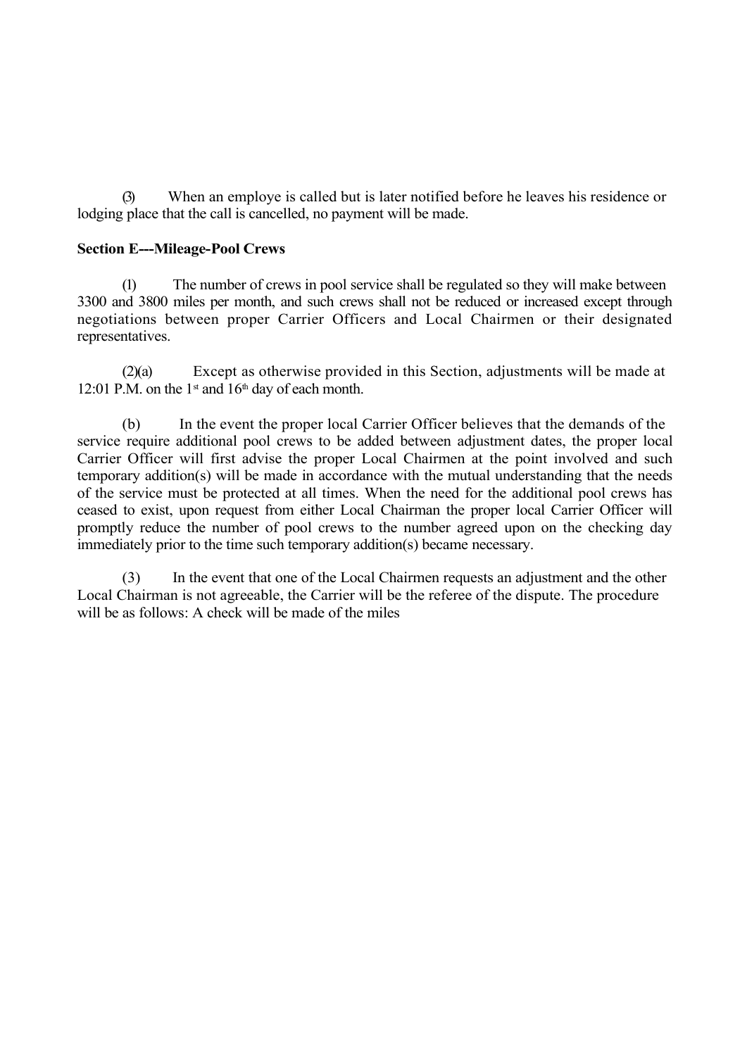(3) When an employe is called but is later notified before he leaves his residence or lodging place that the call is cancelled, no payment will be made.

**Section E---Mileage-Pool Crews**

(1) The number of crews in pool service shall be regulated so they will make between 3300 and 3800 miles per month, and such crews shall not be reduced or increased except through negotiations between proper Carrier Officers and Local Chairmen or their designated representatives.

(2)(a) Except as otherwise provided in this Section, adjustments will be made at 12:01 P.M. on the 1st and 16th day of each month.

(b) In the event the proper local Carrier Officer believes that the demands of the service require additional pool crews to be added between adjustment dates, the proper local Carrier Officer will first advise the proper Local Chairmen at the point involved and such temporary addition(s) will be made in accordance with the mutual understanding that the needs of the service must be protected at all times. When the need for the additional pool crews has ceased to exist, upon request from either Local Chairman the proper local Carrier Officer will promptly reduce the number of pool crews to the number agreed upon on the checking day immediately prior to the time such temporary addition(s) became necessary.

(3) In the event that one of the Local Chairmen requests an adjustment and the other Local Chairman is not agreeable, the Carrier will be the referee of the dispute. The procedure will be as follows: A check will be made of the miles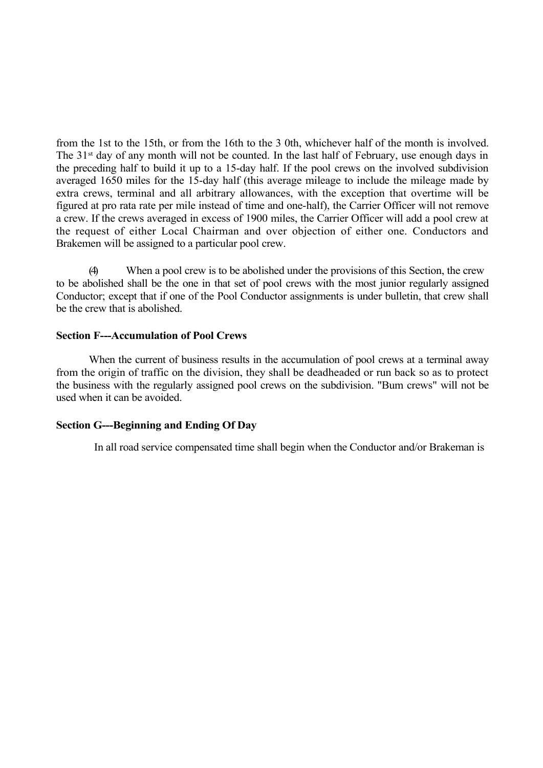from the 1st to the 15th, or from the 16th to the 3 0th, whichever half of the month is involved. The 31st day of any month will not be counted. In the last half of February, use enough days in the preceding half to build it up to a 15-day half. If the pool crews on the involved subdivision averaged 1650 miles for the 15-day half (this average mileage to include the mileage made by extra crews, terminal and all arbitrary allowances, with the exception that overtime will be figured at pro rata rate per mile instead of time and one-half), the Carrier Officer will not remove a crew. If the crews averaged in excess of 1900 miles, the Carrier Officer will add a pool crew at the request of either Local Chairman and over objection of either one. Conductors and Brakemen will be assigned to a particular pool crew.

(4) When a pool crew is to be abolished under the provisions of this Section, the crew to be abolished shall be the one in that set of pool crews with the most junior regularly assigned Conductor; except that if one of the Pool Conductor assignments is under bulletin, that crew shall be the crew that is abolished.

**Section F---Accumulation of Pool Crews**

When the current of business results in the accumulation of pool crews at a terminal away from the origin of traffic on the division, they shall be deadheaded or run back so as to protect the business with the regularly assigned pool crews on the subdivision. "Bum crews" will not be used when it can be avoided.

**Section G---Beginning and Ending Of Day**

In all road service compensated time shall begin when the Conductor and/or Brakeman is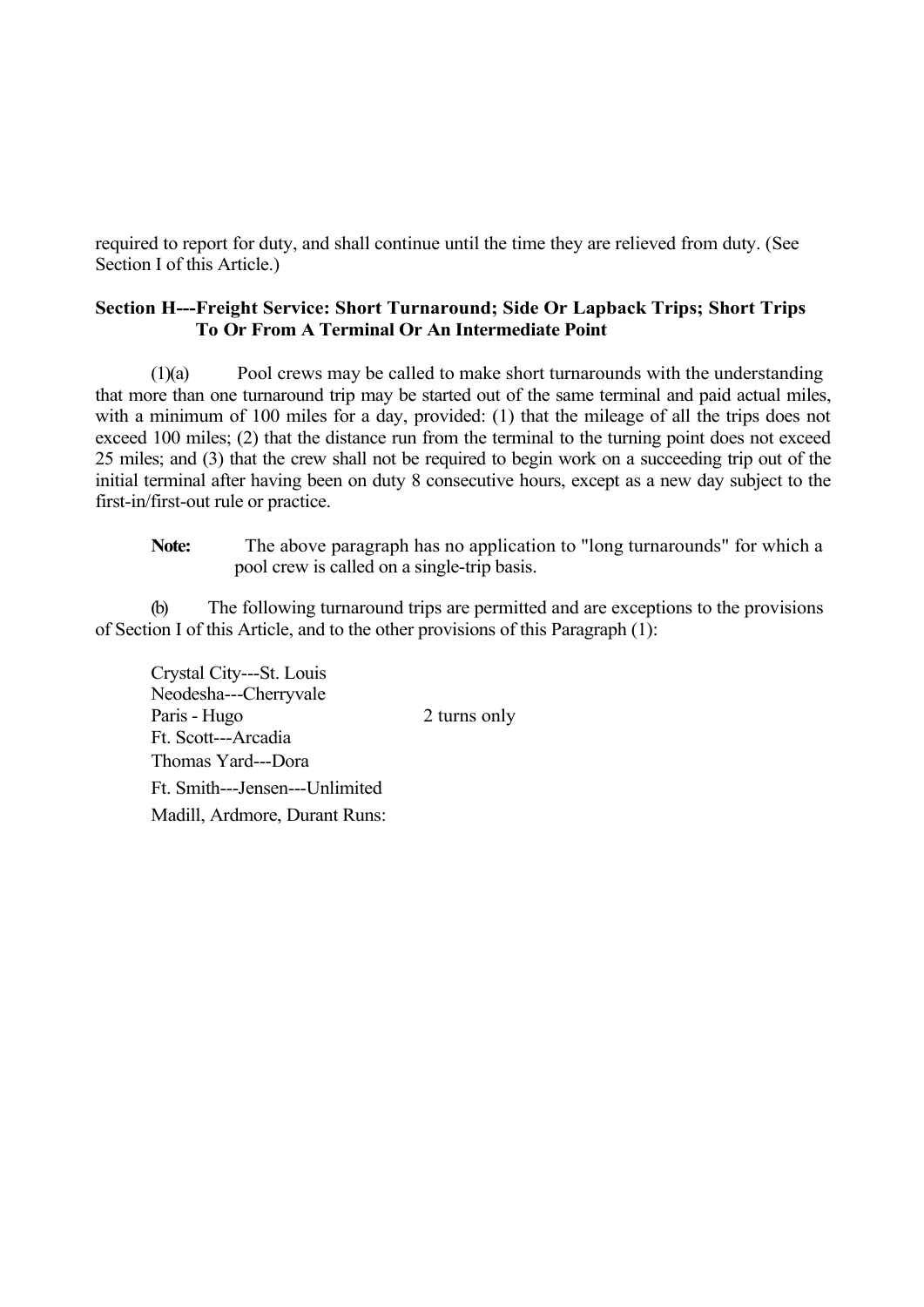required to report for duty, and shall continue until the time they are relieved from duty. (See Section I of this Article.)

**Section H---Freight Service: Short Turnaround; Side Or Lapback Trips; Short Trips To Or From A Terminal Or An Intermediate Point**

(1)(a) Pool crews may be called to make short turnarounds with the understanding that more than one turnaround trip may be started out of the same terminal and paid actual miles, with a minimum of 100 miles for a day, provided: (1) that the mileage of all the trips does not exceed 100 miles; (2) that the distance run from the terminal to the turning point does not exceed 25 miles; and (3) that the crew shall not be required to begin work on a succeeding trip out of the initial terminal after having been on duty 8 consecutive hours, except as a new day subject to the first-in/first-out rule or practice.

> **Note:** The above paragraph has no application to "long turnarounds" for which a pool crew is called on a single-trip basis.

(b) The following turnaround trips are permitted and are exceptions to the provisions of Section I of this Article, and to the other provisions of this Paragraph (1):

Crystal City---St. Louis
Neodesha---Cherryvale
Paris - Hugo 2 turns only
Ft. Scott---Arcadia
Thomas Yard---Dora
Ft. Smith---Jensen---Unlimited
Madill, Ardmore, Durant Runs: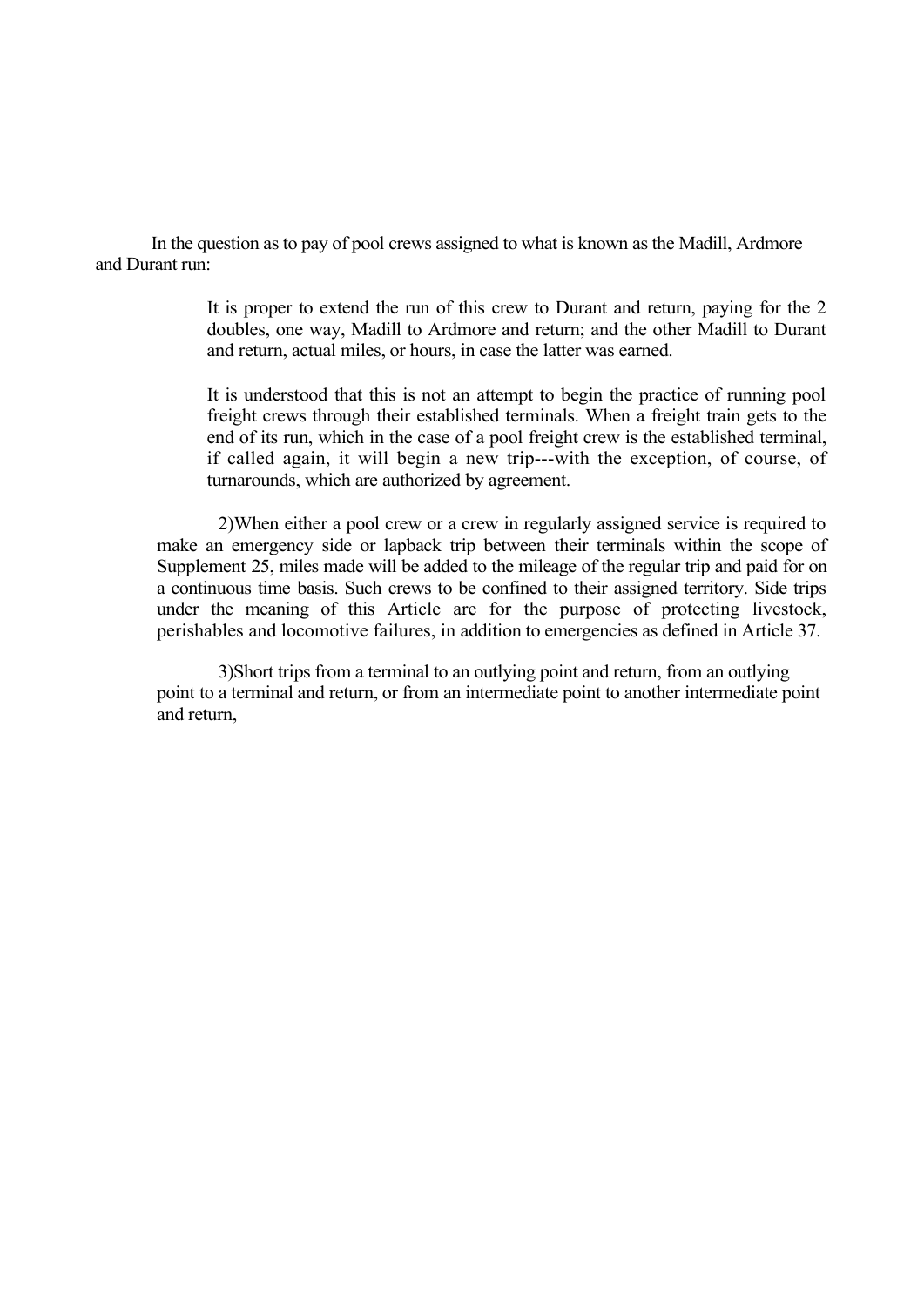In the question as to pay of pool crews assigned to what is known as the Madill, Ardmore and Durant run:

> It is proper to extend the run of this crew to Durant and return, paying for the 2 doubles, one way, Madill to Ardmore and return; and the other Madill to Durant and return, actual miles, or hours, in case the latter was earned.
>
> It is understood that this is not an attempt to begin the practice of running pool freight crews through their established terminals. When a freight train gets to the end of its run, which in the case of a pool freight crew is the established terminal, if called again, it will begin a new trip---with the exception, of course, of turnarounds, which are authorized by agreement.

2)When either a pool crew or a crew in regularly assigned service is required to make an emergency side or lapback trip between their terminals within the scope of Supplement 25, miles made will be added to the mileage of the regular trip and paid for on a continuous time basis. Such crews to be confined to their assigned territory. Side trips under the meaning of this Article are for the purpose of protecting livestock, perishables and locomotive failures, in addition to emergencies as defined in Article 37.

3)Short trips from a terminal to an outlying point and return, from an outlying point to a terminal and return, or from an intermediate point to another intermediate point and return,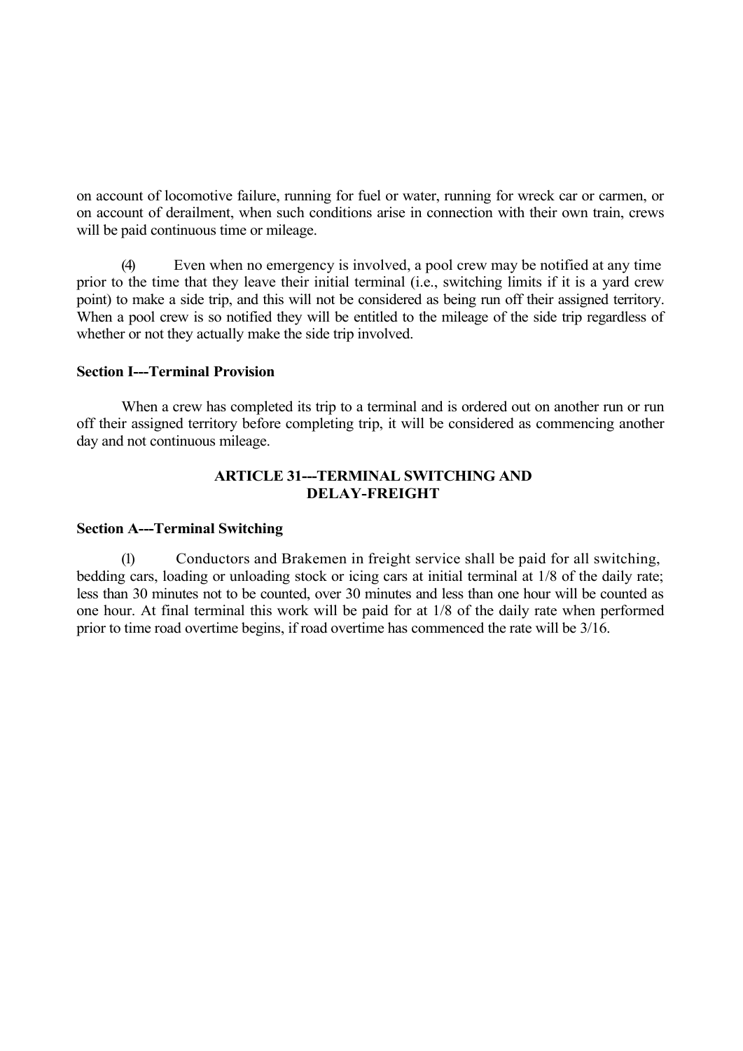on account of locomotive failure, running for fuel or water, running for wreck car or carmen, or on account of derailment, when such conditions arise in connection with their own train, crews will be paid continuous time or mileage.

(4) Even when no emergency is involved, a pool crew may be notified at any time prior to the time that they leave their initial terminal (i.e., switching limits if it is a yard crew point) to make a side trip, and this will not be considered as being run off their assigned territory. When a pool crew is so notified they will be entitled to the mileage of the side trip regardless of whether or not they actually make the side trip involved.

**Section I---Terminal Provision**

When a crew has completed its trip to a terminal and is ordered out on another run or run off their assigned territory before completing trip, it will be considered as commencing another day and not continuous mileage.

## ARTICLE 31---TERMINAL SWITCHING AND DELAY-FREIGHT

**Section A---Terminal Switching**

(1) Conductors and Brakemen in freight service shall be paid for all switching, bedding cars, loading or unloading stock or icing cars at initial terminal at 1/8 of the daily rate; less than 30 minutes not to be counted, over 30 minutes and less than one hour will be counted as one hour. At final terminal this work will be paid for at 1/8 of the daily rate when performed prior to time road overtime begins, if road overtime has commenced the rate will be 3/16.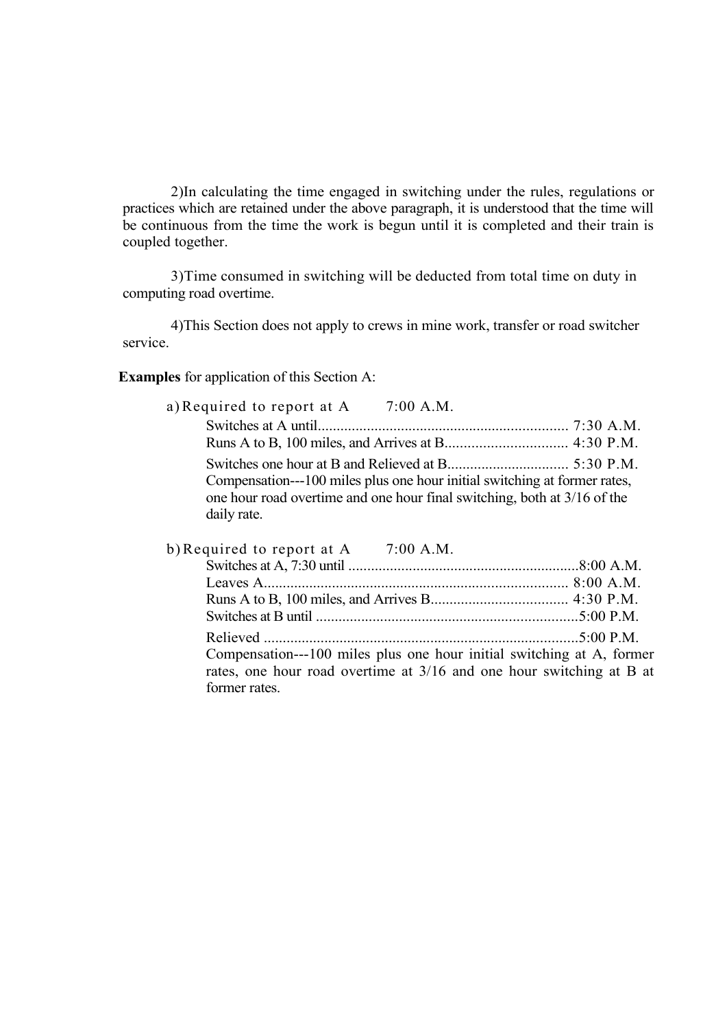2) In calculating the time engaged in switching under the rules, regulations or practices which are retained under the above paragraph, it is understood that the time will be continuous from the time the work is begun until it is completed and their train is coupled together.

3) Time consumed in switching will be deducted from total time on duty in computing road overtime.

4) This Section does not apply to crews in mine work, transfer or road switcher service.

**Examples** for application of this Section A:

a) Required to report at A 7:00 A.M.

Switches at A until.................................................................. 7:30 A.M.
Runs A to B, 100 miles, and Arrives at B................................ 4:30 P.M.
Switches one hour at B and Relieved at B................................ 5:30 P.M.

Compensation---100 miles plus one hour initial switching at former rates, one hour road overtime and one hour final switching, both at 3/16 of the daily rate.

b) Required to report at A 7:00 A.M.

Switches at A, 7:30 until .............................................................8:00 A.M.
Leaves A................................................................................ 8:00 A.M.
Runs A to B, 100 miles, and Arrives B.................................... 4:30 P.M.
Switches at B until .....................................................................5:00 P.M.
Relieved ...................................................................................5:00 P.M.

Compensation---100 miles plus one hour initial switching at A, former rates, one hour road overtime at 3/16 and one hour switching at B at former rates.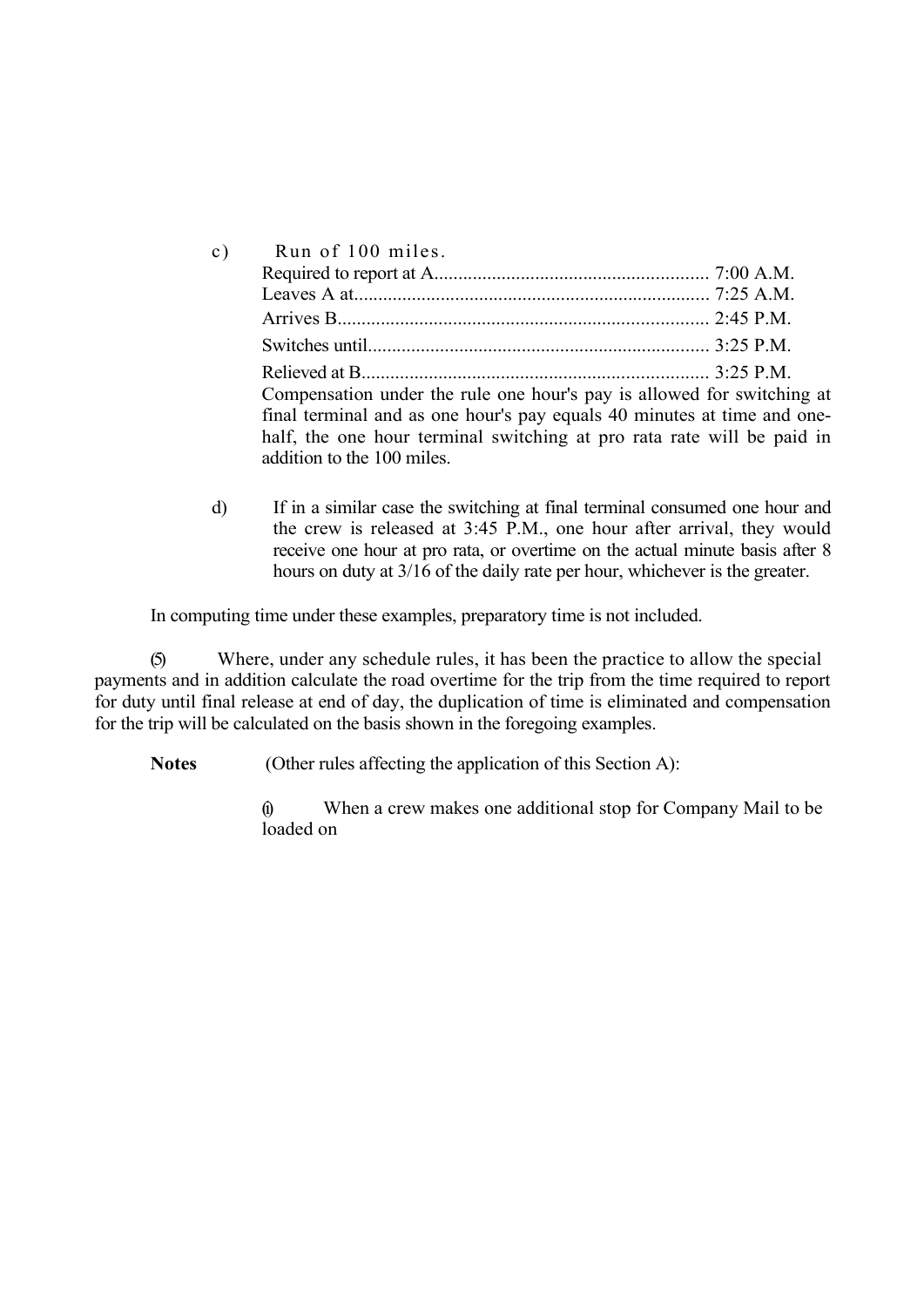c) Run of 100 miles.

Required to report at A......................................................... 7:00 A.M.
Leaves A at......................................................................... 7:25 A.M.
Arrives B............................................................................ 2:45 P.M.
Switches until...................................................................... 3:25 P.M.
Relieved at B....................................................................... 3:25 P.M.

Compensation under the rule one hour's pay is allowed for switching at final terminal and as one hour's pay equals 40 minutes at time and one-half, the one hour terminal switching at pro rata rate will be paid in addition to the 100 miles.

d) If in a similar case the switching at final terminal consumed one hour and the crew is released at 3:45 P.M., one hour after arrival, they would receive one hour at pro rata, or overtime on the actual minute basis after 8 hours on duty at 3/16 of the daily rate per hour, whichever is the greater.

In computing time under these examples, preparatory time is not included.

(5) Where, under any schedule rules, it has been the practice to allow the special payments and in addition calculate the road overtime for the trip from the time required to report for duty until final release at end of day, the duplication of time is eliminated and compensation for the trip will be calculated on the basis shown in the foregoing examples.

**Notes** (Other rules affecting the application of this Section A):

(i) When a crew makes one additional stop for Company Mail to be loaded on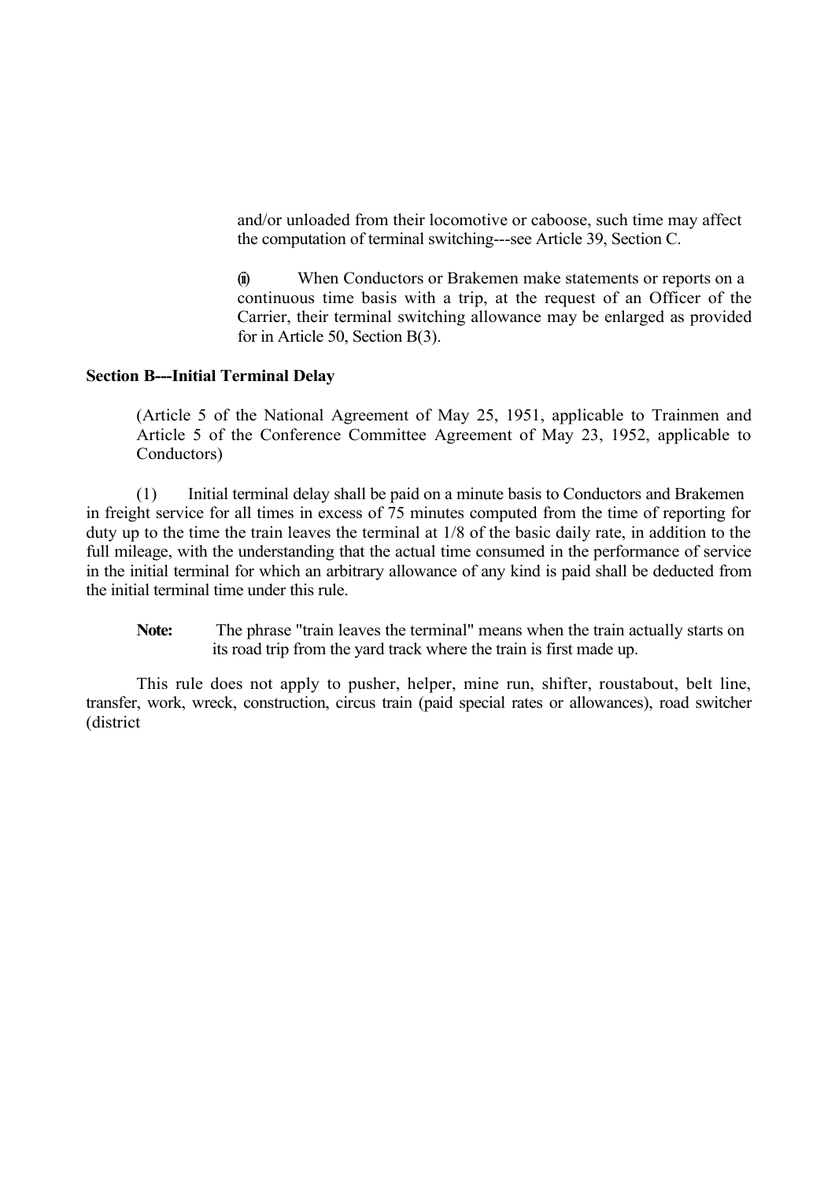and/or unloaded from their locomotive or caboose, such time may affect the computation of terminal switching---see Article 39, Section C.

(iii) When Conductors or Brakemen make statements or reports on a continuous time basis with a trip, at the request of an Officer of the Carrier, their terminal switching allowance may be enlarged as provided for in Article 50, Section B(3).

**Section B---Initial Terminal Delay**

(Article 5 of the National Agreement of May 25, 1951, applicable to Trainmen and Article 5 of the Conference Committee Agreement of May 23, 1952, applicable to Conductors)

(1) Initial terminal delay shall be paid on a minute basis to Conductors and Brakemen in freight service for all times in excess of 75 minutes computed from the time of reporting for duty up to the time the train leaves the terminal at 1/8 of the basic daily rate, in addition to the full mileage, with the understanding that the actual time consumed in the performance of service in the initial terminal for which an arbitrary allowance of any kind is paid shall be deducted from the initial terminal time under this rule.

**Note:** The phrase "train leaves the terminal" means when the train actually starts on its road trip from the yard track where the train is first made up.

This rule does not apply to pusher, helper, mine run, shifter, roustabout, belt line, transfer, work, wreck, construction, circus train (paid special rates or allowances), road switcher (district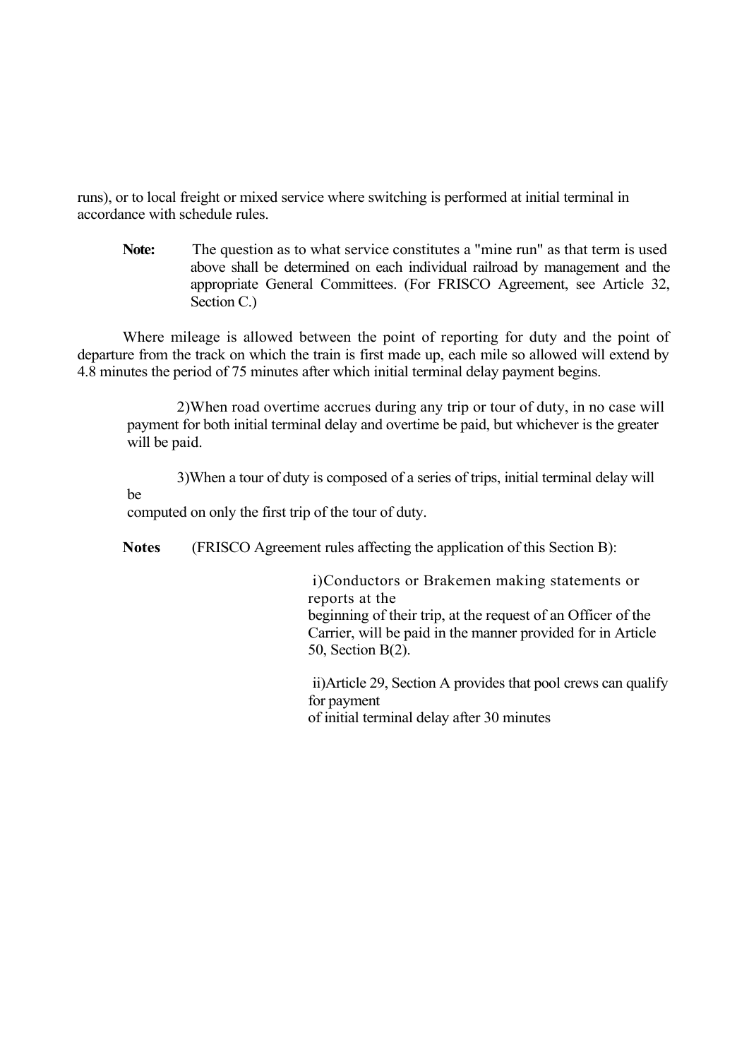runs), or to local freight or mixed service where switching is performed at initial terminal in accordance with schedule rules.

> **Note:** The question as to what service constitutes a "mine run" as that term is used above shall be determined on each individual railroad by management and the appropriate General Committees. (For FRISCO Agreement, see Article 32, Section C.)

Where mileage is allowed between the point of reporting for duty and the point of departure from the track on which the train is first made up, each mile so allowed will extend by 4.8 minutes the period of 75 minutes after which initial terminal delay payment begins.

2) When road overtime accrues during any trip or tour of duty, in no case will payment for both initial terminal delay and overtime be paid, but whichever is the greater will be paid.

3) When a tour of duty is composed of a series of trips, initial terminal delay will be computed on only the first trip of the tour of duty.

**Notes** (FRISCO Agreement rules affecting the application of this Section B):

i) Conductors or Brakemen making statements or reports at the beginning of their trip, at the request of an Officer of the Carrier, will be paid in the manner provided for in Article 50, Section B(2).

ii) Article 29, Section A provides that pool crews can qualify for payment of initial terminal delay after 30 minutes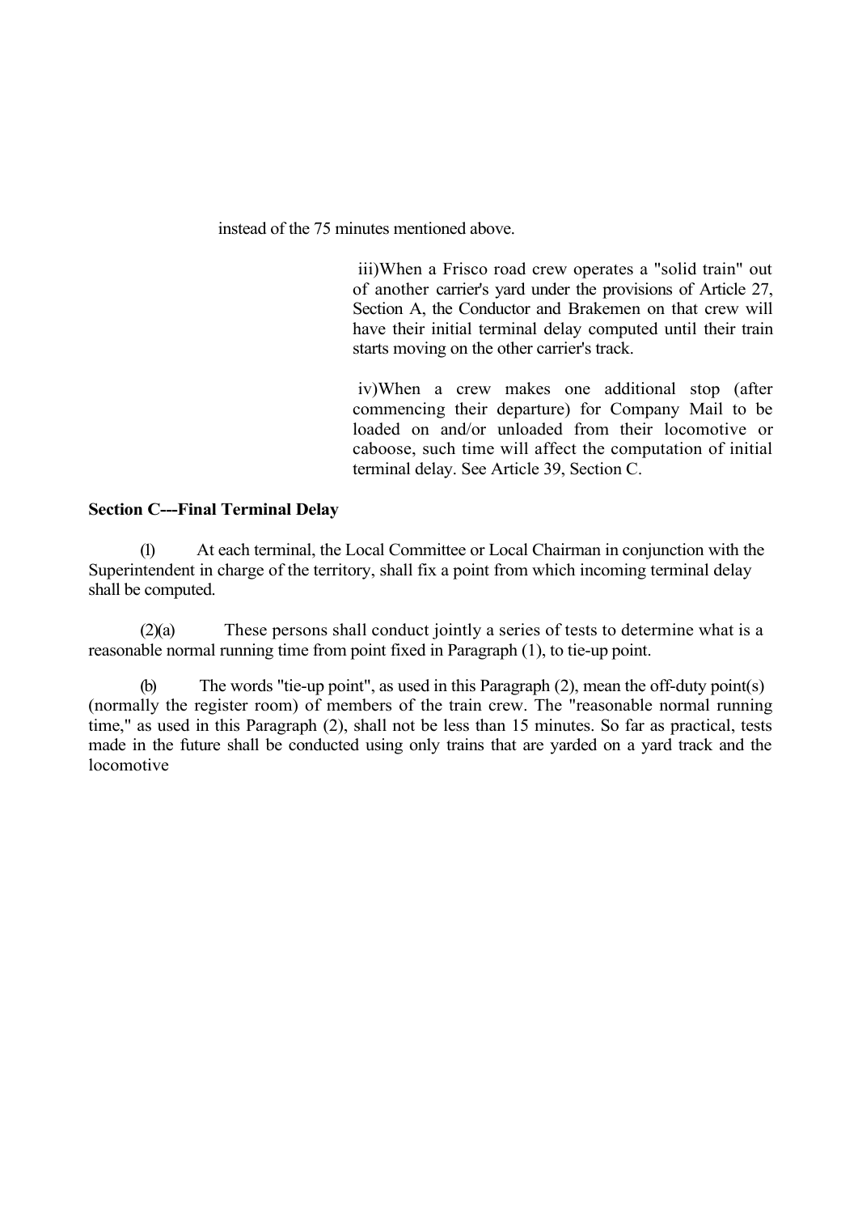instead of the 75 minutes mentioned above.

iii)When a Frisco road crew operates a "solid train" out of another carrier's yard under the provisions of Article 27, Section A, the Conductor and Brakemen on that crew will have their initial terminal delay computed until their train starts moving on the other carrier's track.

iv)When a crew makes one additional stop (after commencing their departure) for Company Mail to be loaded on and/or unloaded from their locomotive or caboose, such time will affect the computation of initial terminal delay. See Article 39, Section C.

**Section C---Final Terminal Delay**

(l) At each terminal, the Local Committee or Local Chairman in conjunction with the Superintendent in charge of the territory, shall fix a point from which incoming terminal delay shall be computed.

(2)(a) These persons shall conduct jointly a series of tests to determine what is a reasonable normal running time from point fixed in Paragraph (1), to tie-up point.

(b) The words "tie-up point", as used in this Paragraph (2), mean the off-duty point(s) (normally the register room) of members of the train crew. The "reasonable normal running time," as used in this Paragraph (2), shall not be less than 15 minutes. So far as practical, tests made in the future shall be conducted using only trains that are yarded on a yard track and the locomotive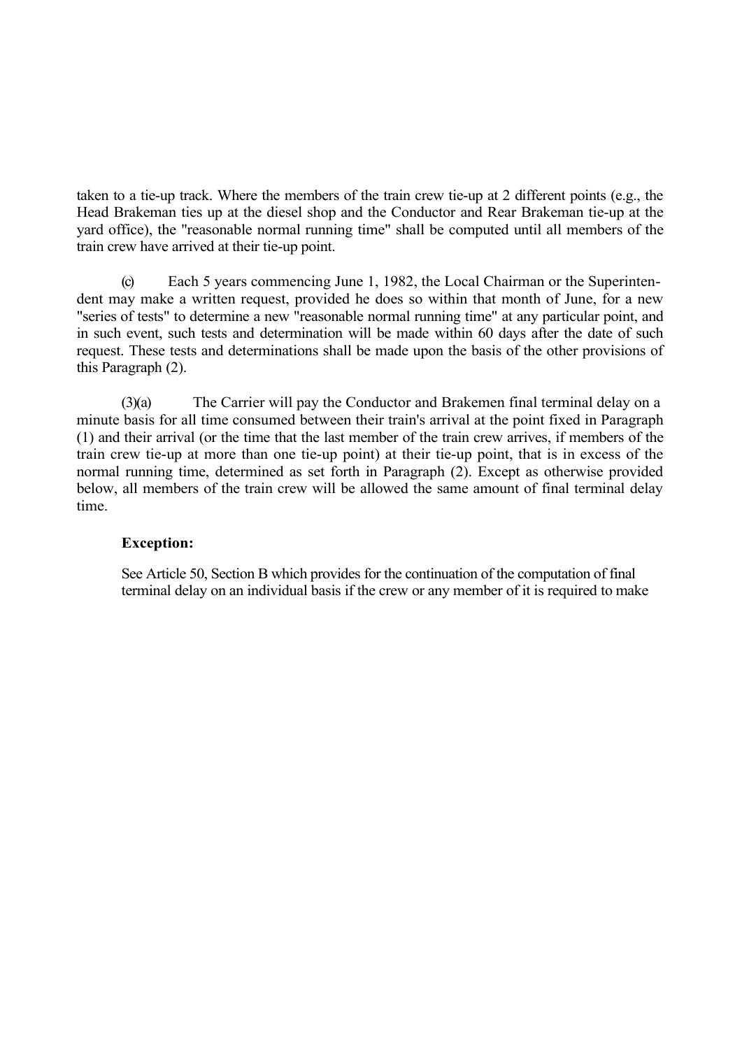taken to a tie-up track. Where the members of the train crew tie-up at 2 different points (e.g., the Head Brakeman ties up at the diesel shop and the Conductor and Rear Brakeman tie-up at the yard office), the "reasonable normal running time" shall be computed until all members of the train crew have arrived at their tie-up point.

(c) Each 5 years commencing June 1, 1982, the Local Chairman or the Superintendent may make a written request, provided he does so within that month of June, for a new "series of tests" to determine a new "reasonable normal running time" at any particular point, and in such event, such tests and determination will be made within 60 days after the date of such request. These tests and determinations shall be made upon the basis of the other provisions of this Paragraph (2).

(3)(a) The Carrier will pay the Conductor and Brakemen final terminal delay on a minute basis for all time consumed between their train's arrival at the point fixed in Paragraph (1) and their arrival (or the time that the last member of the train crew arrives, if members of the train crew tie-up at more than one tie-up point) at their tie-up point, that is in excess of the normal running time, determined as set forth in Paragraph (2). Except as otherwise provided below, all members of the train crew will be allowed the same amount of final terminal delay time.

**Exception:**

See Article 50, Section B which provides for the continuation of the computation of final terminal delay on an individual basis if the crew or any member of it is required to make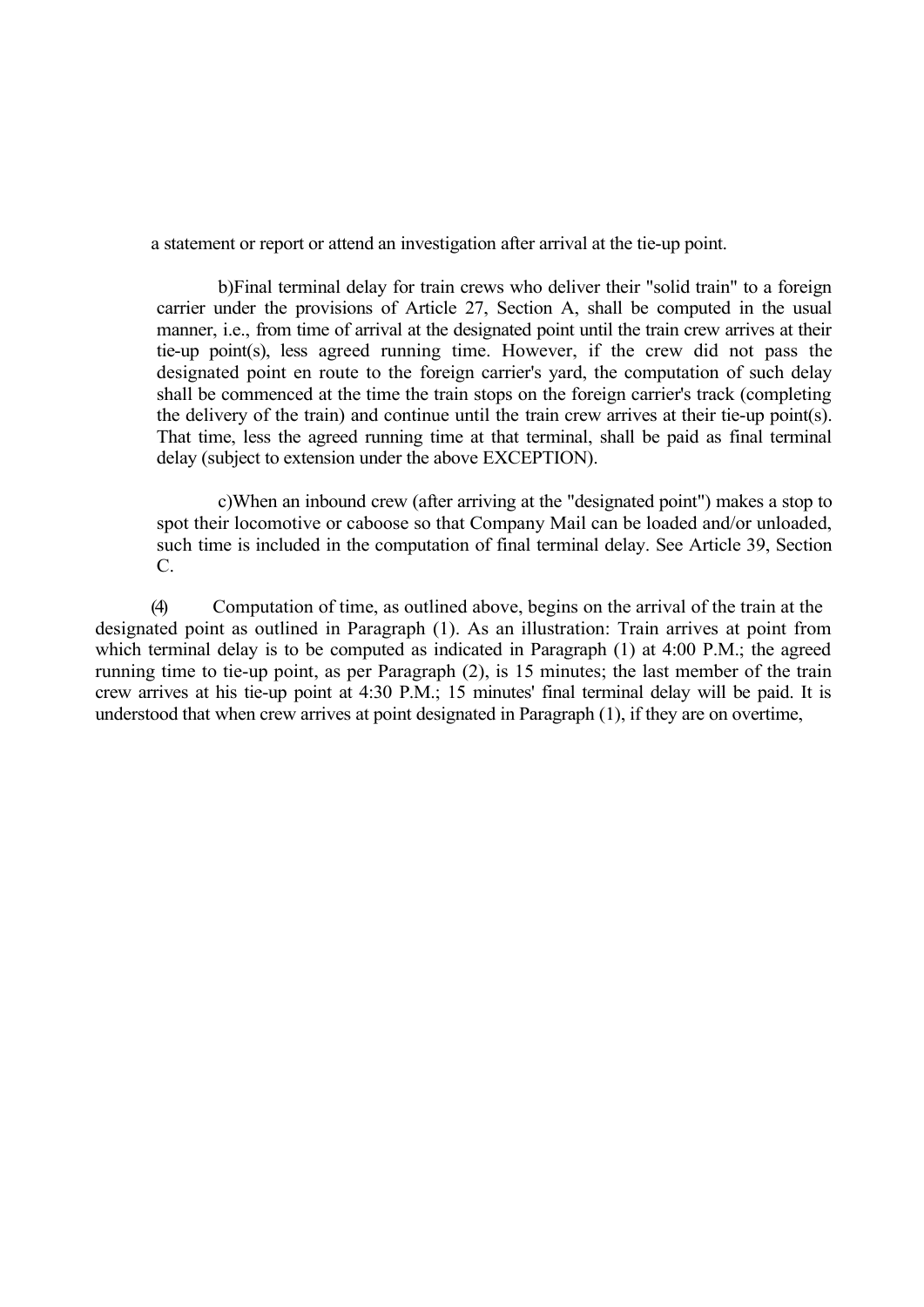a statement or report or attend an investigation after arrival at the tie-up point.

b) Final terminal delay for train crews who deliver their "solid train" to a foreign carrier under the provisions of Article 27, Section A, shall be computed in the usual manner, i.e., from time of arrival at the designated point until the train crew arrives at their tie-up point(s), less agreed running time. However, if the crew did not pass the designated point en route to the foreign carrier's yard, the computation of such delay shall be commenced at the time the train stops on the foreign carrier's track (completing the delivery of the train) and continue until the train crew arrives at their tie-up point(s). That time, less the agreed running time at that terminal, shall be paid as final terminal delay (subject to extension under the above EXCEPTION).

c) When an inbound crew (after arriving at the "designated point") makes a stop to spot their locomotive or caboose so that Company Mail can be loaded and/or unloaded, such time is included in the computation of final terminal delay. See Article 39, Section C.

(4) Computation of time, as outlined above, begins on the arrival of the train at the designated point as outlined in Paragraph (1). As an illustration: Train arrives at point from which terminal delay is to be computed as indicated in Paragraph (1) at 4:00 P.M.; the agreed running time to tie-up point, as per Paragraph (2), is 15 minutes; the last member of the train crew arrives at his tie-up point at 4:30 P.M.; 15 minutes' final terminal delay will be paid. It is understood that when crew arrives at point designated in Paragraph (1), if they are on overtime,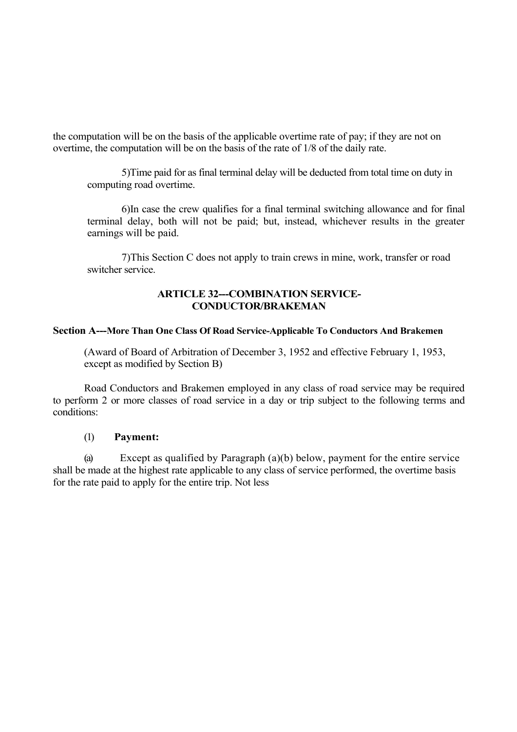the computation will be on the basis of the applicable overtime rate of pay; if they are not on overtime, the computation will be on the basis of the rate of 1/8 of the daily rate.

5)Time paid for as final terminal delay will be deducted from total time on duty in computing road overtime.

6)In case the crew qualifies for a final terminal switching allowance and for final terminal delay, both will not be paid; but, instead, whichever results in the greater earnings will be paid.

7)This Section C does not apply to train crews in mine, work, transfer or road switcher service.

## ARTICLE 32---COMBINATION SERVICE-CONDUCTOR/BRAKEMAN

### Section A---More Than One Class Of Road Service-Applicable To Conductors And Brakemen

(Award of Board of Arbitration of December 3, 1952 and effective February 1, 1953, except as modified by Section B)

Road Conductors and Brakemen employed in any class of road service may be required to perform 2 or more classes of road service in a day or trip subject to the following terms and conditions:

(1) **Payment:**

(a) Except as qualified by Paragraph (a)(b) below, payment for the entire service shall be made at the highest rate applicable to any class of service performed, the overtime basis for the rate paid to apply for the entire trip. Not less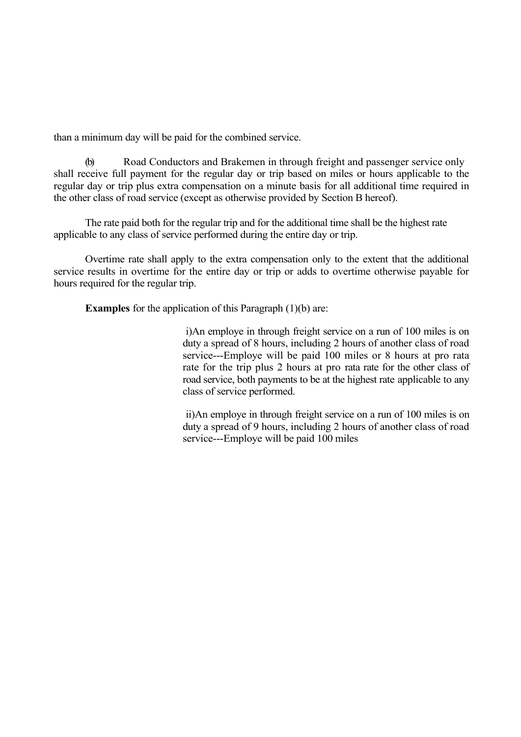than a minimum day will be paid for the combined service.

(b) Road Conductors and Brakemen in through freight and passenger service only shall receive full payment for the regular day or trip based on miles or hours applicable to the regular day or trip plus extra compensation on a minute basis for all additional time required in the other class of road service (except as otherwise provided by Section B hereof).

The rate paid both for the regular trip and for the additional time shall be the highest rate applicable to any class of service performed during the entire day or trip.

Overtime rate shall apply to the extra compensation only to the extent that the additional service results in overtime for the entire day or trip or adds to overtime otherwise payable for hours required for the regular trip.

**Examples** for the application of this Paragraph (1)(b) are:

> i)An employe in through freight service on a run of 100 miles is on duty a spread of 8 hours, including 2 hours of another class of road service---Employe will be paid 100 miles or 8 hours at pro rata rate for the trip plus 2 hours at pro rata rate for the other class of road service, both payments to be at the highest rate applicable to any class of service performed.
>
> ii)An employe in through freight service on a run of 100 miles is on duty a spread of 9 hours, including 2 hours of another class of road service---Employe will be paid 100 miles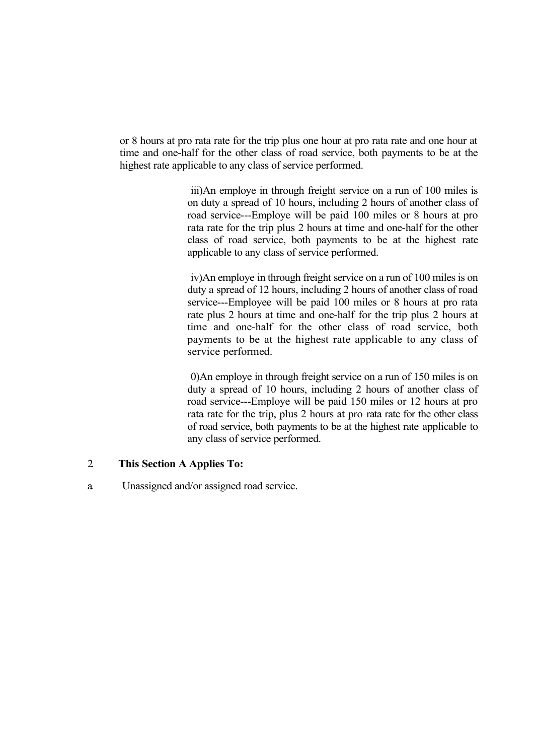or 8 hours at pro rata rate for the trip plus one hour at pro rata rate and one hour at time and one-half for the other class of road service, both payments to be at the highest rate applicable to any class of service performed.

iii)An employe in through freight service on a run of 100 miles is on duty a spread of 10 hours, including 2 hours of another class of road service---Employe will be paid 100 miles or 8 hours at pro rata rate for the trip plus 2 hours at time and one-half for the other class of road service, both payments to be at the highest rate applicable to any class of service performed.

iv)An employe in through freight service on a run of 100 miles is on duty a spread of 12 hours, including 2 hours of another class of road service---Employee will be paid 100 miles or 8 hours at pro rata rate plus 2 hours at time and one-half for the trip plus 2 hours at time and one-half for the other class of road service, both payments to be at the highest rate applicable to any class of service performed.

0)An employe in through freight service on a run of 150 miles is on duty a spread of 10 hours, including 2 hours of another class of road service---Employe will be paid 150 miles or 12 hours at pro rata rate for the trip, plus 2 hours at pro rata rate for the other class of road service, both payments to be at the highest rate applicable to any class of service performed.

2 **This Section A Applies To:**

a Unassigned and/or assigned road service.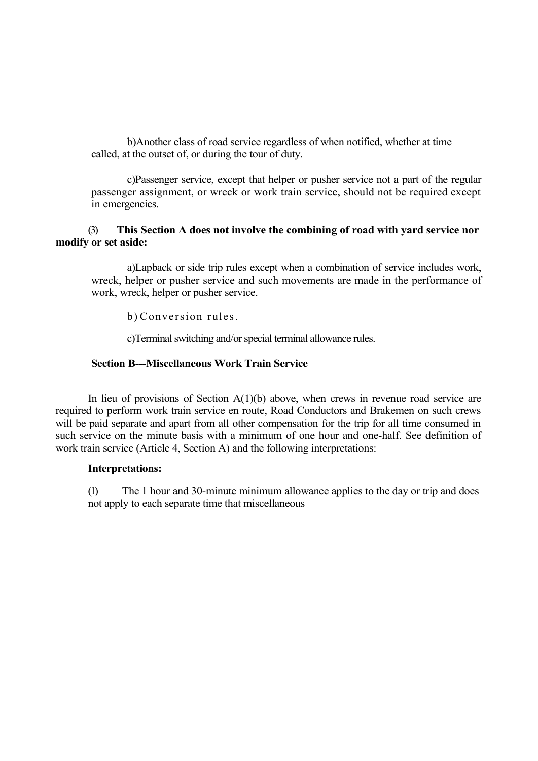b)Another class of road service regardless of when notified, whether at time called, at the outset of, or during the tour of duty.

c)Passenger service, except that helper or pusher service not a part of the regular passenger assignment, or wreck or work train service, should not be required except in emergencies.

(3) **This Section A does not involve the combining of road with yard service nor modify or set aside:**

a)Lapback or side trip rules except when a combination of service includes work, wreck, helper or pusher service and such movements are made in the performance of work, wreck, helper or pusher service.

b) Conversion rules.

c)Terminal switching and/or special terminal allowance rules.

**Section B—Miscellaneous Work Train Service**

In lieu of provisions of Section A(1)(b) above, when crews in revenue road service are required to perform work train service en route, Road Conductors and Brakemen on such crews will be paid separate and apart from all other compensation for the trip for all time consumed in such service on the minute basis with a minimum of one hour and one-half. See definition of work train service (Article 4, Section A) and the following interpretations:

**Interpretations:**

(1) The 1 hour and 30-minute minimum allowance applies to the day or trip and does not apply to each separate time that miscellaneous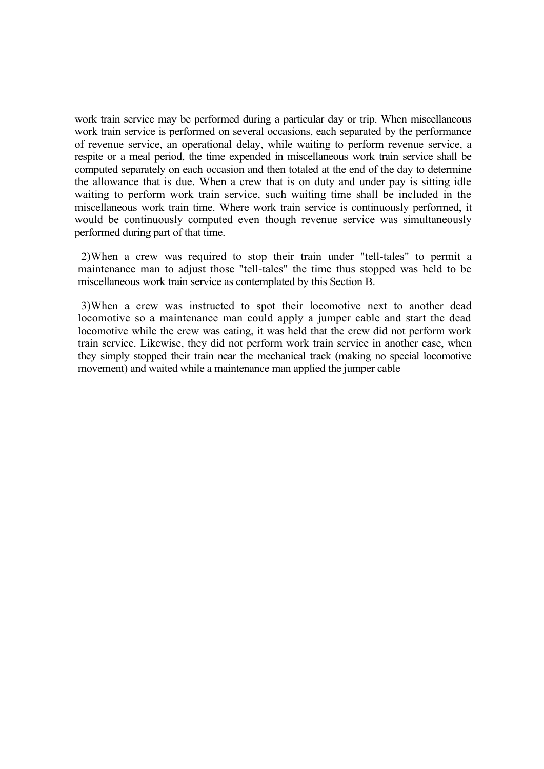work train service may be performed during a particular day or trip. When miscellaneous work train service is performed on several occasions, each separated by the performance of revenue service, an operational delay, while waiting to perform revenue service, a respite or a meal period, the time expended in miscellaneous work train service shall be computed separately on each occasion and then totaled at the end of the day to determine the allowance that is due. When a crew that is on duty and under pay is sitting idle waiting to perform work train service, such waiting time shall be included in the miscellaneous work train time. Where work train service is continuously performed, it would be continuously computed even though revenue service was simultaneously performed during part of that time.

2)When a crew was required to stop their train under "tell-tales" to permit a maintenance man to adjust those "tell-tales" the time thus stopped was held to be miscellaneous work train service as contemplated by this Section B.

3)When a crew was instructed to spot their locomotive next to another dead locomotive so a maintenance man could apply a jumper cable and start the dead locomotive while the crew was eating, it was held that the crew did not perform work train service. Likewise, they did not perform work train service in another case, when they simply stopped their train near the mechanical track (making no special locomotive movement) and waited while a maintenance man applied the jumper cable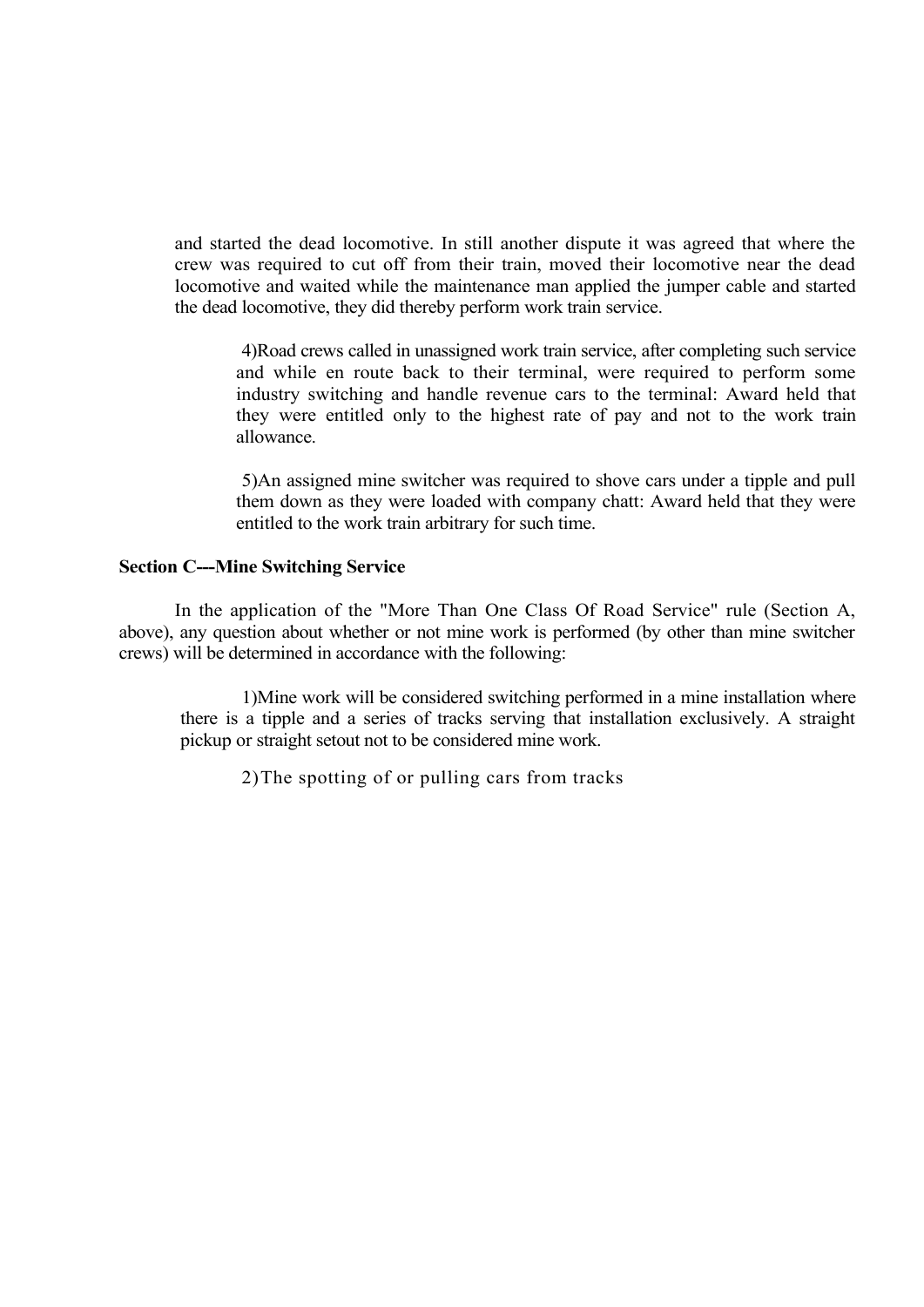and started the dead locomotive. In still another dispute it was agreed that where the crew was required to cut off from their train, moved their locomotive near the dead locomotive and waited while the maintenance man applied the jumper cable and started the dead locomotive, they did thereby perform work train service.

4) Road crews called in unassigned work train service, after completing such service and while en route back to their terminal, were required to perform some industry switching and handle revenue cars to the terminal: Award held that they were entitled only to the highest rate of pay and not to the work train allowance.

5) An assigned mine switcher was required to shove cars under a tipple and pull them down as they were loaded with company chatt: Award held that they were entitled to the work train arbitrary for such time.

**Section C---Mine Switching Service**

In the application of the "More Than One Class Of Road Service" rule (Section A, above), any question about whether or not mine work is performed (by other than mine switcher crews) will be determined in accordance with the following:

1) Mine work will be considered switching performed in a mine installation where there is a tipple and a series of tracks serving that installation exclusively. A straight pickup or straight setout not to be considered mine work.

2) The spotting of or pulling cars from tracks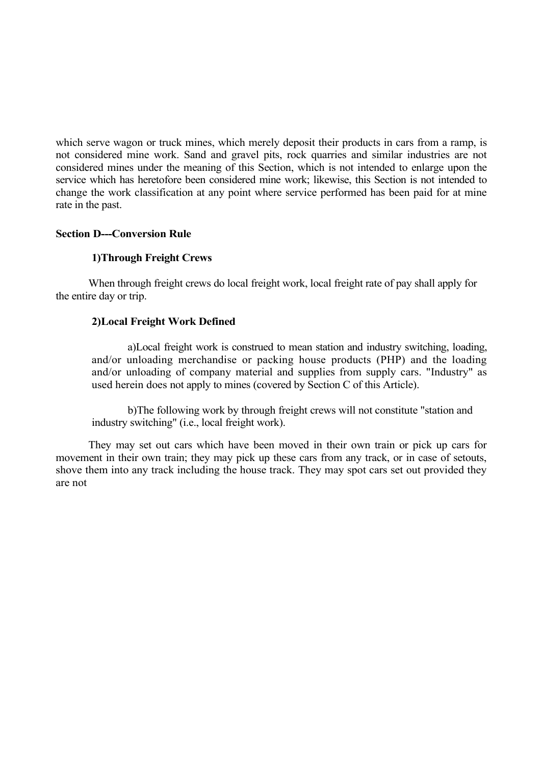which serve wagon or truck mines, which merely deposit their products in cars from a ramp, is not considered mine work. Sand and gravel pits, rock quarries and similar industries are not considered mines under the meaning of this Section, which is not intended to enlarge upon the service which has heretofore been considered mine work; likewise, this Section is not intended to change the work classification at any point where service performed has been paid for at mine rate in the past.

**Section D---Conversion Rule**

**1)Through Freight Crews**

When through freight crews do local freight work, local freight rate of pay shall apply for the entire day or trip.

**2)Local Freight Work Defined**

a)Local freight work is construed to mean station and industry switching, loading, and/or unloading merchandise or packing house products (PHP) and the loading and/or unloading of company material and supplies from supply cars. "Industry" as used herein does not apply to mines (covered by Section C of this Article).

b)The following work by through freight crews will not constitute "station and industry switching" (i.e., local freight work).

They may set out cars which have been moved in their own train or pick up cars for movement in their own train; they may pick up these cars from any track, or in case of setouts, shove them into any track including the house track. They may spot cars set out provided they are not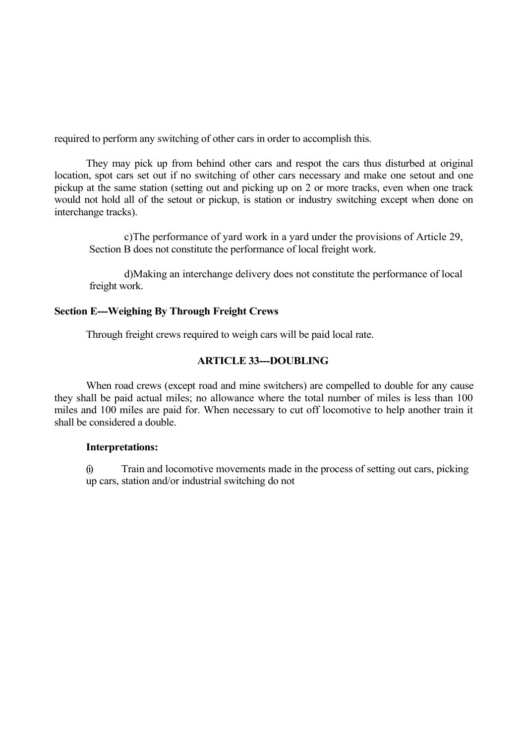required to perform any switching of other cars in order to accomplish this.

They may pick up from behind other cars and respot the cars thus disturbed at original location, spot cars set out if no switching of other cars necessary and make one setout and one pickup at the same station (setting out and picking up on 2 or more tracks, even when one track would not hold all of the setout or pickup, is station or industry switching except when done on interchange tracks).

c)The performance of yard work in a yard under the provisions of Article 29, Section B does not constitute the performance of local freight work.

d)Making an interchange delivery does not constitute the performance of local freight work.

**Section E---Weighing By Through Freight Crews**

Through freight crews required to weigh cars will be paid local rate.

**ARTICLE 33---DOUBLING**

When road crews (except road and mine switchers) are compelled to double for any cause they shall be paid actual miles; no allowance where the total number of miles is less than 100 miles and 100 miles are paid for. When necessary to cut off locomotive to help another train it shall be considered a double.

**Interpretations:**

(i) Train and locomotive movements made in the process of setting out cars, picking up cars, station and/or industrial switching do not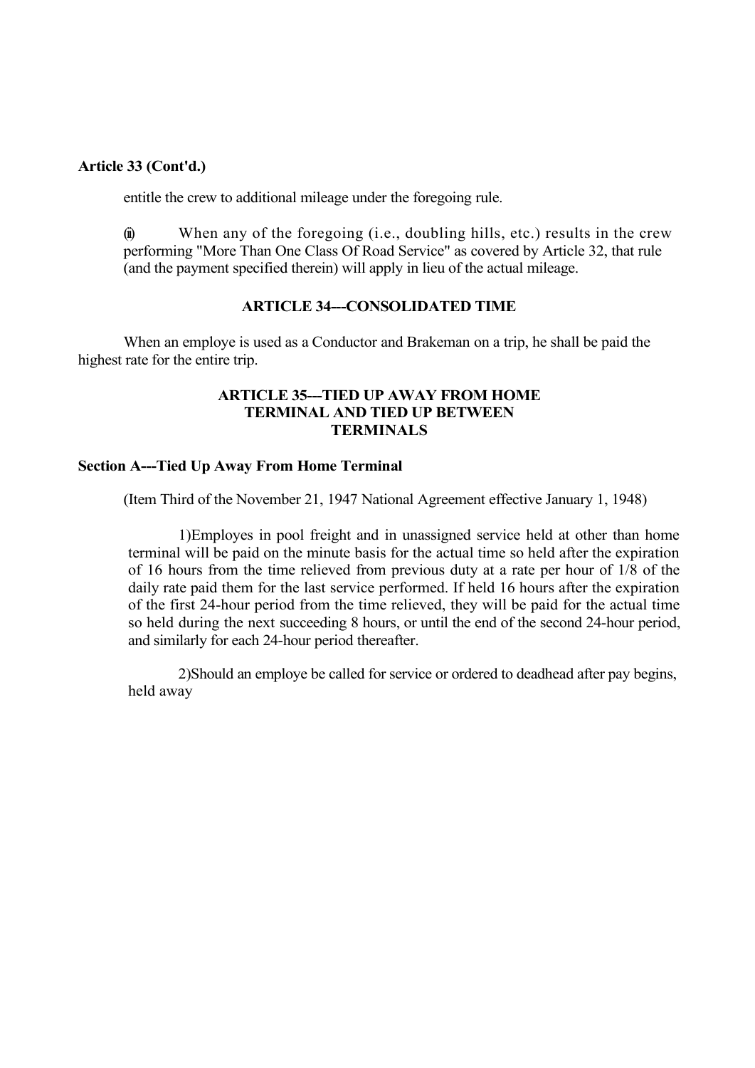**Article 33 (Cont'd.)**

entitle the crew to additional mileage under the foregoing rule.

(iii) When any of the foregoing (i.e., doubling hills, etc.) results in the crew performing "More Than One Class Of Road Service" as covered by Article 32, that rule (and the payment specified therein) will apply in lieu of the actual mileage.

### ARTICLE 34---CONSOLIDATED TIME

When an employe is used as a Conductor and Brakeman on a trip, he shall be paid the highest rate for the entire trip.

### ARTICLE 35---TIED UP AWAY FROM HOME TERMINAL AND TIED UP BETWEEN TERMINALS

**Section A---Tied Up Away From Home Terminal**

(Item Third of the November 21, 1947 National Agreement effective January 1, 1948)

1)Employes in pool freight and in unassigned service held at other than home terminal will be paid on the minute basis for the actual time so held after the expiration of 16 hours from the time relieved from previous duty at a rate per hour of 1/8 of the daily rate paid them for the last service performed. If held 16 hours after the expiration of the first 24-hour period from the time relieved, they will be paid for the actual time so held during the next succeeding 8 hours, or until the end of the second 24-hour period, and similarly for each 24-hour period thereafter.

2)Should an employe be called for service or ordered to deadhead after pay begins, held away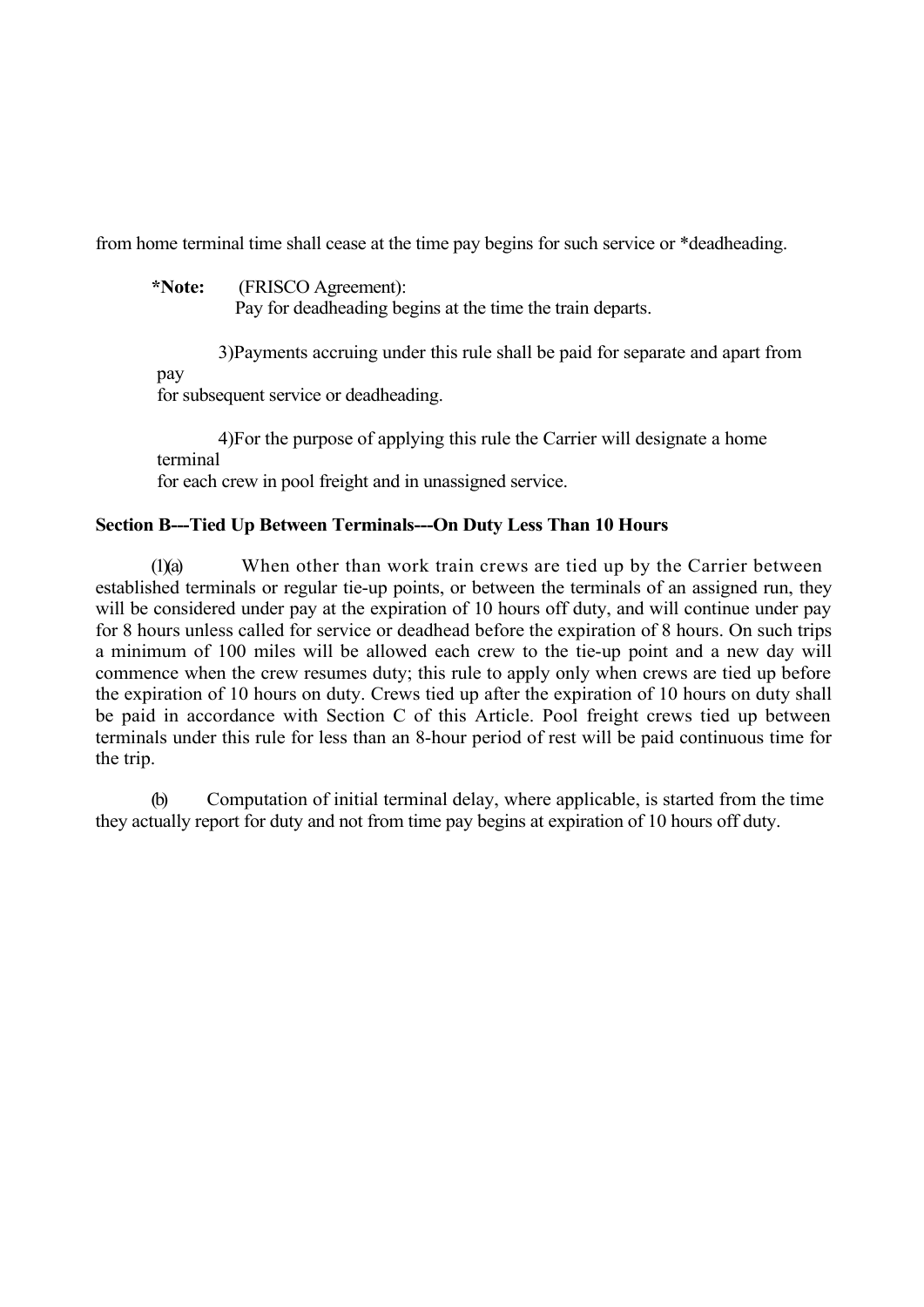from home terminal time shall cease at the time pay begins for such service or *deadheading.

**\*Note:** (FRISCO Agreement):
Pay for deadheading begins at the time the train departs.

3) Payments accruing under this rule shall be paid for separate and apart from pay for subsequent service or deadheading.

4) For the purpose of applying this rule the Carrier will designate a home terminal for each crew in pool freight and in unassigned service.

**Section B---Tied Up Between Terminals---On Duty Less Than 10 Hours**

(1)(a) When other than work train crews are tied up by the Carrier between established terminals or regular tie-up points, or between the terminals of an assigned run, they will be considered under pay at the expiration of 10 hours off duty, and will continue under pay for 8 hours unless called for service or deadhead before the expiration of 8 hours. On such trips a minimum of 100 miles will be allowed each crew to the tie-up point and a new day will commence when the crew resumes duty; this rule to apply only when crews are tied up before the expiration of 10 hours on duty. Crews tied up after the expiration of 10 hours on duty shall be paid in accordance with Section C of this Article. Pool freight crews tied up between terminals under this rule for less than an 8-hour period of rest will be paid continuous time for the trip.

(b) Computation of initial terminal delay, where applicable, is started from the time they actually report for duty and not from time pay begins at expiration of 10 hours off duty.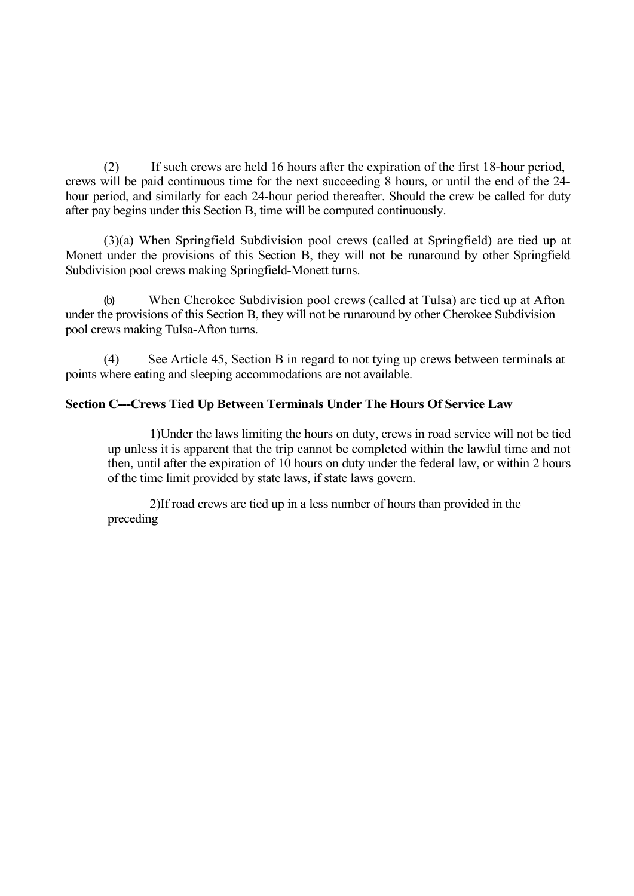(2) If such crews are held 16 hours after the expiration of the first 18-hour period, crews will be paid continuous time for the next succeeding 8 hours, or until the end of the 24-hour period, and similarly for each 24-hour period thereafter. Should the crew be called for duty after pay begins under this Section B, time will be computed continuously.

(3)(a) When Springfield Subdivision pool crews (called at Springfield) are tied up at Monett under the provisions of this Section B, they will not be runaround by other Springfield Subdivision pool crews making Springfield-Monett turns.

(b) When Cherokee Subdivision pool crews (called at Tulsa) are tied up at Afton under the provisions of this Section B, they will not be runaround by other Cherokee Subdivision pool crews making Tulsa-Afton turns.

(4) See Article 45, Section B in regard to not tying up crews between terminals at points where eating and sleeping accommodations are not available.

**Section C---Crews Tied Up Between Terminals Under The Hours Of Service Law**

1)Under the laws limiting the hours on duty, crews in road service will not be tied up unless it is apparent that the trip cannot be completed within the lawful time and not then, until after the expiration of 10 hours on duty under the federal law, or within 2 hours of the time limit provided by state laws, if state laws govern.

2)If road crews are tied up in a less number of hours than provided in the preceding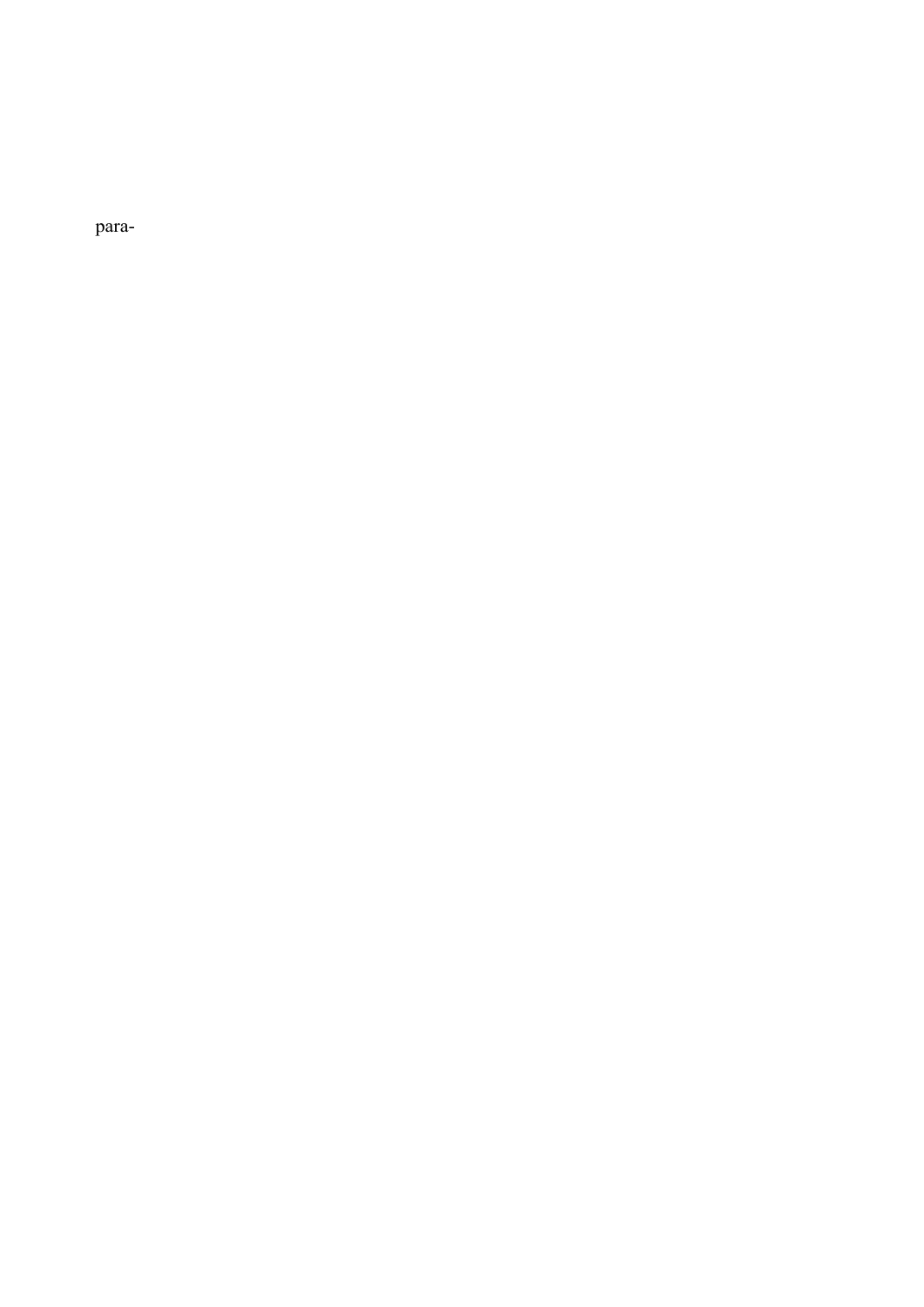para-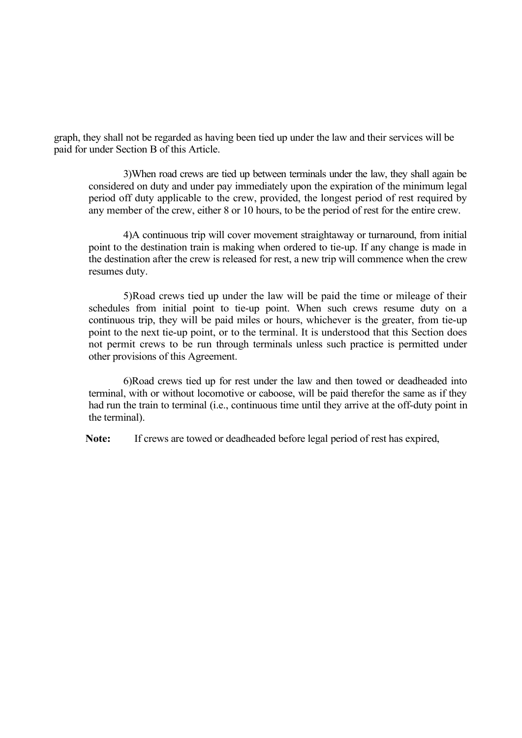graph, they shall not be regarded as having been tied up under the law and their services will be paid for under Section B of this Article.

3)When road crews are tied up between terminals under the law, they shall again be considered on duty and under pay immediately upon the expiration of the minimum legal period off duty applicable to the crew, provided, the longest period of rest required by any member of the crew, either 8 or 10 hours, to be the period of rest for the entire crew.

4)A continuous trip will cover movement straightaway or turnaround, from initial point to the destination train is making when ordered to tie-up. If any change is made in the destination after the crew is released for rest, a new trip will commence when the crew resumes duty.

5)Road crews tied up under the law will be paid the time or mileage of their schedules from initial point to tie-up point. When such crews resume duty on a continuous trip, they will be paid miles or hours, whichever is the greater, from tie-up point to the next tie-up point, or to the terminal. It is understood that this Section does not permit crews to be run through terminals unless such practice is permitted under other provisions of this Agreement.

6)Road crews tied up for rest under the law and then towed or deadheaded into terminal, with or without locomotive or caboose, will be paid therefor the same as if they had run the train to terminal (i.e., continuous time until they arrive at the off-duty point in the terminal).

**Note:** If crews are towed or deadheaded before legal period of rest has expired,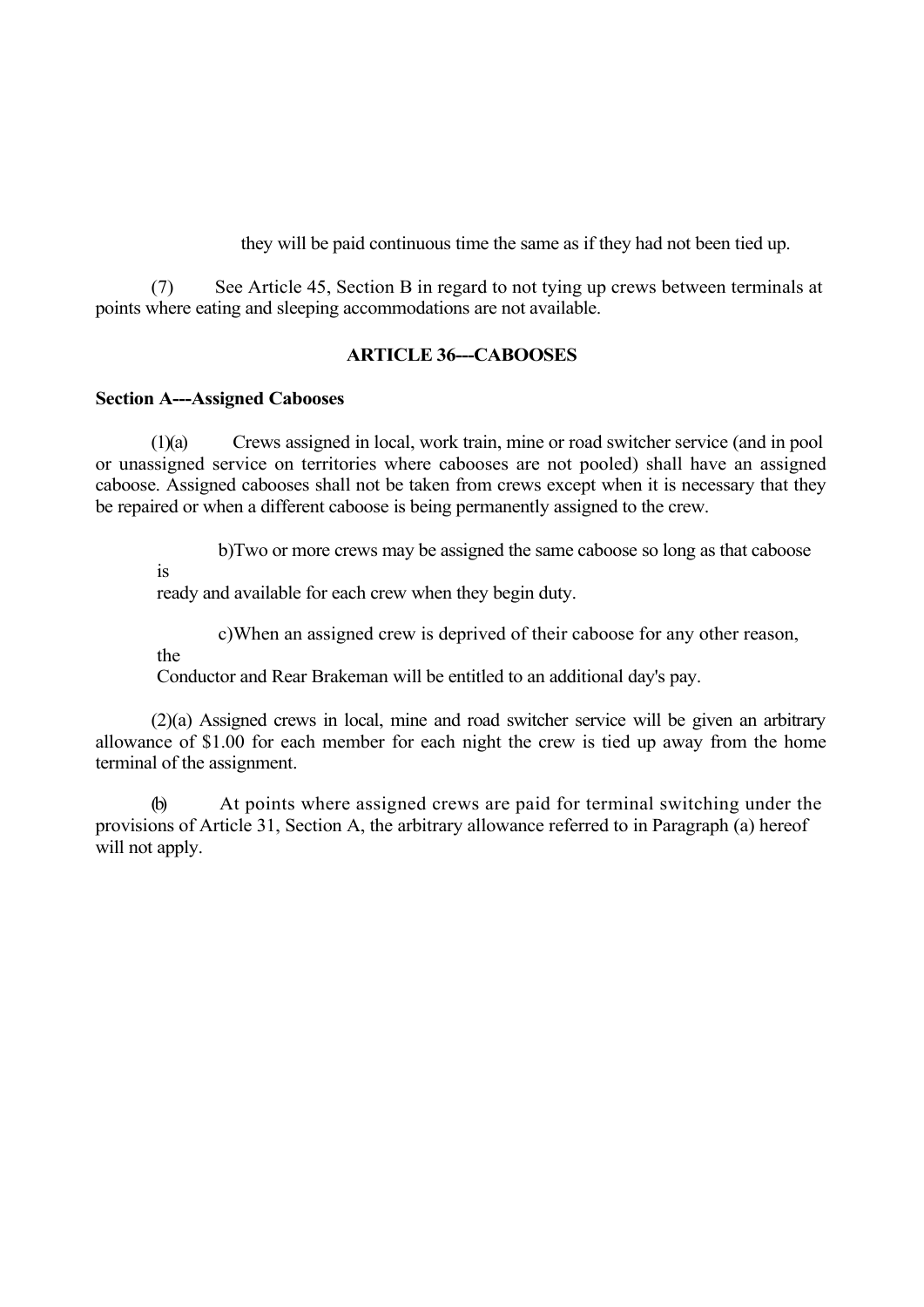they will be paid continuous time the same as if they had not been tied up.

(7) See Article 45, Section B in regard to not tying up crews between terminals at points where eating and sleeping accommodations are not available.

## ARTICLE 36---CABOOSES

**Section A---Assigned Cabooses**

(1)(a) Crews assigned in local, work train, mine or road switcher service (and in pool or unassigned service on territories where cabooses are not pooled) shall have an assigned caboose. Assigned cabooses shall not be taken from crews except when it is necessary that they be repaired or when a different caboose is being permanently assigned to the crew.

b)Two or more crews may be assigned the same caboose so long as that caboose is ready and available for each crew when they begin duty.

c)When an assigned crew is deprived of their caboose for any other reason, the Conductor and Rear Brakeman will be entitled to an additional day's pay.

(2)(a) Assigned crews in local, mine and road switcher service will be given an arbitrary allowance of $1.00 for each member for each night the crew is tied up away from the home terminal of the assignment.

(b) At points where assigned crews are paid for terminal switching under the provisions of Article 31, Section A, the arbitrary allowance referred to in Paragraph (a) hereof will not apply.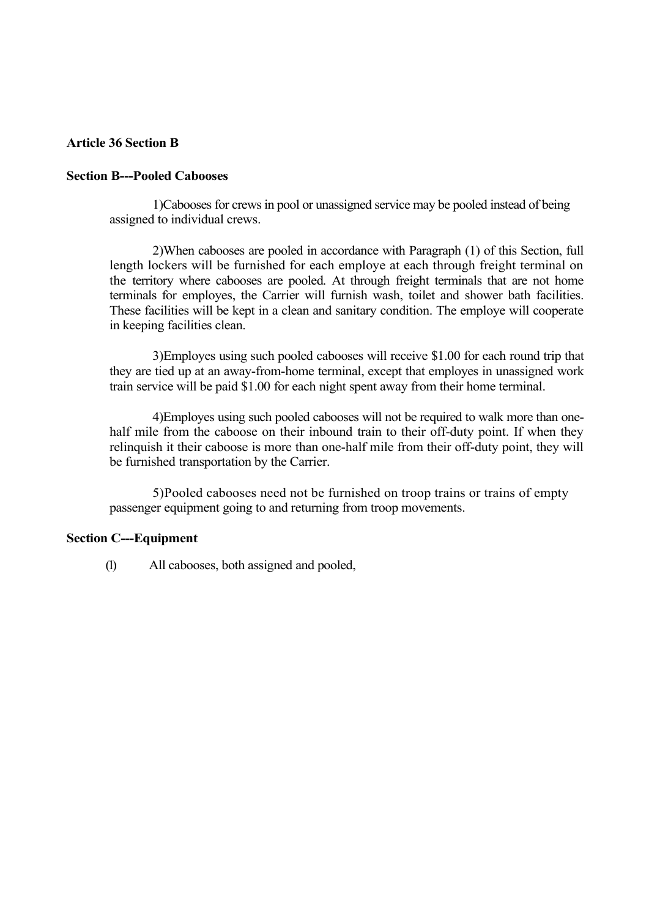**Article 36 Section B**

**Section B---Pooled Cabooses**

1)Cabooses for crews in pool or unassigned service may be pooled instead of being assigned to individual crews.

2)When cabooses are pooled in accordance with Paragraph (1) of this Section, full length lockers will be furnished for each employe at each through freight terminal on the territory where cabooses are pooled. At through freight terminals that are not home terminals for employes, the Carrier will furnish wash, toilet and shower bath facilities. These facilities will be kept in a clean and sanitary condition. The employe will cooperate in keeping facilities clean.

3)Employes using such pooled cabooses will receive $1.00 for each round trip that they are tied up at an away-from-home terminal, except that employes in unassigned work train service will be paid $1.00 for each night spent away from their home terminal.

4)Employes using such pooled cabooses will not be required to walk more than one-half mile from the caboose on their inbound train to their off-duty point. If when they relinquish it their caboose is more than one-half mile from their off-duty point, they will be furnished transportation by the Carrier.

5)Pooled cabooses need not be furnished on troop trains or trains of empty passenger equipment going to and returning from troop movements.

**Section C---Equipment**

(l) All cabooses, both assigned and pooled,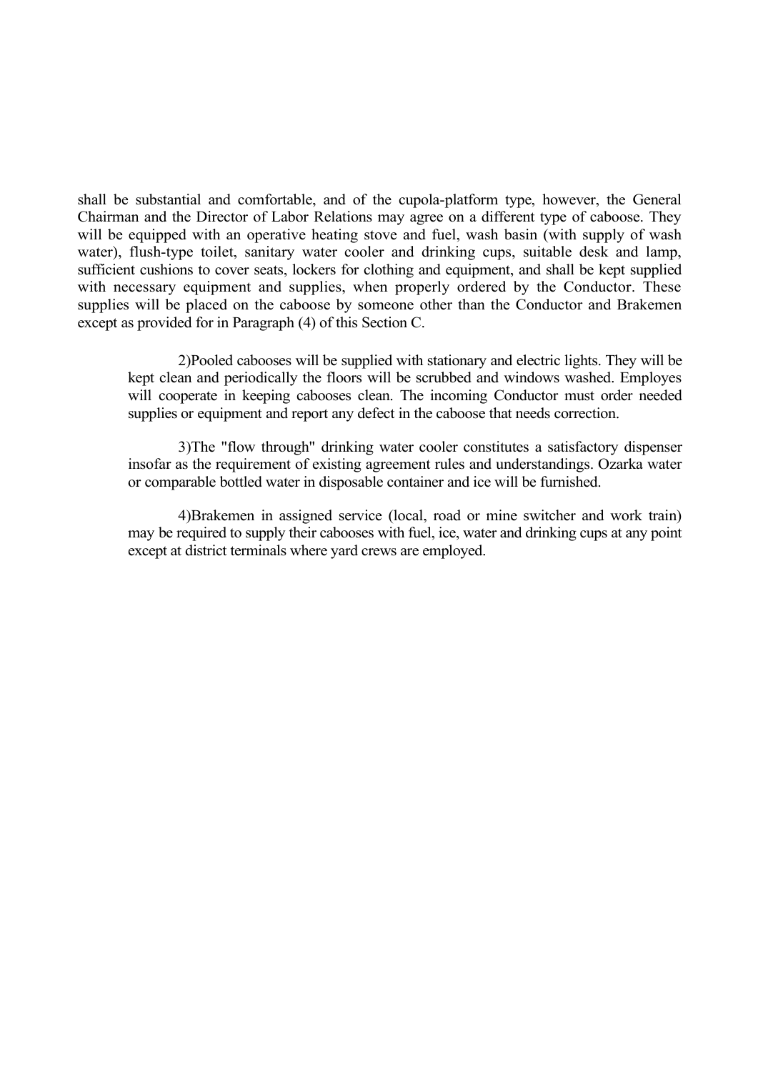shall be substantial and comfortable, and of the cupola-platform type, however, the General Chairman and the Director of Labor Relations may agree on a different type of caboose. They will be equipped with an operative heating stove and fuel, wash basin (with supply of wash water), flush-type toilet, sanitary water cooler and drinking cups, suitable desk and lamp, sufficient cushions to cover seats, lockers for clothing and equipment, and shall be kept supplied with necessary equipment and supplies, when properly ordered by the Conductor. These supplies will be placed on the caboose by someone other than the Conductor and Brakemen except as provided for in Paragraph (4) of this Section C.

2)Pooled cabooses will be supplied with stationary and electric lights. They will be kept clean and periodically the floors will be scrubbed and windows washed. Employes will cooperate in keeping cabooses clean. The incoming Conductor must order needed supplies or equipment and report any defect in the caboose that needs correction.

3)The "flow through" drinking water cooler constitutes a satisfactory dispenser insofar as the requirement of existing agreement rules and understandings. Ozarka water or comparable bottled water in disposable container and ice will be furnished.

4)Brakemen in assigned service (local, road or mine switcher and work train) may be required to supply their cabooses with fuel, ice, water and drinking cups at any point except at district terminals where yard crews are employed.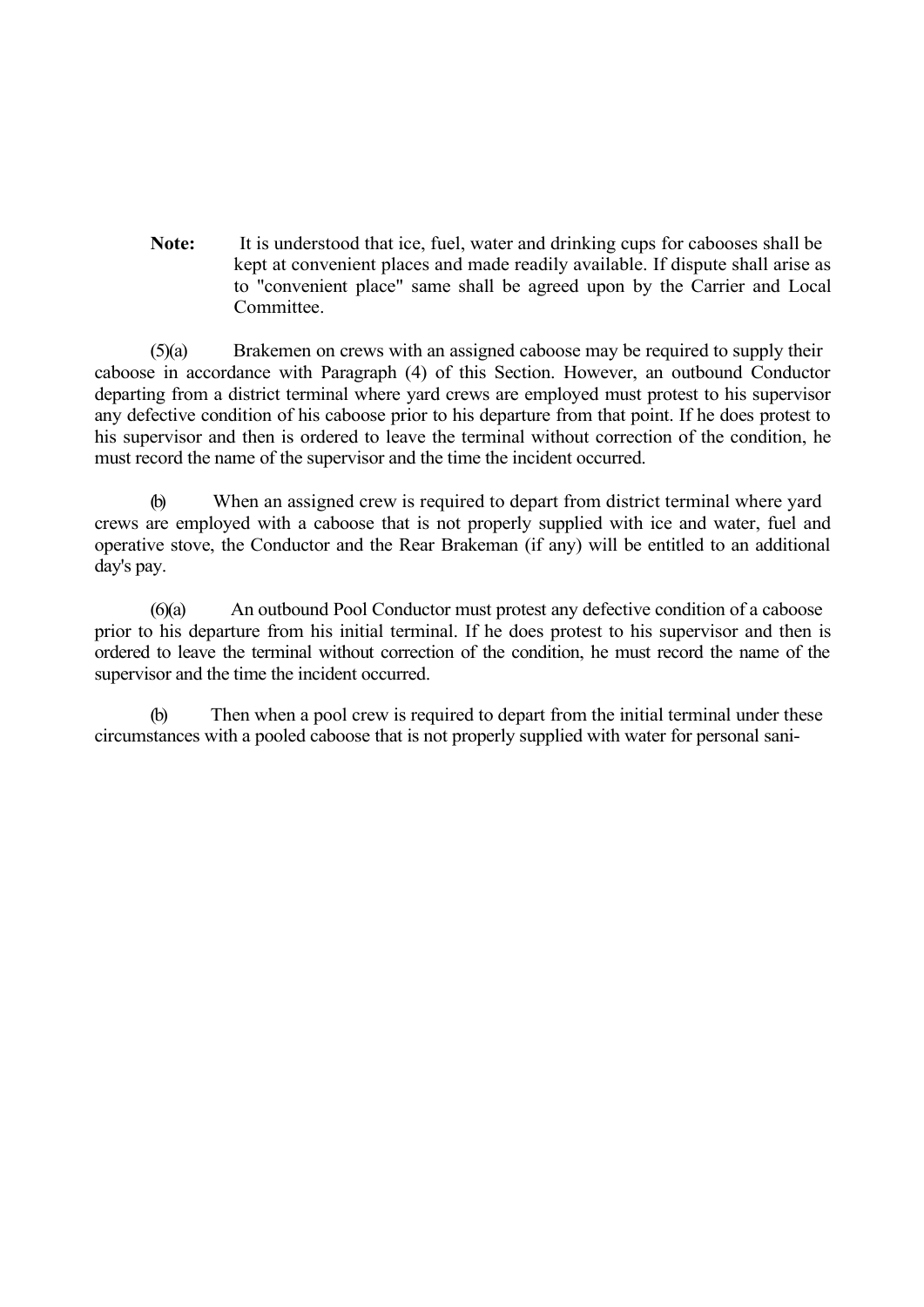**Note:** It is understood that ice, fuel, water and drinking cups for cabooses shall be kept at convenient places and made readily available. If dispute shall arise as to "convenient place" same shall be agreed upon by the Carrier and Local Committee.

(5)(a) Brakemen on crews with an assigned caboose may be required to supply their caboose in accordance with Paragraph (4) of this Section. However, an outbound Conductor departing from a district terminal where yard crews are employed must protest to his supervisor any defective condition of his caboose prior to his departure from that point. If he does protest to his supervisor and then is ordered to leave the terminal without correction of the condition, he must record the name of the supervisor and the time the incident occurred.

(b) When an assigned crew is required to depart from district terminal where yard crews are employed with a caboose that is not properly supplied with ice and water, fuel and operative stove, the Conductor and the Rear Brakeman (if any) will be entitled to an additional day's pay.

(6)(a) An outbound Pool Conductor must protest any defective condition of a caboose prior to his departure from his initial terminal. If he does protest to his supervisor and then is ordered to leave the terminal without correction of the condition, he must record the name of the supervisor and the time the incident occurred.

(b) Then when a pool crew is required to depart from the initial terminal under these circumstances with a pooled caboose that is not properly supplied with water for personal sani-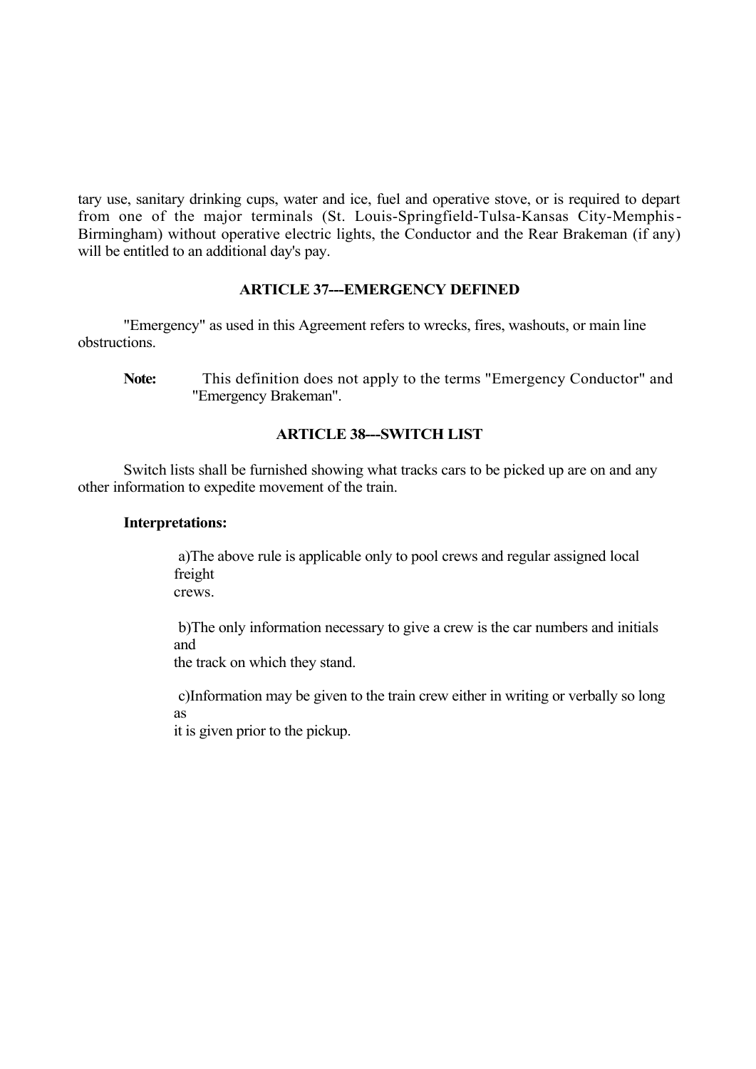tary use, sanitary drinking cups, water and ice, fuel and operative stove, or is required to depart from one of the major terminals (St. Louis-Springfield-Tulsa-Kansas City-Memphis-Birmingham) without operative electric lights, the Conductor and the Rear Brakeman (if any) will be entitled to an additional day's pay.

### ARTICLE 37---EMERGENCY DEFINED

"Emergency" as used in this Agreement refers to wrecks, fires, washouts, or main line obstructions.

**Note:** This definition does not apply to the terms "Emergency Conductor" and "Emergency Brakeman".

### ARTICLE 38---SWITCH LIST

Switch lists shall be furnished showing what tracks cars to be picked up are on and any other information to expedite movement of the train.

**Interpretations:**

a) The above rule is applicable only to pool crews and regular assigned local freight crews.

b) The only information necessary to give a crew is the car numbers and initials and the track on which they stand.

c) Information may be given to the train crew either in writing or verbally so long as it is given prior to the pickup.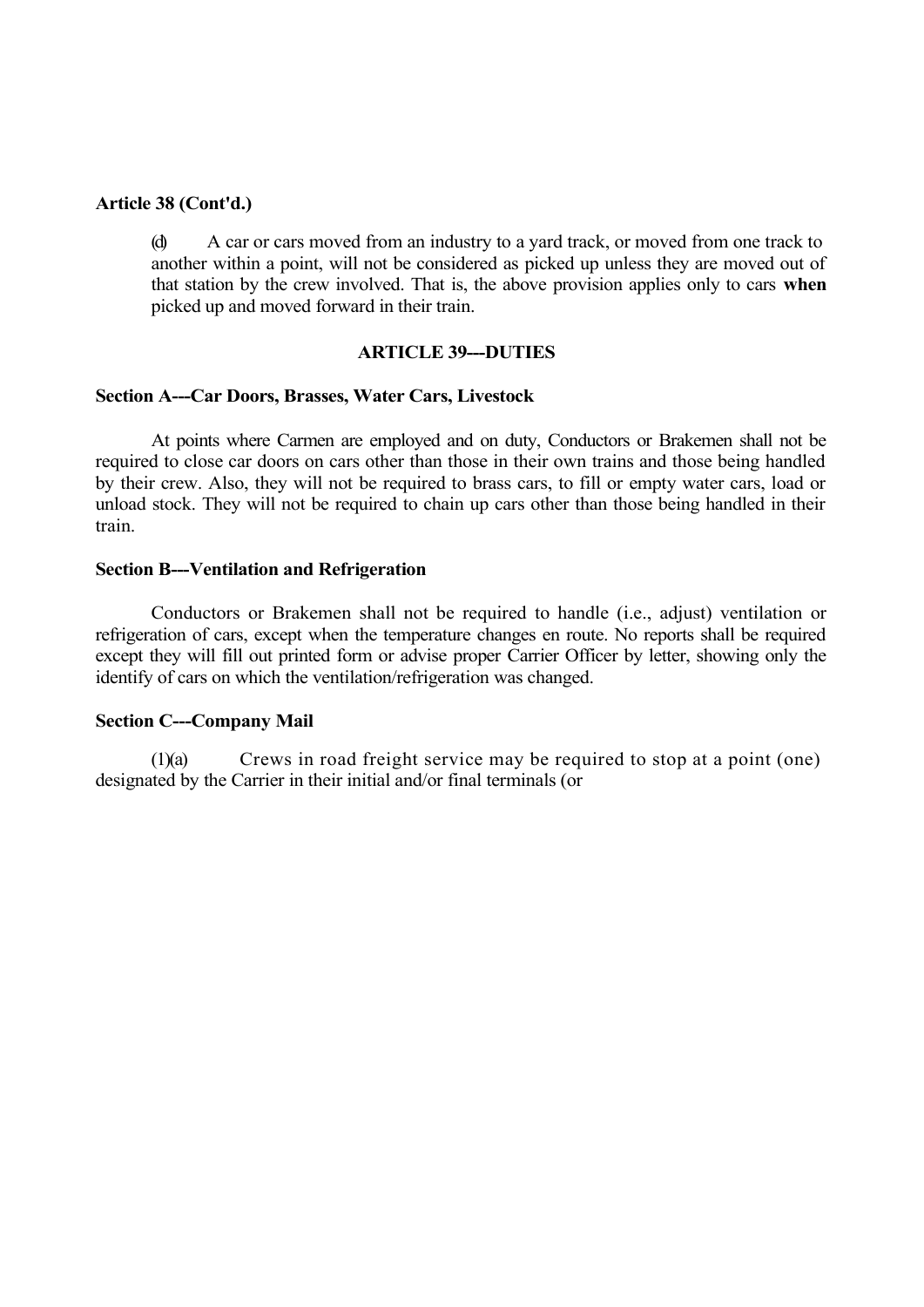**Article 38 (Cont'd.)**

(d) A car or cars moved from an industry to a yard track, or moved from one track to another within a point, will not be considered as picked up unless they are moved out of that station by the crew involved. That is, the above provision applies only to cars **when** picked up and moved forward in their train.

## ARTICLE 39---DUTIES

### Section A---Car Doors, Brasses, Water Cars, Livestock

At points where Carmen are employed and on duty, Conductors or Brakemen shall not be required to close car doors on cars other than those in their own trains and those being handled by their crew. Also, they will not be required to brass cars, to fill or empty water cars, load or unload stock. They will not be required to chain up cars other than those being handled in their train.

### Section B---Ventilation and Refrigeration

Conductors or Brakemen shall not be required to handle (i.e., adjust) ventilation or refrigeration of cars, except when the temperature changes en route. No reports shall be required except they will fill out printed form or advise proper Carrier Officer by letter, showing only the identify of cars on which the ventilation/refrigeration was changed.

### Section C---Company Mail

(1)(a) Crews in road freight service may be required to stop at a point (one) designated by the Carrier in their initial and/or final terminals (or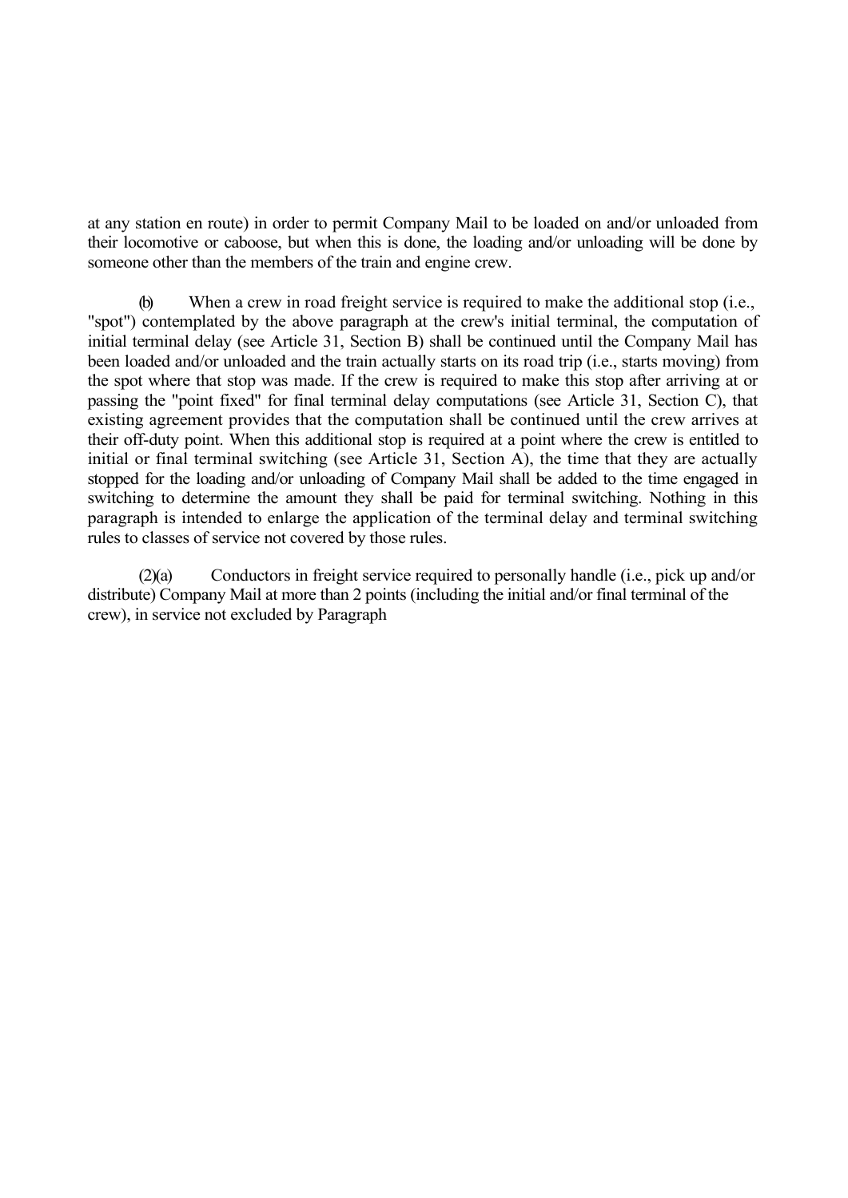at any station en route) in order to permit Company Mail to be loaded on and/or unloaded from their locomotive or caboose, but when this is done, the loading and/or unloading will be done by someone other than the members of the train and engine crew.

(b) When a crew in road freight service is required to make the additional stop (i.e., "spot") contemplated by the above paragraph at the crew's initial terminal, the computation of initial terminal delay (see Article 31, Section B) shall be continued until the Company Mail has been loaded and/or unloaded and the train actually starts on its road trip (i.e., starts moving) from the spot where that stop was made. If the crew is required to make this stop after arriving at or passing the "point fixed" for final terminal delay computations (see Article 31, Section C), that existing agreement provides that the computation shall be continued until the crew arrives at their off-duty point. When this additional stop is required at a point where the crew is entitled to initial or final terminal switching (see Article 31, Section A), the time that they are actually stopped for the loading and/or unloading of Company Mail shall be added to the time engaged in switching to determine the amount they shall be paid for terminal switching. Nothing in this paragraph is intended to enlarge the application of the terminal delay and terminal switching rules to classes of service not covered by those rules.

(2)(a) Conductors in freight service required to personally handle (i.e., pick up and/or distribute) Company Mail at more than 2 points (including the initial and/or final terminal of the crew), in service not excluded by Paragraph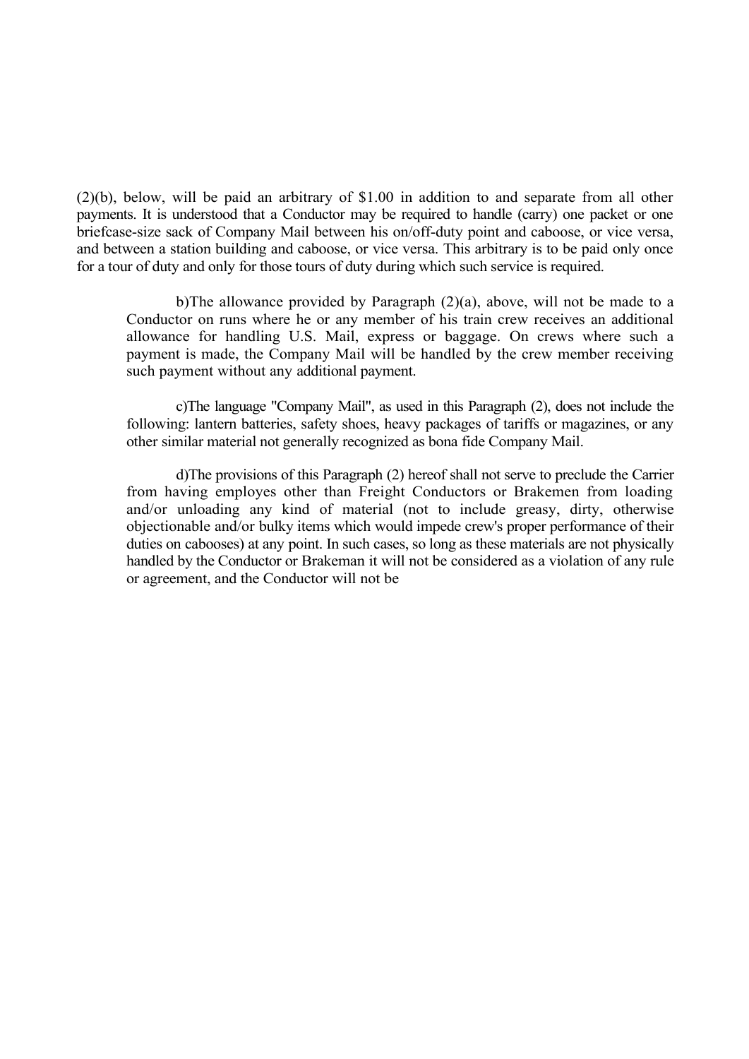(2)(b), below, will be paid an arbitrary of $1.00 in addition to and separate from all other payments. It is understood that a Conductor may be required to handle (carry) one packet or one briefcase-size sack of Company Mail between his on/off-duty point and caboose, or vice versa, and between a station building and caboose, or vice versa. This arbitrary is to be paid only once for a tour of duty and only for those tours of duty during which such service is required.

b)The allowance provided by Paragraph (2)(a), above, will not be made to a Conductor on runs where he or any member of his train crew receives an additional allowance for handling U.S. Mail, express or baggage. On crews where such a payment is made, the Company Mail will be handled by the crew member receiving such payment without any additional payment.

c)The language "Company Mail", as used in this Paragraph (2), does not include the following: lantern batteries, safety shoes, heavy packages of tariffs or magazines, or any other similar material not generally recognized as bona fide Company Mail.

d)The provisions of this Paragraph (2) hereof shall not serve to preclude the Carrier from having employes other than Freight Conductors or Brakemen from loading and/or unloading any kind of material (not to include greasy, dirty, otherwise objectionable and/or bulky items which would impede crew's proper performance of their duties on cabooses) at any point. In such cases, so long as these materials are not physically handled by the Conductor or Brakeman it will not be considered as a violation of any rule or agreement, and the Conductor will not be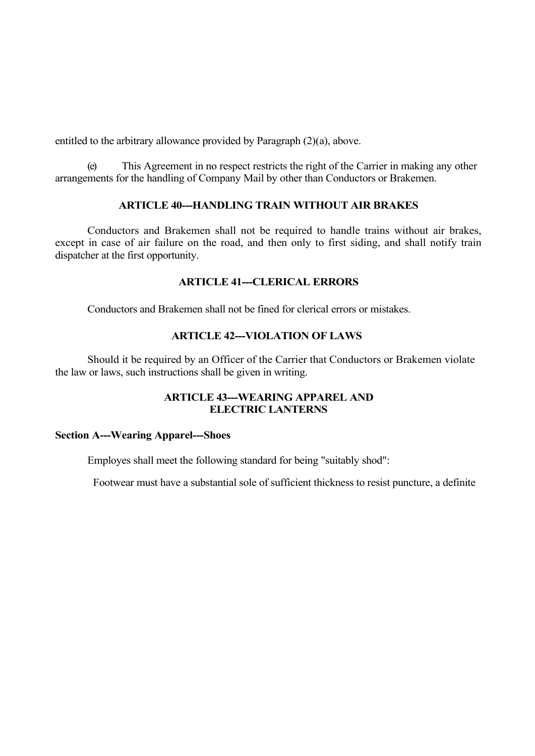entitled to the arbitrary allowance provided by Paragraph (2)(a), above.

(e) This Agreement in no respect restricts the right of the Carrier in making any other arrangements for the handling of Company Mail by other than Conductors or Brakemen.

## ARTICLE 40---HANDLING TRAIN WITHOUT AIR BRAKES

Conductors and Brakemen shall not be required to handle trains without air brakes, except in case of air failure on the road, and then only to first siding, and shall notify train dispatcher at the first opportunity.

## ARTICLE 41---CLERICAL ERRORS

Conductors and Brakemen shall not be fined for clerical errors or mistakes.

## ARTICLE 42---VIOLATION OF LAWS

Should it be required by an Officer of the Carrier that Conductors or Brakemen violate the law or laws, such instructions shall be given in writing.

## ARTICLE 43---WEARING APPAREL AND ELECTRIC LANTERNS

### Section A---Wearing Apparel---Shoes

Employes shall meet the following standard for being "suitably shod":

Footwear must have a substantial sole of sufficient thickness to resist puncture, a definite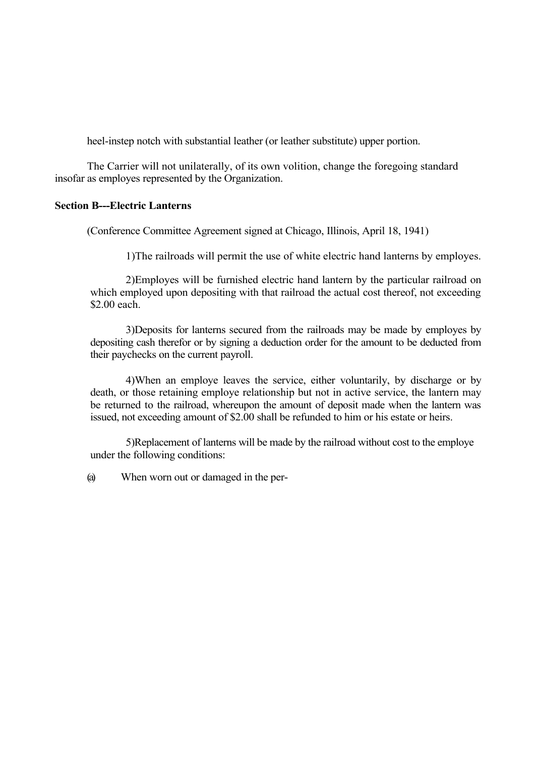heel-instep notch with substantial leather (or leather substitute) upper portion.

The Carrier will not unilaterally, of its own volition, change the foregoing standard insofar as employes represented by the Organization.

**Section B---Electric Lanterns**

(Conference Committee Agreement signed at Chicago, Illinois, April 18, 1941)

1)The railroads will permit the use of white electric hand lanterns by employes.

2)Employes will be furnished electric hand lantern by the particular railroad on which employed upon depositing with that railroad the actual cost thereof, not exceeding $2.00 each.

3)Deposits for lanterns secured from the railroads may be made by employes by depositing cash therefor or by signing a deduction order for the amount to be deducted from their paychecks on the current payroll.

4)When an employe leaves the service, either voluntarily, by discharge or by death, or those retaining employe relationship but not in active service, the lantern may be returned to the railroad, whereupon the amount of deposit made when the lantern was issued, not exceeding amount of $2.00 shall be refunded to him or his estate or heirs.

5)Replacement of lanterns will be made by the railroad without cost to the employe under the following conditions:

(a) When worn out or damaged in the per-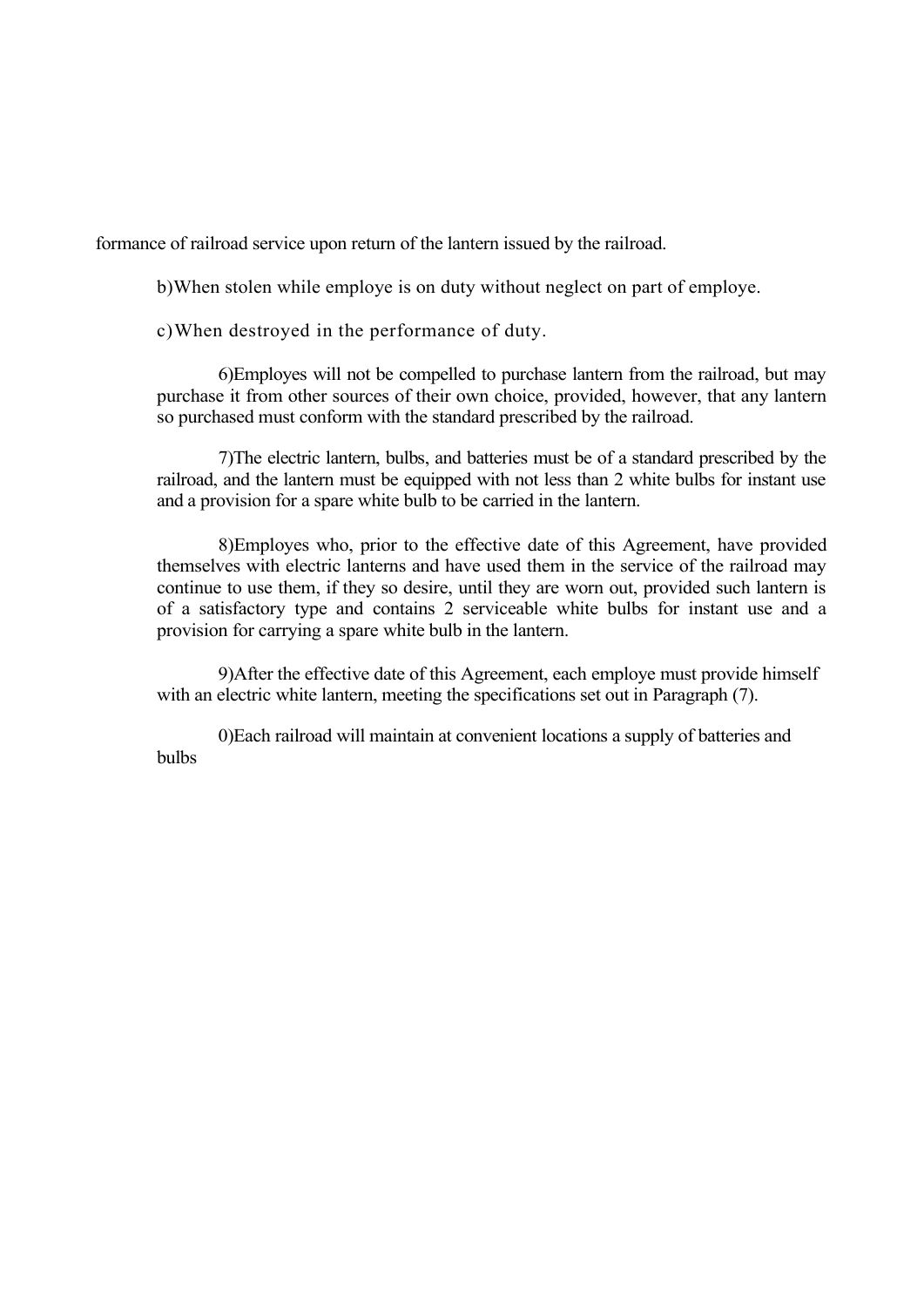formance of railroad service upon return of the lantern issued by the railroad.

b)When stolen while employe is on duty without neglect on part of employe.

c)When destroyed in the performance of duty.

6)Employes will not be compelled to purchase lantern from the railroad, but may purchase it from other sources of their own choice, provided, however, that any lantern so purchased must conform with the standard prescribed by the railroad.

7)The electric lantern, bulbs, and batteries must be of a standard prescribed by the railroad, and the lantern must be equipped with not less than 2 white bulbs for instant use and a provision for a spare white bulb to be carried in the lantern.

8)Employes who, prior to the effective date of this Agreement, have provided themselves with electric lanterns and have used them in the service of the railroad may continue to use them, if they so desire, until they are worn out, provided such lantern is of a satisfactory type and contains 2 serviceable white bulbs for instant use and a provision for carrying a spare white bulb in the lantern.

9)After the effective date of this Agreement, each employe must provide himself with an electric white lantern, meeting the specifications set out in Paragraph (7).

0)Each railroad will maintain at convenient locations a supply of batteries and bulbs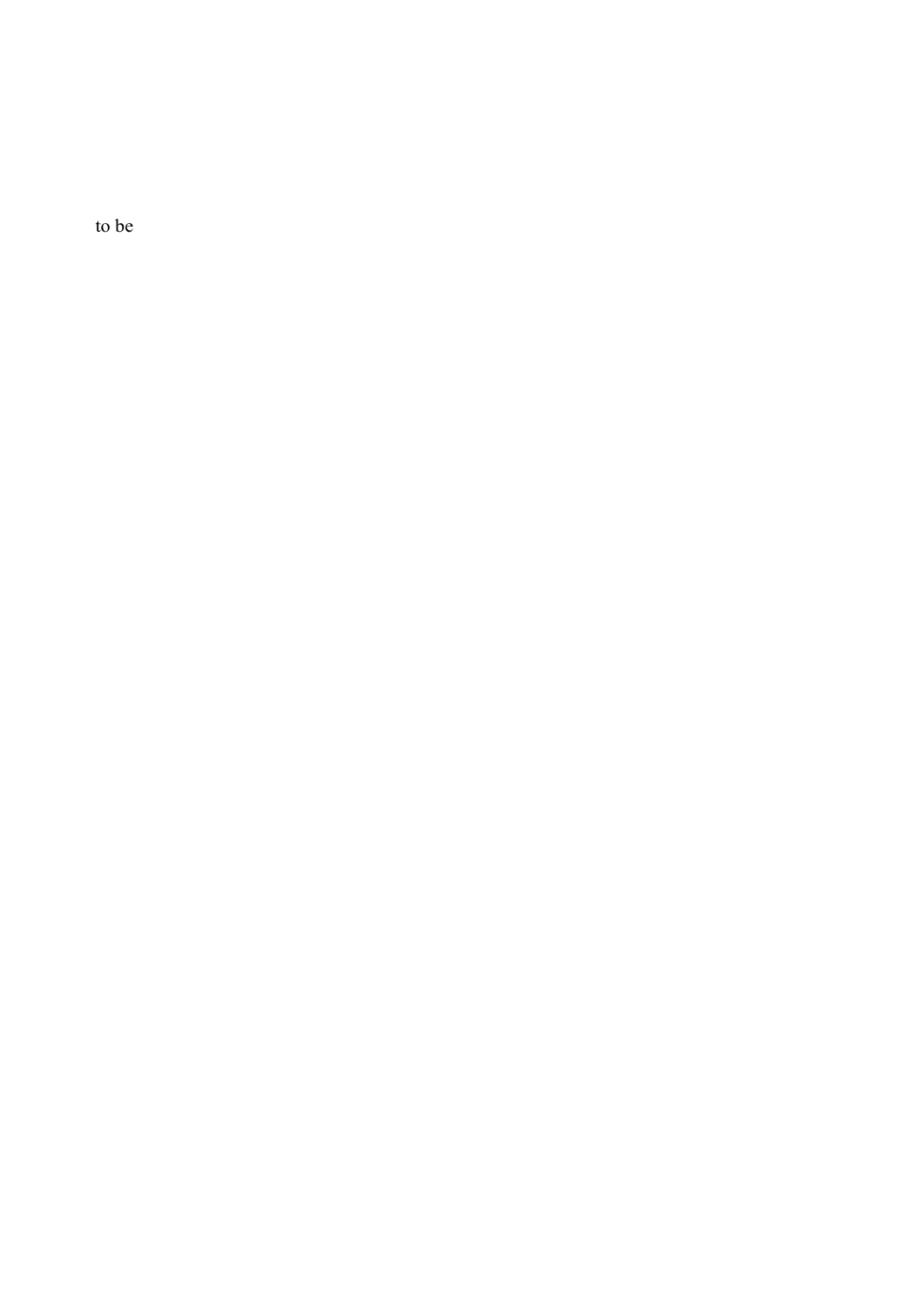to be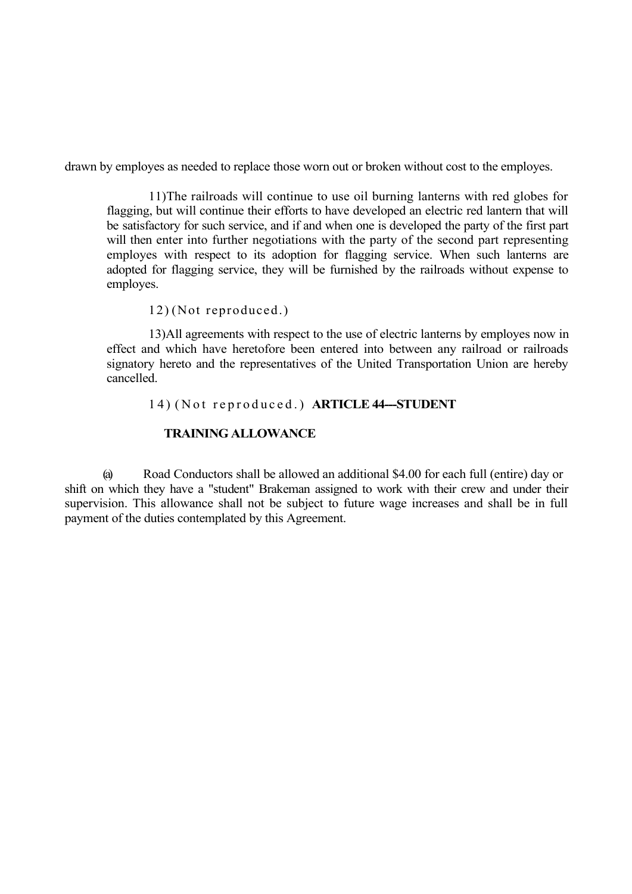drawn by employes as needed to replace those worn out or broken without cost to the employes.

11) The railroads will continue to use oil burning lanterns with red globes for flagging, but will continue their efforts to have developed an electric red lantern that will be satisfactory for such service, and if and when one is developed the party of the first part will then enter into further negotiations with the party of the second part representing employes with respect to its adoption for flagging service. When such lanterns are adopted for flagging service, they will be furnished by the railroads without expense to employes.

12) (Not reproduced.)

13) All agreements with respect to the use of electric lanterns by employes now in effect and which have heretofore been entered into between any railroad or railroads signatory hereto and the representatives of the United Transportation Union are hereby cancelled.

14) (Not reproduced.)

## ARTICLE 44---STUDENT TRAINING ALLOWANCE

(a) Road Conductors shall be allowed an additional $4.00 for each full (entire) day or shift on which they have a "student" Brakeman assigned to work with their crew and under their supervision. This allowance shall not be subject to future wage increases and shall be in full payment of the duties contemplated by this Agreement.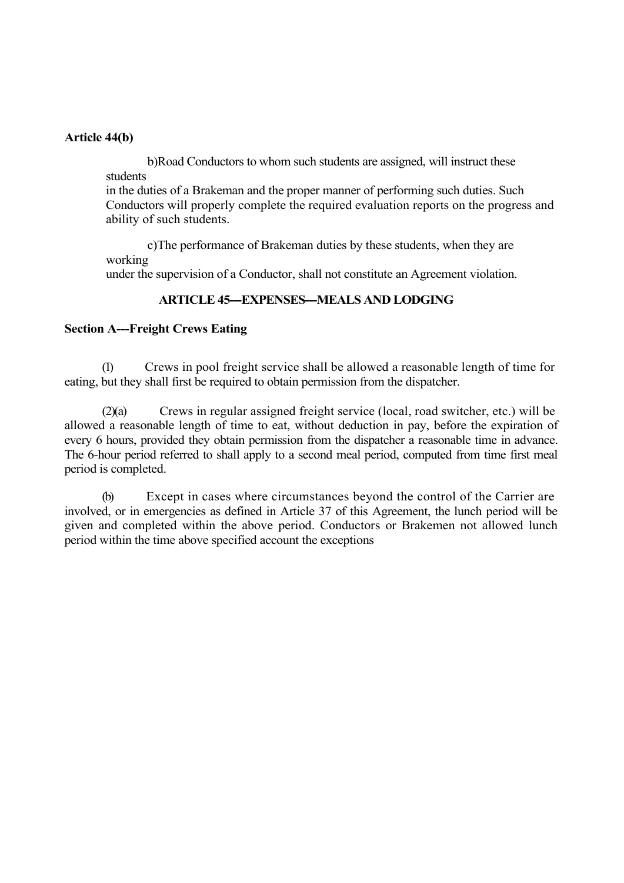**Article 44(b)**

b)Road Conductors to whom such students are assigned, will instruct these students in the duties of a Brakeman and the proper manner of performing such duties. Such Conductors will properly complete the required evaluation reports on the progress and ability of such students.

c)The performance of Brakeman duties by these students, when they are working under the supervision of a Conductor, shall not constitute an Agreement violation.

**ARTICLE 45---EXPENSES---MEALS AND LODGING**

**Section A---Freight Crews Eating**

(1) Crews in pool freight service shall be allowed a reasonable length of time for eating, but they shall first be required to obtain permission from the dispatcher.

(2)(a) Crews in regular assigned freight service (local, road switcher, etc.) will be allowed a reasonable length of time to eat, without deduction in pay, before the expiration of every 6 hours, provided they obtain permission from the dispatcher a reasonable time in advance. The 6-hour period referred to shall apply to a second meal period, computed from time first meal period is completed.

(b) Except in cases where circumstances beyond the control of the Carrier are involved, or in emergencies as defined in Article 37 of this Agreement, the lunch period will be given and completed within the above period. Conductors or Brakemen not allowed lunch period within the time above specified account the exceptions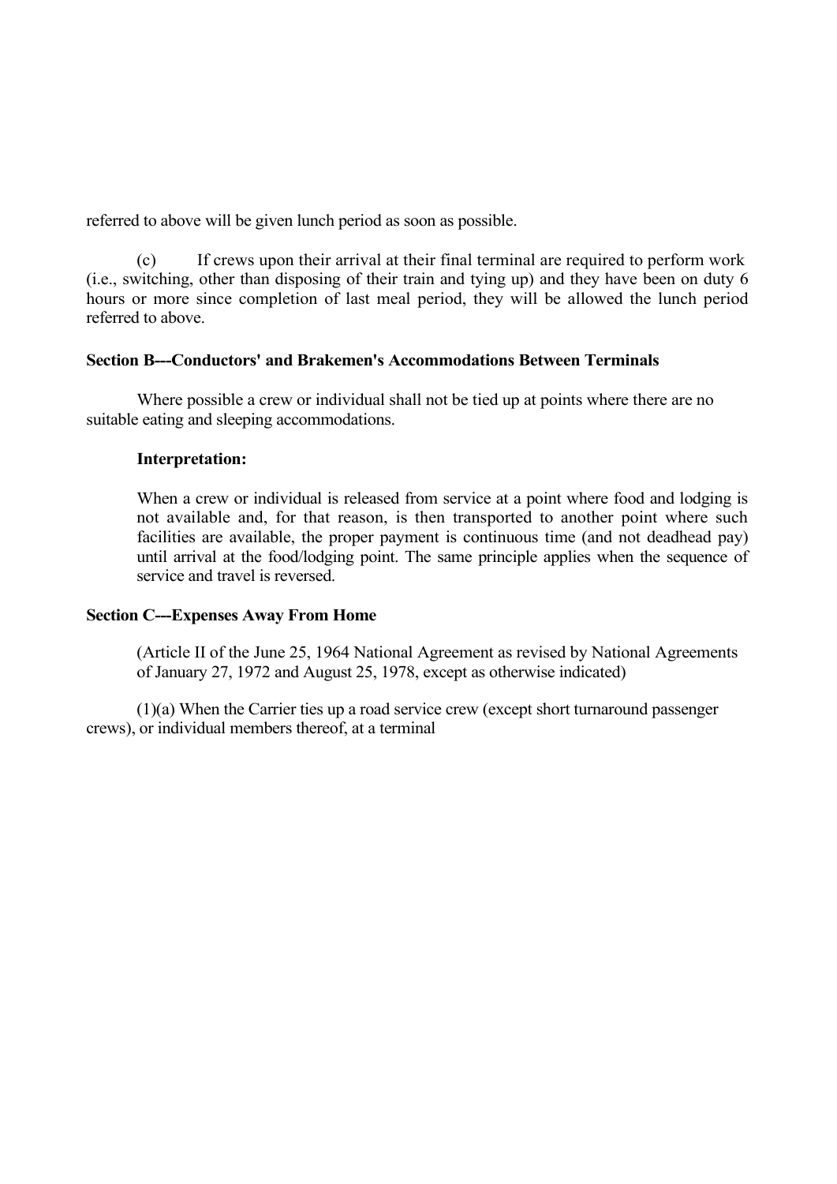referred to above will be given lunch period as soon as possible.

(c) If crews upon their arrival at their final terminal are required to perform work (i.e., switching, other than disposing of their train and tying up) and they have been on duty 6 hours or more since completion of last meal period, they will be allowed the lunch period referred to above.

**Section B---Conductors' and Brakemen's Accommodations Between Terminals**

Where possible a crew or individual shall not be tied up at points where there are no suitable eating and sleeping accommodations.

**Interpretation:**

When a crew or individual is released from service at a point where food and lodging is not available and, for that reason, is then transported to another point where such facilities are available, the proper payment is continuous time (and not deadhead pay) until arrival at the food/lodging point. The same principle applies when the sequence of service and travel is reversed.

**Section C---Expenses Away From Home**

(Article II of the June 25, 1964 National Agreement as revised by National Agreements of January 27, 1972 and August 25, 1978, except as otherwise indicated)

(1)(a) When the Carrier ties up a road service crew (except short turnaround passenger crews), or individual members thereof, at a terminal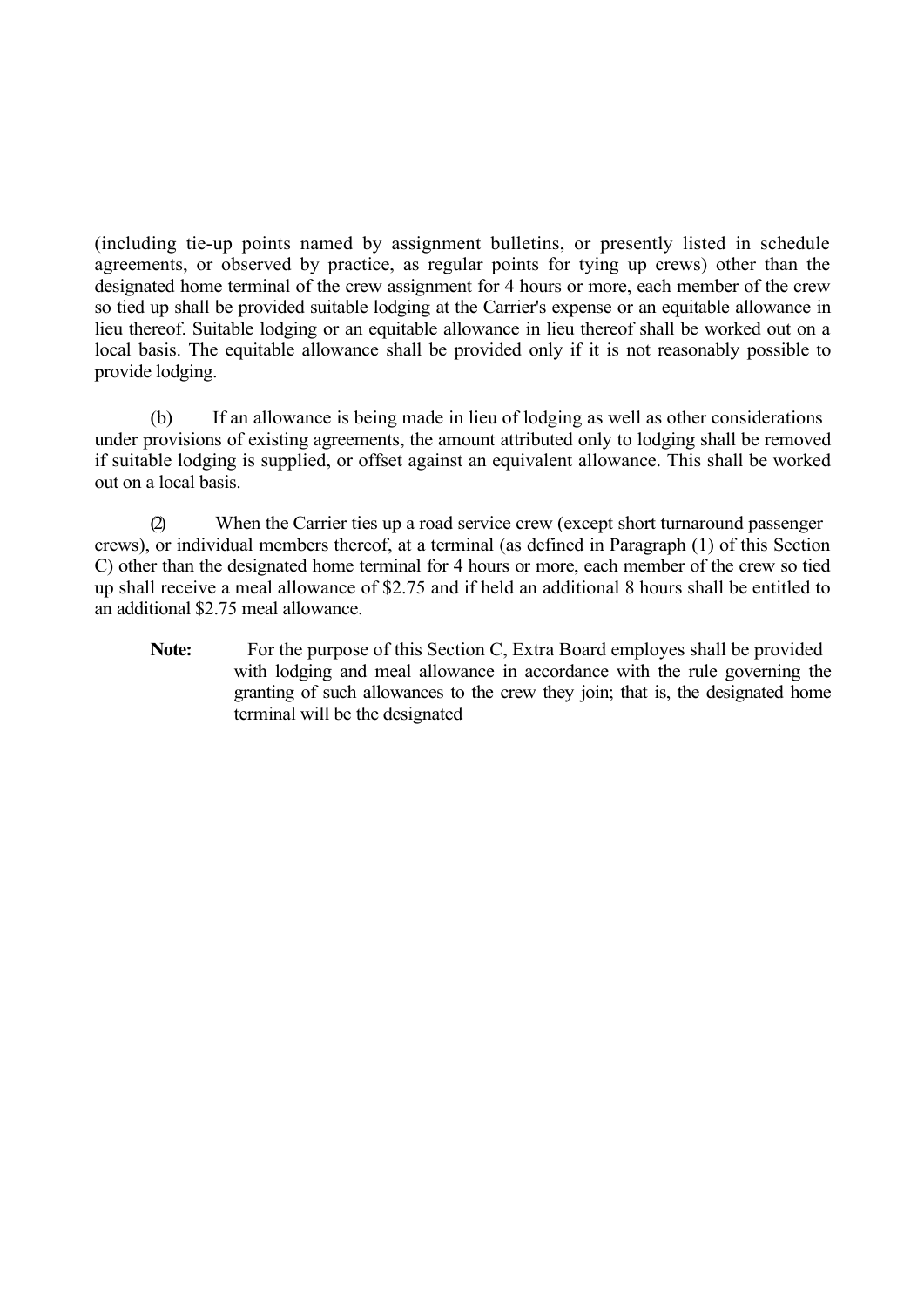(including tie-up points named by assignment bulletins, or presently listed in schedule agreements, or observed by practice, as regular points for tying up crews) other than the designated home terminal of the crew assignment for 4 hours or more, each member of the crew so tied up shall be provided suitable lodging at the Carrier's expense or an equitable allowance in lieu thereof. Suitable lodging or an equitable allowance in lieu thereof shall be worked out on a local basis. The equitable allowance shall be provided only if it is not reasonably possible to provide lodging.

(b) If an allowance is being made in lieu of lodging as well as other considerations under provisions of existing agreements, the amount attributed only to lodging shall be removed if suitable lodging is supplied, or offset against an equivalent allowance. This shall be worked out on a local basis.

(2) When the Carrier ties up a road service crew (except short turnaround passenger crews), or individual members thereof, at a terminal (as defined in Paragraph (1) of this Section C) other than the designated home terminal for 4 hours or more, each member of the crew so tied up shall receive a meal allowance of $2.75 and if held an additional 8 hours shall be entitled to an additional $2.75 meal allowance.

**Note:** For the purpose of this Section C, Extra Board employes shall be provided with lodging and meal allowance in accordance with the rule governing the granting of such allowances to the crew they join; that is, the designated home terminal will be the designated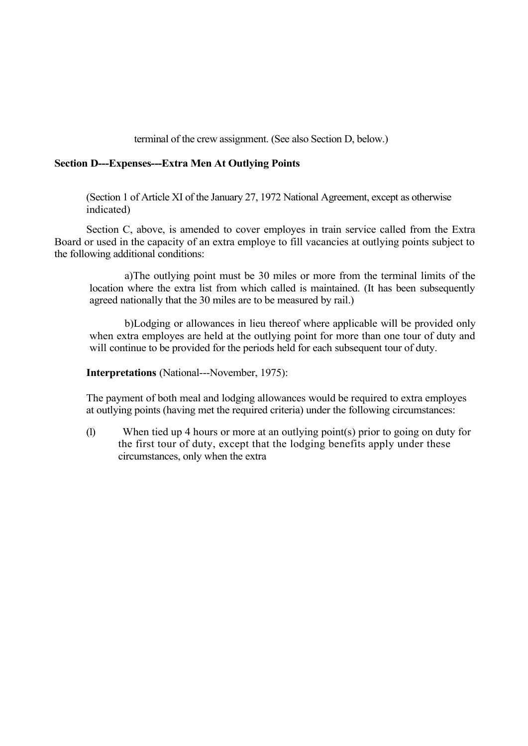terminal of the crew assignment. (See also Section D, below.)

**Section D---Expenses---Extra Men At Outlying Points**

(Section 1 of Article XI of the January 27, 1972 National Agreement, except as otherwise indicated)

Section C, above, is amended to cover employes in train service called from the Extra Board or used in the capacity of an extra employe to fill vacancies at outlying points subject to the following additional conditions:

a)The outlying point must be 30 miles or more from the terminal limits of the location where the extra list from which called is maintained. (It has been subsequently agreed nationally that the 30 miles are to be measured by rail.)

b)Lodging or allowances in lieu thereof where applicable will be provided only when extra employes are held at the outlying point for more than one tour of duty and will continue to be provided for the periods held for each subsequent tour of duty.

**Interpretations** (National---November, 1975):

The payment of both meal and lodging allowances would be required to extra employes at outlying points (having met the required criteria) under the following circumstances:

(l) When tied up 4 hours or more at an outlying point(s) prior to going on duty for the first tour of duty, except that the lodging benefits apply under these circumstances, only when the extra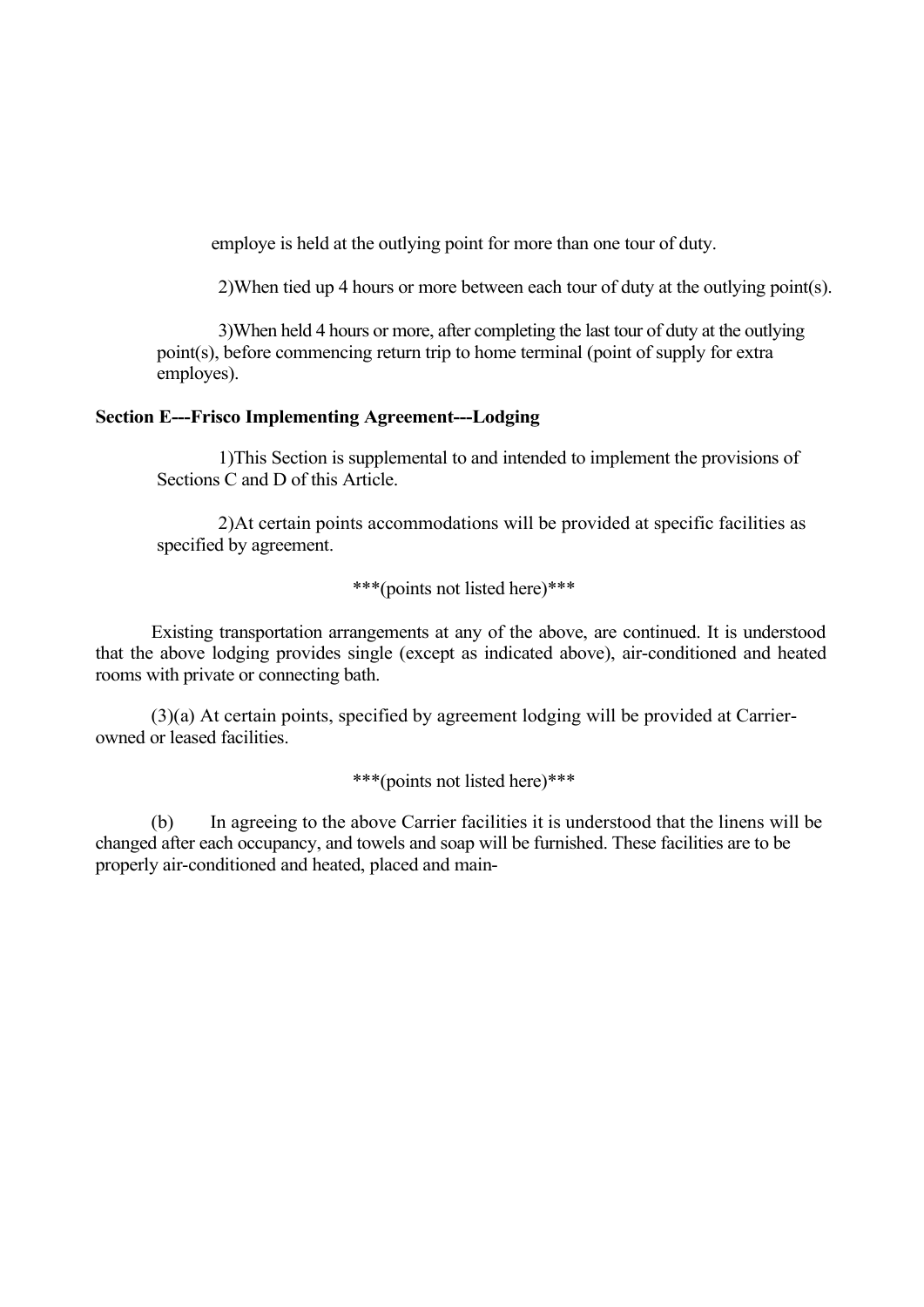employe is held at the outlying point for more than one tour of duty.

2)When tied up 4 hours or more between each tour of duty at the outlying point(s).

3)When held 4 hours or more, after completing the last tour of duty at the outlying point(s), before commencing return trip to home terminal (point of supply for extra employes).

**Section E---Frisco Implementing Agreement---Lodging**

1)This Section is supplemental to and intended to implement the provisions of Sections C and D of this Article.

2)At certain points accommodations will be provided at specific facilities as specified by agreement.

***(points not listed here)***

Existing transportation arrangements at any of the above, are continued. It is understood that the above lodging provides single (except as indicated above), air-conditioned and heated rooms with private or connecting bath.

(3)(a) At certain points, specified by agreement lodging will be provided at Carrier-owned or leased facilities.

***(points not listed here)***

(b) In agreeing to the above Carrier facilities it is understood that the linens will be changed after each occupancy, and towels and soap will be furnished. These facilities are to be properly air-conditioned and heated, placed and main-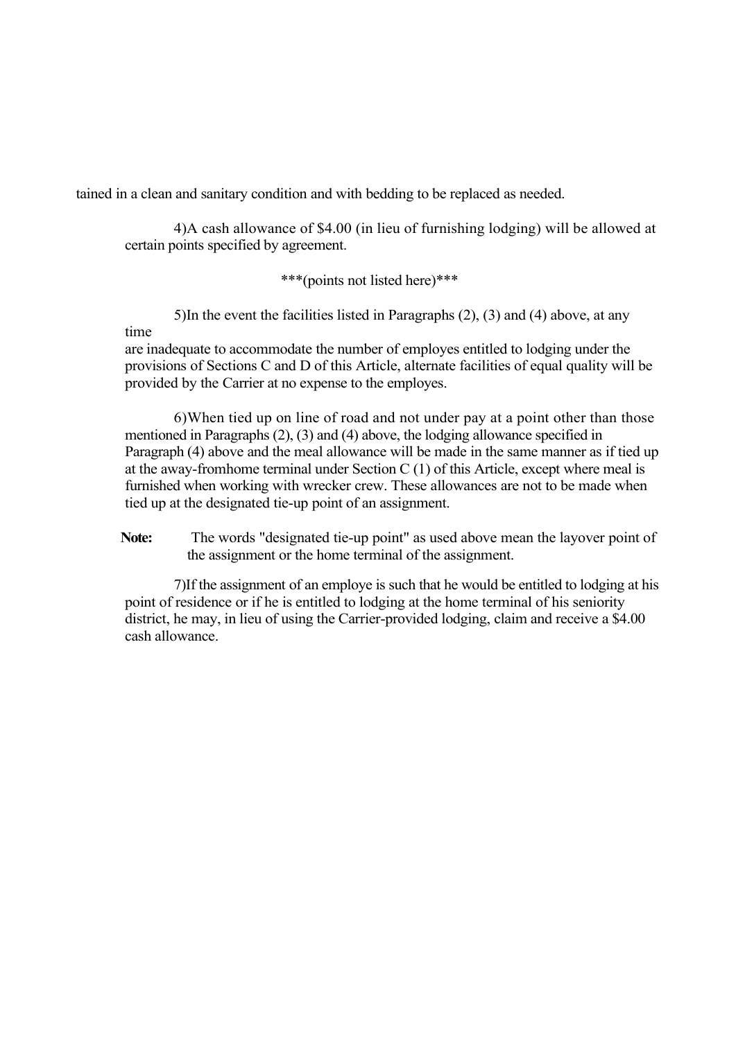tained in a clean and sanitary condition and with bedding to be replaced as needed.

4)A cash allowance of $4.00 (in lieu of furnishing lodging) will be allowed at certain points specified by agreement.

***(points not listed here)***

5)In the event the facilities listed in Paragraphs (2), (3) and (4) above, at any time are inadequate to accommodate the number of employes entitled to lodging under the provisions of Sections C and D of this Article, alternate facilities of equal quality will be provided by the Carrier at no expense to the employes.

6)When tied up on line of road and not under pay at a point other than those mentioned in Paragraphs (2), (3) and (4) above, the lodging allowance specified in Paragraph (4) above and the meal allowance will be made in the same manner as if tied up at the away-fromhome terminal under Section C (1) of this Article, except where meal is furnished when working with wrecker crew. These allowances are not to be made when tied up at the designated tie-up point of an assignment.

**Note:** The words "designated tie-up point" as used above mean the layover point of the assignment or the home terminal of the assignment.

7)If the assignment of an employe is such that he would be entitled to lodging at his point of residence or if he is entitled to lodging at the home terminal of his seniority district, he may, in lieu of using the Carrier-provided lodging, claim and receive a $4.00 cash allowance.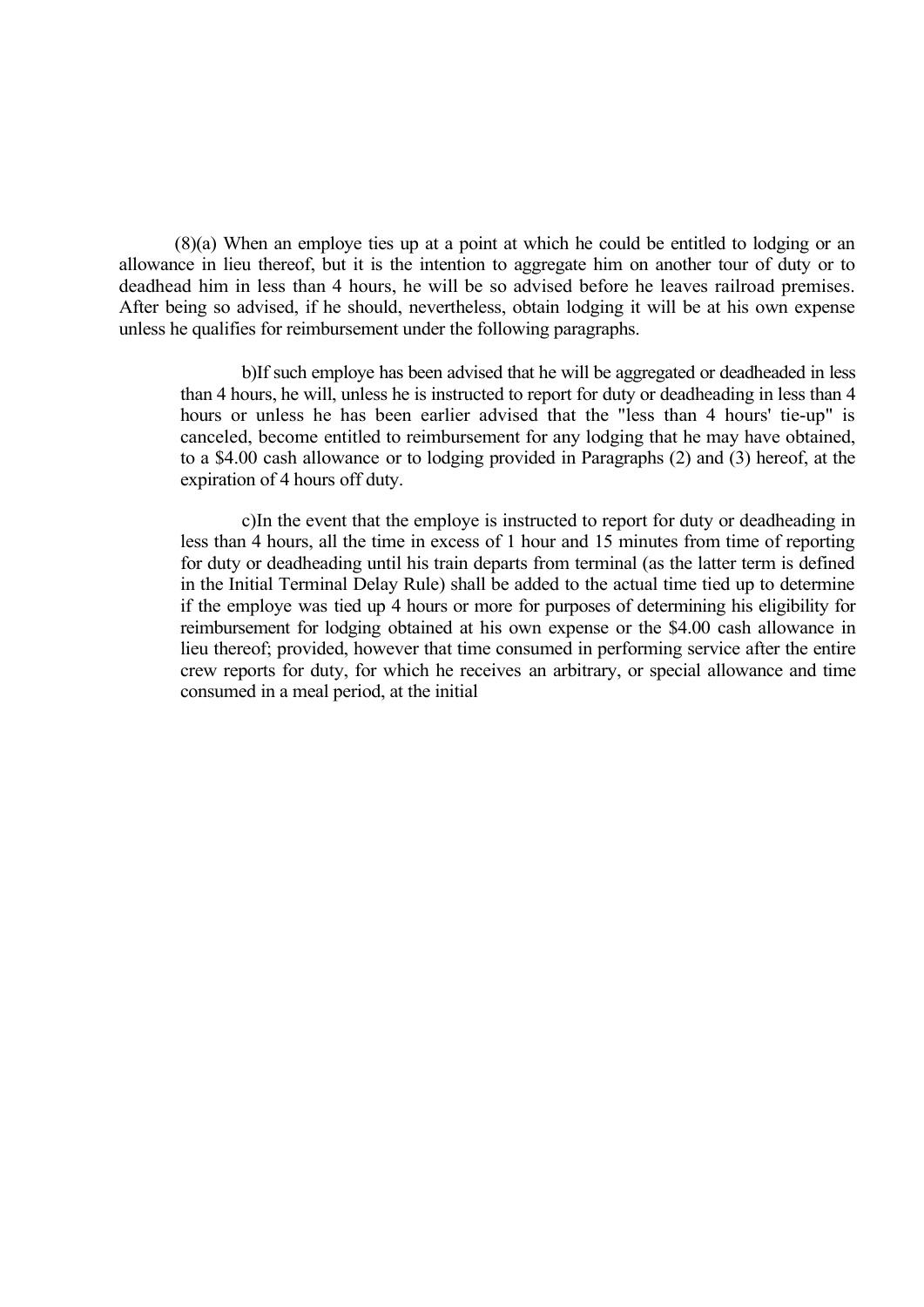(8)(a) When an employe ties up at a point at which he could be entitled to lodging or an allowance in lieu thereof, but it is the intention to aggregate him on another tour of duty or to deadhead him in less than 4 hours, he will be so advised before he leaves railroad premises. After being so advised, if he should, nevertheless, obtain lodging it will be at his own expense unless he qualifies for reimbursement under the following paragraphs.

> b)If such employe has been advised that he will be aggregated or deadheaded in less than 4 hours, he will, unless he is instructed to report for duty or deadheading in less than 4 hours or unless he has been earlier advised that the "less than 4 hours' tie-up" is canceled, become entitled to reimbursement for any lodging that he may have obtained, to a $4.00 cash allowance or to lodging provided in Paragraphs (2) and (3) hereof, at the expiration of 4 hours off duty.
>
> c)In the event that the employe is instructed to report for duty or deadheading in less than 4 hours, all the time in excess of 1 hour and 15 minutes from time of reporting for duty or deadheading until his train departs from terminal (as the latter term is defined in the Initial Terminal Delay Rule) shall be added to the actual time tied up to determine if the employe was tied up 4 hours or more for purposes of determining his eligibility for reimbursement for lodging obtained at his own expense or the $4.00 cash allowance in lieu thereof; provided, however that time consumed in performing service after the entire crew reports for duty, for which he receives an arbitrary, or special allowance and time consumed in a meal period, at the initial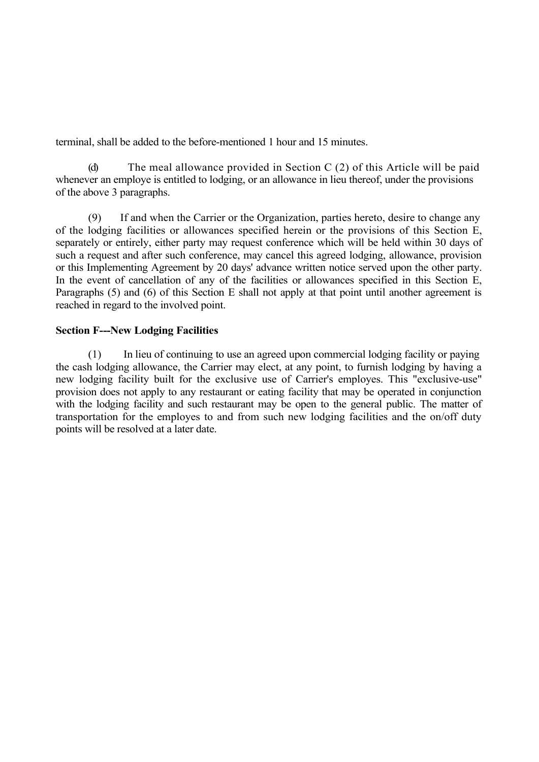terminal, shall be added to the before-mentioned 1 hour and 15 minutes.

(d) The meal allowance provided in Section C (2) of this Article will be paid whenever an employe is entitled to lodging, or an allowance in lieu thereof, under the provisions of the above 3 paragraphs.

(9) If and when the Carrier or the Organization, parties hereto, desire to change any of the lodging facilities or allowances specified herein or the provisions of this Section E, separately or entirely, either party may request conference which will be held within 30 days of such a request and after such conference, may cancel this agreed lodging, allowance, provision or this Implementing Agreement by 20 days' advance written notice served upon the other party. In the event of cancellation of any of the facilities or allowances specified in this Section E, Paragraphs (5) and (6) of this Section E shall not apply at that point until another agreement is reached in regard to the involved point.

**Section F---New Lodging Facilities**

(1) In lieu of continuing to use an agreed upon commercial lodging facility or paying the cash lodging allowance, the Carrier may elect, at any point, to furnish lodging by having a new lodging facility built for the exclusive use of Carrier's employes. This "exclusive-use" provision does not apply to any restaurant or eating facility that may be operated in conjunction with the lodging facility and such restaurant may be open to the general public. The matter of transportation for the employes to and from such new lodging facilities and the on/off duty points will be resolved at a later date.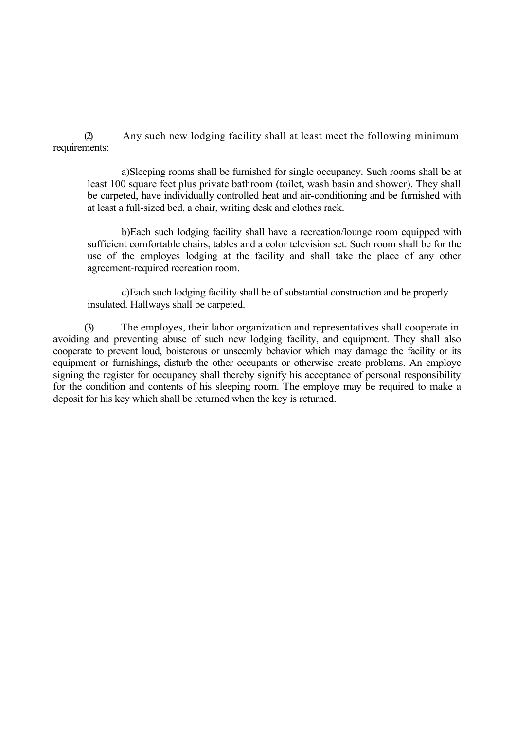(2) Any such new lodging facility shall at least meet the following minimum requirements:

a)Sleeping rooms shall be furnished for single occupancy. Such rooms shall be at least 100 square feet plus private bathroom (toilet, wash basin and shower). They shall be carpeted, have individually controlled heat and air-conditioning and be furnished with at least a full-sized bed, a chair, writing desk and clothes rack.

b)Each such lodging facility shall have a recreation/lounge room equipped with sufficient comfortable chairs, tables and a color television set. Such room shall be for the use of the employes lodging at the facility and shall take the place of any other agreement-required recreation room.

c)Each such lodging facility shall be of substantial construction and be properly insulated. Hallways shall be carpeted.

(3) The employes, their labor organization and representatives shall cooperate in avoiding and preventing abuse of such new lodging facility, and equipment. They shall also cooperate to prevent loud, boisterous or unseemly behavior which may damage the facility or its equipment or furnishings, disturb the other occupants or otherwise create problems. An employe signing the register for occupancy shall thereby signify his acceptance of personal responsibility for the condition and contents of his sleeping room. The employe may be required to make a deposit for his key which shall be returned when the key is returned.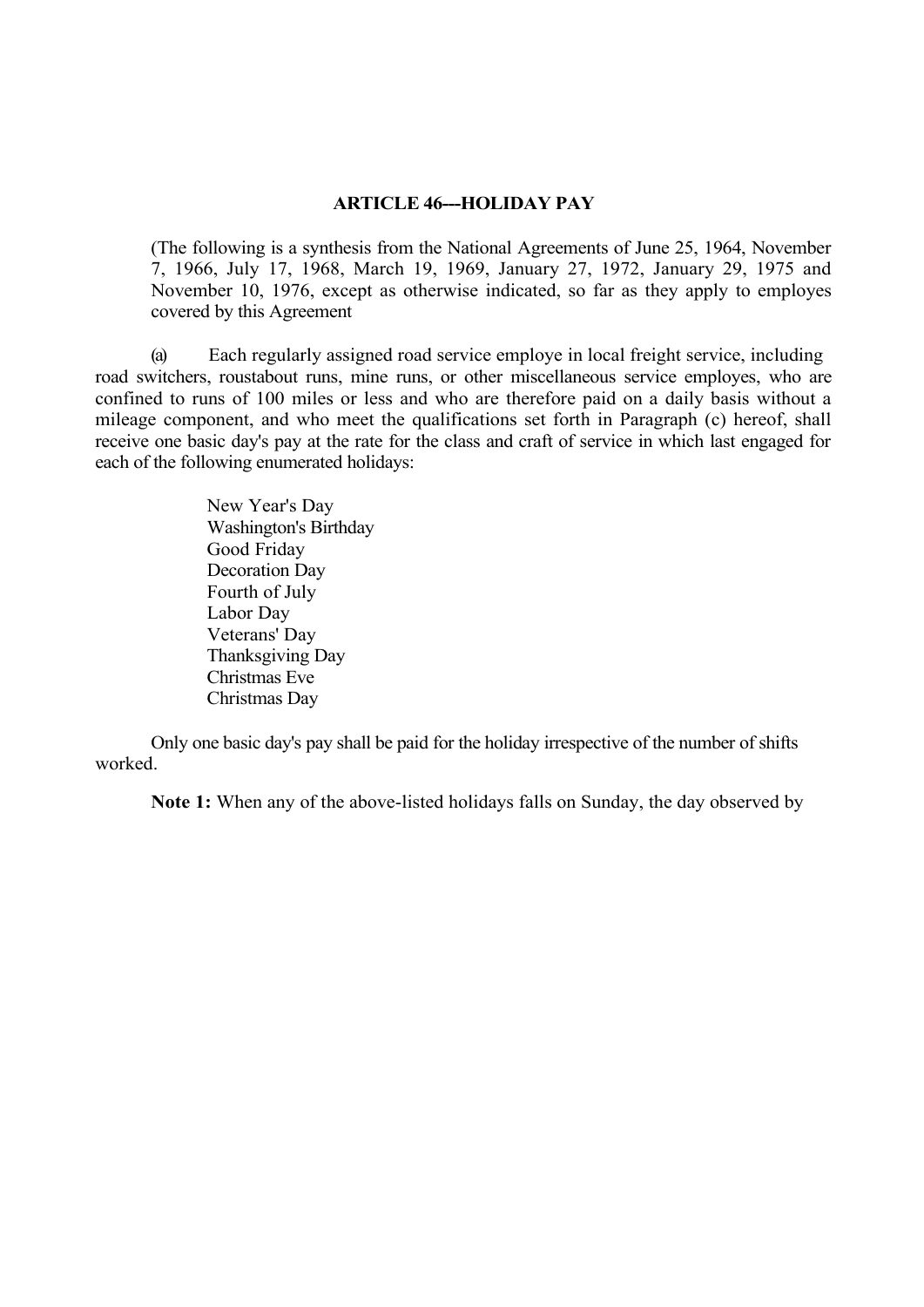## ARTICLE 46---HOLIDAY PAY

(The following is a synthesis from the National Agreements of June 25, 1964, November 7, 1966, July 17, 1968, March 19, 1969, January 27, 1972, January 29, 1975 and November 10, 1976, except as otherwise indicated, so far as they apply to employes covered by this Agreement

(a) Each regularly assigned road service employe in local freight service, including road switchers, roustabout runs, mine runs, or other miscellaneous service employes, who are confined to runs of 100 miles or less and who are therefore paid on a daily basis without a mileage component, and who meet the qualifications set forth in Paragraph (c) hereof, shall receive one basic day's pay at the rate for the class and craft of service in which last engaged for each of the following enumerated holidays:

- New Year's Day
- Washington's Birthday
- Good Friday
- Decoration Day
- Fourth of July
- Labor Day
- Veterans' Day
- Thanksgiving Day
- Christmas Eve
- Christmas Day

Only one basic day's pay shall be paid for the holiday irrespective of the number of shifts worked.

**Note 1:** When any of the above-listed holidays falls on Sunday, the day observed by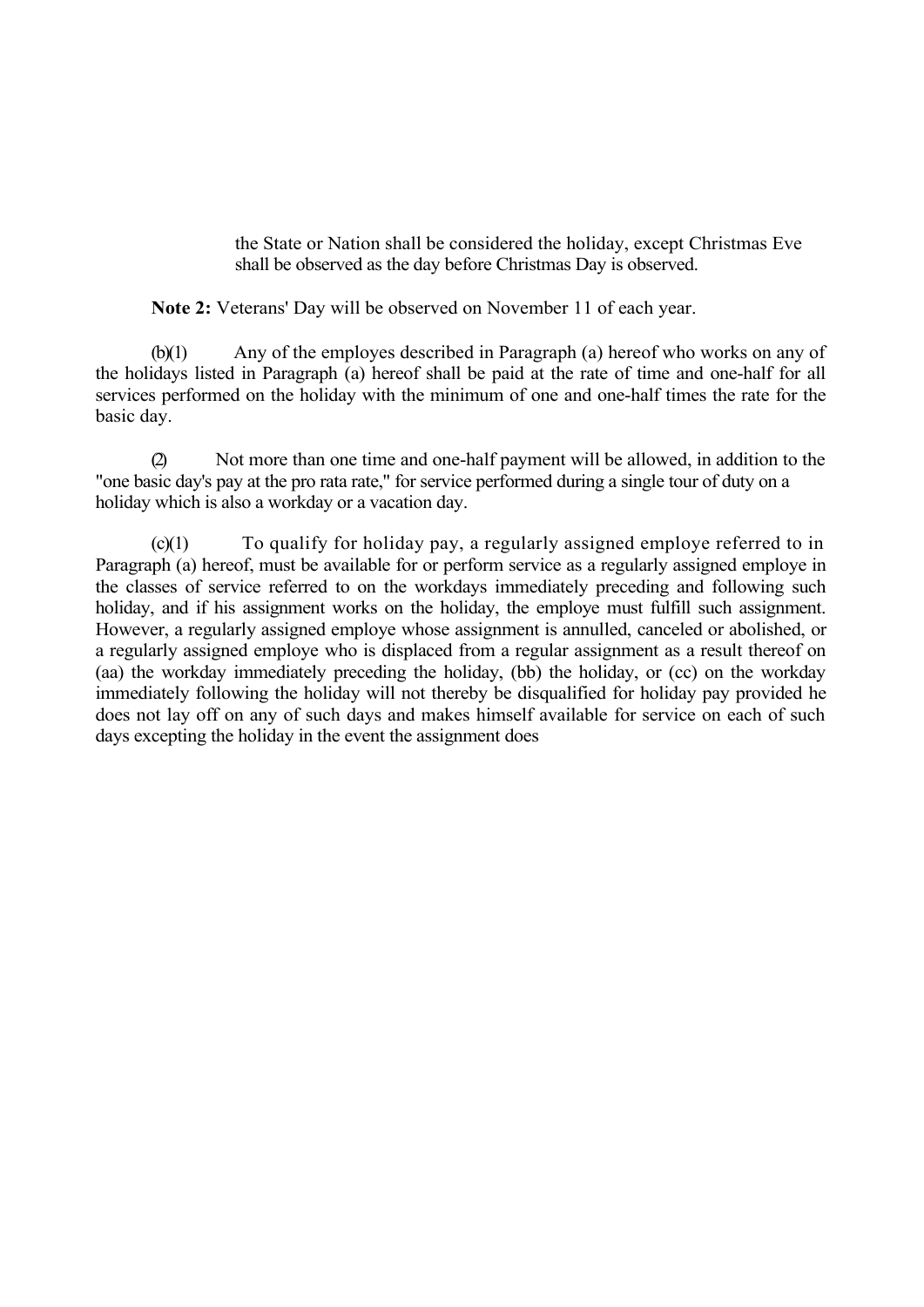the State or Nation shall be considered the holiday, except Christmas Eve shall be observed as the day before Christmas Day is observed.

**Note 2:** Veterans' Day will be observed on November 11 of each year.

(b)(1) Any of the employes described in Paragraph (a) hereof who works on any of the holidays listed in Paragraph (a) hereof shall be paid at the rate of time and one-half for all services performed on the holiday with the minimum of one and one-half times the rate for the basic day.

(2) Not more than one time and one-half payment will be allowed, in addition to the "one basic day's pay at the pro rata rate," for service performed during a single tour of duty on a holiday which is also a workday or a vacation day.

(c)(1) To qualify for holiday pay, a regularly assigned employe referred to in Paragraph (a) hereof, must be available for or perform service as a regularly assigned employe in the classes of service referred to on the workdays immediately preceding and following such holiday, and if his assignment works on the holiday, the employe must fulfill such assignment. However, a regularly assigned employe whose assignment is annulled, canceled or abolished, or a regularly assigned employe who is displaced from a regular assignment as a result thereof on (aa) the workday immediately preceding the holiday, (bb) the holiday, or (cc) on the workday immediately following the holiday will not thereby be disqualified for holiday pay provided he does not lay off on any of such days and makes himself available for service on each of such days excepting the holiday in the event the assignment does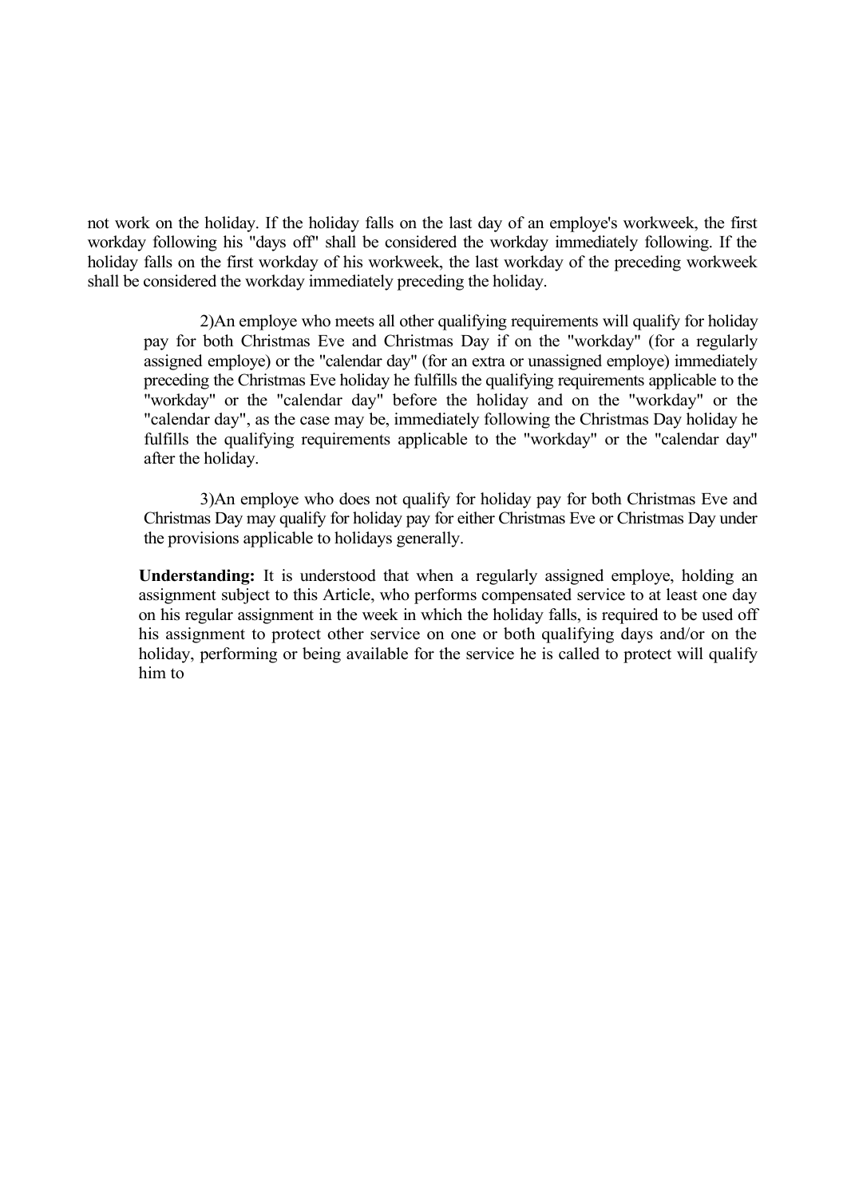not work on the holiday. If the holiday falls on the last day of an employe's workweek, the first workday following his "days off" shall be considered the workday immediately following. If the holiday falls on the first workday of his workweek, the last workday of the preceding workweek shall be considered the workday immediately preceding the holiday.

2)An employe who meets all other qualifying requirements will qualify for holiday pay for both Christmas Eve and Christmas Day if on the "workday" (for a regularly assigned employe) or the "calendar day" (for an extra or unassigned employe) immediately preceding the Christmas Eve holiday he fulfills the qualifying requirements applicable to the "workday" or the "calendar day" before the holiday and on the "workday" or the "calendar day", as the case may be, immediately following the Christmas Day holiday he fulfills the qualifying requirements applicable to the "workday" or the "calendar day" after the holiday.

3)An employe who does not qualify for holiday pay for both Christmas Eve and Christmas Day may qualify for holiday pay for either Christmas Eve or Christmas Day under the provisions applicable to holidays generally.

**Understanding:** It is understood that when a regularly assigned employe, holding an assignment subject to this Article, who performs compensated service to at least one day on his regular assignment in the week in which the holiday falls, is required to be used off his assignment to protect other service on one or both qualifying days and/or on the holiday, performing or being available for the service he is called to protect will qualify him to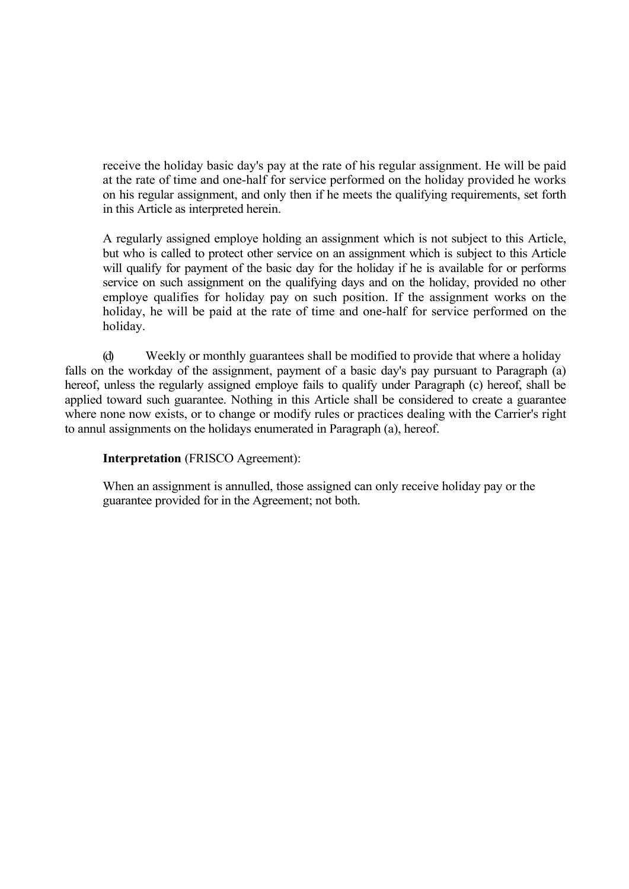receive the holiday basic day's pay at the rate of his regular assignment. He will be paid at the rate of time and one-half for service performed on the holiday provided he works on his regular assignment, and only then if he meets the qualifying requirements, set forth in this Article as interpreted herein.

A regularly assigned employe holding an assignment which is not subject to this Article, but who is called to protect other service on an assignment which is subject to this Article will qualify for payment of the basic day for the holiday if he is available for or performs service on such assignment on the qualifying days and on the holiday, provided no other employe qualifies for holiday pay on such position. If the assignment works on the holiday, he will be paid at the rate of time and one-half for service performed on the holiday.

(d) Weekly or monthly guarantees shall be modified to provide that where a holiday falls on the workday of the assignment, payment of a basic day's pay pursuant to Paragraph (a) hereof, unless the regularly assigned employe fails to qualify under Paragraph (c) hereof, shall be applied toward such guarantee. Nothing in this Article shall be considered to create a guarantee where none now exists, or to change or modify rules or practices dealing with the Carrier's right to annul assignments on the holidays enumerated in Paragraph (a), hereof.

**Interpretation** (FRISCO Agreement):

When an assignment is annulled, those assigned can only receive holiday pay or the guarantee provided for in the Agreement; not both.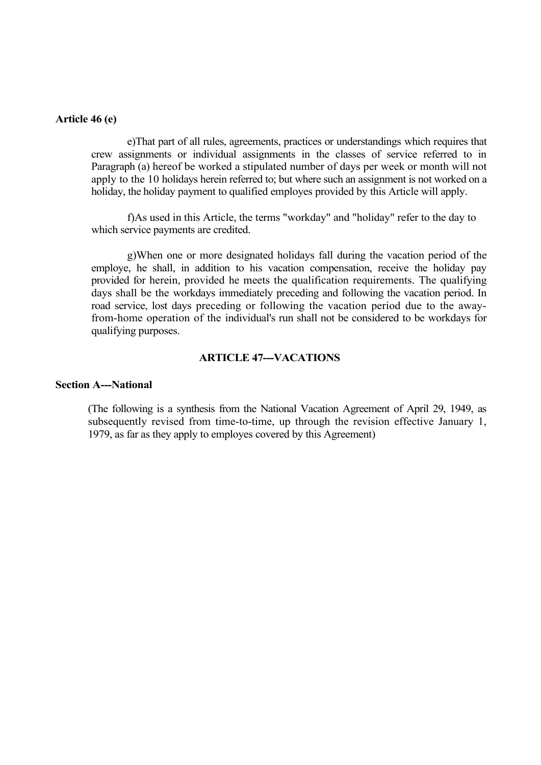**Article 46 (e)**

e)That part of all rules, agreements, practices or understandings which requires that crew assignments or individual assignments in the classes of service referred to in Paragraph (a) hereof be worked a stipulated number of days per week or month will not apply to the 10 holidays herein referred to; but where such an assignment is not worked on a holiday, the holiday payment to qualified employes provided by this Article will apply.

f)As used in this Article, the terms "workday" and "holiday" refer to the day to which service payments are credited.

g)When one or more designated holidays fall during the vacation period of the employe, he shall, in addition to his vacation compensation, receive the holiday pay provided for herein, provided he meets the qualification requirements. The qualifying days shall be the workdays immediately preceding and following the vacation period. In road service, lost days preceding or following the vacation period due to the away-from-home operation of the individual's run shall not be considered to be workdays for qualifying purposes.

## ARTICLE 47---VACATIONS

**Section A---National**

(The following is a synthesis from the National Vacation Agreement of April 29, 1949, as subsequently revised from time-to-time, up through the revision effective January 1, 1979, as far as they apply to employes covered by this Agreement)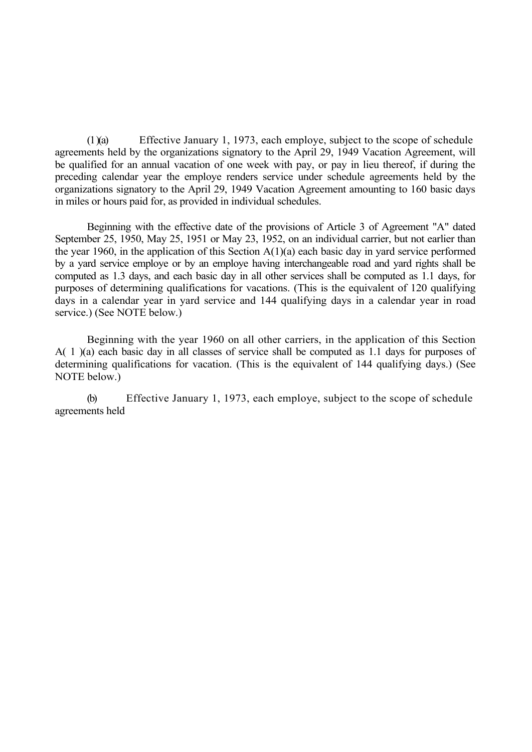(1)(a) Effective January 1, 1973, each employe, subject to the scope of schedule agreements held by the organizations signatory to the April 29, 1949 Vacation Agreement, will be qualified for an annual vacation of one week with pay, or pay in lieu thereof, if during the preceding calendar year the employe renders service under schedule agreements held by the organizations signatory to the April 29, 1949 Vacation Agreement amounting to 160 basic days in miles or hours paid for, as provided in individual schedules.

Beginning with the effective date of the provisions of Article 3 of Agreement "A" dated September 25, 1950, May 25, 1951 or May 23, 1952, on an individual carrier, but not earlier than the year 1960, in the application of this Section A(1)(a) each basic day in yard service performed by a yard service employe or by an employe having interchangeable road and yard rights shall be computed as 1.3 days, and each basic day in all other services shall be computed as 1.1 days, for purposes of determining qualifications for vacations. (This is the equivalent of 120 qualifying days in a calendar year in yard service and 144 qualifying days in a calendar year in road service.) (See NOTE below.)

Beginning with the year 1960 on all other carriers, in the application of this Section A( 1 )(a) each basic day in all classes of service shall be computed as 1.1 days for purposes of determining qualifications for vacation. (This is the equivalent of 144 qualifying days.) (See NOTE below.)

(b) Effective January 1, 1973, each employe, subject to the scope of schedule agreements held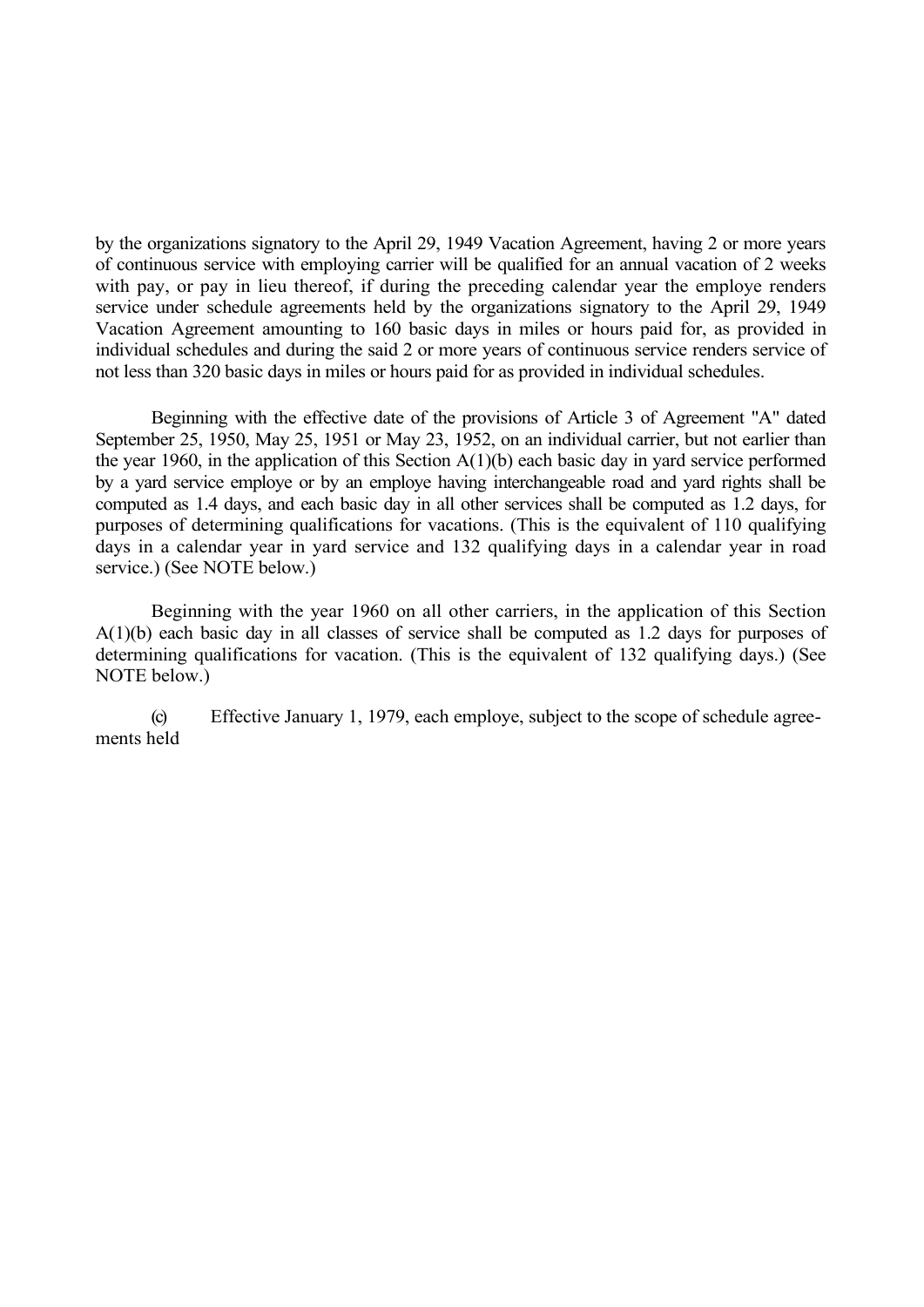by the organizations signatory to the April 29, 1949 Vacation Agreement, having 2 or more years of continuous service with employing carrier will be qualified for an annual vacation of 2 weeks with pay, or pay in lieu thereof, if during the preceding calendar year the employe renders service under schedule agreements held by the organizations signatory to the April 29, 1949 Vacation Agreement amounting to 160 basic days in miles or hours paid for, as provided in individual schedules and during the said 2 or more years of continuous service renders service of not less than 320 basic days in miles or hours paid for as provided in individual schedules.

Beginning with the effective date of the provisions of Article 3 of Agreement "A" dated September 25, 1950, May 25, 1951 or May 23, 1952, on an individual carrier, but not earlier than the year 1960, in the application of this Section A(1)(b) each basic day in yard service performed by a yard service employe or by an employe having interchangeable road and yard rights shall be computed as 1.4 days, and each basic day in all other services shall be computed as 1.2 days, for purposes of determining qualifications for vacations. (This is the equivalent of 110 qualifying days in a calendar year in yard service and 132 qualifying days in a calendar year in road service.) (See NOTE below.)

Beginning with the year 1960 on all other carriers, in the application of this Section A(1)(b) each basic day in all classes of service shall be computed as 1.2 days for purposes of determining qualifications for vacation. (This is the equivalent of 132 qualifying days.) (See NOTE below.)

(c) Effective January 1, 1979, each employe, subject to the scope of schedule agreements held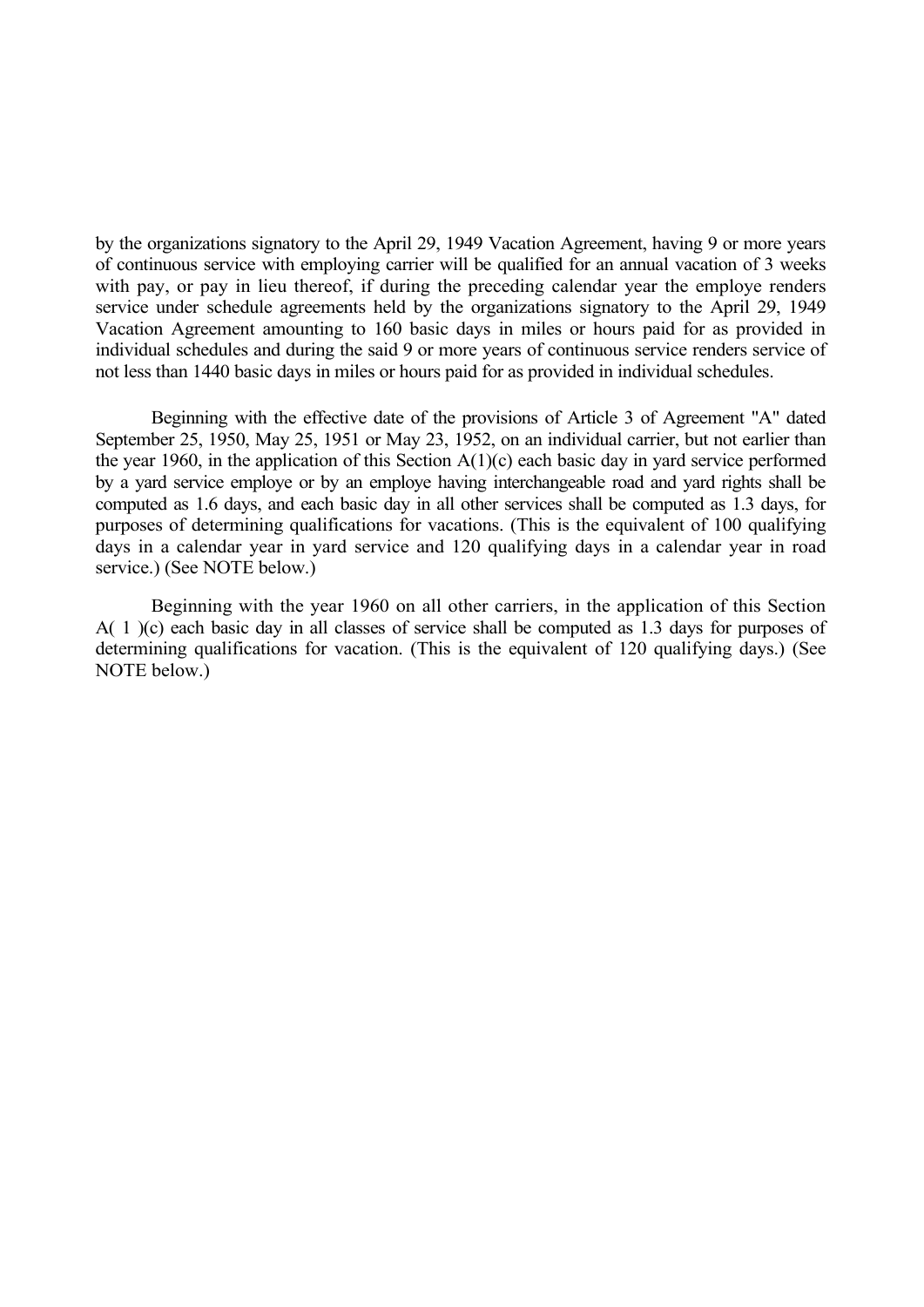by the organizations signatory to the April 29, 1949 Vacation Agreement, having 9 or more years of continuous service with employing carrier will be qualified for an annual vacation of 3 weeks with pay, or pay in lieu thereof, if during the preceding calendar year the employe renders service under schedule agreements held by the organizations signatory to the April 29, 1949 Vacation Agreement amounting to 160 basic days in miles or hours paid for as provided in individual schedules and during the said 9 or more years of continuous service renders service of not less than 1440 basic days in miles or hours paid for as provided in individual schedules.

Beginning with the effective date of the provisions of Article 3 of Agreement "A" dated September 25, 1950, May 25, 1951 or May 23, 1952, on an individual carrier, but not earlier than the year 1960, in the application of this Section A(1)(c) each basic day in yard service performed by a yard service employe or by an employe having interchangeable road and yard rights shall be computed as 1.6 days, and each basic day in all other services shall be computed as 1.3 days, for purposes of determining qualifications for vacations. (This is the equivalent of 100 qualifying days in a calendar year in yard service and 120 qualifying days in a calendar year in road service.) (See NOTE below.)

Beginning with the year 1960 on all other carriers, in the application of this Section A( 1 )(c) each basic day in all classes of service shall be computed as 1.3 days for purposes of determining qualifications for vacation. (This is the equivalent of 120 qualifying days.) (See NOTE below.)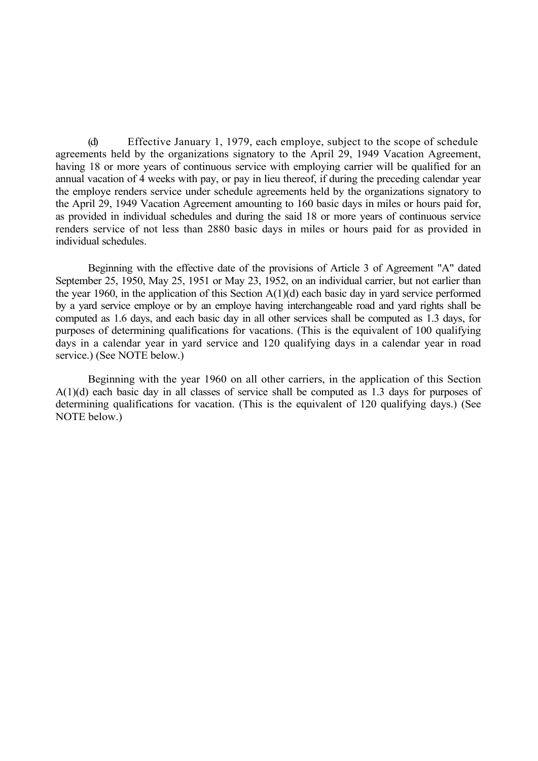(d) Effective January 1, 1979, each employe, subject to the scope of schedule agreements held by the organizations signatory to the April 29, 1949 Vacation Agreement, having 18 or more years of continuous service with employing carrier will be qualified for an annual vacation of 4 weeks with pay, or pay in lieu thereof, if during the preceding calendar year the employe renders service under schedule agreements held by the organizations signatory to the April 29, 1949 Vacation Agreement amounting to 160 basic days in miles or hours paid for, as provided in individual schedules and during the said 18 or more years of continuous service renders service of not less than 2880 basic days in miles or hours paid for as provided in individual schedules.

Beginning with the effective date of the provisions of Article 3 of Agreement "A" dated September 25, 1950, May 25, 1951 or May 23, 1952, on an individual carrier, but not earlier than the year 1960, in the application of this Section A(1)(d) each basic day in yard service performed by a yard service employe or by an employe having interchangeable road and yard rights shall be computed as 1.6 days, and each basic day in all other services shall be computed as 1.3 days, for purposes of determining qualifications for vacations. (This is the equivalent of 100 qualifying days in a calendar year in yard service and 120 qualifying days in a calendar year in road service.) (See NOTE below.)

Beginning with the year 1960 on all other carriers, in the application of this Section A(1)(d) each basic day in all classes of service shall be computed as 1.3 days for purposes of determining qualifications for vacation. (This is the equivalent of 120 qualifying days.) (See NOTE below.)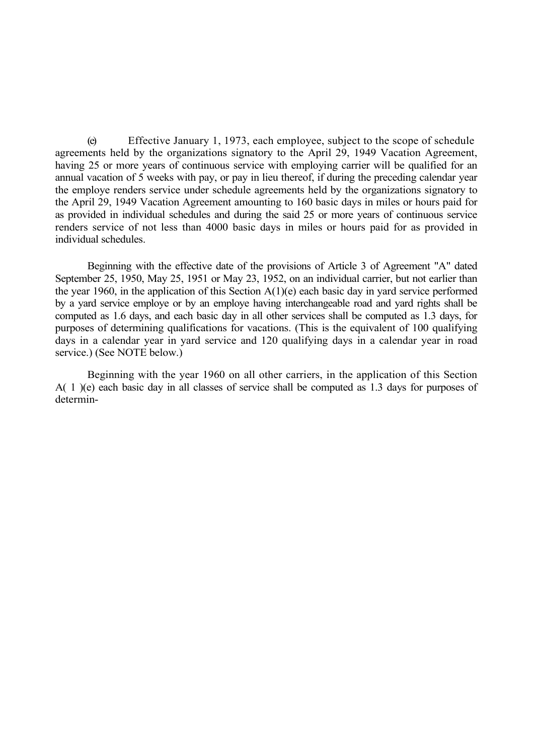(e) Effective January 1, 1973, each employee, subject to the scope of schedule agreements held by the organizations signatory to the April 29, 1949 Vacation Agreement, having 25 or more years of continuous service with employing carrier will be qualified for an annual vacation of 5 weeks with pay, or pay in lieu thereof, if during the preceding calendar year the employe renders service under schedule agreements held by the organizations signatory to the April 29, 1949 Vacation Agreement amounting to 160 basic days in miles or hours paid for as provided in individual schedules and during the said 25 or more years of continuous service renders service of not less than 4000 basic days in miles or hours paid for as provided in individual schedules.

Beginning with the effective date of the provisions of Article 3 of Agreement "A" dated September 25, 1950, May 25, 1951 or May 23, 1952, on an individual carrier, but not earlier than the year 1960, in the application of this Section A(1)(e) each basic day in yard service performed by a yard service employe or by an employe having interchangeable road and yard rights shall be computed as 1.6 days, and each basic day in all other services shall be computed as 1.3 days, for purposes of determining qualifications for vacations. (This is the equivalent of 100 qualifying days in a calendar year in yard service and 120 qualifying days in a calendar year in road service.) (See NOTE below.)

Beginning with the year 1960 on all other carriers, in the application of this Section A( 1 )(e) each basic day in all classes of service shall be computed as 1.3 days for purposes of determin-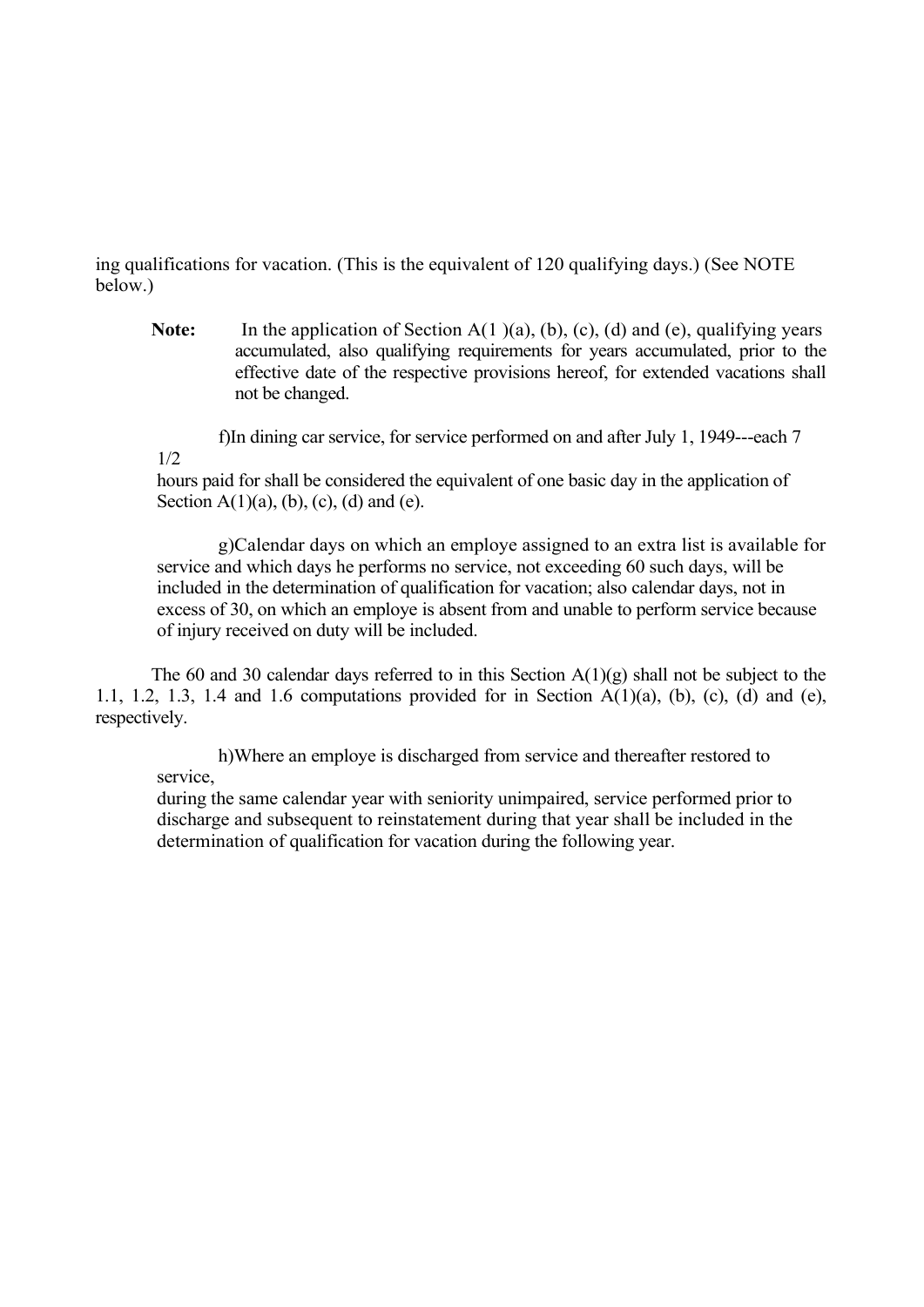ing qualifications for vacation. (This is the equivalent of 120 qualifying days.) (See NOTE below.)

**Note:** In the application of Section A(1 )(a), (b), (c), (d) and (e), qualifying years accumulated, also qualifying requirements for years accumulated, prior to the effective date of the respective provisions hereof, for extended vacations shall not be changed.

f)In dining car service, for service performed on and after July 1, 1949---each 7 1/2 hours paid for shall be considered the equivalent of one basic day in the application of Section A(1)(a), (b), (c), (d) and (e).

g)Calendar days on which an employe assigned to an extra list is available for service and which days he performs no service, not exceeding 60 such days, will be included in the determination of qualification for vacation; also calendar days, not in excess of 30, on which an employe is absent from and unable to perform service because of injury received on duty will be included.

The 60 and 30 calendar days referred to in this Section A(1)(g) shall not be subject to the 1.1, 1.2, 1.3, 1.4 and 1.6 computations provided for in Section A(1)(a), (b), (c), (d) and (e), respectively.

h)Where an employe is discharged from service and thereafter restored to service, during the same calendar year with seniority unimpaired, service performed prior to discharge and subsequent to reinstatement during that year shall be included in the determination of qualification for vacation during the following year.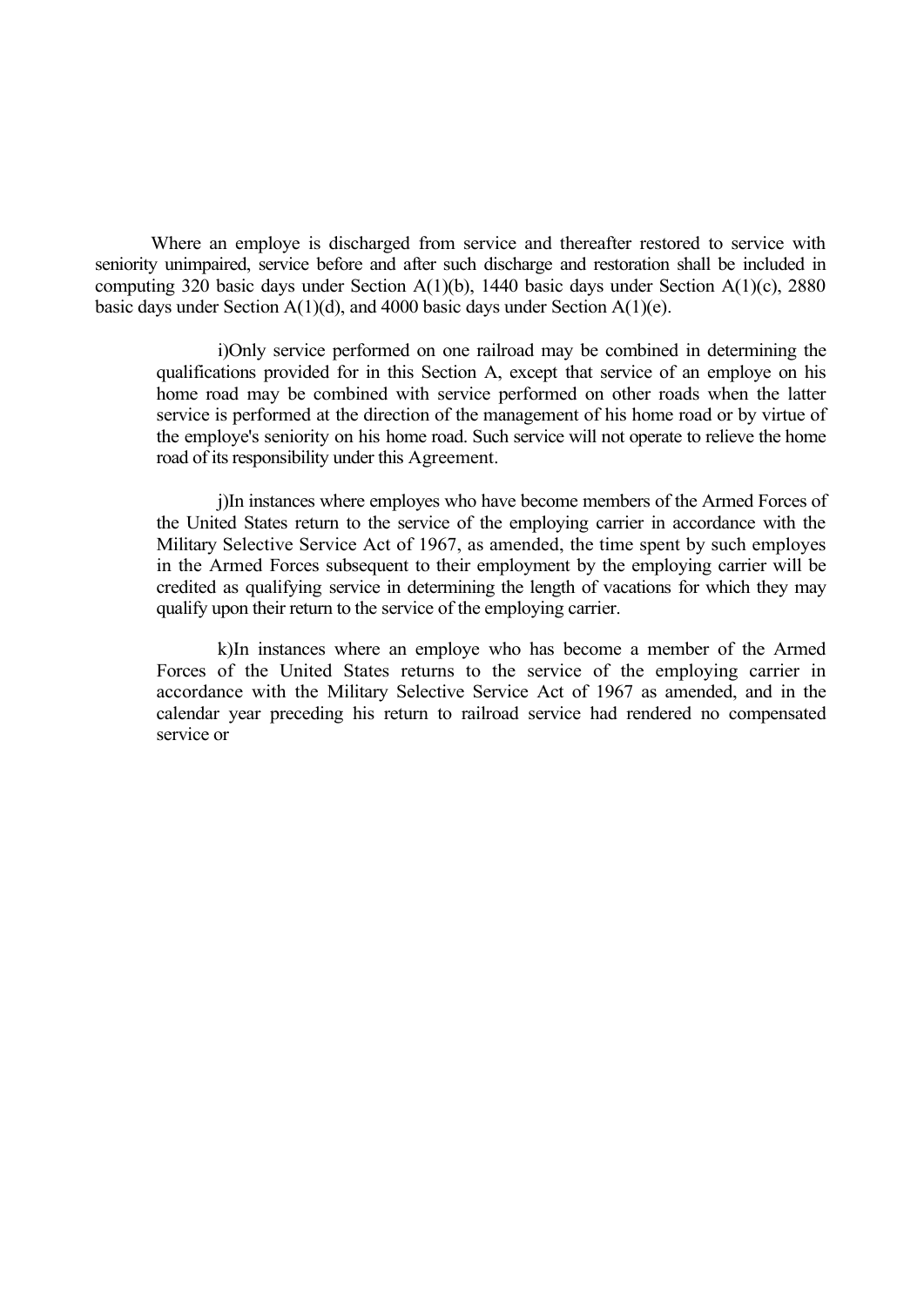Where an employe is discharged from service and thereafter restored to service with seniority unimpaired, service before and after such discharge and restoration shall be included in computing 320 basic days under Section A(1)(b), 1440 basic days under Section A(1)(c), 2880 basic days under Section A(1)(d), and 4000 basic days under Section A(1)(e).

i)Only service performed on one railroad may be combined in determining the qualifications provided for in this Section A, except that service of an employe on his home road may be combined with service performed on other roads when the latter service is performed at the direction of the management of his home road or by virtue of the employe's seniority on his home road. Such service will not operate to relieve the home road of its responsibility under this Agreement.

j)In instances where employes who have become members of the Armed Forces of the United States return to the service of the employing carrier in accordance with the Military Selective Service Act of 1967, as amended, the time spent by such employes in the Armed Forces subsequent to their employment by the employing carrier will be credited as qualifying service in determining the length of vacations for which they may qualify upon their return to the service of the employing carrier.

k)In instances where an employe who has become a member of the Armed Forces of the United States returns to the service of the employing carrier in accordance with the Military Selective Service Act of 1967 as amended, and in the calendar year preceding his return to railroad service had rendered no compensated service or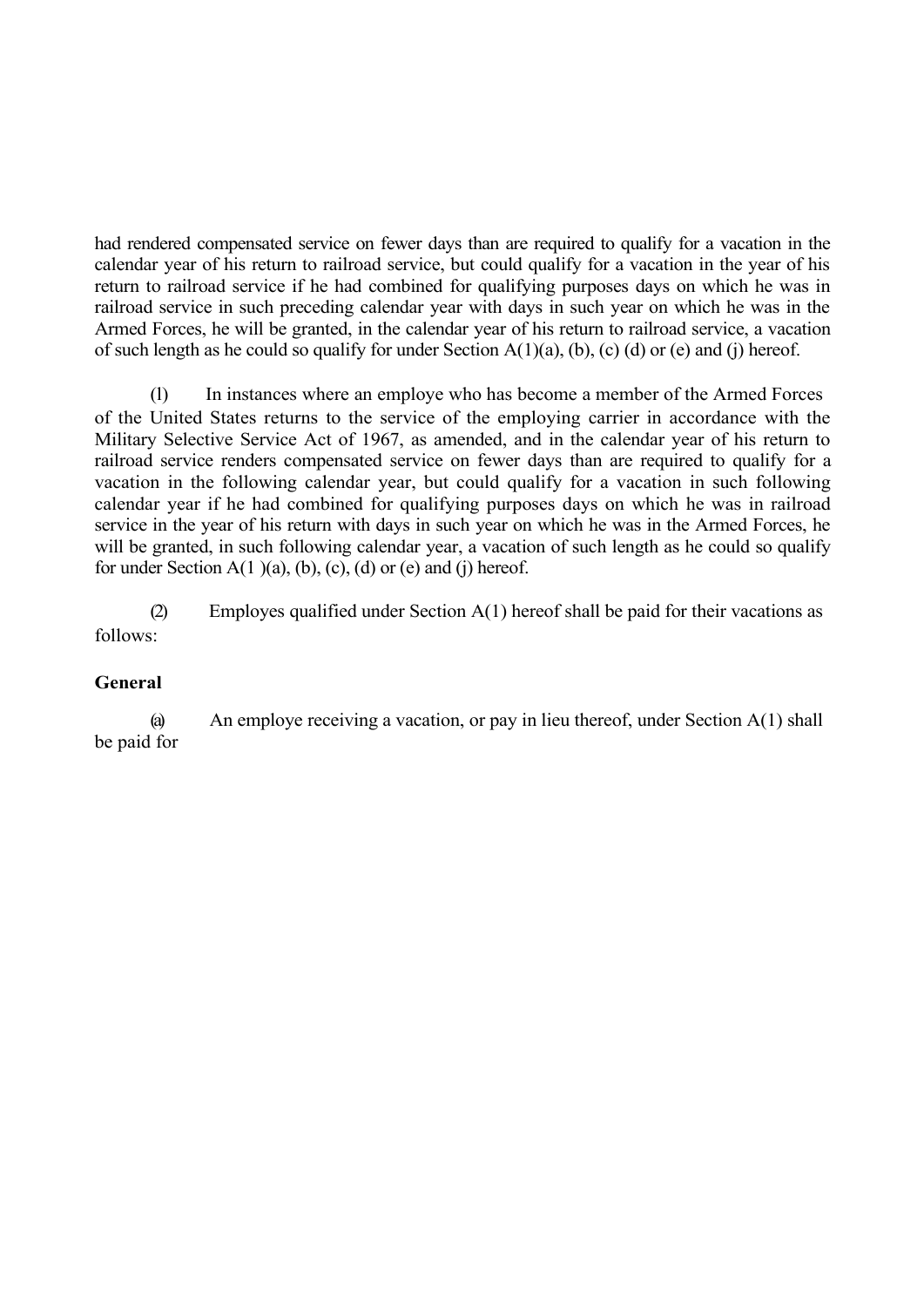had rendered compensated service on fewer days than are required to qualify for a vacation in the calendar year of his return to railroad service, but could qualify for a vacation in the year of his return to railroad service if he had combined for qualifying purposes days on which he was in railroad service in such preceding calendar year with days in such year on which he was in the Armed Forces, he will be granted, in the calendar year of his return to railroad service, a vacation of such length as he could so qualify for under Section A(1)(a), (b), (c) (d) or (e) and (j) hereof.

(l) In instances where an employe who has become a member of the Armed Forces of the United States returns to the service of the employing carrier in accordance with the Military Selective Service Act of 1967, as amended, and in the calendar year of his return to railroad service renders compensated service on fewer days than are required to qualify for a vacation in the following calendar year, but could qualify for a vacation in such following calendar year if he had combined for qualifying purposes days on which he was in railroad service in the year of his return with days in such year on which he was in the Armed Forces, he will be granted, in such following calendar year, a vacation of such length as he could so qualify for under Section A(1 )(a), (b), (c), (d) or (e) and (j) hereof.

(2) Employes qualified under Section A(1) hereof shall be paid for their vacations as follows:

**General**

(a) An employe receiving a vacation, or pay in lieu thereof, under Section A(1) shall be paid for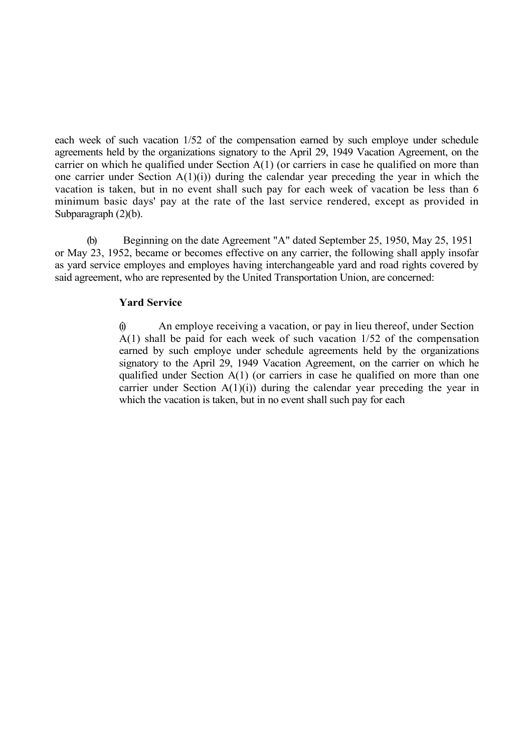each week of such vacation 1/52 of the compensation earned by such employe under schedule agreements held by the organizations signatory to the April 29, 1949 Vacation Agreement, on the carrier on which he qualified under Section A(1) (or carriers in case he qualified on more than one carrier under Section A(1)(i)) during the calendar year preceding the year in which the vacation is taken, but in no event shall such pay for each week of vacation be less than 6 minimum basic days' pay at the rate of the last service rendered, except as provided in Subparagraph (2)(b).

(b) Beginning on the date Agreement "A" dated September 25, 1950, May 25, 1951 or May 23, 1952, became or becomes effective on any carrier, the following shall apply insofar as yard service employes and employes having interchangeable yard and road rights covered by said agreement, who are represented by the United Transportation Union, are concerned:

**Yard Service**

(i) An employe receiving a vacation, or pay in lieu thereof, under Section A(1) shall be paid for each week of such vacation 1/52 of the compensation earned by such employe under schedule agreements held by the organizations signatory to the April 29, 1949 Vacation Agreement, on the carrier on which he qualified under Section A(1) (or carriers in case he qualified on more than one carrier under Section A(1)(i)) during the calendar year preceding the year in which the vacation is taken, but in no event shall such pay for each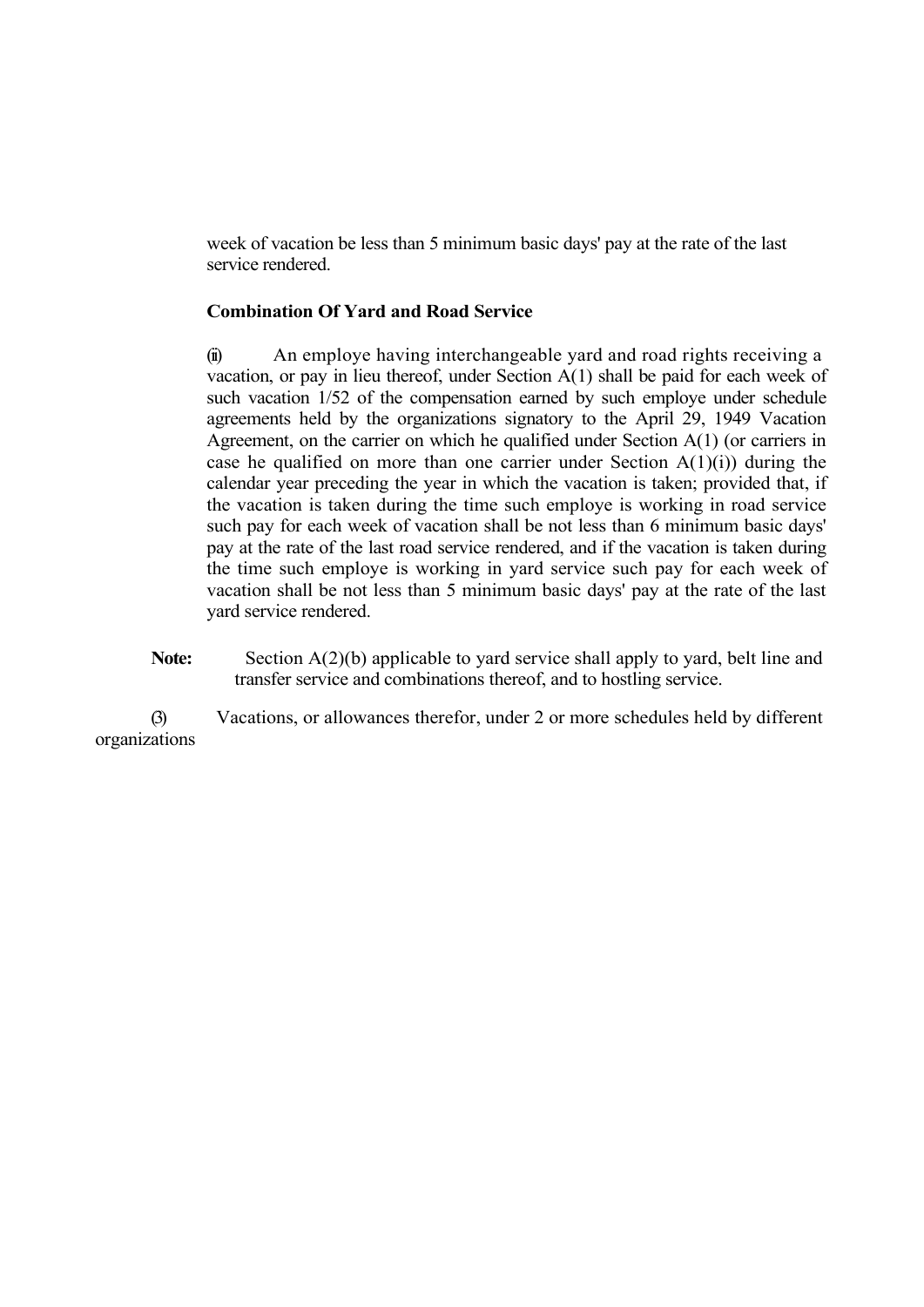week of vacation be less than 5 minimum basic days' pay at the rate of the last service rendered.

**Combination Of Yard and Road Service**

(ii) An employe having interchangeable yard and road rights receiving a vacation, or pay in lieu thereof, under Section A(1) shall be paid for each week of such vacation 1/52 of the compensation earned by such employe under schedule agreements held by the organizations signatory to the April 29, 1949 Vacation Agreement, on the carrier on which he qualified under Section A(1) (or carriers in case he qualified on more than one carrier under Section A(1)(i)) during the calendar year preceding the year in which the vacation is taken; provided that, if the vacation is taken during the time such employe is working in road service such pay for each week of vacation shall be not less than 6 minimum basic days' pay at the rate of the last road service rendered, and if the vacation is taken during the time such employe is working in yard service such pay for each week of vacation shall be not less than 5 minimum basic days' pay at the rate of the last yard service rendered.

**Note:** Section A(2)(b) applicable to yard service shall apply to yard, belt line and transfer service and combinations thereof, and to hostling service.

(3) Vacations, or allowances therefor, under 2 or more schedules held by different organizations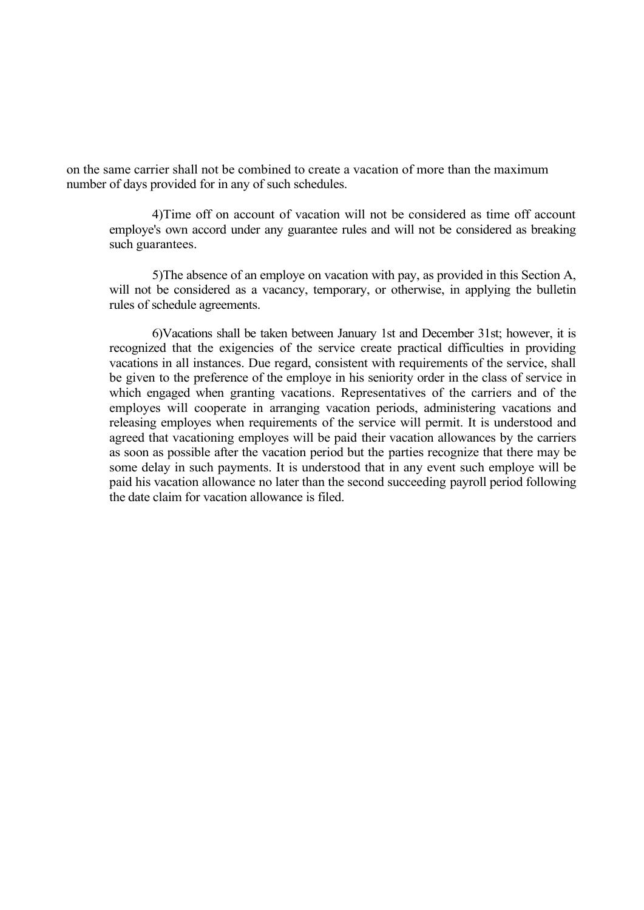on the same carrier shall not be combined to create a vacation of more than the maximum number of days provided for in any of such schedules.

4)Time off on account of vacation will not be considered as time off account employe's own accord under any guarantee rules and will not be considered as breaking such guarantees.

5)The absence of an employe on vacation with pay, as provided in this Section A, will not be considered as a vacancy, temporary, or otherwise, in applying the bulletin rules of schedule agreements.

6)Vacations shall be taken between January 1st and December 31st; however, it is recognized that the exigencies of the service create practical difficulties in providing vacations in all instances. Due regard, consistent with requirements of the service, shall be given to the preference of the employe in his seniority order in the class of service in which engaged when granting vacations. Representatives of the carriers and of the employes will cooperate in arranging vacation periods, administering vacations and releasing employes when requirements of the service will permit. It is understood and agreed that vacationing employes will be paid their vacation allowances by the carriers as soon as possible after the vacation period but the parties recognize that there may be some delay in such payments. It is understood that in any event such employe will be paid his vacation allowance no later than the second succeeding payroll period following the date claim for vacation allowance is filed.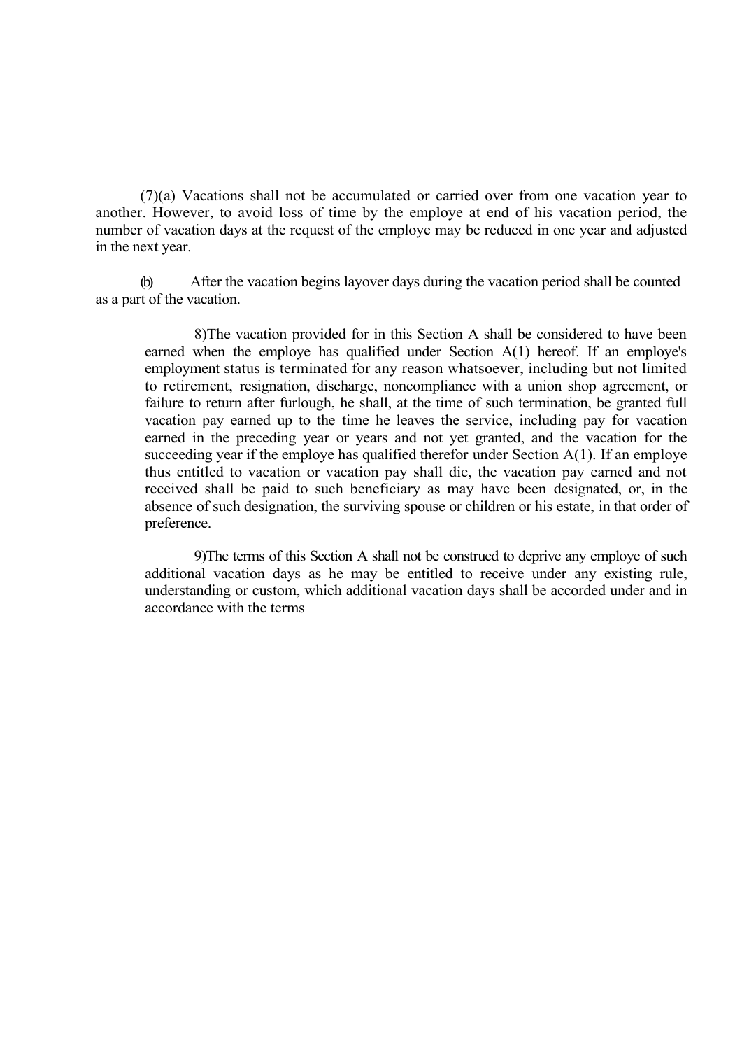(7)(a) Vacations shall not be accumulated or carried over from one vacation year to another. However, to avoid loss of time by the employe at end of his vacation period, the number of vacation days at the request of the employe may be reduced in one year and adjusted in the next year.

(b) After the vacation begins layover days during the vacation period shall be counted as a part of the vacation.

8)The vacation provided for in this Section A shall be considered to have been earned when the employe has qualified under Section A(1) hereof. If an employe's employment status is terminated for any reason whatsoever, including but not limited to retirement, resignation, discharge, noncompliance with a union shop agreement, or failure to return after furlough, he shall, at the time of such termination, be granted full vacation pay earned up to the time he leaves the service, including pay for vacation earned in the preceding year or years and not yet granted, and the vacation for the succeeding year if the employe has qualified therefor under Section A(1). If an employe thus entitled to vacation or vacation pay shall die, the vacation pay earned and not received shall be paid to such beneficiary as may have been designated, or, in the absence of such designation, the surviving spouse or children or his estate, in that order of preference.

9)The terms of this Section A shall not be construed to deprive any employe of such additional vacation days as he may be entitled to receive under any existing rule, understanding or custom, which additional vacation days shall be accorded under and in accordance with the terms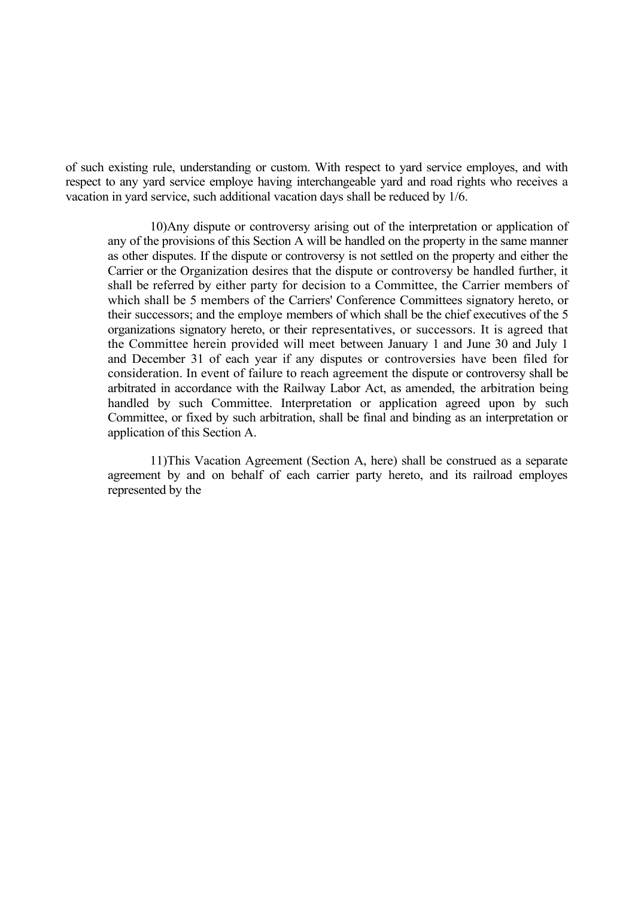of such existing rule, understanding or custom. With respect to yard service employes, and with respect to any yard service employe having interchangeable yard and road rights who receives a vacation in yard service, such additional vacation days shall be reduced by 1/6.

10)Any dispute or controversy arising out of the interpretation or application of any of the provisions of this Section A will be handled on the property in the same manner as other disputes. If the dispute or controversy is not settled on the property and either the Carrier or the Organization desires that the dispute or controversy be handled further, it shall be referred by either party for decision to a Committee, the Carrier members of which shall be 5 members of the Carriers' Conference Committees signatory hereto, or their successors; and the employe members of which shall be the chief executives of the 5 organizations signatory hereto, or their representatives, or successors. It is agreed that the Committee herein provided will meet between January 1 and June 30 and July 1 and December 31 of each year if any disputes or controversies have been filed for consideration. In event of failure to reach agreement the dispute or controversy shall be arbitrated in accordance with the Railway Labor Act, as amended, the arbitration being handled by such Committee. Interpretation or application agreed upon by such Committee, or fixed by such arbitration, shall be final and binding as an interpretation or application of this Section A.

11)This Vacation Agreement (Section A, here) shall be construed as a separate agreement by and on behalf of each carrier party hereto, and its railroad employes represented by the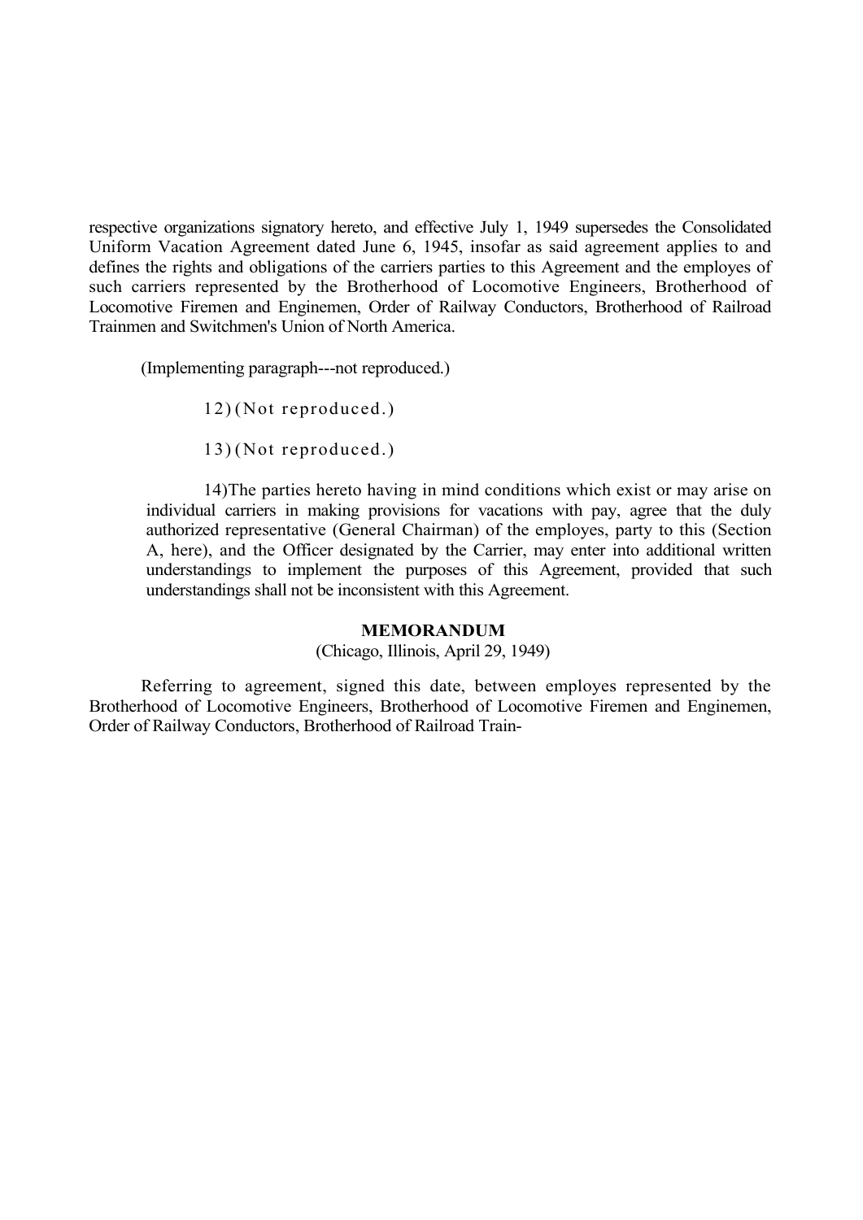respective organizations signatory hereto, and effective July 1, 1949 supersedes the Consolidated Uniform Vacation Agreement dated June 6, 1945, insofar as said agreement applies to and defines the rights and obligations of the carriers parties to this Agreement and the employes of such carriers represented by the Brotherhood of Locomotive Engineers, Brotherhood of Locomotive Firemen and Enginemen, Order of Railway Conductors, Brotherhood of Railroad Trainmen and Switchmen's Union of North America.

(Implementing paragraph---not reproduced.)

12) (Not reproduced.)

13) (Not reproduced.)

14) The parties hereto having in mind conditions which exist or may arise on individual carriers in making provisions for vacations with pay, agree that the duly authorized representative (General Chairman) of the employes, party to this (Section A, here), and the Officer designated by the Carrier, may enter into additional written understandings to implement the purposes of this Agreement, provided that such understandings shall not be inconsistent with this Agreement.

**MEMORANDUM**

(Chicago, Illinois, April 29, 1949)

Referring to agreement, signed this date, between employes represented by the Brotherhood of Locomotive Engineers, Brotherhood of Locomotive Firemen and Enginemen, Order of Railway Conductors, Brotherhood of Railroad Train-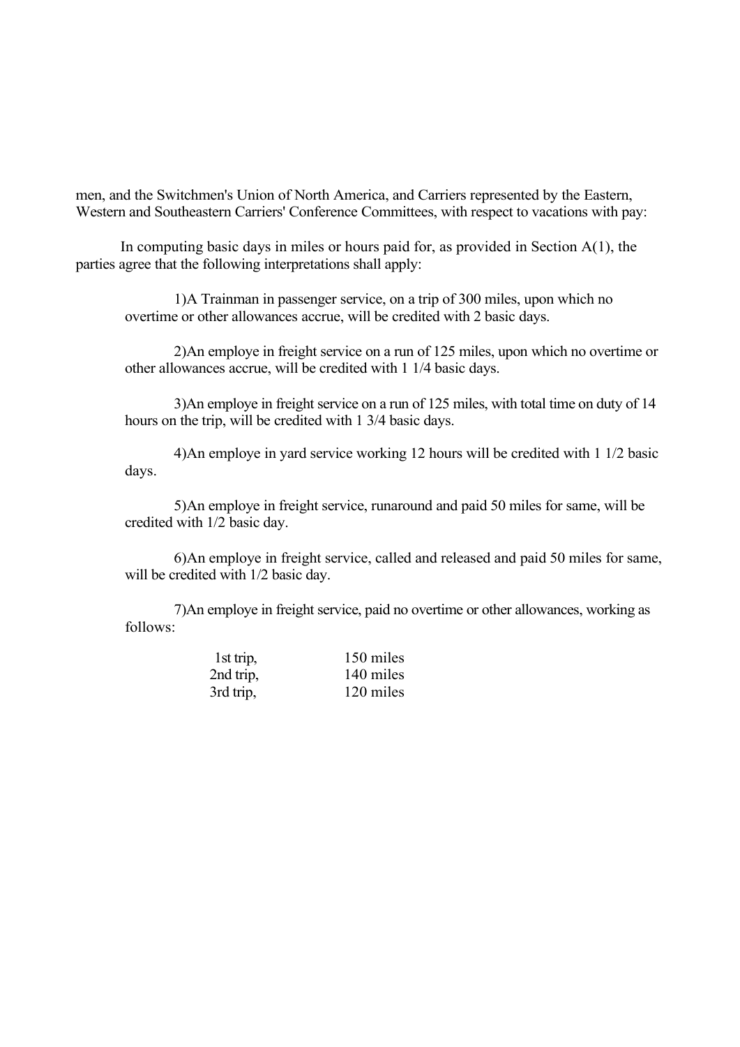men, and the Switchmen's Union of North America, and Carriers represented by the Eastern, Western and Southeastern Carriers' Conference Committees, with respect to vacations with pay:

In computing basic days in miles or hours paid for, as provided in Section A(1), the parties agree that the following interpretations shall apply:

1) A Trainman in passenger service, on a trip of 300 miles, upon which no overtime or other allowances accrue, will be credited with 2 basic days.

2) An employe in freight service on a run of 125 miles, upon which no overtime or other allowances accrue, will be credited with 1 1/4 basic days.

3) An employe in freight service on a run of 125 miles, with total time on duty of 14 hours on the trip, will be credited with 1 3/4 basic days.

4) An employe in yard service working 12 hours will be credited with 1 1/2 basic days.

5) An employe in freight service, runaround and paid 50 miles for same, will be credited with 1/2 basic day.

6) An employe in freight service, called and released and paid 50 miles for same, will be credited with 1/2 basic day.

7) An employe in freight service, paid no overtime or other allowances, working as follows:

| | |
|---|---|
| 1st trip, | 150 miles |
| 2nd trip, | 140 miles |
| 3rd trip, | 120 miles |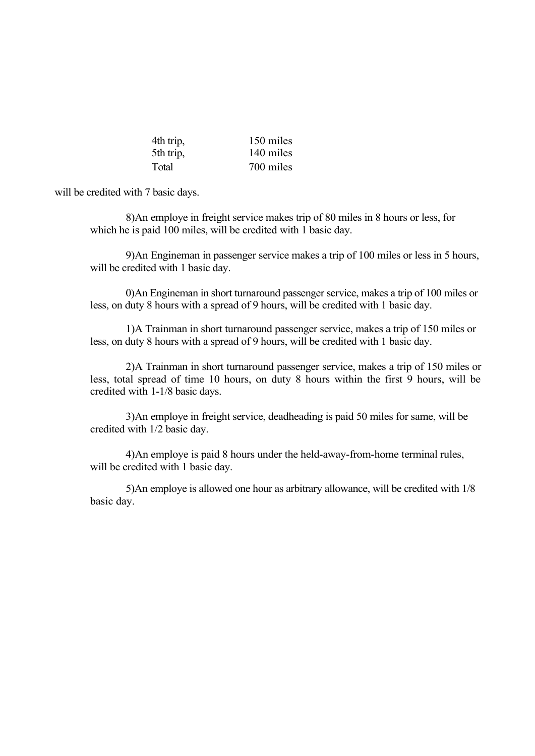| | |
|---|---|
| 4th trip, | 150 miles |
| 5th trip, | 140 miles |
| Total | 700 miles |

will be credited with 7 basic days.

8)An employe in freight service makes trip of 80 miles in 8 hours or less, for which he is paid 100 miles, will be credited with 1 basic day.

9)An Engineman in passenger service makes a trip of 100 miles or less in 5 hours, will be credited with 1 basic day.

0)An Engineman in short turnaround passenger service, makes a trip of 100 miles or less, on duty 8 hours with a spread of 9 hours, will be credited with 1 basic day.

1)A Trainman in short turnaround passenger service, makes a trip of 150 miles or less, on duty 8 hours with a spread of 9 hours, will be credited with 1 basic day.

2)A Trainman in short turnaround passenger service, makes a trip of 150 miles or less, total spread of time 10 hours, on duty 8 hours within the first 9 hours, will be credited with 1-1/8 basic days.

3)An employe in freight service, deadheading is paid 50 miles for same, will be credited with 1/2 basic day.

4)An employe is paid 8 hours under the held-away-from-home terminal rules, will be credited with 1 basic day.

5)An employe is allowed one hour as arbitrary allowance, will be credited with 1/8 basic day.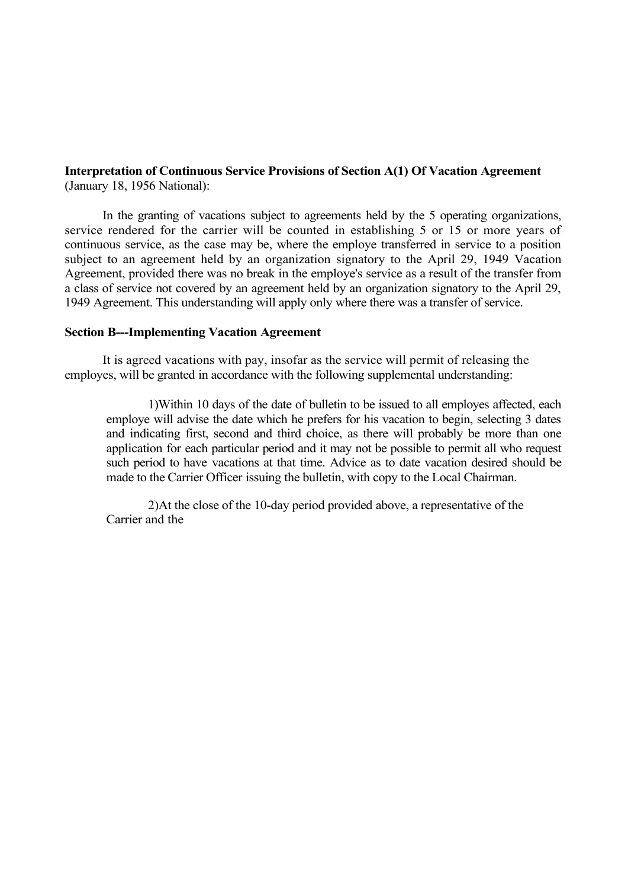**Interpretation of Continuous Service Provisions of Section A(1) Of Vacation Agreement** (January 18, 1956 National):

In the granting of vacations subject to agreements held by the 5 operating organizations, service rendered for the carrier will be counted in establishing 5 or 15 or more years of continuous service, as the case may be, where the employe transferred in service to a position subject to an agreement held by an organization signatory to the April 29, 1949 Vacation Agreement, provided there was no break in the employe's service as a result of the transfer from a class of service not covered by an agreement held by an organization signatory to the April 29, 1949 Agreement. This understanding will apply only where there was a transfer of service.

**Section B---Implementing Vacation Agreement**

It is agreed vacations with pay, insofar as the service will permit of releasing the employes, will be granted in accordance with the following supplemental understanding:

1)Within 10 days of the date of bulletin to be issued to all employes affected, each employe will advise the date which he prefers for his vacation to begin, selecting 3 dates and indicating first, second and third choice, as there will probably be more than one application for each particular period and it may not be possible to permit all who request such period to have vacations at that time. Advice as to date vacation desired should be made to the Carrier Officer issuing the bulletin, with copy to the Local Chairman.

2)At the close of the 10-day period provided above, a representative of the Carrier and the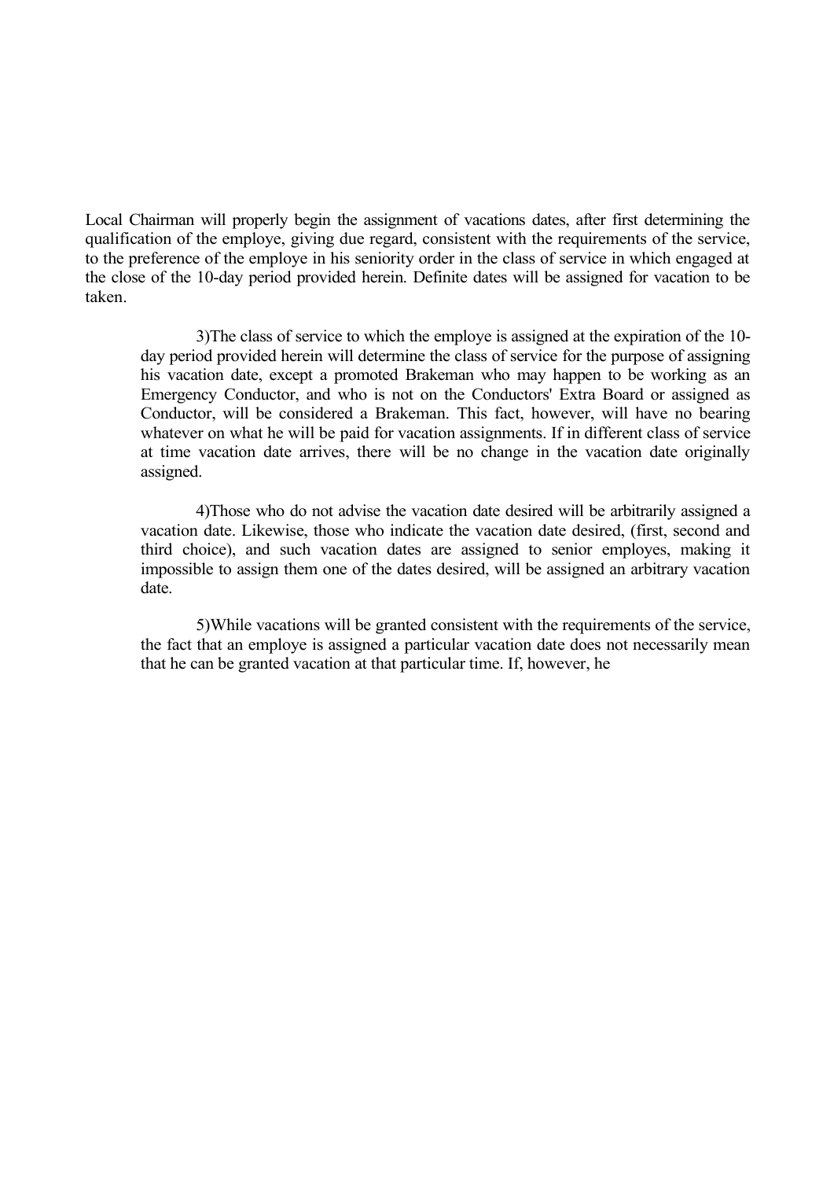Local Chairman will properly begin the assignment of vacations dates, after first determining the qualification of the employe, giving due regard, consistent with the requirements of the service, to the preference of the employe in his seniority order in the class of service in which engaged at the close of the 10-day period provided herein. Definite dates will be assigned for vacation to be taken.

> 3)The class of service to which the employe is assigned at the expiration of the 10-day period provided herein will determine the class of service for the purpose of assigning his vacation date, except a promoted Brakeman who may happen to be working as an Emergency Conductor, and who is not on the Conductors' Extra Board or assigned as Conductor, will be considered a Brakeman. This fact, however, will have no bearing whatever on what he will be paid for vacation assignments. If in different class of service at time vacation date arrives, there will be no change in the vacation date originally assigned.
>
> 4)Those who do not advise the vacation date desired will be arbitrarily assigned a vacation date. Likewise, those who indicate the vacation date desired, (first, second and third choice), and such vacation dates are assigned to senior employes, making it impossible to assign them one of the dates desired, will be assigned an arbitrary vacation date.
>
> 5)While vacations will be granted consistent with the requirements of the service, the fact that an employe is assigned a particular vacation date does not necessarily mean that he can be granted vacation at that particular time. If, however, he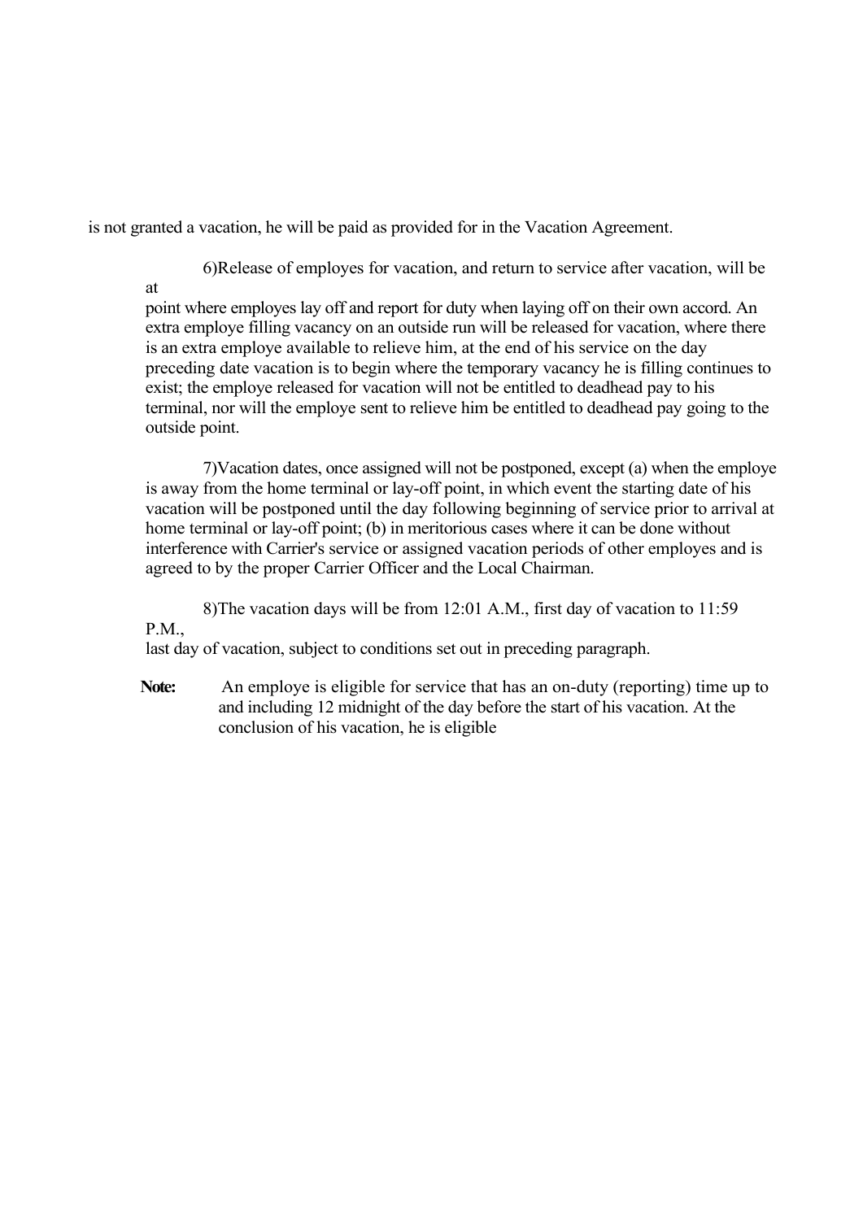is not granted a vacation, he will be paid as provided for in the Vacation Agreement.

6)Release of employes for vacation, and return to service after vacation, will be at point where employes lay off and report for duty when laying off on their own accord. An extra employe filling vacancy on an outside run will be released for vacation, where there is an extra employe available to relieve him, at the end of his service on the day preceding date vacation is to begin where the temporary vacancy he is filling continues to exist; the employe released for vacation will not be entitled to deadhead pay to his terminal, nor will the employe sent to relieve him be entitled to deadhead pay going to the outside point.

7)Vacation dates, once assigned will not be postponed, except (a) when the employe is away from the home terminal or lay-off point, in which event the starting date of his vacation will be postponed until the day following beginning of service prior to arrival at home terminal or lay-off point; (b) in meritorious cases where it can be done without interference with Carrier's service or assigned vacation periods of other employes and is agreed to by the proper Carrier Officer and the Local Chairman.

8)The vacation days will be from 12:01 A.M., first day of vacation to 11:59 P.M., last day of vacation, subject to conditions set out in preceding paragraph.

**Note:** An employe is eligible for service that has an on-duty (reporting) time up to and including 12 midnight of the day before the start of his vacation. At the conclusion of his vacation, he is eligible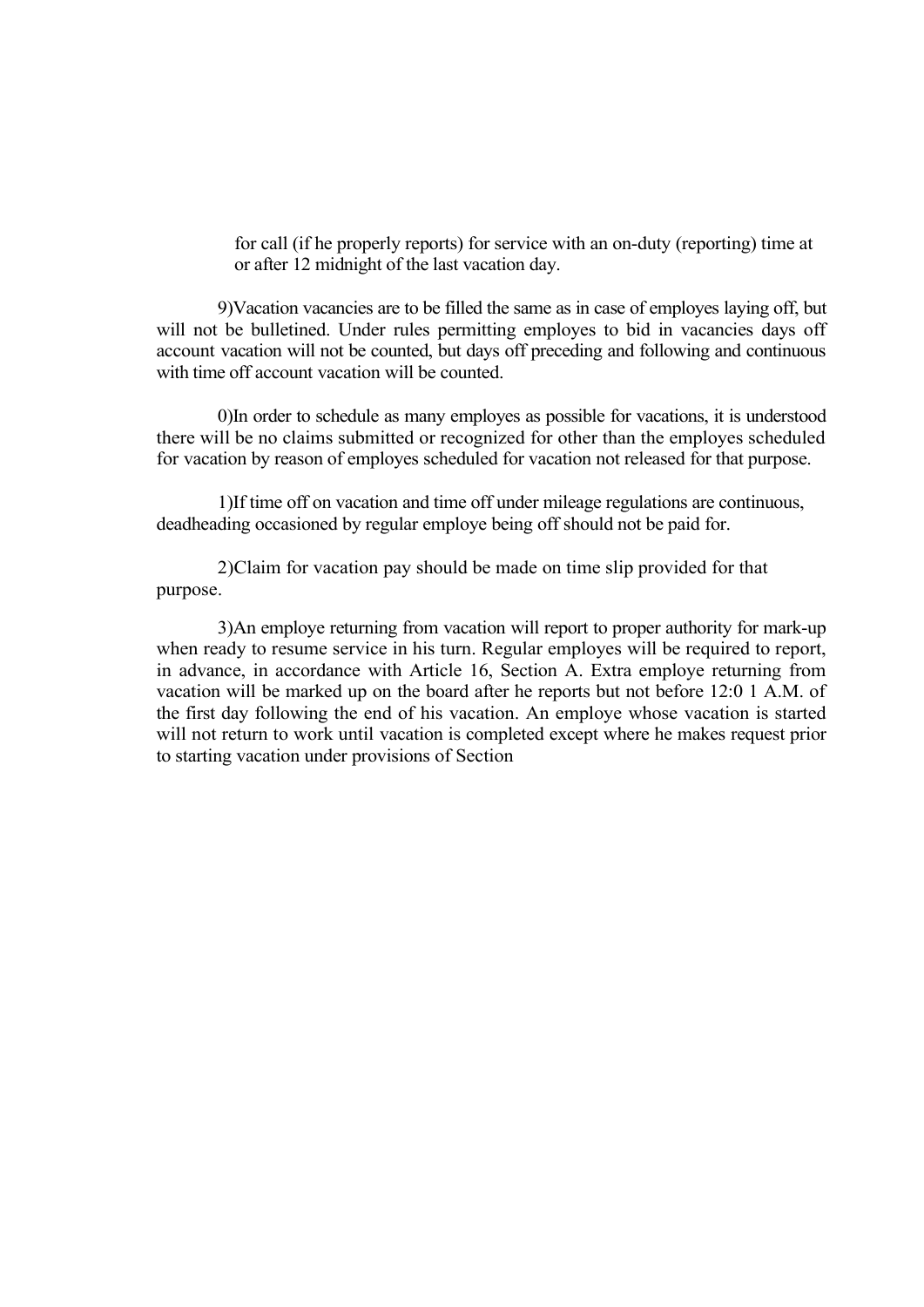for call (if he properly reports) for service with an on-duty (reporting) time at or after 12 midnight of the last vacation day.

9)Vacation vacancies are to be filled the same as in case of employes laying off, but will not be bulletined. Under rules permitting employes to bid in vacancies days off account vacation will not be counted, but days off preceding and following and continuous with time off account vacation will be counted.

0)In order to schedule as many employes as possible for vacations, it is understood there will be no claims submitted or recognized for other than the employes scheduled for vacation by reason of employes scheduled for vacation not released for that purpose.

1)If time off on vacation and time off under mileage regulations are continuous, deadheading occasioned by regular employe being off should not be paid for.

2)Claim for vacation pay should be made on time slip provided for that purpose.

3)An employe returning from vacation will report to proper authority for mark-up when ready to resume service in his turn. Regular employes will be required to report, in advance, in accordance with Article 16, Section A. Extra employe returning from vacation will be marked up on the board after he reports but not before 12:0 1 A.M. of the first day following the end of his vacation. An employe whose vacation is started will not return to work until vacation is completed except where he makes request prior to starting vacation under provisions of Section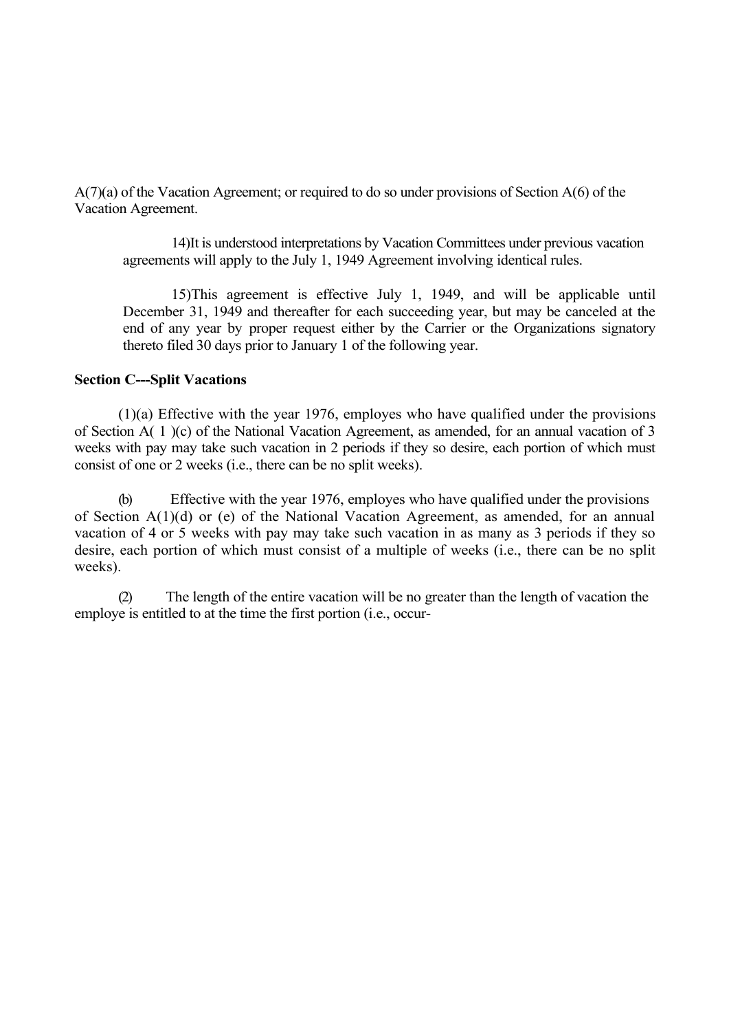A(7)(a) of the Vacation Agreement; or required to do so under provisions of Section A(6) of the Vacation Agreement.

14)It is understood interpretations by Vacation Committees under previous vacation agreements will apply to the July 1, 1949 Agreement involving identical rules.

15)This agreement is effective July 1, 1949, and will be applicable until December 31, 1949 and thereafter for each succeeding year, but may be canceled at the end of any year by proper request either by the Carrier or the Organizations signatory thereto filed 30 days prior to January 1 of the following year.

**Section C---Split Vacations**

(1)(a) Effective with the year 1976, employes who have qualified under the provisions of Section A( 1 )(c) of the National Vacation Agreement, as amended, for an annual vacation of 3 weeks with pay may take such vacation in 2 periods if they so desire, each portion of which must consist of one or 2 weeks (i.e., there can be no split weeks).

(b) Effective with the year 1976, employes who have qualified under the provisions of Section A(1)(d) or (e) of the National Vacation Agreement, as amended, for an annual vacation of 4 or 5 weeks with pay may take such vacation in as many as 3 periods if they so desire, each portion of which must consist of a multiple of weeks (i.e., there can be no split weeks).

(2) The length of the entire vacation will be no greater than the length of vacation the employe is entitled to at the time the first portion (i.e., occur-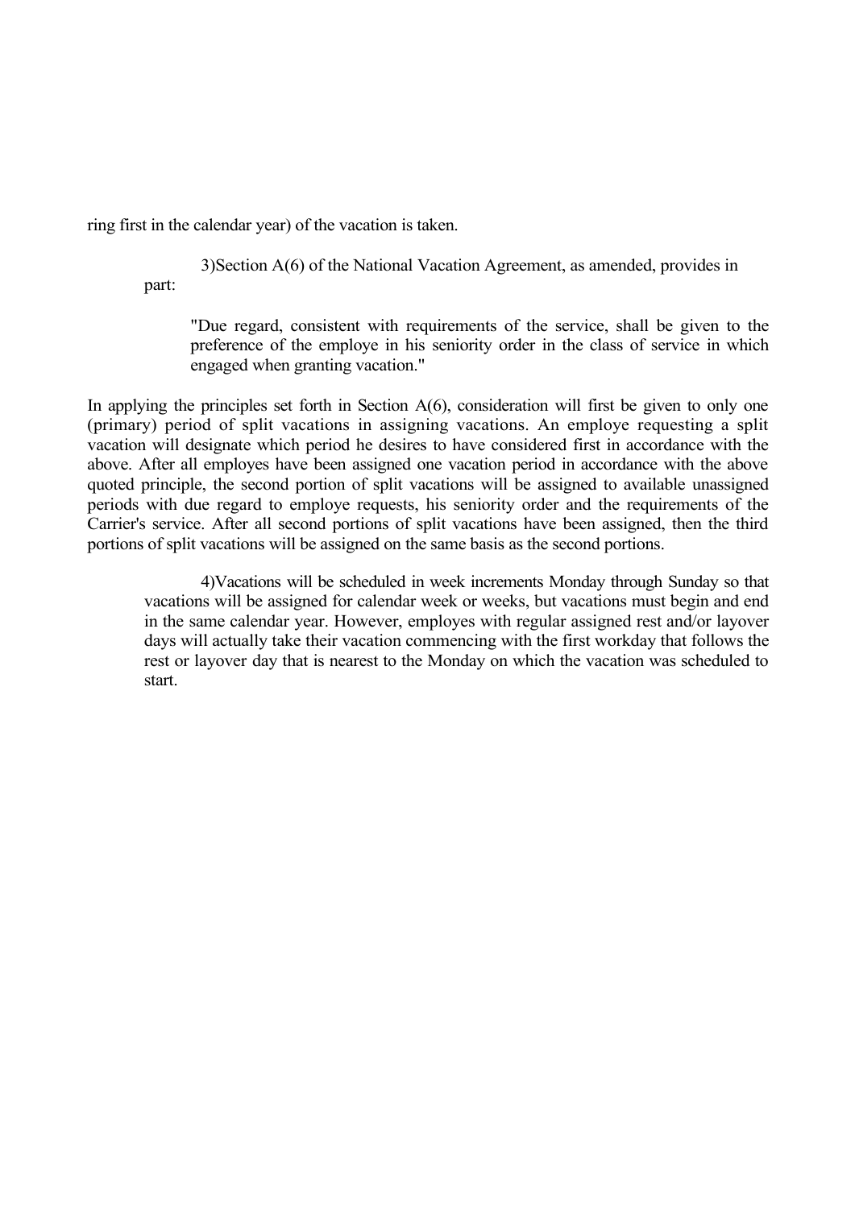ring first in the calendar year) of the vacation is taken.

3) Section A(6) of the National Vacation Agreement, as amended, provides in part:

> "Due regard, consistent with requirements of the service, shall be given to the preference of the employe in his seniority order in the class of service in which engaged when granting vacation."

In applying the principles set forth in Section A(6), consideration will first be given to only one (primary) period of split vacations in assigning vacations. An employe requesting a split vacation will designate which period he desires to have considered first in accordance with the above. After all employes have been assigned one vacation period in accordance with the above quoted principle, the second portion of split vacations will be assigned to available unassigned periods with due regard to employe requests, his seniority order and the requirements of the Carrier's service. After all second portions of split vacations have been assigned, then the third portions of split vacations will be assigned on the same basis as the second portions.

4) Vacations will be scheduled in week increments Monday through Sunday so that vacations will be assigned for calendar week or weeks, but vacations must begin and end in the same calendar year. However, employes with regular assigned rest and/or layover days will actually take their vacation commencing with the first workday that follows the rest or layover day that is nearest to the Monday on which the vacation was scheduled to start.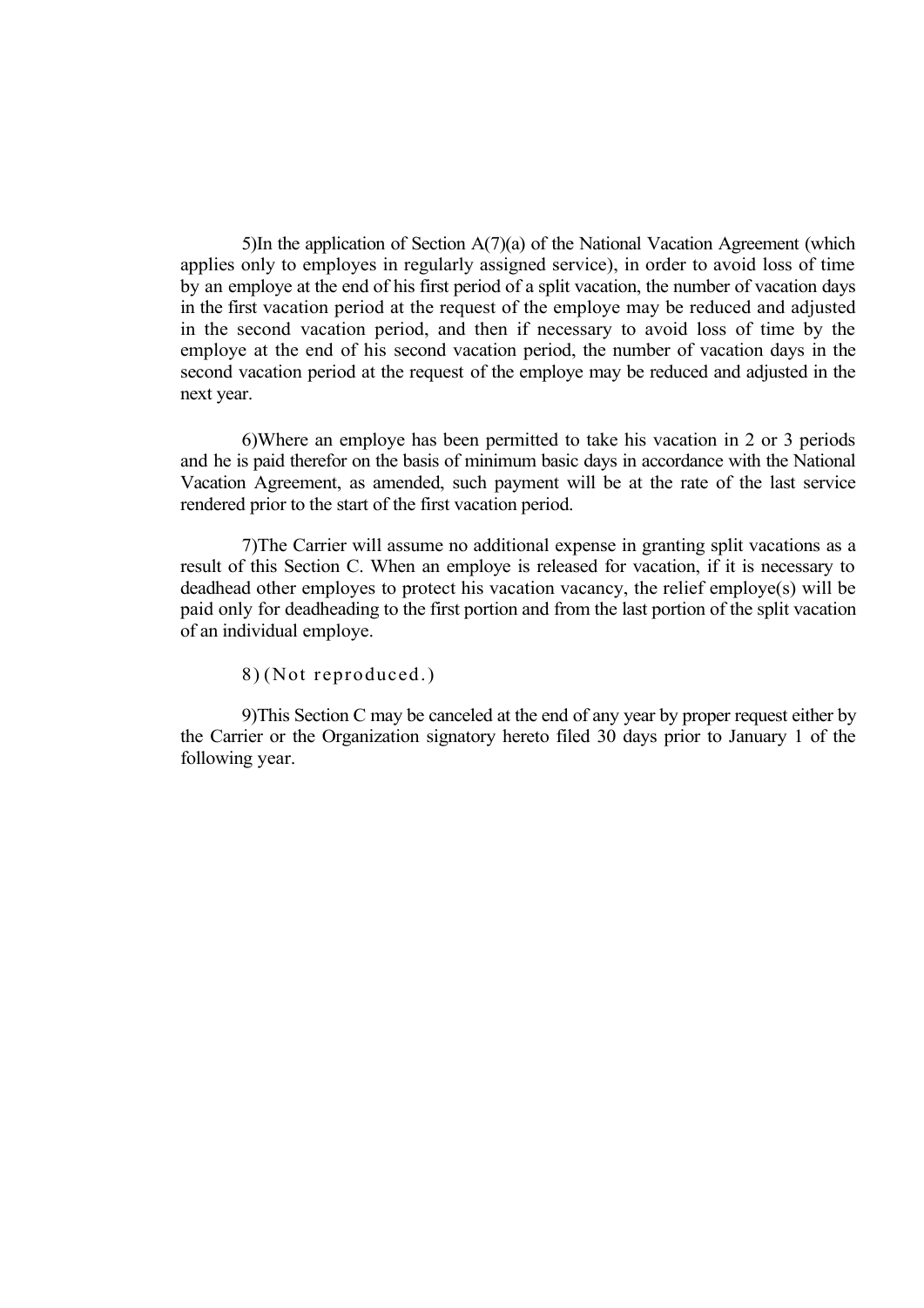5)In the application of Section A(7)(a) of the National Vacation Agreement (which applies only to employes in regularly assigned service), in order to avoid loss of time by an employe at the end of his first period of a split vacation, the number of vacation days in the first vacation period at the request of the employe may be reduced and adjusted in the second vacation period, and then if necessary to avoid loss of time by the employe at the end of his second vacation period, the number of vacation days in the second vacation period at the request of the employe may be reduced and adjusted in the next year.

6)Where an employe has been permitted to take his vacation in 2 or 3 periods and he is paid therefor on the basis of minimum basic days in accordance with the National Vacation Agreement, as amended, such payment will be at the rate of the last service rendered prior to the start of the first vacation period.

7)The Carrier will assume no additional expense in granting split vacations as a result of this Section C. When an employe is released for vacation, if it is necessary to deadhead other employes to protect his vacation vacancy, the relief employe(s) will be paid only for deadheading to the first portion and from the last portion of the split vacation of an individual employe.

8)(Not reproduced.)

9)This Section C may be canceled at the end of any year by proper request either by the Carrier or the Organization signatory hereto filed 30 days prior to January 1 of the following year.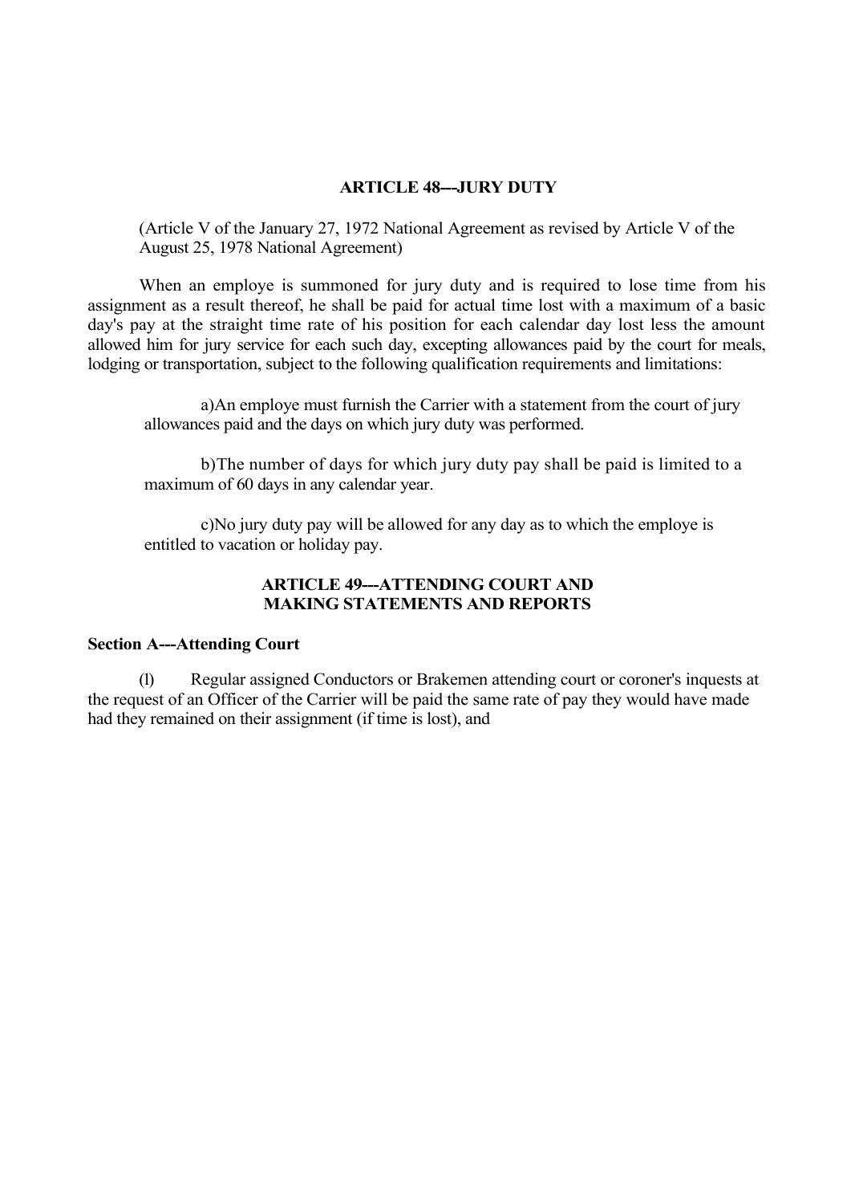## ARTICLE 48---JURY DUTY

(Article V of the January 27, 1972 National Agreement as revised by Article V of the August 25, 1978 National Agreement)

When an employe is summoned for jury duty and is required to lose time from his assignment as a result thereof, he shall be paid for actual time lost with a maximum of a basic day's pay at the straight time rate of his position for each calendar day lost less the amount allowed him for jury service for each such day, excepting allowances paid by the court for meals, lodging or transportation, subject to the following qualification requirements and limitations:

a)An employe must furnish the Carrier with a statement from the court of jury allowances paid and the days on which jury duty was performed.

b)The number of days for which jury duty pay shall be paid is limited to a maximum of 60 days in any calendar year.

c)No jury duty pay will be allowed for any day as to which the employe is entitled to vacation or holiday pay.

## ARTICLE 49---ATTENDING COURT AND MAKING STATEMENTS AND REPORTS

### Section A---Attending Court

(l) Regular assigned Conductors or Brakemen attending court or coroner's inquests at the request of an Officer of the Carrier will be paid the same rate of pay they would have made had they remained on their assignment (if time is lost), and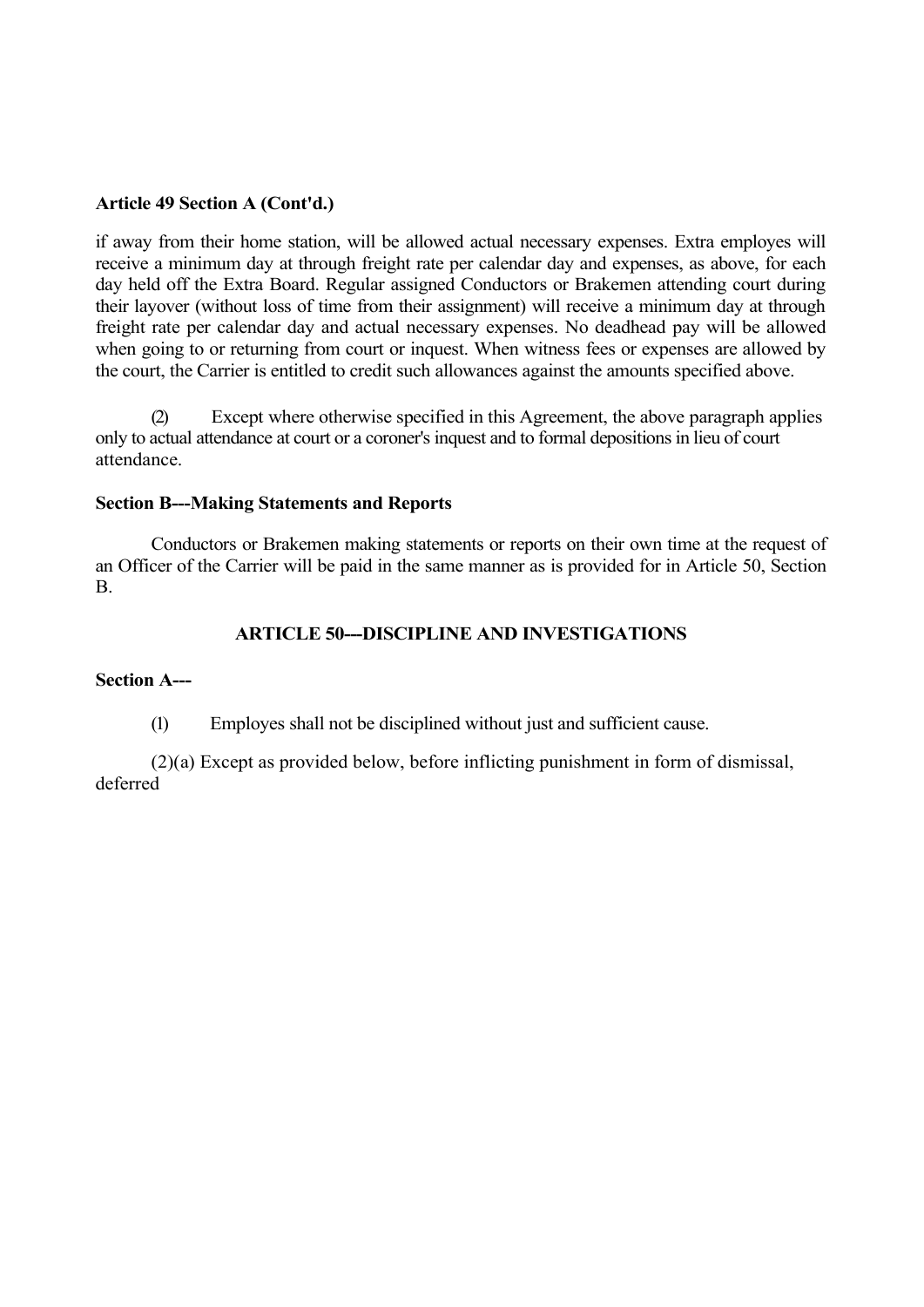**Article 49 Section A (Cont'd.)**

if away from their home station, will be allowed actual necessary expenses. Extra employes will receive a minimum day at through freight rate per calendar day and expenses, as above, for each day held off the Extra Board. Regular assigned Conductors or Brakemen attending court during their layover (without loss of time from their assignment) will receive a minimum day at through freight rate per calendar day and actual necessary expenses. No deadhead pay will be allowed when going to or returning from court or inquest. When witness fees or expenses are allowed by the court, the Carrier is entitled to credit such allowances against the amounts specified above.

(2) Except where otherwise specified in this Agreement, the above paragraph applies only to actual attendance at court or a coroner's inquest and to formal depositions in lieu of court attendance.

**Section B---Making Statements and Reports**

Conductors or Brakemen making statements or reports on their own time at the request of an Officer of the Carrier will be paid in the same manner as is provided for in Article 50, Section B.

## ARTICLE 50---DISCIPLINE AND INVESTIGATIONS

**Section A---**

(1) Employes shall not be disciplined without just and sufficient cause.

(2)(a) Except as provided below, before inflicting punishment in form of dismissal, deferred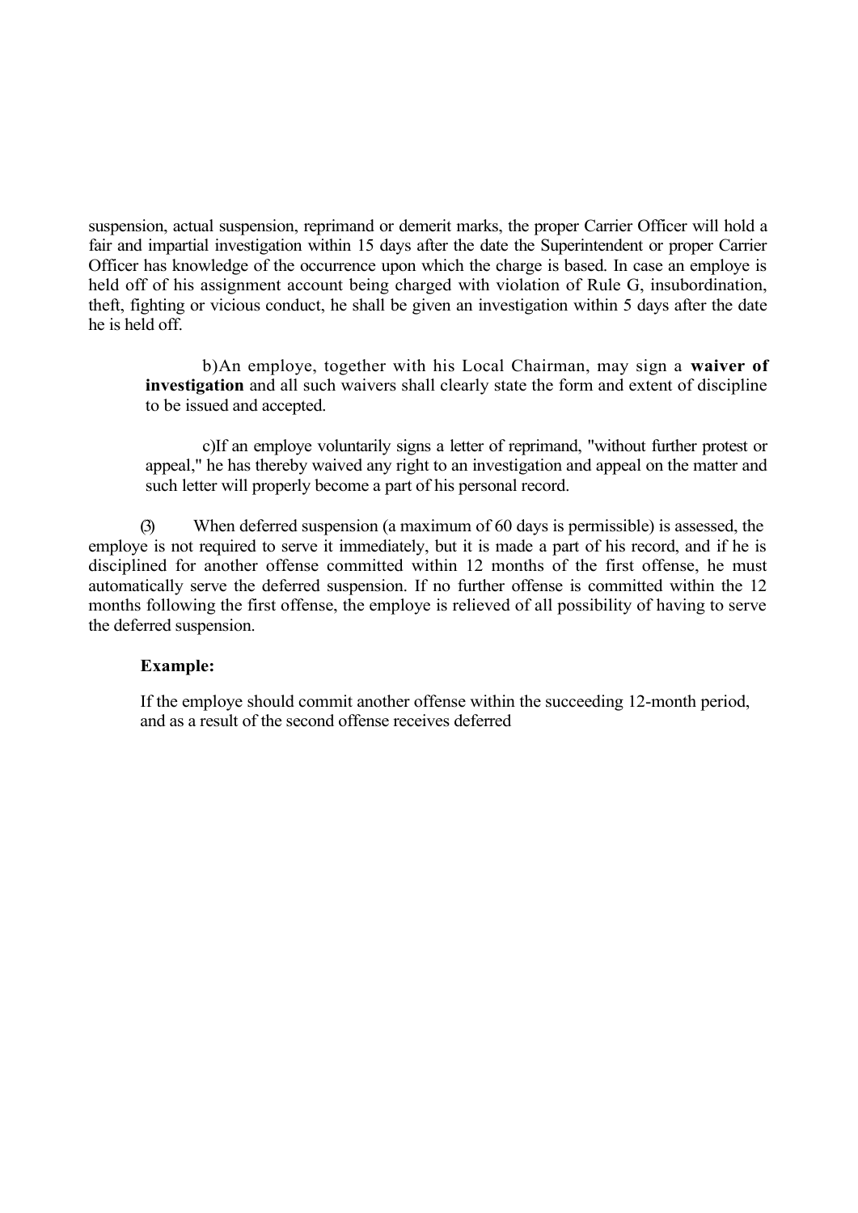suspension, actual suspension, reprimand or demerit marks, the proper Carrier Officer will hold a fair and impartial investigation within 15 days after the date the Superintendent or proper Carrier Officer has knowledge of the occurrence upon which the charge is based. In case an employe is held off of his assignment account being charged with violation of Rule G, insubordination, theft, fighting or vicious conduct, he shall be given an investigation within 5 days after the date he is held off.

> b) An employe, together with his Local Chairman, may sign a **waiver of investigation** and all such waivers shall clearly state the form and extent of discipline to be issued and accepted.
>
> c) If an employe voluntarily signs a letter of reprimand, "without further protest or appeal," he has thereby waived any right to an investigation and appeal on the matter and such letter will properly become a part of his personal record.

(3) When deferred suspension (a maximum of 60 days is permissible) is assessed, the employe is not required to serve it immediately, but it is made a part of his record, and if he is disciplined for another offense committed within 12 months of the first offense, he must automatically serve the deferred suspension. If no further offense is committed within the 12 months following the first offense, the employe is relieved of all possibility of having to serve the deferred suspension.

**Example:**

If the employe should commit another offense within the succeeding 12-month period, and as a result of the second offense receives deferred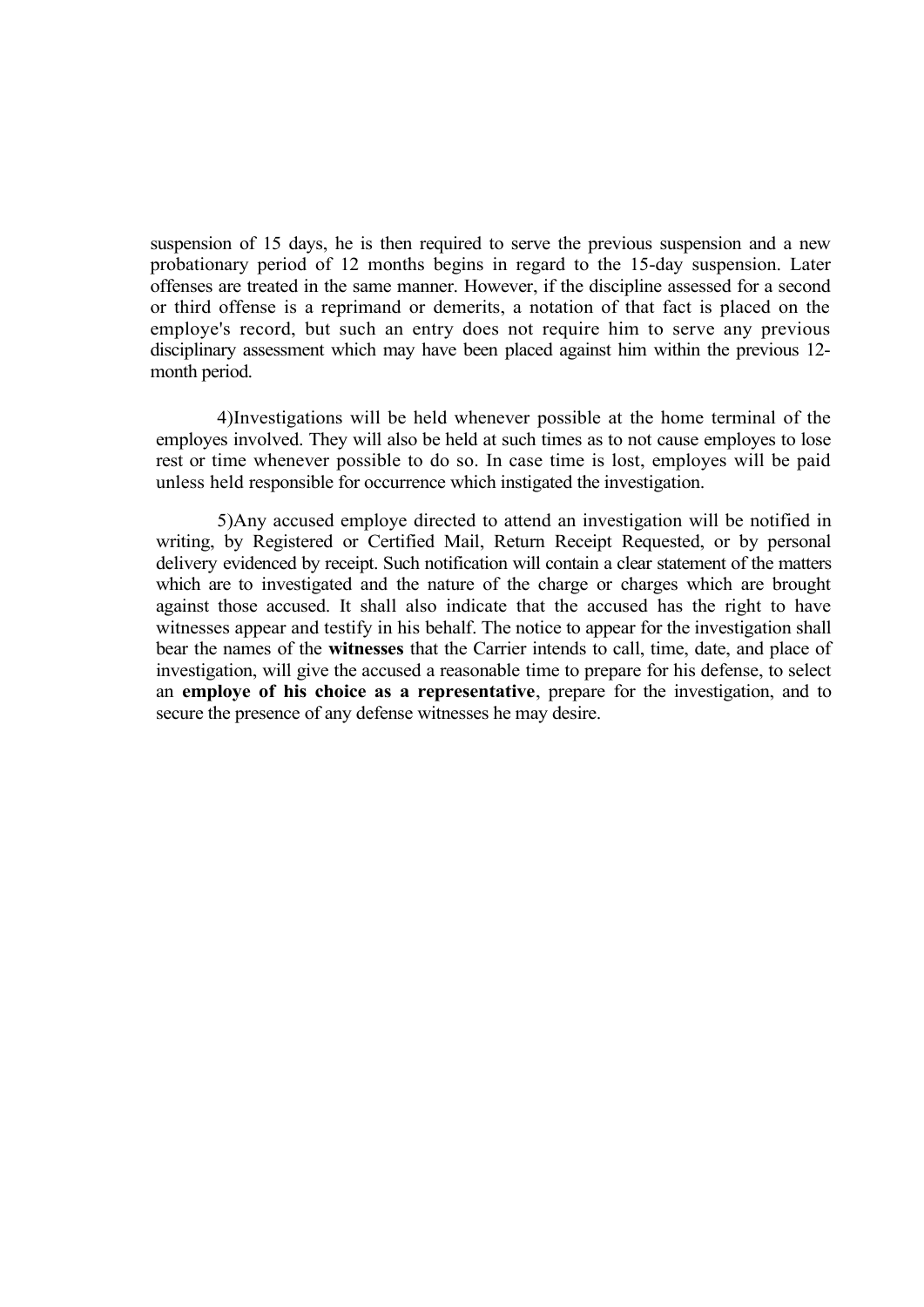suspension of 15 days, he is then required to serve the previous suspension and a new probationary period of 12 months begins in regard to the 15-day suspension. Later offenses are treated in the same manner. However, if the discipline assessed for a second or third offense is a reprimand or demerits, a notation of that fact is placed on the employe's record, but such an entry does not require him to serve any previous disciplinary assessment which may have been placed against him within the previous 12-month period.

4)Investigations will be held whenever possible at the home terminal of the employes involved. They will also be held at such times as to not cause employes to lose rest or time whenever possible to do so. In case time is lost, employes will be paid unless held responsible for occurrence which instigated the investigation.

5)Any accused employe directed to attend an investigation will be notified in writing, by Registered or Certified Mail, Return Receipt Requested, or by personal delivery evidenced by receipt. Such notification will contain a clear statement of the matters which are to investigated and the nature of the charge or charges which are brought against those accused. It shall also indicate that the accused has the right to have witnesses appear and testify in his behalf. The notice to appear for the investigation shall bear the names of the **witnesses** that the Carrier intends to call, time, date, and place of investigation, will give the accused a reasonable time to prepare for his defense, to select an **employe of his choice as a representative**, prepare for the investigation, and to secure the presence of any defense witnesses he may desire.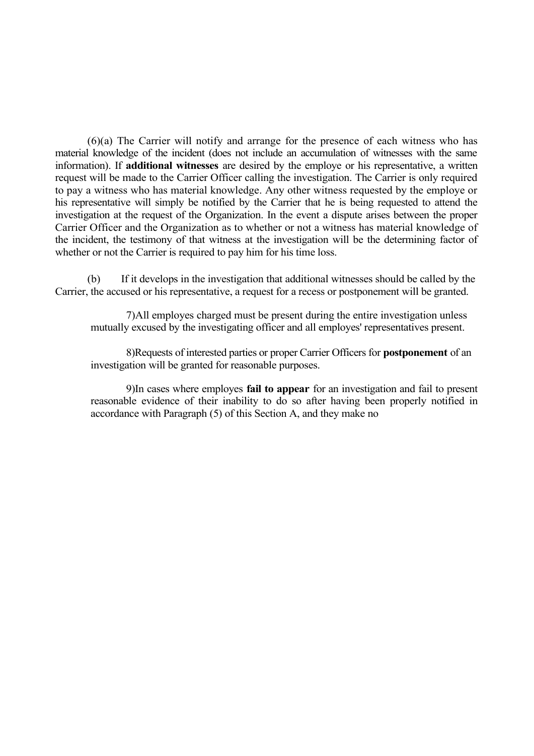(6)(a) The Carrier will notify and arrange for the presence of each witness who has material knowledge of the incident (does not include an accumulation of witnesses with the same information). If **additional witnesses** are desired by the employe or his representative, a written request will be made to the Carrier Officer calling the investigation. The Carrier is only required to pay a witness who has material knowledge. Any other witness requested by the employe or his representative will simply be notified by the Carrier that he is being requested to attend the investigation at the request of the Organization. In the event a dispute arises between the proper Carrier Officer and the Organization as to whether or not a witness has material knowledge of the incident, the testimony of that witness at the investigation will be the determining factor of whether or not the Carrier is required to pay him for his time loss.

(b) If it develops in the investigation that additional witnesses should be called by the Carrier, the accused or his representative, a request for a recess or postponement will be granted.

7)All employes charged must be present during the entire investigation unless mutually excused by the investigating officer and all employes' representatives present.

8)Requests of interested parties or proper Carrier Officers for **postponement** of an investigation will be granted for reasonable purposes.

9)In cases where employes **fail to appear** for an investigation and fail to present reasonable evidence of their inability to do so after having been properly notified in accordance with Paragraph (5) of this Section A, and they make no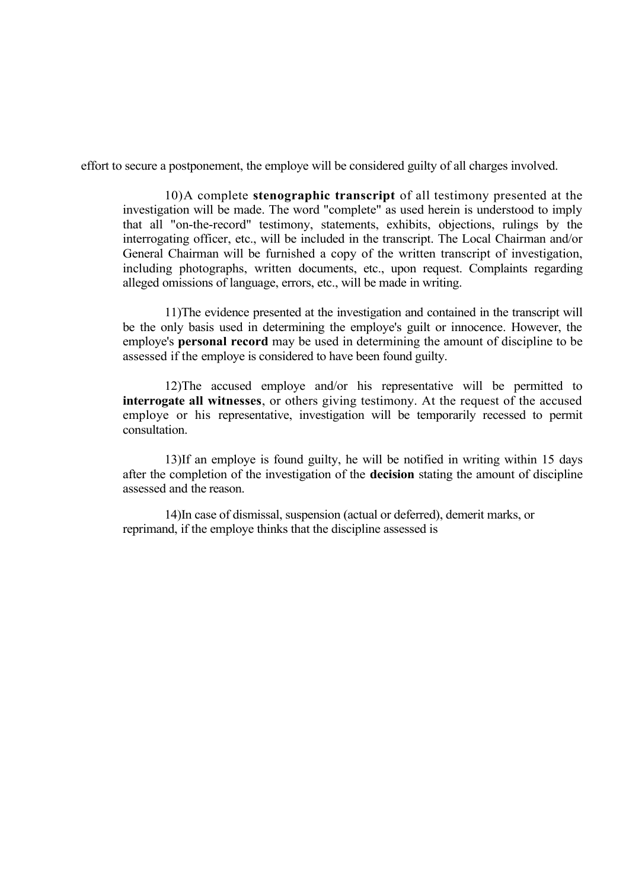effort to secure a postponement, the employe will be considered guilty of all charges involved.

10) A complete **stenographic transcript** of all testimony presented at the investigation will be made. The word "complete" as used herein is understood to imply that all "on-the-record" testimony, statements, exhibits, objections, rulings by the interrogating officer, etc., will be included in the transcript. The Local Chairman and/or General Chairman will be furnished a copy of the written transcript of investigation, including photographs, written documents, etc., upon request. Complaints regarding alleged omissions of language, errors, etc., will be made in writing.

11) The evidence presented at the investigation and contained in the transcript will be the only basis used in determining the employe's guilt or innocence. However, the employe's **personal record** may be used in determining the amount of discipline to be assessed if the employe is considered to have been found guilty.

12) The accused employe and/or his representative will be permitted to **interrogate all witnesses**, or others giving testimony. At the request of the accused employe or his representative, investigation will be temporarily recessed to permit consultation.

13) If an employe is found guilty, he will be notified in writing within 15 days after the completion of the investigation of the **decision** stating the amount of discipline assessed and the reason.

14) In case of dismissal, suspension (actual or deferred), demerit marks, or reprimand, if the employe thinks that the discipline assessed is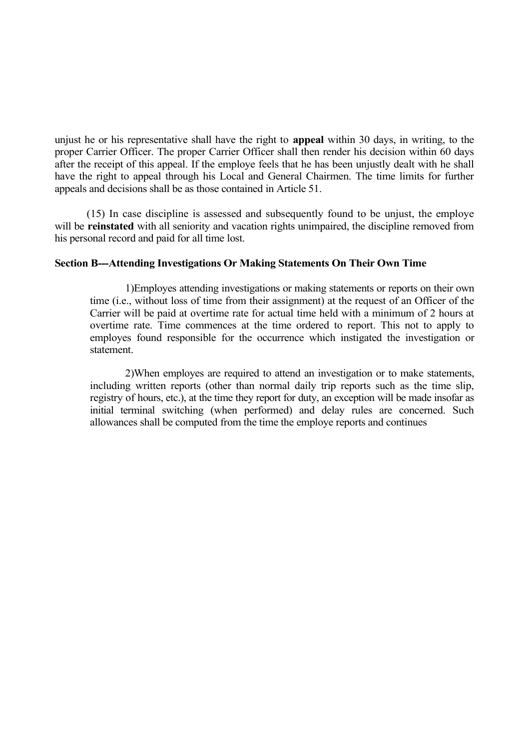unjust he or his representative shall have the right to **appeal** within 30 days, in writing, to the proper Carrier Officer. The proper Carrier Officer shall then render his decision within 60 days after the receipt of this appeal. If the employe feels that he has been unjustly dealt with he shall have the right to appeal through his Local and General Chairmen. The time limits for further appeals and decisions shall be as those contained in Article 51.

(15) In case discipline is assessed and subsequently found to be unjust, the employe will be **reinstated** with all seniority and vacation rights unimpaired, the discipline removed from his personal record and paid for all time lost.

**Section B---Attending Investigations Or Making Statements On Their Own Time**

1)Employes attending investigations or making statements or reports on their own time (i.e., without loss of time from their assignment) at the request of an Officer of the Carrier will be paid at overtime rate for actual time held with a minimum of 2 hours at overtime rate. Time commences at the time ordered to report. This not to apply to employes found responsible for the occurrence which instigated the investigation or statement.

2)When employes are required to attend an investigation or to make statements, including written reports (other than normal daily trip reports such as the time slip, registry of hours, etc.), at the time they report for duty, an exception will be made insofar as initial terminal switching (when performed) and delay rules are concerned. Such allowances shall be computed from the time the employe reports and continues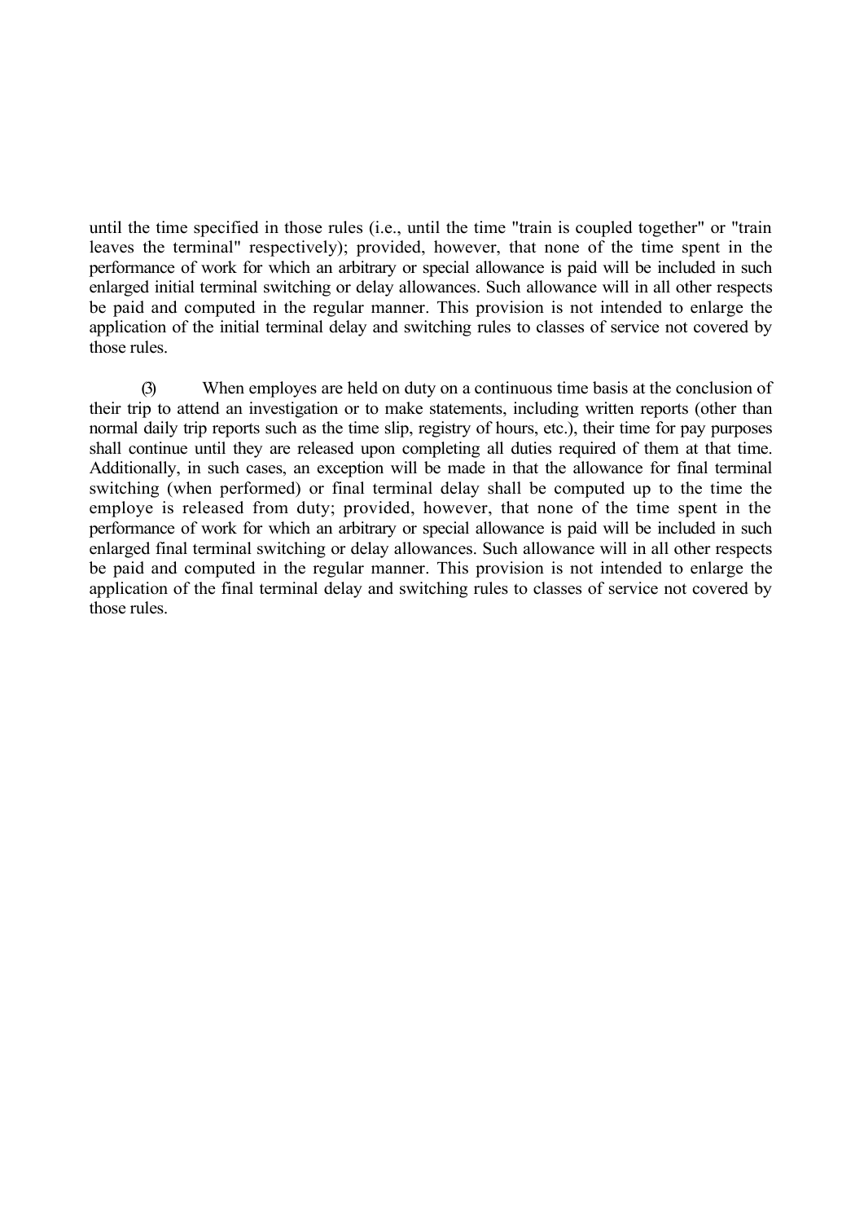until the time specified in those rules (i.e., until the time "train is coupled together" or "train leaves the terminal" respectively); provided, however, that none of the time spent in the performance of work for which an arbitrary or special allowance is paid will be included in such enlarged initial terminal switching or delay allowances. Such allowance will in all other respects be paid and computed in the regular manner. This provision is not intended to enlarge the application of the initial terminal delay and switching rules to classes of service not covered by those rules.

(3) When employes are held on duty on a continuous time basis at the conclusion of their trip to attend an investigation or to make statements, including written reports (other than normal daily trip reports such as the time slip, registry of hours, etc.), their time for pay purposes shall continue until they are released upon completing all duties required of them at that time. Additionally, in such cases, an exception will be made in that the allowance for final terminal switching (when performed) or final terminal delay shall be computed up to the time the employe is released from duty; provided, however, that none of the time spent in the performance of work for which an arbitrary or special allowance is paid will be included in such enlarged final terminal switching or delay allowances. Such allowance will in all other respects be paid and computed in the regular manner. This provision is not intended to enlarge the application of the final terminal delay and switching rules to classes of service not covered by those rules.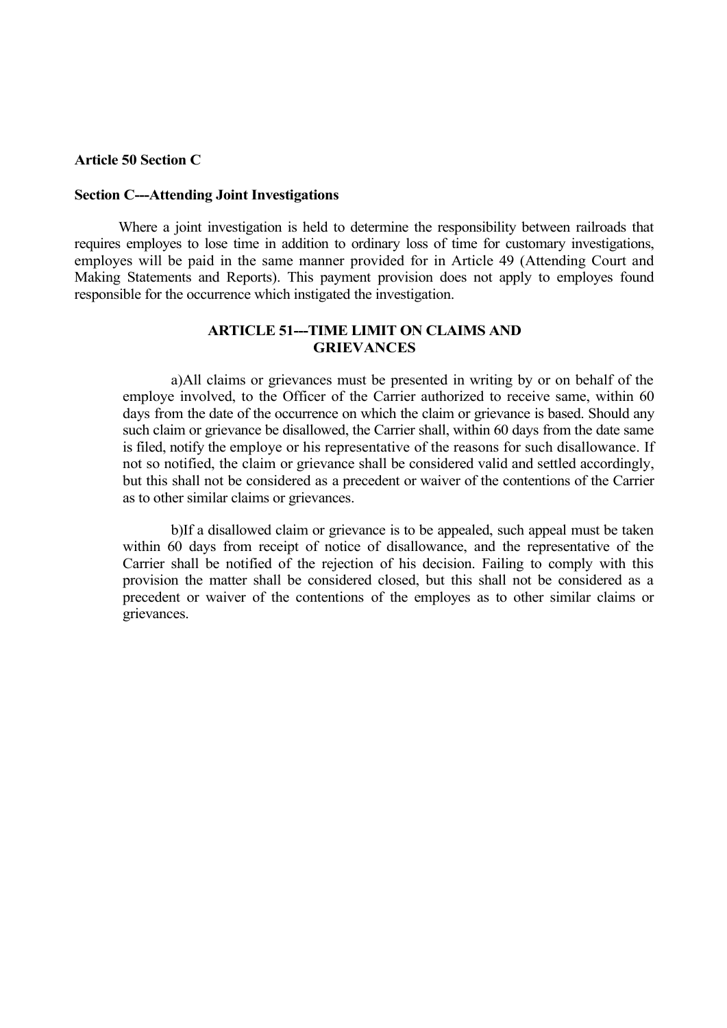**Article 50 Section C**

**Section C---Attending Joint Investigations**

Where a joint investigation is held to determine the responsibility between railroads that requires employes to lose time in addition to ordinary loss of time for customary investigations, employes will be paid in the same manner provided for in Article 49 (Attending Court and Making Statements and Reports). This payment provision does not apply to employes found responsible for the occurrence which instigated the investigation.

## ARTICLE 51---TIME LIMIT ON CLAIMS AND GRIEVANCES

a)All claims or grievances must be presented in writing by or on behalf of the employe involved, to the Officer of the Carrier authorized to receive same, within 60 days from the date of the occurrence on which the claim or grievance is based. Should any such claim or grievance be disallowed, the Carrier shall, within 60 days from the date same is filed, notify the employe or his representative of the reasons for such disallowance. If not so notified, the claim or grievance shall be considered valid and settled accordingly, but this shall not be considered as a precedent or waiver of the contentions of the Carrier as to other similar claims or grievances.

b)If a disallowed claim or grievance is to be appealed, such appeal must be taken within 60 days from receipt of notice of disallowance, and the representative of the Carrier shall be notified of the rejection of his decision. Failing to comply with this provision the matter shall be considered closed, but this shall not be considered as a precedent or waiver of the contentions of the employes as to other similar claims or grievances.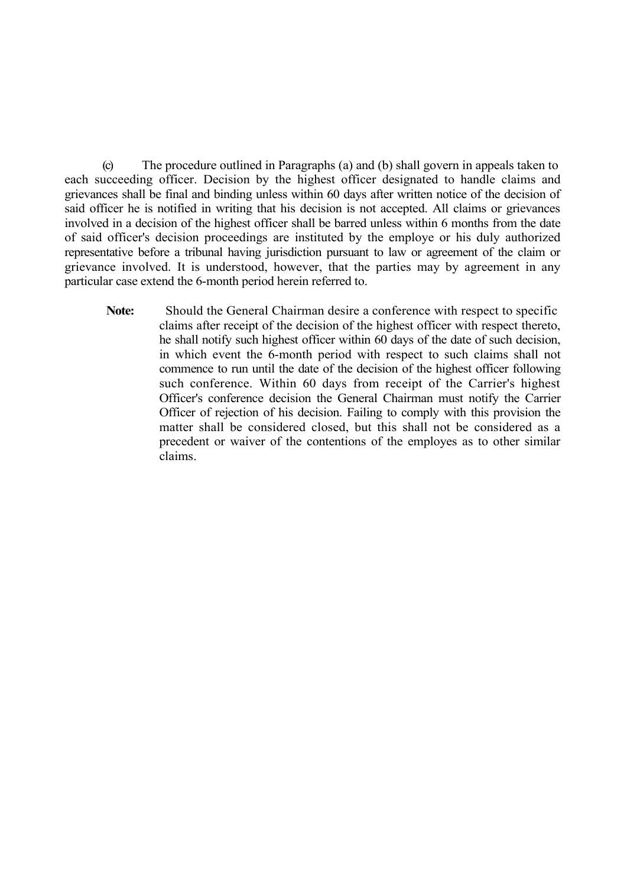(c) The procedure outlined in Paragraphs (a) and (b) shall govern in appeals taken to each succeeding officer. Decision by the highest officer designated to handle claims and grievances shall be final and binding unless within 60 days after written notice of the decision of said officer he is notified in writing that his decision is not accepted. All claims or grievances involved in a decision of the highest officer shall be barred unless within 6 months from the date of said officer's decision proceedings are instituted by the employe or his duly authorized representative before a tribunal having jurisdiction pursuant to law or agreement of the claim or grievance involved. It is understood, however, that the parties may by agreement in any particular case extend the 6-month period herein referred to.

> **Note:** Should the General Chairman desire a conference with respect to specific claims after receipt of the decision of the highest officer with respect thereto, he shall notify such highest officer within 60 days of the date of such decision, in which event the 6-month period with respect to such claims shall not commence to run until the date of the decision of the highest officer following such conference. Within 60 days from receipt of the Carrier's highest Officer's conference decision the General Chairman must notify the Carrier Officer of rejection of his decision. Failing to comply with this provision the matter shall be considered closed, but this shall not be considered as a precedent or waiver of the contentions of the employes as to other similar claims.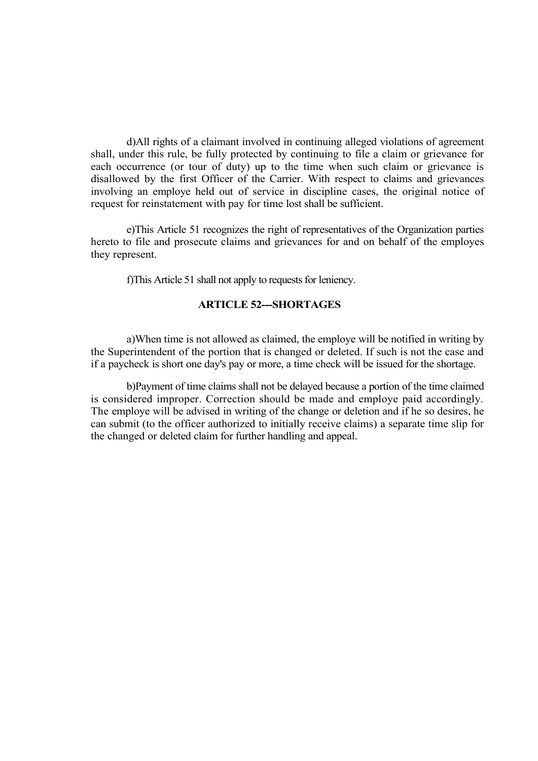d)All rights of a claimant involved in continuing alleged violations of agreement shall, under this rule, be fully protected by continuing to file a claim or grievance for each occurrence (or tour of duty) up to the time when such claim or grievance is disallowed by the first Officer of the Carrier. With respect to claims and grievances involving an employe held out of service in discipline cases, the original notice of request for reinstatement with pay for time lost shall be sufficient.

e)This Article 51 recognizes the right of representatives of the Organization parties hereto to file and prosecute claims and grievances for and on behalf of the employes they represent.

f)This Article 51 shall not apply to requests for leniency.

### ARTICLE 52---SHORTAGES

a)When time is not allowed as claimed, the employe will be notified in writing by the Superintendent of the portion that is changed or deleted. If such is not the case and if a paycheck is short one day's pay or more, a time check will be issued for the shortage.

b)Payment of time claims shall not be delayed because a portion of the time claimed is considered improper. Correction should be made and employe paid accordingly. The employe will be advised in writing of the change or deletion and if he so desires, he can submit (to the officer authorized to initially receive claims) a separate time slip for the changed or deleted claim for further handling and appeal.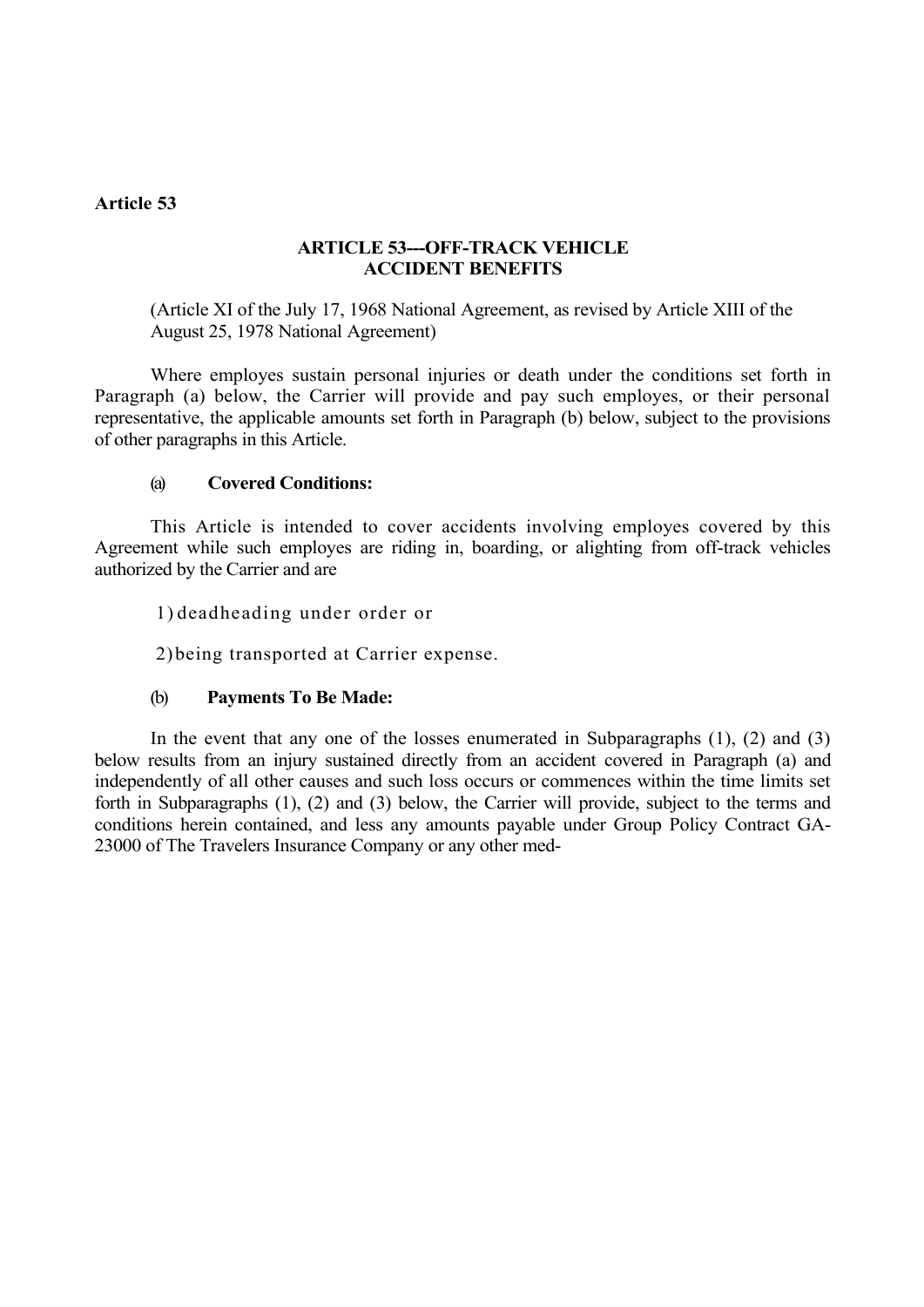**Article 53**

## ARTICLE 53---OFF-TRACK VEHICLE ACCIDENT BENEFITS

(Article XI of the July 17, 1968 National Agreement, as revised by Article XIII of the August 25, 1978 National Agreement)

Where employes sustain personal injuries or death under the conditions set forth in Paragraph (a) below, the Carrier will provide and pay such employes, or their personal representative, the applicable amounts set forth in Paragraph (b) below, subject to the provisions of other paragraphs in this Article.

(a) **Covered Conditions:**

This Article is intended to cover accidents involving employes covered by this Agreement while such employes are riding in, boarding, or alighting from off-track vehicles authorized by the Carrier and are

1) deadheading under order or

2) being transported at Carrier expense.

(b) **Payments To Be Made:**

In the event that any one of the losses enumerated in Subparagraphs (1), (2) and (3) below results from an injury sustained directly from an accident covered in Paragraph (a) and independently of all other causes and such loss occurs or commences within the time limits set forth in Subparagraphs (1), (2) and (3) below, the Carrier will provide, subject to the terms and conditions herein contained, and less any amounts payable under Group Policy Contract GA-23000 of The Travelers Insurance Company or any other med-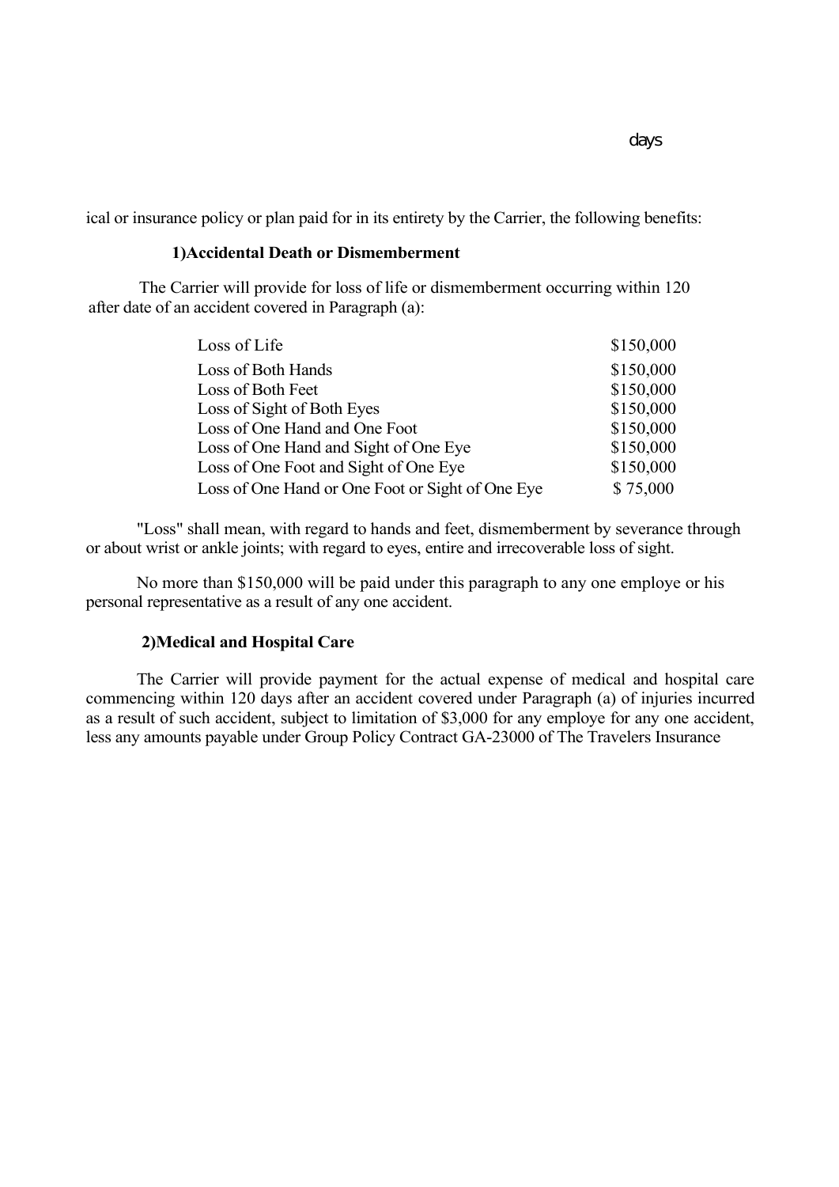days

ical or insurance policy or plan paid for in its entirety by the Carrier, the following benefits:

**1)Accidental Death or Dismemberment**

The Carrier will provide for loss of life or dismemberment occurring within 120 after date of an accident covered in Paragraph (a):

| | |
|---|---|
| Loss of Life | $150,000 |
| Loss of Both Hands | $150,000 |
| Loss of Both Feet | $150,000 |
| Loss of Sight of Both Eyes | $150,000 |
| Loss of One Hand and One Foot | $150,000 |
| Loss of One Hand and Sight of One Eye | $150,000 |
| Loss of One Foot and Sight of One Eye | $150,000 |
| Loss of One Hand or One Foot or Sight of One Eye | $ 75,000 |

"Loss" shall mean, with regard to hands and feet, dismemberment by severance through or about wrist or ankle joints; with regard to eyes, entire and irrecoverable loss of sight.

No more than $150,000 will be paid under this paragraph to any one employe or his personal representative as a result of any one accident.

**2)Medical and Hospital Care**

The Carrier will provide payment for the actual expense of medical and hospital care commencing within 120 days after an accident covered under Paragraph (a) of injuries incurred as a result of such accident, subject to limitation of $3,000 for any employe for any one accident, less any amounts payable under Group Policy Contract GA-23000 of The Travelers Insurance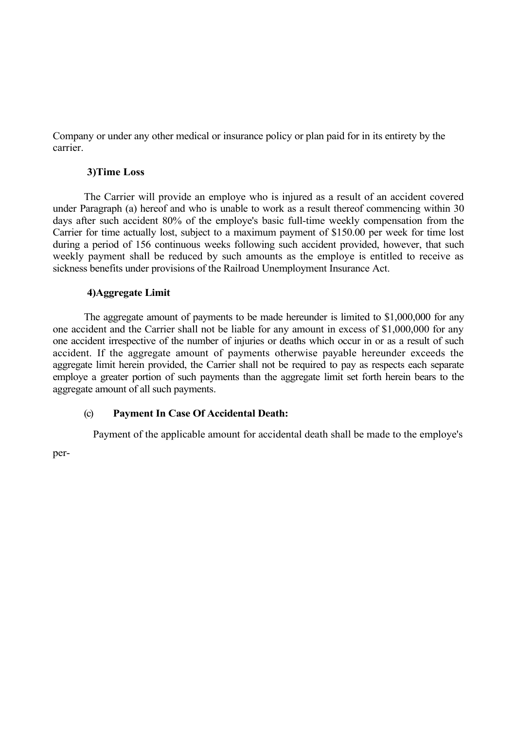Company or under any other medical or insurance policy or plan paid for in its entirety by the carrier.

**3)Time Loss**

The Carrier will provide an employe who is injured as a result of an accident covered under Paragraph (a) hereof and who is unable to work as a result thereof commencing within 30 days after such accident 80% of the employe's basic full-time weekly compensation from the Carrier for time actually lost, subject to a maximum payment of $150.00 per week for time lost during a period of 156 continuous weeks following such accident provided, however, that such weekly payment shall be reduced by such amounts as the employe is entitled to receive as sickness benefits under provisions of the Railroad Unemployment Insurance Act.

**4)Aggregate Limit**

The aggregate amount of payments to be made hereunder is limited to $1,000,000 for any one accident and the Carrier shall not be liable for any amount in excess of $1,000,000 for any one accident irrespective of the number of injuries or deaths which occur in or as a result of such accident. If the aggregate amount of payments otherwise payable hereunder exceeds the aggregate limit herein provided, the Carrier shall not be required to pay as respects each separate employe a greater portion of such payments than the aggregate limit set forth herein bears to the aggregate amount of all such payments.

(c) **Payment In Case Of Accidental Death:**

Payment of the applicable amount for accidental death shall be made to the employe's per-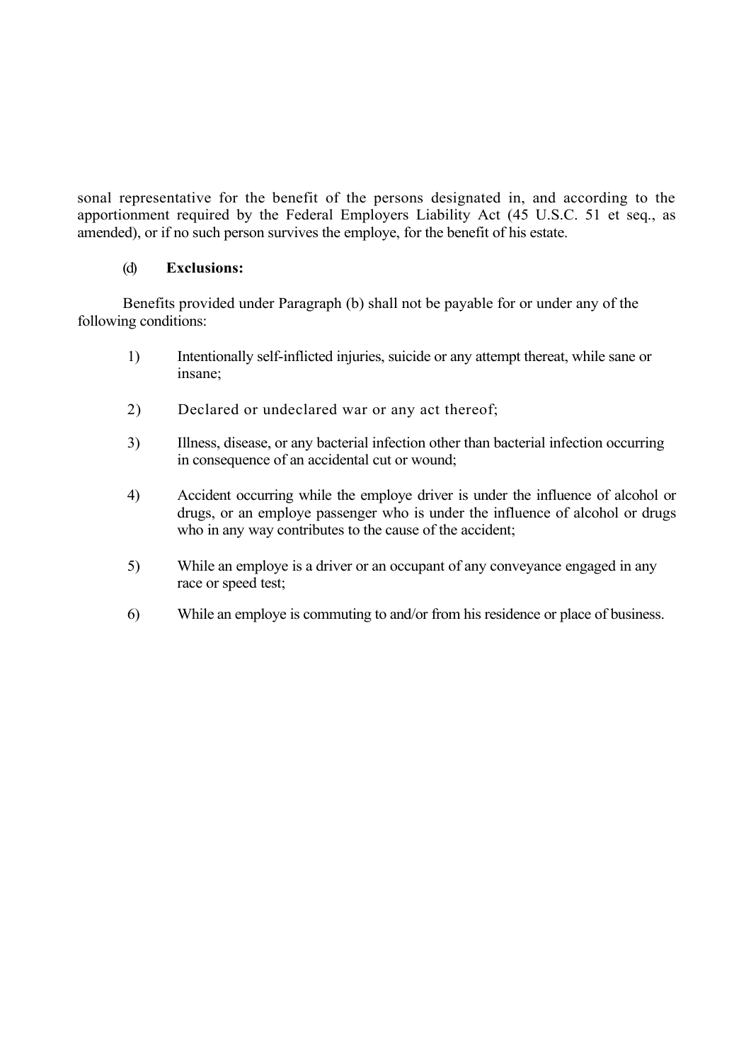sonal representative for the benefit of the persons designated in, and according to the apportionment required by the Federal Employers Liability Act (45 U.S.C. 51 et seq., as amended), or if no such person survives the employe, for the benefit of his estate.

(d) **Exclusions:**

Benefits provided under Paragraph (b) shall not be payable for or under any of the following conditions:

1) Intentionally self-inflicted injuries, suicide or any attempt thereat, while sane or insane;

2) Declared or undeclared war or any act thereof;

3) Illness, disease, or any bacterial infection other than bacterial infection occurring in consequence of an accidental cut or wound;

4) Accident occurring while the employe driver is under the influence of alcohol or drugs, or an employe passenger who is under the influence of alcohol or drugs who in any way contributes to the cause of the accident;

5) While an employe is a driver or an occupant of any conveyance engaged in any race or speed test;

6) While an employe is commuting to and/or from his residence or place of business.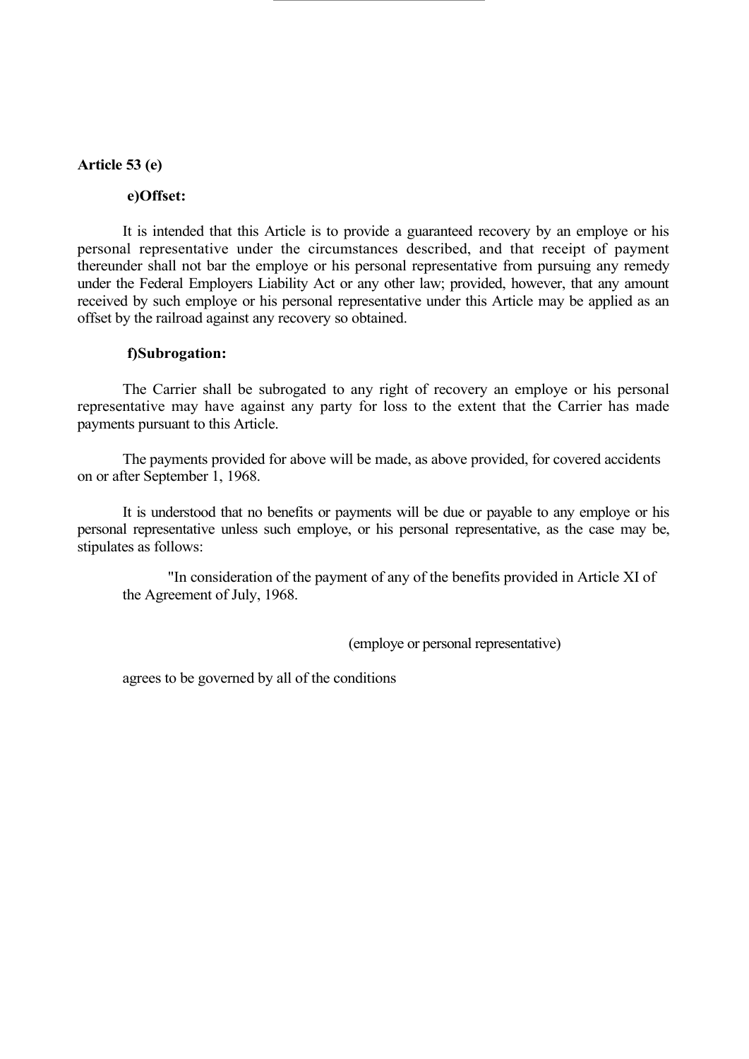**Article 53 (e)**

**e)Offset:**

It is intended that this Article is to provide a guaranteed recovery by an employe or his personal representative under the circumstances described, and that receipt of payment thereunder shall not bar the employe or his personal representative from pursuing any remedy under the Federal Employers Liability Act or any other law; provided, however, that any amount received by such employe or his personal representative under this Article may be applied as an offset by the railroad against any recovery so obtained.

**f)Subrogation:**

The Carrier shall be subrogated to any right of recovery an employe or his personal representative may have against any party for loss to the extent that the Carrier has made payments pursuant to this Article.

The payments provided for above will be made, as above provided, for covered accidents on or after September 1, 1968.

It is understood that no benefits or payments will be due or payable to any employe or his personal representative unless such employe, or his personal representative, as the case may be, stipulates as follows:

"In consideration of the payment of any of the benefits provided in Article XI of the Agreement of July, 1968.

(employe or personal representative)

agrees to be governed by all of the conditions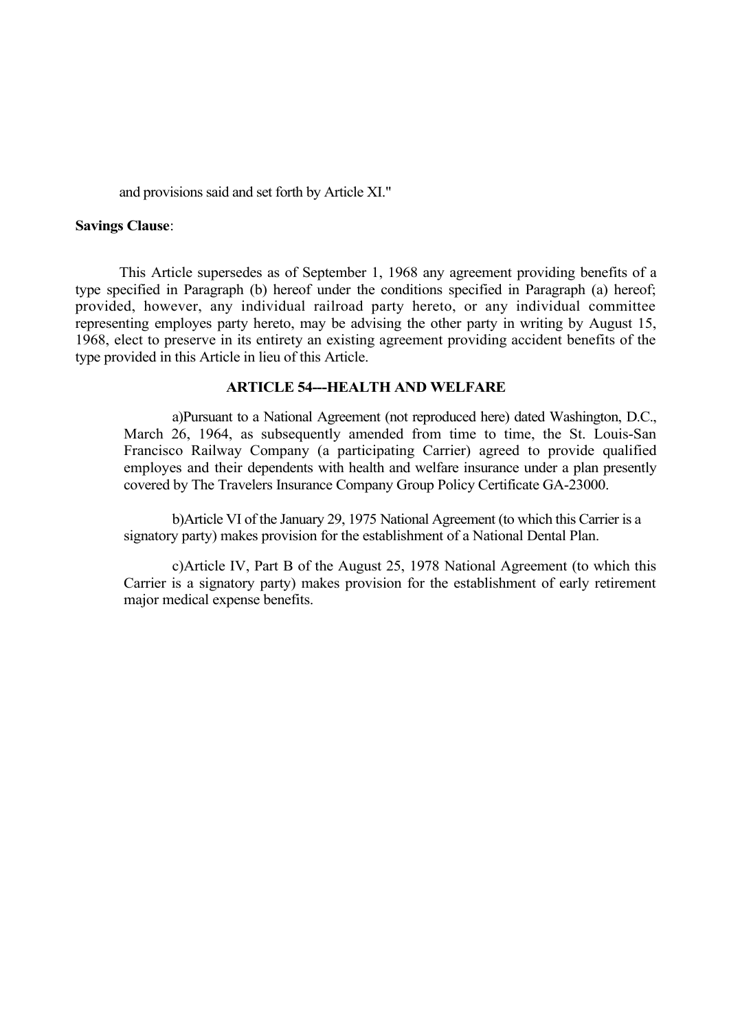and provisions said and set forth by Article XI."

**Savings Clause**:

This Article supersedes as of September 1, 1968 any agreement providing benefits of a type specified in Paragraph (b) hereof under the conditions specified in Paragraph (a) hereof; provided, however, any individual railroad party hereto, or any individual committee representing employes party hereto, may be advising the other party in writing by August 15, 1968, elect to preserve in its entirety an existing agreement providing accident benefits of the type provided in this Article in lieu of this Article.

## ARTICLE 54---HEALTH AND WELFARE

a)Pursuant to a National Agreement (not reproduced here) dated Washington, D.C., March 26, 1964, as subsequently amended from time to time, the St. Louis-San Francisco Railway Company (a participating Carrier) agreed to provide qualified employes and their dependents with health and welfare insurance under a plan presently covered by The Travelers Insurance Company Group Policy Certificate GA-23000.

b)Article VI of the January 29, 1975 National Agreement (to which this Carrier is a signatory party) makes provision for the establishment of a National Dental Plan.

c)Article IV, Part B of the August 25, 1978 National Agreement (to which this Carrier is a signatory party) makes provision for the establishment of early retirement major medical expense benefits.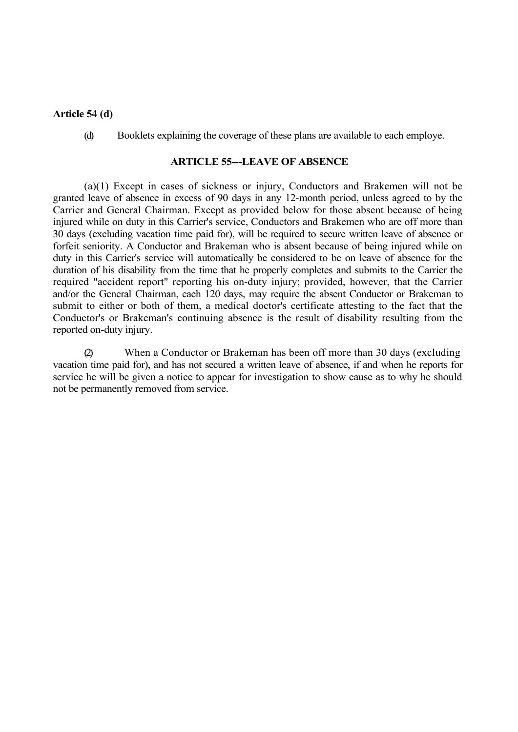**Article 54 (d)**

(d) Booklets explaining the coverage of these plans are available to each employe.

## ARTICLE 55---LEAVE OF ABSENCE

(a)(1) Except in cases of sickness or injury, Conductors and Brakemen will not be granted leave of absence in excess of 90 days in any 12-month period, unless agreed to by the Carrier and General Chairman. Except as provided below for those absent because of being injured while on duty in this Carrier's service, Conductors and Brakemen who are off more than 30 days (excluding vacation time paid for), will be required to secure written leave of absence or forfeit seniority. A Conductor and Brakeman who is absent because of being injured while on duty in this Carrier's service will automatically be considered to be on leave of absence for the duration of his disability from the time that he properly completes and submits to the Carrier the required "accident report" reporting his on-duty injury; provided, however, that the Carrier and/or the General Chairman, each 120 days, may require the absent Conductor or Brakeman to submit to either or both of them, a medical doctor's certificate attesting to the fact that the Conductor's or Brakeman's continuing absence is the result of disability resulting from the reported on-duty injury.

(2) When a Conductor or Brakeman has been off more than 30 days (excluding vacation time paid for), and has not secured a written leave of absence, if and when he reports for service he will be given a notice to appear for investigation to show cause as to why he should not be permanently removed from service.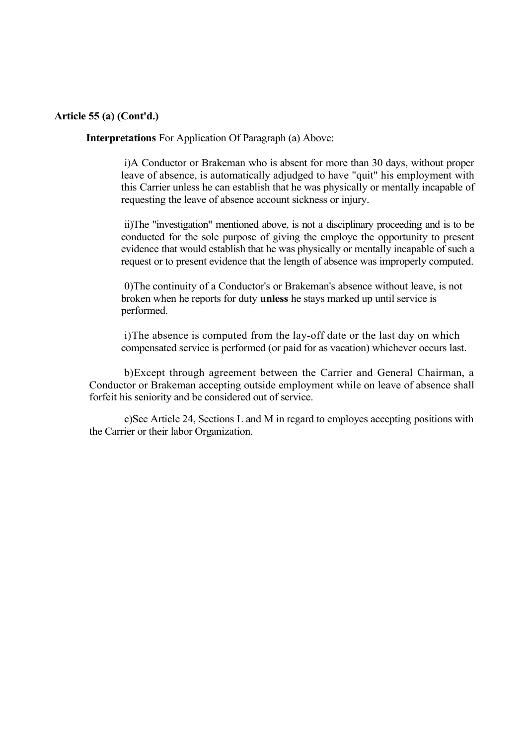**Article 55 (a) (Cont'd.)**

**Interpretations** For Application Of Paragraph (a) Above:

i)A Conductor or Brakeman who is absent for more than 30 days, without proper leave of absence, is automatically adjudged to have "quit" his employment with this Carrier unless he can establish that he was physically or mentally incapable of requesting the leave of absence account sickness or injury.

ii)The "investigation" mentioned above, is not a disciplinary proceeding and is to be conducted for the sole purpose of giving the employe the opportunity to present evidence that would establish that he was physically or mentally incapable of such a request or to present evidence that the length of absence was improperly computed.

0)The continuity of a Conductor's or Brakeman's absence without leave, is not broken when he reports for duty **unless** he stays marked up until service is performed.

i)The absence is computed from the lay-off date or the last day on which compensated service is performed (or paid for as vacation) whichever occurs last.

b)Except through agreement between the Carrier and General Chairman, a Conductor or Brakeman accepting outside employment while on leave of absence shall forfeit his seniority and be considered out of service.

c)See Article 24, Sections L and M in regard to employes accepting positions with the Carrier or their labor Organization.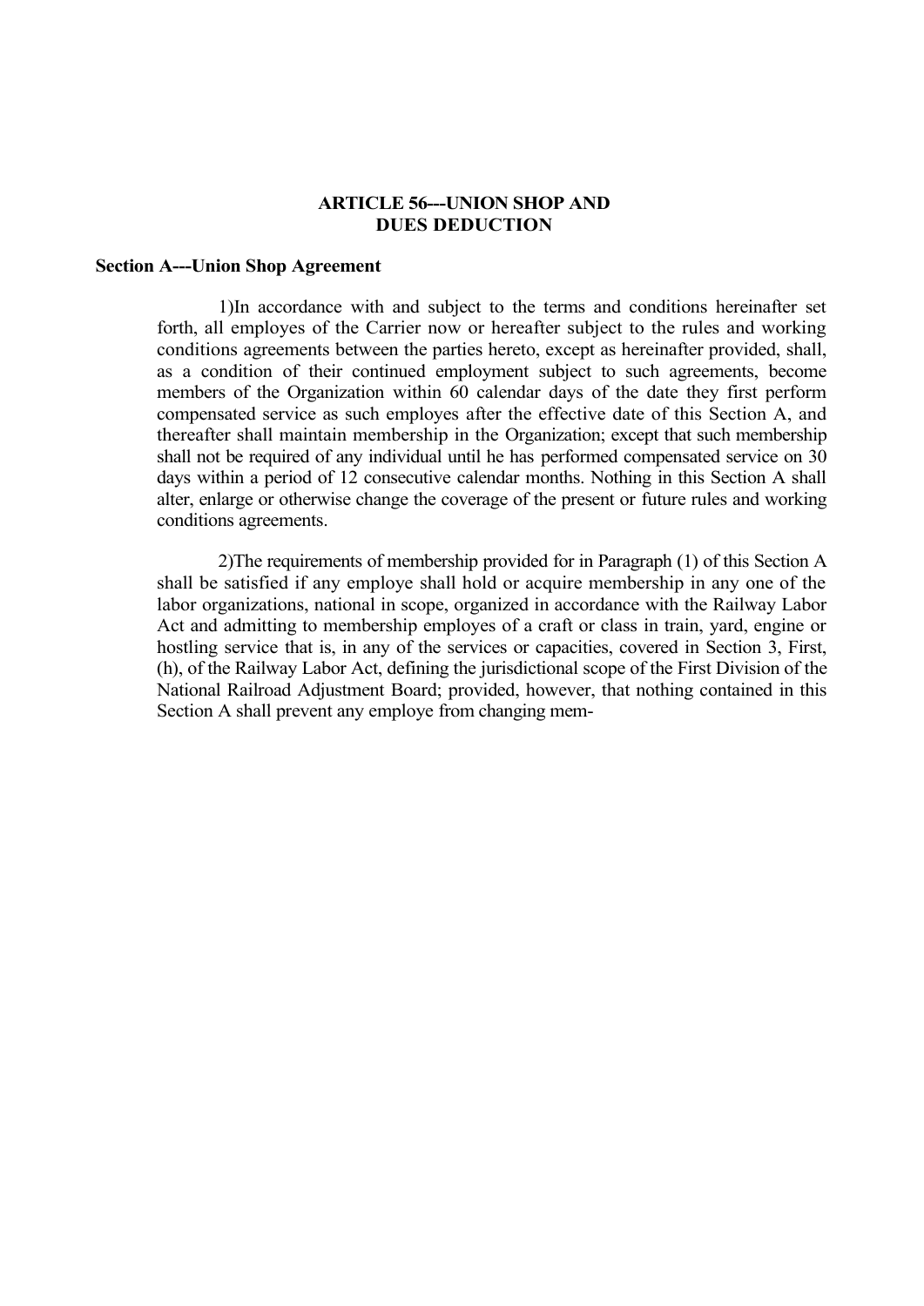# ARTICLE 56---UNION SHOP AND DUES DEDUCTION

## Section A---Union Shop Agreement

1)In accordance with and subject to the terms and conditions hereinafter set forth, all employes of the Carrier now or hereafter subject to the rules and working conditions agreements between the parties hereto, except as hereinafter provided, shall, as a condition of their continued employment subject to such agreements, become members of the Organization within 60 calendar days of the date they first perform compensated service as such employes after the effective date of this Section A, and thereafter shall maintain membership in the Organization; except that such membership shall not be required of any individual until he has performed compensated service on 30 days within a period of 12 consecutive calendar months. Nothing in this Section A shall alter, enlarge or otherwise change the coverage of the present or future rules and working conditions agreements.

2)The requirements of membership provided for in Paragraph (1) of this Section A shall be satisfied if any employe shall hold or acquire membership in any one of the labor organizations, national in scope, organized in accordance with the Railway Labor Act and admitting to membership employes of a craft or class in train, yard, engine or hostling service that is, in any of the services or capacities, covered in Section 3, First, (h), of the Railway Labor Act, defining the jurisdictional scope of the First Division of the National Railroad Adjustment Board; provided, however, that nothing contained in this Section A shall prevent any employe from changing mem-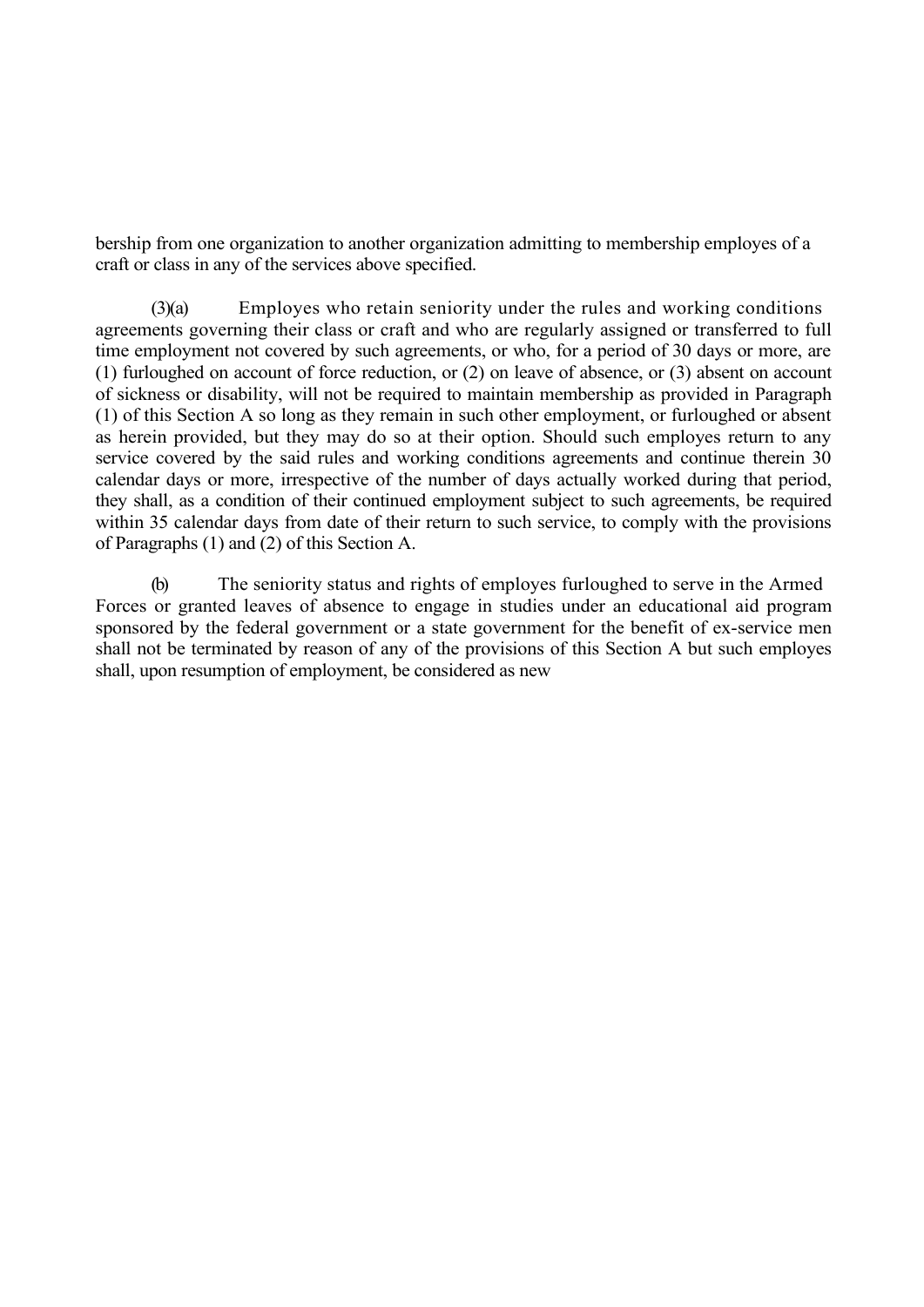bership from one organization to another organization admitting to membership employes of a craft or class in any of the services above specified.

(3)(a) Employes who retain seniority under the rules and working conditions agreements governing their class or craft and who are regularly assigned or transferred to full time employment not covered by such agreements, or who, for a period of 30 days or more, are (1) furloughed on account of force reduction, or (2) on leave of absence, or (3) absent on account of sickness or disability, will not be required to maintain membership as provided in Paragraph (1) of this Section A so long as they remain in such other employment, or furloughed or absent as herein provided, but they may do so at their option. Should such employes return to any service covered by the said rules and working conditions agreements and continue therein 30 calendar days or more, irrespective of the number of days actually worked during that period, they shall, as a condition of their continued employment subject to such agreements, be required within 35 calendar days from date of their return to such service, to comply with the provisions of Paragraphs (1) and (2) of this Section A.

(b) The seniority status and rights of employes furloughed to serve in the Armed Forces or granted leaves of absence to engage in studies under an educational aid program sponsored by the federal government or a state government for the benefit of ex-service men shall not be terminated by reason of any of the provisions of this Section A but such employes shall, upon resumption of employment, be considered as new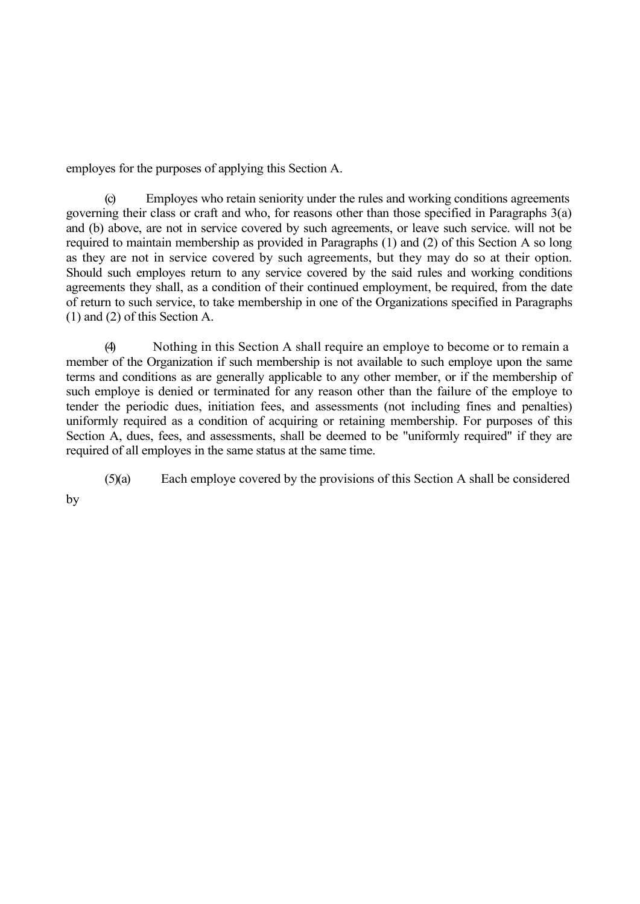employes for the purposes of applying this Section A.

(c) Employes who retain seniority under the rules and working conditions agreements governing their class or craft and who, for reasons other than those specified in Paragraphs 3(a) and (b) above, are not in service covered by such agreements, or leave such service. will not be required to maintain membership as provided in Paragraphs (1) and (2) of this Section A so long as they are not in service covered by such agreements, but they may do so at their option. Should such employes return to any service covered by the said rules and working conditions agreements they shall, as a condition of their continued employment, be required, from the date of return to such service, to take membership in one of the Organizations specified in Paragraphs (1) and (2) of this Section A.

(4) Nothing in this Section A shall require an employe to become or to remain a member of the Organization if such membership is not available to such employe upon the same terms and conditions as are generally applicable to any other member, or if the membership of such employe is denied or terminated for any reason other than the failure of the employe to tender the periodic dues, initiation fees, and assessments (not including fines and penalties) uniformly required as a condition of acquiring or retaining membership. For purposes of this Section A, dues, fees, and assessments, shall be deemed to be "uniformly required" if they are required of all employes in the same status at the same time.

(5)(a) Each employe covered by the provisions of this Section A shall be considered by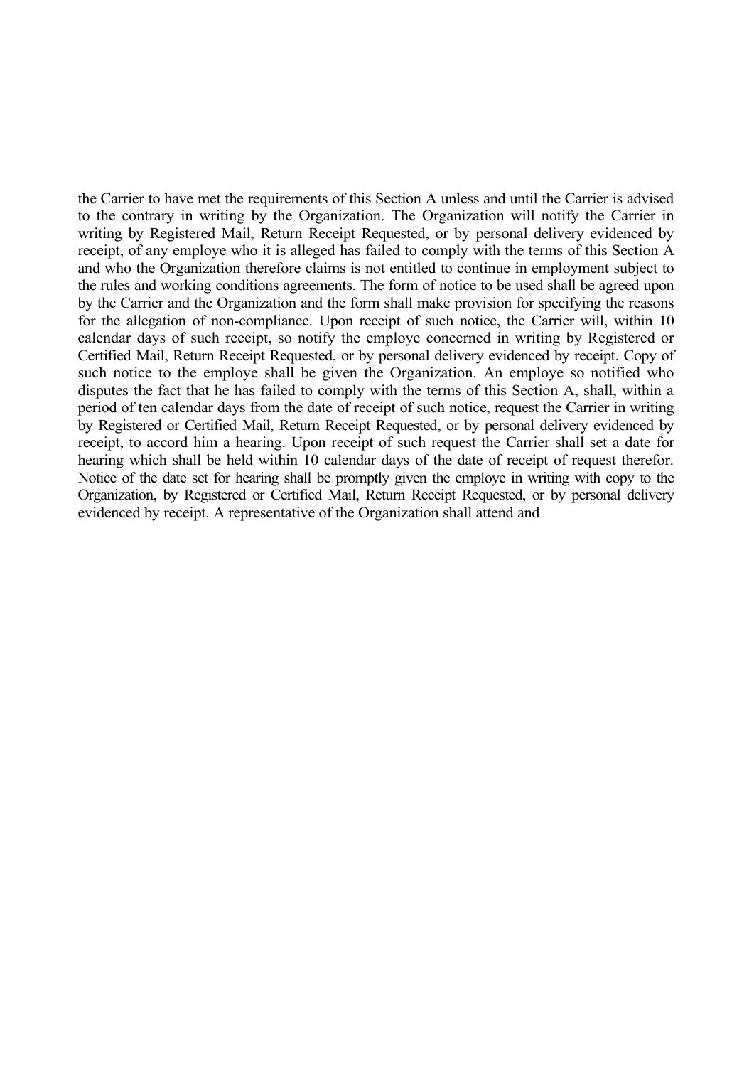the Carrier to have met the requirements of this Section A unless and until the Carrier is advised to the contrary in writing by the Organization. The Organization will notify the Carrier in writing by Registered Mail, Return Receipt Requested, or by personal delivery evidenced by receipt, of any employe who it is alleged has failed to comply with the terms of this Section A and who the Organization therefore claims is not entitled to continue in employment subject to the rules and working conditions agreements. The form of notice to be used shall be agreed upon by the Carrier and the Organization and the form shall make provision for specifying the reasons for the allegation of non-compliance. Upon receipt of such notice, the Carrier will, within 10 calendar days of such receipt, so notify the employe concerned in writing by Registered or Certified Mail, Return Receipt Requested, or by personal delivery evidenced by receipt. Copy of such notice to the employe shall be given the Organization. An employe so notified who disputes the fact that he has failed to comply with the terms of this Section A, shall, within a period of ten calendar days from the date of receipt of such notice, request the Carrier in writing by Registered or Certified Mail, Return Receipt Requested, or by personal delivery evidenced by receipt, to accord him a hearing. Upon receipt of such request the Carrier shall set a date for hearing which shall be held within 10 calendar days of the date of receipt of request therefor. Notice of the date set for hearing shall be promptly given the employe in writing with copy to the Organization, by Registered or Certified Mail, Return Receipt Requested, or by personal delivery evidenced by receipt. A representative of the Organization shall attend and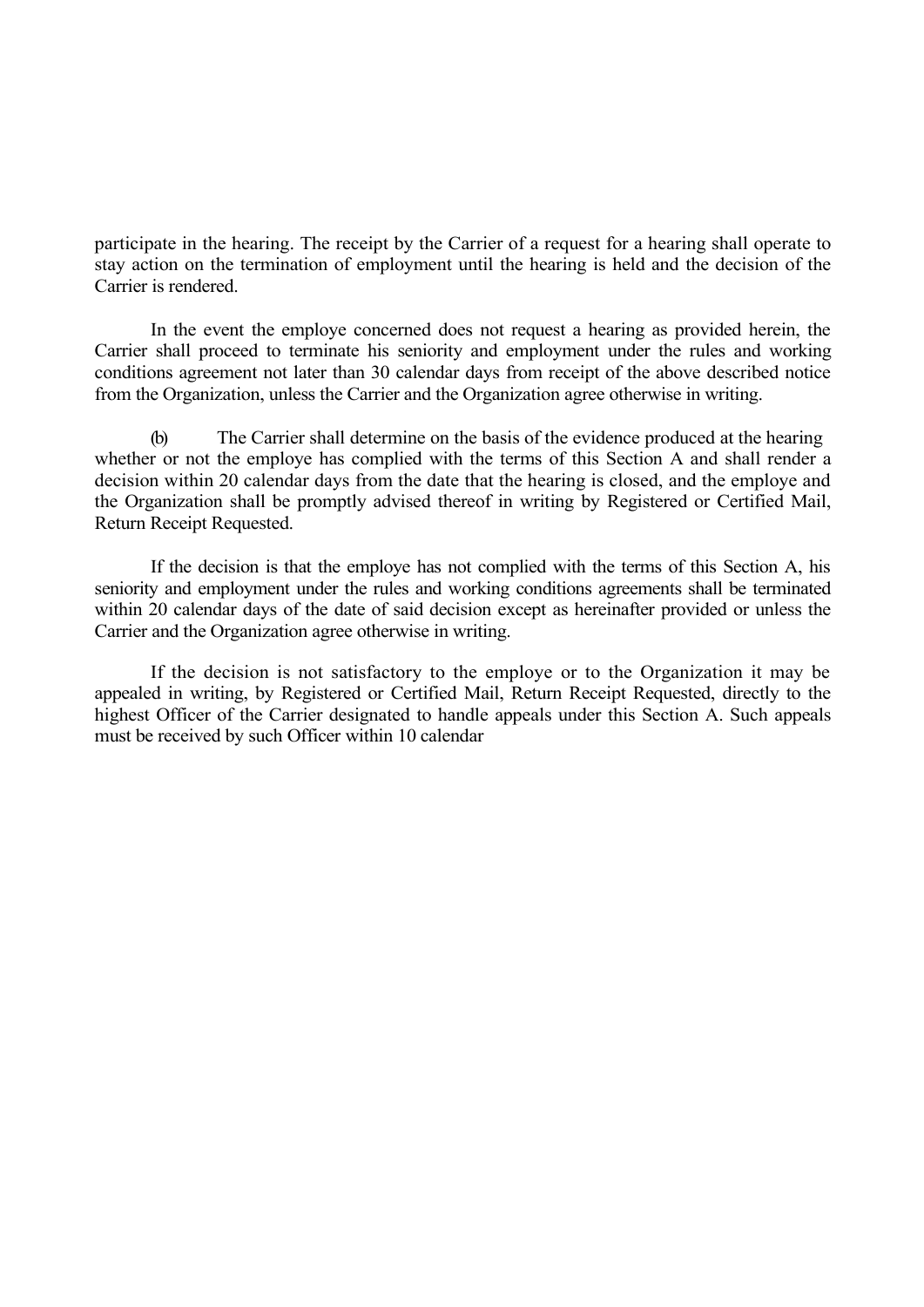participate in the hearing. The receipt by the Carrier of a request for a hearing shall operate to stay action on the termination of employment until the hearing is held and the decision of the Carrier is rendered.

In the event the employe concerned does not request a hearing as provided herein, the Carrier shall proceed to terminate his seniority and employment under the rules and working conditions agreement not later than 30 calendar days from receipt of the above described notice from the Organization, unless the Carrier and the Organization agree otherwise in writing.

(b) The Carrier shall determine on the basis of the evidence produced at the hearing whether or not the employe has complied with the terms of this Section A and shall render a decision within 20 calendar days from the date that the hearing is closed, and the employe and the Organization shall be promptly advised thereof in writing by Registered or Certified Mail, Return Receipt Requested.

If the decision is that the employe has not complied with the terms of this Section A, his seniority and employment under the rules and working conditions agreements shall be terminated within 20 calendar days of the date of said decision except as hereinafter provided or unless the Carrier and the Organization agree otherwise in writing.

If the decision is not satisfactory to the employe or to the Organization it may be appealed in writing, by Registered or Certified Mail, Return Receipt Requested, directly to the highest Officer of the Carrier designated to handle appeals under this Section A. Such appeals must be received by such Officer within 10 calendar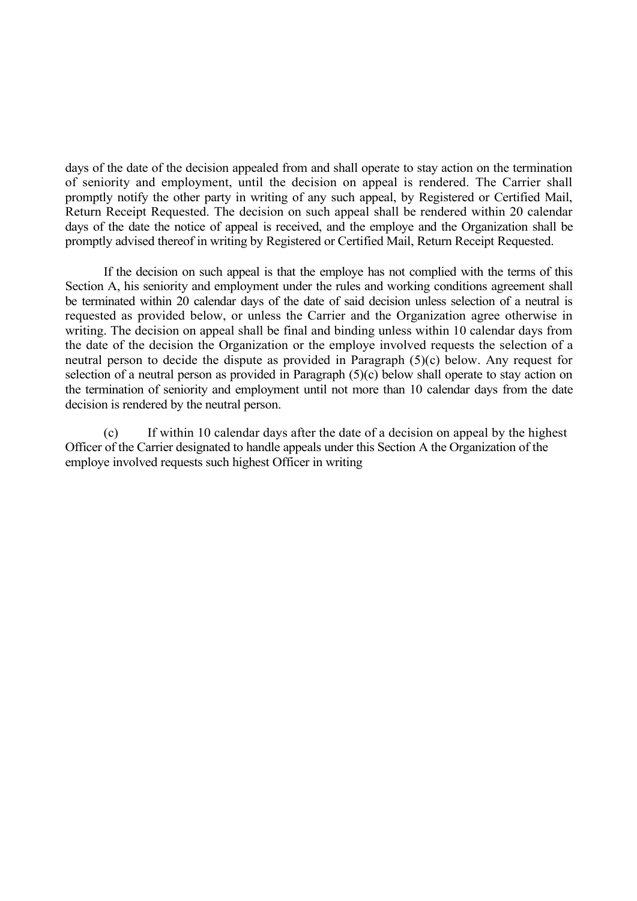days of the date of the decision appealed from and shall operate to stay action on the termination of seniority and employment, until the decision on appeal is rendered. The Carrier shall promptly notify the other party in writing of any such appeal, by Registered or Certified Mail, Return Receipt Requested. The decision on such appeal shall be rendered within 20 calendar days of the date the notice of appeal is received, and the employe and the Organization shall be promptly advised thereof in writing by Registered or Certified Mail, Return Receipt Requested.

If the decision on such appeal is that the employe has not complied with the terms of this Section A, his seniority and employment under the rules and working conditions agreement shall be terminated within 20 calendar days of the date of said decision unless selection of a neutral is requested as provided below, or unless the Carrier and the Organization agree otherwise in writing. The decision on appeal shall be final and binding unless within 10 calendar days from the date of the decision the Organization or the employe involved requests the selection of a neutral person to decide the dispute as provided in Paragraph (5)(c) below. Any request for selection of a neutral person as provided in Paragraph (5)(c) below shall operate to stay action on the termination of seniority and employment until not more than 10 calendar days from the date decision is rendered by the neutral person.

(c) If within 10 calendar days after the date of a decision on appeal by the highest Officer of the Carrier designated to handle appeals under this Section A the Organization of the employe involved requests such highest Officer in writing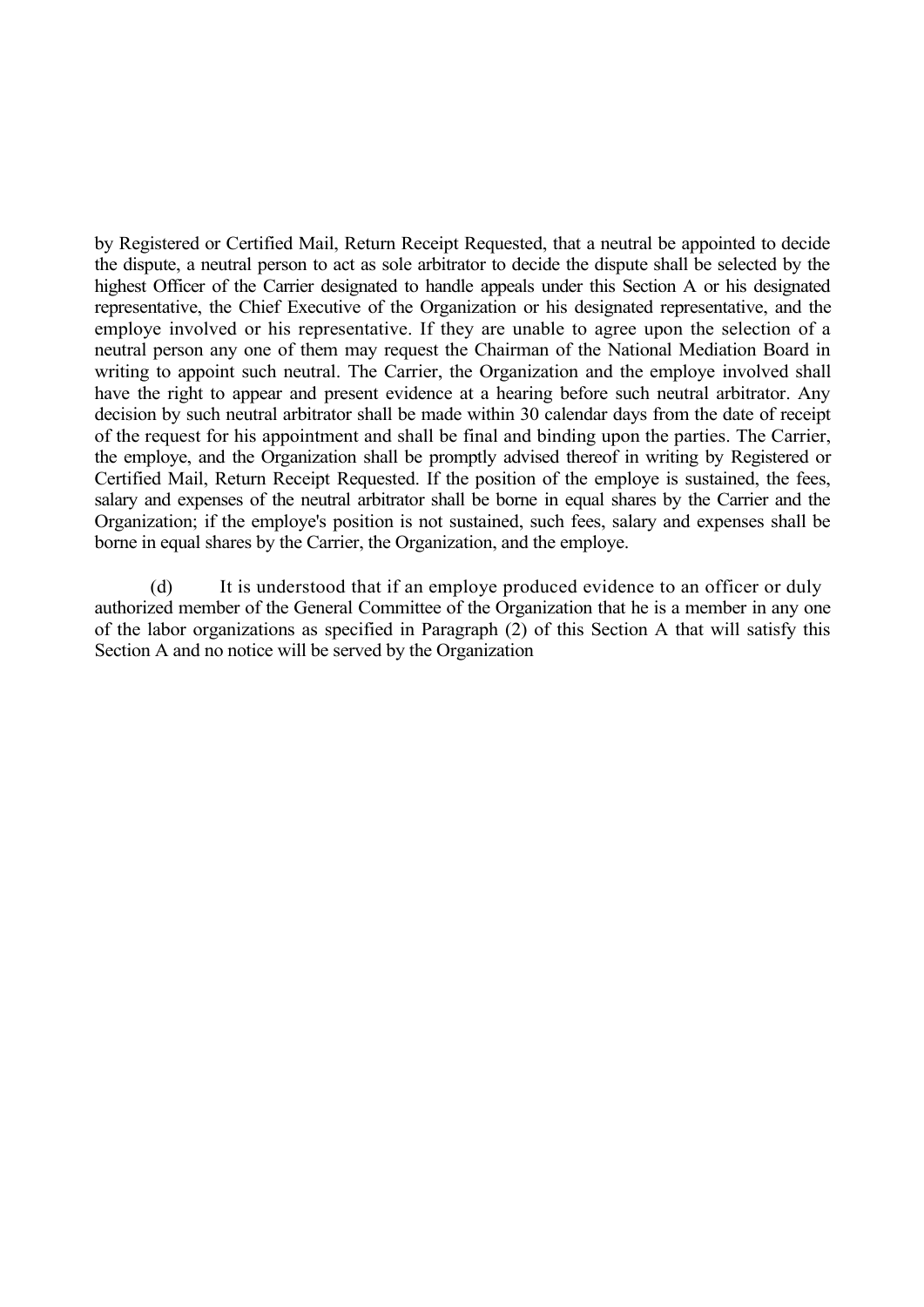by Registered or Certified Mail, Return Receipt Requested, that a neutral be appointed to decide the dispute, a neutral person to act as sole arbitrator to decide the dispute shall be selected by the highest Officer of the Carrier designated to handle appeals under this Section A or his designated representative, the Chief Executive of the Organization or his designated representative, and the employe involved or his representative. If they are unable to agree upon the selection of a neutral person any one of them may request the Chairman of the National Mediation Board in writing to appoint such neutral. The Carrier, the Organization and the employe involved shall have the right to appear and present evidence at a hearing before such neutral arbitrator. Any decision by such neutral arbitrator shall be made within 30 calendar days from the date of receipt of the request for his appointment and shall be final and binding upon the parties. The Carrier, the employe, and the Organization shall be promptly advised thereof in writing by Registered or Certified Mail, Return Receipt Requested. If the position of the employe is sustained, the fees, salary and expenses of the neutral arbitrator shall be borne in equal shares by the Carrier and the Organization; if the employe's position is not sustained, such fees, salary and expenses shall be borne in equal shares by the Carrier, the Organization, and the employe.

(d) It is understood that if an employe produced evidence to an officer or duly authorized member of the General Committee of the Organization that he is a member in any one of the labor organizations as specified in Paragraph (2) of this Section A that will satisfy this Section A and no notice will be served by the Organization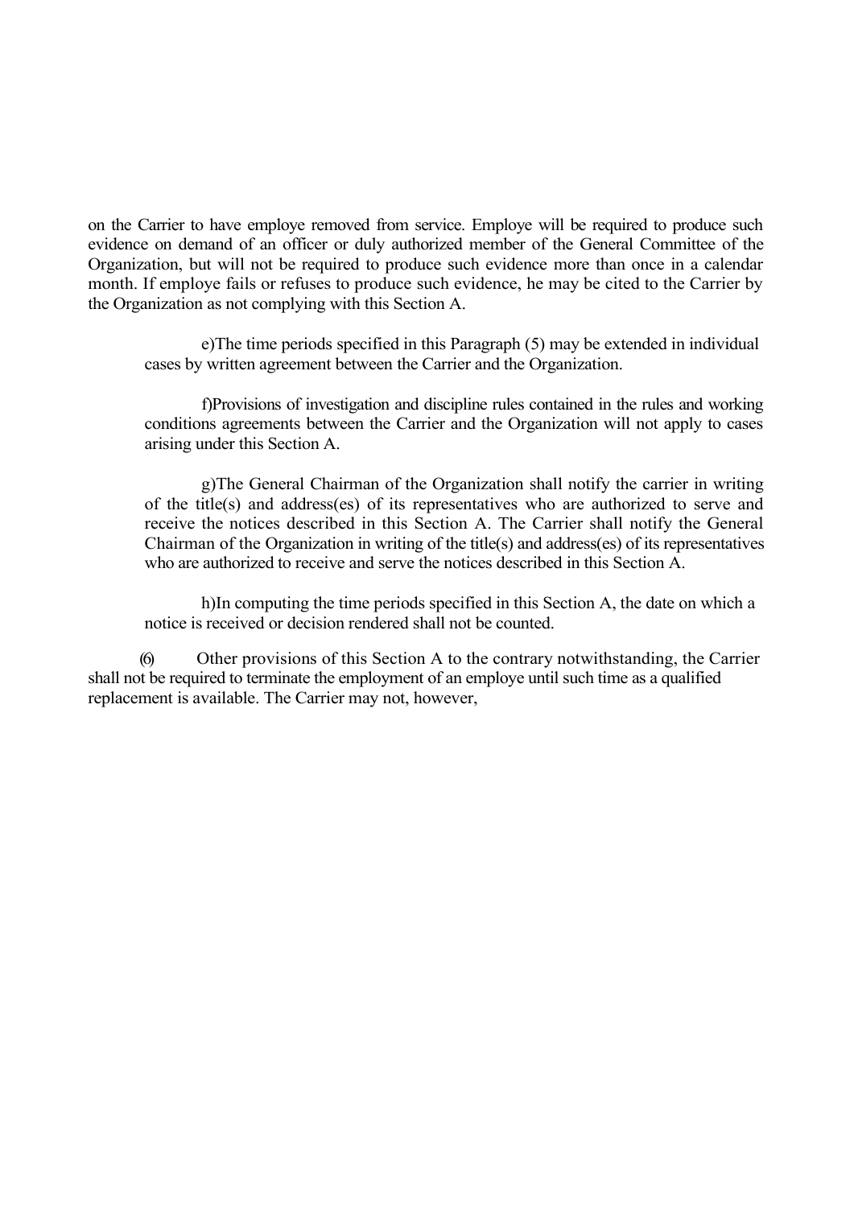on the Carrier to have employe removed from service. Employe will be required to produce such evidence on demand of an officer or duly authorized member of the General Committee of the Organization, but will not be required to produce such evidence more than once in a calendar month. If employe fails or refuses to produce such evidence, he may be cited to the Carrier by the Organization as not complying with this Section A.

e)The time periods specified in this Paragraph (5) may be extended in individual cases by written agreement between the Carrier and the Organization.

f)Provisions of investigation and discipline rules contained in the rules and working conditions agreements between the Carrier and the Organization will not apply to cases arising under this Section A.

g)The General Chairman of the Organization shall notify the carrier in writing of the title(s) and address(es) of its representatives who are authorized to serve and receive the notices described in this Section A. The Carrier shall notify the General Chairman of the Organization in writing of the title(s) and address(es) of its representatives who are authorized to receive and serve the notices described in this Section A.

h)In computing the time periods specified in this Section A, the date on which a notice is received or decision rendered shall not be counted.

(6) Other provisions of this Section A to the contrary notwithstanding, the Carrier shall not be required to terminate the employment of an employe until such time as a qualified replacement is available. The Carrier may not, however,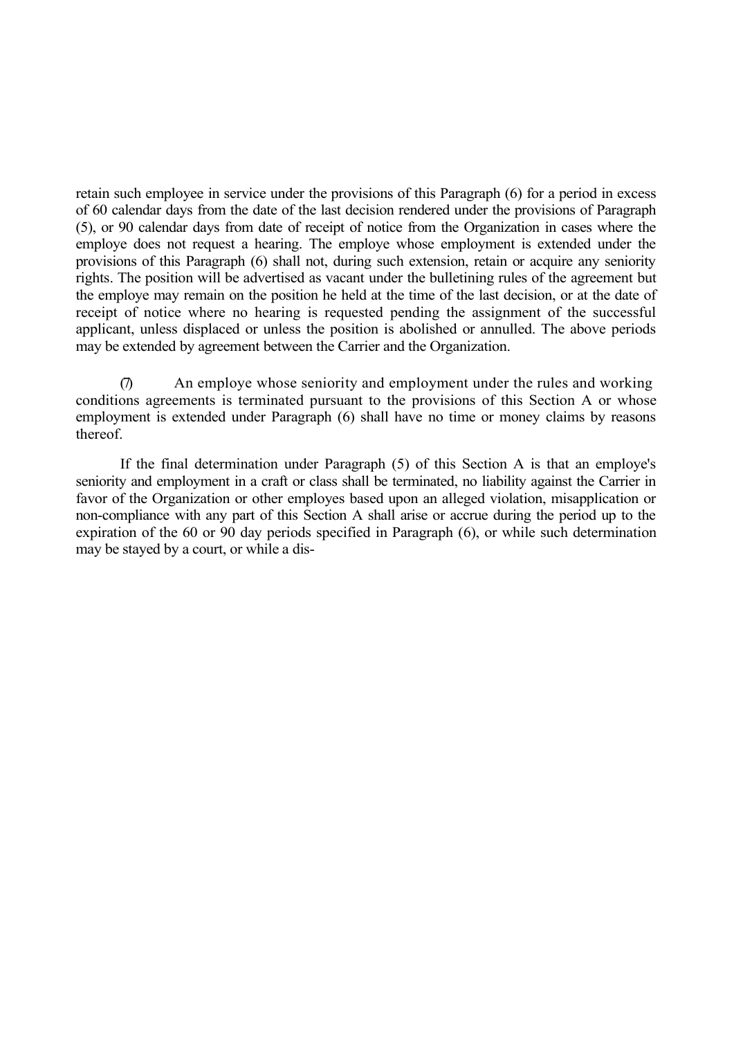retain such employee in service under the provisions of this Paragraph (6) for a period in excess of 60 calendar days from the date of the last decision rendered under the provisions of Paragraph (5), or 90 calendar days from date of receipt of notice from the Organization in cases where the employe does not request a hearing. The employe whose employment is extended under the provisions of this Paragraph (6) shall not, during such extension, retain or acquire any seniority rights. The position will be advertised as vacant under the bulletining rules of the agreement but the employe may remain on the position he held at the time of the last decision, or at the date of receipt of notice where no hearing is requested pending the assignment of the successful applicant, unless displaced or unless the position is abolished or annulled. The above periods may be extended by agreement between the Carrier and the Organization.

(7) An employe whose seniority and employment under the rules and working conditions agreements is terminated pursuant to the provisions of this Section A or whose employment is extended under Paragraph (6) shall have no time or money claims by reasons thereof.

If the final determination under Paragraph (5) of this Section A is that an employe's seniority and employment in a craft or class shall be terminated, no liability against the Carrier in favor of the Organization or other employes based upon an alleged violation, misapplication or non-compliance with any part of this Section A shall arise or accrue during the period up to the expiration of the 60 or 90 day periods specified in Paragraph (6), or while such determination may be stayed by a court, or while a dis-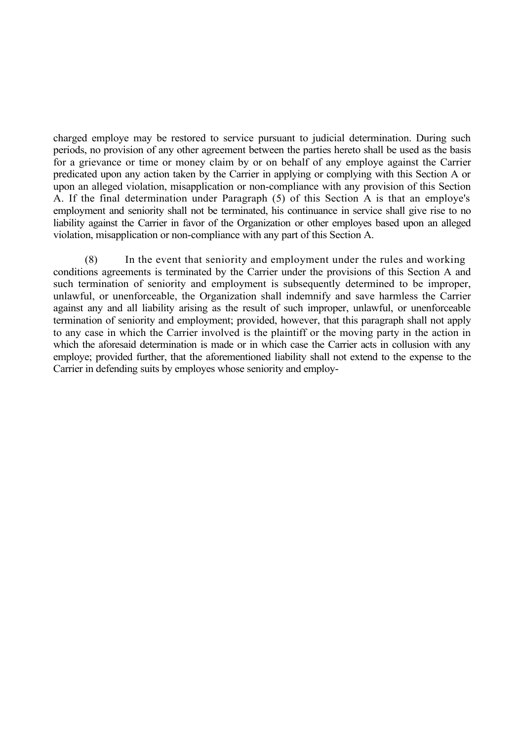charged employe may be restored to service pursuant to judicial determination. During such periods, no provision of any other agreement between the parties hereto shall be used as the basis for a grievance or time or money claim by or on behalf of any employe against the Carrier predicated upon any action taken by the Carrier in applying or complying with this Section A or upon an alleged violation, misapplication or non-compliance with any provision of this Section A. If the final determination under Paragraph (5) of this Section A is that an employe's employment and seniority shall not be terminated, his continuance in service shall give rise to no liability against the Carrier in favor of the Organization or other employes based upon an alleged violation, misapplication or non-compliance with any part of this Section A.

(8) In the event that seniority and employment under the rules and working conditions agreements is terminated by the Carrier under the provisions of this Section A and such termination of seniority and employment is subsequently determined to be improper, unlawful, or unenforceable, the Organization shall indemnify and save harmless the Carrier against any and all liability arising as the result of such improper, unlawful, or unenforceable termination of seniority and employment; provided, however, that this paragraph shall not apply to any case in which the Carrier involved is the plaintiff or the moving party in the action in which the aforesaid determination is made or in which case the Carrier acts in collusion with any employe; provided further, that the aforementioned liability shall not extend to the expense to the Carrier in defending suits by employes whose seniority and employ-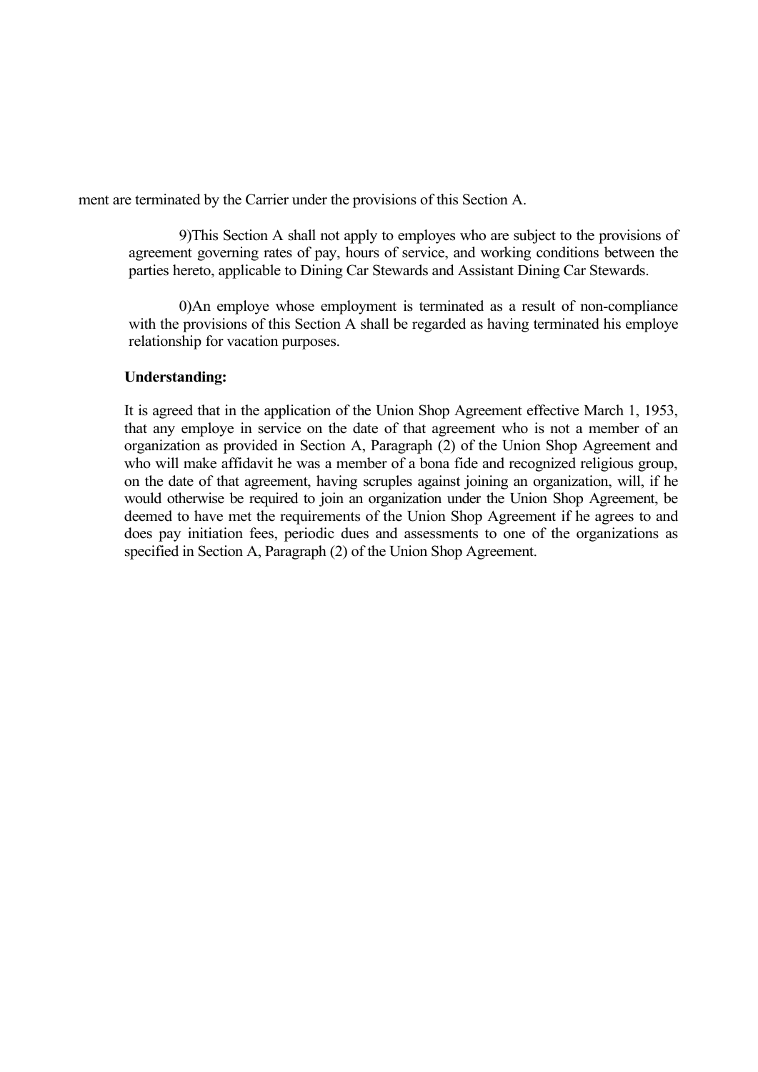ment are terminated by the Carrier under the provisions of this Section A.

9)This Section A shall not apply to employes who are subject to the provisions of agreement governing rates of pay, hours of service, and working conditions between the parties hereto, applicable to Dining Car Stewards and Assistant Dining Car Stewards.

0)An employe whose employment is terminated as a result of non-compliance with the provisions of this Section A shall be regarded as having terminated his employe relationship for vacation purposes.

**Understanding:**

It is agreed that in the application of the Union Shop Agreement effective March 1, 1953, that any employe in service on the date of that agreement who is not a member of an organization as provided in Section A, Paragraph (2) of the Union Shop Agreement and who will make affidavit he was a member of a bona fide and recognized religious group, on the date of that agreement, having scruples against joining an organization, will, if he would otherwise be required to join an organization under the Union Shop Agreement, be deemed to have met the requirements of the Union Shop Agreement if he agrees to and does pay initiation fees, periodic dues and assessments to one of the organizations as specified in Section A, Paragraph (2) of the Union Shop Agreement.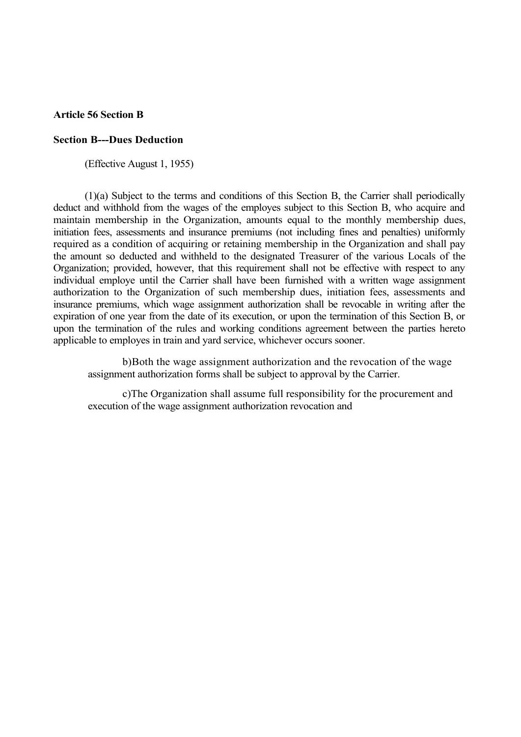**Article 56 Section B**

**Section B---Dues Deduction**

(Effective August 1, 1955)

(1)(a) Subject to the terms and conditions of this Section B, the Carrier shall periodically deduct and withhold from the wages of the employes subject to this Section B, who acquire and maintain membership in the Organization, amounts equal to the monthly membership dues, initiation fees, assessments and insurance premiums (not including fines and penalties) uniformly required as a condition of acquiring or retaining membership in the Organization and shall pay the amount so deducted and withheld to the designated Treasurer of the various Locals of the Organization; provided, however, that this requirement shall not be effective with respect to any individual employe until the Carrier shall have been furnished with a written wage assignment authorization to the Organization of such membership dues, initiation fees, assessments and insurance premiums, which wage assignment authorization shall be revocable in writing after the expiration of one year from the date of its execution, or upon the termination of this Section B, or upon the termination of the rules and working conditions agreement between the parties hereto applicable to employes in train and yard service, whichever occurs sooner.

b)Both the wage assignment authorization and the revocation of the wage assignment authorization forms shall be subject to approval by the Carrier.

c)The Organization shall assume full responsibility for the procurement and execution of the wage assignment authorization revocation and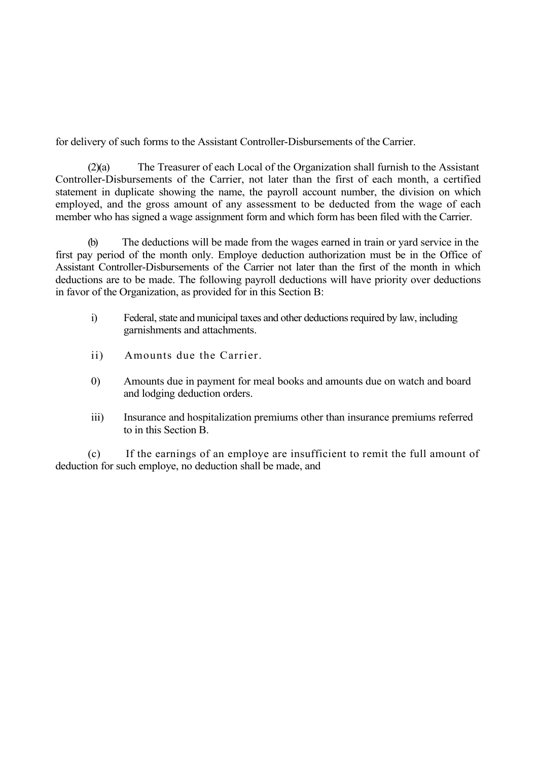for delivery of such forms to the Assistant Controller-Disbursements of the Carrier.

(2)(a) The Treasurer of each Local of the Organization shall furnish to the Assistant Controller-Disbursements of the Carrier, not later than the first of each month, a certified statement in duplicate showing the name, the payroll account number, the division on which employed, and the gross amount of any assessment to be deducted from the wage of each member who has signed a wage assignment form and which form has been filed with the Carrier.

(b) The deductions will be made from the wages earned in train or yard service in the first pay period of the month only. Employe deduction authorization must be in the Office of Assistant Controller-Disbursements of the Carrier not later than the first of the month in which deductions are to be made. The following payroll deductions will have priority over deductions in favor of the Organization, as provided for in this Section B:

i) Federal, state and municipal taxes and other deductions required by law, including garnishments and attachments.

ii) Amounts due the Carrier.

0) Amounts due in payment for meal books and amounts due on watch and board and lodging deduction orders.

iii) Insurance and hospitalization premiums other than insurance premiums referred to in this Section B.

(c) If the earnings of an employe are insufficient to remit the full amount of deduction for such employe, no deduction shall be made, and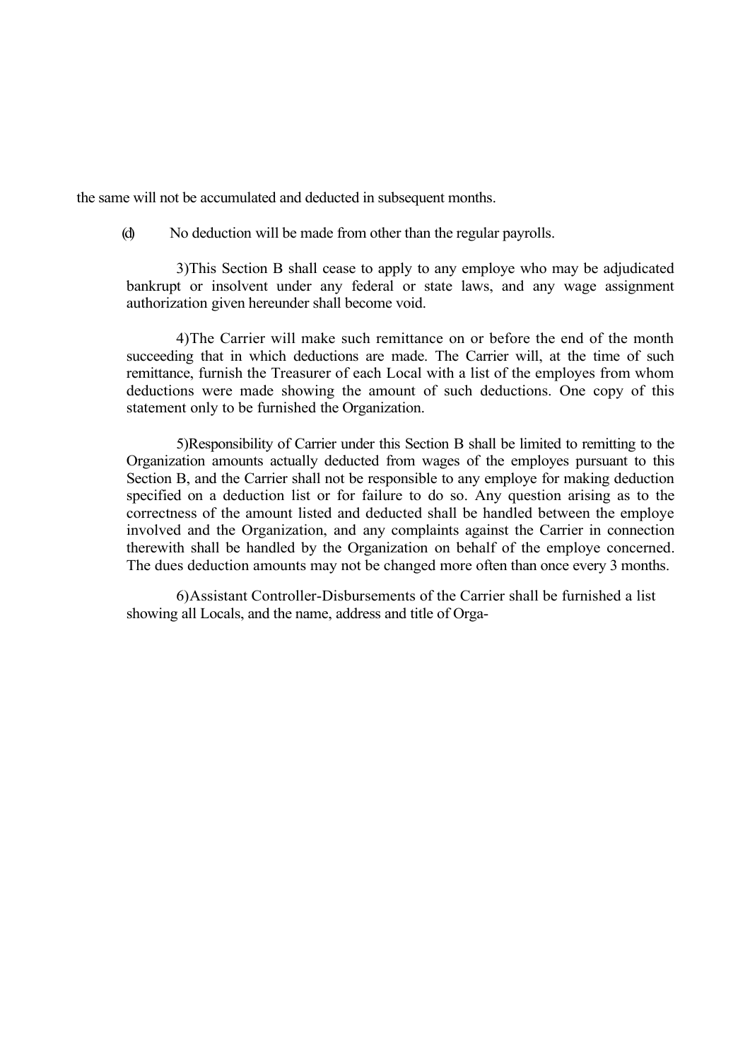the same will not be accumulated and deducted in subsequent months.

(d) No deduction will be made from other than the regular payrolls.

3)This Section B shall cease to apply to any employe who may be adjudicated bankrupt or insolvent under any federal or state laws, and any wage assignment authorization given hereunder shall become void.

4)The Carrier will make such remittance on or before the end of the month succeeding that in which deductions are made. The Carrier will, at the time of such remittance, furnish the Treasurer of each Local with a list of the employes from whom deductions were made showing the amount of such deductions. One copy of this statement only to be furnished the Organization.

5)Responsibility of Carrier under this Section B shall be limited to remitting to the Organization amounts actually deducted from wages of the employes pursuant to this Section B, and the Carrier shall not be responsible to any employe for making deduction specified on a deduction list or for failure to do so. Any question arising as to the correctness of the amount listed and deducted shall be handled between the employe involved and the Organization, and any complaints against the Carrier in connection therewith shall be handled by the Organization on behalf of the employe concerned. The dues deduction amounts may not be changed more often than once every 3 months.

6)Assistant Controller-Disbursements of the Carrier shall be furnished a list showing all Locals, and the name, address and title of Orga-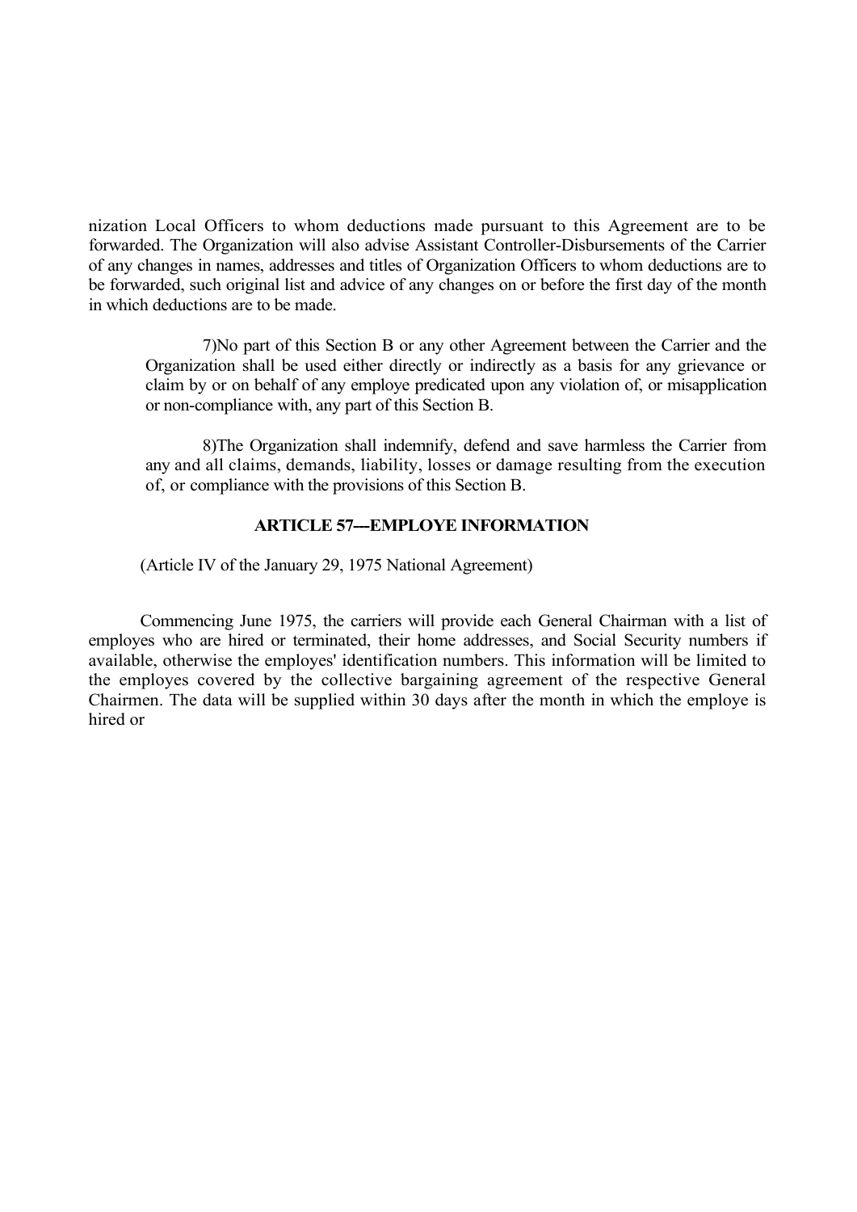nization Local Officers to whom deductions made pursuant to this Agreement are to be forwarded. The Organization will also advise Assistant Controller-Disbursements of the Carrier of any changes in names, addresses and titles of Organization Officers to whom deductions are to be forwarded, such original list and advice of any changes on or before the first day of the month in which deductions are to be made.

7)No part of this Section B or any other Agreement between the Carrier and the Organization shall be used either directly or indirectly as a basis for any grievance or claim by or on behalf of any employe predicated upon any violation of, or misapplication or non-compliance with, any part of this Section B.

8)The Organization shall indemnify, defend and save harmless the Carrier from any and all claims, demands, liability, losses or damage resulting from the execution of, or compliance with the provisions of this Section B.

## ARTICLE 57---EMPLOYE INFORMATION

(Article IV of the January 29, 1975 National Agreement)

Commencing June 1975, the carriers will provide each General Chairman with a list of employes who are hired or terminated, their home addresses, and Social Security numbers if available, otherwise the employes' identification numbers. This information will be limited to the employes covered by the collective bargaining agreement of the respective General Chairmen. The data will be supplied within 30 days after the month in which the employe is hired or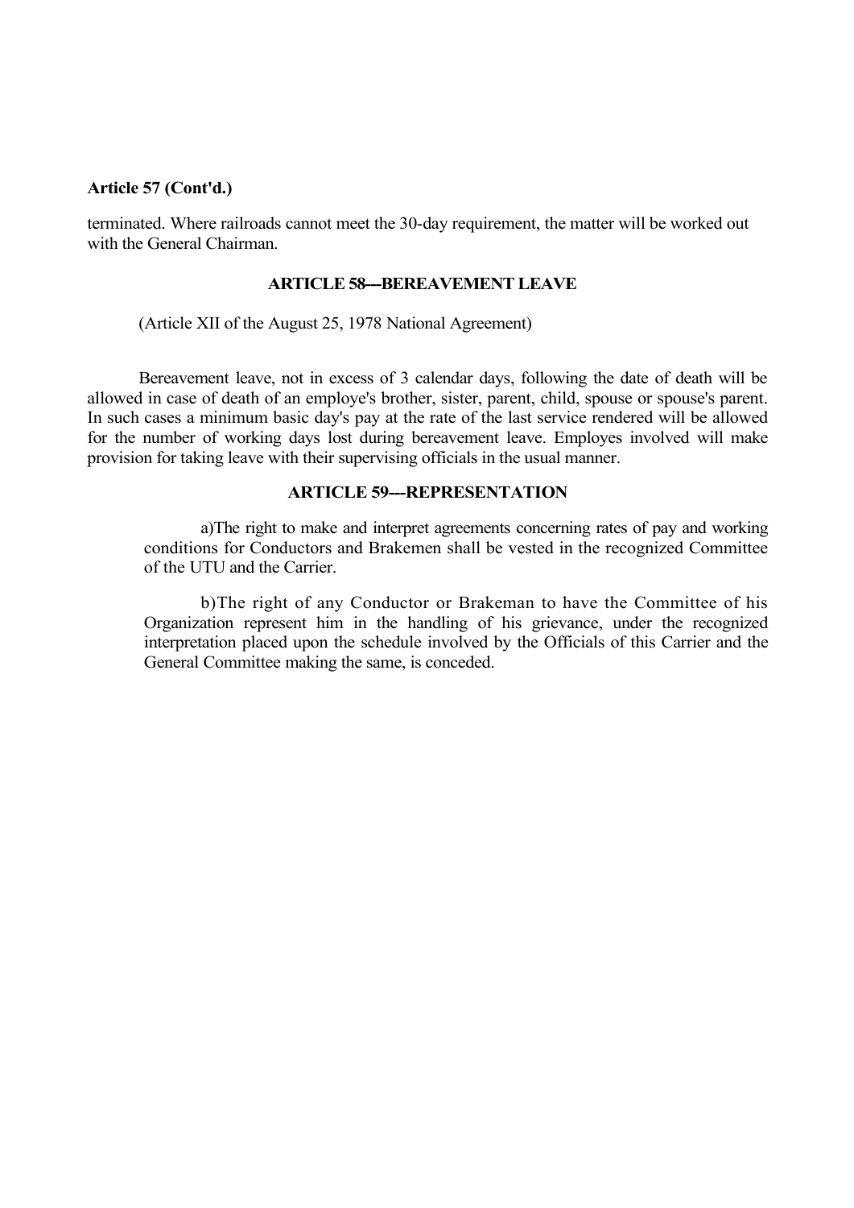**Article 57 (Cont'd.)**

terminated. Where railroads cannot meet the 30-day requirement, the matter will be worked out with the General Chairman.

## ARTICLE 58---BEREAVEMENT LEAVE

(Article XII of the August 25, 1978 National Agreement)

Bereavement leave, not in excess of 3 calendar days, following the date of death will be allowed in case of death of an employe's brother, sister, parent, child, spouse or spouse's parent. In such cases a minimum basic day's pay at the rate of the last service rendered will be allowed for the number of working days lost during bereavement leave. Employes involved will make provision for taking leave with their supervising officials in the usual manner.

## ARTICLE 59---REPRESENTATION

a)The right to make and interpret agreements concerning rates of pay and working conditions for Conductors and Brakemen shall be vested in the recognized Committee of the UTU and the Carrier.

b)The right of any Conductor or Brakeman to have the Committee of his Organization represent him in the handling of his grievance, under the recognized interpretation placed upon the schedule involved by the Officials of this Carrier and the General Committee making the same, is conceded.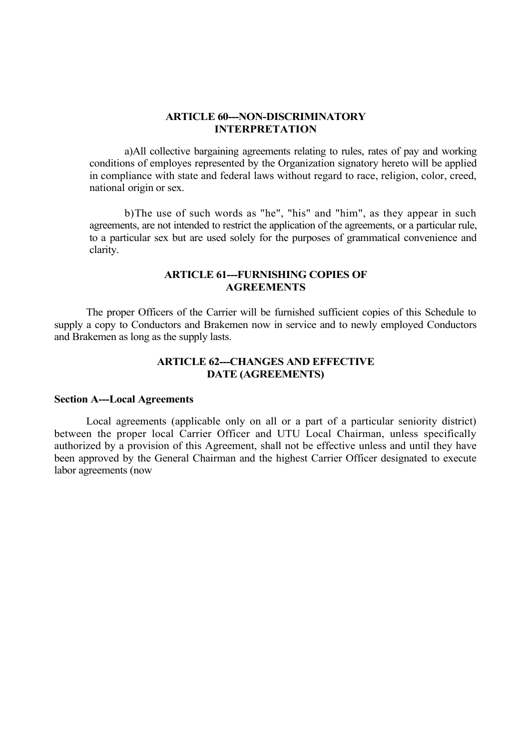## ARTICLE 60---NON-DISCRIMINATORY INTERPRETATION

a)All collective bargaining agreements relating to rules, rates of pay and working conditions of employes represented by the Organization signatory hereto will be applied in compliance with state and federal laws without regard to race, religion, color, creed, national origin or sex.

b)The use of such words as "he", "his" and "him", as they appear in such agreements, are not intended to restrict the application of the agreements, or a particular rule, to a particular sex but are used solely for the purposes of grammatical convenience and clarity.

## ARTICLE 61---FURNISHING COPIES OF AGREEMENTS

The proper Officers of the Carrier will be furnished sufficient copies of this Schedule to supply a copy to Conductors and Brakemen now in service and to newly employed Conductors and Brakemen as long as the supply lasts.

## ARTICLE 62---CHANGES AND EFFECTIVE DATE (AGREEMENTS)

**Section A---Local Agreements**

Local agreements (applicable only on all or a part of a particular seniority district) between the proper local Carrier Officer and UTU Local Chairman, unless specifically authorized by a provision of this Agreement, shall not be effective unless and until they have been approved by the General Chairman and the highest Carrier Officer designated to execute labor agreements (now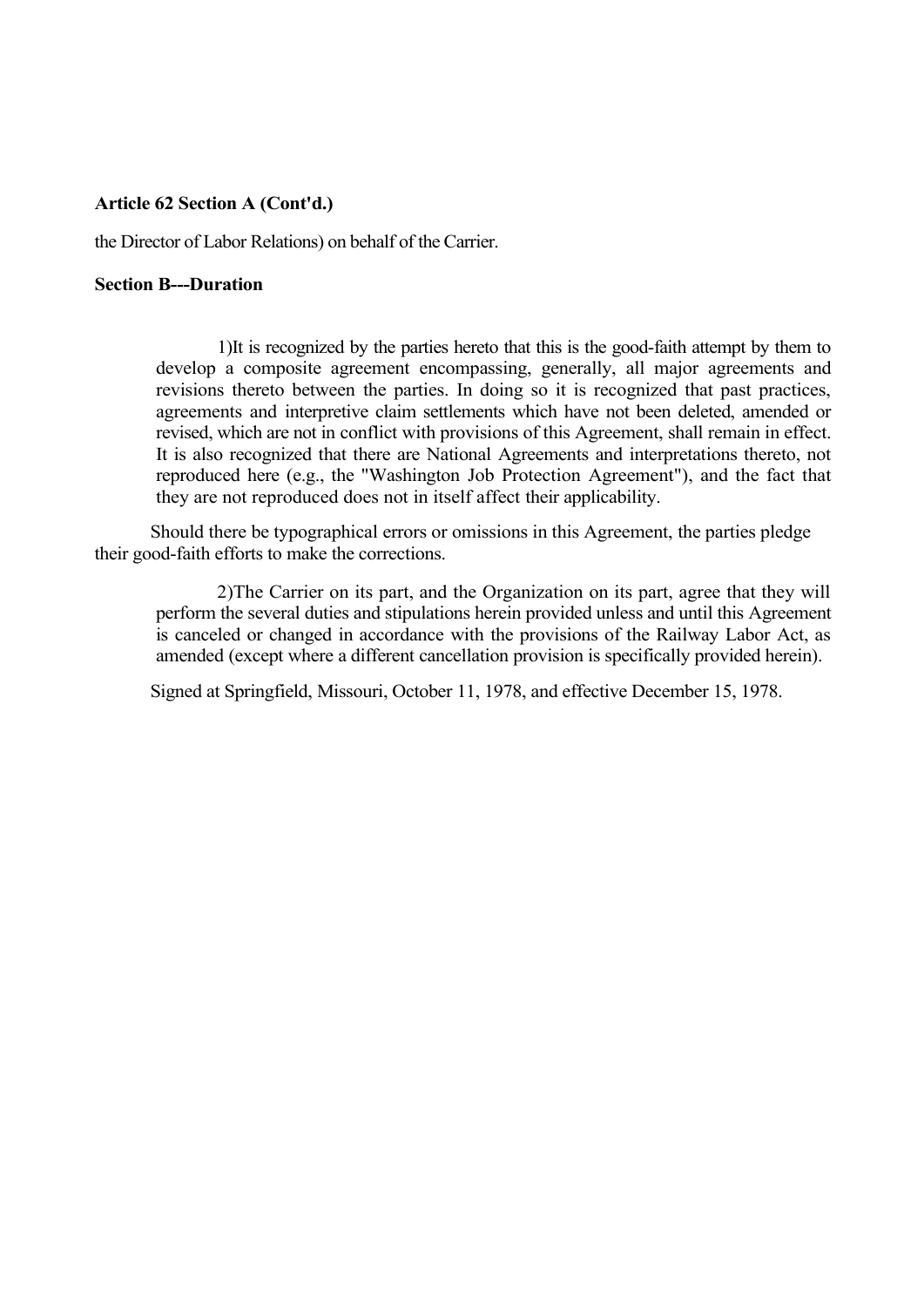**Article 62 Section A (Cont'd.)**

the Director of Labor Relations) on behalf of the Carrier.

**Section B---Duration**

1)It is recognized by the parties hereto that this is the good-faith attempt by them to develop a composite agreement encompassing, generally, all major agreements and revisions thereto between the parties. In doing so it is recognized that past practices, agreements and interpretive claim settlements which have not been deleted, amended or revised, which are not in conflict with provisions of this Agreement, shall remain in effect. It is also recognized that there are National Agreements and interpretations thereto, not reproduced here (e.g., the "Washington Job Protection Agreement"), and the fact that they are not reproduced does not in itself affect their applicability.

Should there be typographical errors or omissions in this Agreement, the parties pledge their good-faith efforts to make the corrections.

2)The Carrier on its part, and the Organization on its part, agree that they will perform the several duties and stipulations herein provided unless and until this Agreement is canceled or changed in accordance with the provisions of the Railway Labor Act, as amended (except where a different cancellation provision is specifically provided herein).

Signed at Springfield, Missouri, October 11, 1978, and effective December 15, 1978.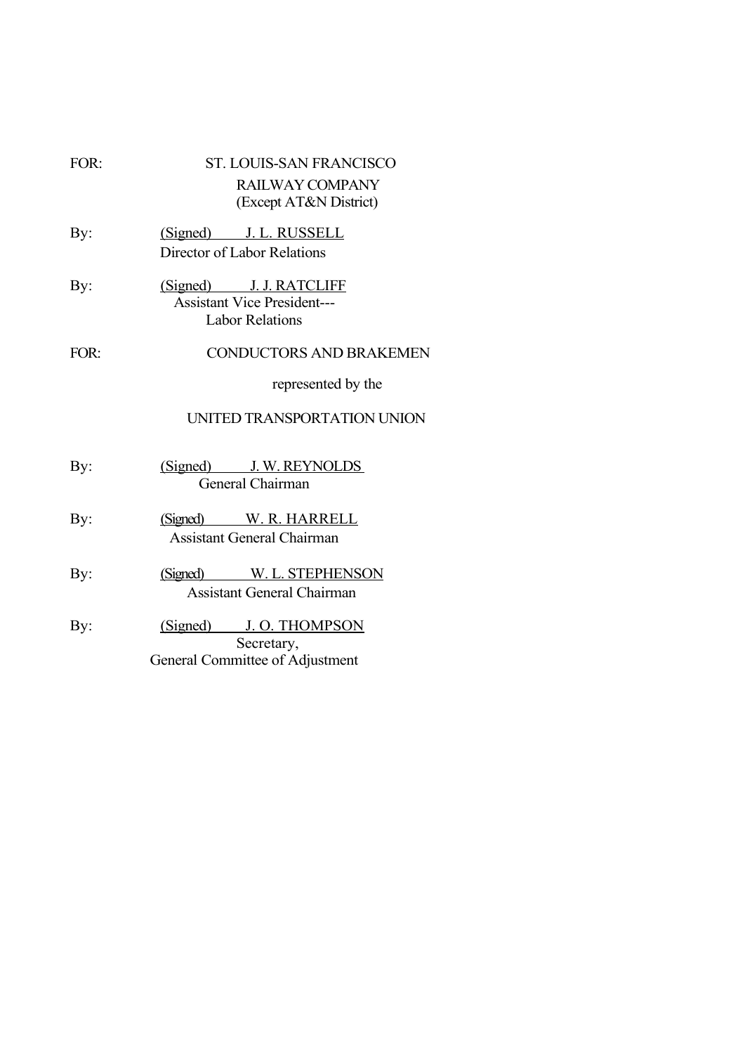FOR: ST. LOUIS-SAN FRANCISCO RAILWAY COMPANY (Except AT&N District)

By: (Signed) J. L. RUSSELL
Director of Labor Relations

By: (Signed) J. J. RATCLIFF
Assistant Vice President---
Labor Relations

FOR: CONDUCTORS AND BRAKEMEN

represented by the

UNITED TRANSPORTATION UNION

By: (Signed) J. W. REYNOLDS
General Chairman

By: (Signed) W. R. HARRELL
Assistant General Chairman

By: (Signed) W. L. STEPHENSON
Assistant General Chairman

By: (Signed) J. O. THOMPSON
Secretary,
General Committee of Adjustment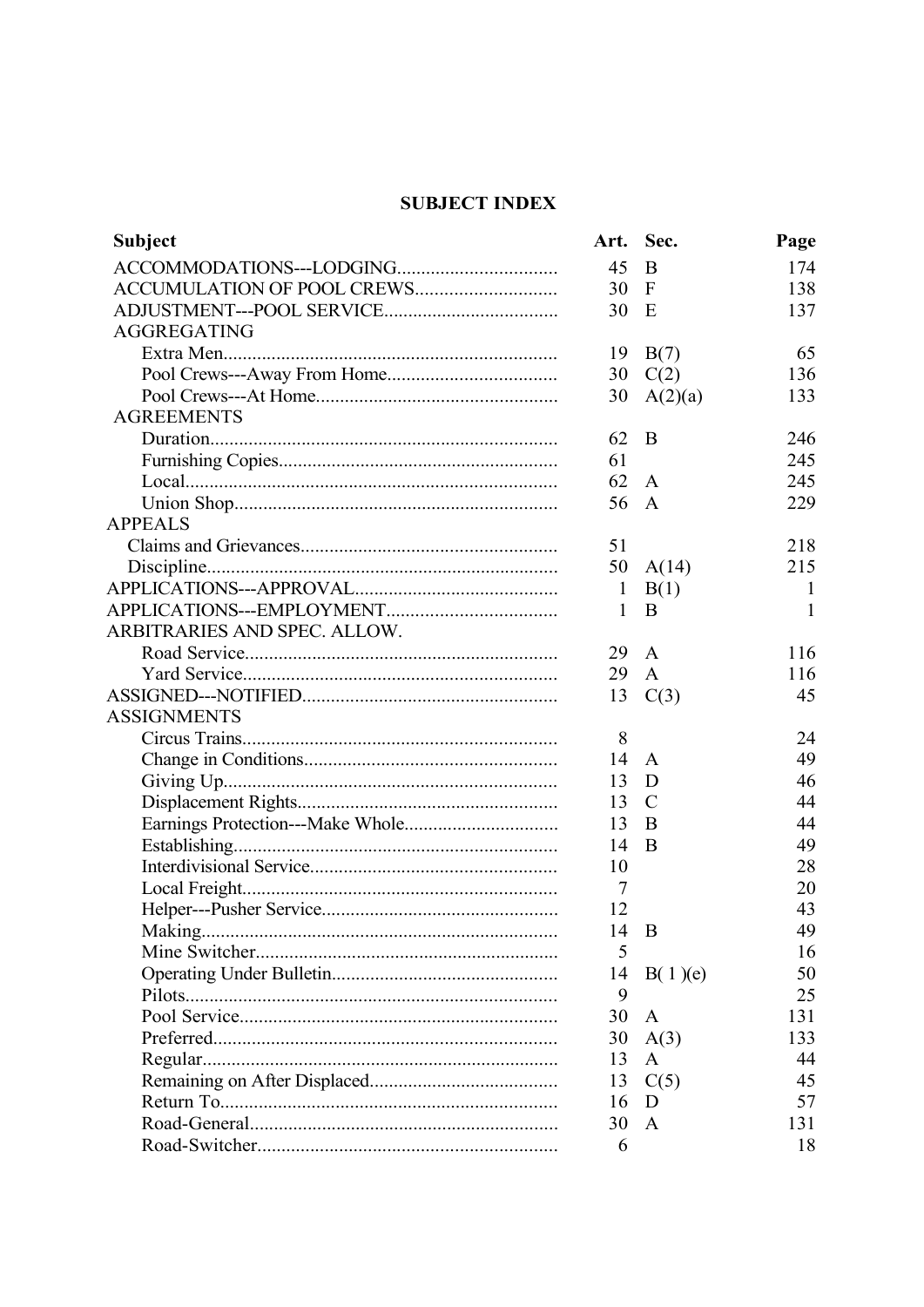## SUBJECT INDEX

| Subject | Art. | Sec. | Page |
|---|---|---|---|
| ACCOMMODATIONS---LODGING | 45 | B | 174 |
| ACCUMULATION OF POOL CREWS | 30 | F | 138 |
| ADJUSTMENT---POOL SERVICE | 30 | E | 137 |
| AGGREGATING | | | |
| Extra Men | 19 | B(7) | 65 |
| Pool Crews---Away From Home | 30 | C(2) | 136 |
| Pool Crews---At Home | 30 | A(2)(a) | 133 |
| AGREEMENTS | | | |
| Duration | 62 | B | 246 |
| Furnishing Copies | 61 | | 245 |
| Local | 62 | A | 245 |
| Union Shop | 56 | A | 229 |
| APPEALS | | | |
| Claims and Grievances | 51 | | 218 |
| Discipline | 50 | A(14) | 215 |
| APPLICATIONS---APPROVAL | 1 | B(1) | 1 |
| APPLICATIONS---EMPLOYMENT | 1 | B | 1 |
| ARBITRARIES AND SPEC. ALLOW. | | | |
| Road Service | 29 | A | 116 |
| Yard Service | 29 | A | 116 |
| ASSIGNED---NOTIFIED | 13 | C(3) | 45 |
| ASSIGNMENTS | | | |
| Circus Trains | 8 | | 24 |
| Change in Conditions | 14 | A | 49 |
| Giving Up | 13 | D | 46 |
| Displacement Rights | 13 | C | 44 |
| Earnings Protection---Make Whole | 13 | B | 44 |
| Establishing | 14 | B | 49 |
| Interdivisional Service | 10 | | 28 |
| Local Freight | 7 | | 20 |
| Helper---Pusher Service | 12 | | 43 |
| Making | 14 | B | 49 |
| Mine Switcher | 5 | | 16 |
| Operating Under Bulletin | 14 | B( 1 )(e) | 50 |
| Pilots | 9 | | 25 |
| Pool Service | 30 | A | 131 |
| Preferred | 30 | A(3) | 133 |
| Regular | 13 | A | 44 |
| Remaining on After Displaced | 13 | C(5) | 45 |
| Return To | 16 | D | 57 |
| Road-General | 30 | A | 131 |
| Road-Switcher | 6 | | 18 |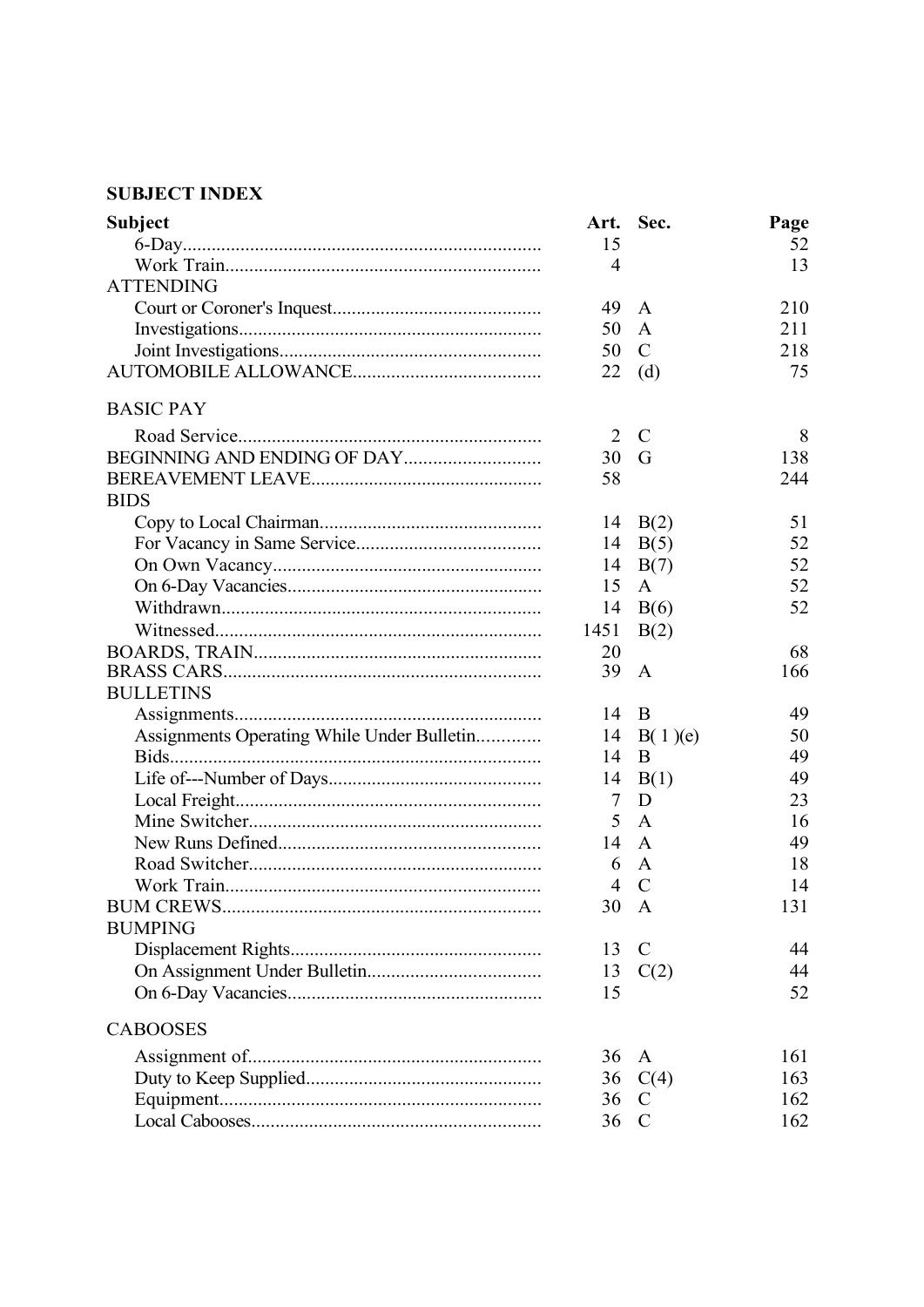## SUBJECT INDEX

| Subject | Art. | Sec. | Page |
|---|---|---|---|
| 6-Day | 15 | | 52 |
| Work Train | 4 | | 13 |
| ATTENDING | | | |
| Court or Coroner's Inquest | 49 | A | 210 |
| Investigations | 50 | A | 211 |
| Joint Investigations | 50 | C | 218 |
| AUTOMOBILE ALLOWANCE | 22 | (d) | 75 |
| BASIC PAY | | | |
| Road Service | 2 | C | 8 |
| BEGINNING AND ENDING OF DAY | 30 | G | 138 |
| BEREAVEMENT LEAVE | 58 | | 244 |
| BIDS | | | |
| Copy to Local Chairman | 14 | B(2) | 51 |
| For Vacancy in Same Service | 14 | B(5) | 52 |
| On Own Vacancy | 14 | B(7) | 52 |
| On 6-Day Vacancies | 15 | A | 52 |
| Withdrawn | 14 | B(6) | 52 |
| Witnessed | 1451 | B(2) | |
| BOARDS, TRAIN | 20 | | 68 |
| BRASS CARS | 39 | A | 166 |
| BULLETINS | | | |
| Assignments | 14 | B | 49 |
| Assignments Operating While Under Bulletin | 14 | B( 1 )(e) | 50 |
| Bids | 14 | B | 49 |
| Life of---Number of Days | 14 | B(1) | 49 |
| Local Freight | 7 | D | 23 |
| Mine Switcher | 5 | A | 16 |
| New Runs Defined | 14 | A | 49 |
| Road Switcher | 6 | A | 18 |
| Work Train | 4 | C | 14 |
| BUM CREWS | 30 | A | 131 |
| BUMPING | | | |
| Displacement Rights | 13 | C | 44 |
| On Assignment Under Bulletin | 13 | C(2) | 44 |
| On 6-Day Vacancies | 15 | | 52 |
| CABOOSES | | | |
| Assignment of | 36 | A | 161 |
| Duty to Keep Supplied | 36 | C(4) | 163 |
| Equipment | 36 | C | 162 |
| Local Cabooses | 36 | C | 162 |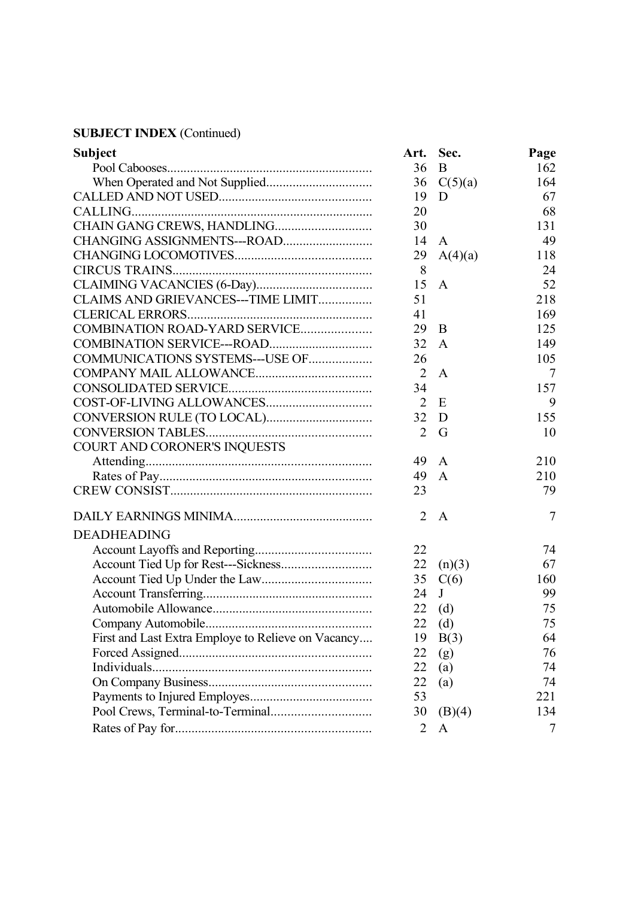**SUBJECT INDEX** (Continued)

| Subject | Art. | Sec. | Page |
|---|---|---|---|
| Pool Cabooses | 36 | B | 162 |
| When Operated and Not Supplied | 36 | C(5)(a) | 164 |
| CALLED AND NOT USED | 19 | D | 67 |
| CALLING | 20 | | 68 |
| CHAIN GANG CREWS, HANDLING | 30 | | 131 |
| CHANGING ASSIGNMENTS---ROAD | 14 | A | 49 |
| CHANGING LOCOMOTIVES | 29 | A(4)(a) | 118 |
| CIRCUS TRAINS | 8 | | 24 |
| CLAIMING VACANCIES (6-Day) | 15 | A | 52 |
| CLAIMS AND GRIEVANCES---TIME LIMIT | 51 | | 218 |
| CLERICAL ERRORS | 41 | | 169 |
| COMBINATION ROAD-YARD SERVICE | 29 | B | 125 |
| COMBINATION SERVICE---ROAD | 32 | A | 149 |
| COMMUNICATIONS SYSTEMS---USE OF | 26 | | 105 |
| COMPANY MAIL ALLOWANCE | 2 | A | 7 |
| CONSOLIDATED SERVICE | 34 | | 157 |
| COST-OF-LIVING ALLOWANCES | 2 | E | 9 |
| CONVERSION RULE (TO LOCAL) | 32 | D | 155 |
| CONVERSION TABLES | 2 | G | 10 |
| COURT AND CORONER'S INQUESTS | | | |
| Attending | 49 | A | 210 |
| Rates of Pay | 49 | A | 210 |
| CREW CONSIST | 23 | | 79 |
| DAILY EARNINGS MINIMA | 2 | A | 7 |
| DEADHEADING | | | |
| Account Layoffs and Reporting | 22 | | 74 |
| Account Tied Up for Rest---Sickness | 22 | (n)(3) | 67 |
| Account Tied Up Under the Law | 35 | C(6) | 160 |
| Account Transferring | 24 | J | 99 |
| Automobile Allowance | 22 | (d) | 75 |
| Company Automobile | 22 | (d) | 75 |
| First and Last Extra Employe to Relieve on Vacancy | 19 | B(3) | 64 |
| Forced Assigned | 22 | (g) | 76 |
| Individuals | 22 | (a) | 74 |
| On Company Business | 22 | (a) | 74 |
| Payments to Injured Employes | 53 | | 221 |
| Pool Crews, Terminal-to-Terminal | 30 | (B)(4) | 134 |
| Rates of Pay for | 2 | A | 7 |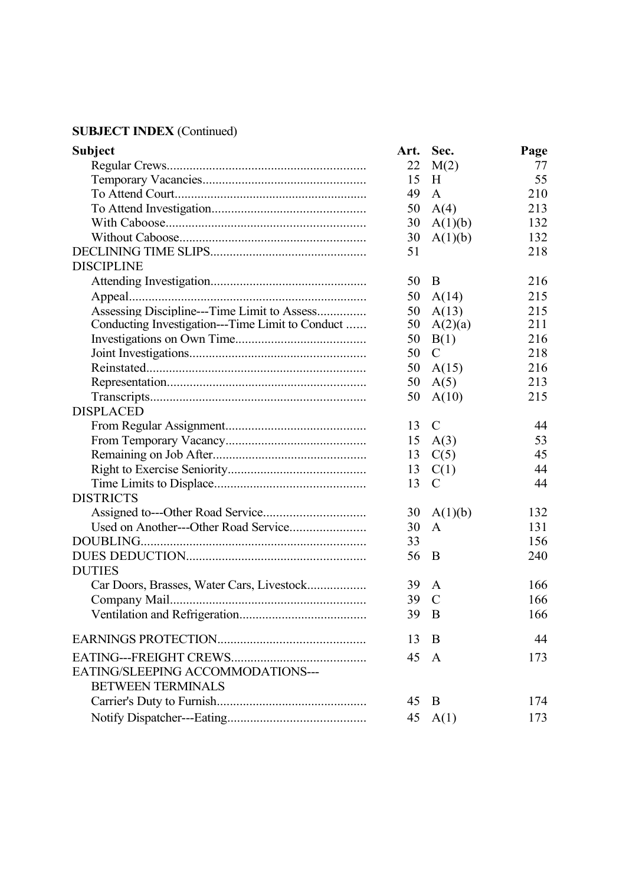**SUBJECT INDEX** (Continued)

| Subject | Art. | Sec. | Page |
|---|---|---|---|
| Regular Crews | 22 | M(2) | 77 |
| Temporary Vacancies | 15 | H | 55 |
| To Attend Court | 49 | A | 210 |
| To Attend Investigation | 50 | A(4) | 213 |
| With Caboose | 30 | A(1)(b) | 132 |
| Without Caboose | 30 | A(1)(b) | 132 |
| DECLINING TIME SLIPS | 51 | | 218 |
| DISCIPLINE | | | |
| Attending Investigation | 50 | B | 216 |
| Appeal | 50 | A(14) | 215 |
| Assessing Discipline---Time Limit to Assess | 50 | A(13) | 215 |
| Conducting Investigation---Time Limit to Conduct | 50 | A(2)(a) | 211 |
| Investigations on Own Time | 50 | B(1) | 216 |
| Joint Investigations | 50 | C | 218 |
| Reinstated | 50 | A(15) | 216 |
| Representation | 50 | A(5) | 213 |
| Transcripts | 50 | A(10) | 215 |
| DISPLACED | | | |
| From Regular Assignment | 13 | C | 44 |
| From Temporary Vacancy | 15 | A(3) | 53 |
| Remaining on Job After | 13 | C(5) | 45 |
| Right to Exercise Seniority | 13 | C(1) | 44 |
| Time Limits to Displace | 13 | C | 44 |
| DISTRICTS | | | |
| Assigned to---Other Road Service | 30 | A(1)(b) | 132 |
| Used on Another---Other Road Service | 30 | A | 131 |
| DOUBLING | 33 | | 156 |
| DUES DEDUCTION | 56 | B | 240 |
| DUTIES | | | |
| Car Doors, Brasses, Water Cars, Livestock | 39 | A | 166 |
| Company Mail | 39 | C | 166 |
| Ventilation and Refrigeration | 39 | B | 166 |
| EARNINGS PROTECTION | 13 | B | 44 |
| EATING---FREIGHT CREWS | 45 | A | 173 |
| EATING/SLEEPING ACCOMMODATIONS---BETWEEN TERMINALS | | | |
| Carrier's Duty to Furnish | 45 | B | 174 |
| Notify Dispatcher---Eating | 45 | A(1) | 173 |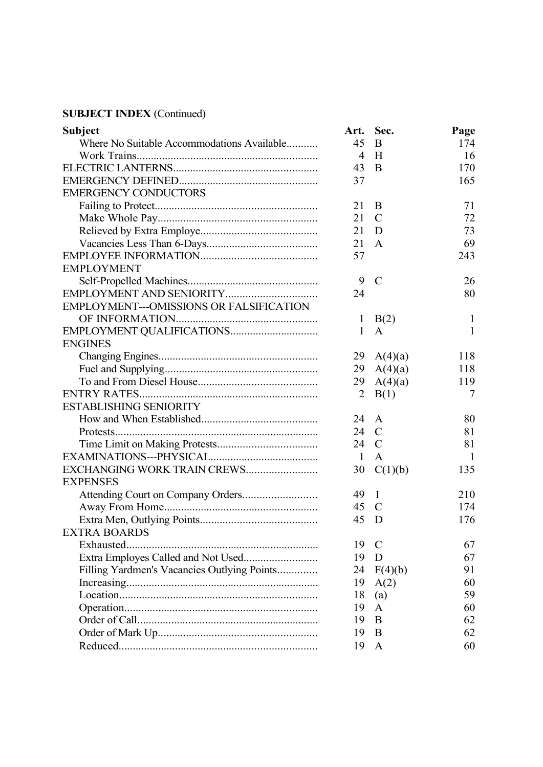**SUBJECT INDEX** (Continued)

| Subject | Art. | Sec. | Page |
|---|---|---|---|
| Where No Suitable Accommodations Available | 45 | B | 174 |
| Work Trains | 4 | H | 16 |
| ELECTRIC LANTERNS | 43 | B | 170 |
| EMERGENCY DEFINED | 37 | | 165 |
| EMERGENCY CONDUCTORS | | | |
| Failing to Protect | 21 | B | 71 |
| Make Whole Pay | 21 | C | 72 |
| Relieved by Extra Employe | 21 | D | 73 |
| Vacancies Less Than 6-Days | 21 | A | 69 |
| EMPLOYEE INFORMATION | 57 | | 243 |
| EMPLOYMENT | | | |
| Self-Propelled Machines | 9 | C | 26 |
| EMPLOYMENT AND SENIORITY | 24 | | 80 |
| EMPLOYMENT---OMISSIONS OR FALSIFICATION OF INFORMATION | 1 | B(2) | 1 |
| EMPLOYMENT QUALIFICATIONS | 1 | A | 1 |
| ENGINES | | | |
| Changing Engines | 29 | A(4)(a) | 118 |
| Fuel and Supplying | 29 | A(4)(a) | 118 |
| To and From Diesel House | 29 | A(4)(a) | 119 |
| ENTRY RATES | 2 | B(1) | 7 |
| ESTABLISHING SENIORITY | | | |
| How and When Established | 24 | A | 80 |
| Protests | 24 | C | 81 |
| Time Limit on Making Protests | 24 | C | 81 |
| EXAMINATIONS---PHYSICAL | 1 | A | 1 |
| EXCHANGING WORK TRAIN CREWS | 30 | C(1)(b) | 135 |
| EXPENSES | | | |
| Attending Court on Company Orders | 49 | 1 | 210 |
| Away From Home | 45 | C | 174 |
| Extra Men, Outlying Points | 45 | D | 176 |
| EXTRA BOARDS | | | |
| Exhausted | 19 | C | 67 |
| Extra Employes Called and Not Used | 19 | D | 67 |
| Filling Yardmen's Vacancies Outlying Points | 24 | F(4)(b) | 91 |
| Increasing | 19 | A(2) | 60 |
| Location | 18 | (a) | 59 |
| Operation | 19 | A | 60 |
| Order of Call | 19 | B | 62 |
| Order of Mark Up | 19 | B | 62 |
| Reduced | 19 | A | 60 |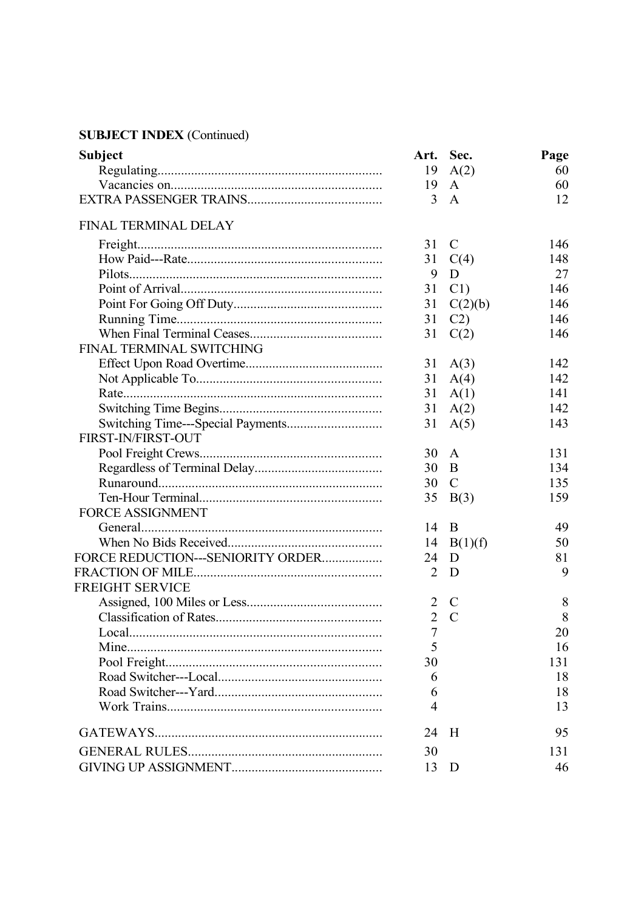**SUBJECT INDEX** (Continued)

| Subject | Art. | Sec. | Page |
|---|---|---|---|
| Regulating | 19 | A(2) | 60 |
| Vacancies on | 19 | A | 60 |
| EXTRA PASSENGER TRAINS | 3 | A | 12 |
| FINAL TERMINAL DELAY | | | |
| Freight | 31 | C | 146 |
| How Paid---Rate | 31 | C(4) | 148 |
| Pilots | 9 | D | 27 |
| Point of Arrival | 31 | C1) | 146 |
| Point For Going Off Duty | 31 | C(2)(b) | 146 |
| Running Time | 31 | C2) | 146 |
| When Final Terminal Ceases | 31 | C(2) | 146 |
| FINAL TERMINAL SWITCHING | | | |
| Effect Upon Road Overtime | 31 | A(3) | 142 |
| Not Applicable To | 31 | A(4) | 142 |
| Rate | 31 | A(1) | 141 |
| Switching Time Begins | 31 | A(2) | 142 |
| Switching Time---Special Payments | 31 | A(5) | 143 |
| FIRST-IN/FIRST-OUT | | | |
| Pool Freight Crews | 30 | A | 131 |
| Regardless of Terminal Delay | 30 | B | 134 |
| Runaround | 30 | C | 135 |
| Ten-Hour Terminal | 35 | B(3) | 159 |
| FORCE ASSIGNMENT | | | |
| General | 14 | B | 49 |
| When No Bids Received | 14 | B(1)(f) | 50 |
| FORCE REDUCTION---SENIORITY ORDER | 24 | D | 81 |
| FRACTION OF MILE | 2 | D | 9 |
| FREIGHT SERVICE | | | |
| Assigned, 100 Miles or Less | 2 | C | 8 |
| Classification of Rates | 2 | C | 8 |
| Local | 7 | | 20 |
| Mine | 5 | | 16 |
| Pool Freight | 30 | | 131 |
| Road Switcher---Local | 6 | | 18 |
| Road Switcher---Yard | 6 | | 18 |
| Work Trains | 4 | | 13 |
| GATEWAYS | 24 | H | 95 |
| GENERAL RULES | 30 | | 131 |
| GIVING UP ASSIGNMENT | 13 | D | 46 |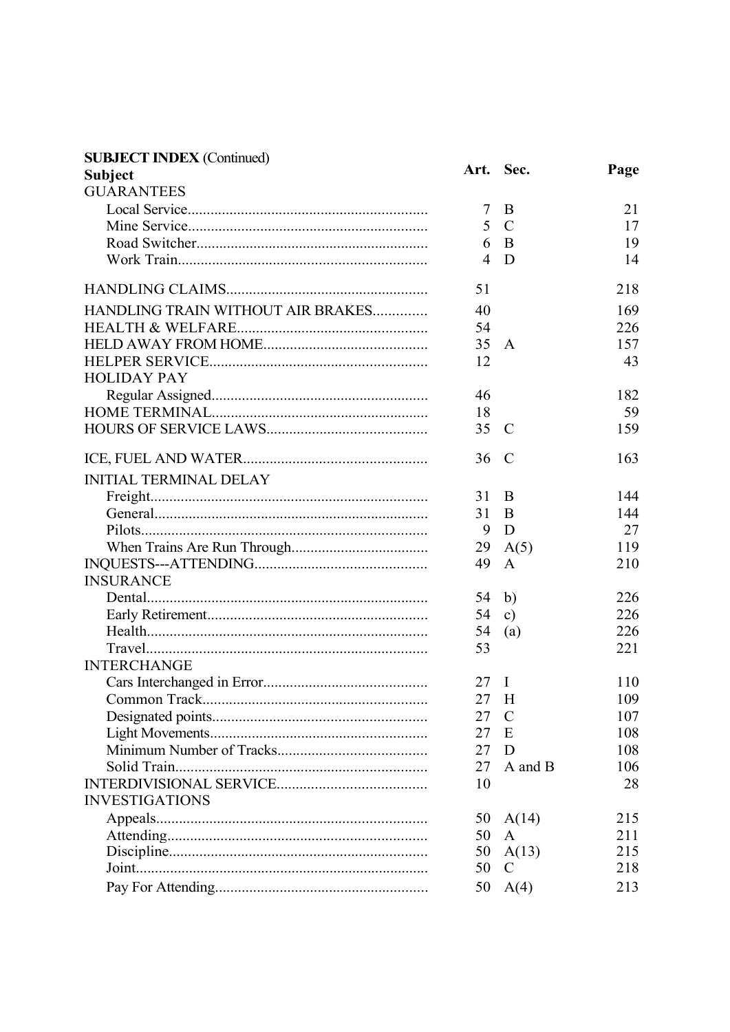**SUBJECT INDEX** (Continued)

| Subject | Art. | Sec. | Page |
|---|---|---|---|
| GUARANTEES | | | |
| Local Service | 7 | B | 21 |
| Mine Service | 5 | C | 17 |
| Road Switcher | 6 | B | 19 |
| Work Train | 4 | D | 14 |
| HANDLING CLAIMS | 51 | | 218 |
| HANDLING TRAIN WITHOUT AIR BRAKES | 40 | | 169 |
| HEALTH & WELFARE | 54 | | 226 |
| HELD AWAY FROM HOME | 35 | A | 157 |
| HELPER SERVICE | 12 | | 43 |
| HOLIDAY PAY | | | |
| Regular Assigned | 46 | | 182 |
| HOME TERMINAL | 18 | | 59 |
| HOURS OF SERVICE LAWS | 35 | C | 159 |
| ICE, FUEL AND WATER | 36 | C | 163 |
| INITIAL TERMINAL DELAY | | | |
| Freight | 31 | B | 144 |
| General | 31 | B | 144 |
| Pilots | 9 | D | 27 |
| When Trains Are Run Through | 29 | A(5) | 119 |
| INQUESTS---ATTENDING | 49 | A | 210 |
| INSURANCE | | | |
| Dental | 54 | b) | 226 |
| Early Retirement | 54 | c) | 226 |
| Health | 54 | (a) | 226 |
| Travel | 53 | | 221 |
| INTERCHANGE | | | |
| Cars Interchanged in Error | 27 | I | 110 |
| Common Track | 27 | H | 109 |
| Designated points | 27 | C | 107 |
| Light Movements | 27 | E | 108 |
| Minimum Number of Tracks | 27 | D | 108 |
| Solid Train | 27 | A and B | 106 |
| INTERDIVISIONAL SERVICE | 10 | | 28 |
| INVESTIGATIONS | | | |
| Appeals | 50 | A(14) | 215 |
| Attending | 50 | A | 211 |
| Discipline | 50 | A(13) | 215 |
| Joint | 50 | C | 218 |
| Pay For Attending | 50 | A(4) | 213 |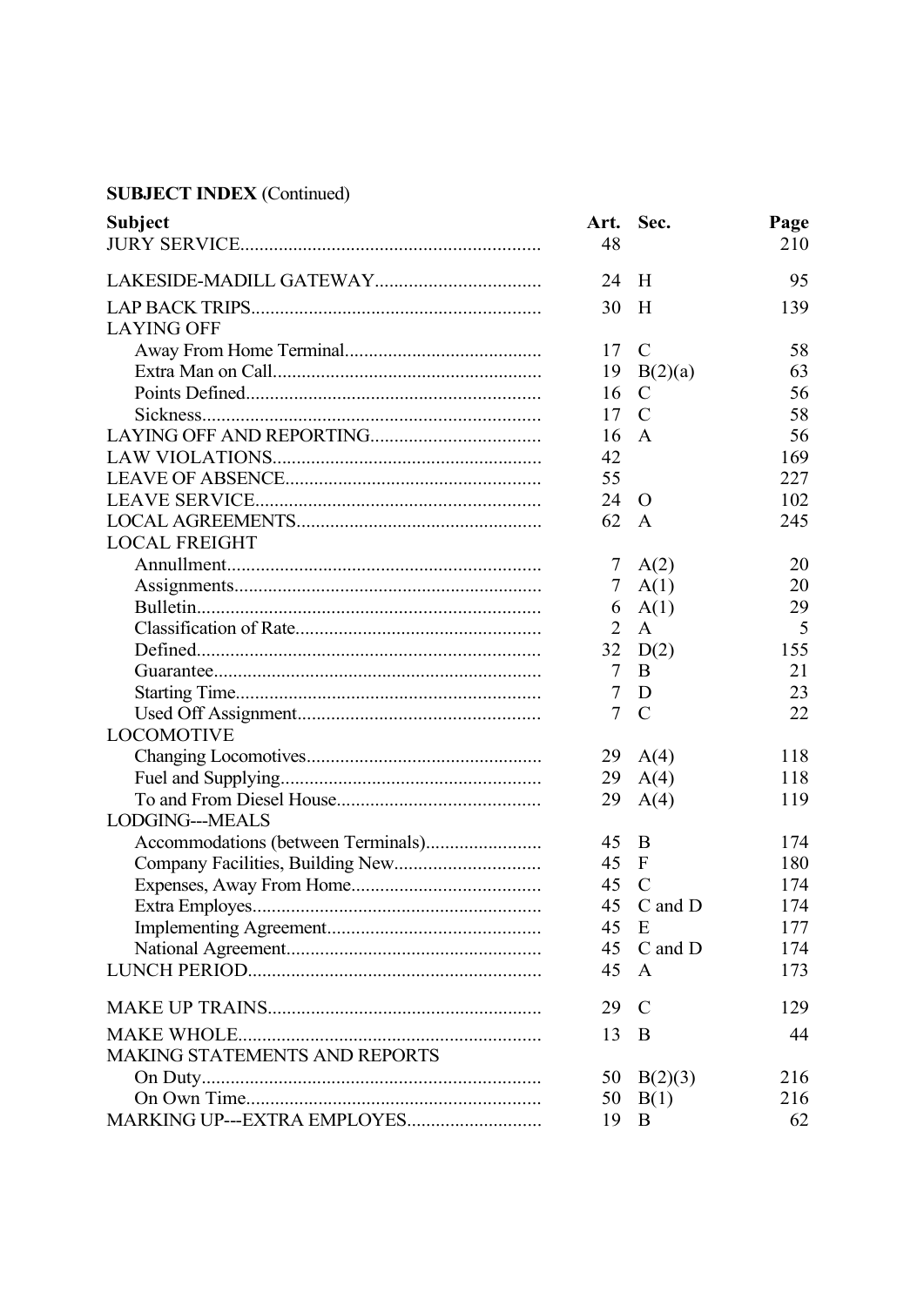**SUBJECT INDEX** (Continued)

| Subject | Art. | Sec. | Page |
|---|---|---|---|
| JURY SERVICE | 48 | | 210 |
| LAKESIDE-MADILL GATEWAY | 24 | H | 95 |
| LAP BACK TRIPS | 30 | H | 139 |
| LAYING OFF | | | |
| Away From Home Terminal | 17 | C | 58 |
| Extra Man on Call | 19 | B(2)(a) | 63 |
| Points Defined | 16 | C | 56 |
| Sickness | 17 | C | 58 |
| LAYING OFF AND REPORTING | 16 | A | 56 |
| LAW VIOLATIONS | 42 | | 169 |
| LEAVE OF ABSENCE | 55 | | 227 |
| LEAVE SERVICE | 24 | O | 102 |
| LOCAL AGREEMENTS | 62 | A | 245 |
| LOCAL FREIGHT | | | |
| Annullment | 7 | A(2) | 20 |
| Assignments | 7 | A(1) | 20 |
| Bulletin | 6 | A(1) | 29 |
| Classification of Rate | 2 | A | 5 |
| Defined | 32 | D(2) | 155 |
| Guarantee | 7 | B | 21 |
| Starting Time | 7 | D | 23 |
| Used Off Assignment | 7 | C | 22 |
| LOCOMOTIVE | | | |
| Changing Locomotives | 29 | A(4) | 118 |
| Fuel and Supplying | 29 | A(4) | 118 |
| To and From Diesel House | 29 | A(4) | 119 |
| LODGING---MEALS | | | |
| Accommodations (between Terminals) | 45 | B | 174 |
| Company Facilities, Building New | 45 | F | 180 |
| Expenses, Away From Home | 45 | C | 174 |
| Extra Employes | 45 | C and D | 174 |
| Implementing Agreement | 45 | E | 177 |
| National Agreement | 45 | C and D | 174 |
| LUNCH PERIOD | 45 | A | 173 |
| MAKE UP TRAINS | 29 | C | 129 |
| MAKE WHOLE | 13 | B | 44 |
| MAKING STATEMENTS AND REPORTS | | | |
| On Duty | 50 | B(2)(3) | 216 |
| On Own Time | 50 | B(1) | 216 |
| MARKING UP---EXTRA EMPLOYES | 19 | B | 62 |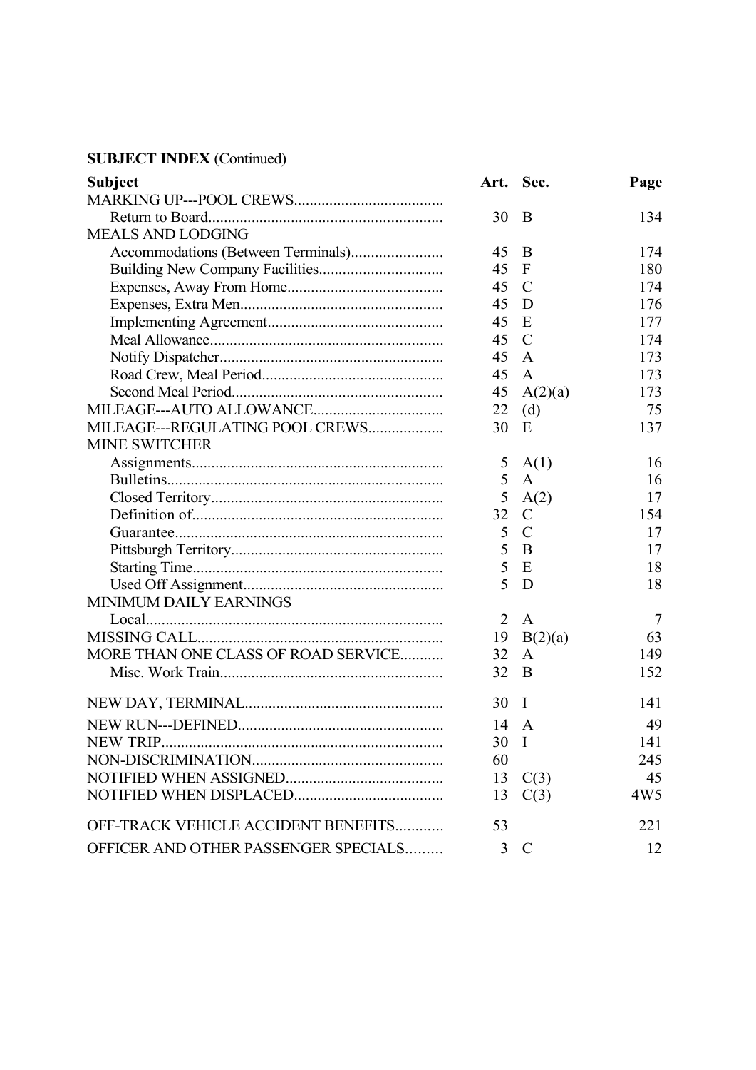**SUBJECT INDEX** (Continued)

| Subject | Art. | Sec. | Page |
|---|---|---|---|
| MARKING UP---POOL CREWS...................................... | | | |
| Return to Board........................................................... | 30 | B | 134 |
| MEALS AND LODGING | | | |
| Accommodations (Between Terminals)....................... | 45 | B | 174 |
| Building New Company Facilities............................... | 45 | F | 180 |
| Expenses, Away From Home....................................... | 45 | C | 174 |
| Expenses, Extra Men................................................... | 45 | D | 176 |
| Implementing Agreement............................................ | 45 | E | 177 |
| Meal Allowance........................................................... | 45 | C | 174 |
| Notify Dispatcher......................................................... | 45 | A | 173 |
| Road Crew, Meal Period.............................................. | 45 | A | 173 |
| Second Meal Period..................................................... | 45 | A(2)(a) | 173 |
| MILEAGE---AUTO ALLOWANCE................................ | 22 | (d) | 75 |
| MILEAGE---REGULATING POOL CREWS................... | 30 | E | 137 |
| MINE SWITCHER | | | |
| Assignments................................................................ | 5 | A(1) | 16 |
| Bulletins...................................................................... | 5 | A | 16 |
| Closed Territory........................................................... | 5 | A(2) | 17 |
| Definition of................................................................ | 32 | C | 154 |
| Guarantee.................................................................... | 5 | C | 17 |
| Pittsburgh Territory..................................................... | 5 | B | 17 |
| Starting Time............................................................... | 5 | E | 18 |
| Used Off Assignment.................................................. | 5 | D | 18 |
| MINIMUM DAILY EARNINGS | | | |
| Local............................................................................ | 2 | A | 7 |
| MISSING CALL.............................................................. | 19 | B(2)(a) | 63 |
| MORE THAN ONE CLASS OF ROAD SERVICE........... | 32 | A | 149 |
| Misc. Work Train........................................................ | 32 | B | 152 |
| NEW DAY, TERMINAL.................................................. | 30 | I | 141 |
| NEW RUN---DEFINED.................................................... | 14 | A | 49 |
| NEW TRIP....................................................................... | 30 | I | 141 |
| NON-DISCRIMINATION................................................ | 60 | | 245 |
| NOTIFIED WHEN ASSIGNED........................................ | 13 | C(3) | 45 |
| NOTIFIED WHEN DISPLACED...................................... | 13 | C(3) | 4W5 |
| OFF-TRACK VEHICLE ACCIDENT BENEFITS............ | 53 | | 221 |
| OFFICER AND OTHER PASSENGER SPECIALS......... | 3 | C | 12 |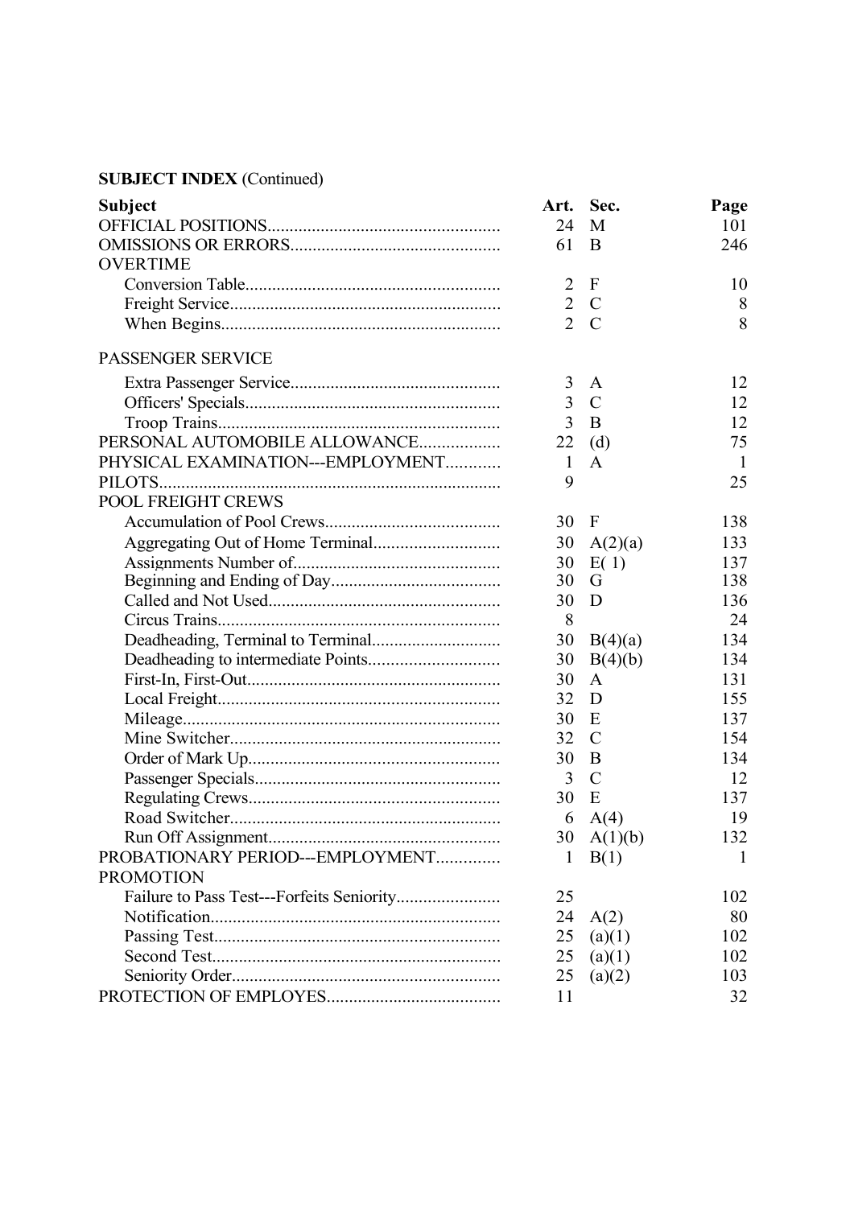**SUBJECT INDEX** (Continued)

| Subject | Art. | Sec. | Page |
|---|---|---|---|
| OFFICIAL POSITIONS | 24 | M | 101 |
| OMISSIONS OR ERRORS | 61 | B | 246 |
| OVERTIME | | | |
| Conversion Table | 2 | F | 10 |
| Freight Service | 2 | C | 8 |
| When Begins | 2 | C | 8 |
| PASSENGER SERVICE | | | |
| Extra Passenger Service | 3 | A | 12 |
| Officers' Specials | 3 | C | 12 |
| Troop Trains | 3 | B | 12 |
| PERSONAL AUTOMOBILE ALLOWANCE | 22 | (d) | 75 |
| PHYSICAL EXAMINATION---EMPLOYMENT | 1 | A | 1 |
| PILOTS | 9 | | 25 |
| POOL FREIGHT CREWS | | | |
| Accumulation of Pool Crews | 30 | F | 138 |
| Aggregating Out of Home Terminal | 30 | A(2)(a) | 133 |
| Assignments Number of | 30 | E( 1) | 137 |
| Beginning and Ending of Day | 30 | G | 138 |
| Called and Not Used | 30 | D | 136 |
| Circus Trains | 8 | | 24 |
| Deadheading, Terminal to Terminal | 30 | B(4)(a) | 134 |
| Deadheading to intermediate Points | 30 | B(4)(b) | 134 |
| First-In, First-Out | 30 | A | 131 |
| Local Freight | 32 | D | 155 |
| Mileage | 30 | E | 137 |
| Mine Switcher | 32 | C | 154 |
| Order of Mark Up | 30 | B | 134 |
| Passenger Specials | 3 | C | 12 |
| Regulating Crews | 30 | E | 137 |
| Road Switcher | 6 | A(4) | 19 |
| Run Off Assignment | 30 | A(1)(b) | 132 |
| PROBATIONARY PERIOD---EMPLOYMENT | 1 | B(1) | 1 |
| PROMOTION | | | |
| Failure to Pass Test---Forfeits Seniority | 25 | | 102 |
| Notification | 24 | A(2) | 80 |
| Passing Test | 25 | (a)(1) | 102 |
| Second Test | 25 | (a)(1) | 102 |
| Seniority Order | 25 | (a)(2) | 103 |
| PROTECTION OF EMPLOYES | 11 | | 32 |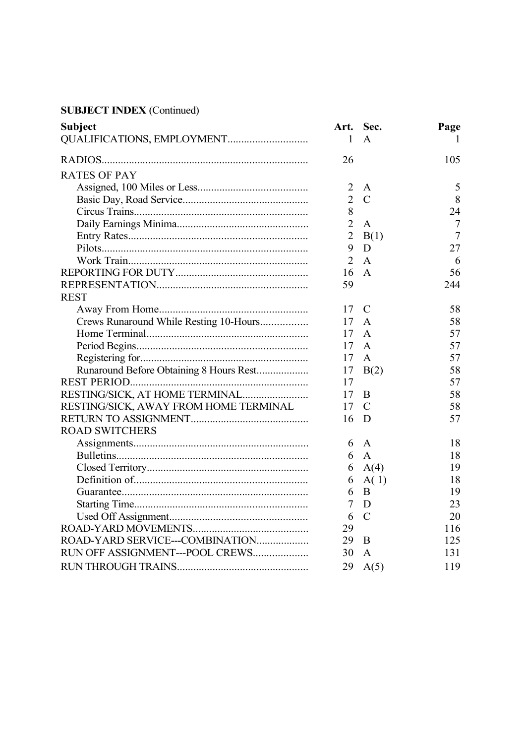**SUBJECT INDEX** (Continued)

| Subject | Art. | Sec. | Page |
|---|---|---|---|
| QUALIFICATIONS, EMPLOYMENT | 1 | A | 1 |
| RADIOS | 26 | | 105 |
| RATES OF PAY | | | |
| Assigned, 100 Miles or Less | 2 | A | 5 |
| Basic Day, Road Service | 2 | C | 8 |
| Circus Trains | 8 | | 24 |
| Daily Earnings Minima | 2 | A | 7 |
| Entry Rates | 2 | B(1) | 7 |
| Pilots | 9 | D | 27 |
| Work Train | 2 | A | 6 |
| REPORTING FOR DUTY | 16 | A | 56 |
| REPRESENTATION | 59 | | 244 |
| REST | | | |
| Away From Home | 17 | C | 58 |
| Crews Runaround While Resting 10-Hours | 17 | A | 58 |
| Home Terminal | 17 | A | 57 |
| Period Begins | 17 | A | 57 |
| Registering for | 17 | A | 57 |
| Runaround Before Obtaining 8 Hours Rest | 17 | B(2) | 58 |
| REST PERIOD | 17 | | 57 |
| RESTING/SICK, AT HOME TERMINAL | 17 | B | 58 |
| RESTING/SICK, AWAY FROM HOME TERMINAL | 17 | C | 58 |
| RETURN TO ASSIGNMENT | 16 | D | 57 |
| ROAD SWITCHERS | | | |
| Assignments | 6 | A | 18 |
| Bulletins | 6 | A | 18 |
| Closed Territory | 6 | A(4) | 19 |
| Definition of | 6 | A( 1) | 18 |
| Guarantee | 6 | B | 19 |
| Starting Time | 7 | D | 23 |
| Used Off Assignment | 6 | C | 20 |
| ROAD-YARD MOVEMENTS | 29 | | 116 |
| ROAD-YARD SERVICE---COMBINATION | 29 | B | 125 |
| RUN OFF ASSIGNMENT---POOL CREWS | 30 | A | 131 |
| RUN THROUGH TRAINS | 29 | A(5) | 119 |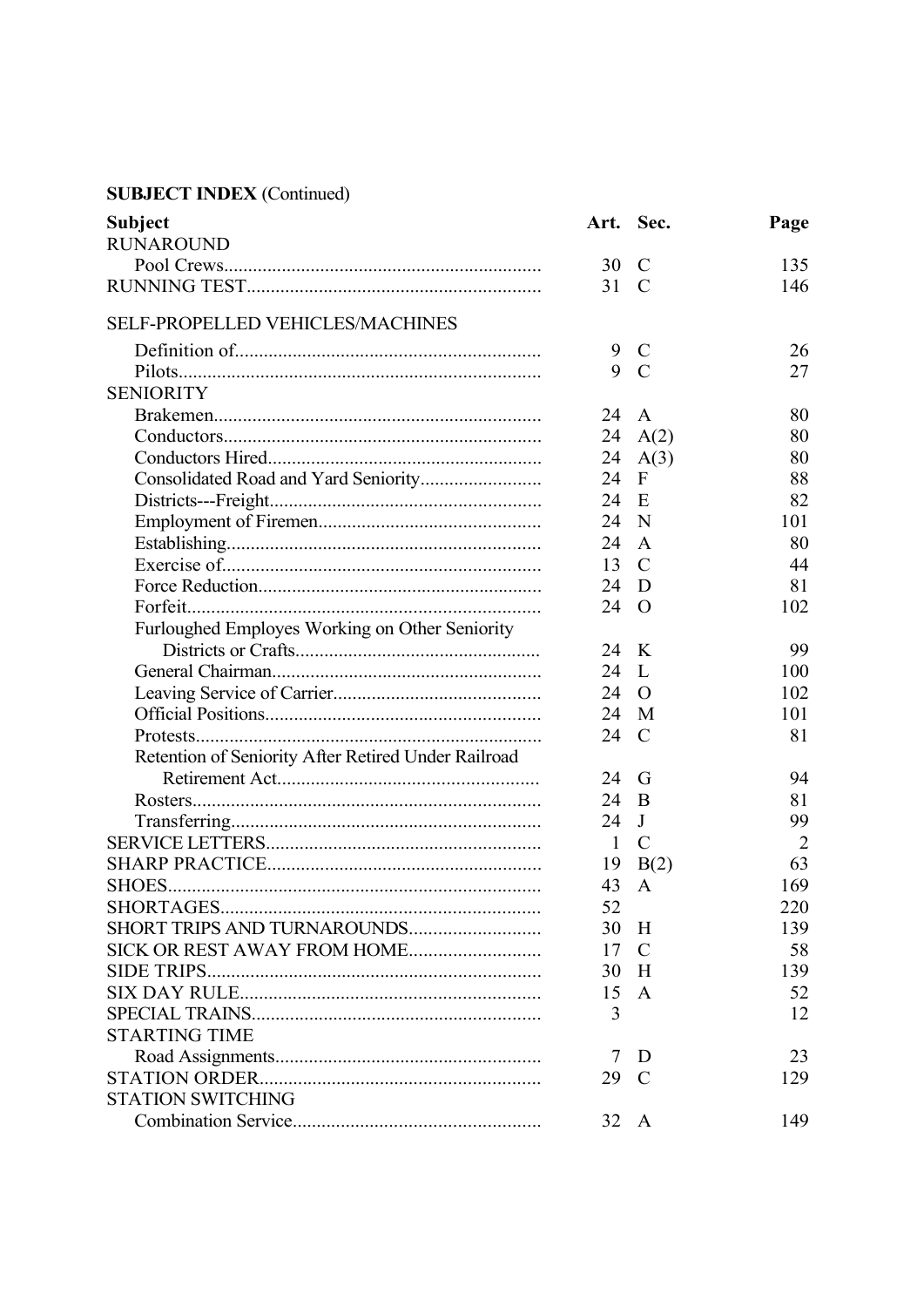**SUBJECT INDEX** (Continued)

| Subject | Art. | Sec. | Page |
|---|---|---|---|
| RUNAROUND | | | |
| Pool Crews | 30 | C | 135 |
| RUNNING TEST | 31 | C | 146 |
| SELF-PROPELLED VEHICLES/MACHINES | | | |
| Definition of | 9 | C | 26 |
| Pilots | 9 | C | 27 |
| SENIORITY | | | |
| Brakemen | 24 | A | 80 |
| Conductors | 24 | A(2) | 80 |
| Conductors Hired | 24 | A(3) | 80 |
| Consolidated Road and Yard Seniority | 24 | F | 88 |
| Districts---Freight | 24 | E | 82 |
| Employment of Firemen | 24 | N | 101 |
| Establishing | 24 | A | 80 |
| Exercise of | 13 | C | 44 |
| Force Reduction | 24 | D | 81 |
| Forfeit | 24 | O | 102 |
| Furloughed Employes Working on Other Seniority Districts or Crafts | 24 | K | 99 |
| General Chairman | 24 | L | 100 |
| Leaving Service of Carrier | 24 | O | 102 |
| Official Positions | 24 | M | 101 |
| Protests | 24 | C | 81 |
| Retention of Seniority After Retired Under Railroad Retirement Act | 24 | G | 94 |
| Rosters | 24 | B | 81 |
| Transferring | 24 | J | 99 |
| SERVICE LETTERS | 1 | C | 2 |
| SHARP PRACTICE | 19 | B(2) | 63 |
| SHOES | 43 | A | 169 |
| SHORTAGES | 52 | | 220 |
| SHORT TRIPS AND TURNAROUNDS | 30 | H | 139 |
| SICK OR REST AWAY FROM HOME | 17 | C | 58 |
| SIDE TRIPS | 30 | H | 139 |
| SIX DAY RULE | 15 | A | 52 |
| SPECIAL TRAINS | 3 | | 12 |
| STARTING TIME | | | |
| Road Assignments | 7 | D | 23 |
| STATION ORDER | 29 | C | 129 |
| STATION SWITCHING | | | |
| Combination Service | 32 | A | 149 |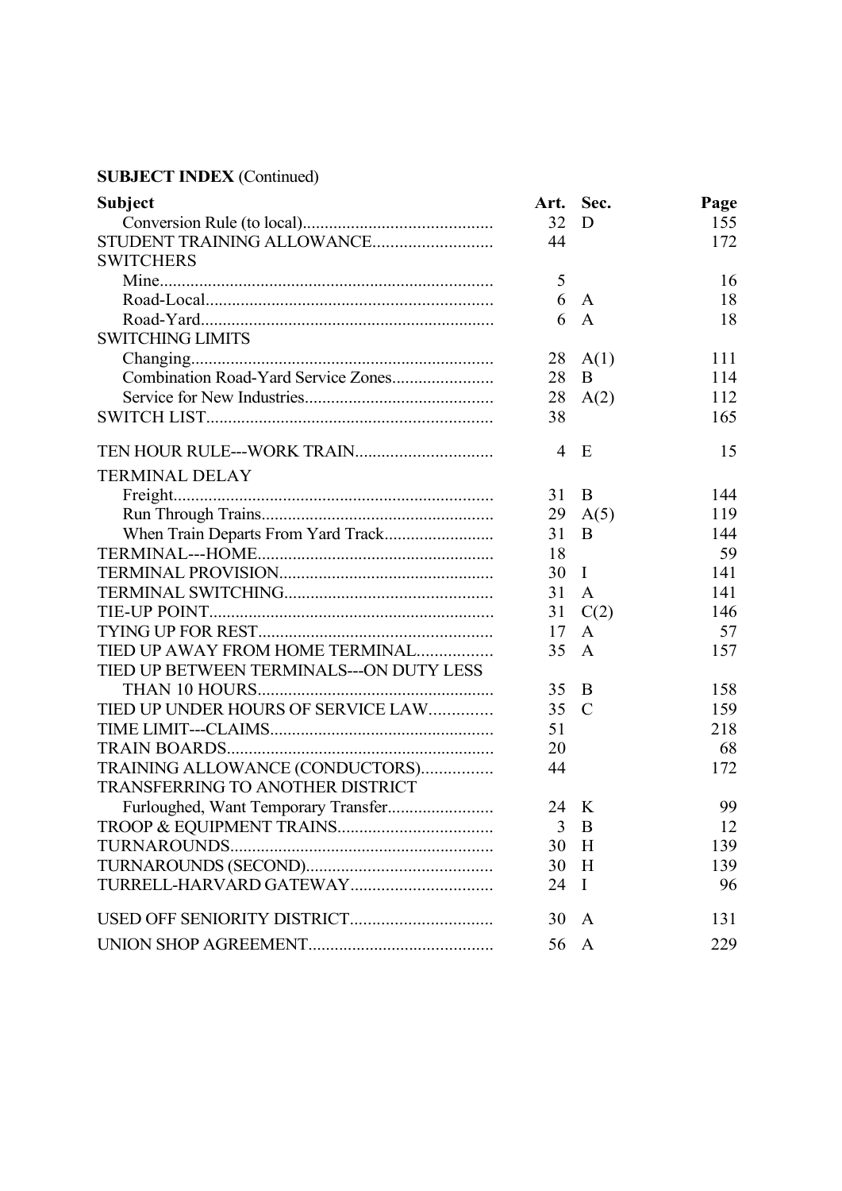**SUBJECT INDEX** (Continued)

| Subject | Art. | Sec. | Page |
|---|---|---|---|
| Conversion Rule (to local)........................................... | 32 | D | 155 |
| STUDENT TRAINING ALLOWANCE........................... | 44 | | 172 |
| SWITCHERS | | | |
| Mine............................................................................ | 5 | | 16 |
| Road-Local................................................................. | 6 | A | 18 |
| Road-Yard.................................................................. | 6 | A | 18 |
| SWITCHING LIMITS | | | |
| Changing..................................................................... | 28 | A(1) | 111 |
| Combination Road-Yard Service Zones....................... | 28 | B | 114 |
| Service for New Industries........................................... | 28 | A(2) | 112 |
| SWITCH LIST................................................................. | 38 | | 165 |
| TEN HOUR RULE---WORK TRAIN................................ | 4 | E | 15 |
| TERMINAL DELAY | | | |
| Freight......................................................................... | 31 | B | 144 |
| Run Through Trains..................................................... | 29 | A(5) | 119 |
| When Train Departs From Yard Track......................... | 31 | B | 144 |
| TERMINAL---HOME...................................................... | 18 | | 59 |
| TERMINAL PROVISION................................................. | 30 | I | 141 |
| TERMINAL SWITCHING............................................... | 31 | A | 141 |
| TIE-UP POINT................................................................ | 31 | C(2) | 146 |
| TYING UP FOR REST..................................................... | 17 | A | 57 |
| TIED UP AWAY FROM HOME TERMINAL................. | 35 | A | 157 |
| TIED UP BETWEEN TERMINALS---ON DUTY LESS THAN 10 HOURS...................................................... | 35 | B | 158 |
| TIED UP UNDER HOURS OF SERVICE LAW.............. | 35 | C | 159 |
| TIME LIMIT---CLAIMS................................................... | 51 | | 218 |
| TRAIN BOARDS............................................................. | 20 | | 68 |
| TRAINING ALLOWANCE (CONDUCTORS)................ | 44 | | 172 |
| TRANSFERRING TO ANOTHER DISTRICT | | | |
| Furloughed, Want Temporary Transfer........................ | 24 | K | 99 |
| TROOP & EQUIPMENT TRAINS................................... | 3 | B | 12 |
| TURNAROUNDS............................................................ | 30 | H | 139 |
| TURNAROUNDS (SECOND).......................................... | 30 | H | 139 |
| TURRELL-HARVARD GATEWAY................................ | 24 | I | 96 |
| USED OFF SENIORITY DISTRICT................................ | 30 | A | 131 |
| UNION SHOP AGREEMENT.......................................... | 56 | A | 229 |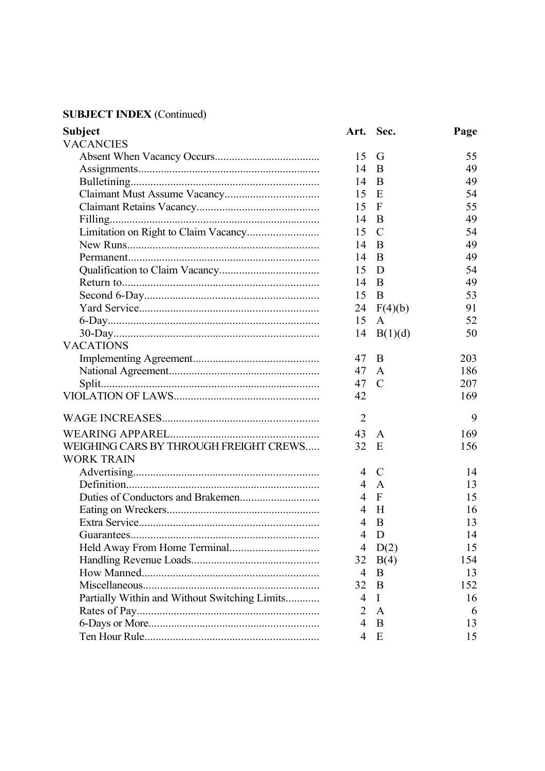**SUBJECT INDEX** (Continued)

| Subject | Art. | Sec. | Page |
|---|---|---|---|
| VACANCIES | | | |
| Absent When Vacancy Occurs | 15 | G | 55 |
| Assignments | 14 | B | 49 |
| Bulletining | 14 | B | 49 |
| Claimant Must Assume Vacancy | 15 | E | 54 |
| Claimant Retains Vacancy | 15 | F | 55 |
| Filling | 14 | B | 49 |
| Limitation on Right to Claim Vacancy | 15 | C | 54 |
| New Runs | 14 | B | 49 |
| Permanent | 14 | B | 49 |
| Qualification to Claim Vacancy | 15 | D | 54 |
| Return to | 14 | B | 49 |
| Second 6-Day | 15 | B | 53 |
| Yard Service | 24 | F(4)(b) | 91 |
| 6-Day | 15 | A | 52 |
| 30-Day | 14 | B(1)(d) | 50 |
| VACATIONS | | | |
| Implementing Agreement | 47 | B | 203 |
| National Agreement | 47 | A | 186 |
| Split | 47 | C | 207 |
| VIOLATION OF LAWS | 42 | | 169 |
| WAGE INCREASES | 2 | | 9 |
| WEARING APPAREL | 43 | A | 169 |
| WEIGHING CARS BY THROUGH FREIGHT CREWS | 32 | E | 156 |
| WORK TRAIN | | | |
| Advertising | 4 | C | 14 |
| Definition | 4 | A | 13 |
| Duties of Conductors and Brakemen | 4 | F | 15 |
| Eating on Wreckers | 4 | H | 16 |
| Extra Service | 4 | B | 13 |
| Guarantees | 4 | D | 14 |
| Held Away From Home Terminal | 4 | D(2) | 15 |
| Handling Revenue Loads | 32 | B(4) | 154 |
| How Manned | 4 | B | 13 |
| Miscellaneous | 32 | B | 152 |
| Partially Within and Without Switching Limits | 4 | I | 16 |
| Rates of Pay | 2 | A | 6 |
| 6-Days or More | 4 | B | 13 |
| Ten Hour Rule | 4 | E | 15 |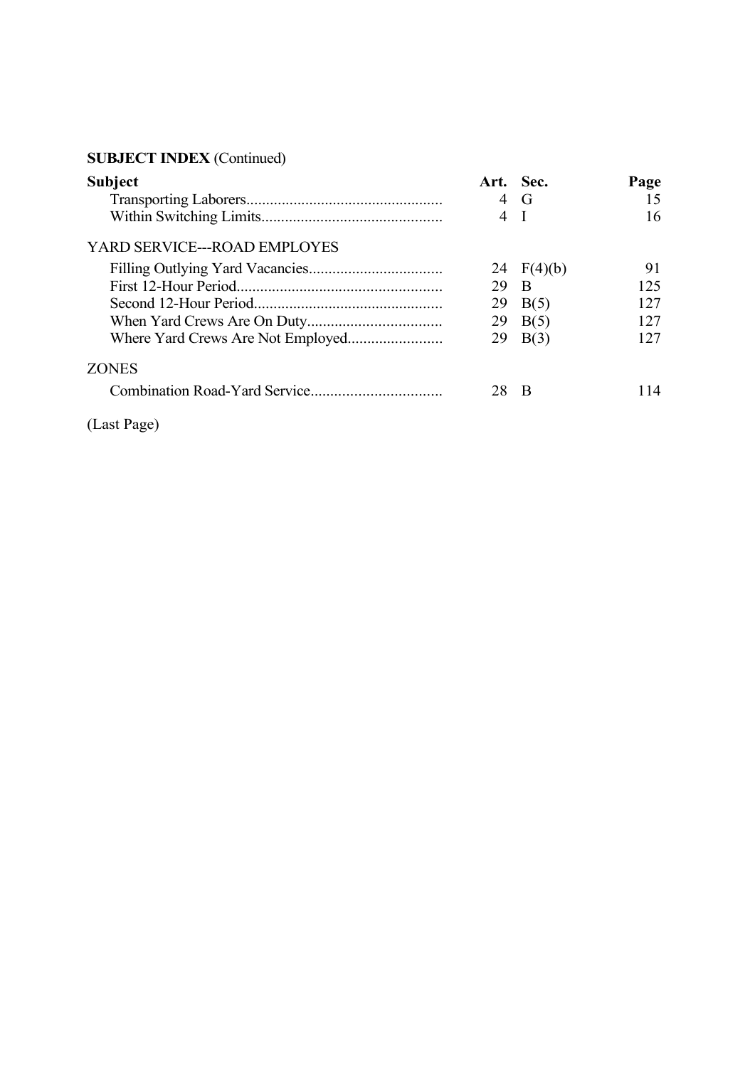**SUBJECT INDEX** (Continued)

| Subject | Art. | Sec. | Page |
|---|---|---|---|
| Transporting Laborers | 4 | G | 15 |
| Within Switching Limits | 4 | I | 16 |
| YARD SERVICE---ROAD EMPLOYES | | | |
| Filling Outlying Yard Vacancies | 24 | F(4)(b) | 91 |
| First 12-Hour Period | 29 | B | 125 |
| Second 12-Hour Period | 29 | B(5) | 127 |
| When Yard Crews Are On Duty | 29 | B(5) | 127 |
| Where Yard Crews Are Not Employed | 29 | B(3) | 127 |
| ZONES | | | |
| Combination Road-Yard Service | 28 | B | 114 |

(Last Page)